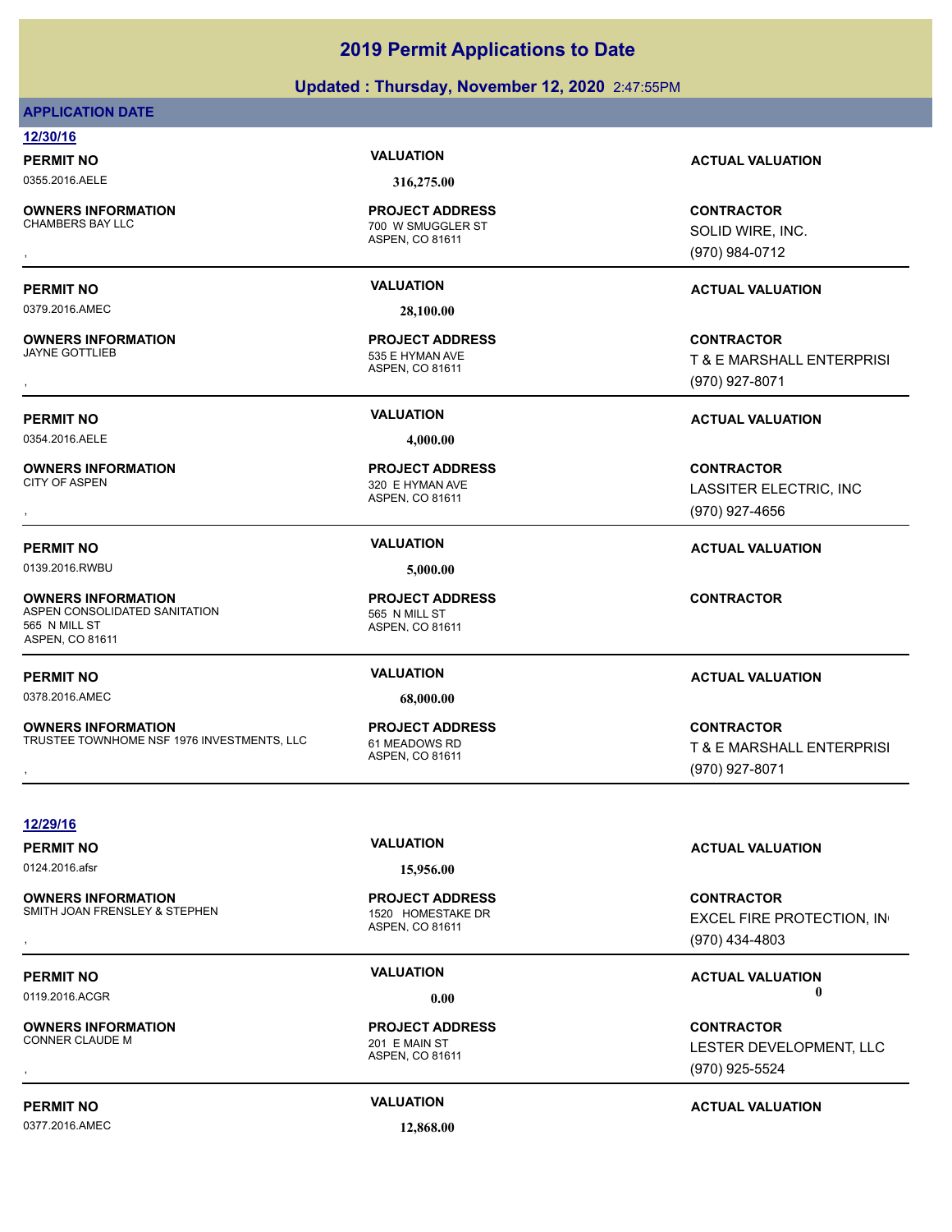# 2019 Permit Applications to Date

## Updated : Thursday, November 12, 2020 2:47:55PM

### APPLICATION DATE

**12/30/16**

**PERMIT NO**
0355.2016.AELE

**VALUATION**
**316,275.00**

**ACTUAL VALUATION**

**OWNERS INFORMATION**
CHAMBERS BAY LLC
,

**PROJECT ADDRESS**
700 W SMUGGLER ST
ASPEN, CO 81611

**CONTRACTOR**
SOLID WIRE, INC.
(970) 984-0712

---

**PERMIT NO**
0379.2016.AMEC

**VALUATION**
**28,100.00**

**ACTUAL VALUATION**

**OWNERS INFORMATION**
JAYNE GOTTLIEB
,

**PROJECT ADDRESS**
535 E HYMAN AVE
ASPEN, CO 81611

**CONTRACTOR**
T & E MARSHALL ENTERPRISI
(970) 927-8071

---

**PERMIT NO**
0354.2016.AELE

**VALUATION**
**4,000.00**

**ACTUAL VALUATION**

**OWNERS INFORMATION**
CITY OF ASPEN
,

**PROJECT ADDRESS**
320 E HYMAN AVE
ASPEN, CO 81611

**CONTRACTOR**
LASSITER ELECTRIC, INC
(970) 927-4656

---

**PERMIT NO**
0139.2016.RWBU

**VALUATION**
**5,000.00**

**ACTUAL VALUATION**

**OWNERS INFORMATION**
ASPEN CONSOLIDATED SANITATION
565 N MILL ST
ASPEN, CO 81611

**PROJECT ADDRESS**
565 N MILL ST
ASPEN, CO 81611

**CONTRACTOR**

---

**PERMIT NO**
0378.2016.AMEC

**VALUATION**
**68,000.00**

**ACTUAL VALUATION**

**OWNERS INFORMATION**
TRUSTEE TOWNHOME NSF 1976 INVESTMENTS, LLC
,

**PROJECT ADDRESS**
61 MEADOWS RD
ASPEN, CO 81611

**CONTRACTOR**
T & E MARSHALL ENTERPRISI
(970) 927-8071

---

**12/29/16**

**PERMIT NO**
0124.2016.afsr

**VALUATION**
**15,956.00**

**ACTUAL VALUATION**

**OWNERS INFORMATION**
SMITH JOAN FRENSLEY & STEPHEN
,

**PROJECT ADDRESS**
1520 HOMESTAKE DR
ASPEN, CO 81611

**CONTRACTOR**
EXCEL FIRE PROTECTION, IN
(970) 434-4803

---

**PERMIT NO**
0119.2016.ACGR

**VALUATION**
**0.00**

**ACTUAL VALUATION**
**0**

**OWNERS INFORMATION**
CONNER CLAUDE M
,

**PROJECT ADDRESS**
201 E MAIN ST
ASPEN, CO 81611

**CONTRACTOR**
LESTER DEVELOPMENT, LLC
(970) 925-5524

---

**PERMIT NO**
0377.2016.AMEC

**VALUATION**
**12,868.00**

**ACTUAL VALUATION**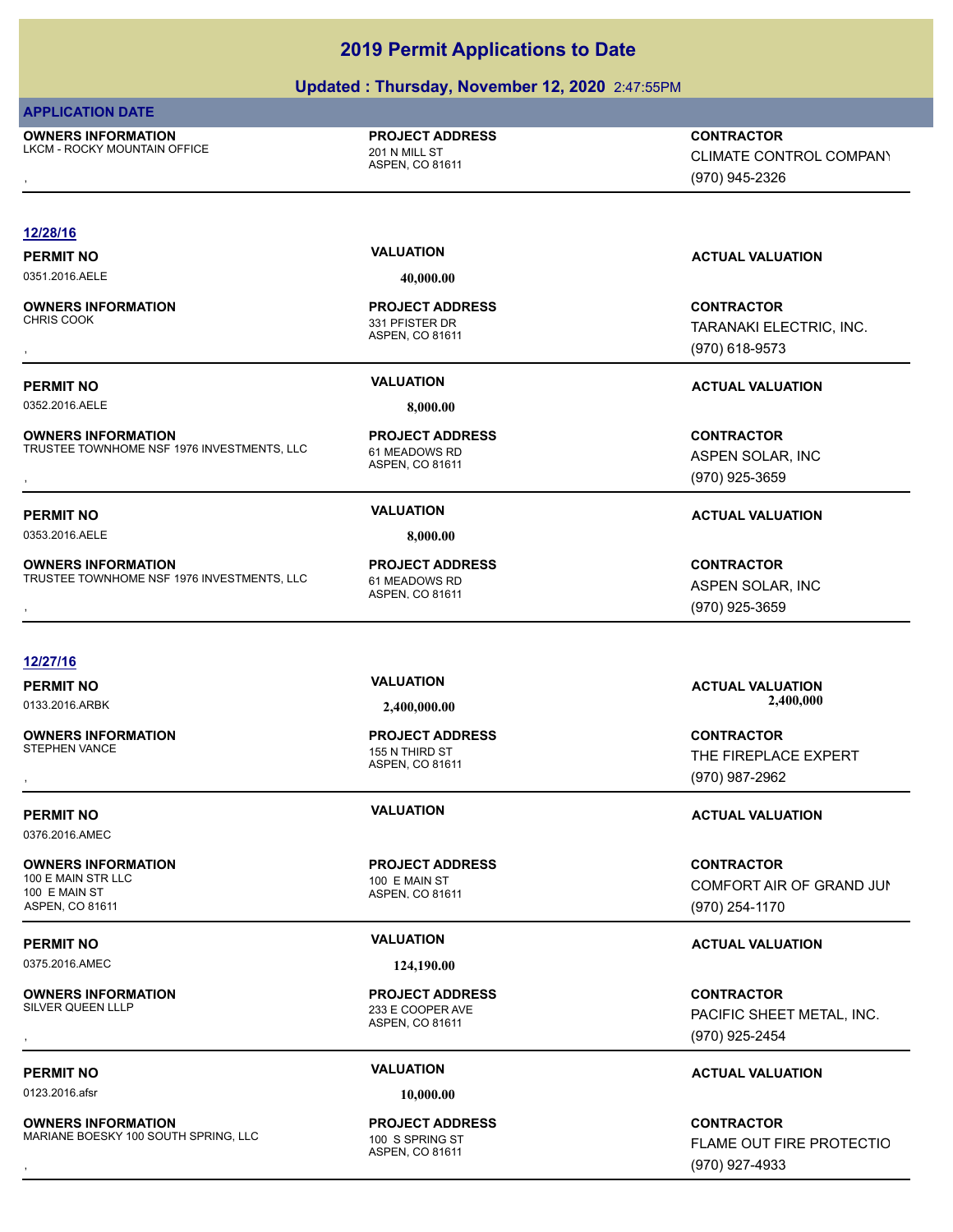# 2019 Permit Applications to Date

## Updated : Thursday, November 12, 2020 2:47:55PM

**APPLICATION DATE**

**OWNERS INFORMATION**
LKCM - ROCKY MOUNTAIN OFFICE
,

**PROJECT ADDRESS**
201 N MILL ST
ASPEN, CO 81611

**CONTRACTOR**
CLIMATE CONTROL COMPANY
(970) 945-2326

---

**12/28/16**

**PERMIT NO** 0351.2016.AELE
**VALUATION** 40,000.00
**ACTUAL VALUATION**

**OWNERS INFORMATION**
CHRIS COOK
,

**PROJECT ADDRESS**
331 PFISTER DR
ASPEN, CO 81611

**CONTRACTOR**
TARANAKI ELECTRIC, INC.
(970) 618-9573

---

**PERMIT NO** 0352.2016.AELE
**VALUATION** 8,000.00
**ACTUAL VALUATION**

**OWNERS INFORMATION**
TRUSTEE TOWNHOME NSF 1976 INVESTMENTS, LLC
,

**PROJECT ADDRESS**
61 MEADOWS RD
ASPEN, CO 81611

**CONTRACTOR**
ASPEN SOLAR, INC
(970) 925-3659

---

**PERMIT NO** 0353.2016.AELE
**VALUATION** 8,000.00
**ACTUAL VALUATION**

**OWNERS INFORMATION**
TRUSTEE TOWNHOME NSF 1976 INVESTMENTS, LLC
,

**PROJECT ADDRESS**
61 MEADOWS RD
ASPEN, CO 81611

**CONTRACTOR**
ASPEN SOLAR, INC
(970) 925-3659

---

**12/27/16**

**PERMIT NO** 0133.2016.ARBK
**VALUATION** 2,400,000.00
**ACTUAL VALUATION** 2,400,000

**OWNERS INFORMATION**
STEPHEN VANCE
,

**PROJECT ADDRESS**
155 N THIRD ST
ASPEN, CO 81611

**CONTRACTOR**
THE FIREPLACE EXPERT
(970) 987-2962

---

**PERMIT NO** 0376.2016.AMEC
**VALUATION**
**ACTUAL VALUATION**

**OWNERS INFORMATION**
100 E MAIN STR LLC
100 E MAIN ST
ASPEN, CO 81611

**PROJECT ADDRESS**
100 E MAIN ST
ASPEN, CO 81611

**CONTRACTOR**
COMFORT AIR OF GRAND JUN
(970) 254-1170

---

**PERMIT NO** 0375.2016.AMEC
**VALUATION** 124,190.00
**ACTUAL VALUATION**

**OWNERS INFORMATION**
SILVER QUEEN LLLP
,

**PROJECT ADDRESS**
233 E COOPER AVE
ASPEN, CO 81611

**CONTRACTOR**
PACIFIC SHEET METAL, INC.
(970) 925-2454

---

**PERMIT NO** 0123.2016.afsr
**VALUATION** 10,000.00
**ACTUAL VALUATION**

**OWNERS INFORMATION**
MARIANE BOESKY 100 SOUTH SPRING, LLC
,

**PROJECT ADDRESS**
100 S SPRING ST
ASPEN, CO 81611

**CONTRACTOR**
FLAME OUT FIRE PROTECTIO
(970) 927-4933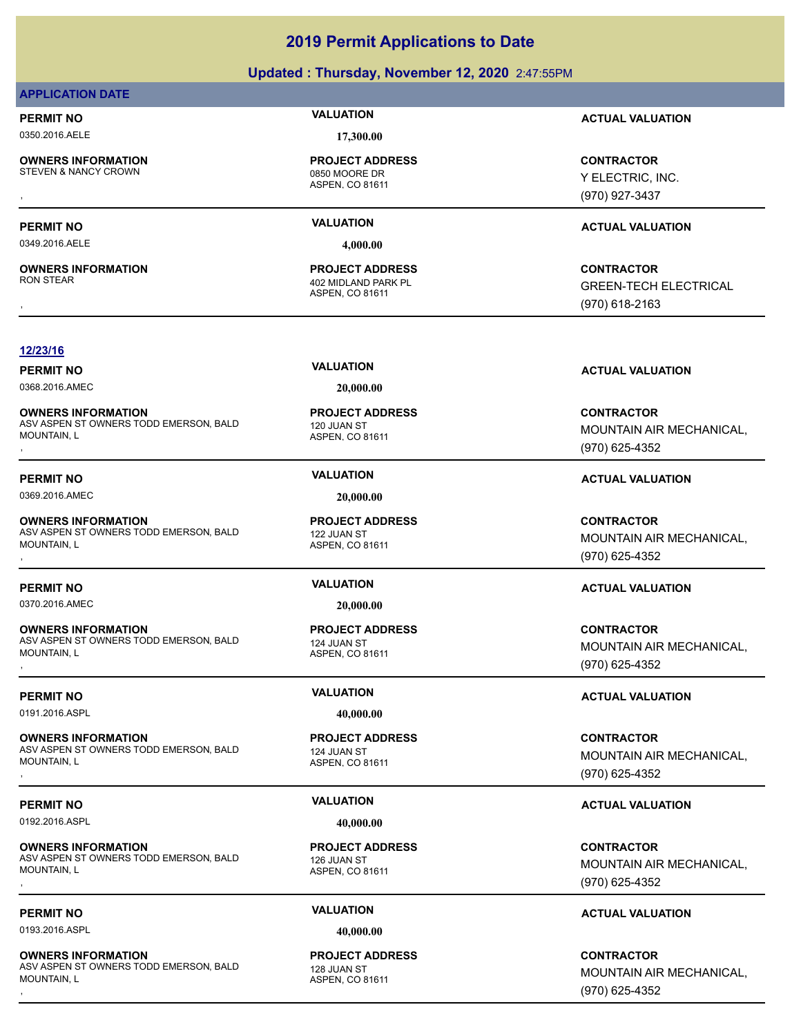# 2019 Permit Applications to Date

## Updated : Thursday, November 12, 2020 2:47:55PM

### APPLICATION DATE

| PERMIT NO | VALUATION | ACTUAL VALUATION |
|---|---|---|
| 0350.2016.AELE | 17,300.00 | |

**OWNERS INFORMATION**
STEVEN & NANCY CROWN
,

**PROJECT ADDRESS**
0850 MOORE DR
ASPEN, CO 81611

**CONTRACTOR**
Y ELECTRIC, INC.
(970) 927-3437

---

| PERMIT NO | VALUATION | ACTUAL VALUATION |
|---|---|---|
| 0349.2016.AELE | 4,000.00 | |

**OWNERS INFORMATION**
RON STEAR
,

**PROJECT ADDRESS**
402 MIDLAND PARK PL
ASPEN, CO 81611

**CONTRACTOR**
GREEN-TECH ELECTRICAL
(970) 618-2163

---

### 12/23/16

| PERMIT NO | VALUATION | ACTUAL VALUATION |
|---|---|---|
| 0368.2016.AMEC | 20,000.00 | |

**OWNERS INFORMATION**
ASV ASPEN ST OWNERS TODD EMERSON, BALD MOUNTAIN, L
,

**PROJECT ADDRESS**
120 JUAN ST
ASPEN, CO 81611

**CONTRACTOR**
MOUNTAIN AIR MECHANICAL,
(970) 625-4352

---

| PERMIT NO | VALUATION | ACTUAL VALUATION |
|---|---|---|
| 0369.2016.AMEC | 20,000.00 | |

**OWNERS INFORMATION**
ASV ASPEN ST OWNERS TODD EMERSON, BALD MOUNTAIN, L
,

**PROJECT ADDRESS**
122 JUAN ST
ASPEN, CO 81611

**CONTRACTOR**
MOUNTAIN AIR MECHANICAL,
(970) 625-4352

---

| PERMIT NO | VALUATION | ACTUAL VALUATION |
|---|---|---|
| 0370.2016.AMEC | 20,000.00 | |

**OWNERS INFORMATION**
ASV ASPEN ST OWNERS TODD EMERSON, BALD MOUNTAIN, L
,

**PROJECT ADDRESS**
124 JUAN ST
ASPEN, CO 81611

**CONTRACTOR**
MOUNTAIN AIR MECHANICAL,
(970) 625-4352

---

| PERMIT NO | VALUATION | ACTUAL VALUATION |
|---|---|---|
| 0191.2016.ASPL | 40,000.00 | |

**OWNERS INFORMATION**
ASV ASPEN ST OWNERS TODD EMERSON, BALD MOUNTAIN, L
,

**PROJECT ADDRESS**
124 JUAN ST
ASPEN, CO 81611

**CONTRACTOR**
MOUNTAIN AIR MECHANICAL,
(970) 625-4352

---

| PERMIT NO | VALUATION | ACTUAL VALUATION |
|---|---|---|
| 0192.2016.ASPL | 40,000.00 | |

**OWNERS INFORMATION**
ASV ASPEN ST OWNERS TODD EMERSON, BALD MOUNTAIN, L
,

**PROJECT ADDRESS**
126 JUAN ST
ASPEN, CO 81611

**CONTRACTOR**
MOUNTAIN AIR MECHANICAL,
(970) 625-4352

---

| PERMIT NO | VALUATION | ACTUAL VALUATION |
|---|---|---|
| 0193.2016.ASPL | 40,000.00 | |

**OWNERS INFORMATION**
ASV ASPEN ST OWNERS TODD EMERSON, BALD MOUNTAIN, L
,

**PROJECT ADDRESS**
128 JUAN ST
ASPEN, CO 81611

**CONTRACTOR**
MOUNTAIN AIR MECHANICAL,
(970) 625-4352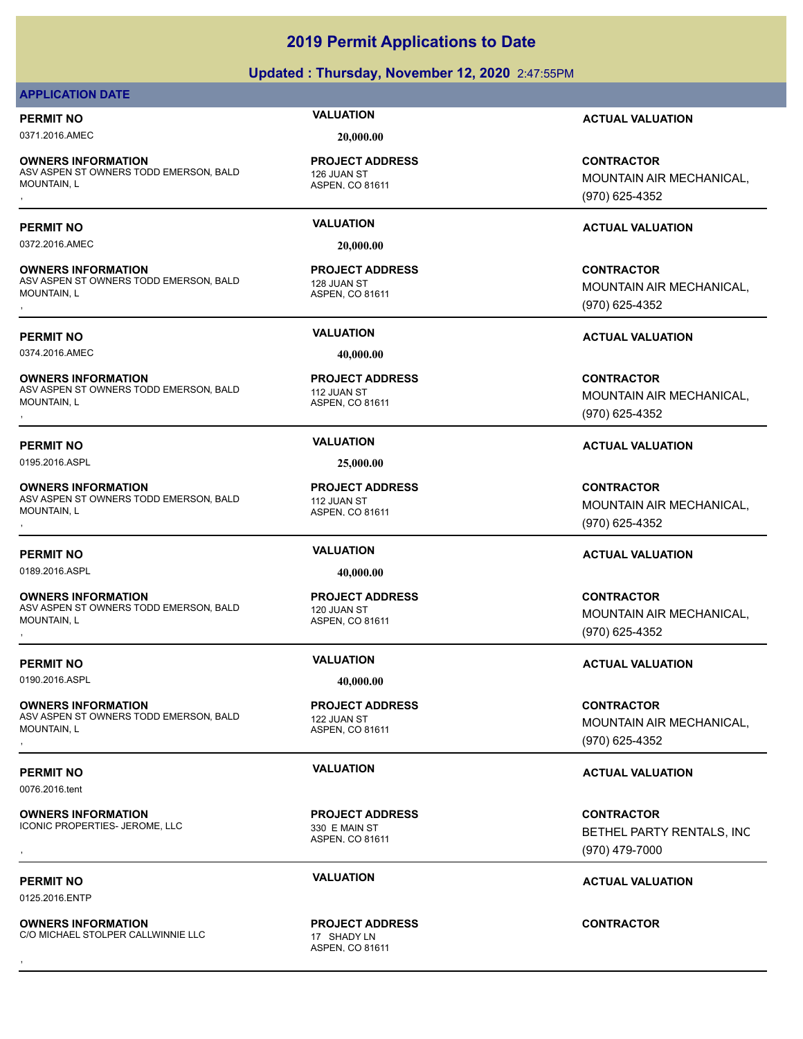# 2019 Permit Applications to Date

## Updated : Thursday, November 12, 2020 2:47:55PM

**APPLICATION DATE**

**PERMIT NO** 0371.2016.AMEC
**VALUATION** 20,000.00
**ACTUAL VALUATION**

**OWNERS INFORMATION**
ASV ASPEN ST OWNERS TODD EMERSON, BALD MOUNTAIN, L
,

**PROJECT ADDRESS**
126 JUAN ST
ASPEN, CO 81611

**CONTRACTOR**
MOUNTAIN AIR MECHANICAL,
(970) 625-4352

---

**PERMIT NO** 0372.2016.AMEC
**VALUATION** 20,000.00
**ACTUAL VALUATION**

**OWNERS INFORMATION**
ASV ASPEN ST OWNERS TODD EMERSON, BALD MOUNTAIN, L
,

**PROJECT ADDRESS**
128 JUAN ST
ASPEN, CO 81611

**CONTRACTOR**
MOUNTAIN AIR MECHANICAL,
(970) 625-4352

---

**PERMIT NO** 0374.2016.AMEC
**VALUATION** 40,000.00
**ACTUAL VALUATION**

**OWNERS INFORMATION**
ASV ASPEN ST OWNERS TODD EMERSON, BALD MOUNTAIN, L
,

**PROJECT ADDRESS**
112 JUAN ST
ASPEN, CO 81611

**CONTRACTOR**
MOUNTAIN AIR MECHANICAL,
(970) 625-4352

---

**PERMIT NO** 0195.2016.ASPL
**VALUATION** 25,000.00
**ACTUAL VALUATION**

**OWNERS INFORMATION**
ASV ASPEN ST OWNERS TODD EMERSON, BALD MOUNTAIN, L
,

**PROJECT ADDRESS**
112 JUAN ST
ASPEN, CO 81611

**CONTRACTOR**
MOUNTAIN AIR MECHANICAL,
(970) 625-4352

---

**PERMIT NO** 0189.2016.ASPL
**VALUATION** 40,000.00
**ACTUAL VALUATION**

**OWNERS INFORMATION**
ASV ASPEN ST OWNERS TODD EMERSON, BALD MOUNTAIN, L
,

**PROJECT ADDRESS**
120 JUAN ST
ASPEN, CO 81611

**CONTRACTOR**
MOUNTAIN AIR MECHANICAL,
(970) 625-4352

---

**PERMIT NO** 0190.2016.ASPL
**VALUATION** 40,000.00
**ACTUAL VALUATION**

**OWNERS INFORMATION**
ASV ASPEN ST OWNERS TODD EMERSON, BALD MOUNTAIN, L
,

**PROJECT ADDRESS**
122 JUAN ST
ASPEN, CO 81611

**CONTRACTOR**
MOUNTAIN AIR MECHANICAL,
(970) 625-4352

---

**PERMIT NO** 0076.2016.tent
**VALUATION**
**ACTUAL VALUATION**

**OWNERS INFORMATION**
ICONIC PROPERTIES- JEROME, LLC
,

**PROJECT ADDRESS**
330 E MAIN ST
ASPEN, CO 81611

**CONTRACTOR**
BETHEL PARTY RENTALS, INC
(970) 479-7000

---

**PERMIT NO** 0125.2016.ENTP
**VALUATION**
**ACTUAL VALUATION**

**OWNERS INFORMATION**
C/O MICHAEL STOLPER CALLWINNIE LLC
,

**PROJECT ADDRESS**
17 SHADY LN
ASPEN, CO 81611

**CONTRACTOR**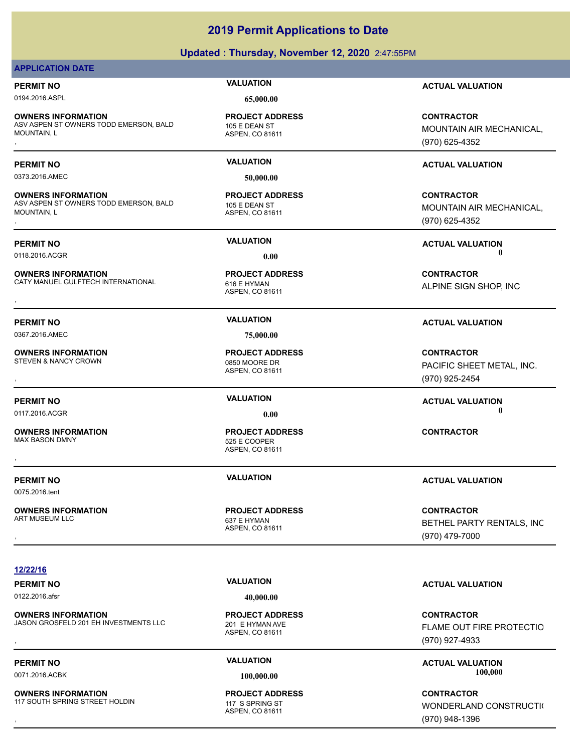# 2019 Permit Applications to Date

**Updated : Thursday, November 12, 2020** 2:47:55PM

**APPLICATION DATE**

**PERMIT NO** 0194.2016.ASPL
**VALUATION** 65,000.00
**ACTUAL VALUATION**

**OWNERS INFORMATION**
ASV ASPEN ST OWNERS TODD EMERSON, BALD MOUNTAIN, L
,

**PROJECT ADDRESS**
105 E DEAN ST
ASPEN, CO 81611

**CONTRACTOR**
MOUNTAIN AIR MECHANICAL,
(970) 625-4352

---

**PERMIT NO** 0373.2016.AMEC
**VALUATION** 50,000.00
**ACTUAL VALUATION**

**OWNERS INFORMATION**
ASV ASPEN ST OWNERS TODD EMERSON, BALD MOUNTAIN, L
,

**PROJECT ADDRESS**
105 E DEAN ST
ASPEN, CO 81611

**CONTRACTOR**
MOUNTAIN AIR MECHANICAL,
(970) 625-4352

---

**PERMIT NO** 0118.2016.ACGR
**VALUATION** 0.00
**ACTUAL VALUATION** 0

**OWNERS INFORMATION**
CATY MANUEL GULFTECH INTERNATIONAL
,

**PROJECT ADDRESS**
616 E HYMAN
ASPEN, CO 81611

**CONTRACTOR**
ALPINE SIGN SHOP, INC

---

**PERMIT NO** 0367.2016.AMEC
**VALUATION** 75,000.00
**ACTUAL VALUATION**

**OWNERS INFORMATION**
STEVEN & NANCY CROWN
,

**PROJECT ADDRESS**
0850 MOORE DR
ASPEN, CO 81611

**CONTRACTOR**
PACIFIC SHEET METAL, INC.
(970) 925-2454

---

**PERMIT NO** 0117.2016.ACGR
**VALUATION** 0.00
**ACTUAL VALUATION** 0

**OWNERS INFORMATION**
MAX BASON DMNY
,

**PROJECT ADDRESS**
525 E COOPER
ASPEN, CO 81611

**CONTRACTOR**

---

**PERMIT NO** 0075.2016.tent
**VALUATION**
**ACTUAL VALUATION**

**OWNERS INFORMATION**
ART MUSEUM LLC
,

**PROJECT ADDRESS**
637 E HYMAN
ASPEN, CO 81611

**CONTRACTOR**
BETHEL PARTY RENTALS, INC
(970) 479-7000

---

**12/22/16**

**PERMIT NO** 0122.2016.afsr
**VALUATION** 40,000.00
**ACTUAL VALUATION**

**OWNERS INFORMATION**
JASON GROSFELD 201 EH INVESTMENTS LLC
,

**PROJECT ADDRESS**
201 E HYMAN AVE
ASPEN, CO 81611

**CONTRACTOR**
FLAME OUT FIRE PROTECTIO
(970) 927-4933

---

**PERMIT NO** 0071.2016.ACBK
**VALUATION** 100,000.00
**ACTUAL VALUATION** 100,000

**OWNERS INFORMATION**
117 SOUTH SPRING STREET HOLDIN
,

**PROJECT ADDRESS**
117 S SPRING ST
ASPEN, CO 81611

**CONTRACTOR**
WONDERLAND CONSTRUCTI(
(970) 948-1396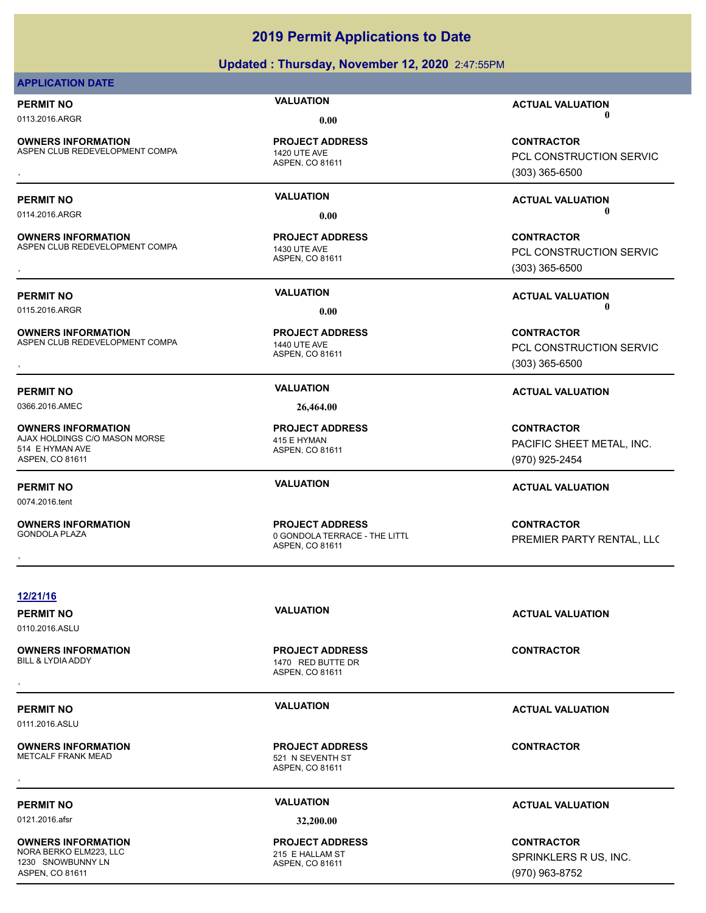# 2019 Permit Applications to Date

## Updated : Thursday, November 12, 2020 2:47:55PM

**APPLICATION DATE**

| PERMIT NO | VALUATION | ACTUAL VALUATION |
|---|---|---|
| 0113.2016.ARGR | 0.00 | 0 |
| **OWNERS INFORMATION** | **PROJECT ADDRESS** | **CONTRACTOR** |
| ASPEN CLUB REDEVELOPMENT COMPA<br>, | 1420 UTE AVE<br>ASPEN, CO 81611 | PCL CONSTRUCTION SERVIC<br>(303) 365-6500 |

| PERMIT NO | VALUATION | ACTUAL VALUATION |
|---|---|---|
| 0114.2016.ARGR | 0.00 | 0 |
| **OWNERS INFORMATION** | **PROJECT ADDRESS** | **CONTRACTOR** |
| ASPEN CLUB REDEVELOPMENT COMPA<br>, | 1430 UTE AVE<br>ASPEN, CO 81611 | PCL CONSTRUCTION SERVIC<br>(303) 365-6500 |

| PERMIT NO | VALUATION | ACTUAL VALUATION |
|---|---|---|
| 0115.2016.ARGR | 0.00 | 0 |
| **OWNERS INFORMATION** | **PROJECT ADDRESS** | **CONTRACTOR** |
| ASPEN CLUB REDEVELOPMENT COMPA<br>, | 1440 UTE AVE<br>ASPEN, CO 81611 | PCL CONSTRUCTION SERVIC<br>(303) 365-6500 |

| PERMIT NO | VALUATION | ACTUAL VALUATION |
|---|---|---|
| 0366.2016.AMEC | 26,464.00 | |
| **OWNERS INFORMATION** | **PROJECT ADDRESS** | **CONTRACTOR** |
| AJAX HOLDINGS C/O MASON MORSE<br>514 E HYMAN AVE<br>ASPEN, CO 81611 | 415 E HYMAN<br>ASPEN, CO 81611 | PACIFIC SHEET METAL, INC.<br>(970) 925-2454 |

| PERMIT NO | VALUATION | ACTUAL VALUATION |
|---|---|---|
| 0074.2016.tent | | |
| **OWNERS INFORMATION** | **PROJECT ADDRESS** | **CONTRACTOR** |
| GONDOLA PLAZA<br>, | 0 GONDOLA TERRACE - THE LITTL<br>ASPEN, CO 81611 | PREMIER PARTY RENTAL, LLC |

**12/21/16**

| PERMIT NO | VALUATION | ACTUAL VALUATION |
|---|---|---|
| 0110.2016.ASLU | | |
| **OWNERS INFORMATION** | **PROJECT ADDRESS** | **CONTRACTOR** |
| BILL & LYDIA ADDY<br>, | 1470 RED BUTTE DR<br>ASPEN, CO 81611 | |

| PERMIT NO | VALUATION | ACTUAL VALUATION |
|---|---|---|
| 0111.2016.ASLU | | |
| **OWNERS INFORMATION** | **PROJECT ADDRESS** | **CONTRACTOR** |
| METCALF FRANK MEAD<br>, | 521 N SEVENTH ST<br>ASPEN, CO 81611 | |

| PERMIT NO | VALUATION | ACTUAL VALUATION |
|---|---|---|
| 0121.2016.afsr | 32,200.00 | |
| **OWNERS INFORMATION** | **PROJECT ADDRESS** | **CONTRACTOR** |
| NORA BERKO ELM223, LLC<br>1230 SNOWBUNNY LN<br>ASPEN, CO 81611 | 215 E HALLAM ST<br>ASPEN, CO 81611 | SPRINKLERS R US, INC.<br>(970) 963-8752 |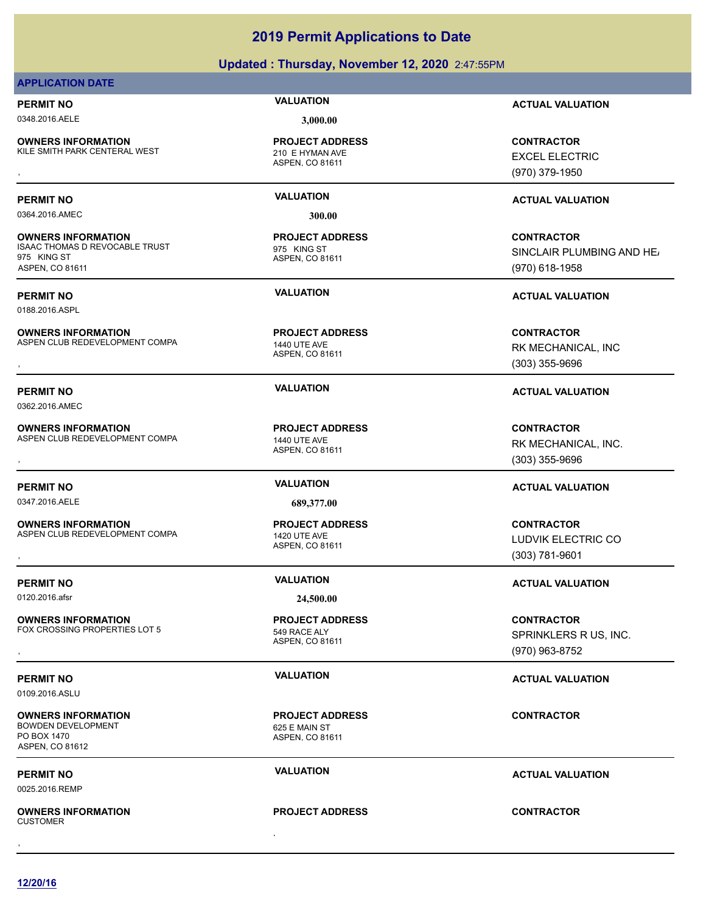# 2019 Permit Applications to Date

## Updated : Thursday, November 12, 2020 2:47:55PM

**APPLICATION DATE**

**PERMIT NO** 0348.2016.AELE
**VALUATION** 3,000.00
**ACTUAL VALUATION**

**OWNERS INFORMATION**
KILE SMITH PARK CENTERAL WEST
,

**PROJECT ADDRESS**
210 E HYMAN AVE
ASPEN, CO 81611

**CONTRACTOR**
EXCEL ELECTRIC
(970) 379-1950

---

**PERMIT NO** 0364.2016.AMEC
**VALUATION** 300.00
**ACTUAL VALUATION**

**OWNERS INFORMATION**
ISAAC THOMAS D REVOCABLE TRUST
975 KING ST
ASPEN, CO 81611

**PROJECT ADDRESS**
975 KING ST
ASPEN, CO 81611

**CONTRACTOR**
SINCLAIR PLUMBING AND HE/
(970) 618-1958

---

**PERMIT NO** 0188.2016.ASPL
**VALUATION**
**ACTUAL VALUATION**

**OWNERS INFORMATION**
ASPEN CLUB REDEVELOPMENT COMPA
,

**PROJECT ADDRESS**
1440 UTE AVE
ASPEN, CO 81611

**CONTRACTOR**
RK MECHANICAL, INC
(303) 355-9696

---

**PERMIT NO** 0362.2016.AMEC
**VALUATION**
**ACTUAL VALUATION**

**OWNERS INFORMATION**
ASPEN CLUB REDEVELOPMENT COMPA
,

**PROJECT ADDRESS**
1440 UTE AVE
ASPEN, CO 81611

**CONTRACTOR**
RK MECHANICAL, INC.
(303) 355-9696

---

**PERMIT NO** 0347.2016.AELE
**VALUATION** 689,377.00
**ACTUAL VALUATION**

**OWNERS INFORMATION**
ASPEN CLUB REDEVELOPMENT COMPA
,

**PROJECT ADDRESS**
1420 UTE AVE
ASPEN, CO 81611

**CONTRACTOR**
LUDVIK ELECTRIC CO
(303) 781-9601

---

**PERMIT NO** 0120.2016.afsr
**VALUATION** 24,500.00
**ACTUAL VALUATION**

**OWNERS INFORMATION**
FOX CROSSING PROPERTIES LOT 5
,

**PROJECT ADDRESS**
549 RACE ALY
ASPEN, CO 81611

**CONTRACTOR**
SPRINKLERS R US, INC.
(970) 963-8752

---

**PERMIT NO** 0109.2016.ASLU
**VALUATION**
**ACTUAL VALUATION**

**OWNERS INFORMATION**
BOWDEN DEVELOPMENT
PO BOX 1470
ASPEN, CO 81612

**PROJECT ADDRESS**
625 E MAIN ST
ASPEN, CO 81611

**CONTRACTOR**

---

**PERMIT NO** 0025.2016.REMP
**VALUATION**
**ACTUAL VALUATION**

**OWNERS INFORMATION**
CUSTOMER
,

**PROJECT ADDRESS**
,

**CONTRACTOR**

---

12/20/16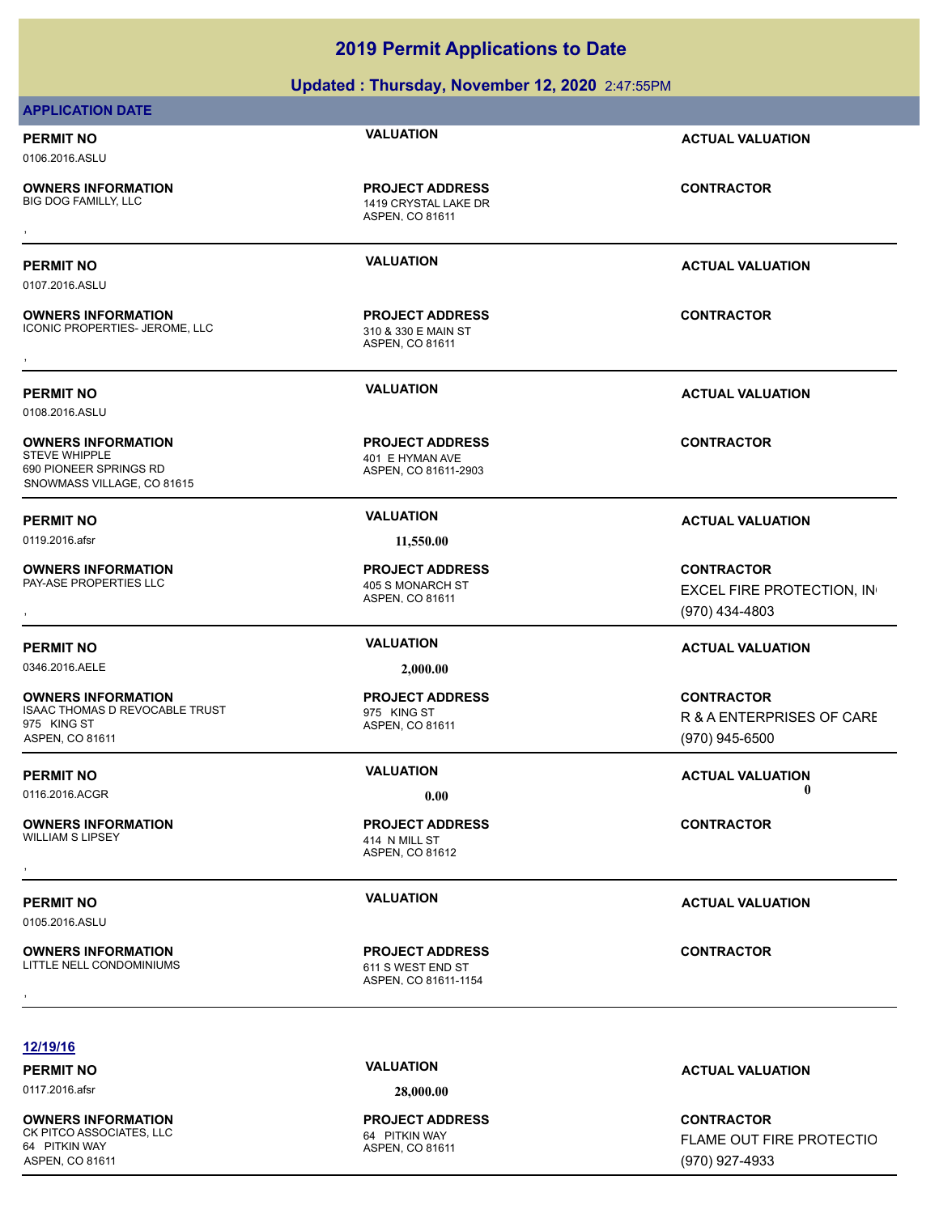# 2019 Permit Applications to Date

## Updated : Thursday, November 12, 2020 2:47:55PM

**APPLICATION DATE**

**PERMIT NO** 0106.2016.ASLU
**VALUATION**
**ACTUAL VALUATION**

**OWNERS INFORMATION**
BIG DOG FAMILLY, LLC
,

**PROJECT ADDRESS**
1419 CRYSTAL LAKE DR
ASPEN, CO 81611

**CONTRACTOR**

---

**PERMIT NO** 0107.2016.ASLU
**VALUATION**
**ACTUAL VALUATION**

**OWNERS INFORMATION**
ICONIC PROPERTIES- JEROME, LLC
,

**PROJECT ADDRESS**
310 & 330 E MAIN ST
ASPEN, CO 81611

**CONTRACTOR**

---

**PERMIT NO** 0108.2016.ASLU
**VALUATION**
**ACTUAL VALUATION**

**OWNERS INFORMATION**
STEVE WHIPPLE
690 PIONEER SPRINGS RD
SNOWMASS VILLAGE, CO 81615

**PROJECT ADDRESS**
401 E HYMAN AVE
ASPEN, CO 81611-2903

**CONTRACTOR**

---

**PERMIT NO** 0119.2016.afsr
**VALUATION** 11,550.00
**ACTUAL VALUATION**

**OWNERS INFORMATION**
PAY-ASE PROPERTIES LLC
,

**PROJECT ADDRESS**
405 S MONARCH ST
ASPEN, CO 81611

**CONTRACTOR**
EXCEL FIRE PROTECTION, IN
(970) 434-4803

---

**PERMIT NO** 0346.2016.AELE
**VALUATION** 2,000.00
**ACTUAL VALUATION**

**OWNERS INFORMATION**
ISAAC THOMAS D REVOCABLE TRUST
975 KING ST
ASPEN, CO 81611

**PROJECT ADDRESS**
975 KING ST
ASPEN, CO 81611

**CONTRACTOR**
R & A ENTERPRISES OF CARE
(970) 945-6500

---

**PERMIT NO** 0116.2016.ACGR
**VALUATION** 0.00
**ACTUAL VALUATION** 0

**OWNERS INFORMATION**
WILLIAM S LIPSEY
,

**PROJECT ADDRESS**
414 N MILL ST
ASPEN, CO 81612

**CONTRACTOR**

---

**PERMIT NO** 0105.2016.ASLU
**VALUATION**
**ACTUAL VALUATION**

**OWNERS INFORMATION**
LITTLE NELL CONDOMINIUMS
,

**PROJECT ADDRESS**
611 S WEST END ST
ASPEN, CO 81611-1154

**CONTRACTOR**

---

**12/19/16**

**PERMIT NO** 0117.2016.afsr
**VALUATION** 28,000.00
**ACTUAL VALUATION**

**OWNERS INFORMATION**
CK PITCO ASSOCIATES, LLC
64 PITKIN WAY
ASPEN, CO 81611

**PROJECT ADDRESS**
64 PITKIN WAY
ASPEN, CO 81611

**CONTRACTOR**
FLAME OUT FIRE PROTECTIO
(970) 927-4933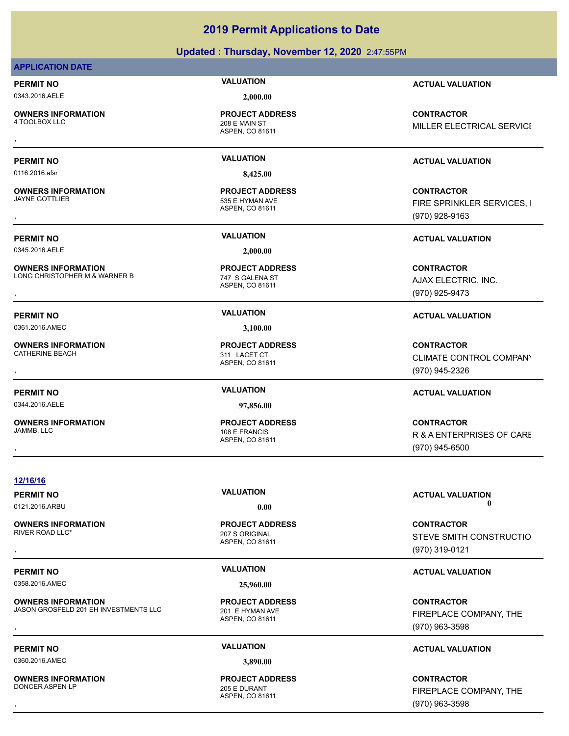# 2019 Permit Applications to Date

## Updated : Thursday, November 12, 2020 2:47:55PM

**APPLICATION DATE**

**PERMIT NO** 0343.2016.AELE
**VALUATION** 2,000.00
**ACTUAL VALUATION**

**OWNERS INFORMATION** 4 TOOLBOX LLC
,
**PROJECT ADDRESS** 208 E MAIN ST, ASPEN, CO 81611
**CONTRACTOR** MILLER ELECTRICAL SERVICE

---

**PERMIT NO** 0116.2016.afsr
**VALUATION** 8,425.00
**ACTUAL VALUATION**

**OWNERS INFORMATION** JAYNE GOTTLIEB
,
**PROJECT ADDRESS** 535 E HYMAN AVE, ASPEN, CO 81611
**CONTRACTOR** FIRE SPRINKLER SERVICES, I (970) 928-9163

---

**PERMIT NO** 0345.2016.AELE
**VALUATION** 2,000.00
**ACTUAL VALUATION**

**OWNERS INFORMATION** LONG CHRISTOPHER M & WARNER B
,
**PROJECT ADDRESS** 747 S GALENA ST, ASPEN, CO 81611
**CONTRACTOR** AJAX ELECTRIC, INC. (970) 925-9473

---

**PERMIT NO** 0361.2016.AMEC
**VALUATION** 3,100.00
**ACTUAL VALUATION**

**OWNERS INFORMATION** CATHERINE BEACH
,
**PROJECT ADDRESS** 311 LACET CT, ASPEN, CO 81611
**CONTRACTOR** CLIMATE CONTROL COMPANY (970) 945-2326

---

**PERMIT NO** 0344.2016.AELE
**VALUATION** 97,856.00
**ACTUAL VALUATION**

**OWNERS INFORMATION** JAMMB, LLC
,
**PROJECT ADDRESS** 108 E FRANCIS, ASPEN, CO 81611
**CONTRACTOR** R & A ENTERPRISES OF CARE (970) 945-6500

---

**12/16/16**

**PERMIT NO** 0121.2016.ARBU
**VALUATION** 0.00
**ACTUAL VALUATION** 0

**OWNERS INFORMATION** RIVER ROAD LLC*
,
**PROJECT ADDRESS** 207 S ORIGINAL, ASPEN, CO 81611
**CONTRACTOR** STEVE SMITH CONSTRUCTIO (970) 319-0121

---

**PERMIT NO** 0358.2016.AMEC
**VALUATION** 25,960.00
**ACTUAL VALUATION**

**OWNERS INFORMATION** JASON GROSFELD 201 EH INVESTMENTS LLC
,
**PROJECT ADDRESS** 201 E HYMAN AVE, ASPEN, CO 81611
**CONTRACTOR** FIREPLACE COMPANY, THE (970) 963-3598

---

**PERMIT NO** 0360.2016.AMEC
**VALUATION** 3,890.00
**ACTUAL VALUATION**

**OWNERS INFORMATION** DONCER ASPEN LP
,
**PROJECT ADDRESS** 205 E DURANT, ASPEN, CO 81611
**CONTRACTOR** FIREPLACE COMPANY, THE (970) 963-3598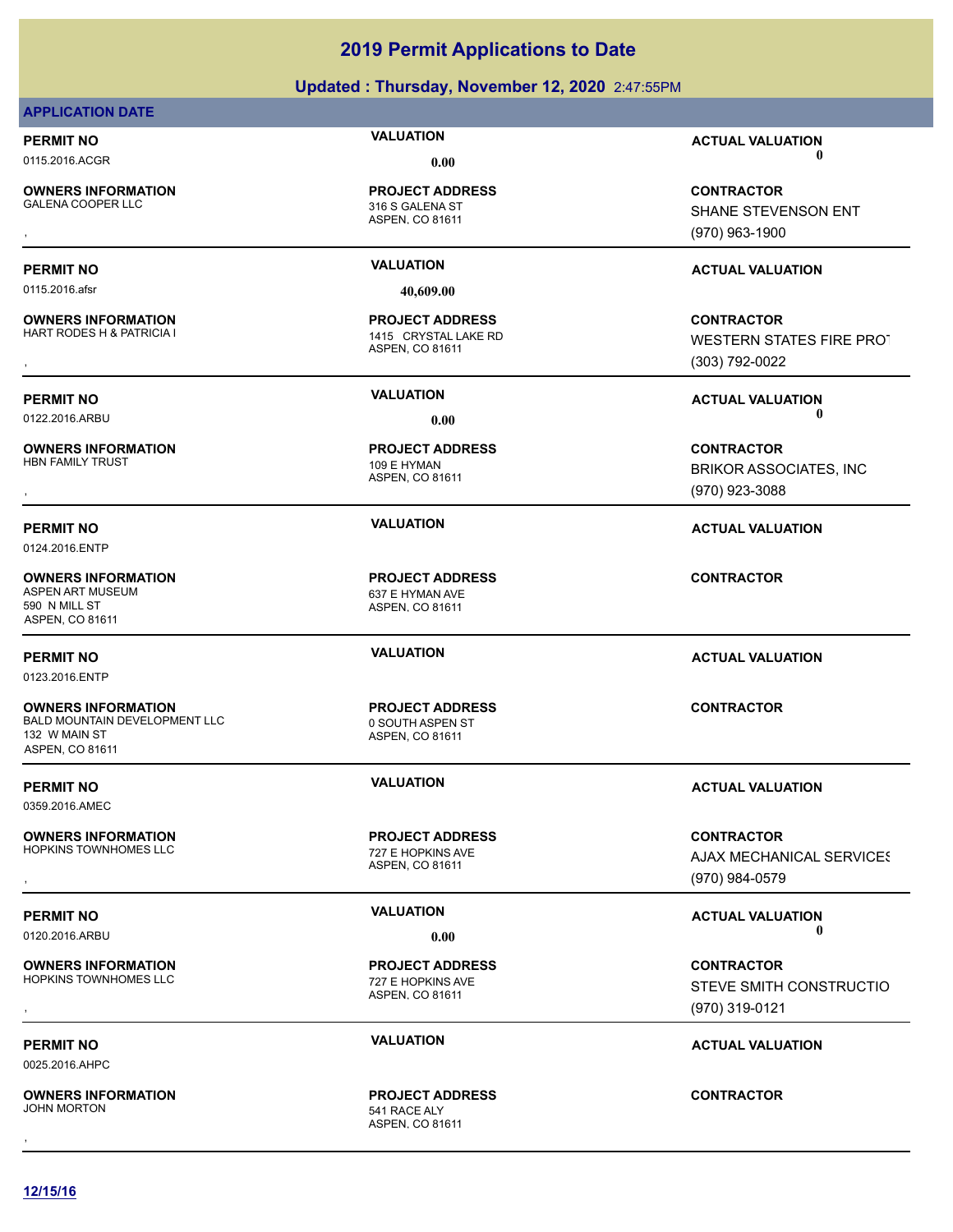# 2019 Permit Applications to Date

## Updated : Thursday, November 12, 2020 2:47:55PM

**APPLICATION DATE**

| PERMIT NO | VALUATION | ACTUAL VALUATION |
|---|---|---|
| 0115.2016.ACGR | 0.00 | 0 |
| **OWNERS INFORMATION** | **PROJECT ADDRESS** | **CONTRACTOR** |
| GALENA COOPER LLC<br>, | 316 S GALENA ST<br>ASPEN, CO 81611 | SHANE STEVENSON ENT<br>(970) 963-1900 |

| PERMIT NO | VALUATION | ACTUAL VALUATION |
|---|---|---|
| 0115.2016.afsr | 40,609.00 | |
| **OWNERS INFORMATION** | **PROJECT ADDRESS** | **CONTRACTOR** |
| HART RODES H & PATRICIA I<br>, | 1415 CRYSTAL LAKE RD<br>ASPEN, CO 81611 | WESTERN STATES FIRE PROT<br>(303) 792-0022 |

| PERMIT NO | VALUATION | ACTUAL VALUATION |
|---|---|---|
| 0122.2016.ARBU | 0.00 | 0 |
| **OWNERS INFORMATION** | **PROJECT ADDRESS** | **CONTRACTOR** |
| HBN FAMILY TRUST<br>, | 109 E HYMAN<br>ASPEN, CO 81611 | BRIKOR ASSOCIATES, INC<br>(970) 923-3088 |

| PERMIT NO | VALUATION | ACTUAL VALUATION |
|---|---|---|
| 0124.2016.ENTP | | |
| **OWNERS INFORMATION** | **PROJECT ADDRESS** | **CONTRACTOR** |
| ASPEN ART MUSEUM<br>590 N MILL ST<br>ASPEN, CO 81611 | 637 E HYMAN AVE<br>ASPEN, CO 81611 | |

| PERMIT NO | VALUATION | ACTUAL VALUATION |
|---|---|---|
| 0123.2016.ENTP | | |
| **OWNERS INFORMATION** | **PROJECT ADDRESS** | **CONTRACTOR** |
| BALD MOUNTAIN DEVELOPMENT LLC<br>132 W MAIN ST<br>ASPEN, CO 81611 | 0 SOUTH ASPEN ST<br>ASPEN, CO 81611 | |

| PERMIT NO | VALUATION | ACTUAL VALUATION |
|---|---|---|
| 0359.2016.AMEC | | |
| **OWNERS INFORMATION** | **PROJECT ADDRESS** | **CONTRACTOR** |
| HOPKINS TOWNHOMES LLC<br>, | 727 E HOPKINS AVE<br>ASPEN, CO 81611 | AJAX MECHANICAL SERVICES<br>(970) 984-0579 |

| PERMIT NO | VALUATION | ACTUAL VALUATION |
|---|---|---|
| 0120.2016.ARBU | 0.00 | 0 |
| **OWNERS INFORMATION** | **PROJECT ADDRESS** | **CONTRACTOR** |
| HOPKINS TOWNHOMES LLC<br>, | 727 E HOPKINS AVE<br>ASPEN, CO 81611 | STEVE SMITH CONSTRUCTIO<br>(970) 319-0121 |

| PERMIT NO | VALUATION | ACTUAL VALUATION |
|---|---|---|
| 0025.2016.AHPC | | |
| **OWNERS INFORMATION** | **PROJECT ADDRESS** | **CONTRACTOR** |
| JOHN MORTON<br>, | 541 RACE ALY<br>ASPEN, CO 81611 | |

**12/15/16**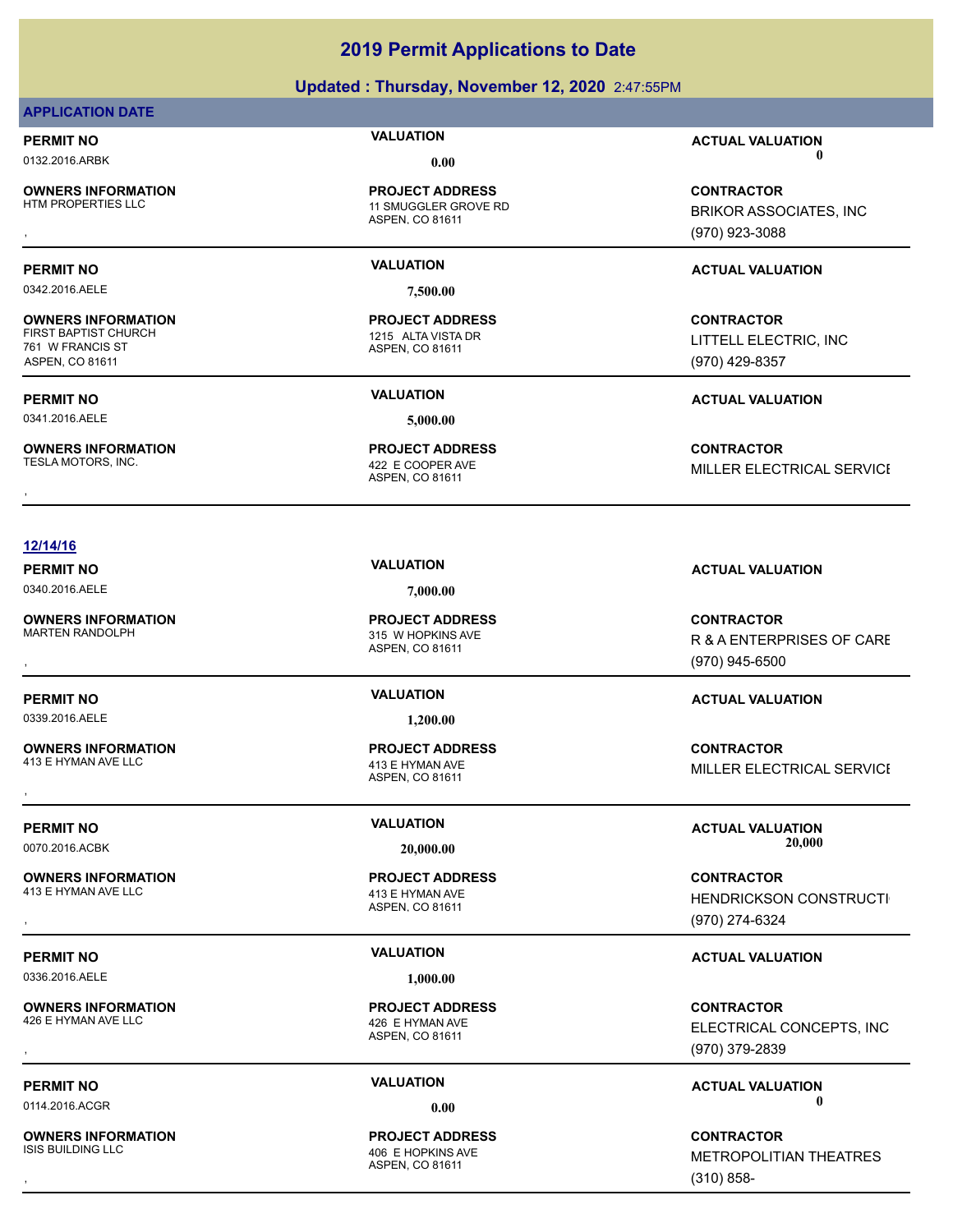# 2019 Permit Applications to Date

## Updated : Thursday, November 12, 2020 2:47:55PM

**APPLICATION DATE**

**PERMIT NO** 0132.2016.ARBK
**VALUATION** 0.00
**ACTUAL VALUATION** 0

**OWNERS INFORMATION** HTM PROPERTIES LLC
,
**PROJECT ADDRESS** 11 SMUGGLER GROVE RD ASPEN, CO 81611
**CONTRACTOR** BRIKOR ASSOCIATES, INC (970) 923-3088

---

**PERMIT NO** 0342.2016.AELE
**VALUATION** 7,500.00
**ACTUAL VALUATION**

**OWNERS INFORMATION** FIRST BAPTIST CHURCH 761 W FRANCIS ST ASPEN, CO 81611
**PROJECT ADDRESS** 1215 ALTA VISTA DR ASPEN, CO 81611
**CONTRACTOR** LITTELL ELECTRIC, INC (970) 429-8357

---

**PERMIT NO** 0341.2016.AELE
**VALUATION** 5,000.00
**ACTUAL VALUATION**

**OWNERS INFORMATION** TESLA MOTORS, INC.
,
**PROJECT ADDRESS** 422 E COOPER AVE ASPEN, CO 81611
**CONTRACTOR** MILLER ELECTRICAL SERVICE

---

**12/14/16**

**PERMIT NO** 0340.2016.AELE
**VALUATION** 7,000.00
**ACTUAL VALUATION**

**OWNERS INFORMATION** MARTEN RANDOLPH
,
**PROJECT ADDRESS** 315 W HOPKINS AVE ASPEN, CO 81611
**CONTRACTOR** R & A ENTERPRISES OF CARB (970) 945-6500

---

**PERMIT NO** 0339.2016.AELE
**VALUATION** 1,200.00
**ACTUAL VALUATION**

**OWNERS INFORMATION** 413 E HYMAN AVE LLC
,
**PROJECT ADDRESS** 413 E HYMAN AVE ASPEN, CO 81611
**CONTRACTOR** MILLER ELECTRICAL SERVICE

---

**PERMIT NO** 0070.2016.ACBK
**VALUATION** 20,000.00
**ACTUAL VALUATION** 20,000

**OWNERS INFORMATION** 413 E HYMAN AVE LLC
,
**PROJECT ADDRESS** 413 E HYMAN AVE ASPEN, CO 81611
**CONTRACTOR** HENDRICKSON CONSTRUCTI (970) 274-6324

---

**PERMIT NO** 0336.2016.AELE
**VALUATION** 1,000.00
**ACTUAL VALUATION**

**OWNERS INFORMATION** 426 E HYMAN AVE LLC
,
**PROJECT ADDRESS** 426 E HYMAN AVE ASPEN, CO 81611
**CONTRACTOR** ELECTRICAL CONCEPTS, INC (970) 379-2839

---

**PERMIT NO** 0114.2016.ACGR
**VALUATION** 0.00
**ACTUAL VALUATION** 0

**OWNERS INFORMATION** ISIS BUILDING LLC
,
**PROJECT ADDRESS** 406 E HOPKINS AVE ASPEN, CO 81611
**CONTRACTOR** METROPOLITIAN THEATRES (310) 858-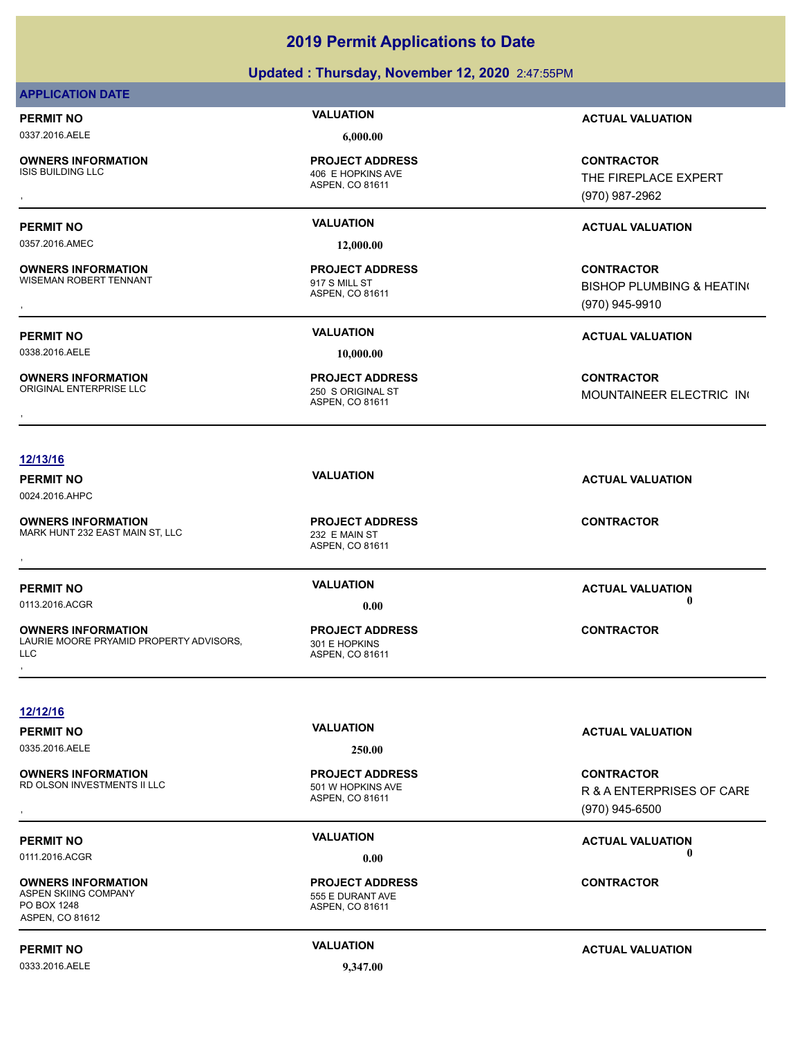# 2019 Permit Applications to Date

## Updated : Thursday, November 12, 2020 2:47:55PM

**APPLICATION DATE**

**PERMIT NO** | **VALUATION** | **ACTUAL VALUATION**

0337.2016.AELE | 6,000.00

**OWNERS INFORMATION**
ISIS BUILDING LLC
,

**PROJECT ADDRESS**
406 E HOPKINS AVE
ASPEN, CO 81611

**CONTRACTOR**
THE FIREPLACE EXPERT
(970) 987-2962

---

**PERMIT NO** | **VALUATION** | **ACTUAL VALUATION**

0357.2016.AMEC | 12,000.00

**OWNERS INFORMATION**
WISEMAN ROBERT TENNANT
,

**PROJECT ADDRESS**
917 S MILL ST
ASPEN, CO 81611

**CONTRACTOR**
BISHOP PLUMBING & HEATIN(
(970) 945-9910

---

**PERMIT NO** | **VALUATION** | **ACTUAL VALUATION**

0338.2016.AELE | 10,000.00

**OWNERS INFORMATION**
ORIGINAL ENTERPRISE LLC
,

**PROJECT ADDRESS**
250 S ORIGINAL ST
ASPEN, CO 81611

**CONTRACTOR**
MOUNTAINEER ELECTRIC IN(

---

**12/13/16**

**PERMIT NO** | **VALUATION** | **ACTUAL VALUATION**

0024.2016.AHPC

**OWNERS INFORMATION**
MARK HUNT 232 EAST MAIN ST, LLC
,

**PROJECT ADDRESS**
232 E MAIN ST
ASPEN, CO 81611

**CONTRACTOR**

---

**PERMIT NO** | **VALUATION** | **ACTUAL VALUATION**

0113.2016.ACGR | 0.00 | 0

**OWNERS INFORMATION**
LAURIE MOORE PRYAMID PROPERTY ADVISORS, LLC
,

**PROJECT ADDRESS**
301 E HOPKINS
ASPEN, CO 81611

**CONTRACTOR**

---

**12/12/16**

**PERMIT NO** | **VALUATION** | **ACTUAL VALUATION**

0335.2016.AELE | 250.00

**OWNERS INFORMATION**
RD OLSON INVESTMENTS II LLC
,

**PROJECT ADDRESS**
501 W HOPKINS AVE
ASPEN, CO 81611

**CONTRACTOR**
R & A ENTERPRISES OF CARE
(970) 945-6500

---

**PERMIT NO** | **VALUATION** | **ACTUAL VALUATION**

0111.2016.ACGR | 0.00 | 0

**OWNERS INFORMATION**
ASPEN SKIING COMPANY
PO BOX 1248
ASPEN, CO 81612

**PROJECT ADDRESS**
555 E DURANT AVE
ASPEN, CO 81611

**CONTRACTOR**

---

**PERMIT NO** | **VALUATION** | **ACTUAL VALUATION**

0333.2016.AELE | 9,347.00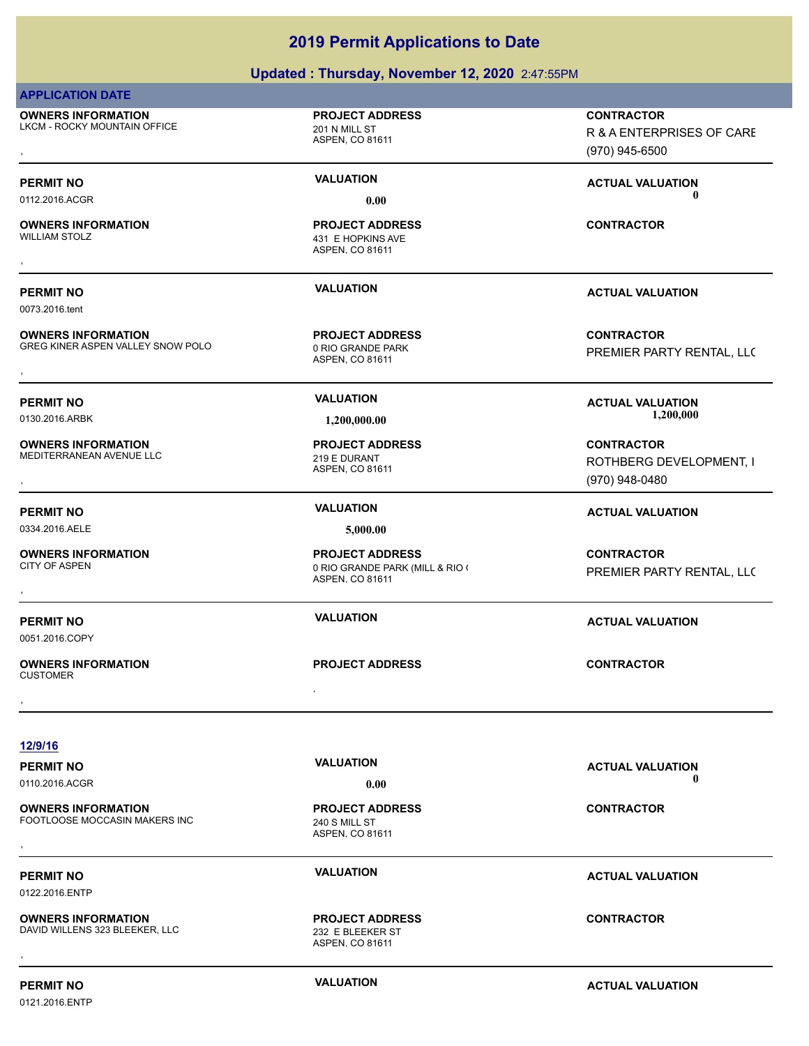# 2019 Permit Applications to Date

## Updated : Thursday, November 12, 2020 2:47:55PM

**APPLICATION DATE**

| OWNERS INFORMATION | PROJECT ADDRESS | CONTRACTOR |
|---|---|---|
| LKCM - ROCKY MOUNTAIN OFFICE<br>, | 201 N MILL ST<br>ASPEN, CO 81611 | R & A ENTERPRISES OF CARE<br>(970) 945-6500 |

| PERMIT NO | VALUATION | ACTUAL VALUATION |
|---|---|---|
| 0112.2016.ACGR | 0.00 | 0 |

| OWNERS INFORMATION | PROJECT ADDRESS | CONTRACTOR |
|---|---|---|
| WILLIAM STOLZ<br>, | 431 E HOPKINS AVE<br>ASPEN, CO 81611 | |

| PERMIT NO | VALUATION | ACTUAL VALUATION |
|---|---|---|
| 0073.2016.tent | | |

| OWNERS INFORMATION | PROJECT ADDRESS | CONTRACTOR |
|---|---|---|
| GREG KINER ASPEN VALLEY SNOW POLO<br>, | 0 RIO GRANDE PARK<br>ASPEN, CO 81611 | PREMIER PARTY RENTAL, LLC |

| PERMIT NO | VALUATION | ACTUAL VALUATION |
|---|---|---|
| 0130.2016.ARBK | 1,200,000.00 | 1,200,000 |

| OWNERS INFORMATION | PROJECT ADDRESS | CONTRACTOR |
|---|---|---|
| MEDITERRANEAN AVENUE LLC<br>, | 219 E DURANT<br>ASPEN, CO 81611 | ROTHBERG DEVELOPMENT, I<br>(970) 948-0480 |

| PERMIT NO | VALUATION | ACTUAL VALUATION |
|---|---|---|
| 0334.2016.AELE | 5,000.00 | |

| OWNERS INFORMATION | PROJECT ADDRESS | CONTRACTOR |
|---|---|---|
| CITY OF ASPEN<br>, | 0 RIO GRANDE PARK (MILL & RIO (<br>ASPEN, CO 81611 | PREMIER PARTY RENTAL, LLC |

| PERMIT NO | VALUATION | ACTUAL VALUATION |
|---|---|---|
| 0051.2016.COPY | | |

| OWNERS INFORMATION | PROJECT ADDRESS | CONTRACTOR |
|---|---|---|
| CUSTOMER<br>, | , | |

**12/9/16**

| PERMIT NO | VALUATION | ACTUAL VALUATION |
|---|---|---|
| 0110.2016.ACGR | 0.00 | 0 |

| OWNERS INFORMATION | PROJECT ADDRESS | CONTRACTOR |
|---|---|---|
| FOOTLOOSE MOCCASIN MAKERS INC<br>, | 240 S MILL ST<br>ASPEN, CO 81611 | |

| PERMIT NO | VALUATION | ACTUAL VALUATION |
|---|---|---|
| 0122.2016.ENTP | | |

| OWNERS INFORMATION | PROJECT ADDRESS | CONTRACTOR |
|---|---|---|
| DAVID WILLENS 323 BLEEKER, LLC<br>, | 232 E BLEEKER ST<br>ASPEN, CO 81611 | |

| PERMIT NO | VALUATION | ACTUAL VALUATION |
|---|---|---|
| 0121.2016.ENTP | | |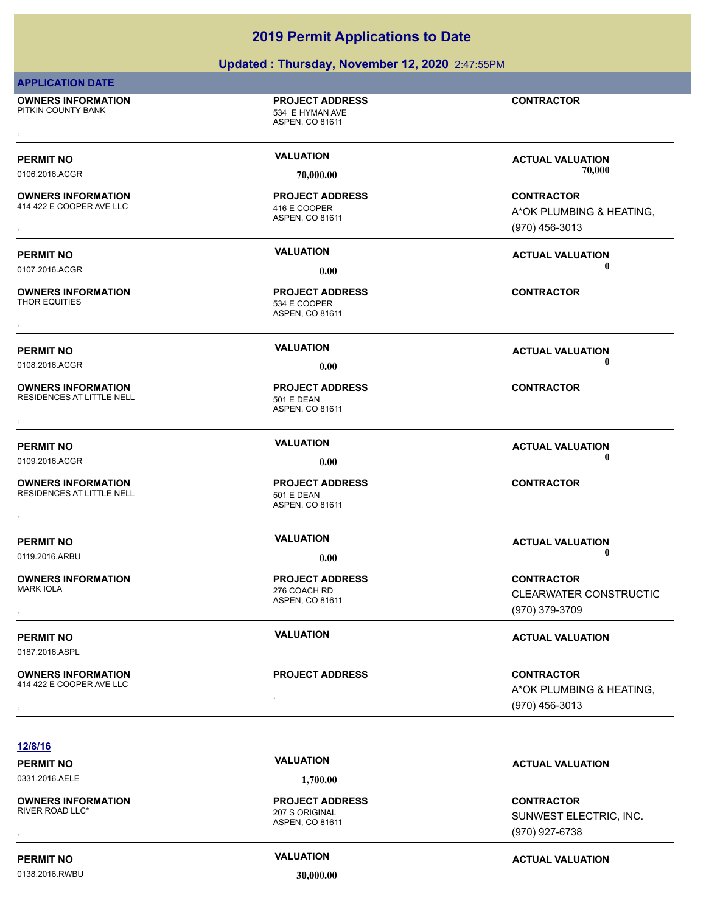# 2019 Permit Applications to Date

## Updated : Thursday, November 12, 2020 2:47:55PM

**APPLICATION DATE**

**OWNERS INFORMATION**
PITKIN COUNTY BANK
,

**PROJECT ADDRESS**
534 E HYMAN AVE
ASPEN, CO 81611

**CONTRACTOR**

---

**PERMIT NO** 0106.2016.ACGR
**VALUATION** 70,000.00
**ACTUAL VALUATION** 70,000

**OWNERS INFORMATION**
414 422 E COOPER AVE LLC
,

**PROJECT ADDRESS**
416 E COOPER
ASPEN, CO 81611

**CONTRACTOR**
A*OK PLUMBING & HEATING, I
(970) 456-3013

---

**PERMIT NO** 0107.2016.ACGR
**VALUATION** 0.00
**ACTUAL VALUATION** 0

**OWNERS INFORMATION**
THOR EQUITIES
,

**PROJECT ADDRESS**
534 E COOPER
ASPEN, CO 81611

**CONTRACTOR**

---

**PERMIT NO** 0108.2016.ACGR
**VALUATION** 0.00
**ACTUAL VALUATION** 0

**OWNERS INFORMATION**
RESIDENCES AT LITTLE NELL
,

**PROJECT ADDRESS**
501 E DEAN
ASPEN, CO 81611

**CONTRACTOR**

---

**PERMIT NO** 0109.2016.ACGR
**VALUATION** 0.00
**ACTUAL VALUATION** 0

**OWNERS INFORMATION**
RESIDENCES AT LITTLE NELL
,

**PROJECT ADDRESS**
501 E DEAN
ASPEN, CO 81611

**CONTRACTOR**

---

**PERMIT NO** 0119.2016.ARBU
**VALUATION** 0.00
**ACTUAL VALUATION** 0

**OWNERS INFORMATION**
MARK IOLA
,

**PROJECT ADDRESS**
276 COACH RD
ASPEN, CO 81611

**CONTRACTOR**
CLEARWATER CONSTRUCTIC
(970) 379-3709

---

**PERMIT NO** 0187.2016.ASPL
**VALUATION**
**ACTUAL VALUATION**

**OWNERS INFORMATION**
414 422 E COOPER AVE LLC
,

**PROJECT ADDRESS**
,

**CONTRACTOR**
A*OK PLUMBING & HEATING, I
(970) 456-3013

---

**12/8/16**

**PERMIT NO** 0331.2016.AELE
**VALUATION** 1,700.00
**ACTUAL VALUATION**

**OWNERS INFORMATION**
RIVER ROAD LLC*
,

**PROJECT ADDRESS**
207 S ORIGINAL
ASPEN, CO 81611

**CONTRACTOR**
SUNWEST ELECTRIC, INC.
(970) 927-6738

---

**PERMIT NO** 0138.2016.RWBU
**VALUATION** 30,000.00
**ACTUAL VALUATION**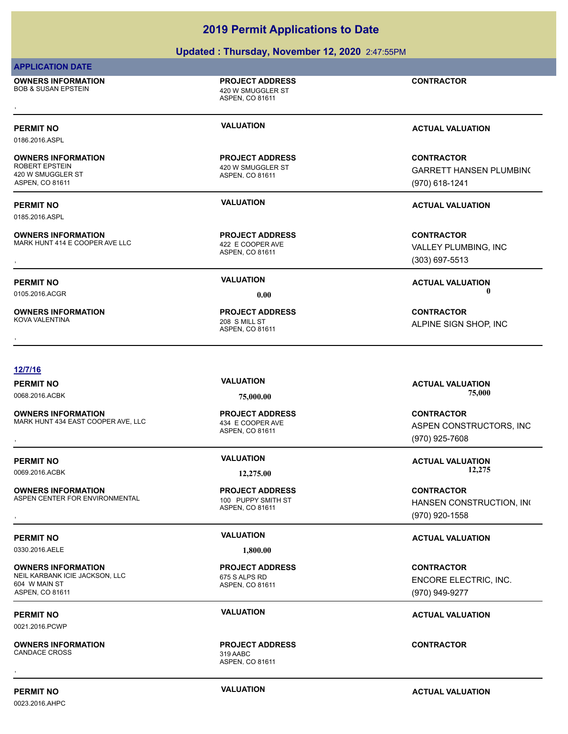# 2019 Permit Applications to Date

## Updated : Thursday, November 12, 2020 2:47:55PM

**APPLICATION DATE**

**OWNERS INFORMATION**
BOB & SUSAN EPSTEIN

,

**PROJECT ADDRESS**
420 W SMUGGLER ST
ASPEN, CO 81611

**CONTRACTOR**

---

**PERMIT NO** 0186.2016.ASPL | **VALUATION** | **ACTUAL VALUATION**

**OWNERS INFORMATION**
ROBERT EPSTEIN
420 W SMUGGLER ST
ASPEN, CO 81611

**PROJECT ADDRESS**
420 W SMUGGLER ST
ASPEN, CO 81611

**CONTRACTOR**
GARRETT HANSEN PLUMBING
(970) 618-1241

---

**PERMIT NO** 0185.2016.ASPL | **VALUATION** | **ACTUAL VALUATION**

**OWNERS INFORMATION**
MARK HUNT 414 E COOPER AVE LLC

,

**PROJECT ADDRESS**
422 E COOPER AVE
ASPEN, CO 81611

**CONTRACTOR**
VALLEY PLUMBING, INC
(303) 697-5513

---

**PERMIT NO** 0105.2016.ACGR | **VALUATION** 0.00 | **ACTUAL VALUATION** 0

**OWNERS INFORMATION**
KOVA VALENTINA

,

**PROJECT ADDRESS**
208 S MILL ST
ASPEN, CO 81611

**CONTRACTOR**
ALPINE SIGN SHOP, INC

---

**12/7/16**

**PERMIT NO** 0068.2016.ACBK | **VALUATION** 75,000.00 | **ACTUAL VALUATION** 75,000

**OWNERS INFORMATION**
MARK HUNT 434 EAST COOPER AVE, LLC

,

**PROJECT ADDRESS**
434 E COOPER AVE
ASPEN, CO 81611

**CONTRACTOR**
ASPEN CONSTRUCTORS, INC
(970) 925-7608

---

**PERMIT NO** 0069.2016.ACBK | **VALUATION** 12,275.00 | **ACTUAL VALUATION** 12,275

**OWNERS INFORMATION**
ASPEN CENTER FOR ENVIRONMENTAL

,

**PROJECT ADDRESS**
100 PUPPY SMITH ST
ASPEN, CO 81611

**CONTRACTOR**
HANSEN CONSTRUCTION, INC
(970) 920-1558

---

**PERMIT NO** 0330.2016.AELE | **VALUATION** 1,800.00 | **ACTUAL VALUATION**

**OWNERS INFORMATION**
NEIL KARBANK ICIE JACKSON, LLC
604 W MAIN ST
ASPEN, CO 81611

**PROJECT ADDRESS**
675 S ALPS RD
ASPEN, CO 81611

**CONTRACTOR**
ENCORE ELECTRIC, INC.
(970) 949-9277

---

**PERMIT NO** 0021.2016.PCWP | **VALUATION** | **ACTUAL VALUATION**

**OWNERS INFORMATION**
CANDACE CROSS

,

**PROJECT ADDRESS**
319 AABC
ASPEN, CO 81611

**CONTRACTOR**

---

**PERMIT NO** 0023.2016.AHPC | **VALUATION** | **ACTUAL VALUATION**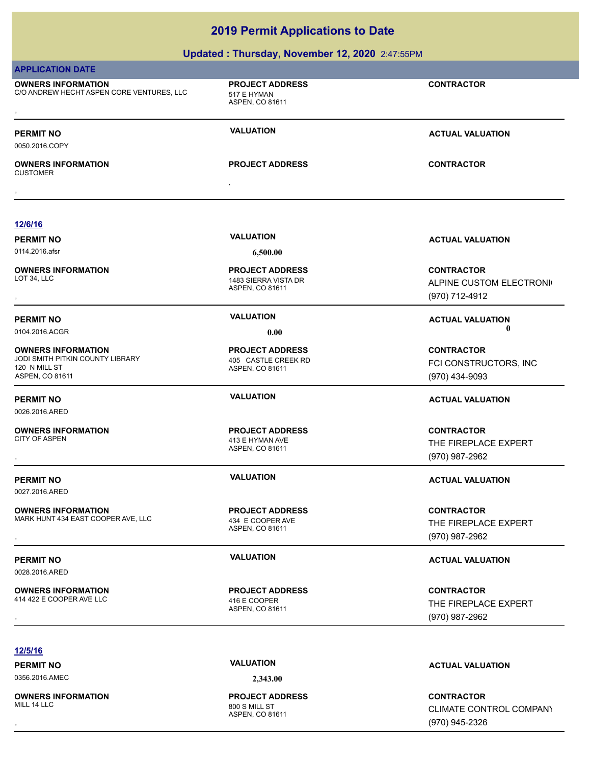# 2019 Permit Applications to Date

## Updated : Thursday, November 12, 2020 2:47:55PM

**APPLICATION DATE**

**OWNERS INFORMATION**
C/O ANDREW HECHT ASPEN CORE VENTURES, LLC
,

**PROJECT ADDRESS**
517 E HYMAN
ASPEN, CO 81611

**CONTRACTOR**

**PERMIT NO**
0050.2016.COPY

**VALUATION**

**ACTUAL VALUATION**

**OWNERS INFORMATION**
CUSTOMER
,

**PROJECT ADDRESS**
,

**CONTRACTOR**

---

**12/6/16**

**PERMIT NO**
0114.2016.afsr

**VALUATION**
6,500.00

**ACTUAL VALUATION**

**OWNERS INFORMATION**
LOT 34, LLC
,

**PROJECT ADDRESS**
1483 SIERRA VISTA DR
ASPEN, CO 81611

**CONTRACTOR**
ALPINE CUSTOM ELECTRONI
(970) 712-4912

**PERMIT NO**
0104.2016.ACGR

**VALUATION**
0.00

**ACTUAL VALUATION**
0

**OWNERS INFORMATION**
JODI SMITH PITKIN COUNTY LIBRARY
120 N MILL ST
ASPEN, CO 81611

**PROJECT ADDRESS**
405 CASTLE CREEK RD
ASPEN, CO 81611

**CONTRACTOR**
FCI CONSTRUCTORS, INC
(970) 434-9093

**PERMIT NO**
0026.2016.ARED

**VALUATION**

**ACTUAL VALUATION**

**OWNERS INFORMATION**
CITY OF ASPEN
,

**PROJECT ADDRESS**
413 E HYMAN AVE
ASPEN, CO 81611

**CONTRACTOR**
THE FIREPLACE EXPERT
(970) 987-2962

**PERMIT NO**
0027.2016.ARED

**VALUATION**

**ACTUAL VALUATION**

**OWNERS INFORMATION**
MARK HUNT 434 EAST COOPER AVE, LLC
,

**PROJECT ADDRESS**
434 E COOPER AVE
ASPEN, CO 81611

**CONTRACTOR**
THE FIREPLACE EXPERT
(970) 987-2962

**PERMIT NO**
0028.2016.ARED

**VALUATION**

**ACTUAL VALUATION**

**OWNERS INFORMATION**
414 422 E COOPER AVE LLC
,

**PROJECT ADDRESS**
416 E COOPER
ASPEN, CO 81611

**CONTRACTOR**
THE FIREPLACE EXPERT
(970) 987-2962

---

**12/5/16**

**PERMIT NO**
0356.2016.AMEC

**VALUATION**
2,343.00

**ACTUAL VALUATION**

**OWNERS INFORMATION**
MILL 14 LLC
,

**PROJECT ADDRESS**
800 S MILL ST
ASPEN, CO 81611

**CONTRACTOR**
CLIMATE CONTROL COMPANY
(970) 945-2326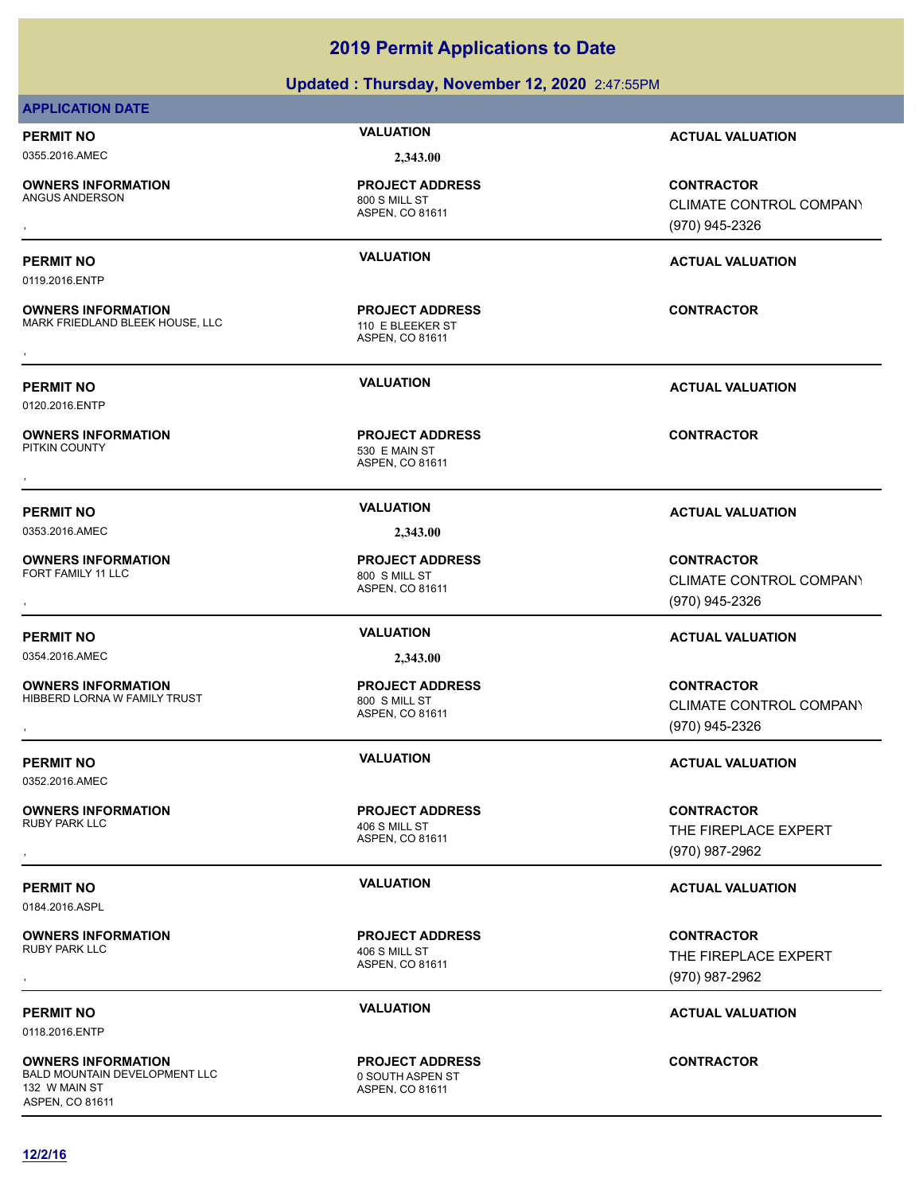# 2019 Permit Applications to Date

## Updated : Thursday, November 12, 2020 2:47:55PM

**APPLICATION DATE**

**PERMIT NO** | **VALUATION** | **ACTUAL VALUATION**
0355.2016.AMEC | 2,343.00

**OWNERS INFORMATION**
ANGUS ANDERSON
,

**PROJECT ADDRESS**
800 S MILL ST
ASPEN, CO 81611

**CONTRACTOR**
CLIMATE CONTROL COMPANY
(970) 945-2326

---

**PERMIT NO** | **VALUATION** | **ACTUAL VALUATION**
0119.2016.ENTP

**OWNERS INFORMATION**
MARK FRIEDLAND BLEEK HOUSE, LLC
,

**PROJECT ADDRESS**
110 E BLEEKER ST
ASPEN, CO 81611

**CONTRACTOR**

---

**PERMIT NO** | **VALUATION** | **ACTUAL VALUATION**
0120.2016.ENTP

**OWNERS INFORMATION**
PITKIN COUNTY
,

**PROJECT ADDRESS**
530 E MAIN ST
ASPEN, CO 81611

**CONTRACTOR**

---

**PERMIT NO** | **VALUATION** | **ACTUAL VALUATION**
0353.2016.AMEC | 2,343.00

**OWNERS INFORMATION**
FORT FAMILY 11 LLC
,

**PROJECT ADDRESS**
800 S MILL ST
ASPEN, CO 81611

**CONTRACTOR**
CLIMATE CONTROL COMPANY
(970) 945-2326

---

**PERMIT NO** | **VALUATION** | **ACTUAL VALUATION**
0354.2016.AMEC | 2,343.00

**OWNERS INFORMATION**
HIBBERD LORNA W FAMILY TRUST
,

**PROJECT ADDRESS**
800 S MILL ST
ASPEN, CO 81611

**CONTRACTOR**
CLIMATE CONTROL COMPANY
(970) 945-2326

---

**PERMIT NO** | **VALUATION** | **ACTUAL VALUATION**
0352.2016.AMEC

**OWNERS INFORMATION**
RUBY PARK LLC
,

**PROJECT ADDRESS**
406 S MILL ST
ASPEN, CO 81611

**CONTRACTOR**
THE FIREPLACE EXPERT
(970) 987-2962

---

**PERMIT NO** | **VALUATION** | **ACTUAL VALUATION**
0184.2016.ASPL

**OWNERS INFORMATION**
RUBY PARK LLC
,

**PROJECT ADDRESS**
406 S MILL ST
ASPEN, CO 81611

**CONTRACTOR**
THE FIREPLACE EXPERT
(970) 987-2962

---

**PERMIT NO** | **VALUATION** | **ACTUAL VALUATION**
0118.2016.ENTP

**OWNERS INFORMATION**
BALD MOUNTAIN DEVELOPMENT LLC
132 W MAIN ST
ASPEN, CO 81611

**PROJECT ADDRESS**
0 SOUTH ASPEN ST
ASPEN, CO 81611

**CONTRACTOR**

---

**12/2/16**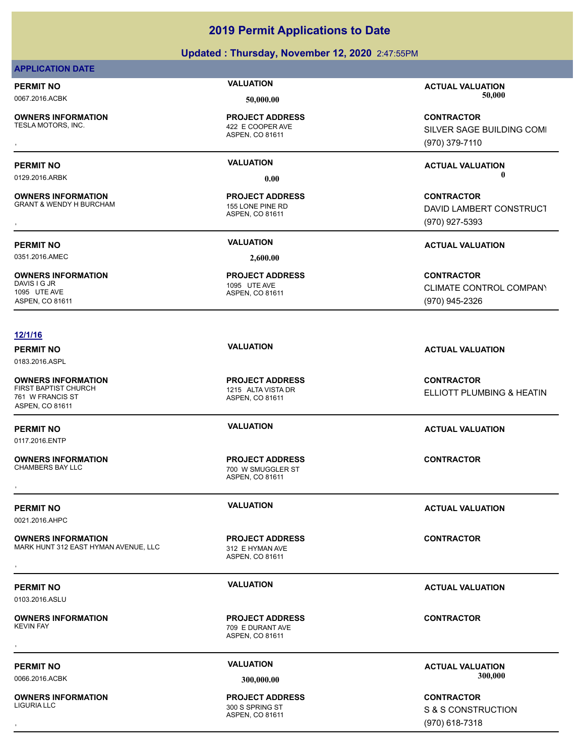# 2019 Permit Applications to Date

## Updated : Thursday, November 12, 2020 2:47:55PM

### APPLICATION DATE

**PERMIT NO**
0067.2016.ACBK

**VALUATION**
50,000.00

**ACTUAL VALUATION**
50,000

**OWNERS INFORMATION**
TESLA MOTORS, INC.
,

**PROJECT ADDRESS**
422 E COOPER AVE
ASPEN, CO 81611

**CONTRACTOR**
SILVER SAGE BUILDING COMI
(970) 379-7110

---

**PERMIT NO**
0129.2016.ARBK

**VALUATION**
0.00

**ACTUAL VALUATION**
0

**OWNERS INFORMATION**
GRANT & WENDY H BURCHAM
,

**PROJECT ADDRESS**
155 LONE PINE RD
ASPEN, CO 81611

**CONTRACTOR**
DAVID LAMBERT CONSTRUCT
(970) 927-5393

---

**PERMIT NO**
0351.2016.AMEC

**VALUATION**
2,600.00

**ACTUAL VALUATION**

**OWNERS INFORMATION**
DAVIS I G JR
1095 UTE AVE
ASPEN, CO 81611

**PROJECT ADDRESS**
1095 UTE AVE
ASPEN, CO 81611

**CONTRACTOR**
CLIMATE CONTROL COMPANY
(970) 945-2326

---

### 12/1/16

**PERMIT NO**
0183.2016.ASPL

**VALUATION**

**ACTUAL VALUATION**

**OWNERS INFORMATION**
FIRST BAPTIST CHURCH
761 W FRANCIS ST
ASPEN, CO 81611

**PROJECT ADDRESS**
1215 ALTA VISTA DR
ASPEN, CO 81611

**CONTRACTOR**
ELLIOTT PLUMBING & HEATIN

---

**PERMIT NO**
0117.2016.ENTP

**VALUATION**

**ACTUAL VALUATION**

**OWNERS INFORMATION**
CHAMBERS BAY LLC
,

**PROJECT ADDRESS**
700 W SMUGGLER ST
ASPEN, CO 81611

**CONTRACTOR**

---

**PERMIT NO**
0021.2016.AHPC

**VALUATION**

**ACTUAL VALUATION**

**OWNERS INFORMATION**
MARK HUNT 312 EAST HYMAN AVENUE, LLC
,

**PROJECT ADDRESS**
312 E HYMAN AVE
ASPEN, CO 81611

**CONTRACTOR**

---

**PERMIT NO**
0103.2016.ASLU

**VALUATION**

**ACTUAL VALUATION**

**OWNERS INFORMATION**
KEVIN FAY
,

**PROJECT ADDRESS**
709 E DURANT AVE
ASPEN, CO 81611

**CONTRACTOR**

---

**PERMIT NO**
0066.2016.ACBK

**VALUATION**
300,000.00

**ACTUAL VALUATION**
300,000

**OWNERS INFORMATION**
LIGURIA LLC
,

**PROJECT ADDRESS**
300 S SPRING ST
ASPEN, CO 81611

**CONTRACTOR**
S & S CONSTRUCTION
(970) 618-7318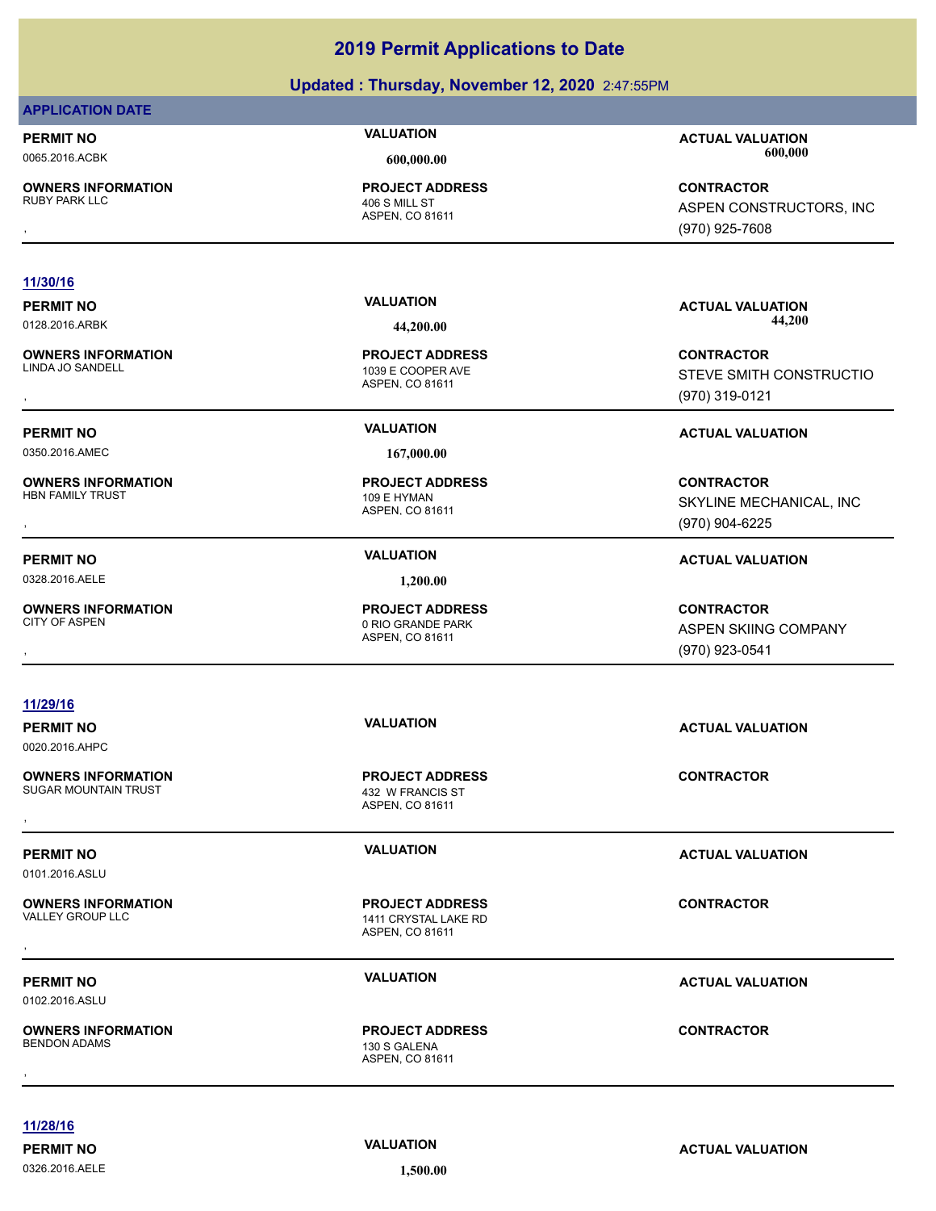# 2019 Permit Applications to Date

## Updated : Thursday, November 12, 2020 2:47:55PM

**APPLICATION DATE**

| PERMIT NO | VALUATION | ACTUAL VALUATION |
|---|---|---|
| 0065.2016.ACBK | 600,000.00 | 600,000 |

| OWNERS INFORMATION | PROJECT ADDRESS | CONTRACTOR |
|---|---|---|
| RUBY PARK LLC<br>, | 406 S MILL ST<br>ASPEN, CO 81611 | ASPEN CONSTRUCTORS, INC<br>(970) 925-7608 |

---

**11/30/16**

| PERMIT NO | VALUATION | ACTUAL VALUATION |
|---|---|---|
| 0128.2016.ARBK | 44,200.00 | 44,200 |

| OWNERS INFORMATION | PROJECT ADDRESS | CONTRACTOR |
|---|---|---|
| LINDA JO SANDELL<br>, | 1039 E COOPER AVE<br>ASPEN, CO 81611 | STEVE SMITH CONSTRUCTIO<br>(970) 319-0121 |

---

| PERMIT NO | VALUATION | ACTUAL VALUATION |
|---|---|---|
| 0350.2016.AMEC | 167,000.00 | |

| OWNERS INFORMATION | PROJECT ADDRESS | CONTRACTOR |
|---|---|---|
| HBN FAMILY TRUST<br>, | 109 E HYMAN<br>ASPEN, CO 81611 | SKYLINE MECHANICAL, INC<br>(970) 904-6225 |

---

| PERMIT NO | VALUATION | ACTUAL VALUATION |
|---|---|---|
| 0328.2016.AELE | 1,200.00 | |

| OWNERS INFORMATION | PROJECT ADDRESS | CONTRACTOR |
|---|---|---|
| CITY OF ASPEN<br>, | 0 RIO GRANDE PARK<br>ASPEN, CO 81611 | ASPEN SKIING COMPANY<br>(970) 923-0541 |

---

**11/29/16**

| PERMIT NO | VALUATION | ACTUAL VALUATION |
|---|---|---|
| 0020.2016.AHPC | | |

| OWNERS INFORMATION | PROJECT ADDRESS | CONTRACTOR |
|---|---|---|
| SUGAR MOUNTAIN TRUST<br>, | 432 W FRANCIS ST<br>ASPEN, CO 81611 | |

---

| PERMIT NO | VALUATION | ACTUAL VALUATION |
|---|---|---|
| 0101.2016.ASLU | | |

| OWNERS INFORMATION | PROJECT ADDRESS | CONTRACTOR |
|---|---|---|
| VALLEY GROUP LLC<br>, | 1411 CRYSTAL LAKE RD<br>ASPEN, CO 81611 | |

---

| PERMIT NO | VALUATION | ACTUAL VALUATION |
|---|---|---|
| 0102.2016.ASLU | | |

| OWNERS INFORMATION | PROJECT ADDRESS | CONTRACTOR |
|---|---|---|
| BENDON ADAMS<br>, | 130 S GALENA<br>ASPEN, CO 81611 | |

---

**11/28/16**

| PERMIT NO | VALUATION | ACTUAL VALUATION |
|---|---|---|
| 0326.2016.AELE | 1,500.00 | |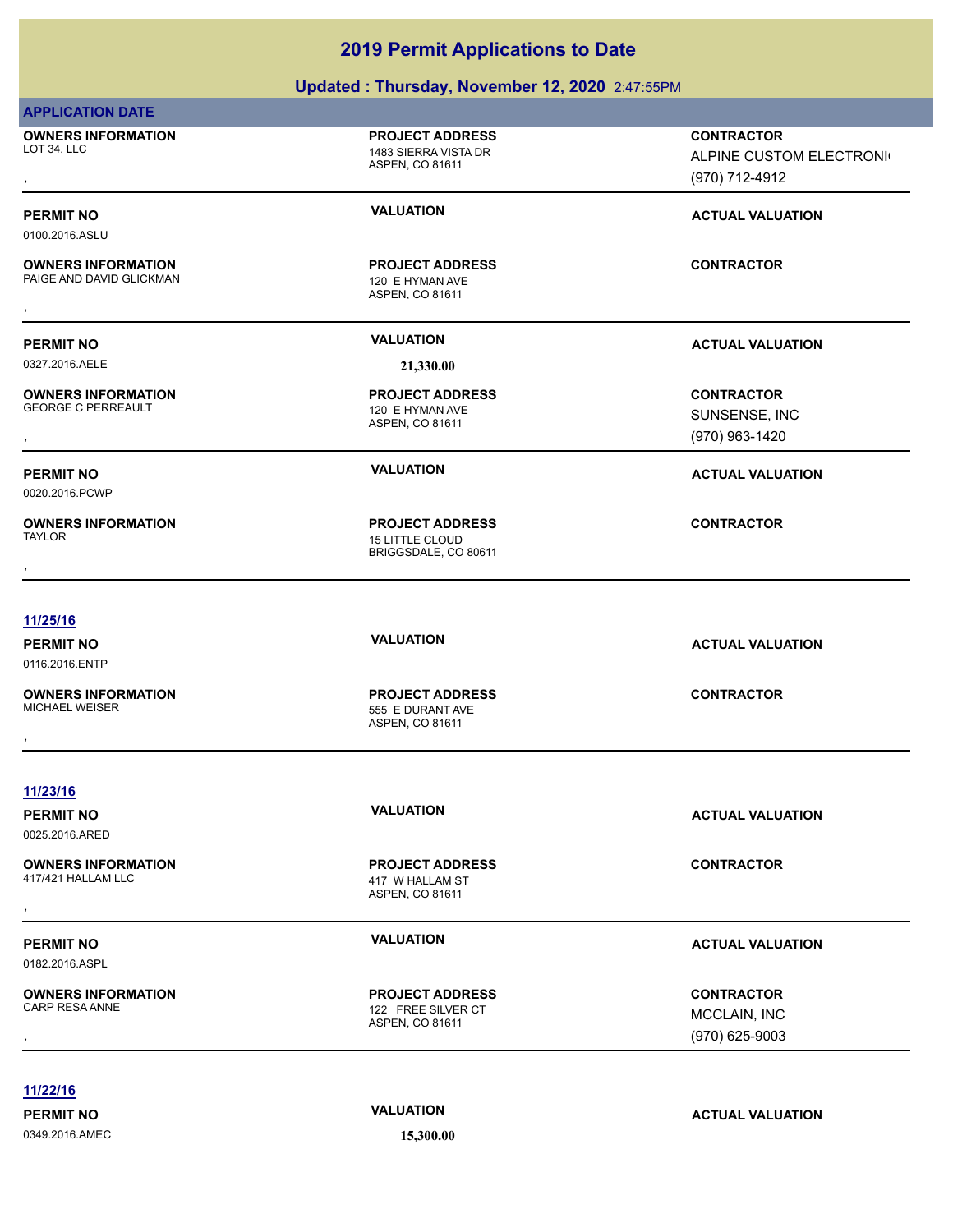# 2019 Permit Applications to Date

## Updated : Thursday, November 12, 2020 2:47:55PM

**APPLICATION DATE**

| OWNERS INFORMATION | PROJECT ADDRESS | CONTRACTOR |
| --- | --- | --- |
| LOT 34, LLC<br>, | 1483 SIERRA VISTA DR<br>ASPEN, CO 81611 | ALPINE CUSTOM ELECTRONI<br>(970) 712-4912 |

| PERMIT NO | VALUATION | ACTUAL VALUATION |
| --- | --- | --- |
| 0100.2016.ASLU | | |

| OWNERS INFORMATION | PROJECT ADDRESS | CONTRACTOR |
| --- | --- | --- |
| PAIGE AND DAVID GLICKMAN<br>, | 120 E HYMAN AVE<br>ASPEN, CO 81611 | |

| PERMIT NO | VALUATION | ACTUAL VALUATION |
| --- | --- | --- |
| 0327.2016.AELE | 21,330.00 | |

| OWNERS INFORMATION | PROJECT ADDRESS | CONTRACTOR |
| --- | --- | --- |
| GEORGE C PERREAULT<br>, | 120 E HYMAN AVE<br>ASPEN, CO 81611 | SUNSENSE, INC<br>(970) 963-1420 |

| PERMIT NO | VALUATION | ACTUAL VALUATION |
| --- | --- | --- |
| 0020.2016.PCWP | | |

| OWNERS INFORMATION | PROJECT ADDRESS | CONTRACTOR |
| --- | --- | --- |
| TAYLOR<br>, | 15 LITTLE CLOUD<br>BRIGGSDALE, CO 80611 | |

**11/25/16**

| PERMIT NO | VALUATION | ACTUAL VALUATION |
| --- | --- | --- |
| 0116.2016.ENTP | | |

| OWNERS INFORMATION | PROJECT ADDRESS | CONTRACTOR |
| --- | --- | --- |
| MICHAEL WEISER<br>, | 555 E DURANT AVE<br>ASPEN, CO 81611 | |

**11/23/16**

| PERMIT NO | VALUATION | ACTUAL VALUATION |
| --- | --- | --- |
| 0025.2016.ARED | | |

| OWNERS INFORMATION | PROJECT ADDRESS | CONTRACTOR |
| --- | --- | --- |
| 417/421 HALLAM LLC<br>, | 417 W HALLAM ST<br>ASPEN, CO 81611 | |

| PERMIT NO | VALUATION | ACTUAL VALUATION |
| --- | --- | --- |
| 0182.2016.ASPL | | |

| OWNERS INFORMATION | PROJECT ADDRESS | CONTRACTOR |
| --- | --- | --- |
| CARP RESA ANNE<br>, | 122 FREE SILVER CT<br>ASPEN, CO 81611 | MCCLAIN, INC<br>(970) 625-9003 |

**11/22/16**

| PERMIT NO | VALUATION | ACTUAL VALUATION |
| --- | --- | --- |
| 0349.2016.AMEC | 15,300.00 | |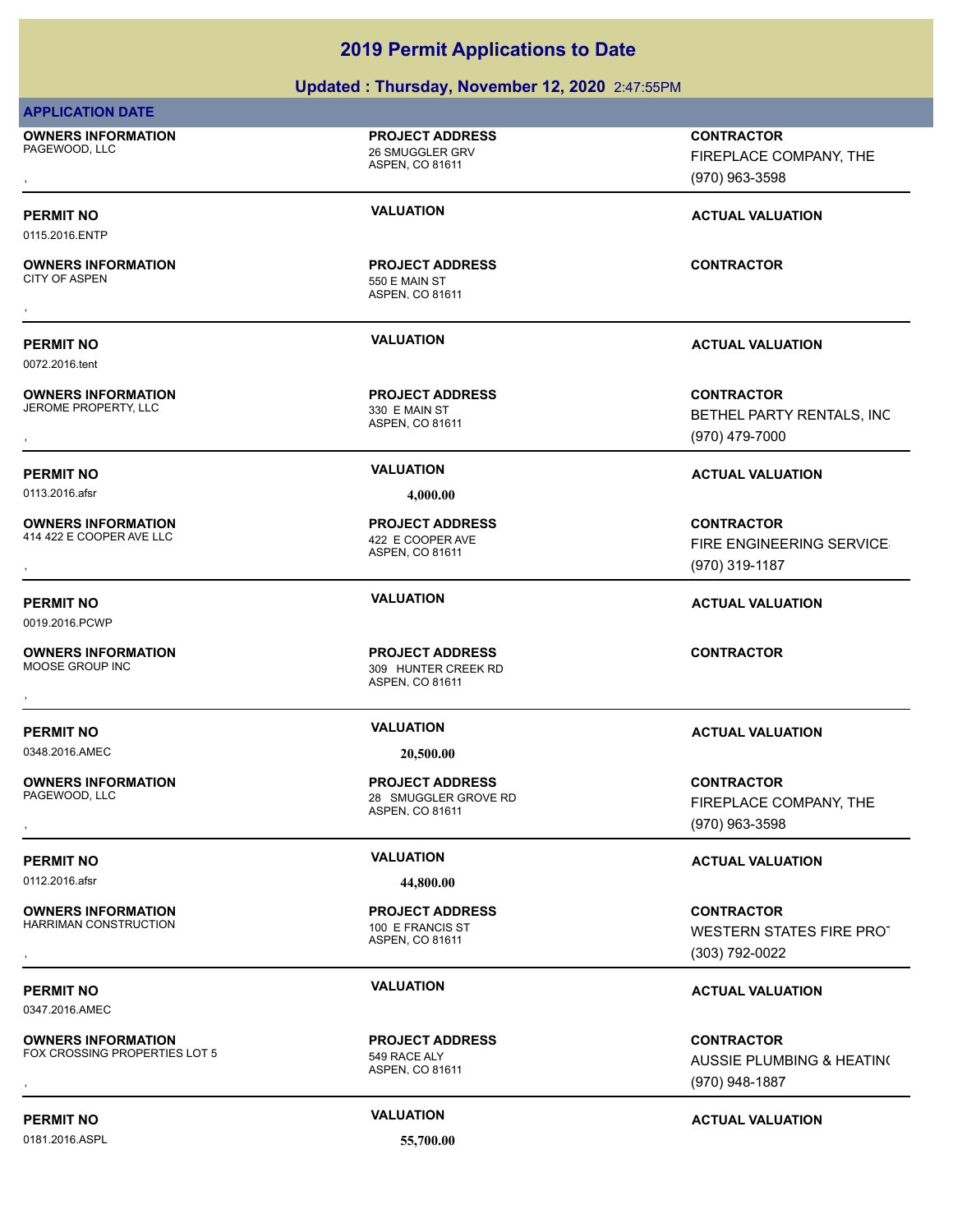# 2019 Permit Applications to Date

## Updated : Thursday, November 12, 2020 2:47:55PM

**APPLICATION DATE**

**OWNERS INFORMATION**
PAGEWOOD, LLC
,

**PROJECT ADDRESS**
26 SMUGGLER GRV
ASPEN, CO 81611

**CONTRACTOR**
FIREPLACE COMPANY, THE
(970) 963-3598

**PERMIT NO** 0115.2016.ENTP | **VALUATION** | **ACTUAL VALUATION**

---

**OWNERS INFORMATION**
CITY OF ASPEN
,

**PROJECT ADDRESS**
550 E MAIN ST
ASPEN, CO 81611

**CONTRACTOR**

**PERMIT NO** 0072.2016.tent | **VALUATION** | **ACTUAL VALUATION**

---

**OWNERS INFORMATION**
JEROME PROPERTY, LLC
,

**PROJECT ADDRESS**
330 E MAIN ST
ASPEN, CO 81611

**CONTRACTOR**
BETHEL PARTY RENTALS, INC
(970) 479-7000

**PERMIT NO** 0113.2016.afsr | **VALUATION** 4,000.00 | **ACTUAL VALUATION**

---

**OWNERS INFORMATION**
414 422 E COOPER AVE LLC
,

**PROJECT ADDRESS**
422 E COOPER AVE
ASPEN, CO 81611

**CONTRACTOR**
FIRE ENGINEERING SERVICE
(970) 319-1187

**PERMIT NO** 0019.2016.PCWP | **VALUATION** | **ACTUAL VALUATION**

---

**OWNERS INFORMATION**
MOOSE GROUP INC
,

**PROJECT ADDRESS**
309 HUNTER CREEK RD
ASPEN, CO 81611

**CONTRACTOR**

**PERMIT NO** 0348.2016.AMEC | **VALUATION** 20,500.00 | **ACTUAL VALUATION**

---

**OWNERS INFORMATION**
PAGEWOOD, LLC
,

**PROJECT ADDRESS**
28 SMUGGLER GROVE RD
ASPEN, CO 81611

**CONTRACTOR**
FIREPLACE COMPANY, THE
(970) 963-3598

**PERMIT NO** 0112.2016.afsr | **VALUATION** 44,800.00 | **ACTUAL VALUATION**

---

**OWNERS INFORMATION**
HARRIMAN CONSTRUCTION
,

**PROJECT ADDRESS**
100 E FRANCIS ST
ASPEN, CO 81611

**CONTRACTOR**
WESTERN STATES FIRE PROT
(303) 792-0022

**PERMIT NO** 0347.2016.AMEC | **VALUATION** | **ACTUAL VALUATION**

---

**OWNERS INFORMATION**
FOX CROSSING PROPERTIES LOT 5
,

**PROJECT ADDRESS**
549 RACE ALY
ASPEN, CO 81611

**CONTRACTOR**
AUSSIE PLUMBING & HEATING
(970) 948-1887

**PERMIT NO** 0181.2016.ASPL | **VALUATION** 55,700.00 | **ACTUAL VALUATION**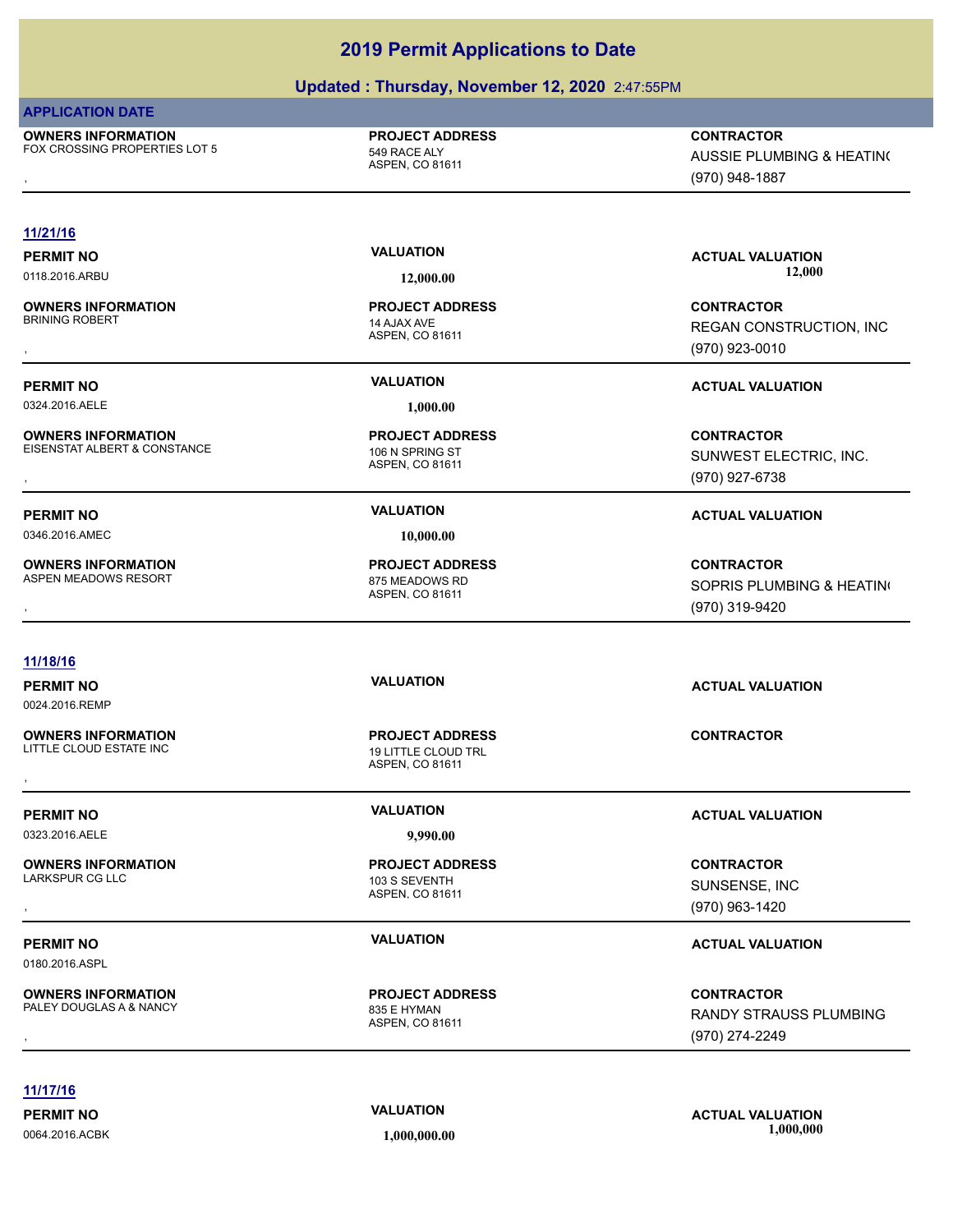# 2019 Permit Applications to Date

## Updated : Thursday, November 12, 2020 2:47:55PM

**APPLICATION DATE**

**OWNERS INFORMATION**
FOX CROSSING PROPERTIES LOT 5
,

**PROJECT ADDRESS**
549 RACE ALY
ASPEN, CO 81611

**CONTRACTOR**
AUSSIE PLUMBING & HEATIN(
(970) 948-1887

---

**11/21/16**

**PERMIT NO**
0118.2016.ARBU

**VALUATION**
12,000.00

**ACTUAL VALUATION**
12,000

**OWNERS INFORMATION**
BRINING ROBERT
,

**PROJECT ADDRESS**
14 AJAX AVE
ASPEN, CO 81611

**CONTRACTOR**
REGAN CONSTRUCTION, INC
(970) 923-0010

---

**PERMIT NO**
0324.2016.AELE

**VALUATION**
1,000.00

**ACTUAL VALUATION**

**OWNERS INFORMATION**
EISENSTAT ALBERT & CONSTANCE
,

**PROJECT ADDRESS**
106 N SPRING ST
ASPEN, CO 81611

**CONTRACTOR**
SUNWEST ELECTRIC, INC.
(970) 927-6738

---

**PERMIT NO**
0346.2016.AMEC

**VALUATION**
10,000.00

**ACTUAL VALUATION**

**OWNERS INFORMATION**
ASPEN MEADOWS RESORT
,

**PROJECT ADDRESS**
875 MEADOWS RD
ASPEN, CO 81611

**CONTRACTOR**
SOPRIS PLUMBING & HEATIN(
(970) 319-9420

---

**11/18/16**

**PERMIT NO**
0024.2016.REMP

**VALUATION**

**ACTUAL VALUATION**

**OWNERS INFORMATION**
LITTLE CLOUD ESTATE INC
,

**PROJECT ADDRESS**
19 LITTLE CLOUD TRL
ASPEN, CO 81611

**CONTRACTOR**

---

**PERMIT NO**
0323.2016.AELE

**VALUATION**
9,990.00

**ACTUAL VALUATION**

**OWNERS INFORMATION**
LARKSPUR CG LLC
,

**PROJECT ADDRESS**
103 S SEVENTH
ASPEN, CO 81611

**CONTRACTOR**
SUNSENSE, INC
(970) 963-1420

---

**PERMIT NO**
0180.2016.ASPL

**VALUATION**

**ACTUAL VALUATION**

**OWNERS INFORMATION**
PALEY DOUGLAS A & NANCY
,

**PROJECT ADDRESS**
835 E HYMAN
ASPEN, CO 81611

**CONTRACTOR**
RANDY STRAUSS PLUMBING
(970) 274-2249

---

**11/17/16**

**PERMIT NO**
0064.2016.ACBK

**VALUATION**
1,000,000.00

**ACTUAL VALUATION**
1,000,000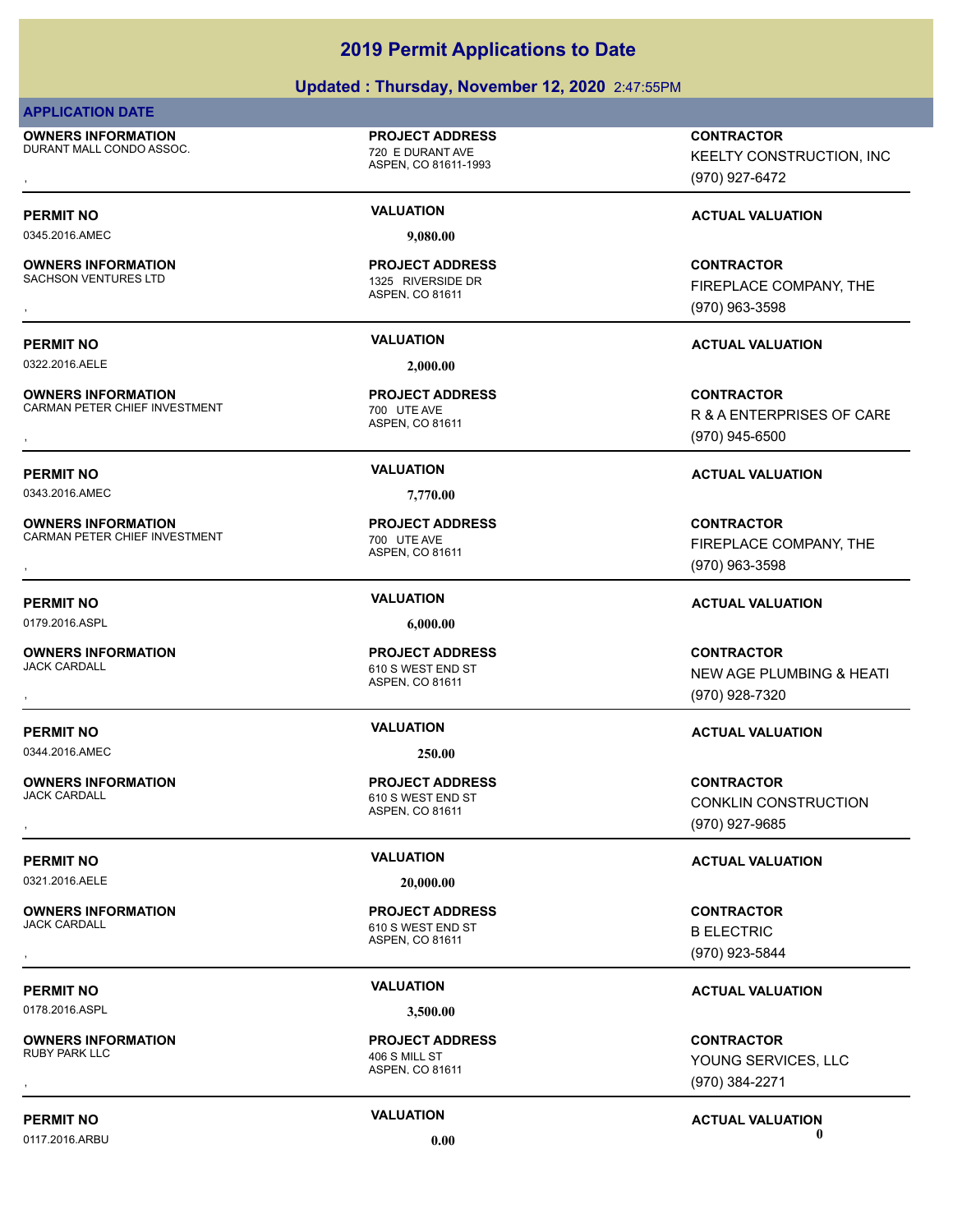# 2019 Permit Applications to Date

## Updated : Thursday, November 12, 2020 2:47:55PM

**APPLICATION DATE**

**OWNERS INFORMATION**
DURANT MALL CONDO ASSOC.
,

**PROJECT ADDRESS**
720 E DURANT AVE
ASPEN, CO 81611-1993

**CONTRACTOR**
KEELTY CONSTRUCTION, INC
(970) 927-6472

**PERMIT NO** 0345.2016.AMEC | **VALUATION** 9,080.00 | **ACTUAL VALUATION**

---

**OWNERS INFORMATION**
SACHSON VENTURES LTD
,

**PROJECT ADDRESS**
1325 RIVERSIDE DR
ASPEN, CO 81611

**CONTRACTOR**
FIREPLACE COMPANY, THE
(970) 963-3598

**PERMIT NO** 0322.2016.AELE | **VALUATION** 2,000.00 | **ACTUAL VALUATION**

---

**OWNERS INFORMATION**
CARMAN PETER CHIEF INVESTMENT
,

**PROJECT ADDRESS**
700 UTE AVE
ASPEN, CO 81611

**CONTRACTOR**
R & A ENTERPRISES OF CARE
(970) 945-6500

**PERMIT NO** 0343.2016.AMEC | **VALUATION** 7,770.00 | **ACTUAL VALUATION**

---

**OWNERS INFORMATION**
CARMAN PETER CHIEF INVESTMENT
,

**PROJECT ADDRESS**
700 UTE AVE
ASPEN, CO 81611

**CONTRACTOR**
FIREPLACE COMPANY, THE
(970) 963-3598

**PERMIT NO** 0179.2016.ASPL | **VALUATION** 6,000.00 | **ACTUAL VALUATION**

---

**OWNERS INFORMATION**
JACK CARDALL
,

**PROJECT ADDRESS**
610 S WEST END ST
ASPEN, CO 81611

**CONTRACTOR**
NEW AGE PLUMBING & HEATI
(970) 928-7320

**PERMIT NO** 0344.2016.AMEC | **VALUATION** 250.00 | **ACTUAL VALUATION**

---

**OWNERS INFORMATION**
JACK CARDALL
,

**PROJECT ADDRESS**
610 S WEST END ST
ASPEN, CO 81611

**CONTRACTOR**
CONKLIN CONSTRUCTION
(970) 927-9685

**PERMIT NO** 0321.2016.AELE | **VALUATION** 20,000.00 | **ACTUAL VALUATION**

---

**OWNERS INFORMATION**
JACK CARDALL
,

**PROJECT ADDRESS**
610 S WEST END ST
ASPEN, CO 81611

**CONTRACTOR**
B ELECTRIC
(970) 923-5844

**PERMIT NO** 0178.2016.ASPL | **VALUATION** 3,500.00 | **ACTUAL VALUATION**

---

**OWNERS INFORMATION**
RUBY PARK LLC
,

**PROJECT ADDRESS**
406 S MILL ST
ASPEN, CO 81611

**CONTRACTOR**
YOUNG SERVICES, LLC
(970) 384-2271

**PERMIT NO** 0117.2016.ARBU | **VALUATION** 0.00 | **ACTUAL VALUATION** 0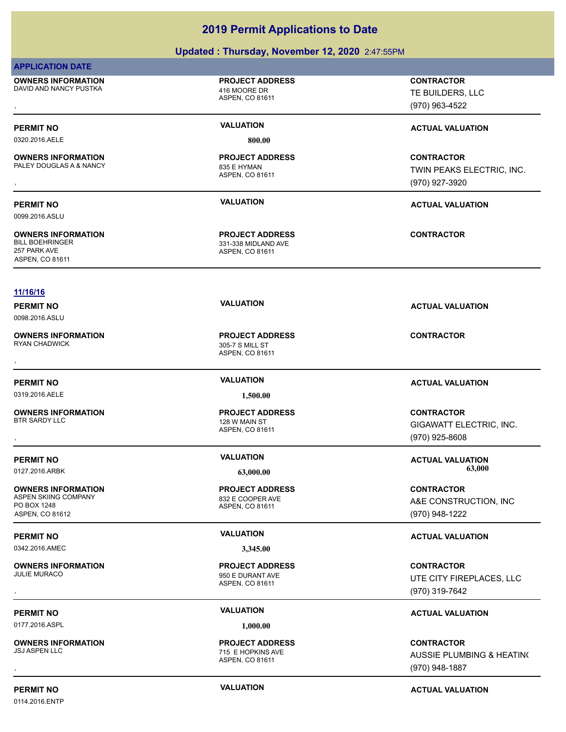# 2019 Permit Applications to Date

## Updated : Thursday, November 12, 2020 2:47:55PM

**APPLICATION DATE**

**OWNERS INFORMATION**
DAVID AND NANCY PUSTKA
,

**PROJECT ADDRESS**
416 MOORE DR
ASPEN, CO 81611

**CONTRACTOR**
TE BUILDERS, LLC
(970) 963-4522

**PERMIT NO** 0320.2016.AELE
**VALUATION** 800.00
**ACTUAL VALUATION**

**OWNERS INFORMATION**
PALEY DOUGLAS A & NANCY
,

**PROJECT ADDRESS**
835 E HYMAN
ASPEN, CO 81611

**CONTRACTOR**
TWIN PEAKS ELECTRIC, INC.
(970) 927-3920

**PERMIT NO** 0099.2016.ASLU
**VALUATION**
**ACTUAL VALUATION**

**OWNERS INFORMATION**
BILL BOEHRINGER
257 PARK AVE
ASPEN, CO 81611

**PROJECT ADDRESS**
331-338 MIDLAND AVE
ASPEN, CO 81611

**CONTRACTOR**

**11/16/16**

**PERMIT NO** 0098.2016.ASLU
**VALUATION**
**ACTUAL VALUATION**

**OWNERS INFORMATION**
RYAN CHADWICK
,

**PROJECT ADDRESS**
305-7 S MILL ST
ASPEN, CO 81611

**CONTRACTOR**

**PERMIT NO** 0319.2016.AELE
**VALUATION** 1,500.00
**ACTUAL VALUATION**

**OWNERS INFORMATION**
BTR SARDY LLC
,

**PROJECT ADDRESS**
128 W MAIN ST
ASPEN, CO 81611

**CONTRACTOR**
GIGAWATT ELECTRIC, INC.
(970) 925-8608

**PERMIT NO** 0127.2016.ARBK
**VALUATION** 63,000.00
**ACTUAL VALUATION** 63,000

**OWNERS INFORMATION**
ASPEN SKIING COMPANY
PO BOX 1248
ASPEN, CO 81612

**PROJECT ADDRESS**
832 E COOPER AVE
ASPEN, CO 81611

**CONTRACTOR**
A&E CONSTRUCTION, INC
(970) 948-1222

**PERMIT NO** 0342.2016.AMEC
**VALUATION** 3,345.00
**ACTUAL VALUATION**

**OWNERS INFORMATION**
JULIE MURACO
,

**PROJECT ADDRESS**
950 E DURANT AVE
ASPEN, CO 81611

**CONTRACTOR**
UTE CITY FIREPLACES, LLC
(970) 319-7642

**PERMIT NO** 0177.2016.ASPL
**VALUATION** 1,000.00
**ACTUAL VALUATION**

**OWNERS INFORMATION**
JSJ ASPEN LLC
,

**PROJECT ADDRESS**
715 E HOPKINS AVE
ASPEN, CO 81611

**CONTRACTOR**
AUSSIE PLUMBING & HEATING
(970) 948-1887

**PERMIT NO** 0114.2016.ENTP
**VALUATION**
**ACTUAL VALUATION**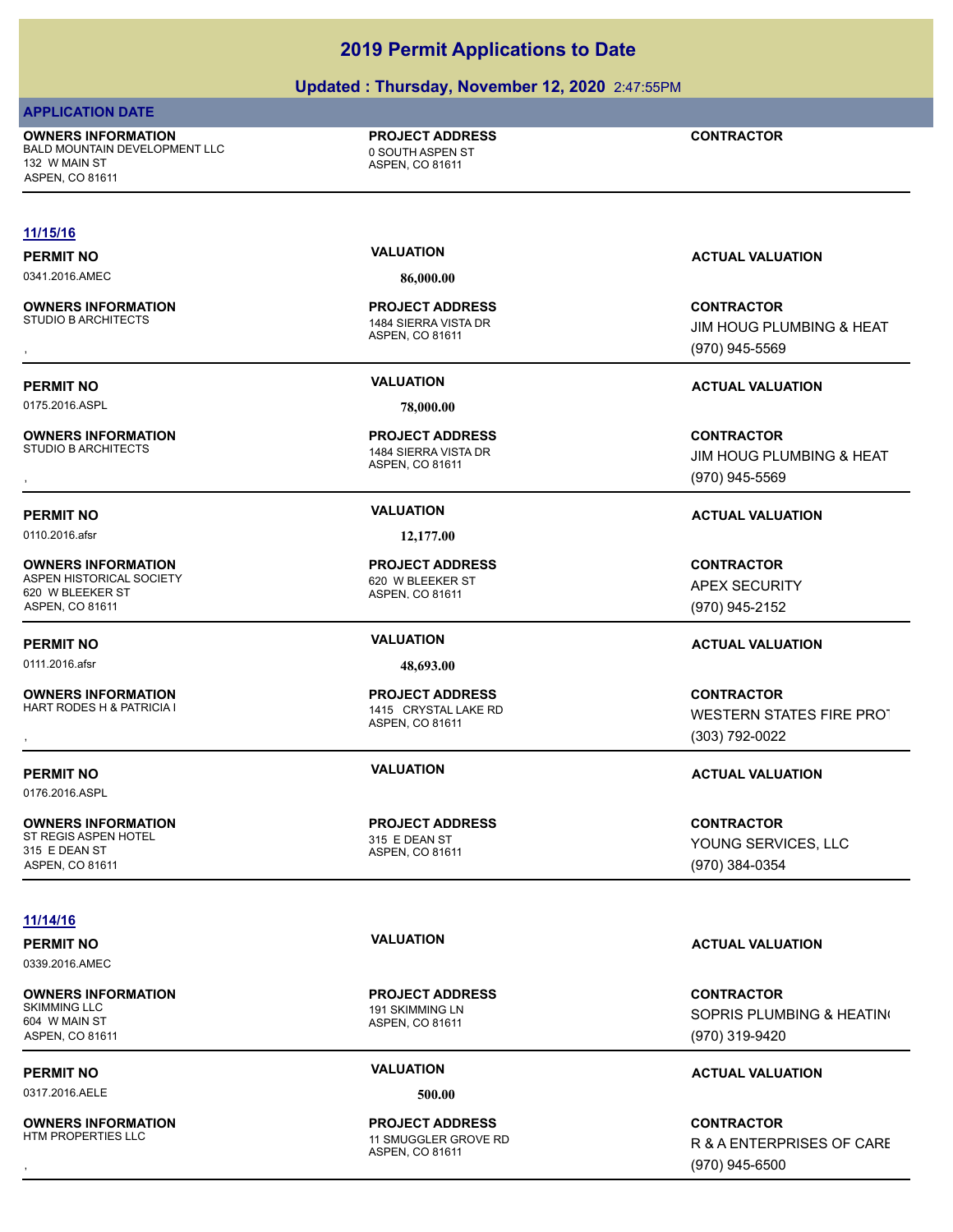# 2019 Permit Applications to Date

## Updated : Thursday, November 12, 2020 2:47:55PM

**APPLICATION DATE**

**OWNERS INFORMATION**
BALD MOUNTAIN DEVELOPMENT LLC
132 W MAIN ST
ASPEN, CO 81611

**PROJECT ADDRESS**
0 SOUTH ASPEN ST
ASPEN, CO 81611

**CONTRACTOR**

---

**11/15/16**

**PERMIT NO** 0341.2016.AMEC
**VALUATION** 86,000.00
**ACTUAL VALUATION**

**OWNERS INFORMATION**
STUDIO B ARCHITECTS
,

**PROJECT ADDRESS**
1484 SIERRA VISTA DR
ASPEN, CO 81611

**CONTRACTOR**
JIM HOUG PLUMBING & HEAT
(970) 945-5569

---

**PERMIT NO** 0175.2016.ASPL
**VALUATION** 78,000.00
**ACTUAL VALUATION**

**OWNERS INFORMATION**
STUDIO B ARCHITECTS
,

**PROJECT ADDRESS**
1484 SIERRA VISTA DR
ASPEN, CO 81611

**CONTRACTOR**
JIM HOUG PLUMBING & HEAT
(970) 945-5569

---

**PERMIT NO** 0110.2016.afsr
**VALUATION** 12,177.00
**ACTUAL VALUATION**

**OWNERS INFORMATION**
ASPEN HISTORICAL SOCIETY
620 W BLEEKER ST
ASPEN, CO 81611

**PROJECT ADDRESS**
620 W BLEEKER ST
ASPEN, CO 81611

**CONTRACTOR**
APEX SECURITY
(970) 945-2152

---

**PERMIT NO** 0111.2016.afsr
**VALUATION** 48,693.00
**ACTUAL VALUATION**

**OWNERS INFORMATION**
HART RODES H & PATRICIA I
,

**PROJECT ADDRESS**
1415 CRYSTAL LAKE RD
ASPEN, CO 81611

**CONTRACTOR**
WESTERN STATES FIRE PROT
(303) 792-0022

---

**PERMIT NO** 0176.2016.ASPL
**VALUATION**
**ACTUAL VALUATION**

**OWNERS INFORMATION**
ST REGIS ASPEN HOTEL
315 E DEAN ST
ASPEN, CO 81611

**PROJECT ADDRESS**
315 E DEAN ST
ASPEN, CO 81611

**CONTRACTOR**
YOUNG SERVICES, LLC
(970) 384-0354

---

**11/14/16**

**PERMIT NO** 0339.2016.AMEC
**VALUATION**
**ACTUAL VALUATION**

**OWNERS INFORMATION**
SKIMMING LLC
604 W MAIN ST
ASPEN, CO 81611

**PROJECT ADDRESS**
191 SKIMMING LN
ASPEN, CO 81611

**CONTRACTOR**
SOPRIS PLUMBING & HEATIN
(970) 319-9420

---

**PERMIT NO** 0317.2016.AELE
**VALUATION** 500.00
**ACTUAL VALUATION**

**OWNERS INFORMATION**
HTM PROPERTIES LLC
,

**PROJECT ADDRESS**
11 SMUGGLER GROVE RD
ASPEN, CO 81611

**CONTRACTOR**
R & A ENTERPRISES OF CARE
(970) 945-6500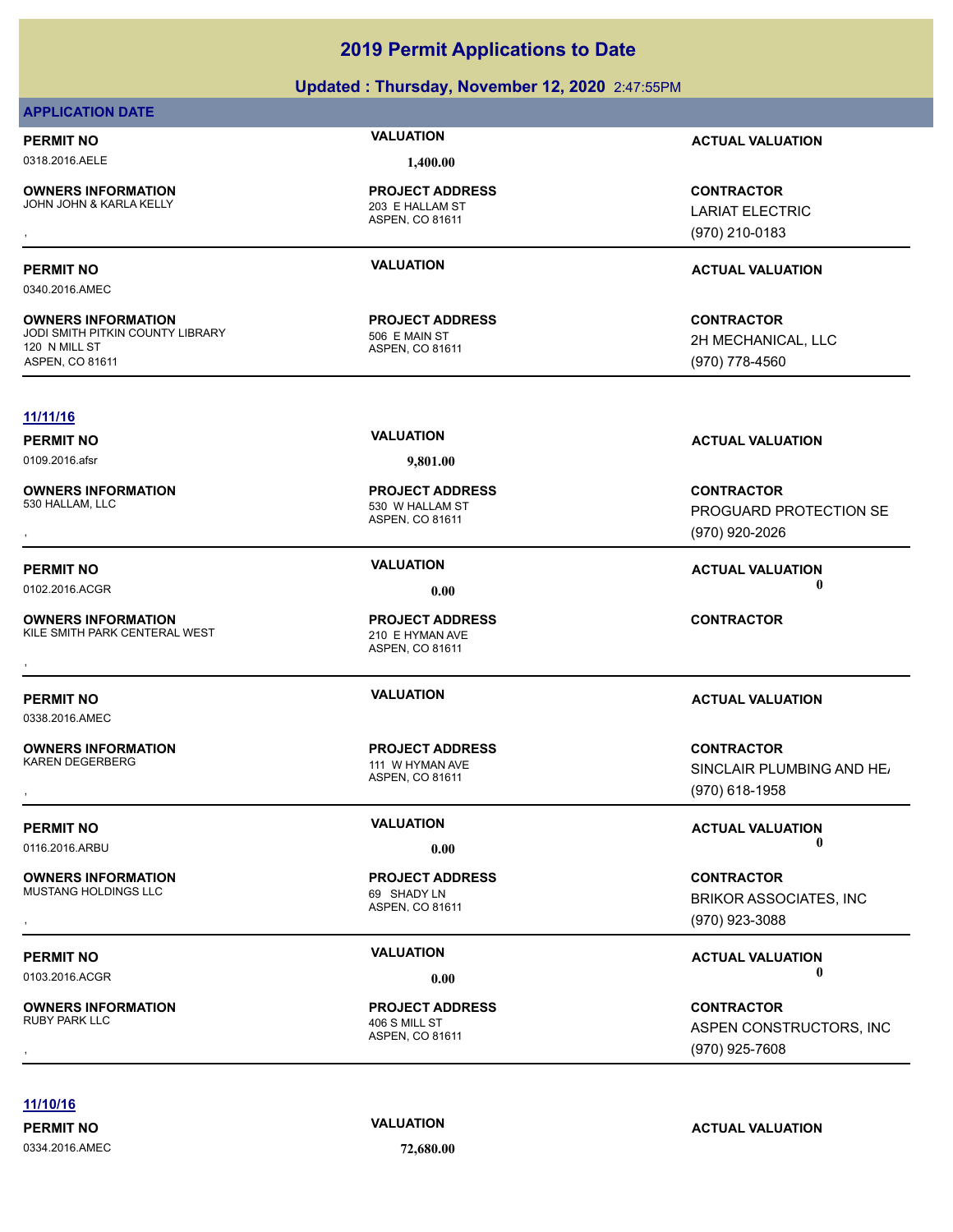# 2019 Permit Applications to Date

## Updated : Thursday, November 12, 2020 2:47:55PM

**APPLICATION DATE**

| PERMIT NO | VALUATION | ACTUAL VALUATION |
|---|---|---|
| 0318.2016.AELE | 1,400.00 | |

| OWNERS INFORMATION | PROJECT ADDRESS | CONTRACTOR |
|---|---|---|
| JOHN JOHN & KARLA KELLY<br>, | 203 E HALLAM ST<br>ASPEN, CO 81611 | LARIAT ELECTRIC<br>(970) 210-0183 |

| PERMIT NO | VALUATION | ACTUAL VALUATION |
|---|---|---|
| 0340.2016.AMEC | | |

| OWNERS INFORMATION | PROJECT ADDRESS | CONTRACTOR |
|---|---|---|
| JODI SMITH PITKIN COUNTY LIBRARY<br>120 N MILL ST<br>ASPEN, CO 81611 | 506 E MAIN ST<br>ASPEN, CO 81611 | 2H MECHANICAL, LLC<br>(970) 778-4560 |

**11/11/16**

| PERMIT NO | VALUATION | ACTUAL VALUATION |
|---|---|---|
| 0109.2016.afsr | 9,801.00 | |

| OWNERS INFORMATION | PROJECT ADDRESS | CONTRACTOR |
|---|---|---|
| 530 HALLAM, LLC<br>, | 530 W HALLAM ST<br>ASPEN, CO 81611 | PROGUARD PROTECTION SE<br>(970) 920-2026 |

| PERMIT NO | VALUATION | ACTUAL VALUATION |
|---|---|---|
| 0102.2016.ACGR | 0.00 | 0 |

| OWNERS INFORMATION | PROJECT ADDRESS | CONTRACTOR |
|---|---|---|
| KILE SMITH PARK CENTERAL WEST<br>, | 210 E HYMAN AVE<br>ASPEN, CO 81611 | |

| PERMIT NO | VALUATION | ACTUAL VALUATION |
|---|---|---|
| 0338.2016.AMEC | | |

| OWNERS INFORMATION | PROJECT ADDRESS | CONTRACTOR |
|---|---|---|
| KAREN DEGERBERG<br>, | 111 W HYMAN AVE<br>ASPEN, CO 81611 | SINCLAIR PLUMBING AND HEA<br>(970) 618-1958 |

| PERMIT NO | VALUATION | ACTUAL VALUATION |
|---|---|---|
| 0116.2016.ARBU | 0.00 | 0 |

| OWNERS INFORMATION | PROJECT ADDRESS | CONTRACTOR |
|---|---|---|
| MUSTANG HOLDINGS LLC<br>, | 69 SHADY LN<br>ASPEN, CO 81611 | BRIKOR ASSOCIATES, INC<br>(970) 923-3088 |

| PERMIT NO | VALUATION | ACTUAL VALUATION |
|---|---|---|
| 0103.2016.ACGR | 0.00 | 0 |

| OWNERS INFORMATION | PROJECT ADDRESS | CONTRACTOR |
|---|---|---|
| RUBY PARK LLC<br>, | 406 S MILL ST<br>ASPEN, CO 81611 | ASPEN CONSTRUCTORS, INC<br>(970) 925-7608 |

**11/10/16**

| PERMIT NO | VALUATION | ACTUAL VALUATION |
|---|---|---|
| 0334.2016.AMEC | 72,680.00 | |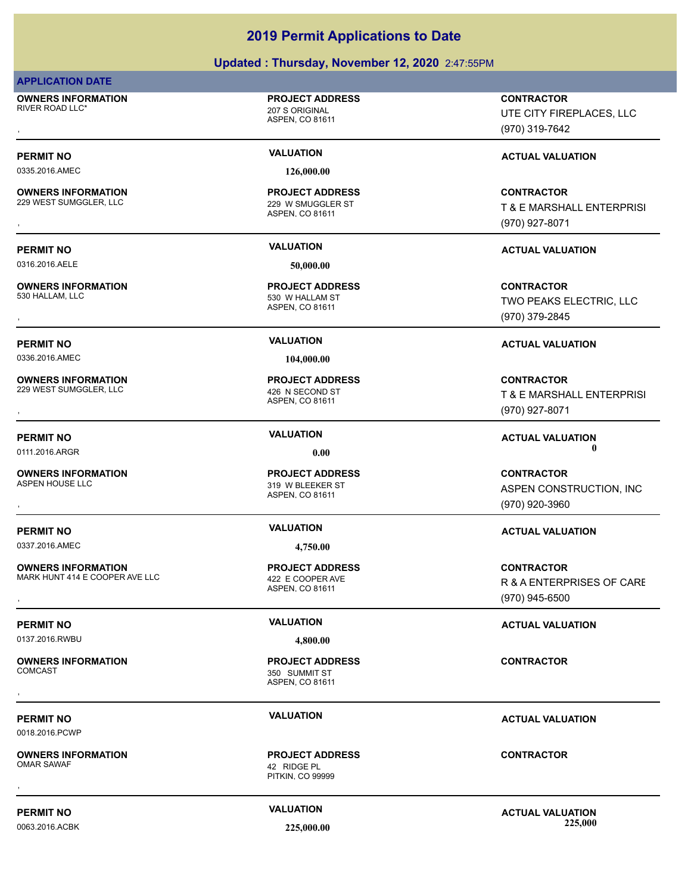# 2019 Permit Applications to Date

## Updated : Thursday, November 12, 2020 2:47:55PM

**APPLICATION DATE**

**OWNERS INFORMATION**
RIVER ROAD LLC*
,

**PROJECT ADDRESS**
207 S ORIGINAL
ASPEN, CO 81611

**CONTRACTOR**
UTE CITY FIREPLACES, LLC
(970) 319-7642

**PERMIT NO** 0335.2016.AMEC
**VALUATION** 126,000.00
**ACTUAL VALUATION**

---

**OWNERS INFORMATION**
229 WEST SUMGGLER, LLC
,

**PROJECT ADDRESS**
229 W SMUGGLER ST
ASPEN, CO 81611

**CONTRACTOR**
T & E MARSHALL ENTERPRISI
(970) 927-8071

**PERMIT NO** 0316.2016.AELE
**VALUATION** 50,000.00
**ACTUAL VALUATION**

---

**OWNERS INFORMATION**
530 HALLAM, LLC
,

**PROJECT ADDRESS**
530 W HALLAM ST
ASPEN, CO 81611

**CONTRACTOR**
TWO PEAKS ELECTRIC, LLC
(970) 379-2845

**PERMIT NO** 0336.2016.AMEC
**VALUATION** 104,000.00
**ACTUAL VALUATION**

---

**OWNERS INFORMATION**
229 WEST SUMGGLER, LLC
,

**PROJECT ADDRESS**
426 N SECOND ST
ASPEN, CO 81611

**CONTRACTOR**
T & E MARSHALL ENTERPRISI
(970) 927-8071

**PERMIT NO** 0111.2016.ARGR
**VALUATION** 0.00
**ACTUAL VALUATION** 0

---

**OWNERS INFORMATION**
ASPEN HOUSE LLC
,

**PROJECT ADDRESS**
319 W BLEEKER ST
ASPEN, CO 81611

**CONTRACTOR**
ASPEN CONSTRUCTION, INC
(970) 920-3960

**PERMIT NO** 0337.2016.AMEC
**VALUATION** 4,750.00
**ACTUAL VALUATION**

---

**OWNERS INFORMATION**
MARK HUNT 414 E COOPER AVE LLC
,

**PROJECT ADDRESS**
422 E COOPER AVE
ASPEN, CO 81611

**CONTRACTOR**
R & A ENTERPRISES OF CARE
(970) 945-6500

**PERMIT NO** 0137.2016.RWBU
**VALUATION** 4,800.00
**ACTUAL VALUATION**

---

**OWNERS INFORMATION**
COMCAST
,

**PROJECT ADDRESS**
350 SUMMIT ST
ASPEN, CO 81611

**CONTRACTOR**

**PERMIT NO** 0018.2016.PCWP
**VALUATION**
**ACTUAL VALUATION**

---

**OWNERS INFORMATION**
OMAR SAWAF
,

**PROJECT ADDRESS**
42 RIDGE PL
PITKIN, CO 99999

**CONTRACTOR**

**PERMIT NO** 0063.2016.ACBK
**VALUATION** 225,000.00
**ACTUAL VALUATION** 225,000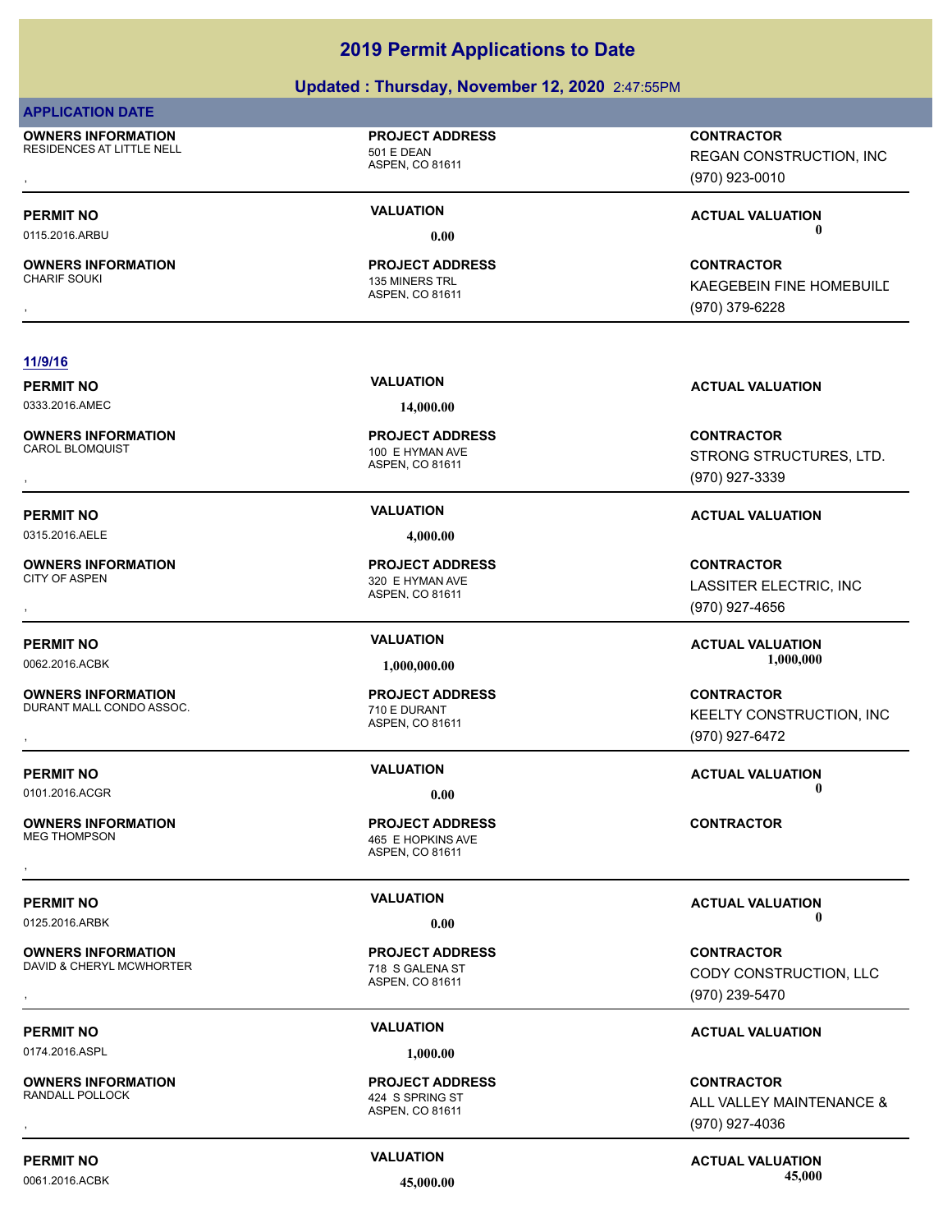# 2019 Permit Applications to Date

## Updated : Thursday, November 12, 2020 2:47:55PM

**APPLICATION DATE**

**OWNERS INFORMATION**
RESIDENCES AT LITTLE NELL
,

**PROJECT ADDRESS**
501 E DEAN
ASPEN, CO 81611

**CONTRACTOR**
REGAN CONSTRUCTION, INC
(970) 923-0010

---

**PERMIT NO**
0115.2016.ARBU

**VALUATION**
0.00

**ACTUAL VALUATION**
0

**OWNERS INFORMATION**
CHARIF SOUKI
,

**PROJECT ADDRESS**
135 MINERS TRL
ASPEN, CO 81611

**CONTRACTOR**
KAEGEBEIN FINE HOMEBUILD
(970) 379-6228

---

**11/9/16**

**PERMIT NO**
0333.2016.AMEC

**VALUATION**
14,000.00

**ACTUAL VALUATION**

**OWNERS INFORMATION**
CAROL BLOMQUIST
,

**PROJECT ADDRESS**
100 E HYMAN AVE
ASPEN, CO 81611

**CONTRACTOR**
STRONG STRUCTURES, LTD.
(970) 927-3339

---

**PERMIT NO**
0315.2016.AELE

**VALUATION**
4,000.00

**ACTUAL VALUATION**

**OWNERS INFORMATION**
CITY OF ASPEN
,

**PROJECT ADDRESS**
320 E HYMAN AVE
ASPEN, CO 81611

**CONTRACTOR**
LASSITER ELECTRIC, INC
(970) 927-4656

---

**PERMIT NO**
0062.2016.ACBK

**VALUATION**
1,000,000.00

**ACTUAL VALUATION**
1,000,000

**OWNERS INFORMATION**
DURANT MALL CONDO ASSOC.
,

**PROJECT ADDRESS**
710 E DURANT
ASPEN, CO 81611

**CONTRACTOR**
KEELTY CONSTRUCTION, INC
(970) 927-6472

---

**PERMIT NO**
0101.2016.ACGR

**VALUATION**
0.00

**ACTUAL VALUATION**
0

**OWNERS INFORMATION**
MEG THOMPSON
,

**PROJECT ADDRESS**
465 E HOPKINS AVE
ASPEN, CO 81611

**CONTRACTOR**

---

**PERMIT NO**
0125.2016.ARBK

**VALUATION**
0.00

**ACTUAL VALUATION**
0

**OWNERS INFORMATION**
DAVID & CHERYL MCWHORTER
,

**PROJECT ADDRESS**
718 S GALENA ST
ASPEN, CO 81611

**CONTRACTOR**
CODY CONSTRUCTION, LLC
(970) 239-5470

---

**PERMIT NO**
0174.2016.ASPL

**VALUATION**
1,000.00

**ACTUAL VALUATION**

**OWNERS INFORMATION**
RANDALL POLLOCK
,

**PROJECT ADDRESS**
424 S SPRING ST
ASPEN, CO 81611

**CONTRACTOR**
ALL VALLEY MAINTENANCE &
(970) 927-4036

---

**PERMIT NO**
0061.2016.ACBK

**VALUATION**
45,000.00

**ACTUAL VALUATION**
45,000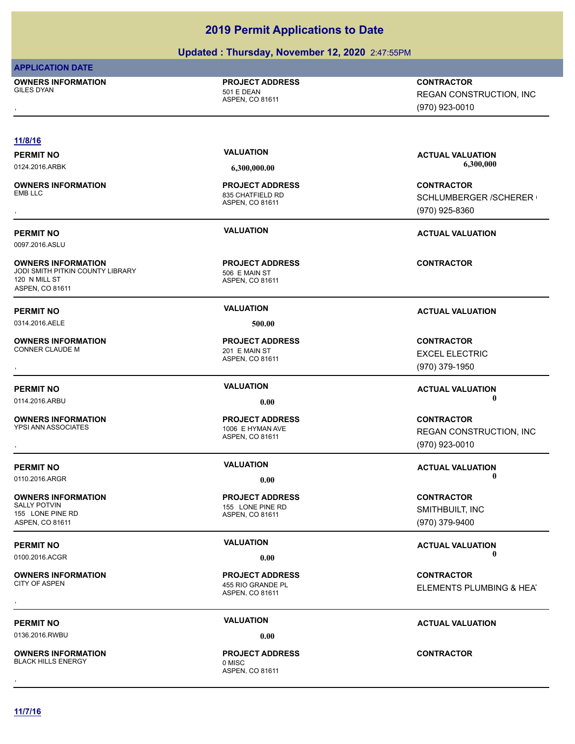# 2019 Permit Applications to Date

## Updated : Thursday, November 12, 2020 2:47:55PM

**APPLICATION DATE**

| OWNERS INFORMATION | PROJECT ADDRESS | CONTRACTOR |
|---|---|---|
| GILES DYAN<br>, | 501 E DEAN<br>ASPEN, CO 81611 | REGAN CONSTRUCTION, INC<br>(970) 923-0010 |

**11/8/16**

| PERMIT NO | VALUATION | ACTUAL VALUATION |
|---|---|---|
| 0124.2016.ARBK | 6,300,000.00 | 6,300,000 |
| **OWNERS INFORMATION** | **PROJECT ADDRESS** | **CONTRACTOR** |
| EMB LLC<br>, | 835 CHATFIELD RD<br>ASPEN, CO 81611 | SCHLUMBERGER /SCHERER<br>(970) 925-8360 |

| PERMIT NO | VALUATION | ACTUAL VALUATION |
|---|---|---|
| 0097.2016.ASLU | | |
| **OWNERS INFORMATION** | **PROJECT ADDRESS** | **CONTRACTOR** |
| JODI SMITH PITKIN COUNTY LIBRARY<br>120 N MILL ST<br>ASPEN, CO 81611 | 506 E MAIN ST<br>ASPEN, CO 81611 | |

| PERMIT NO | VALUATION | ACTUAL VALUATION |
|---|---|---|
| 0314.2016.AELE | 500.00 | |
| **OWNERS INFORMATION** | **PROJECT ADDRESS** | **CONTRACTOR** |
| CONNER CLAUDE M<br>, | 201 E MAIN ST<br>ASPEN, CO 81611 | EXCEL ELECTRIC<br>(970) 379-1950 |

| PERMIT NO | VALUATION | ACTUAL VALUATION |
|---|---|---|
| 0114.2016.ARBU | 0.00 | 0 |
| **OWNERS INFORMATION** | **PROJECT ADDRESS** | **CONTRACTOR** |
| YPSI ANN ASSOCIATES<br>, | 1006 E HYMAN AVE<br>ASPEN, CO 81611 | REGAN CONSTRUCTION, INC<br>(970) 923-0010 |

| PERMIT NO | VALUATION | ACTUAL VALUATION |
|---|---|---|
| 0110.2016.ARGR | 0.00 | 0 |
| **OWNERS INFORMATION** | **PROJECT ADDRESS** | **CONTRACTOR** |
| SALLY POTVIN<br>155 LONE PINE RD<br>ASPEN, CO 81611 | 155 LONE PINE RD<br>ASPEN, CO 81611 | SMITHBUILT, INC<br>(970) 379-9400 |

| PERMIT NO | VALUATION | ACTUAL VALUATION |
|---|---|---|
| 0100.2016.ACGR | 0.00 | 0 |
| **OWNERS INFORMATION** | **PROJECT ADDRESS** | **CONTRACTOR** |
| CITY OF ASPEN<br>, | 455 RIO GRANDE PL<br>ASPEN, CO 81611 | ELEMENTS PLUMBING & HEA |

| PERMIT NO | VALUATION | ACTUAL VALUATION |
|---|---|---|
| 0136.2016.RWBU | 0.00 | |
| **OWNERS INFORMATION** | **PROJECT ADDRESS** | **CONTRACTOR** |
| BLACK HILLS ENERGY<br>, | 0 MISC<br>ASPEN, CO 81611 | |

**11/7/16**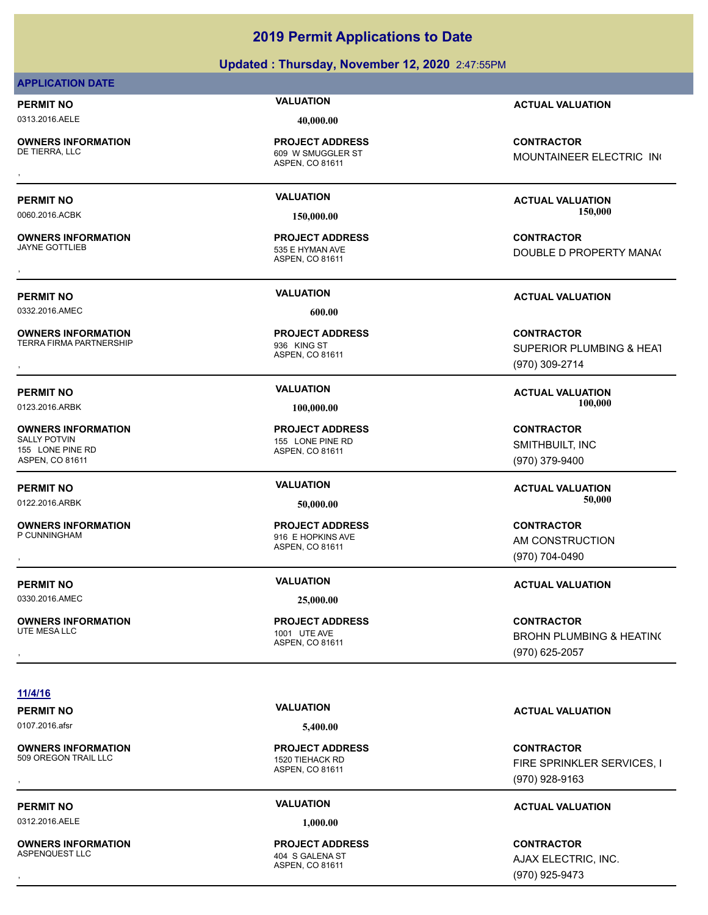# 2019 Permit Applications to Date

## Updated : Thursday, November 12, 2020 2:47:55PM

**APPLICATION DATE**

**PERMIT NO** 0313.2016.AELE
**VALUATION** 40,000.00
**ACTUAL VALUATION**

**OWNERS INFORMATION** DE TIERRA, LLC
,
**PROJECT ADDRESS** 609 W SMUGGLER ST, ASPEN, CO 81611
**CONTRACTOR** MOUNTAINEER ELECTRIC IN(

---

**PERMIT NO** 0060.2016.ACBK
**VALUATION** 150,000.00
**ACTUAL VALUATION** 150,000

**OWNERS INFORMATION** JAYNE GOTTLIEB
,
**PROJECT ADDRESS** 535 E HYMAN AVE, ASPEN, CO 81611
**CONTRACTOR** DOUBLE D PROPERTY MANA(

---

**PERMIT NO** 0332.2016.AMEC
**VALUATION** 600.00
**ACTUAL VALUATION**

**OWNERS INFORMATION** TERRA FIRMA PARTNERSHIP
,
**PROJECT ADDRESS** 936 KING ST, ASPEN, CO 81611
**CONTRACTOR** SUPERIOR PLUMBING & HEAT (970) 309-2714

---

**PERMIT NO** 0123.2016.ARBK
**VALUATION** 100,000.00
**ACTUAL VALUATION** 100,000

**OWNERS INFORMATION** SALLY POTVIN
155 LONE PINE RD
ASPEN, CO 81611
**PROJECT ADDRESS** 155 LONE PINE RD, ASPEN, CO 81611
**CONTRACTOR** SMITHBUILT, INC (970) 379-9400

---

**PERMIT NO** 0122.2016.ARBK
**VALUATION** 50,000.00
**ACTUAL VALUATION** 50,000

**OWNERS INFORMATION** P CUNNINGHAM
,
**PROJECT ADDRESS** 916 E HOPKINS AVE, ASPEN, CO 81611
**CONTRACTOR** AM CONSTRUCTION (970) 704-0490

---

**PERMIT NO** 0330.2016.AMEC
**VALUATION** 25,000.00
**ACTUAL VALUATION**

**OWNERS INFORMATION** UTE MESA LLC
,
**PROJECT ADDRESS** 1001 UTE AVE, ASPEN, CO 81611
**CONTRACTOR** BROHN PLUMBING & HEATIN( (970) 625-2057

---

**11/4/16**

**PERMIT NO** 0107.2016.afsr
**VALUATION** 5,400.00
**ACTUAL VALUATION**

**OWNERS INFORMATION** 509 OREGON TRAIL LLC
,
**PROJECT ADDRESS** 1520 TIEHACK RD, ASPEN, CO 81611
**CONTRACTOR** FIRE SPRINKLER SERVICES, I (970) 928-9163

---

**PERMIT NO** 0312.2016.AELE
**VALUATION** 1,000.00
**ACTUAL VALUATION**

**OWNERS INFORMATION** ASPENQUEST LLC
,
**PROJECT ADDRESS** 404 S GALENA ST, ASPEN, CO 81611
**CONTRACTOR** AJAX ELECTRIC, INC. (970) 925-9473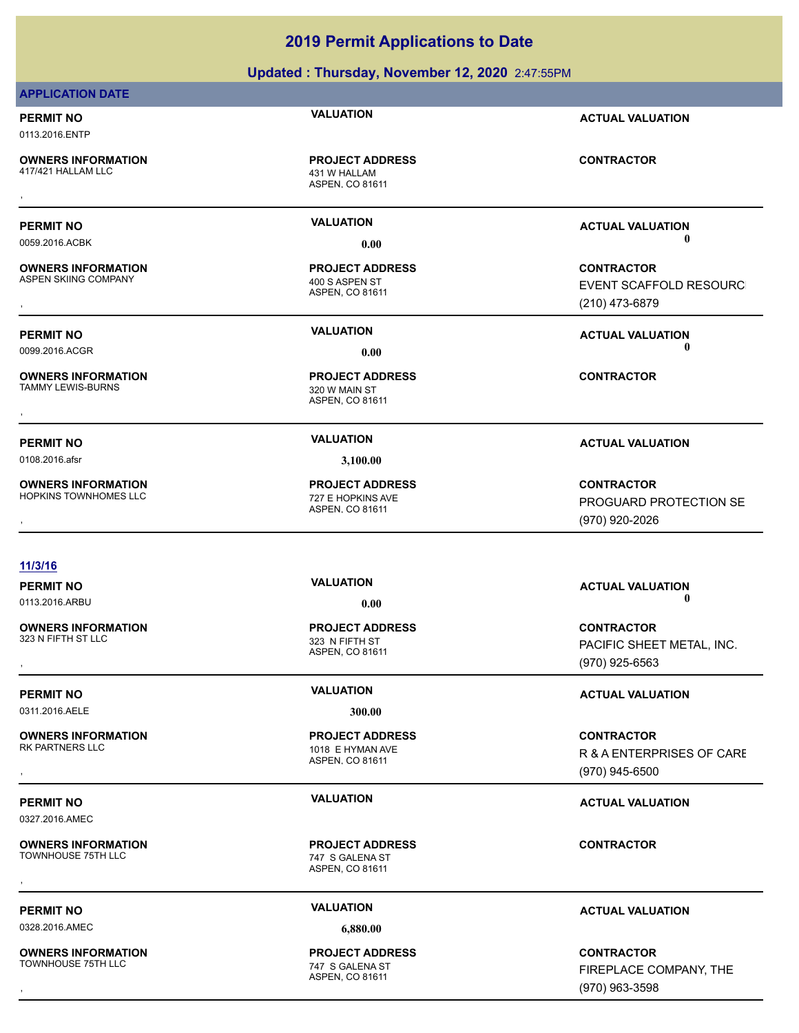# 2019 Permit Applications to Date

## Updated : Thursday, November 12, 2020 2:47:55PM

**APPLICATION DATE**

**PERMIT NO** 0113.2016.ENTP
**VALUATION**
**ACTUAL VALUATION**

**OWNERS INFORMATION** 417/421 HALLAM LLC
,
**PROJECT ADDRESS** 431 W HALLAM
ASPEN, CO 81611
**CONTRACTOR**

---

**PERMIT NO** 0059.2016.ACBK
**VALUATION** 0.00
**ACTUAL VALUATION** 0

**OWNERS INFORMATION** ASPEN SKIING COMPANY
,
**PROJECT ADDRESS** 400 S ASPEN ST
ASPEN, CO 81611
**CONTRACTOR** EVENT SCAFFOLD RESOURC
(210) 473-6879

---

**PERMIT NO** 0099.2016.ACGR
**VALUATION** 0.00
**ACTUAL VALUATION** 0

**OWNERS INFORMATION** TAMMY LEWIS-BURNS
,
**PROJECT ADDRESS** 320 W MAIN ST
ASPEN, CO 81611
**CONTRACTOR**

---

**PERMIT NO** 0108.2016.afsr
**VALUATION** 3,100.00
**ACTUAL VALUATION**

**OWNERS INFORMATION** HOPKINS TOWNHOMES LLC
,
**PROJECT ADDRESS** 727 E HOPKINS AVE
ASPEN, CO 81611
**CONTRACTOR** PROGUARD PROTECTION SE
(970) 920-2026

---

**11/3/16**

**PERMIT NO** 0113.2016.ARBU
**VALUATION** 0.00
**ACTUAL VALUATION** 0

**OWNERS INFORMATION** 323 N FIFTH ST LLC
,
**PROJECT ADDRESS** 323 N FIFTH ST
ASPEN, CO 81611
**CONTRACTOR** PACIFIC SHEET METAL, INC.
(970) 925-6563

---

**PERMIT NO** 0311.2016.AELE
**VALUATION** 300.00
**ACTUAL VALUATION**

**OWNERS INFORMATION** RK PARTNERS LLC
,
**PROJECT ADDRESS** 1018 E HYMAN AVE
ASPEN, CO 81611
**CONTRACTOR** R & A ENTERPRISES OF CARE
(970) 945-6500

---

**PERMIT NO** 0327.2016.AMEC
**VALUATION**
**ACTUAL VALUATION**

**OWNERS INFORMATION** TOWNHOUSE 75TH LLC
,
**PROJECT ADDRESS** 747 S GALENA ST
ASPEN, CO 81611
**CONTRACTOR**

---

**PERMIT NO** 0328.2016.AMEC
**VALUATION** 6,880.00
**ACTUAL VALUATION**

**OWNERS INFORMATION** TOWNHOUSE 75TH LLC
,
**PROJECT ADDRESS** 747 S GALENA ST
ASPEN, CO 81611
**CONTRACTOR** FIREPLACE COMPANY, THE
(970) 963-3598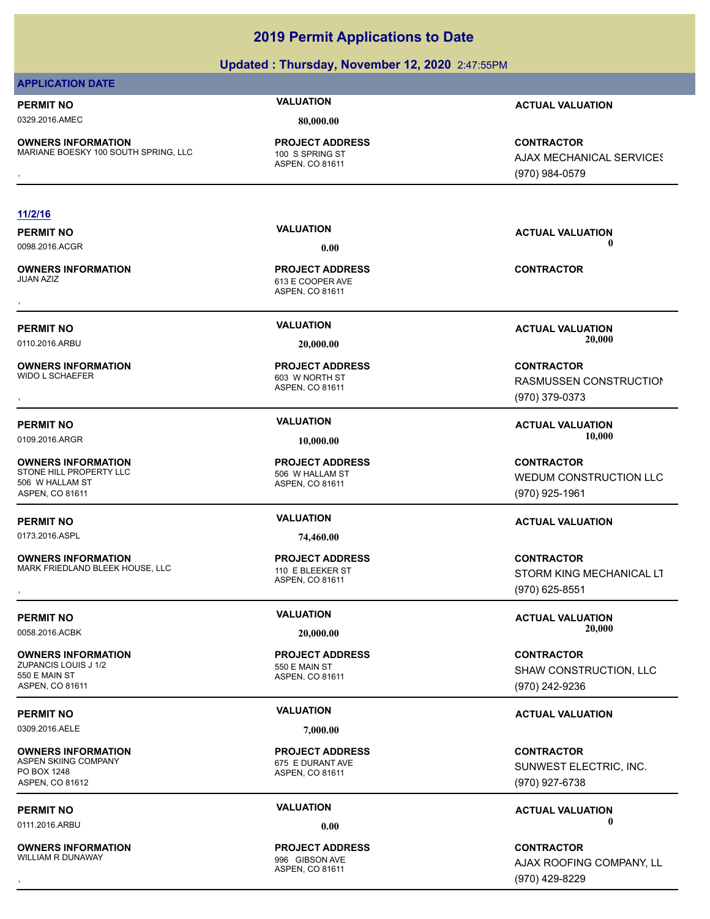# 2019 Permit Applications to Date

**Updated : Thursday, November 12, 2020** 2:47:55PM

**APPLICATION DATE**

**PERMIT NO** 0329.2016.AMEC
**VALUATION** 80,000.00
**ACTUAL VALUATION**

**OWNERS INFORMATION**
MARIANE BOESKY 100 SOUTH SPRING, LLC
,

**PROJECT ADDRESS**
100 S SPRING ST
ASPEN, CO 81611

**CONTRACTOR**
AJAX MECHANICAL SERVICES
(970) 984-0579

---

**11/2/16**

**PERMIT NO** 0098.2016.ACGR
**VALUATION** 0.00
**ACTUAL VALUATION** 0

**OWNERS INFORMATION**
JUAN AZIZ
,

**PROJECT ADDRESS**
613 E COOPER AVE
ASPEN, CO 81611

**CONTRACTOR**

---

**PERMIT NO** 0110.2016.ARBU
**VALUATION** 20,000.00
**ACTUAL VALUATION** 20,000

**OWNERS INFORMATION**
WIDO L SCHAEFER
,

**PROJECT ADDRESS**
603 W NORTH ST
ASPEN, CO 81611

**CONTRACTOR**
RASMUSSEN CONSTRUCTION
(970) 379-0373

---

**PERMIT NO** 0109.2016.ARGR
**VALUATION** 10,000.00
**ACTUAL VALUATION** 10,000

**OWNERS INFORMATION**
STONE HILL PROPERTY LLC
506 W HALLAM ST
ASPEN, CO 81611

**PROJECT ADDRESS**
506 W HALLAM ST
ASPEN, CO 81611

**CONTRACTOR**
WEDUM CONSTRUCTION LLC
(970) 925-1961

---

**PERMIT NO** 0173.2016.ASPL
**VALUATION** 74,460.00
**ACTUAL VALUATION**

**OWNERS INFORMATION**
MARK FRIEDLAND BLEEK HOUSE, LLC
,

**PROJECT ADDRESS**
110 E BLEEKER ST
ASPEN, CO 81611

**CONTRACTOR**
STORM KING MECHANICAL LT
(970) 625-8551

---

**PERMIT NO** 0058.2016.ACBK
**VALUATION** 20,000.00
**ACTUAL VALUATION** 20,000

**OWNERS INFORMATION**
ZUPANCIS LOUIS J 1/2
550 E MAIN ST
ASPEN, CO 81611

**PROJECT ADDRESS**
550 E MAIN ST
ASPEN, CO 81611

**CONTRACTOR**
SHAW CONSTRUCTION, LLC
(970) 242-9236

---

**PERMIT NO** 0309.2016.AELE
**VALUATION** 7,000.00
**ACTUAL VALUATION**

**OWNERS INFORMATION**
ASPEN SKIING COMPANY
PO BOX 1248
ASPEN, CO 81612

**PROJECT ADDRESS**
675 E DURANT AVE
ASPEN, CO 81611

**CONTRACTOR**
SUNWEST ELECTRIC, INC.
(970) 927-6738

---

**PERMIT NO** 0111.2016.ARBU
**VALUATION** 0.00
**ACTUAL VALUATION** 0

**OWNERS INFORMATION**
WILLIAM R DUNAWAY
,

**PROJECT ADDRESS**
996 GIBSON AVE
ASPEN, CO 81611

**CONTRACTOR**
AJAX ROOFING COMPANY, LL
(970) 429-8229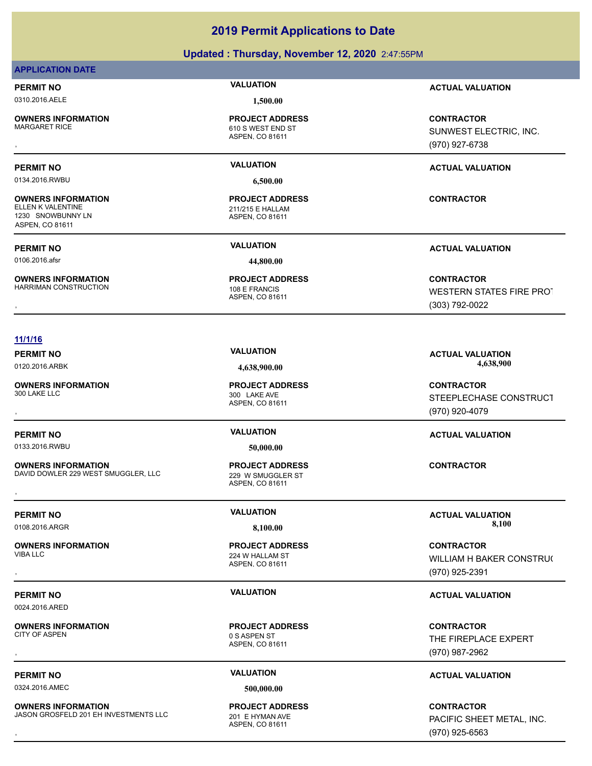# 2019 Permit Applications to Date

## Updated : Thursday, November 12, 2020 2:47:55PM

**APPLICATION DATE**

| PERMIT NO | VALUATION | ACTUAL VALUATION |
|---|---|---|
| 0310.2016.AELE | 1,500.00 | |

**OWNERS INFORMATION**
MARGARET RICE
,

**PROJECT ADDRESS**
610 S WEST END ST
ASPEN, CO 81611

**CONTRACTOR**
SUNWEST ELECTRIC, INC.
(970) 927-6738

---

| PERMIT NO | VALUATION | ACTUAL VALUATION |
|---|---|---|
| 0134.2016.RWBU | 6,500.00 | |

**OWNERS INFORMATION**
ELLEN K VALENTINE
1230 SNOWBUNNY LN
ASPEN, CO 81611

**PROJECT ADDRESS**
211/215 E HALLAM
ASPEN, CO 81611

**CONTRACTOR**

---

| PERMIT NO | VALUATION | ACTUAL VALUATION |
|---|---|---|
| 0106.2016.afsr | 44,800.00 | |

**OWNERS INFORMATION**
HARRIMAN CONSTRUCTION
,

**PROJECT ADDRESS**
108 E FRANCIS
ASPEN, CO 81611

**CONTRACTOR**
WESTERN STATES FIRE PROT
(303) 792-0022

---

**11/1/16**

| PERMIT NO | VALUATION | ACTUAL VALUATION |
|---|---|---|
| 0120.2016.ARBK | 4,638,900.00 | 4,638,900 |

**OWNERS INFORMATION**
300 LAKE LLC
,

**PROJECT ADDRESS**
300 LAKE AVE
ASPEN, CO 81611

**CONTRACTOR**
STEEPLECHASE CONSTRUCT
(970) 920-4079

---

| PERMIT NO | VALUATION | ACTUAL VALUATION |
|---|---|---|
| 0133.2016.RWBU | 50,000.00 | |

**OWNERS INFORMATION**
DAVID DOWLER 229 WEST SMUGGLER, LLC
,

**PROJECT ADDRESS**
229 W SMUGGLER ST
ASPEN, CO 81611

**CONTRACTOR**

---

| PERMIT NO | VALUATION | ACTUAL VALUATION |
|---|---|---|
| 0108.2016.ARGR | 8,100.00 | 8,100 |

**OWNERS INFORMATION**
VIBA LLC
,

**PROJECT ADDRESS**
224 W HALLAM ST
ASPEN, CO 81611

**CONTRACTOR**
WILLIAM H BAKER CONSTRU(
(970) 925-2391

---

| PERMIT NO | VALUATION | ACTUAL VALUATION |
|---|---|---|
| 0024.2016.ARED | | |

**OWNERS INFORMATION**
CITY OF ASPEN
,

**PROJECT ADDRESS**
0 S ASPEN ST
ASPEN, CO 81611

**CONTRACTOR**
THE FIREPLACE EXPERT
(970) 987-2962

---

| PERMIT NO | VALUATION | ACTUAL VALUATION |
|---|---|---|
| 0324.2016.AMEC | 500,000.00 | |

**OWNERS INFORMATION**
JASON GROSFELD 201 EH INVESTMENTS LLC
,

**PROJECT ADDRESS**
201 E HYMAN AVE
ASPEN, CO 81611

**CONTRACTOR**
PACIFIC SHEET METAL, INC.
(970) 925-6563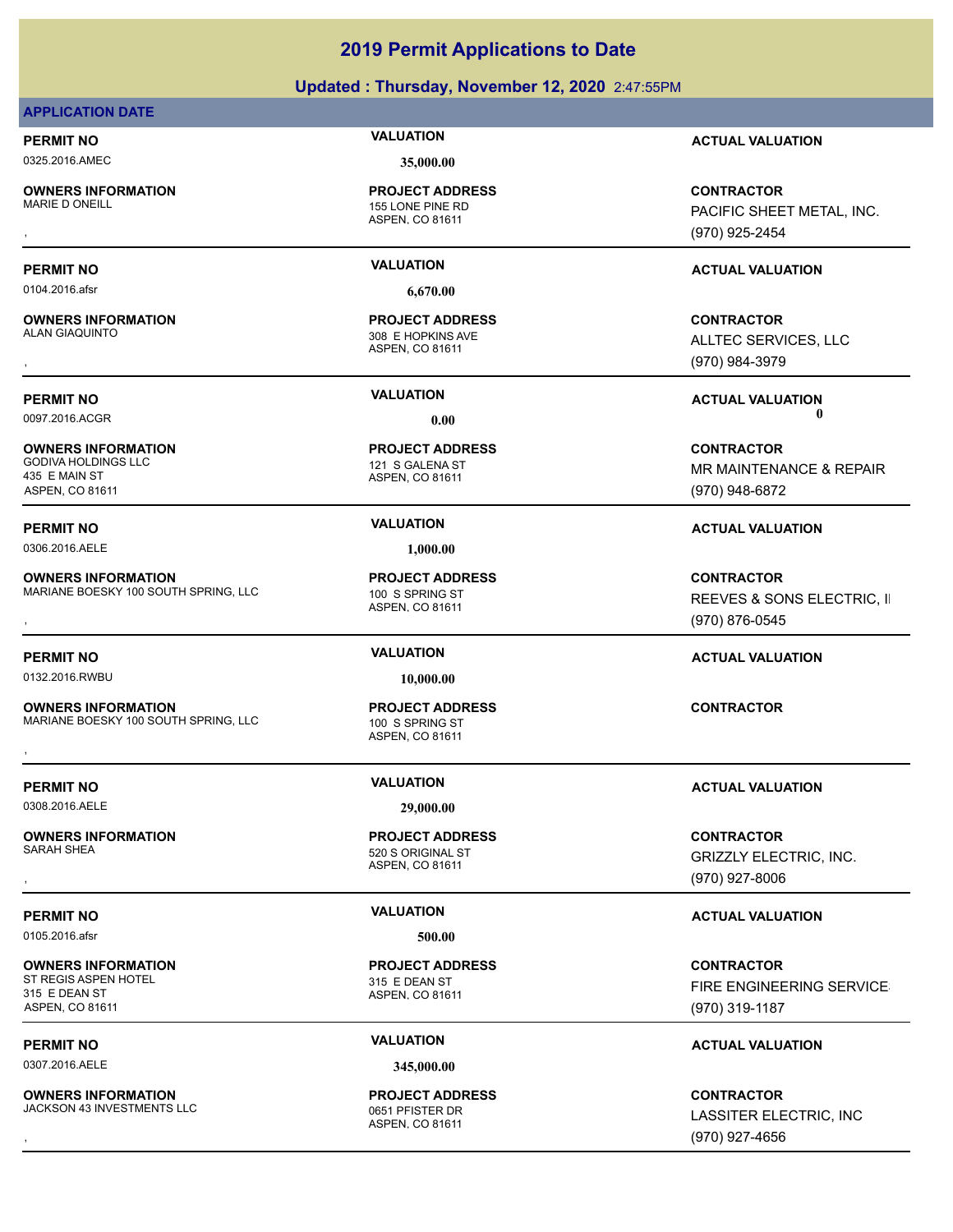# 2019 Permit Applications to Date

## Updated : Thursday, November 12, 2020 2:47:55PM

**APPLICATION DATE**

**PERMIT NO** 0325.2016.AMEC
**VALUATION** 35,000.00
**ACTUAL VALUATION**

**OWNERS INFORMATION**
MARIE D ONEILL
,

**PROJECT ADDRESS**
155 LONE PINE RD
ASPEN, CO 81611

**CONTRACTOR**
PACIFIC SHEET METAL, INC.
(970) 925-2454

---

**PERMIT NO** 0104.2016.afsr
**VALUATION** 6,670.00
**ACTUAL VALUATION**

**OWNERS INFORMATION**
ALAN GIAQUINTO
,

**PROJECT ADDRESS**
308 E HOPKINS AVE
ASPEN, CO 81611

**CONTRACTOR**
ALLTEC SERVICES, LLC
(970) 984-3979

---

**PERMIT NO** 0097.2016.ACGR
**VALUATION** 0.00
**ACTUAL VALUATION** 0

**OWNERS INFORMATION**
GODIVA HOLDINGS LLC
435 E MAIN ST
ASPEN, CO 81611

**PROJECT ADDRESS**
121 S GALENA ST
ASPEN, CO 81611

**CONTRACTOR**
MR MAINTENANCE & REPAIR
(970) 948-6872

---

**PERMIT NO** 0306.2016.AELE
**VALUATION** 1,000.00
**ACTUAL VALUATION**

**OWNERS INFORMATION**
MARIANE BOESKY 100 SOUTH SPRING, LLC
,

**PROJECT ADDRESS**
100 S SPRING ST
ASPEN, CO 81611

**CONTRACTOR**
REEVES & SONS ELECTRIC, I
(970) 876-0545

---

**PERMIT NO** 0132.2016.RWBU
**VALUATION** 10,000.00
**ACTUAL VALUATION**

**OWNERS INFORMATION**
MARIANE BOESKY 100 SOUTH SPRING, LLC
,

**PROJECT ADDRESS**
100 S SPRING ST
ASPEN, CO 81611

**CONTRACTOR**

---

**PERMIT NO** 0308.2016.AELE
**VALUATION** 29,000.00
**ACTUAL VALUATION**

**OWNERS INFORMATION**
SARAH SHEA
,

**PROJECT ADDRESS**
520 S ORIGINAL ST
ASPEN, CO 81611

**CONTRACTOR**
GRIZZLY ELECTRIC, INC.
(970) 927-8006

---

**PERMIT NO** 0105.2016.afsr
**VALUATION** 500.00
**ACTUAL VALUATION**

**OWNERS INFORMATION**
ST REGIS ASPEN HOTEL
315 E DEAN ST
ASPEN, CO 81611

**PROJECT ADDRESS**
315 E DEAN ST
ASPEN, CO 81611

**CONTRACTOR**
FIRE ENGINEERING SERVICE
(970) 319-1187

---

**PERMIT NO** 0307.2016.AELE
**VALUATION** 345,000.00
**ACTUAL VALUATION**

**OWNERS INFORMATION**
JACKSON 43 INVESTMENTS LLC
,

**PROJECT ADDRESS**
0651 PFISTER DR
ASPEN, CO 81611

**CONTRACTOR**
LASSITER ELECTRIC, INC
(970) 927-4656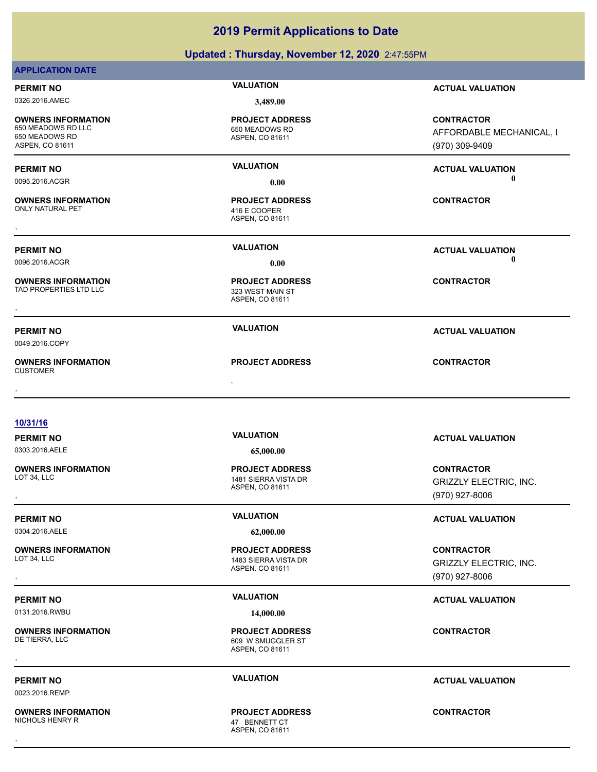# 2019 Permit Applications to Date

## Updated : Thursday, November 12, 2020 2:47:55PM

**APPLICATION DATE**

| PERMIT NO | VALUATION | ACTUAL VALUATION |
|---|---|---|
| 0326.2016.AMEC | 3,489.00 | |
| **OWNERS INFORMATION** | **PROJECT ADDRESS** | **CONTRACTOR** |
| 650 MEADOWS RD LLC<br>650 MEADOWS RD<br>ASPEN, CO 81611 | 650 MEADOWS RD<br>ASPEN, CO 81611 | AFFORDABLE MECHANICAL, I<br>(970) 309-9409 |

| PERMIT NO | VALUATION | ACTUAL VALUATION |
|---|---|---|
| 0095.2016.ACGR | 0.00 | 0 |
| **OWNERS INFORMATION** | **PROJECT ADDRESS** | **CONTRACTOR** |
| ONLY NATURAL PET<br>, | 416 E COOPER<br>ASPEN, CO 81611 | |

| PERMIT NO | VALUATION | ACTUAL VALUATION |
|---|---|---|
| 0096.2016.ACGR | 0.00 | 0 |
| **OWNERS INFORMATION** | **PROJECT ADDRESS** | **CONTRACTOR** |
| TAD PROPERTIES LTD LLC<br>, | 323 WEST MAIN ST<br>ASPEN, CO 81611 | |

| PERMIT NO | VALUATION | ACTUAL VALUATION |
|---|---|---|
| 0049.2016.COPY | | |
| **OWNERS INFORMATION** | **PROJECT ADDRESS** | **CONTRACTOR** |
| CUSTOMER<br>, | , | |

**10/31/16**

| PERMIT NO | VALUATION | ACTUAL VALUATION |
|---|---|---|
| 0303.2016.AELE | 65,000.00 | |
| **OWNERS INFORMATION** | **PROJECT ADDRESS** | **CONTRACTOR** |
| LOT 34, LLC<br>, | 1481 SIERRA VISTA DR<br>ASPEN, CO 81611 | GRIZZLY ELECTRIC, INC.<br>(970) 927-8006 |

| PERMIT NO | VALUATION | ACTUAL VALUATION |
|---|---|---|
| 0304.2016.AELE | 62,000.00 | |
| **OWNERS INFORMATION** | **PROJECT ADDRESS** | **CONTRACTOR** |
| LOT 34, LLC<br>, | 1483 SIERRA VISTA DR<br>ASPEN, CO 81611 | GRIZZLY ELECTRIC, INC.<br>(970) 927-8006 |

| PERMIT NO | VALUATION | ACTUAL VALUATION |
|---|---|---|
| 0131.2016.RWBU | 14,000.00 | |
| **OWNERS INFORMATION** | **PROJECT ADDRESS** | **CONTRACTOR** |
| DE TIERRA, LLC<br>, | 609 W SMUGGLER ST<br>ASPEN, CO 81611 | |

| PERMIT NO | VALUATION | ACTUAL VALUATION |
|---|---|---|
| 0023.2016.REMP | | |
| **OWNERS INFORMATION** | **PROJECT ADDRESS** | **CONTRACTOR** |
| NICHOLS HENRY R<br>, | 47 BENNETT CT<br>ASPEN, CO 81611 | |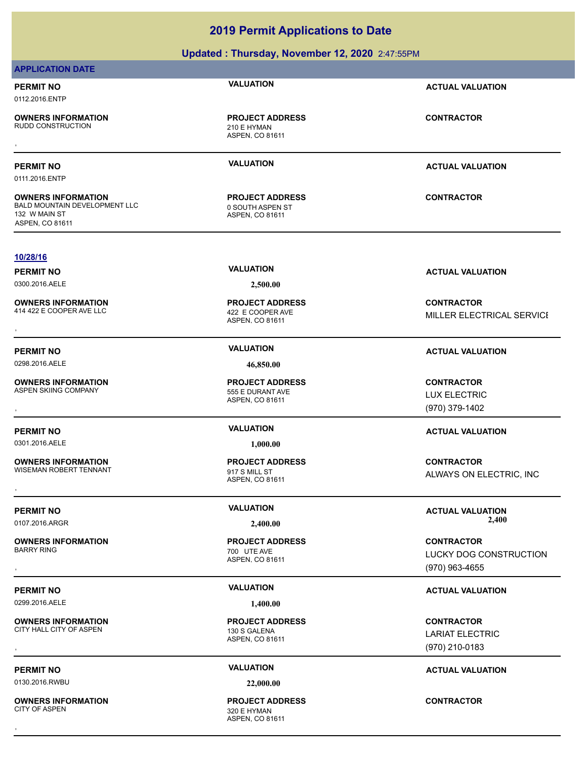# 2019 Permit Applications to Date

## Updated : Thursday, November 12, 2020 2:47:55PM

**APPLICATION DATE**

**PERMIT NO**
0112.2016.ENTP

**VALUATION**

**ACTUAL VALUATION**

**OWNERS INFORMATION**
RUDD CONSTRUCTION
,

**PROJECT ADDRESS**
210 E HYMAN
ASPEN, CO 81611

**CONTRACTOR**

---

**PERMIT NO**
0111.2016.ENTP

**VALUATION**

**ACTUAL VALUATION**

**OWNERS INFORMATION**
BALD MOUNTAIN DEVELOPMENT LLC
132 W MAIN ST
ASPEN, CO 81611

**PROJECT ADDRESS**
0 SOUTH ASPEN ST
ASPEN, CO 81611

**CONTRACTOR**

---

**10/28/16**

**PERMIT NO**
0300.2016.AELE

**VALUATION**
2,500.00

**ACTUAL VALUATION**

**OWNERS INFORMATION**
414 422 E COOPER AVE LLC
,

**PROJECT ADDRESS**
422 E COOPER AVE
ASPEN, CO 81611

**CONTRACTOR**
MILLER ELECTRICAL SERVICE

---

**PERMIT NO**
0298.2016.AELE

**VALUATION**
46,850.00

**ACTUAL VALUATION**

**OWNERS INFORMATION**
ASPEN SKIING COMPANY
,

**PROJECT ADDRESS**
555 E DURANT AVE
ASPEN, CO 81611

**CONTRACTOR**
LUX ELECTRIC
(970) 379-1402

---

**PERMIT NO**
0301.2016.AELE

**VALUATION**
1,000.00

**ACTUAL VALUATION**

**OWNERS INFORMATION**
WISEMAN ROBERT TENNANT
,

**PROJECT ADDRESS**
917 S MILL ST
ASPEN, CO 81611

**CONTRACTOR**
ALWAYS ON ELECTRIC, INC

---

**PERMIT NO**
0107.2016.ARGR

**VALUATION**
2,400.00

**ACTUAL VALUATION**
2,400

**OWNERS INFORMATION**
BARRY RING
,

**PROJECT ADDRESS**
700 UTE AVE
ASPEN, CO 81611

**CONTRACTOR**
LUCKY DOG CONSTRUCTION
(970) 963-4655

---

**PERMIT NO**
0299.2016.AELE

**VALUATION**
1,400.00

**ACTUAL VALUATION**

**OWNERS INFORMATION**
CITY HALL CITY OF ASPEN
,

**PROJECT ADDRESS**
130 S GALENA
ASPEN, CO 81611

**CONTRACTOR**
LARIAT ELECTRIC
(970) 210-0183

---

**PERMIT NO**
0130.2016.RWBU

**VALUATION**
22,000.00

**ACTUAL VALUATION**

**OWNERS INFORMATION**
CITY OF ASPEN
,

**PROJECT ADDRESS**
320 E HYMAN
ASPEN, CO 81611

**CONTRACTOR**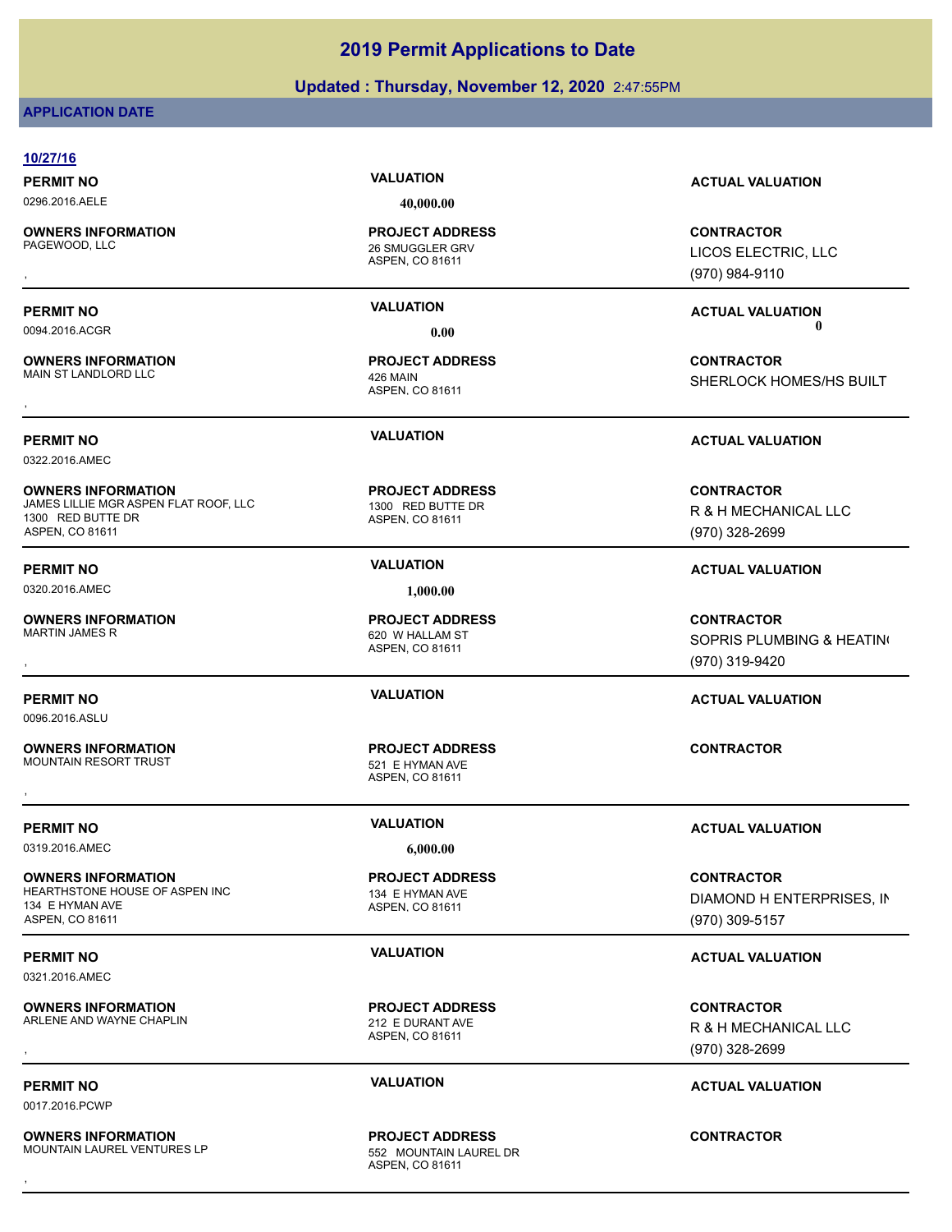# 2019 Permit Applications to Date

## Updated : Thursday, November 12, 2020 2:47:55PM

### APPLICATION DATE

**10/27/16**

**PERMIT NO** 0296.2016.AELE
**VALUATION** 40,000.00
**ACTUAL VALUATION**

**OWNERS INFORMATION**
PAGEWOOD, LLC
,

**PROJECT ADDRESS**
26 SMUGGLER GRV
ASPEN, CO 81611

**CONTRACTOR**
LICOS ELECTRIC, LLC
(970) 984-9110

---

**PERMIT NO** 0094.2016.ACGR
**VALUATION** 0.00
**ACTUAL VALUATION** 0

**OWNERS INFORMATION**
MAIN ST LANDLORD LLC
,

**PROJECT ADDRESS**
426 MAIN
ASPEN, CO 81611

**CONTRACTOR**
SHERLOCK HOMES/HS BUILT

---

**PERMIT NO** 0322.2016.AMEC
**VALUATION**
**ACTUAL VALUATION**

**OWNERS INFORMATION**
JAMES LILLIE MGR ASPEN FLAT ROOF, LLC
1300 RED BUTTE DR
ASPEN, CO 81611

**PROJECT ADDRESS**
1300 RED BUTTE DR
ASPEN, CO 81611

**CONTRACTOR**
R & H MECHANICAL LLC
(970) 328-2699

---

**PERMIT NO** 0320.2016.AMEC
**VALUATION** 1,000.00
**ACTUAL VALUATION**

**OWNERS INFORMATION**
MARTIN JAMES R
,

**PROJECT ADDRESS**
620 W HALLAM ST
ASPEN, CO 81611

**CONTRACTOR**
SOPRIS PLUMBING & HEATIN(
(970) 319-9420

---

**PERMIT NO** 0096.2016.ASLU
**VALUATION**
**ACTUAL VALUATION**

**OWNERS INFORMATION**
MOUNTAIN RESORT TRUST
,

**PROJECT ADDRESS**
521 E HYMAN AVE
ASPEN, CO 81611

**CONTRACTOR**

---

**PERMIT NO** 0319.2016.AMEC
**VALUATION** 6,000.00
**ACTUAL VALUATION**

**OWNERS INFORMATION**
HEARTHSTONE HOUSE OF ASPEN INC
134 E HYMAN AVE
ASPEN, CO 81611

**PROJECT ADDRESS**
134 E HYMAN AVE
ASPEN, CO 81611

**CONTRACTOR**
DIAMOND H ENTERPRISES, IN
(970) 309-5157

---

**PERMIT NO** 0321.2016.AMEC
**VALUATION**
**ACTUAL VALUATION**

**OWNERS INFORMATION**
ARLENE AND WAYNE CHAPLIN
,

**PROJECT ADDRESS**
212 E DURANT AVE
ASPEN, CO 81611

**CONTRACTOR**
R & H MECHANICAL LLC
(970) 328-2699

---

**PERMIT NO** 0017.2016.PCWP
**VALUATION**
**ACTUAL VALUATION**

**OWNERS INFORMATION**
MOUNTAIN LAUREL VENTURES LP
,

**PROJECT ADDRESS**
552 MOUNTAIN LAUREL DR
ASPEN, CO 81611

**CONTRACTOR**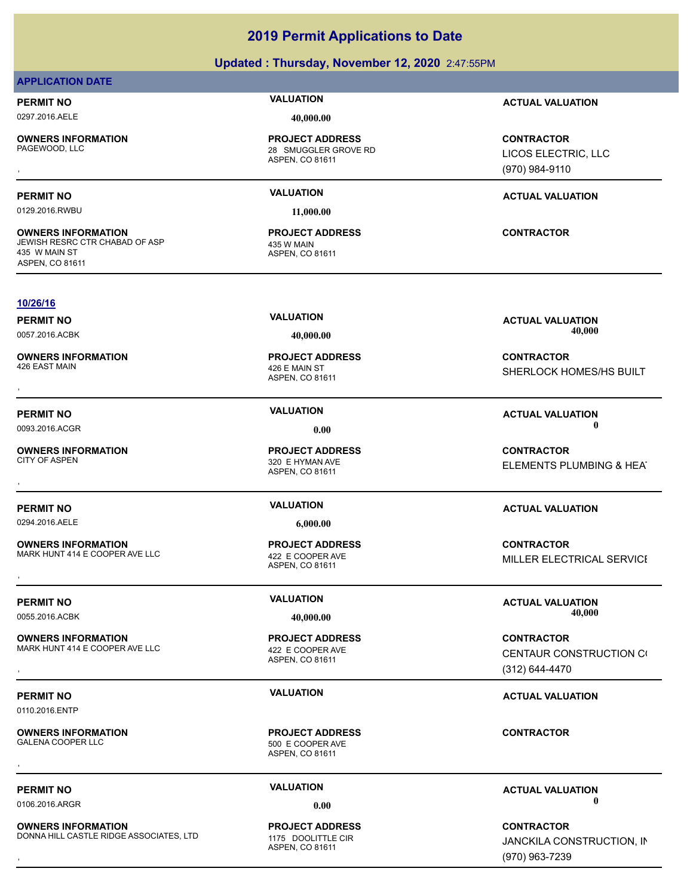# 2019 Permit Applications to Date

## Updated : Thursday, November 12, 2020 2:47:55PM

### APPLICATION DATE

**PERMIT NO**
0297.2016.AELE

**VALUATION**
40,000.00

**ACTUAL VALUATION**

**OWNERS INFORMATION**
PAGEWOOD, LLC
,

**PROJECT ADDRESS**
28 SMUGGLER GROVE RD
ASPEN, CO 81611

**CONTRACTOR**
LICOS ELECTRIC, LLC
(970) 984-9110

---

**PERMIT NO**
0129.2016.RWBU

**VALUATION**
11,000.00

**ACTUAL VALUATION**

**OWNERS INFORMATION**
JEWISH RESRC CTR CHABAD OF ASP
435 W MAIN ST
ASPEN, CO 81611

**PROJECT ADDRESS**
435 W MAIN
ASPEN, CO 81611

**CONTRACTOR**

---

### 10/26/16

**PERMIT NO**
0057.2016.ACBK

**VALUATION**
40,000.00

**ACTUAL VALUATION**
40,000

**OWNERS INFORMATION**
426 EAST MAIN
,

**PROJECT ADDRESS**
426 E MAIN ST
ASPEN, CO 81611

**CONTRACTOR**
SHERLOCK HOMES/HS BUILT

---

**PERMIT NO**
0093.2016.ACGR

**VALUATION**
0.00

**ACTUAL VALUATION**
0

**OWNERS INFORMATION**
CITY OF ASPEN
,

**PROJECT ADDRESS**
320 E HYMAN AVE
ASPEN, CO 81611

**CONTRACTOR**
ELEMENTS PLUMBING & HEA

---

**PERMIT NO**
0294.2016.AELE

**VALUATION**
6,000.00

**ACTUAL VALUATION**

**OWNERS INFORMATION**
MARK HUNT 414 E COOPER AVE LLC
,

**PROJECT ADDRESS**
422 E COOPER AVE
ASPEN, CO 81611

**CONTRACTOR**
MILLER ELECTRICAL SERVICE

---

**PERMIT NO**
0055.2016.ACBK

**VALUATION**
40,000.00

**ACTUAL VALUATION**
40,000

**OWNERS INFORMATION**
MARK HUNT 414 E COOPER AVE LLC
,

**PROJECT ADDRESS**
422 E COOPER AVE
ASPEN, CO 81611

**CONTRACTOR**
CENTAUR CONSTRUCTION CO
(312) 644-4470

---

**PERMIT NO**
0110.2016.ENTP

**VALUATION**

**ACTUAL VALUATION**

**OWNERS INFORMATION**
GALENA COOPER LLC
,

**PROJECT ADDRESS**
500 E COOPER AVE
ASPEN, CO 81611

**CONTRACTOR**

---

**PERMIT NO**
0106.2016.ARGR

**VALUATION**
0.00

**ACTUAL VALUATION**
0

**OWNERS INFORMATION**
DONNA HILL CASTLE RIDGE ASSOCIATES, LTD
,

**PROJECT ADDRESS**
1175 DOOLITTLE CIR
ASPEN, CO 81611

**CONTRACTOR**
JANCKILA CONSTRUCTION, IN
(970) 963-7239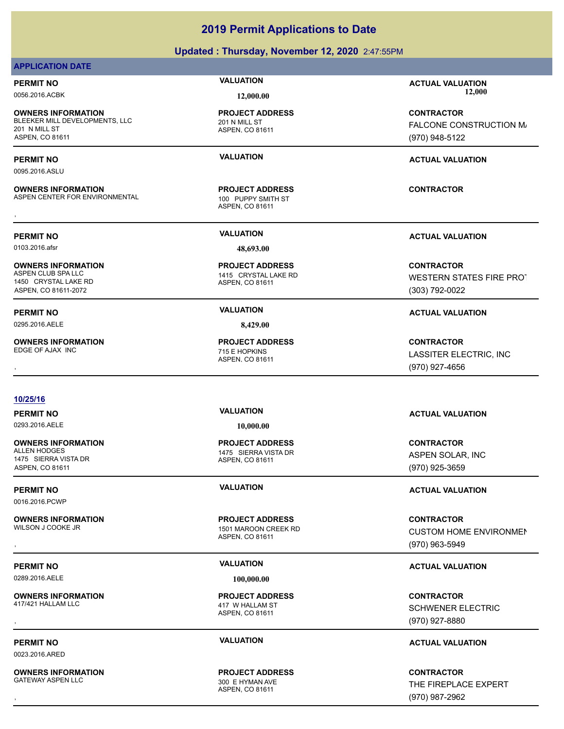# 2019 Permit Applications to Date

## Updated : Thursday, November 12, 2020 2:47:55PM

### APPLICATION DATE

| PERMIT NO | VALUATION | ACTUAL VALUATION |
|---|---|---|
| 0056.2016.ACBK | 12,000.00 | 12,000 |
| **OWNERS INFORMATION** | **PROJECT ADDRESS** | **CONTRACTOR** |
| BLEEKER MILL DEVELOPMENTS, LLC<br>201 N MILL ST<br>ASPEN, CO 81611 | 201 N MILL ST<br>ASPEN, CO 81611 | FALCONE CONSTRUCTION M/<br>(970) 948-5122 |

| PERMIT NO | VALUATION | ACTUAL VALUATION |
|---|---|---|
| 0095.2016.ASLU | | |
| **OWNERS INFORMATION** | **PROJECT ADDRESS** | **CONTRACTOR** |
| ASPEN CENTER FOR ENVIRONMENTAL<br>, | 100 PUPPY SMITH ST<br>ASPEN, CO 81611 | |

| PERMIT NO | VALUATION | ACTUAL VALUATION |
|---|---|---|
| 0103.2016.afsr | 48,693.00 | |
| **OWNERS INFORMATION** | **PROJECT ADDRESS** | **CONTRACTOR** |
| ASPEN CLUB SPA LLC<br>1450 CRYSTAL LAKE RD<br>ASPEN, CO 81611-2072 | 1415 CRYSTAL LAKE RD<br>ASPEN, CO 81611 | WESTERN STATES FIRE PROT<br>(303) 792-0022 |

| PERMIT NO | VALUATION | ACTUAL VALUATION |
|---|---|---|
| 0295.2016.AELE | 8,429.00 | |
| **OWNERS INFORMATION** | **PROJECT ADDRESS** | **CONTRACTOR** |
| EDGE OF AJAX INC<br>, | 715 E HOPKINS<br>ASPEN, CO 81611 | LASSITER ELECTRIC, INC<br>(970) 927-4656 |

**10/25/16**

| PERMIT NO | VALUATION | ACTUAL VALUATION |
|---|---|---|
| 0293.2016.AELE | 10,000.00 | |
| **OWNERS INFORMATION** | **PROJECT ADDRESS** | **CONTRACTOR** |
| ALLEN HODGES<br>1475 SIERRA VISTA DR<br>ASPEN, CO 81611 | 1475 SIERRA VISTA DR<br>ASPEN, CO 81611 | ASPEN SOLAR, INC<br>(970) 925-3659 |

| PERMIT NO | VALUATION | ACTUAL VALUATION |
|---|---|---|
| 0016.2016.PCWP | | |
| **OWNERS INFORMATION** | **PROJECT ADDRESS** | **CONTRACTOR** |
| WILSON J COOKE JR<br>, | 1501 MAROON CREEK RD<br>ASPEN, CO 81611 | CUSTOM HOME ENVIRONMEN<br>(970) 963-5949 |

| PERMIT NO | VALUATION | ACTUAL VALUATION |
|---|---|---|
| 0289.2016.AELE | 100,000.00 | |
| **OWNERS INFORMATION** | **PROJECT ADDRESS** | **CONTRACTOR** |
| 417/421 HALLAM LLC<br>, | 417 W HALLAM ST<br>ASPEN, CO 81611 | SCHWENER ELECTRIC<br>(970) 927-8880 |

| PERMIT NO | VALUATION | ACTUAL VALUATION |
|---|---|---|
| 0023.2016.ARED | | |
| **OWNERS INFORMATION** | **PROJECT ADDRESS** | **CONTRACTOR** |
| GATEWAY ASPEN LLC<br>, | 300 E HYMAN AVE<br>ASPEN, CO 81611 | THE FIREPLACE EXPERT<br>(970) 987-2962 |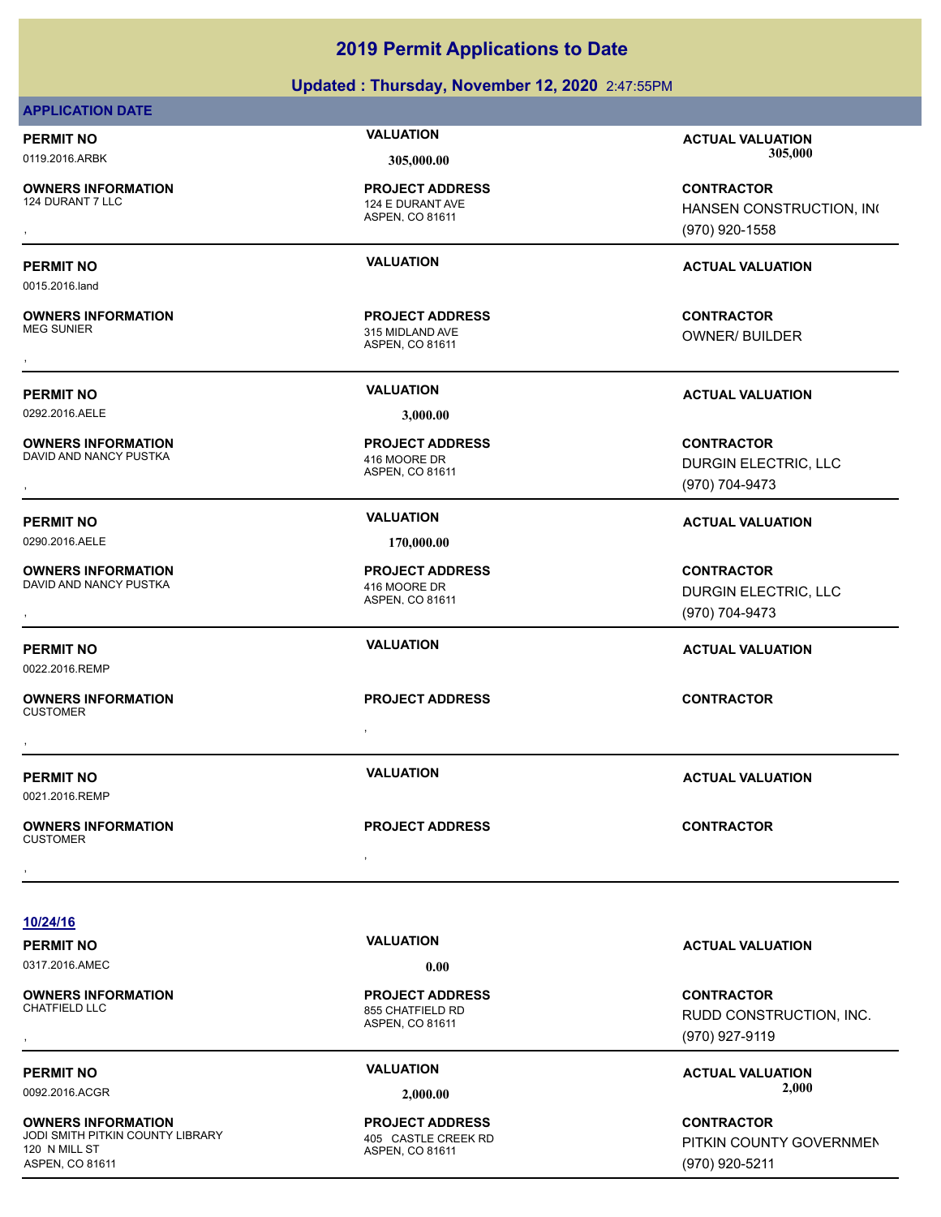# 2019 Permit Applications to Date

## Updated : Thursday, November 12, 2020 2:47:55PM

**APPLICATION DATE**

| PERMIT NO | VALUATION | ACTUAL VALUATION |
|---|---|---|
| 0119.2016.ARBK | 305,000.00 | 305,000 |

| OWNERS INFORMATION | PROJECT ADDRESS | CONTRACTOR |
|---|---|---|
| 124 DURANT 7 LLC<br>, | 124 E DURANT AVE<br>ASPEN, CO 81611 | HANSEN CONSTRUCTION, INC<br>(970) 920-1558 |

| PERMIT NO | VALUATION | ACTUAL VALUATION |
|---|---|---|
| 0015.2016.land | | |

| OWNERS INFORMATION | PROJECT ADDRESS | CONTRACTOR |
|---|---|---|
| MEG SUNIER<br>, | 315 MIDLAND AVE<br>ASPEN, CO 81611 | OWNER/ BUILDER |

| PERMIT NO | VALUATION | ACTUAL VALUATION |
|---|---|---|
| 0292.2016.AELE | 3,000.00 | |

| OWNERS INFORMATION | PROJECT ADDRESS | CONTRACTOR |
|---|---|---|
| DAVID AND NANCY PUSTKA<br>, | 416 MOORE DR<br>ASPEN, CO 81611 | DURGIN ELECTRIC, LLC<br>(970) 704-9473 |

| PERMIT NO | VALUATION | ACTUAL VALUATION |
|---|---|---|
| 0290.2016.AELE | 170,000.00 | |

| OWNERS INFORMATION | PROJECT ADDRESS | CONTRACTOR |
|---|---|---|
| DAVID AND NANCY PUSTKA<br>, | 416 MOORE DR<br>ASPEN, CO 81611 | DURGIN ELECTRIC, LLC<br>(970) 704-9473 |

| PERMIT NO | VALUATION | ACTUAL VALUATION |
|---|---|---|
| 0022.2016.REMP | | |

| OWNERS INFORMATION | PROJECT ADDRESS | CONTRACTOR |
|---|---|---|
| CUSTOMER<br>, | , | |

| PERMIT NO | VALUATION | ACTUAL VALUATION |
|---|---|---|
| 0021.2016.REMP | | |

| OWNERS INFORMATION | PROJECT ADDRESS | CONTRACTOR |
|---|---|---|
| CUSTOMER<br>, | , | |

**10/24/16**

| PERMIT NO | VALUATION | ACTUAL VALUATION |
|---|---|---|
| 0317.2016.AMEC | 0.00 | |

| OWNERS INFORMATION | PROJECT ADDRESS | CONTRACTOR |
|---|---|---|
| CHATFIELD LLC<br>, | 855 CHATFIELD RD<br>ASPEN, CO 81611 | RUDD CONSTRUCTION, INC.<br>(970) 927-9119 |

| PERMIT NO | VALUATION | ACTUAL VALUATION |
|---|---|---|
| 0092.2016.ACGR | 2,000.00 | 2,000 |

| OWNERS INFORMATION | PROJECT ADDRESS | CONTRACTOR |
|---|---|---|
| JODI SMITH PITKIN COUNTY LIBRARY<br>120 N MILL ST<br>ASPEN, CO 81611 | 405 CASTLE CREEK RD<br>ASPEN, CO 81611 | PITKIN COUNTY GOVERNMEN<br>(970) 920-5211 |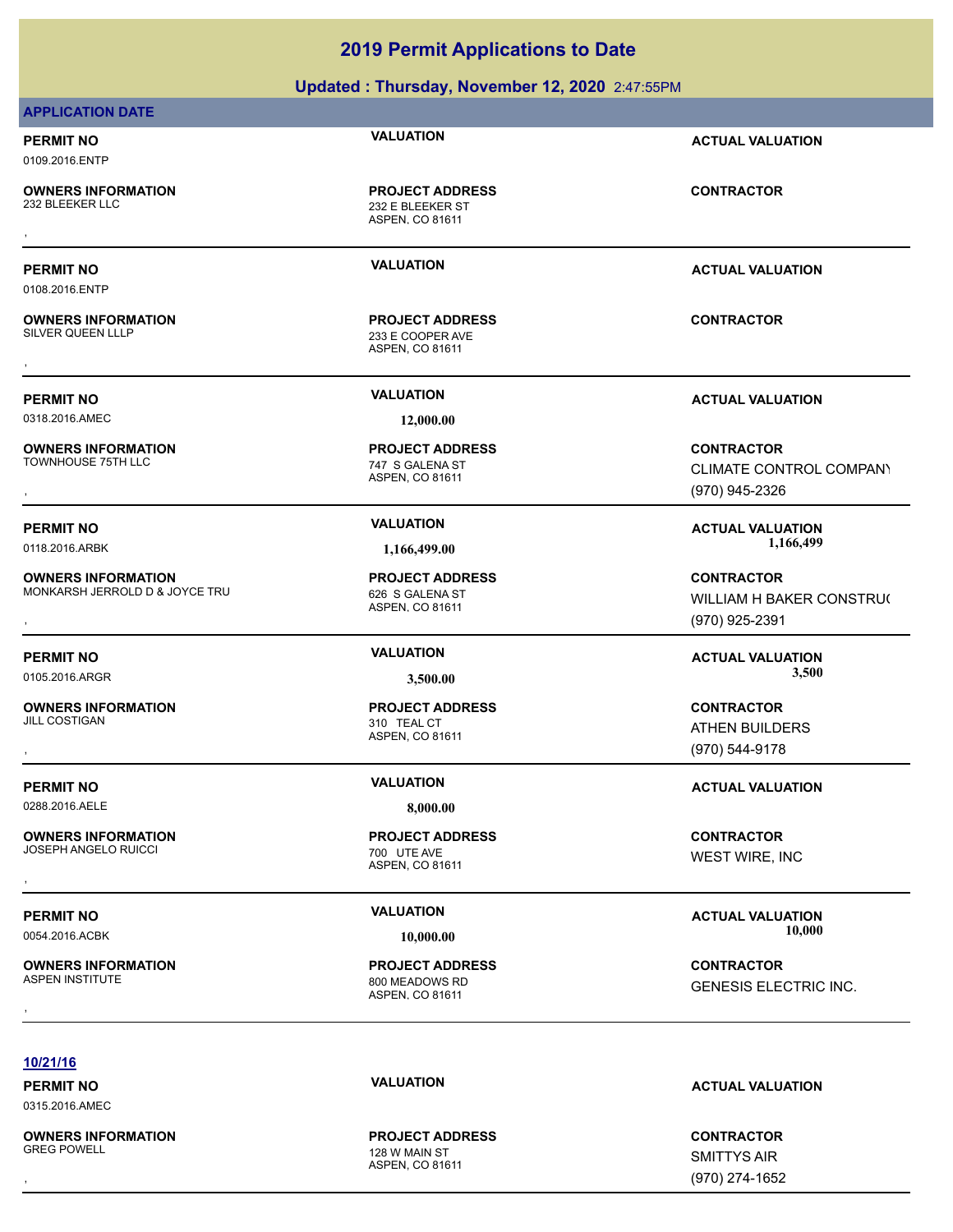# 2019 Permit Applications to Date

## Updated : Thursday, November 12, 2020 2:47:55PM

**APPLICATION DATE**

**PERMIT NO** 0109.2016.ENTP
**VALUATION**
**ACTUAL VALUATION**

**OWNERS INFORMATION** 232 BLEEKER LLC
,
**PROJECT ADDRESS** 232 E BLEEKER ST ASPEN, CO 81611
**CONTRACTOR**

---

**PERMIT NO** 0108.2016.ENTP
**VALUATION**
**ACTUAL VALUATION**

**OWNERS INFORMATION** SILVER QUEEN LLLP
,
**PROJECT ADDRESS** 233 E COOPER AVE ASPEN, CO 81611
**CONTRACTOR**

---

**PERMIT NO** 0318.2016.AMEC
**VALUATION** 12,000.00
**ACTUAL VALUATION**

**OWNERS INFORMATION** TOWNHOUSE 75TH LLC
,
**PROJECT ADDRESS** 747 S GALENA ST ASPEN, CO 81611
**CONTRACTOR** CLIMATE CONTROL COMPANY (970) 945-2326

---

**PERMIT NO** 0118.2016.ARBK
**VALUATION** 1,166,499.00
**ACTUAL VALUATION** 1,166,499

**OWNERS INFORMATION** MONKARSH JERROLD D & JOYCE TRU
,
**PROJECT ADDRESS** 626 S GALENA ST ASPEN, CO 81611
**CONTRACTOR** WILLIAM H BAKER CONSTRUC (970) 925-2391

---

**PERMIT NO** 0105.2016.ARGR
**VALUATION** 3,500.00
**ACTUAL VALUATION** 3,500

**OWNERS INFORMATION** JILL COSTIGAN
,
**PROJECT ADDRESS** 310 TEAL CT ASPEN, CO 81611
**CONTRACTOR** ATHEN BUILDERS (970) 544-9178

---

**PERMIT NO** 0288.2016.AELE
**VALUATION** 8,000.00
**ACTUAL VALUATION**

**OWNERS INFORMATION** JOSEPH ANGELO RUICCI
,
**PROJECT ADDRESS** 700 UTE AVE ASPEN, CO 81611
**CONTRACTOR** WEST WIRE, INC

---

**PERMIT NO** 0054.2016.ACBK
**VALUATION** 10,000.00
**ACTUAL VALUATION** 10,000

**OWNERS INFORMATION** ASPEN INSTITUTE
,
**PROJECT ADDRESS** 800 MEADOWS RD ASPEN, CO 81611
**CONTRACTOR** GENESIS ELECTRIC INC.

---

**10/21/16**

**PERMIT NO** 0315.2016.AMEC
**VALUATION**
**ACTUAL VALUATION**

**OWNERS INFORMATION** GREG POWELL
,
**PROJECT ADDRESS** 128 W MAIN ST ASPEN, CO 81611
**CONTRACTOR** SMITTYS AIR (970) 274-1652

---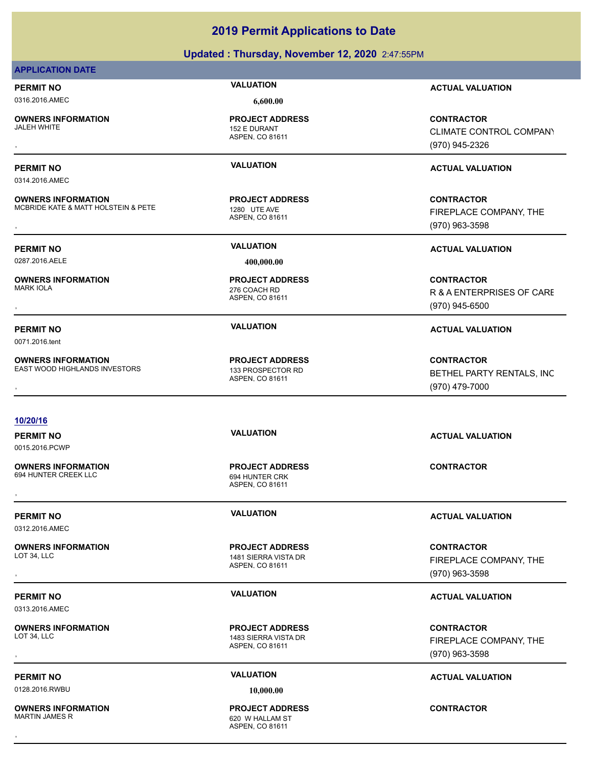# 2019 Permit Applications to Date

## Updated : Thursday, November 12, 2020 2:47:55PM

**APPLICATION DATE**

| PERMIT NO | VALUATION | ACTUAL VALUATION |
|---|---|---|
| 0316.2016.AMEC | 6,600.00 | |
| **OWNERS INFORMATION** | **PROJECT ADDRESS** | **CONTRACTOR** |
| JALEH WHITE<br>, | 152 E DURANT<br>ASPEN, CO 81611 | CLIMATE CONTROL COMPANY<br>(970) 945-2326 |

| PERMIT NO | VALUATION | ACTUAL VALUATION |
|---|---|---|
| 0314.2016.AMEC | | |
| **OWNERS INFORMATION** | **PROJECT ADDRESS** | **CONTRACTOR** |
| MCBRIDE KATE & MATT HOLSTEIN & PETE<br>, | 1280 UTE AVE<br>ASPEN, CO 81611 | FIREPLACE COMPANY, THE<br>(970) 963-3598 |

| PERMIT NO | VALUATION | ACTUAL VALUATION |
|---|---|---|
| 0287.2016.AELE | 400,000.00 | |
| **OWNERS INFORMATION** | **PROJECT ADDRESS** | **CONTRACTOR** |
| MARK IOLA<br>, | 276 COACH RD<br>ASPEN, CO 81611 | R & A ENTERPRISES OF CARE<br>(970) 945-6500 |

| PERMIT NO | VALUATION | ACTUAL VALUATION |
|---|---|---|
| 0071.2016.tent | | |
| **OWNERS INFORMATION** | **PROJECT ADDRESS** | **CONTRACTOR** |
| EAST WOOD HIGHLANDS INVESTORS<br>, | 133 PROSPECTOR RD<br>ASPEN, CO 81611 | BETHEL PARTY RENTALS, INC<br>(970) 479-7000 |

**10/20/16**

| PERMIT NO | VALUATION | ACTUAL VALUATION |
|---|---|---|
| 0015.2016.PCWP | | |
| **OWNERS INFORMATION** | **PROJECT ADDRESS** | **CONTRACTOR** |
| 694 HUNTER CREEK LLC<br>, | 694 HUNTER CRK<br>ASPEN, CO 81611 | |

| PERMIT NO | VALUATION | ACTUAL VALUATION |
|---|---|---|
| 0312.2016.AMEC | | |
| **OWNERS INFORMATION** | **PROJECT ADDRESS** | **CONTRACTOR** |
| LOT 34, LLC<br>, | 1481 SIERRA VISTA DR<br>ASPEN, CO 81611 | FIREPLACE COMPANY, THE<br>(970) 963-3598 |

| PERMIT NO | VALUATION | ACTUAL VALUATION |
|---|---|---|
| 0313.2016.AMEC | | |
| **OWNERS INFORMATION** | **PROJECT ADDRESS** | **CONTRACTOR** |
| LOT 34, LLC<br>, | 1483 SIERRA VISTA DR<br>ASPEN, CO 81611 | FIREPLACE COMPANY, THE<br>(970) 963-3598 |

| PERMIT NO | VALUATION | ACTUAL VALUATION |
|---|---|---|
| 0128.2016.RWBU | 10,000.00 | |
| **OWNERS INFORMATION** | **PROJECT ADDRESS** | **CONTRACTOR** |
| MARTIN JAMES R<br>, | 620 W HALLAM ST<br>ASPEN, CO 81611 | |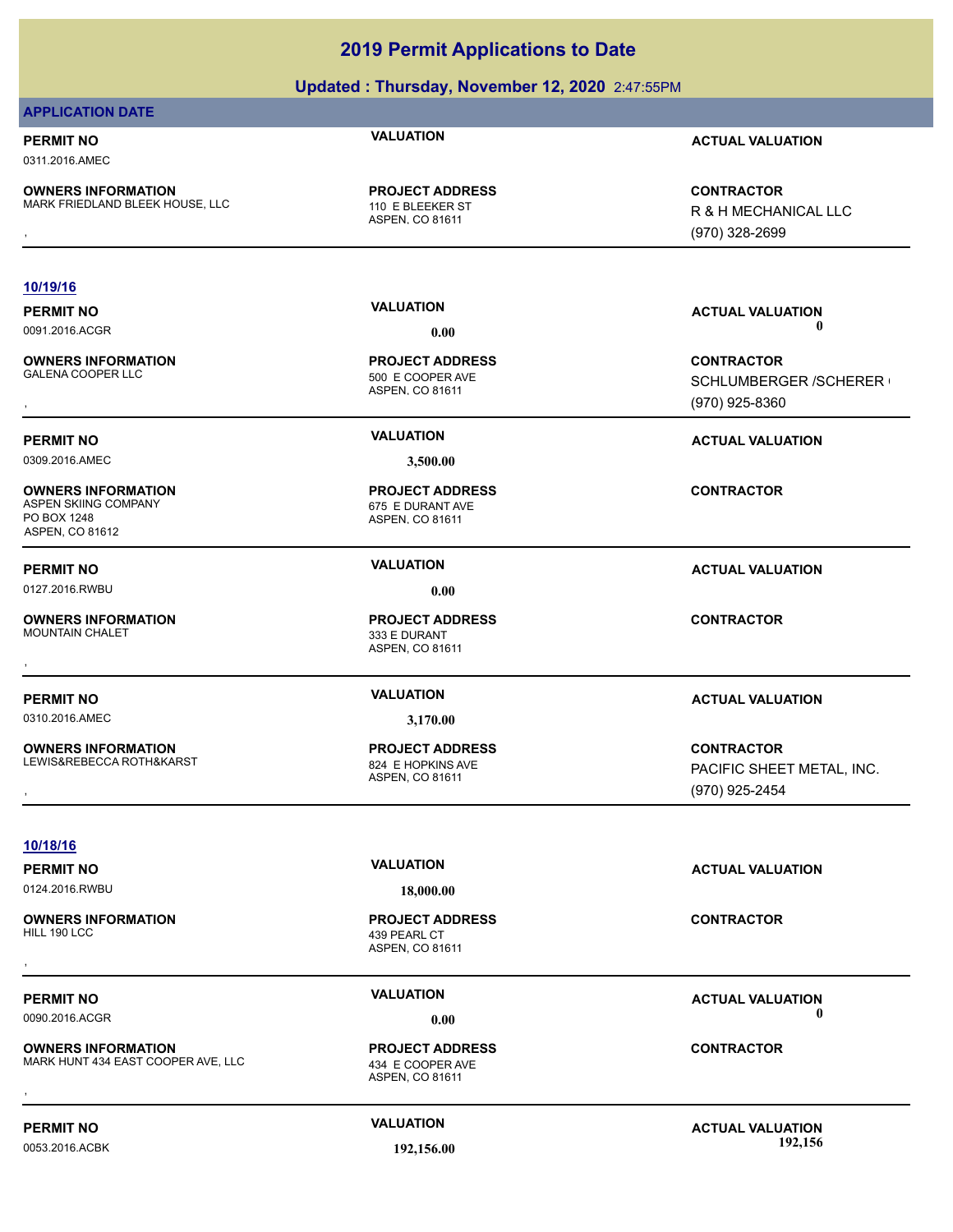# 2019 Permit Applications to Date

## Updated : Thursday, November 12, 2020 2:47:55PM

**APPLICATION DATE**

**PERMIT NO** 0311.2016.AMEC
**VALUATION**
**ACTUAL VALUATION**

**OWNERS INFORMATION** MARK FRIEDLAND BLEEK HOUSE, LLC
,
**PROJECT ADDRESS** 110 E BLEEKER ST ASPEN, CO 81611
**CONTRACTOR** R & H MECHANICAL LLC (970) 328-2699

---

**10/19/16**

**PERMIT NO** 0091.2016.ACGR
**VALUATION** 0.00
**ACTUAL VALUATION** 0

**OWNERS INFORMATION** GALENA COOPER LLC
,
**PROJECT ADDRESS** 500 E COOPER AVE ASPEN, CO 81611
**CONTRACTOR** SCHLUMBERGER /SCHERER (970) 925-8360

---

**PERMIT NO** 0309.2016.AMEC
**VALUATION** 3,500.00
**ACTUAL VALUATION**

**OWNERS INFORMATION** ASPEN SKIING COMPANY PO BOX 1248 ASPEN, CO 81612
**PROJECT ADDRESS** 675 E DURANT AVE ASPEN, CO 81611
**CONTRACTOR**

---

**PERMIT NO** 0127.2016.RWBU
**VALUATION** 0.00
**ACTUAL VALUATION**

**OWNERS INFORMATION** MOUNTAIN CHALET
,
**PROJECT ADDRESS** 333 E DURANT ASPEN, CO 81611
**CONTRACTOR**

---

**PERMIT NO** 0310.2016.AMEC
**VALUATION** 3,170.00
**ACTUAL VALUATION**

**OWNERS INFORMATION** LEWIS&REBECCA ROTH&KARST
,
**PROJECT ADDRESS** 824 E HOPKINS AVE ASPEN, CO 81611
**CONTRACTOR** PACIFIC SHEET METAL, INC. (970) 925-2454

---

**10/18/16**

**PERMIT NO** 0124.2016.RWBU
**VALUATION** 18,000.00
**ACTUAL VALUATION**

**OWNERS INFORMATION** HILL 190 LCC
,
**PROJECT ADDRESS** 439 PEARL CT ASPEN, CO 81611
**CONTRACTOR**

---

**PERMIT NO** 0090.2016.ACGR
**VALUATION** 0.00
**ACTUAL VALUATION** 0

**OWNERS INFORMATION** MARK HUNT 434 EAST COOPER AVE, LLC
,
**PROJECT ADDRESS** 434 E COOPER AVE ASPEN, CO 81611
**CONTRACTOR**

---

**PERMIT NO** 0053.2016.ACBK
**VALUATION** 192,156.00
**ACTUAL VALUATION** 192,156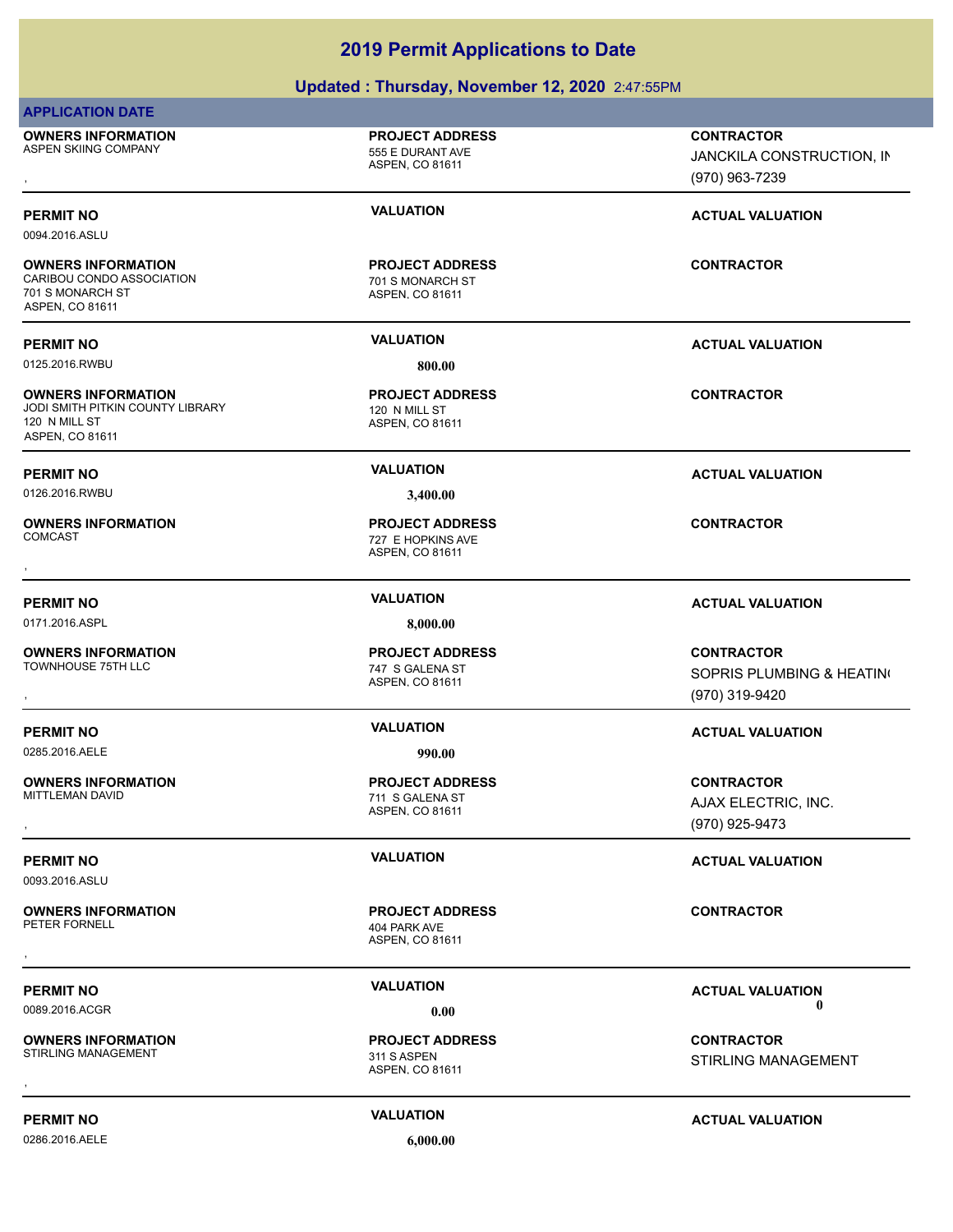# 2019 Permit Applications to Date

## Updated : Thursday, November 12, 2020 2:47:55PM

**APPLICATION DATE**

**OWNERS INFORMATION**
ASPEN SKIING COMPANY
,

**PROJECT ADDRESS**
555 E DURANT AVE
ASPEN, CO 81611

**CONTRACTOR**
JANCKILA CONSTRUCTION, IN
(970) 963-7239

**PERMIT NO** 0094.2016.ASLU | **VALUATION** | **ACTUAL VALUATION**

---

**OWNERS INFORMATION**
CARIBOU CONDO ASSOCIATION
701 S MONARCH ST
ASPEN, CO 81611

**PROJECT ADDRESS**
701 S MONARCH ST
ASPEN, CO 81611

**CONTRACTOR**

**PERMIT NO** 0125.2016.RWBU | **VALUATION** 800.00 | **ACTUAL VALUATION**

---

**OWNERS INFORMATION**
JODI SMITH PITKIN COUNTY LIBRARY
120 N MILL ST
ASPEN, CO 81611

**PROJECT ADDRESS**
120 N MILL ST
ASPEN, CO 81611

**CONTRACTOR**

**PERMIT NO** 0126.2016.RWBU | **VALUATION** 3,400.00 | **ACTUAL VALUATION**

---

**OWNERS INFORMATION**
COMCAST
,

**PROJECT ADDRESS**
727 E HOPKINS AVE
ASPEN, CO 81611

**CONTRACTOR**

**PERMIT NO** 0171.2016.ASPL | **VALUATION** 8,000.00 | **ACTUAL VALUATION**

---

**OWNERS INFORMATION**
TOWNHOUSE 75TH LLC
,

**PROJECT ADDRESS**
747 S GALENA ST
ASPEN, CO 81611

**CONTRACTOR**
SOPRIS PLUMBING & HEATIN(
(970) 319-9420

**PERMIT NO** 0285.2016.AELE | **VALUATION** 990.00 | **ACTUAL VALUATION**

---

**OWNERS INFORMATION**
MITTLEMAN DAVID
,

**PROJECT ADDRESS**
711 S GALENA ST
ASPEN, CO 81611

**CONTRACTOR**
AJAX ELECTRIC, INC.
(970) 925-9473

**PERMIT NO** 0093.2016.ASLU | **VALUATION** | **ACTUAL VALUATION**

---

**OWNERS INFORMATION**
PETER FORNELL
,

**PROJECT ADDRESS**
404 PARK AVE
ASPEN, CO 81611

**CONTRACTOR**

**PERMIT NO** 0089.2016.ACGR | **VALUATION** 0.00 | **ACTUAL VALUATION** 0

---

**OWNERS INFORMATION**
STIRLING MANAGEMENT
,

**PROJECT ADDRESS**
311 S ASPEN
ASPEN, CO 81611

**CONTRACTOR**
STIRLING MANAGEMENT

**PERMIT NO** 0286.2016.AELE | **VALUATION** 6,000.00 | **ACTUAL VALUATION**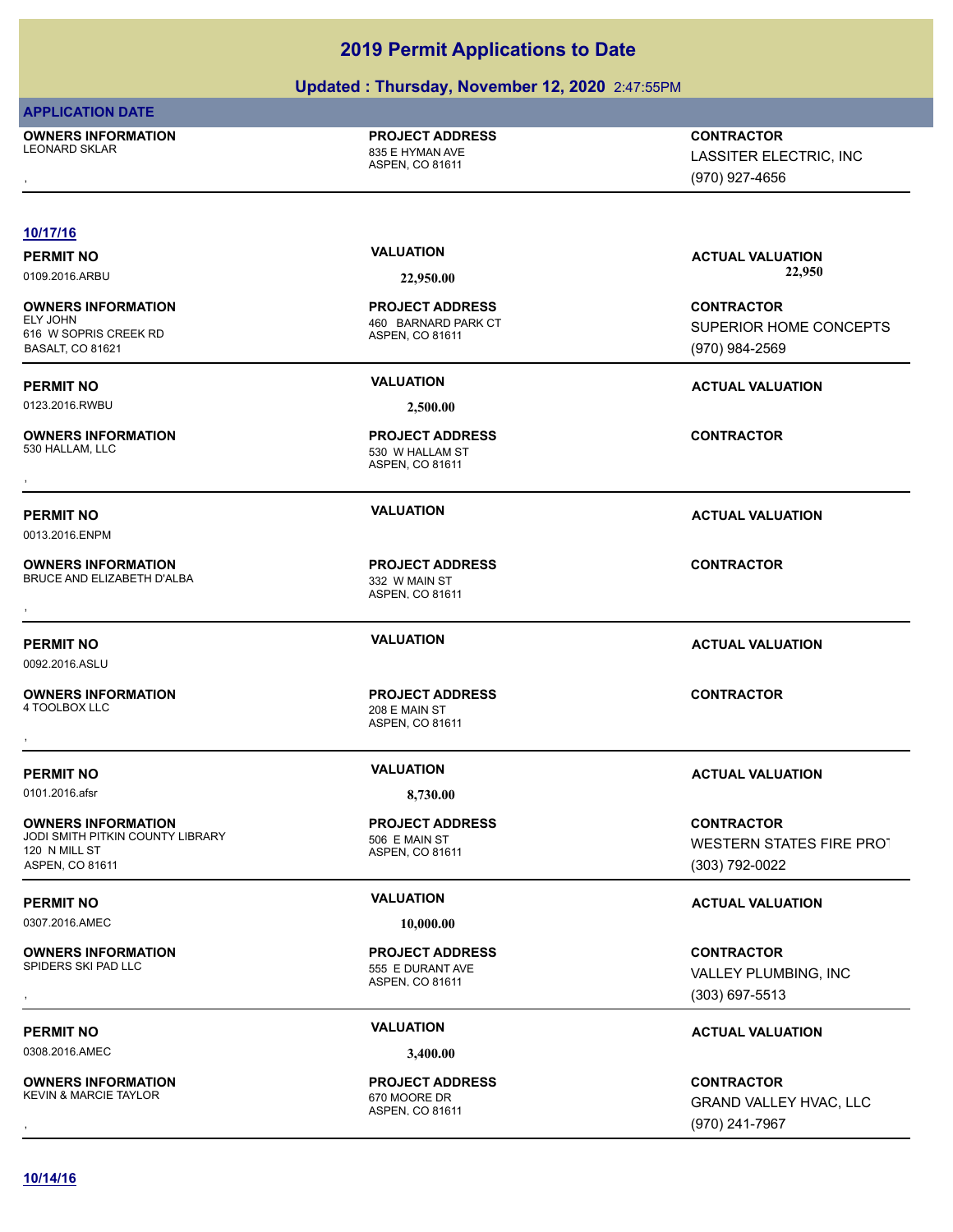# 2019 Permit Applications to Date

## Updated : Thursday, November 12, 2020 2:47:55PM

**APPLICATION DATE**

**OWNERS INFORMATION**
LEONARD SKLAR
,

**PROJECT ADDRESS**
835 E HYMAN AVE
ASPEN, CO 81611

**CONTRACTOR**
LASSITER ELECTRIC, INC
(970) 927-4656

---

**10/17/16**

**PERMIT NO** 0109.2016.ARBU
**VALUATION** 22,950.00
**ACTUAL VALUATION** 22,950

**OWNERS INFORMATION**
ELY JOHN
616 W SOPRIS CREEK RD
BASALT, CO 81621

**PROJECT ADDRESS**
460 BARNARD PARK CT
ASPEN, CO 81611

**CONTRACTOR**
SUPERIOR HOME CONCEPTS
(970) 984-2569

---

**PERMIT NO** 0123.2016.RWBU
**VALUATION** 2,500.00
**ACTUAL VALUATION**

**OWNERS INFORMATION**
530 HALLAM, LLC
,

**PROJECT ADDRESS**
530 W HALLAM ST
ASPEN, CO 81611

**CONTRACTOR**

---

**PERMIT NO** 0013.2016.ENPM
**VALUATION**
**ACTUAL VALUATION**

**OWNERS INFORMATION**
BRUCE AND ELIZABETH D'ALBA
,

**PROJECT ADDRESS**
332 W MAIN ST
ASPEN, CO 81611

**CONTRACTOR**

---

**PERMIT NO** 0092.2016.ASLU
**VALUATION**
**ACTUAL VALUATION**

**OWNERS INFORMATION**
4 TOOLBOX LLC
,

**PROJECT ADDRESS**
208 E MAIN ST
ASPEN, CO 81611

**CONTRACTOR**

---

**PERMIT NO** 0101.2016.afsr
**VALUATION** 8,730.00
**ACTUAL VALUATION**

**OWNERS INFORMATION**
JODI SMITH PITKIN COUNTY LIBRARY
120 N MILL ST
ASPEN, CO 81611

**PROJECT ADDRESS**
506 E MAIN ST
ASPEN, CO 81611

**CONTRACTOR**
WESTERN STATES FIRE PROT
(303) 792-0022

---

**PERMIT NO** 0307.2016.AMEC
**VALUATION** 10,000.00
**ACTUAL VALUATION**

**OWNERS INFORMATION**
SPIDERS SKI PAD LLC
,

**PROJECT ADDRESS**
555 E DURANT AVE
ASPEN, CO 81611

**CONTRACTOR**
VALLEY PLUMBING, INC
(303) 697-5513

---

**PERMIT NO** 0308.2016.AMEC
**VALUATION** 3,400.00
**ACTUAL VALUATION**

**OWNERS INFORMATION**
KEVIN & MARCIE TAYLOR
,

**PROJECT ADDRESS**
670 MOORE DR
ASPEN, CO 81611

**CONTRACTOR**
GRAND VALLEY HVAC, LLC
(970) 241-7967

---

**10/14/16**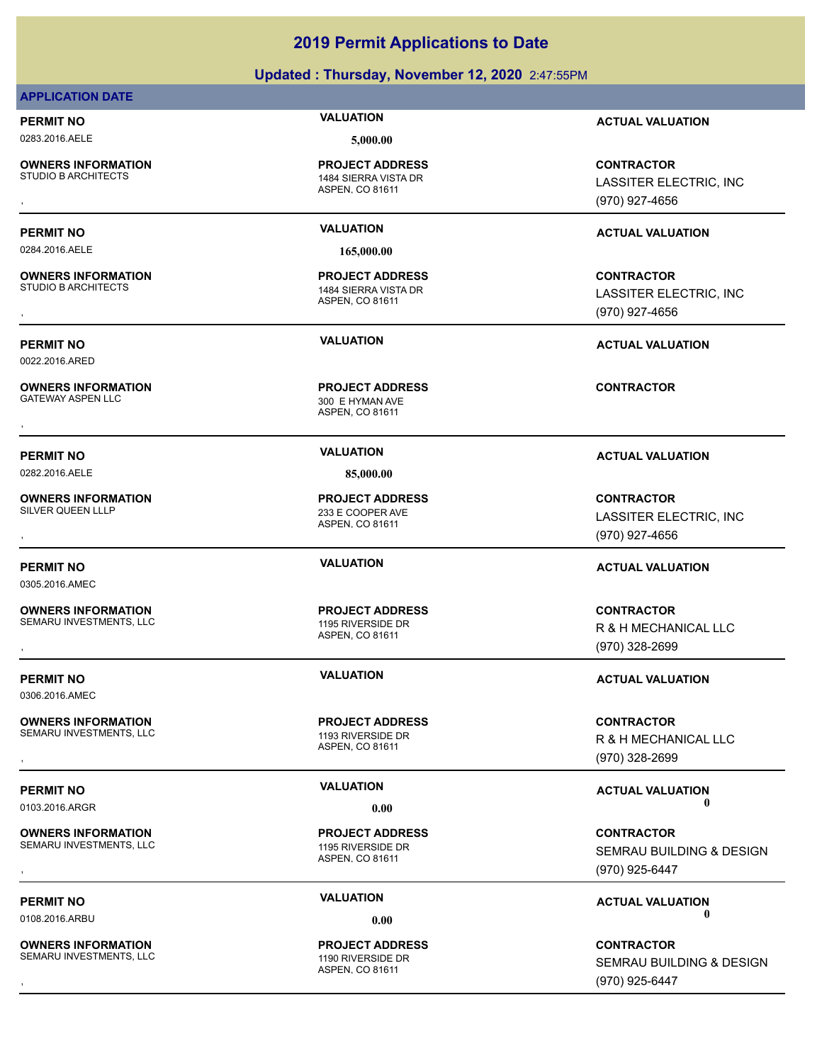# 2019 Permit Applications to Date

## Updated : Thursday, November 12, 2020 2:47:55PM

**APPLICATION DATE**

**PERMIT NO** 0283.2016.AELE
**VALUATION** 5,000.00
**ACTUAL VALUATION**

**OWNERS INFORMATION**
STUDIO B ARCHITECTS
,

**PROJECT ADDRESS**
1484 SIERRA VISTA DR
ASPEN, CO 81611

**CONTRACTOR**
LASSITER ELECTRIC, INC
(970) 927-4656

---

**PERMIT NO** 0284.2016.AELE
**VALUATION** 165,000.00
**ACTUAL VALUATION**

**OWNERS INFORMATION**
STUDIO B ARCHITECTS
,

**PROJECT ADDRESS**
1484 SIERRA VISTA DR
ASPEN, CO 81611

**CONTRACTOR**
LASSITER ELECTRIC, INC
(970) 927-4656

---

**PERMIT NO** 0022.2016.ARED
**VALUATION**
**ACTUAL VALUATION**

**OWNERS INFORMATION**
GATEWAY ASPEN LLC
,

**PROJECT ADDRESS**
300 E HYMAN AVE
ASPEN, CO 81611

**CONTRACTOR**

---

**PERMIT NO** 0282.2016.AELE
**VALUATION** 85,000.00
**ACTUAL VALUATION**

**OWNERS INFORMATION**
SILVER QUEEN LLLP
,

**PROJECT ADDRESS**
233 E COOPER AVE
ASPEN, CO 81611

**CONTRACTOR**
LASSITER ELECTRIC, INC
(970) 927-4656

---

**PERMIT NO** 0305.2016.AMEC
**VALUATION**
**ACTUAL VALUATION**

**OWNERS INFORMATION**
SEMARU INVESTMENTS, LLC
,

**PROJECT ADDRESS**
1195 RIVERSIDE DR
ASPEN, CO 81611

**CONTRACTOR**
R & H MECHANICAL LLC
(970) 328-2699

---

**PERMIT NO** 0306.2016.AMEC
**VALUATION**
**ACTUAL VALUATION**

**OWNERS INFORMATION**
SEMARU INVESTMENTS, LLC
,

**PROJECT ADDRESS**
1193 RIVERSIDE DR
ASPEN, CO 81611

**CONTRACTOR**
R & H MECHANICAL LLC
(970) 328-2699

---

**PERMIT NO** 0103.2016.ARGR
**VALUATION** 0.00
**ACTUAL VALUATION** 0

**OWNERS INFORMATION**
SEMARU INVESTMENTS, LLC
,

**PROJECT ADDRESS**
1195 RIVERSIDE DR
ASPEN, CO 81611

**CONTRACTOR**
SEMRAU BUILDING & DESIGN
(970) 925-6447

---

**PERMIT NO** 0108.2016.ARBU
**VALUATION** 0.00
**ACTUAL VALUATION** 0

**OWNERS INFORMATION**
SEMARU INVESTMENTS, LLC
,

**PROJECT ADDRESS**
1190 RIVERSIDE DR
ASPEN, CO 81611

**CONTRACTOR**
SEMRAU BUILDING & DESIGN
(970) 925-6447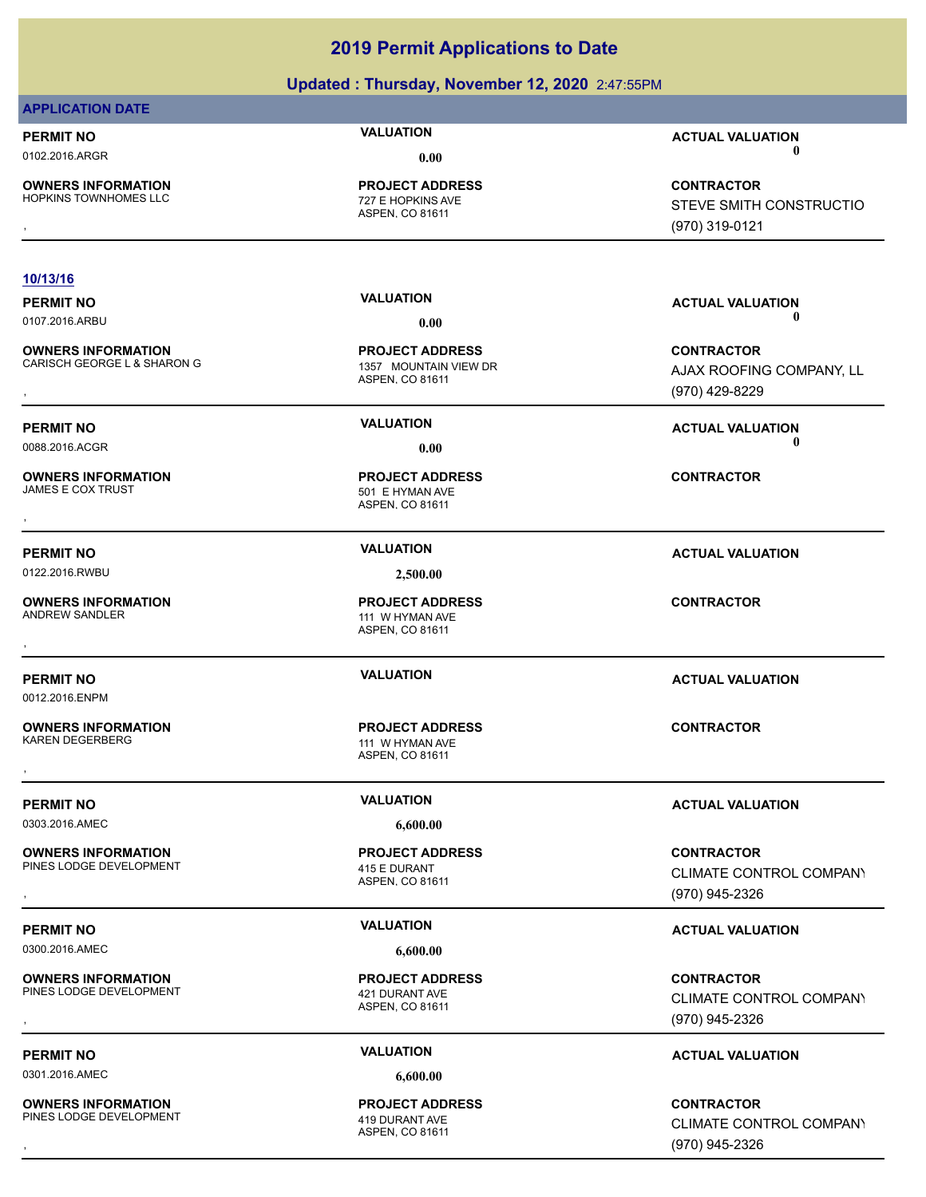# 2019 Permit Applications to Date

## Updated : Thursday, November 12, 2020 2:47:55PM

**APPLICATION DATE**

**PERMIT NO** 0102.2016.ARGR
**VALUATION** 0.00
**ACTUAL VALUATION** 0

**OWNERS INFORMATION** HOPKINS TOWNHOMES LLC
,
**PROJECT ADDRESS** 727 E HOPKINS AVE
ASPEN, CO 81611
**CONTRACTOR** STEVE SMITH CONSTRUCTIO
(970) 319-0121

---

**10/13/16**

**PERMIT NO** 0107.2016.ARBU
**VALUATION** 0.00
**ACTUAL VALUATION** 0

**OWNERS INFORMATION** CARISCH GEORGE L & SHARON G
,
**PROJECT ADDRESS** 1357 MOUNTAIN VIEW DR
ASPEN, CO 81611
**CONTRACTOR** AJAX ROOFING COMPANY, LL
(970) 429-8229

---

**PERMIT NO** 0088.2016.ACGR
**VALUATION** 0.00
**ACTUAL VALUATION** 0

**OWNERS INFORMATION** JAMES E COX TRUST
,
**PROJECT ADDRESS** 501 E HYMAN AVE
ASPEN, CO 81611
**CONTRACTOR**

---

**PERMIT NO** 0122.2016.RWBU
**VALUATION** 2,500.00
**ACTUAL VALUATION**

**OWNERS INFORMATION** ANDREW SANDLER
,
**PROJECT ADDRESS** 111 W HYMAN AVE
ASPEN, CO 81611
**CONTRACTOR**

---

**PERMIT NO** 0012.2016.ENPM
**VALUATION**
**ACTUAL VALUATION**

**OWNERS INFORMATION** KAREN DEGERBERG
,
**PROJECT ADDRESS** 111 W HYMAN AVE
ASPEN, CO 81611
**CONTRACTOR**

---

**PERMIT NO** 0303.2016.AMEC
**VALUATION** 6,600.00
**ACTUAL VALUATION**

**OWNERS INFORMATION** PINES LODGE DEVELOPMENT
,
**PROJECT ADDRESS** 415 E DURANT
ASPEN, CO 81611
**CONTRACTOR** CLIMATE CONTROL COMPANY
(970) 945-2326

---

**PERMIT NO** 0300.2016.AMEC
**VALUATION** 6,600.00
**ACTUAL VALUATION**

**OWNERS INFORMATION** PINES LODGE DEVELOPMENT
,
**PROJECT ADDRESS** 421 DURANT AVE
ASPEN, CO 81611
**CONTRACTOR** CLIMATE CONTROL COMPANY
(970) 945-2326

---

**PERMIT NO** 0301.2016.AMEC
**VALUATION** 6,600.00
**ACTUAL VALUATION**

**OWNERS INFORMATION** PINES LODGE DEVELOPMENT
,
**PROJECT ADDRESS** 419 DURANT AVE
ASPEN, CO 81611
**CONTRACTOR** CLIMATE CONTROL COMPANY
(970) 945-2326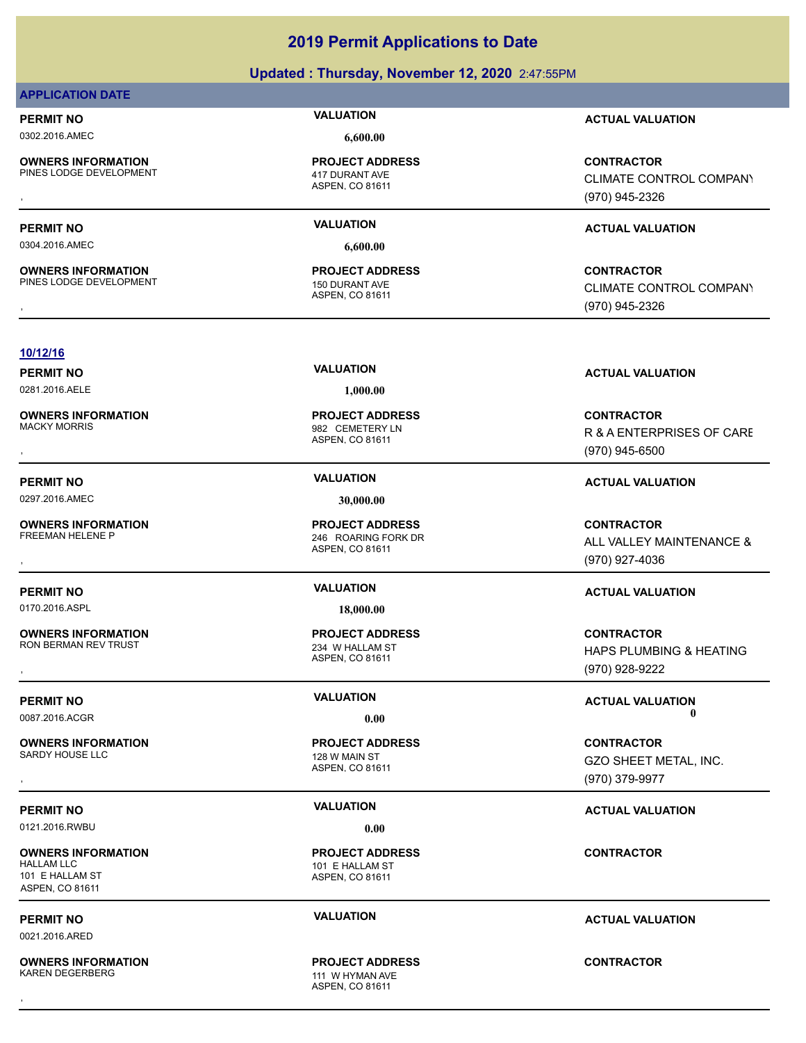# 2019 Permit Applications to Date

## Updated : Thursday, November 12, 2020 2:47:55PM

**APPLICATION DATE**

**PERMIT NO** 0302.2016.AMEC
**VALUATION** 6,600.00
**ACTUAL VALUATION**

**OWNERS INFORMATION**
PINES LODGE DEVELOPMENT
,

**PROJECT ADDRESS**
417 DURANT AVE
ASPEN, CO 81611

**CONTRACTOR**
CLIMATE CONTROL COMPANY
(970) 945-2326

---

**PERMIT NO** 0304.2016.AMEC
**VALUATION** 6,600.00
**ACTUAL VALUATION**

**OWNERS INFORMATION**
PINES LODGE DEVELOPMENT
,

**PROJECT ADDRESS**
150 DURANT AVE
ASPEN, CO 81611

**CONTRACTOR**
CLIMATE CONTROL COMPANY
(970) 945-2326

---

### 10/12/16

**PERMIT NO** 0281.2016.AELE
**VALUATION** 1,000.00
**ACTUAL VALUATION**

**OWNERS INFORMATION**
MACKY MORRIS
,

**PROJECT ADDRESS**
982 CEMETERY LN
ASPEN, CO 81611

**CONTRACTOR**
R & A ENTERPRISES OF CARE
(970) 945-6500

---

**PERMIT NO** 0297.2016.AMEC
**VALUATION** 30,000.00
**ACTUAL VALUATION**

**OWNERS INFORMATION**
FREEMAN HELENE P
,

**PROJECT ADDRESS**
246 ROARING FORK DR
ASPEN, CO 81611

**CONTRACTOR**
ALL VALLEY MAINTENANCE &
(970) 927-4036

---

**PERMIT NO** 0170.2016.ASPL
**VALUATION** 18,000.00
**ACTUAL VALUATION**

**OWNERS INFORMATION**
RON BERMAN REV TRUST
,

**PROJECT ADDRESS**
234 W HALLAM ST
ASPEN, CO 81611

**CONTRACTOR**
HAPS PLUMBING & HEATING
(970) 928-9222

---

**PERMIT NO** 0087.2016.ACGR
**VALUATION** 0.00
**ACTUAL VALUATION** 0

**OWNERS INFORMATION**
SARDY HOUSE LLC
,

**PROJECT ADDRESS**
128 W MAIN ST
ASPEN, CO 81611

**CONTRACTOR**
GZO SHEET METAL, INC.
(970) 379-9977

---

**PERMIT NO** 0121.2016.RWBU
**VALUATION** 0.00
**ACTUAL VALUATION**

**OWNERS INFORMATION**
HALLAM LLC
101 E HALLAM ST
ASPEN, CO 81611

**PROJECT ADDRESS**
101 E HALLAM ST
ASPEN, CO 81611

**CONTRACTOR**

---

**PERMIT NO** 0021.2016.ARED
**VALUATION**
**ACTUAL VALUATION**

**OWNERS INFORMATION**
KAREN DEGERBERG
,

**PROJECT ADDRESS**
111 W HYMAN AVE
ASPEN, CO 81611

**CONTRACTOR**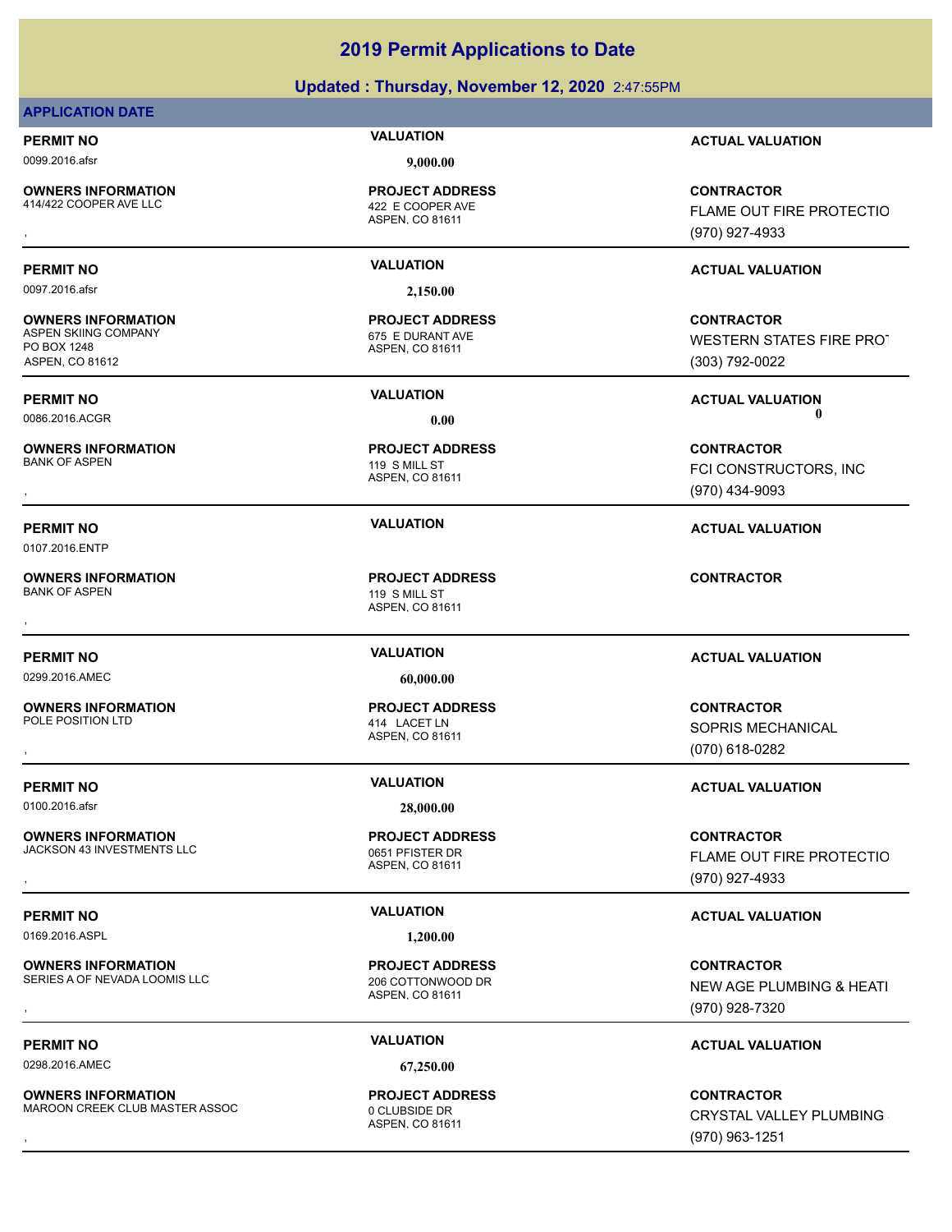# 2019 Permit Applications to Date

## Updated : Thursday, November 12, 2020 2:47:55PM

**APPLICATION DATE**

| PERMIT NO | VALUATION | ACTUAL VALUATION |
|---|---|---|
| 0099.2016.afsr | 9,000.00 | |
| **OWNERS INFORMATION** | **PROJECT ADDRESS** | **CONTRACTOR** |
| 414/422 COOPER AVE LLC<br>, | 422 E COOPER AVE<br>ASPEN, CO 81611 | FLAME OUT FIRE PROTECTIO<br>(970) 927-4933 |

| PERMIT NO | VALUATION | ACTUAL VALUATION |
|---|---|---|
| 0097.2016.afsr | 2,150.00 | |
| **OWNERS INFORMATION** | **PROJECT ADDRESS** | **CONTRACTOR** |
| ASPEN SKIING COMPANY<br>PO BOX 1248<br>ASPEN, CO 81612 | 675 E DURANT AVE<br>ASPEN, CO 81611 | WESTERN STATES FIRE PROT<br>(303) 792-0022 |

| PERMIT NO | VALUATION | ACTUAL VALUATION |
|---|---|---|
| 0086.2016.ACGR | 0.00 | 0 |
| **OWNERS INFORMATION** | **PROJECT ADDRESS** | **CONTRACTOR** |
| BANK OF ASPEN<br>, | 119 S MILL ST<br>ASPEN, CO 81611 | FCI CONSTRUCTORS, INC<br>(970) 434-9093 |

| PERMIT NO | VALUATION | ACTUAL VALUATION |
|---|---|---|
| 0107.2016.ENTP | | |
| **OWNERS INFORMATION** | **PROJECT ADDRESS** | **CONTRACTOR** |
| BANK OF ASPEN<br>, | 119 S MILL ST<br>ASPEN, CO 81611 | |

| PERMIT NO | VALUATION | ACTUAL VALUATION |
|---|---|---|
| 0299.2016.AMEC | 60,000.00 | |
| **OWNERS INFORMATION** | **PROJECT ADDRESS** | **CONTRACTOR** |
| POLE POSITION LTD<br>, | 414 LACET LN<br>ASPEN, CO 81611 | SOPRIS MECHANICAL<br>(070) 618-0282 |

| PERMIT NO | VALUATION | ACTUAL VALUATION |
|---|---|---|
| 0100.2016.afsr | 28,000.00 | |
| **OWNERS INFORMATION** | **PROJECT ADDRESS** | **CONTRACTOR** |
| JACKSON 43 INVESTMENTS LLC<br>, | 0651 PFISTER DR<br>ASPEN, CO 81611 | FLAME OUT FIRE PROTECTIO<br>(970) 927-4933 |

| PERMIT NO | VALUATION | ACTUAL VALUATION |
|---|---|---|
| 0169.2016.ASPL | 1,200.00 | |
| **OWNERS INFORMATION** | **PROJECT ADDRESS** | **CONTRACTOR** |
| SERIES A OF NEVADA LOOMIS LLC<br>, | 206 COTTONWOOD DR<br>ASPEN, CO 81611 | NEW AGE PLUMBING & HEATI<br>(970) 928-7320 |

| PERMIT NO | VALUATION | ACTUAL VALUATION |
|---|---|---|
| 0298.2016.AMEC | 67,250.00 | |
| **OWNERS INFORMATION** | **PROJECT ADDRESS** | **CONTRACTOR** |
| MAROON CREEK CLUB MASTER ASSOC<br>, | 0 CLUBSIDE DR<br>ASPEN, CO 81611 | CRYSTAL VALLEY PLUMBING<br>(970) 963-1251 |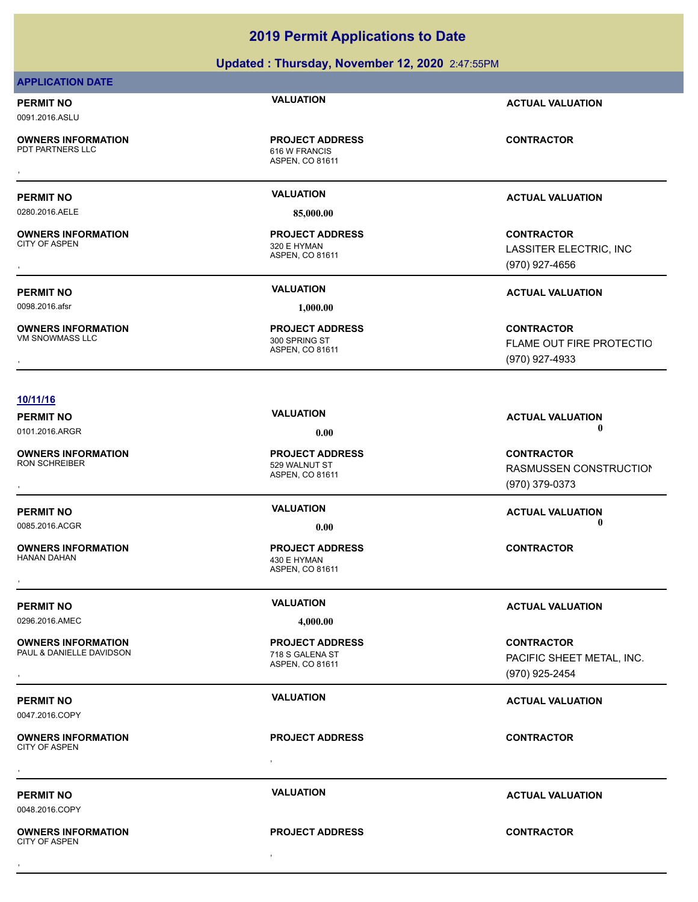# 2019 Permit Applications to Date

## Updated : Thursday, November 12, 2020 2:47:55PM

**APPLICATION DATE**

| PERMIT NO | VALUATION | ACTUAL VALUATION |
|---|---|---|
| 0091.2016.ASLU | | |
| **OWNERS INFORMATION** | **PROJECT ADDRESS** | **CONTRACTOR** |
| PDT PARTNERS LLC<br>, | 616 W FRANCIS<br>ASPEN, CO 81611 | |

| PERMIT NO | VALUATION | ACTUAL VALUATION |
|---|---|---|
| 0280.2016.AELE | 85,000.00 | |
| **OWNERS INFORMATION** | **PROJECT ADDRESS** | **CONTRACTOR** |
| CITY OF ASPEN<br>, | 320 E HYMAN<br>ASPEN, CO 81611 | LASSITER ELECTRIC, INC<br>(970) 927-4656 |

| PERMIT NO | VALUATION | ACTUAL VALUATION |
|---|---|---|
| 0098.2016.afsr | 1,000.00 | |
| **OWNERS INFORMATION** | **PROJECT ADDRESS** | **CONTRACTOR** |
| VM SNOWMASS LLC<br>, | 300 SPRING ST<br>ASPEN, CO 81611 | FLAME OUT FIRE PROTECTIO<br>(970) 927-4933 |

**10/11/16**

| PERMIT NO | VALUATION | ACTUAL VALUATION |
|---|---|---|
| 0101.2016.ARGR | 0.00 | 0 |
| **OWNERS INFORMATION** | **PROJECT ADDRESS** | **CONTRACTOR** |
| RON SCHREIBER<br>, | 529 WALNUT ST<br>ASPEN, CO 81611 | RASMUSSEN CONSTRUCTIOI<br>(970) 379-0373 |

| PERMIT NO | VALUATION | ACTUAL VALUATION |
|---|---|---|
| 0085.2016.ACGR | 0.00 | 0 |
| **OWNERS INFORMATION** | **PROJECT ADDRESS** | **CONTRACTOR** |
| HANAN DAHAN<br>, | 430 E HYMAN<br>ASPEN, CO 81611 | |

| PERMIT NO | VALUATION | ACTUAL VALUATION |
|---|---|---|
| 0296.2016.AMEC | 4,000.00 | |
| **OWNERS INFORMATION** | **PROJECT ADDRESS** | **CONTRACTOR** |
| PAUL & DANIELLE DAVIDSON<br>, | 718 S GALENA ST<br>ASPEN, CO 81611 | PACIFIC SHEET METAL, INC.<br>(970) 925-2454 |

| PERMIT NO | VALUATION | ACTUAL VALUATION |
|---|---|---|
| 0047.2016.COPY | | |
| **OWNERS INFORMATION** | **PROJECT ADDRESS** | **CONTRACTOR** |
| CITY OF ASPEN<br>, | , | |

| PERMIT NO | VALUATION | ACTUAL VALUATION |
|---|---|---|
| 0048.2016.COPY | | |
| **OWNERS INFORMATION** | **PROJECT ADDRESS** | **CONTRACTOR** |
| CITY OF ASPEN<br>, | , | |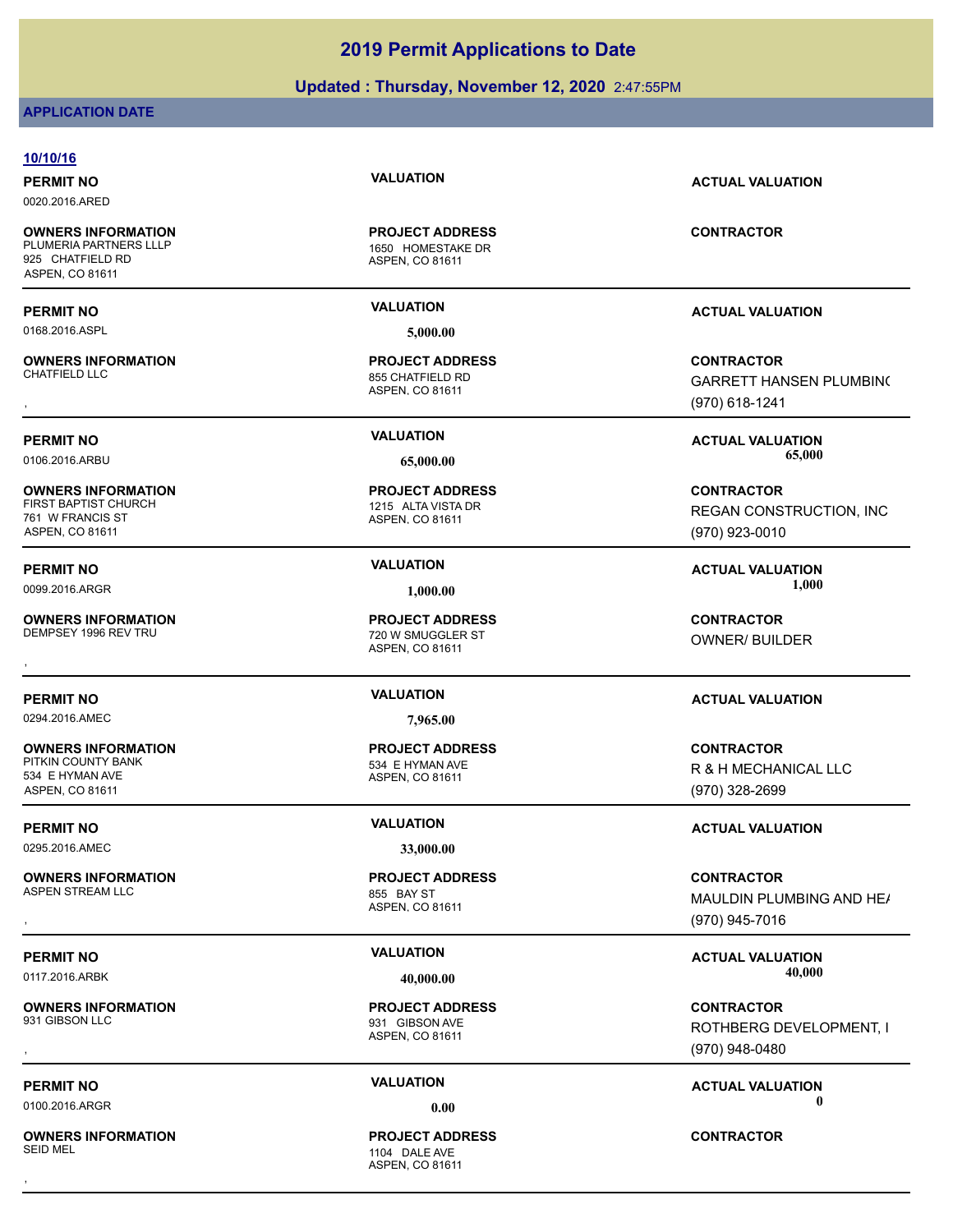# 2019 Permit Applications to Date

## Updated : Thursday, November 12, 2020 2:47:55PM

### APPLICATION DATE

**10/10/16**

**PERMIT NO** 0020.2016.ARED
**VALUATION**
**ACTUAL VALUATION**

**OWNERS INFORMATION**
PLUMERIA PARTNERS LLLP
925 CHATFIELD RD
ASPEN, CO 81611

**PROJECT ADDRESS**
1650 HOMESTAKE DR
ASPEN, CO 81611

**CONTRACTOR**

---

**PERMIT NO** 0168.2016.ASPL
**VALUATION** 5,000.00
**ACTUAL VALUATION**

**OWNERS INFORMATION**
CHATFIELD LLC
,

**PROJECT ADDRESS**
855 CHATFIELD RD
ASPEN, CO 81611

**CONTRACTOR**
GARRETT HANSEN PLUMBIN(
(970) 618-1241

---

**PERMIT NO** 0106.2016.ARBU
**VALUATION** 65,000.00
**ACTUAL VALUATION** 65,000

**OWNERS INFORMATION**
FIRST BAPTIST CHURCH
761 W FRANCIS ST
ASPEN, CO 81611

**PROJECT ADDRESS**
1215 ALTA VISTA DR
ASPEN, CO 81611

**CONTRACTOR**
REGAN CONSTRUCTION, INC
(970) 923-0010

---

**PERMIT NO** 0099.2016.ARGR
**VALUATION** 1,000.00
**ACTUAL VALUATION** 1,000

**OWNERS INFORMATION**
DEMPSEY 1996 REV TRU
,

**PROJECT ADDRESS**
720 W SMUGGLER ST
ASPEN, CO 81611

**CONTRACTOR**
OWNER/ BUILDER

---

**PERMIT NO** 0294.2016.AMEC
**VALUATION** 7,965.00
**ACTUAL VALUATION**

**OWNERS INFORMATION**
PITKIN COUNTY BANK
534 E HYMAN AVE
ASPEN, CO 81611

**PROJECT ADDRESS**
534 E HYMAN AVE
ASPEN, CO 81611

**CONTRACTOR**
R & H MECHANICAL LLC
(970) 328-2699

---

**PERMIT NO** 0295.2016.AMEC
**VALUATION** 33,000.00
**ACTUAL VALUATION**

**OWNERS INFORMATION**
ASPEN STREAM LLC
,

**PROJECT ADDRESS**
855 BAY ST
ASPEN, CO 81611

**CONTRACTOR**
MAULDIN PLUMBING AND HE/
(970) 945-7016

---

**PERMIT NO** 0117.2016.ARBK
**VALUATION** 40,000.00
**ACTUAL VALUATION** 40,000

**OWNERS INFORMATION**
931 GIBSON LLC
,

**PROJECT ADDRESS**
931 GIBSON AVE
ASPEN, CO 81611

**CONTRACTOR**
ROTHBERG DEVELOPMENT, I
(970) 948-0480

---

**PERMIT NO** 0100.2016.ARGR
**VALUATION** 0.00
**ACTUAL VALUATION** 0

**OWNERS INFORMATION**
SEID MEL
,

**PROJECT ADDRESS**
1104 DALE AVE
ASPEN, CO 81611

**CONTRACTOR**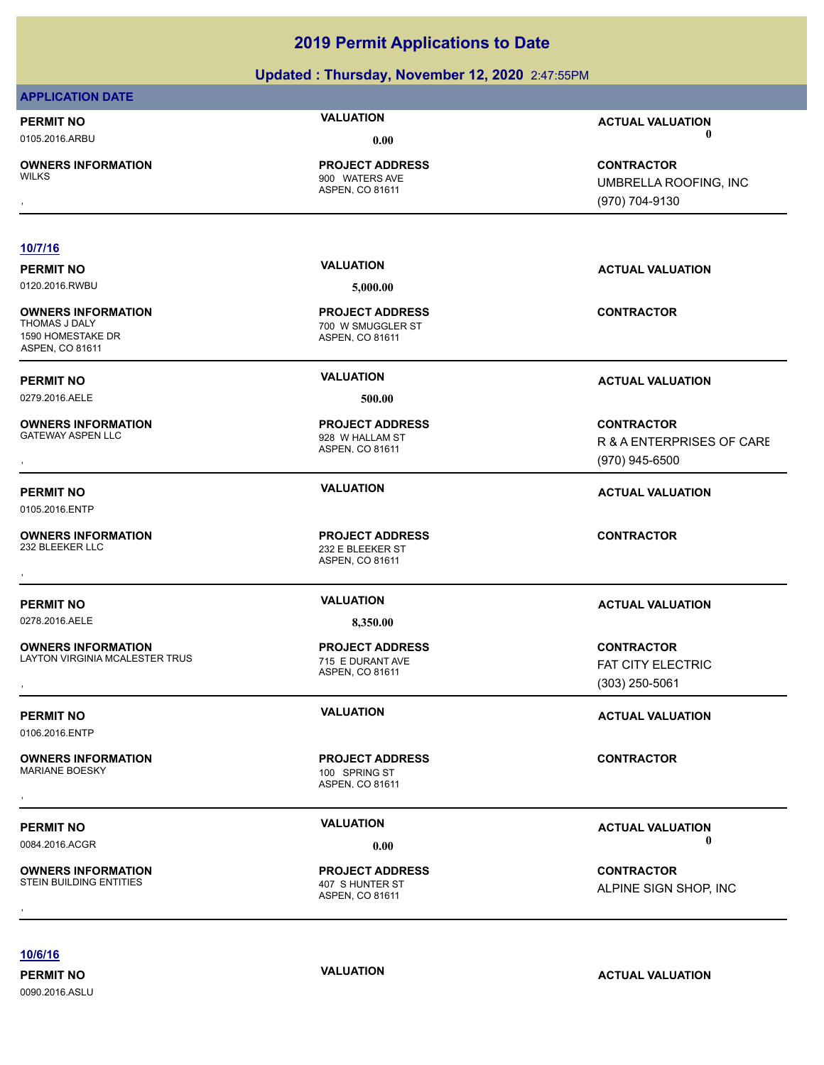# 2019 Permit Applications to Date

## Updated : Thursday, November 12, 2020 2:47:55PM

**APPLICATION DATE**

**PERMIT NO** 0105.2016.ARBU
**VALUATION** 0.00
**ACTUAL VALUATION** 0

**OWNERS INFORMATION**
WILKS
,

**PROJECT ADDRESS**
900 WATERS AVE
ASPEN, CO 81611

**CONTRACTOR**
UMBRELLA ROOFING, INC
(970) 704-9130

---

**10/7/16**

**PERMIT NO** 0120.2016.RWBU
**VALUATION** 5,000.00
**ACTUAL VALUATION**

**OWNERS INFORMATION**
THOMAS J DALY
1590 HOMESTAKE DR
ASPEN, CO 81611

**PROJECT ADDRESS**
700 W SMUGGLER ST
ASPEN, CO 81611

**CONTRACTOR**

---

**PERMIT NO** 0279.2016.AELE
**VALUATION** 500.00
**ACTUAL VALUATION**

**OWNERS INFORMATION**
GATEWAY ASPEN LLC
,

**PROJECT ADDRESS**
928 W HALLAM ST
ASPEN, CO 81611

**CONTRACTOR**
R & A ENTERPRISES OF CARE
(970) 945-6500

---

**PERMIT NO** 0105.2016.ENTP
**VALUATION**
**ACTUAL VALUATION**

**OWNERS INFORMATION**
232 BLEEKER LLC
,

**PROJECT ADDRESS**
232 E BLEEKER ST
ASPEN, CO 81611

**CONTRACTOR**

---

**PERMIT NO** 0278.2016.AELE
**VALUATION** 8,350.00
**ACTUAL VALUATION**

**OWNERS INFORMATION**
LAYTON VIRGINIA MCALESTER TRUS
,

**PROJECT ADDRESS**
715 E DURANT AVE
ASPEN, CO 81611

**CONTRACTOR**
FAT CITY ELECTRIC
(303) 250-5061

---

**PERMIT NO** 0106.2016.ENTP
**VALUATION**
**ACTUAL VALUATION**

**OWNERS INFORMATION**
MARIANE BOESKY
,

**PROJECT ADDRESS**
100 SPRING ST
ASPEN, CO 81611

**CONTRACTOR**

---

**PERMIT NO** 0084.2016.ACGR
**VALUATION** 0.00
**ACTUAL VALUATION** 0

**OWNERS INFORMATION**
STEIN BUILDING ENTITIES
,

**PROJECT ADDRESS**
407 S HUNTER ST
ASPEN, CO 81611

**CONTRACTOR**
ALPINE SIGN SHOP, INC

---

**10/6/16**

**PERMIT NO** 0090.2016.ASLU
**VALUATION**
**ACTUAL VALUATION**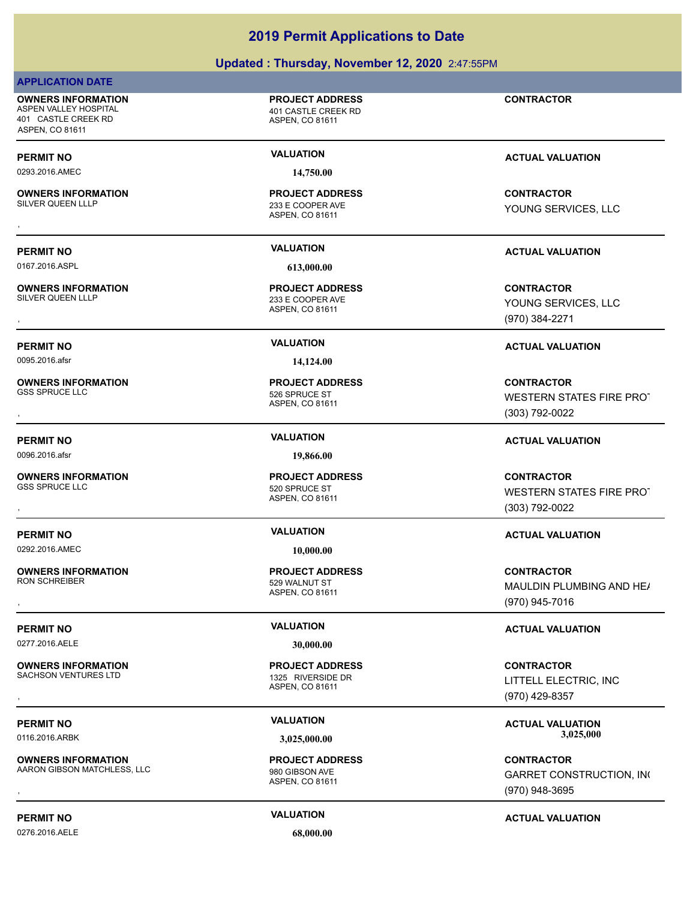# 2019 Permit Applications to Date

## Updated : Thursday, November 12, 2020 2:47:55PM

**APPLICATION DATE**

**OWNERS INFORMATION**
ASPEN VALLEY HOSPITAL
401 CASTLE CREEK RD
ASPEN, CO 81611

**PROJECT ADDRESS**
401 CASTLE CREEK RD
ASPEN, CO 81611

**CONTRACTOR**

---

**PERMIT NO** 0293.2016.AMEC
**VALUATION** 14,750.00
**ACTUAL VALUATION**

**OWNERS INFORMATION**
SILVER QUEEN LLLP
,

**PROJECT ADDRESS**
233 E COOPER AVE
ASPEN, CO 81611

**CONTRACTOR**
YOUNG SERVICES, LLC

---

**PERMIT NO** 0167.2016.ASPL
**VALUATION** 613,000.00
**ACTUAL VALUATION**

**OWNERS INFORMATION**
SILVER QUEEN LLLP
,

**PROJECT ADDRESS**
233 E COOPER AVE
ASPEN, CO 81611

**CONTRACTOR**
YOUNG SERVICES, LLC
(970) 384-2271

---

**PERMIT NO** 0095.2016.afsr
**VALUATION** 14,124.00
**ACTUAL VALUATION**

**OWNERS INFORMATION**
GSS SPRUCE LLC
,

**PROJECT ADDRESS**
526 SPRUCE ST
ASPEN, CO 81611

**CONTRACTOR**
WESTERN STATES FIRE PROT
(303) 792-0022

---

**PERMIT NO** 0096.2016.afsr
**VALUATION** 19,866.00
**ACTUAL VALUATION**

**OWNERS INFORMATION**
GSS SPRUCE LLC
,

**PROJECT ADDRESS**
520 SPRUCE ST
ASPEN, CO 81611

**CONTRACTOR**
WESTERN STATES FIRE PROT
(303) 792-0022

---

**PERMIT NO** 0292.2016.AMEC
**VALUATION** 10,000.00
**ACTUAL VALUATION**

**OWNERS INFORMATION**
RON SCHREIBER
,

**PROJECT ADDRESS**
529 WALNUT ST
ASPEN, CO 81611

**CONTRACTOR**
MAULDIN PLUMBING AND HEA
(970) 945-7016

---

**PERMIT NO** 0277.2016.AELE
**VALUATION** 30,000.00
**ACTUAL VALUATION**

**OWNERS INFORMATION**
SACHSON VENTURES LTD
,

**PROJECT ADDRESS**
1325 RIVERSIDE DR
ASPEN, CO 81611

**CONTRACTOR**
LITTELL ELECTRIC, INC
(970) 429-8357

---

**PERMIT NO** 0116.2016.ARBK
**VALUATION** 3,025,000.00
**ACTUAL VALUATION** 3,025,000

**OWNERS INFORMATION**
AARON GIBSON MATCHLESS, LLC
,

**PROJECT ADDRESS**
980 GIBSON AVE
ASPEN, CO 81611

**CONTRACTOR**
GARRET CONSTRUCTION, INC
(970) 948-3695

---

**PERMIT NO** 0276.2016.AELE
**VALUATION** 68,000.00
**ACTUAL VALUATION**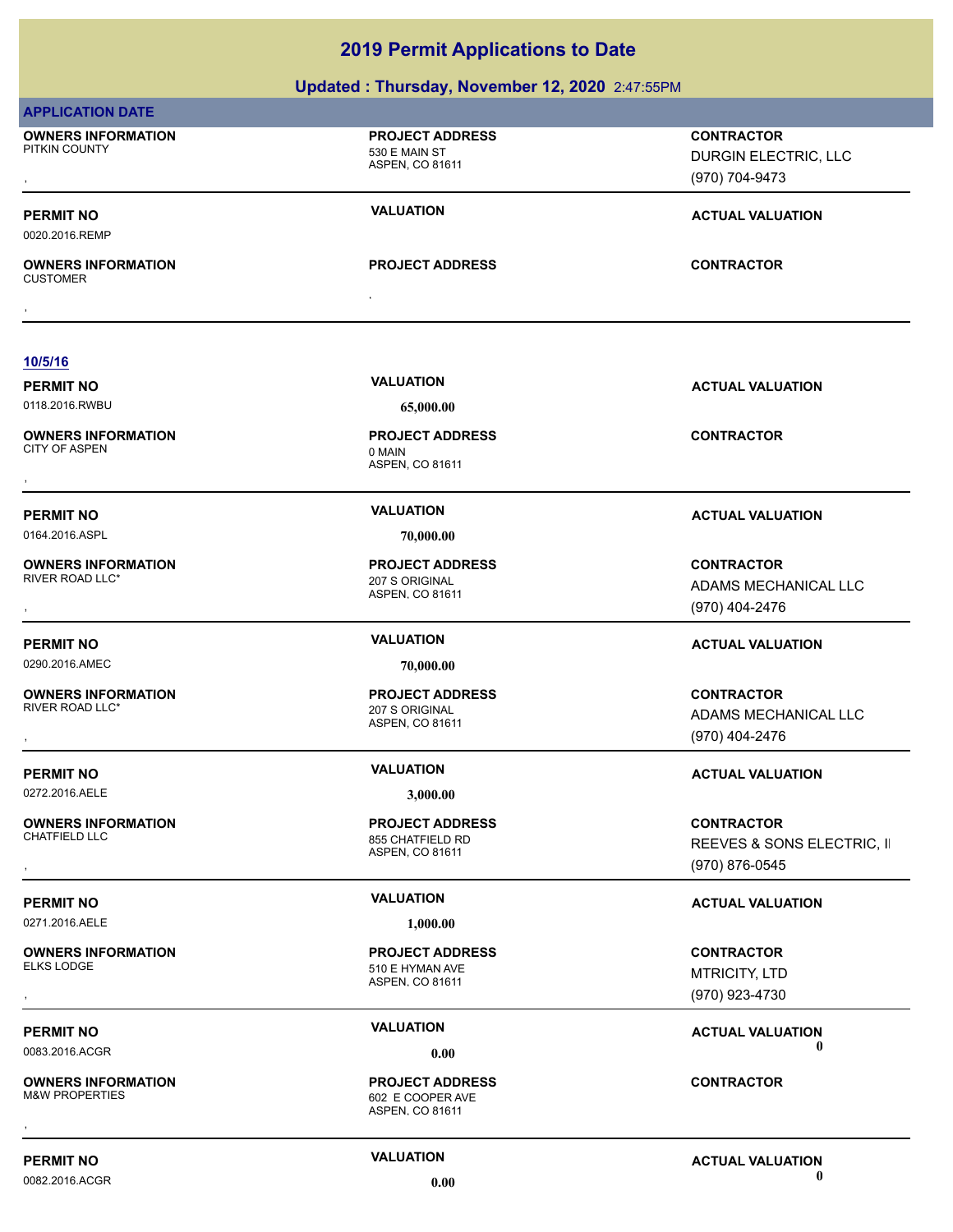# 2019 Permit Applications to Date

## Updated : Thursday, November 12, 2020 2:47:55PM

**APPLICATION DATE**

| OWNERS INFORMATION | PROJECT ADDRESS | CONTRACTOR |
|---|---|---|
| PITKIN COUNTY<br>, | 530 E MAIN ST<br>ASPEN, CO 81611 | DURGIN ELECTRIC, LLC<br>(970) 704-9473 |

| PERMIT NO | VALUATION | ACTUAL VALUATION |
|---|---|---|
| 0020.2016.REMP | | |

| OWNERS INFORMATION | PROJECT ADDRESS | CONTRACTOR |
|---|---|---|
| CUSTOMER<br>, | , | |

**10/5/16**

| PERMIT NO | VALUATION | ACTUAL VALUATION |
|---|---|---|
| 0118.2016.RWBU | 65,000.00 | |

| OWNERS INFORMATION | PROJECT ADDRESS | CONTRACTOR |
|---|---|---|
| CITY OF ASPEN<br>, | 0 MAIN<br>ASPEN, CO 81611 | |

| PERMIT NO | VALUATION | ACTUAL VALUATION |
|---|---|---|
| 0164.2016.ASPL | 70,000.00 | |

| OWNERS INFORMATION | PROJECT ADDRESS | CONTRACTOR |
|---|---|---|
| RIVER ROAD LLC*<br>, | 207 S ORIGINAL<br>ASPEN, CO 81611 | ADAMS MECHANICAL LLC<br>(970) 404-2476 |

| PERMIT NO | VALUATION | ACTUAL VALUATION |
|---|---|---|
| 0290.2016.AMEC | 70,000.00 | |

| OWNERS INFORMATION | PROJECT ADDRESS | CONTRACTOR |
|---|---|---|
| RIVER ROAD LLC*<br>, | 207 S ORIGINAL<br>ASPEN, CO 81611 | ADAMS MECHANICAL LLC<br>(970) 404-2476 |

| PERMIT NO | VALUATION | ACTUAL VALUATION |
|---|---|---|
| 0272.2016.AELE | 3,000.00 | |

| OWNERS INFORMATION | PROJECT ADDRESS | CONTRACTOR |
|---|---|---|
| CHATFIELD LLC<br>, | 855 CHATFIELD RD<br>ASPEN, CO 81611 | REEVES & SONS ELECTRIC, I<br>(970) 876-0545 |

| PERMIT NO | VALUATION | ACTUAL VALUATION |
|---|---|---|
| 0271.2016.AELE | 1,000.00 | |

| OWNERS INFORMATION | PROJECT ADDRESS | CONTRACTOR |
|---|---|---|
| ELKS LODGE<br>, | 510 E HYMAN AVE<br>ASPEN, CO 81611 | MTRICITY, LTD<br>(970) 923-4730 |

| PERMIT NO | VALUATION | ACTUAL VALUATION |
|---|---|---|
| 0083.2016.ACGR | 0.00 | 0 |

| OWNERS INFORMATION | PROJECT ADDRESS | CONTRACTOR |
|---|---|---|
| M&W PROPERTIES<br>, | 602 E COOPER AVE<br>ASPEN, CO 81611 | |

| PERMIT NO | VALUATION | ACTUAL VALUATION |
|---|---|---|
| 0082.2016.ACGR | 0.00 | 0 |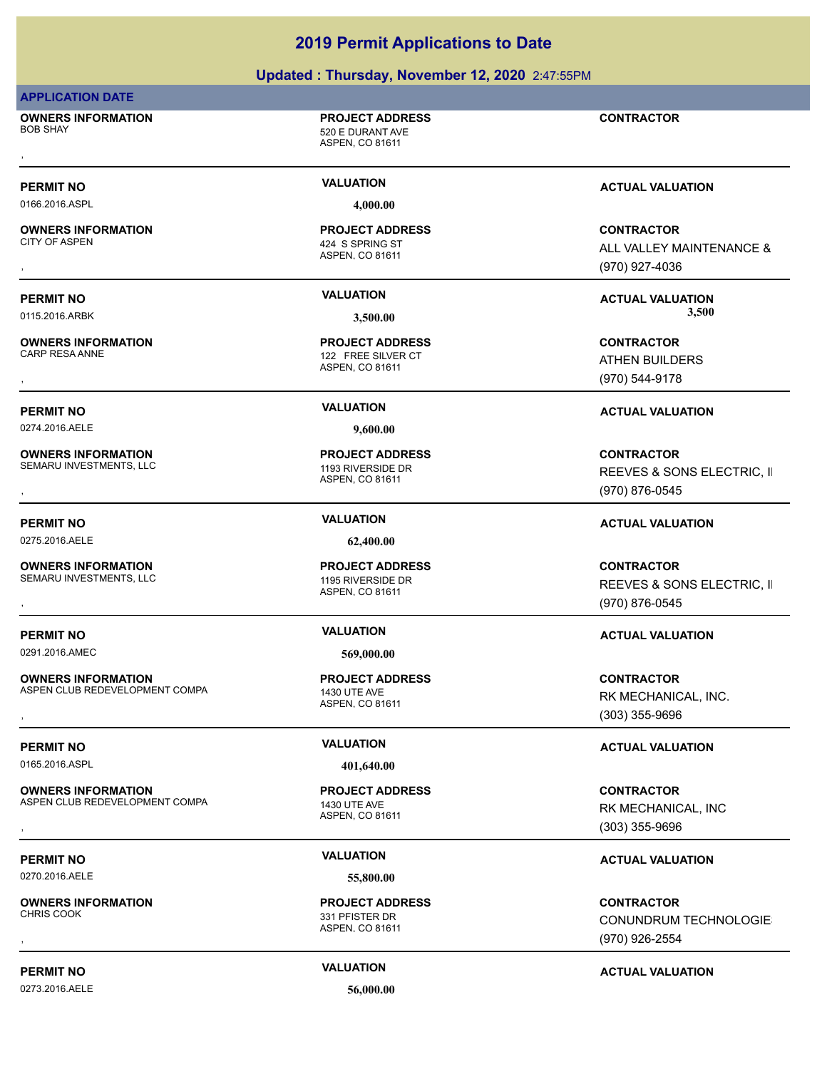# 2019 Permit Applications to Date

## Updated : Thursday, November 12, 2020 2:47:55PM

**APPLICATION DATE**

| OWNERS INFORMATION | PROJECT ADDRESS | CONTRACTOR |
|---|---|---|
| BOB SHAY<br>, | 520 E DURANT AVE<br>ASPEN, CO 81611 | |
| **PERMIT NO** | **VALUATION** | **ACTUAL VALUATION** |
| 0166.2016.ASPL | 4,000.00 | |
| **OWNERS INFORMATION** | **PROJECT ADDRESS** | **CONTRACTOR** |
| CITY OF ASPEN<br>, | 424 S SPRING ST<br>ASPEN, CO 81611 | ALL VALLEY MAINTENANCE &<br>(970) 927-4036 |
| **PERMIT NO** | **VALUATION** | **ACTUAL VALUATION** |
| 0115.2016.ARBK | 3,500.00 | 3,500 |
| **OWNERS INFORMATION** | **PROJECT ADDRESS** | **CONTRACTOR** |
| CARP RESA ANNE<br>, | 122 FREE SILVER CT<br>ASPEN, CO 81611 | ATHEN BUILDERS<br>(970) 544-9178 |
| **PERMIT NO** | **VALUATION** | **ACTUAL VALUATION** |
| 0274.2016.AELE | 9,600.00 | |
| **OWNERS INFORMATION** | **PROJECT ADDRESS** | **CONTRACTOR** |
| SEMARU INVESTMENTS, LLC<br>, | 1193 RIVERSIDE DR<br>ASPEN, CO 81611 | REEVES & SONS ELECTRIC, I<br>(970) 876-0545 |
| **PERMIT NO** | **VALUATION** | **ACTUAL VALUATION** |
| 0275.2016.AELE | 62,400.00 | |
| **OWNERS INFORMATION** | **PROJECT ADDRESS** | **CONTRACTOR** |
| SEMARU INVESTMENTS, LLC<br>, | 1195 RIVERSIDE DR<br>ASPEN, CO 81611 | REEVES & SONS ELECTRIC, I<br>(970) 876-0545 |
| **PERMIT NO** | **VALUATION** | **ACTUAL VALUATION** |
| 0291.2016.AMEC | 569,000.00 | |
| **OWNERS INFORMATION** | **PROJECT ADDRESS** | **CONTRACTOR** |
| ASPEN CLUB REDEVELOPMENT COMPA<br>, | 1430 UTE AVE<br>ASPEN, CO 81611 | RK MECHANICAL, INC.<br>(303) 355-9696 |
| **PERMIT NO** | **VALUATION** | **ACTUAL VALUATION** |
| 0165.2016.ASPL | 401,640.00 | |
| **OWNERS INFORMATION** | **PROJECT ADDRESS** | **CONTRACTOR** |
| ASPEN CLUB REDEVELOPMENT COMPA<br>, | 1430 UTE AVE<br>ASPEN, CO 81611 | RK MECHANICAL, INC<br>(303) 355-9696 |
| **PERMIT NO** | **VALUATION** | **ACTUAL VALUATION** |
| 0270.2016.AELE | 55,800.00 | |
| **OWNERS INFORMATION** | **PROJECT ADDRESS** | **CONTRACTOR** |
| CHRIS COOK<br>, | 331 PFISTER DR<br>ASPEN, CO 81611 | CONUNDRUM TECHNOLOGIE<br>(970) 926-2554 |
| **PERMIT NO** | **VALUATION** | **ACTUAL VALUATION** |
| 0273.2016.AELE | 56,000.00 | |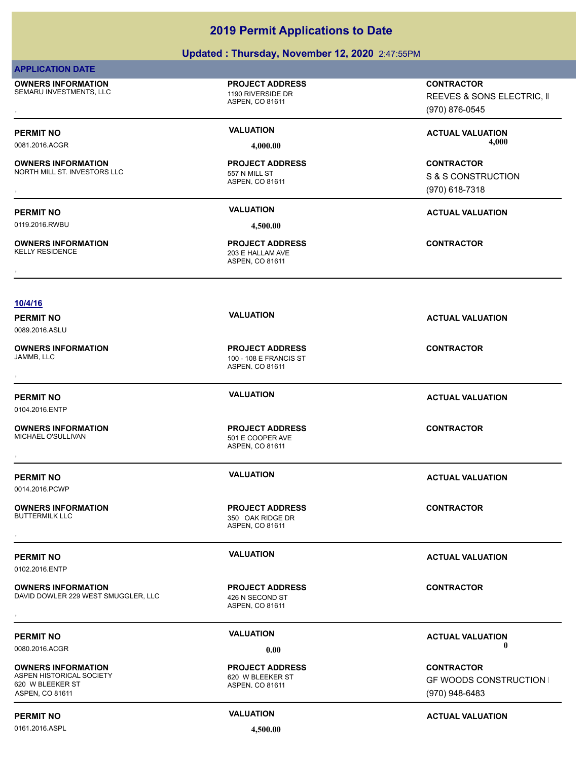# 2019 Permit Applications to Date

## Updated : Thursday, November 12, 2020 2:47:55PM

**APPLICATION DATE**

| OWNERS INFORMATION | PROJECT ADDRESS | CONTRACTOR |
|---|---|---|
| SEMARU INVESTMENTS, LLC<br>, | 1190 RIVERSIDE DR<br>ASPEN, CO 81611 | REEVES & SONS ELECTRIC, I<br>(970) 876-0545 |

| PERMIT NO | VALUATION | ACTUAL VALUATION |
|---|---|---|
| 0081.2016.ACGR | 4,000.00 | 4,000 |

| OWNERS INFORMATION | PROJECT ADDRESS | CONTRACTOR |
|---|---|---|
| NORTH MILL ST. INVESTORS LLC<br>, | 557 N MILL ST<br>ASPEN, CO 81611 | S & S CONSTRUCTION<br>(970) 618-7318 |

| PERMIT NO | VALUATION | ACTUAL VALUATION |
|---|---|---|
| 0119.2016.RWBU | 4,500.00 | |

| OWNERS INFORMATION | PROJECT ADDRESS | CONTRACTOR |
|---|---|---|
| KELLY RESIDENCE<br>, | 203 E HALLAM AVE<br>ASPEN, CO 81611 | |

**10/4/16**

| PERMIT NO | VALUATION | ACTUAL VALUATION |
|---|---|---|
| 0089.2016.ASLU | | |

| OWNERS INFORMATION | PROJECT ADDRESS | CONTRACTOR |
|---|---|---|
| JAMMB, LLC<br>, | 100 - 108 E FRANCIS ST<br>ASPEN, CO 81611 | |

| PERMIT NO | VALUATION | ACTUAL VALUATION |
|---|---|---|
| 0104.2016.ENTP | | |

| OWNERS INFORMATION | PROJECT ADDRESS | CONTRACTOR |
|---|---|---|
| MICHAEL O'SULLIVAN<br>, | 501 E COOPER AVE<br>ASPEN, CO 81611 | |

| PERMIT NO | VALUATION | ACTUAL VALUATION |
|---|---|---|
| 0014.2016.PCWP | | |

| OWNERS INFORMATION | PROJECT ADDRESS | CONTRACTOR |
|---|---|---|
| BUTTERMILK LLC<br>, | 350 OAK RIDGE DR<br>ASPEN, CO 81611 | |

| PERMIT NO | VALUATION | ACTUAL VALUATION |
|---|---|---|
| 0102.2016.ENTP | | |

| OWNERS INFORMATION | PROJECT ADDRESS | CONTRACTOR |
|---|---|---|
| DAVID DOWLER 229 WEST SMUGGLER, LLC<br>, | 426 N SECOND ST<br>ASPEN, CO 81611 | |

| PERMIT NO | VALUATION | ACTUAL VALUATION |
|---|---|---|
| 0080.2016.ACGR | 0.00 | 0 |

| OWNERS INFORMATION | PROJECT ADDRESS | CONTRACTOR |
|---|---|---|
| ASPEN HISTORICAL SOCIETY<br>620 W BLEEKER ST<br>ASPEN, CO 81611 | 620 W BLEEKER ST<br>ASPEN, CO 81611 | GF WOODS CONSTRUCTION I<br>(970) 948-6483 |

| PERMIT NO | VALUATION | ACTUAL VALUATION |
|---|---|---|
| 0161.2016.ASPL | 4,500.00 | |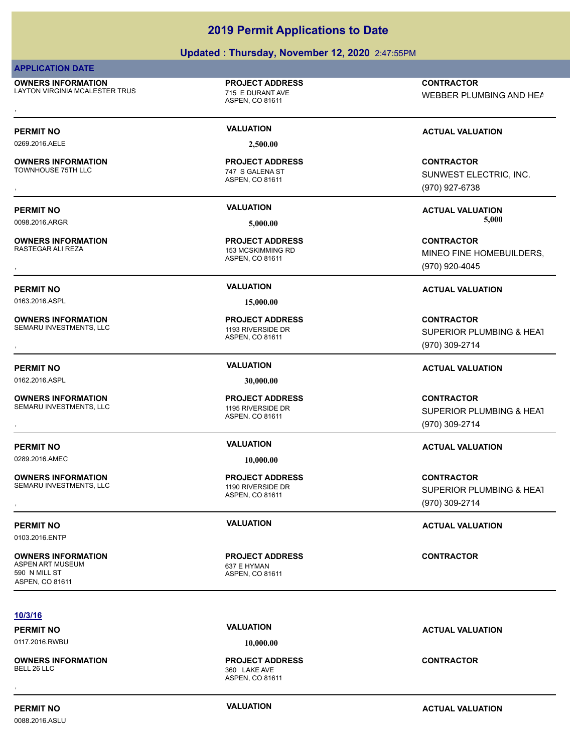# 2019 Permit Applications to Date

## Updated : Thursday, November 12, 2020 2:47:55PM

**APPLICATION DATE**

**OWNERS INFORMATION**
LAYTON VIRGINIA MCALESTER TRUS
,

**PROJECT ADDRESS**
715 E DURANT AVE
ASPEN, CO 81611

**CONTRACTOR**
WEBBER PLUMBING AND HEA

**PERMIT NO**
0269.2016.AELE

**VALUATION**
2,500.00

**ACTUAL VALUATION**

---

**OWNERS INFORMATION**
TOWNHOUSE 75TH LLC
,

**PROJECT ADDRESS**
747 S GALENA ST
ASPEN, CO 81611

**CONTRACTOR**
SUNWEST ELECTRIC, INC.
(970) 927-6738

**PERMIT NO**
0098.2016.ARGR

**VALUATION**
5,000.00

**ACTUAL VALUATION**
5,000

---

**OWNERS INFORMATION**
RASTEGAR ALI REZA
,

**PROJECT ADDRESS**
153 MCSKIMMING RD
ASPEN, CO 81611

**CONTRACTOR**
MINEO FINE HOMEBUILDERS,
(970) 920-4045

**PERMIT NO**
0163.2016.ASPL

**VALUATION**
15,000.00

**ACTUAL VALUATION**

---

**OWNERS INFORMATION**
SEMARU INVESTMENTS, LLC
,

**PROJECT ADDRESS**
1193 RIVERSIDE DR
ASPEN, CO 81611

**CONTRACTOR**
SUPERIOR PLUMBING & HEAT
(970) 309-2714

**PERMIT NO**
0162.2016.ASPL

**VALUATION**
30,000.00

**ACTUAL VALUATION**

---

**OWNERS INFORMATION**
SEMARU INVESTMENTS, LLC
,

**PROJECT ADDRESS**
1195 RIVERSIDE DR
ASPEN, CO 81611

**CONTRACTOR**
SUPERIOR PLUMBING & HEAT
(970) 309-2714

**PERMIT NO**
0289.2016.AMEC

**VALUATION**
10,000.00

**ACTUAL VALUATION**

---

**OWNERS INFORMATION**
SEMARU INVESTMENTS, LLC
,

**PROJECT ADDRESS**
1190 RIVERSIDE DR
ASPEN, CO 81611

**CONTRACTOR**
SUPERIOR PLUMBING & HEAT
(970) 309-2714

**PERMIT NO**
0103.2016.ENTP

**VALUATION**

**ACTUAL VALUATION**

---

**OWNERS INFORMATION**
ASPEN ART MUSEUM
590 N MILL ST
ASPEN, CO 81611

**PROJECT ADDRESS**
637 E HYMAN
ASPEN, CO 81611

**CONTRACTOR**

---

**10/3/16**

**PERMIT NO**
0117.2016.RWBU

**VALUATION**
10,000.00

**ACTUAL VALUATION**

**OWNERS INFORMATION**
BELL 26 LLC
,

**PROJECT ADDRESS**
360 LAKE AVE
ASPEN, CO 81611

**CONTRACTOR**

---

**PERMIT NO**
0088.2016.ASLU

**VALUATION**

**ACTUAL VALUATION**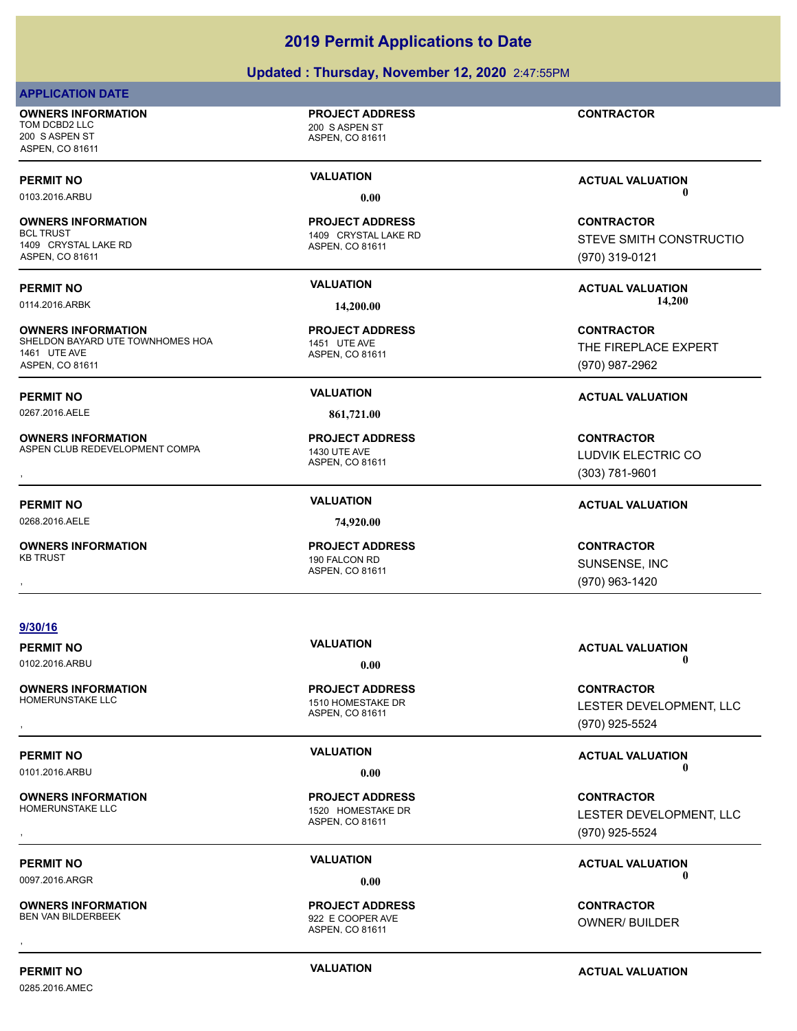# 2019 Permit Applications to Date

## Updated : Thursday, November 12, 2020 2:47:55PM

**APPLICATION DATE**

**OWNERS INFORMATION**
TOM DCBD2 LLC
200 S ASPEN ST
ASPEN, CO 81611

**PROJECT ADDRESS**
200 S ASPEN ST
ASPEN, CO 81611

**CONTRACTOR**

**PERMIT NO** 0103.2016.ARBU | **VALUATION** 0.00 | **ACTUAL VALUATION** 0

**OWNERS INFORMATION**
BCL TRUST
1409 CRYSTAL LAKE RD
ASPEN, CO 81611

**PROJECT ADDRESS**
1409 CRYSTAL LAKE RD
ASPEN, CO 81611

**CONTRACTOR**
STEVE SMITH CONSTRUCTIO
(970) 319-0121

**PERMIT NO** 0114.2016.ARBK | **VALUATION** 14,200.00 | **ACTUAL VALUATION** 14,200

**OWNERS INFORMATION**
SHELDON BAYARD UTE TOWNHOMES HOA
1461 UTE AVE
ASPEN, CO 81611

**PROJECT ADDRESS**
1451 UTE AVE
ASPEN, CO 81611

**CONTRACTOR**
THE FIREPLACE EXPERT
(970) 987-2962

**PERMIT NO** 0267.2016.AELE | **VALUATION** 861,721.00 | **ACTUAL VALUATION**

**OWNERS INFORMATION**
ASPEN CLUB REDEVELOPMENT COMPA
,

**PROJECT ADDRESS**
1430 UTE AVE
ASPEN, CO 81611

**CONTRACTOR**
LUDVIK ELECTRIC CO
(303) 781-9601

**PERMIT NO** 0268.2016.AELE | **VALUATION** 74,920.00 | **ACTUAL VALUATION**

**OWNERS INFORMATION**
KB TRUST
,

**PROJECT ADDRESS**
190 FALCON RD
ASPEN, CO 81611

**CONTRACTOR**
SUNSENSE, INC
(970) 963-1420

**9/30/16**

**PERMIT NO** 0102.2016.ARBU | **VALUATION** 0.00 | **ACTUAL VALUATION** 0

**OWNERS INFORMATION**
HOMERUNSTAKE LLC
,

**PROJECT ADDRESS**
1510 HOMESTAKE DR
ASPEN, CO 81611

**CONTRACTOR**
LESTER DEVELOPMENT, LLC
(970) 925-5524

**PERMIT NO** 0101.2016.ARBU | **VALUATION** 0.00 | **ACTUAL VALUATION** 0

**OWNERS INFORMATION**
HOMERUNSTAKE LLC
,

**PROJECT ADDRESS**
1520 HOMESTAKE DR
ASPEN, CO 81611

**CONTRACTOR**
LESTER DEVELOPMENT, LLC
(970) 925-5524

**PERMIT NO** 0097.2016.ARGR | **VALUATION** 0.00 | **ACTUAL VALUATION** 0

**OWNERS INFORMATION**
BEN VAN BILDERBEEK
,

**PROJECT ADDRESS**
922 E COOPER AVE
ASPEN, CO 81611

**CONTRACTOR**
OWNER/ BUILDER

**PERMIT NO** 0285.2016.AMEC | **VALUATION** | **ACTUAL VALUATION**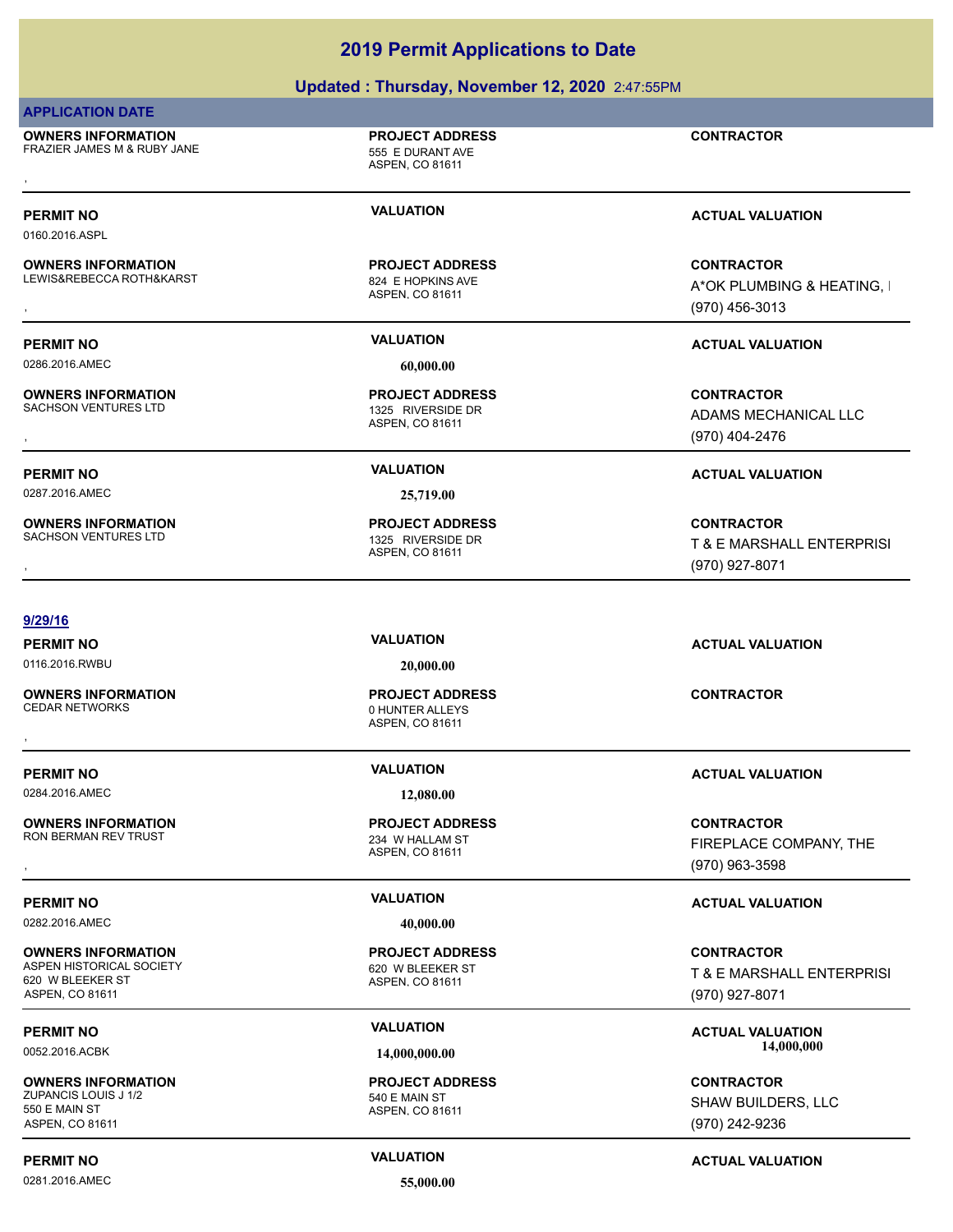# 2019 Permit Applications to Date

## Updated : Thursday, November 12, 2020 2:47:55PM

**APPLICATION DATE**

| | | |
|---|---|---|
| **OWNERS INFORMATION** FRAZIER JAMES M & RUBY JANE , | **PROJECT ADDRESS** 555 E DURANT AVE ASPEN, CO 81611 | **CONTRACTOR** |
| **PERMIT NO** 0160.2016.ASPL | **VALUATION** | **ACTUAL VALUATION** |
| **OWNERS INFORMATION** LEWIS&REBECCA ROTH&KARST , | **PROJECT ADDRESS** 824 E HOPKINS AVE ASPEN, CO 81611 | **CONTRACTOR** A*OK PLUMBING & HEATING, I (970) 456-3013 |
| **PERMIT NO** 0286.2016.AMEC | **VALUATION** 60,000.00 | **ACTUAL VALUATION** |
| **OWNERS INFORMATION** SACHSON VENTURES LTD , | **PROJECT ADDRESS** 1325 RIVERSIDE DR ASPEN, CO 81611 | **CONTRACTOR** ADAMS MECHANICAL LLC (970) 404-2476 |
| **PERMIT NO** 0287.2016.AMEC | **VALUATION** 25,719.00 | **ACTUAL VALUATION** |
| **OWNERS INFORMATION** SACHSON VENTURES LTD , | **PROJECT ADDRESS** 1325 RIVERSIDE DR ASPEN, CO 81611 | **CONTRACTOR** T & E MARSHALL ENTERPRISI (970) 927-8071 |

**9/29/16**

| | | |
|---|---|---|
| **PERMIT NO** 0116.2016.RWBU | **VALUATION** 20,000.00 | **ACTUAL VALUATION** |
| **OWNERS INFORMATION** CEDAR NETWORKS , | **PROJECT ADDRESS** 0 HUNTER ALLEYS ASPEN, CO 81611 | **CONTRACTOR** |
| **PERMIT NO** 0284.2016.AMEC | **VALUATION** 12,080.00 | **ACTUAL VALUATION** |
| **OWNERS INFORMATION** RON BERMAN REV TRUST , | **PROJECT ADDRESS** 234 W HALLAM ST ASPEN, CO 81611 | **CONTRACTOR** FIREPLACE COMPANY, THE (970) 963-3598 |
| **PERMIT NO** 0282.2016.AMEC | **VALUATION** 40,000.00 | **ACTUAL VALUATION** |
| **OWNERS INFORMATION** ASPEN HISTORICAL SOCIETY 620 W BLEEKER ST ASPEN, CO 81611 | **PROJECT ADDRESS** 620 W BLEEKER ST ASPEN, CO 81611 | **CONTRACTOR** T & E MARSHALL ENTERPRISI (970) 927-8071 |
| **PERMIT NO** 0052.2016.ACBK | **VALUATION** 14,000,000.00 | **ACTUAL VALUATION** 14,000,000 |
| **OWNERS INFORMATION** ZUPANCIS LOUIS J 1/2 550 E MAIN ST ASPEN, CO 81611 | **PROJECT ADDRESS** 540 E MAIN ST ASPEN, CO 81611 | **CONTRACTOR** SHAW BUILDERS, LLC (970) 242-9236 |
| **PERMIT NO** 0281.2016.AMEC | **VALUATION** 55,000.00 | **ACTUAL VALUATION** |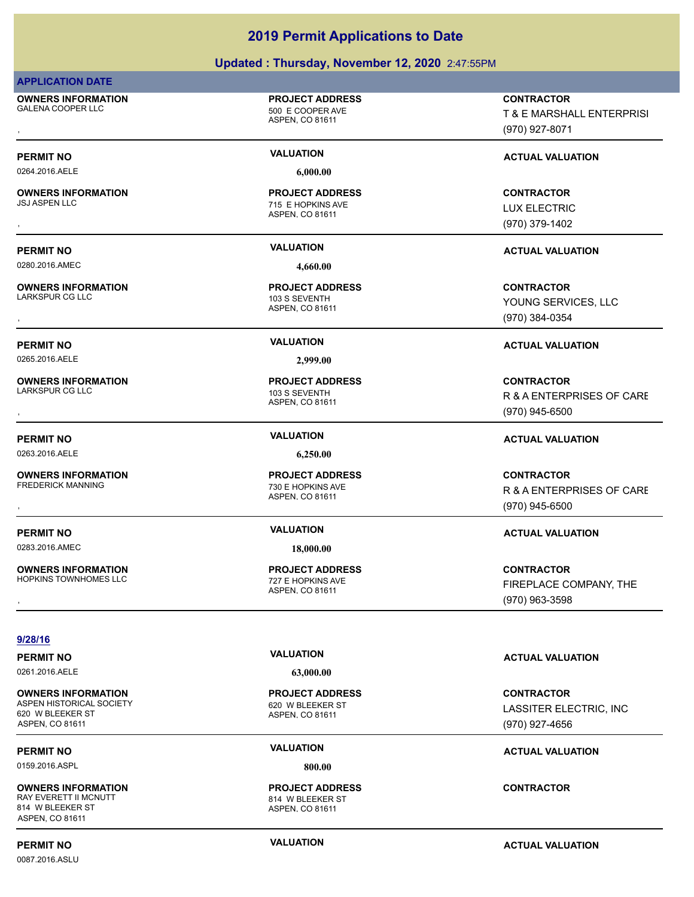# 2019 Permit Applications to Date

## Updated : Thursday, November 12, 2020 2:47:55PM

**APPLICATION DATE**

**OWNERS INFORMATION**
GALENA COOPER LLC
,

**PROJECT ADDRESS**
500 E COOPER AVE
ASPEN, CO 81611

**CONTRACTOR**
T & E MARSHALL ENTERPRISI
(970) 927-8071

**PERMIT NO** 0264.2016.AELE | **VALUATION** 6,000.00 | **ACTUAL VALUATION**

**OWNERS INFORMATION**
JSJ ASPEN LLC
,

**PROJECT ADDRESS**
715 E HOPKINS AVE
ASPEN, CO 81611

**CONTRACTOR**
LUX ELECTRIC
(970) 379-1402

**PERMIT NO** 0280.2016.AMEC | **VALUATION** 4,660.00 | **ACTUAL VALUATION**

**OWNERS INFORMATION**
LARKSPUR CG LLC
,

**PROJECT ADDRESS**
103 S SEVENTH
ASPEN, CO 81611

**CONTRACTOR**
YOUNG SERVICES, LLC
(970) 384-0354

**PERMIT NO** 0265.2016.AELE | **VALUATION** 2,999.00 | **ACTUAL VALUATION**

**OWNERS INFORMATION**
LARKSPUR CG LLC
,

**PROJECT ADDRESS**
103 S SEVENTH
ASPEN, CO 81611

**CONTRACTOR**
R & A ENTERPRISES OF CARE
(970) 945-6500

**PERMIT NO** 0263.2016.AELE | **VALUATION** 6,250.00 | **ACTUAL VALUATION**

**OWNERS INFORMATION**
FREDERICK MANNING
,

**PROJECT ADDRESS**
730 E HOPKINS AVE
ASPEN, CO 81611

**CONTRACTOR**
R & A ENTERPRISES OF CARE
(970) 945-6500

**PERMIT NO** 0283.2016.AMEC | **VALUATION** 18,000.00 | **ACTUAL VALUATION**

**OWNERS INFORMATION**
HOPKINS TOWNHOMES LLC
,

**PROJECT ADDRESS**
727 E HOPKINS AVE
ASPEN, CO 81611

**CONTRACTOR**
FIREPLACE COMPANY, THE
(970) 963-3598

**9/28/16**

**PERMIT NO** 0261.2016.AELE | **VALUATION** 63,000.00 | **ACTUAL VALUATION**

**OWNERS INFORMATION**
ASPEN HISTORICAL SOCIETY
620 W BLEEKER ST
ASPEN, CO 81611

**PROJECT ADDRESS**
620 W BLEEKER ST
ASPEN, CO 81611

**CONTRACTOR**
LASSITER ELECTRIC, INC
(970) 927-4656

**PERMIT NO** 0159.2016.ASPL | **VALUATION** 800.00 | **ACTUAL VALUATION**

**OWNERS INFORMATION**
RAY EVERETT II MCNUTT
814 W BLEEKER ST
ASPEN, CO 81611

**PROJECT ADDRESS**
814 W BLEEKER ST
ASPEN, CO 81611

**CONTRACTOR**

**PERMIT NO** 0087.2016.ASLU | **VALUATION** | **ACTUAL VALUATION**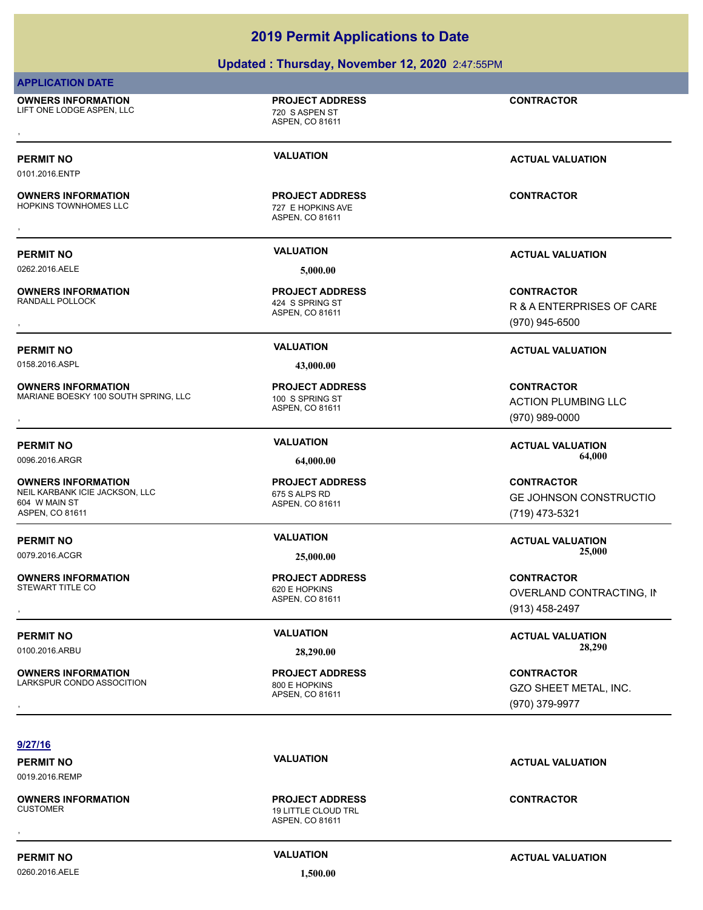# 2019 Permit Applications to Date

## Updated : Thursday, November 12, 2020 2:47:55PM

**APPLICATION DATE**

**OWNERS INFORMATION**
LIFT ONE LODGE ASPEN, LLC
,

**PROJECT ADDRESS**
720 S ASPEN ST
ASPEN, CO 81611

**CONTRACTOR**

**PERMIT NO** 0101.2016.ENTP
**VALUATION**
**ACTUAL VALUATION**

---

**OWNERS INFORMATION**
HOPKINS TOWNHOMES LLC
,

**PROJECT ADDRESS**
727 E HOPKINS AVE
ASPEN, CO 81611

**CONTRACTOR**

**PERMIT NO** 0262.2016.AELE
**VALUATION** 5,000.00
**ACTUAL VALUATION**

---

**OWNERS INFORMATION**
RANDALL POLLOCK
,

**PROJECT ADDRESS**
424 S SPRING ST
ASPEN, CO 81611

**CONTRACTOR**
R & A ENTERPRISES OF CARE
(970) 945-6500

**PERMIT NO** 0158.2016.ASPL
**VALUATION** 43,000.00
**ACTUAL VALUATION**

---

**OWNERS INFORMATION**
MARIANE BOESKY 100 SOUTH SPRING, LLC
,

**PROJECT ADDRESS**
100 S SPRING ST
ASPEN, CO 81611

**CONTRACTOR**
ACTION PLUMBING LLC
(970) 989-0000

**PERMIT NO** 0096.2016.ARGR
**VALUATION** 64,000.00
**ACTUAL VALUATION** 64,000

---

**OWNERS INFORMATION**
NEIL KARBANK ICIE JACKSON, LLC
604 W MAIN ST
ASPEN, CO 81611

**PROJECT ADDRESS**
675 S ALPS RD
ASPEN, CO 81611

**CONTRACTOR**
GE JOHNSON CONSTRUCTIO
(719) 473-5321

**PERMIT NO** 0079.2016.ACGR
**VALUATION** 25,000.00
**ACTUAL VALUATION** 25,000

---

**OWNERS INFORMATION**
STEWART TITLE CO
,

**PROJECT ADDRESS**
620 E HOPKINS
ASPEN, CO 81611

**CONTRACTOR**
OVERLAND CONTRACTING, IN
(913) 458-2497

**PERMIT NO** 0100.2016.ARBU
**VALUATION** 28,290.00
**ACTUAL VALUATION** 28,290

---

**OWNERS INFORMATION**
LARKSPUR CONDO ASSOCITION
,

**PROJECT ADDRESS**
800 E HOPKINS
APSEN, CO 81611

**CONTRACTOR**
GZO SHEET METAL, INC.
(970) 379-9977

---

**9/27/16**

**PERMIT NO** 0019.2016.REMP
**VALUATION**
**ACTUAL VALUATION**

**OWNERS INFORMATION**
CUSTOMER
,

**PROJECT ADDRESS**
19 LITTLE CLOUD TRL
ASPEN, CO 81611

**CONTRACTOR**

---

**PERMIT NO** 0260.2016.AELE
**VALUATION** 1,500.00
**ACTUAL VALUATION**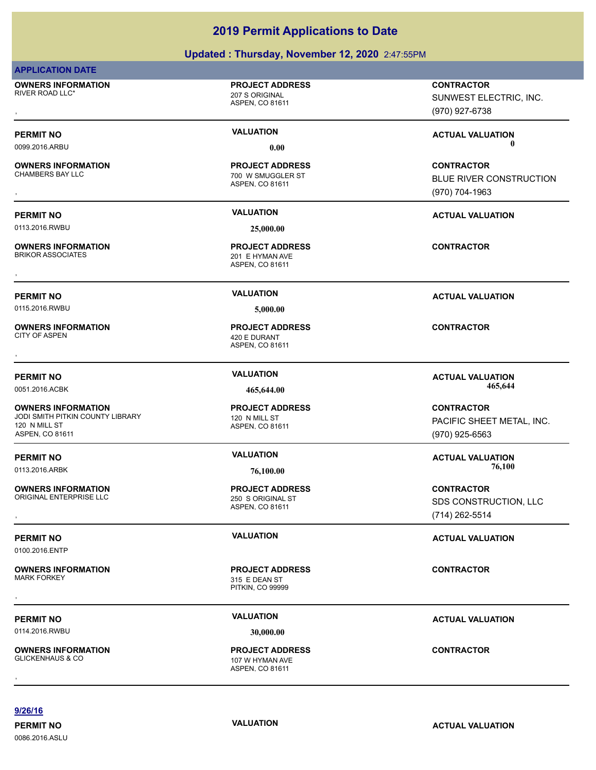# 2019 Permit Applications to Date

## Updated : Thursday, November 12, 2020 2:47:55PM

**APPLICATION DATE**

**OWNERS INFORMATION**
RIVER ROAD LLC*
,

**PROJECT ADDRESS**
207 S ORIGINAL
ASPEN, CO 81611

**CONTRACTOR**
SUNWEST ELECTRIC, INC.
(970) 927-6738

| PERMIT NO | VALUATION | ACTUAL VALUATION |
|---|---|---|
| 0099.2016.ARBU | 0.00 | 0 |

**OWNERS INFORMATION**
CHAMBERS BAY LLC
,

**PROJECT ADDRESS**
700 W SMUGGLER ST
ASPEN, CO 81611

**CONTRACTOR**
BLUE RIVER CONSTRUCTION
(970) 704-1963

| PERMIT NO | VALUATION | ACTUAL VALUATION |
|---|---|---|
| 0113.2016.RWBU | 25,000.00 | |

**OWNERS INFORMATION**
BRIKOR ASSOCIATES
,

**PROJECT ADDRESS**
201 E HYMAN AVE
ASPEN, CO 81611

**CONTRACTOR**

| PERMIT NO | VALUATION | ACTUAL VALUATION |
|---|---|---|
| 0115.2016.RWBU | 5,000.00 | |

**OWNERS INFORMATION**
CITY OF ASPEN
,

**PROJECT ADDRESS**
420 E DURANT
ASPEN, CO 81611

**CONTRACTOR**

| PERMIT NO | VALUATION | ACTUAL VALUATION |
|---|---|---|
| 0051.2016.ACBK | 465,644.00 | 465,644 |

**OWNERS INFORMATION**
JODI SMITH PITKIN COUNTY LIBRARY
120 N MILL ST
ASPEN, CO 81611

**PROJECT ADDRESS**
120 N MILL ST
ASPEN, CO 81611

**CONTRACTOR**
PACIFIC SHEET METAL, INC.
(970) 925-6563

| PERMIT NO | VALUATION | ACTUAL VALUATION |
|---|---|---|
| 0113.2016.ARBK | 76,100.00 | 76,100 |

**OWNERS INFORMATION**
ORIGINAL ENTERPRISE LLC
,

**PROJECT ADDRESS**
250 S ORIGINAL ST
ASPEN, CO 81611

**CONTRACTOR**
SDS CONSTRUCTION, LLC
(714) 262-5514

| PERMIT NO | VALUATION | ACTUAL VALUATION |
|---|---|---|
| 0100.2016.ENTP | | |

**OWNERS INFORMATION**
MARK FORKEY
,

**PROJECT ADDRESS**
315 E DEAN ST
PITKIN, CO 99999

**CONTRACTOR**

| PERMIT NO | VALUATION | ACTUAL VALUATION |
|---|---|---|
| 0114.2016.RWBU | 30,000.00 | |

**OWNERS INFORMATION**
GLICKENHAUS & CO
,

**PROJECT ADDRESS**
107 W HYMAN AVE
ASPEN, CO 81611

**CONTRACTOR**

**9/26/16**

| PERMIT NO | VALUATION | ACTUAL VALUATION |
|---|---|---|
| 0086.2016.ASLU | | |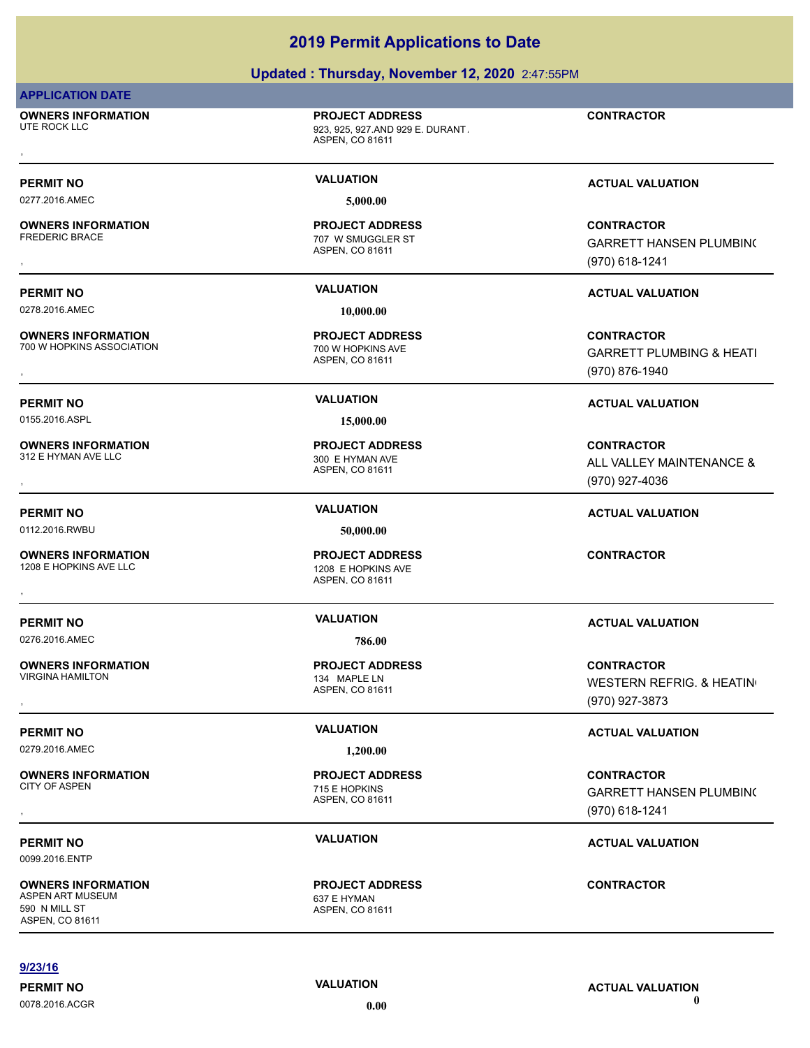# 2019 Permit Applications to Date

## Updated : Thursday, November 12, 2020 2:47:55PM

**APPLICATION DATE**

**OWNERS INFORMATION**
UTE ROCK LLC
,

**PROJECT ADDRESS**
923, 925, 927.AND 929 E. DURANT .
ASPEN, CO 81611

**CONTRACTOR**

---

**PERMIT NO** 0277.2016.AMEC
**VALUATION** 5,000.00
**ACTUAL VALUATION**

**OWNERS INFORMATION**
FREDERIC BRACE
,

**PROJECT ADDRESS**
707 W SMUGGLER ST
ASPEN, CO 81611

**CONTRACTOR**
GARRETT HANSEN PLUMBING
(970) 618-1241

---

**PERMIT NO** 0278.2016.AMEC
**VALUATION** 10,000.00
**ACTUAL VALUATION**

**OWNERS INFORMATION**
700 W HOPKINS ASSOCIATION
,

**PROJECT ADDRESS**
700 W HOPKINS AVE
ASPEN, CO 81611

**CONTRACTOR**
GARRETT PLUMBING & HEATI
(970) 876-1940

---

**PERMIT NO** 0155.2016.ASPL
**VALUATION** 15,000.00
**ACTUAL VALUATION**

**OWNERS INFORMATION**
312 E HYMAN AVE LLC
,

**PROJECT ADDRESS**
300 E HYMAN AVE
ASPEN, CO 81611

**CONTRACTOR**
ALL VALLEY MAINTENANCE &
(970) 927-4036

---

**PERMIT NO** 0112.2016.RWBU
**VALUATION** 50,000.00
**ACTUAL VALUATION**

**OWNERS INFORMATION**
1208 E HOPKINS AVE LLC
,

**PROJECT ADDRESS**
1208 E HOPKINS AVE
ASPEN, CO 81611

**CONTRACTOR**

---

**PERMIT NO** 0276.2016.AMEC
**VALUATION** 786.00
**ACTUAL VALUATION**

**OWNERS INFORMATION**
VIRGINA HAMILTON
,

**PROJECT ADDRESS**
134 MAPLE LN
ASPEN, CO 81611

**CONTRACTOR**
WESTERN REFRIG. & HEATIN
(970) 927-3873

---

**PERMIT NO** 0279.2016.AMEC
**VALUATION** 1,200.00
**ACTUAL VALUATION**

**OWNERS INFORMATION**
CITY OF ASPEN
,

**PROJECT ADDRESS**
715 E HOPKINS
ASPEN, CO 81611

**CONTRACTOR**
GARRETT HANSEN PLUMBING
(970) 618-1241

---

**PERMIT NO** 0099.2016.ENTP
**VALUATION**
**ACTUAL VALUATION**

**OWNERS INFORMATION**
ASPEN ART MUSEUM
590 N MILL ST
ASPEN, CO 81611

**PROJECT ADDRESS**
637 E HYMAN
ASPEN, CO 81611

**CONTRACTOR**

---

**9/23/16**

**PERMIT NO** 0078.2016.ACGR
**VALUATION** 0.00
**ACTUAL VALUATION** 0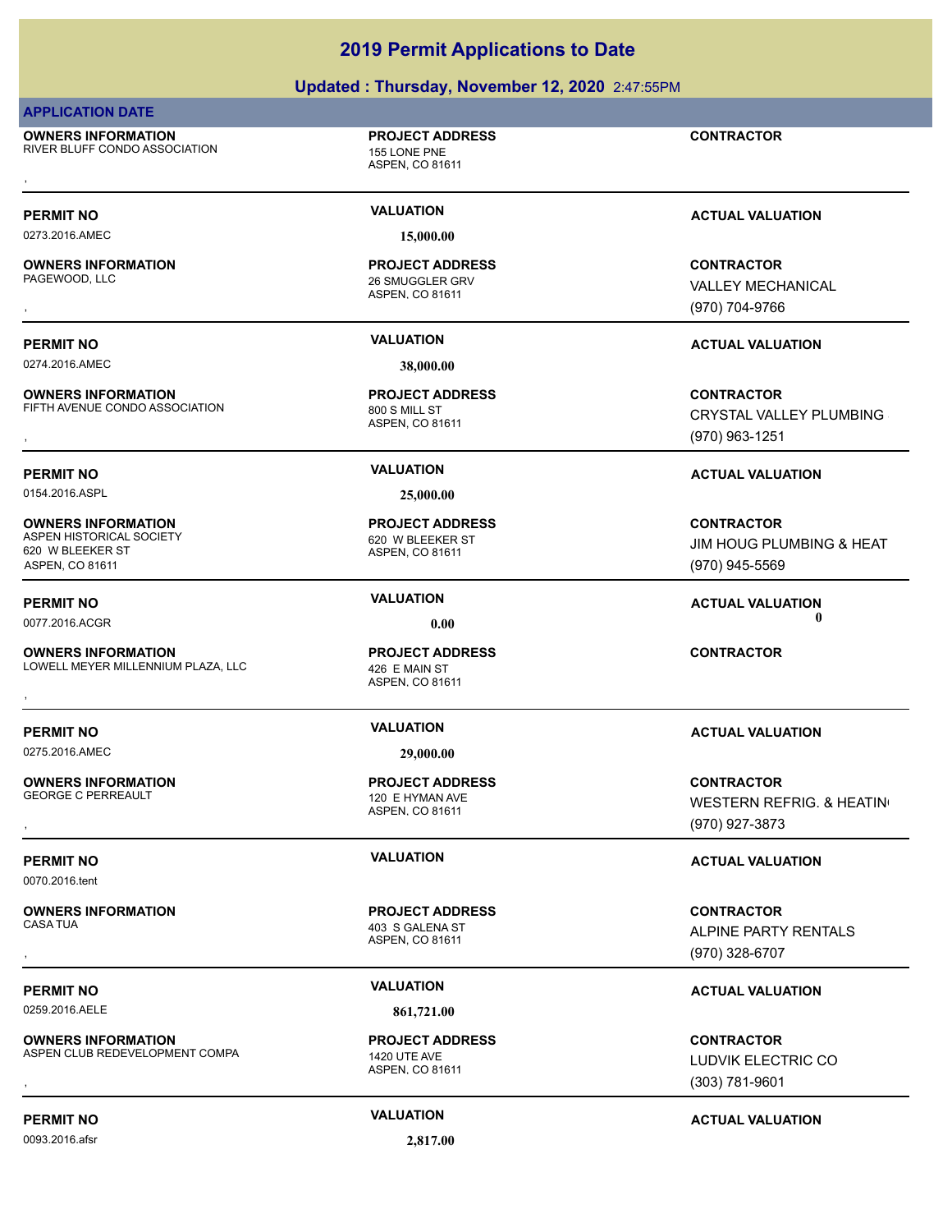# 2019 Permit Applications to Date

## Updated : Thursday, November 12, 2020 2:47:55PM

**APPLICATION DATE**

**OWNERS INFORMATION**
RIVER BLUFF CONDO ASSOCIATION
,

**PROJECT ADDRESS**
155 LONE PNE
ASPEN, CO 81611

**CONTRACTOR**

**PERMIT NO** 0273.2016.AMEC
**VALUATION** 15,000.00
**ACTUAL VALUATION**

**OWNERS INFORMATION**
PAGEWOOD, LLC
,

**PROJECT ADDRESS**
26 SMUGGLER GRV
ASPEN, CO 81611

**CONTRACTOR**
VALLEY MECHANICAL
(970) 704-9766

**PERMIT NO** 0274.2016.AMEC
**VALUATION** 38,000.00
**ACTUAL VALUATION**

**OWNERS INFORMATION**
FIFTH AVENUE CONDO ASSOCIATION
,

**PROJECT ADDRESS**
800 S MILL ST
ASPEN, CO 81611

**CONTRACTOR**
CRYSTAL VALLEY PLUMBING
(970) 963-1251

**PERMIT NO** 0154.2016.ASPL
**VALUATION** 25,000.00
**ACTUAL VALUATION**

**OWNERS INFORMATION**
ASPEN HISTORICAL SOCIETY
620 W BLEEKER ST
ASPEN, CO 81611

**PROJECT ADDRESS**
620 W BLEEKER ST
ASPEN, CO 81611

**CONTRACTOR**
JIM HOUG PLUMBING & HEAT
(970) 945-5569

**PERMIT NO** 0077.2016.ACGR
**VALUATION** 0.00
**ACTUAL VALUATION** 0

**OWNERS INFORMATION**
LOWELL MEYER MILLENNIUM PLAZA, LLC
,

**PROJECT ADDRESS**
426 E MAIN ST
ASPEN, CO 81611

**CONTRACTOR**

**PERMIT NO** 0275.2016.AMEC
**VALUATION** 29,000.00
**ACTUAL VALUATION**

**OWNERS INFORMATION**
GEORGE C PERREAULT
,

**PROJECT ADDRESS**
120 E HYMAN AVE
ASPEN, CO 81611

**CONTRACTOR**
WESTERN REFRIG. & HEATIN
(970) 927-3873

**PERMIT NO** 0070.2016.tent
**VALUATION**
**ACTUAL VALUATION**

**OWNERS INFORMATION**
CASA TUA
,

**PROJECT ADDRESS**
403 S GALENA ST
ASPEN, CO 81611

**CONTRACTOR**
ALPINE PARTY RENTALS
(970) 328-6707

**PERMIT NO** 0259.2016.AELE
**VALUATION** 861,721.00
**ACTUAL VALUATION**

**OWNERS INFORMATION**
ASPEN CLUB REDEVELOPMENT COMPA
,

**PROJECT ADDRESS**
1420 UTE AVE
ASPEN, CO 81611

**CONTRACTOR**
LUDVIK ELECTRIC CO
(303) 781-9601

**PERMIT NO** 0093.2016.afsr
**VALUATION** 2,817.00
**ACTUAL VALUATION**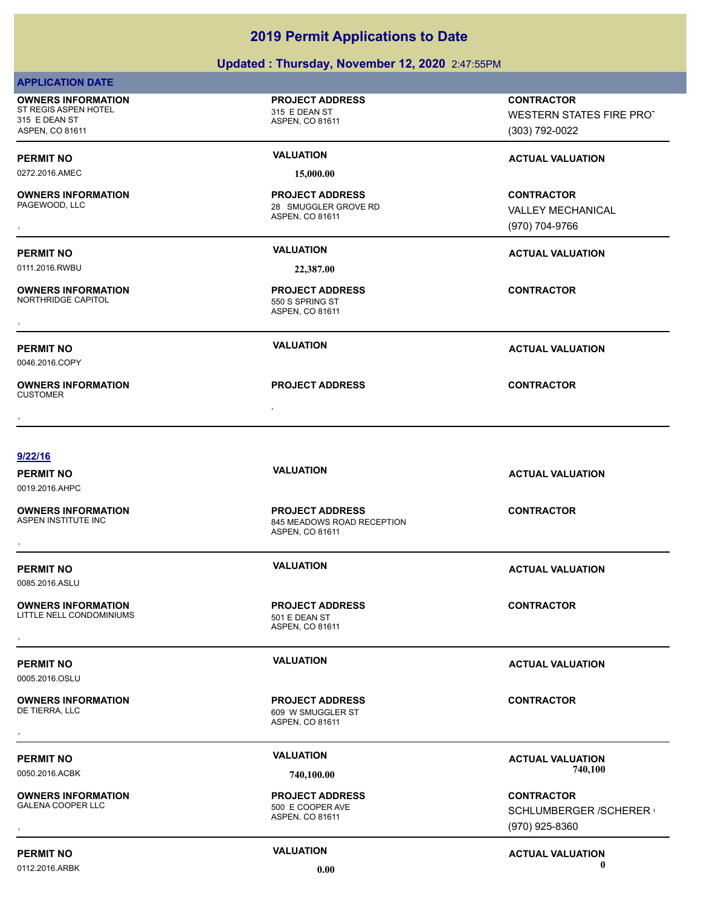# 2019 Permit Applications to Date

## Updated : Thursday, November 12, 2020 2:47:55PM

**APPLICATION DATE**

**OWNERS INFORMATION**
ST REGIS ASPEN HOTEL
315 E DEAN ST
ASPEN, CO 81611

**PROJECT ADDRESS**
315 E DEAN ST
ASPEN, CO 81611

**CONTRACTOR**
WESTERN STATES FIRE PROT
(303) 792-0022

| PERMIT NO | VALUATION | ACTUAL VALUATION |
|---|---|---|
| 0272.2016.AMEC | 15,000.00 | |

**OWNERS INFORMATION**
PAGEWOOD, LLC
,

**PROJECT ADDRESS**
28 SMUGGLER GROVE RD
ASPEN, CO 81611

**CONTRACTOR**
VALLEY MECHANICAL
(970) 704-9766

| PERMIT NO | VALUATION | ACTUAL VALUATION |
|---|---|---|
| 0111.2016.RWBU | 22,387.00 | |

**OWNERS INFORMATION**
NORTHRIDGE CAPITOL
,

**PROJECT ADDRESS**
550 S SPRING ST
ASPEN, CO 81611

**CONTRACTOR**

| PERMIT NO | VALUATION | ACTUAL VALUATION |
|---|---|---|
| 0046.2016.COPY | | |

**OWNERS INFORMATION**
CUSTOMER
,

**PROJECT ADDRESS**
,

**CONTRACTOR**

**9/22/16**

| PERMIT NO | VALUATION | ACTUAL VALUATION |
|---|---|---|
| 0019.2016.AHPC | | |

**OWNERS INFORMATION**
ASPEN INSTITUTE INC
,

**PROJECT ADDRESS**
845 MEADOWS ROAD RECEPTION
ASPEN, CO 81611

**CONTRACTOR**

| PERMIT NO | VALUATION | ACTUAL VALUATION |
|---|---|---|
| 0085.2016.ASLU | | |

**OWNERS INFORMATION**
LITTLE NELL CONDOMINIUMS
,

**PROJECT ADDRESS**
501 E DEAN ST
ASPEN, CO 81611

**CONTRACTOR**

| PERMIT NO | VALUATION | ACTUAL VALUATION |
|---|---|---|
| 0005.2016.OSLU | | |

**OWNERS INFORMATION**
DE TIERRA, LLC
,

**PROJECT ADDRESS**
609 W SMUGGLER ST
ASPEN, CO 81611

**CONTRACTOR**

| PERMIT NO | VALUATION | ACTUAL VALUATION |
|---|---|---|
| 0050.2016.ACBK | 740,100.00 | 740,100 |

**OWNERS INFORMATION**
GALENA COOPER LLC
,

**PROJECT ADDRESS**
500 E COOPER AVE
ASPEN, CO 81611

**CONTRACTOR**
SCHLUMBERGER /SCHERER
(970) 925-8360

| PERMIT NO | VALUATION | ACTUAL VALUATION |
|---|---|---|
| 0112.2016.ARBK | 0.00 | 0 |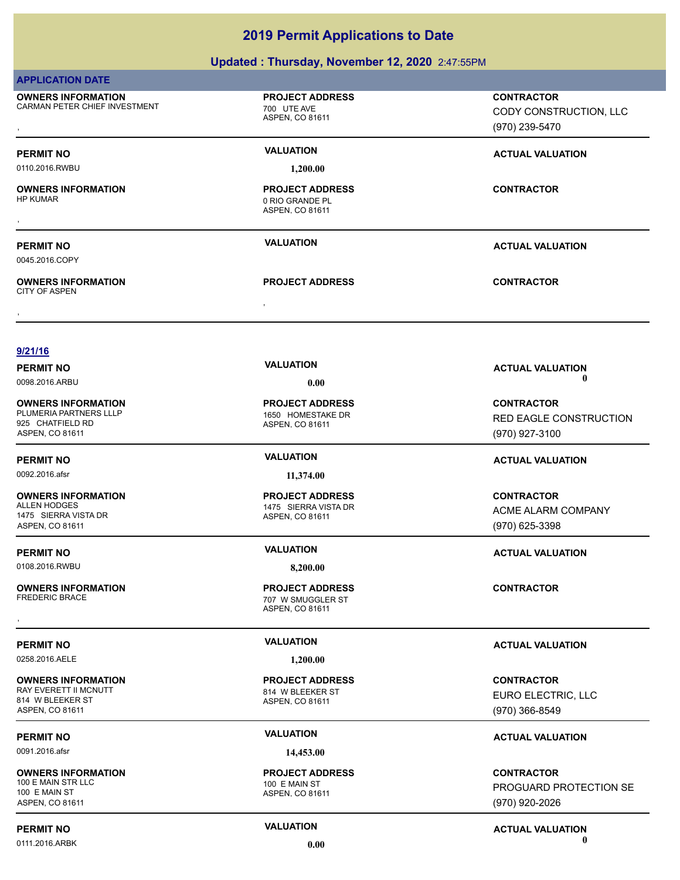# 2019 Permit Applications to Date

## Updated : Thursday, November 12, 2020 2:47:55PM

**APPLICATION DATE**

| OWNERS INFORMATION | PROJECT ADDRESS | CONTRACTOR |
|---|---|---|
| CARMAN PETER CHIEF INVESTMENT<br>, | 700 UTE AVE<br>ASPEN, CO 81611 | CODY CONSTRUCTION, LLC<br>(970) 239-5470 |

| PERMIT NO | VALUATION | ACTUAL VALUATION |
|---|---|---|
| 0110.2016.RWBU | 1,200.00 | |

| OWNERS INFORMATION | PROJECT ADDRESS | CONTRACTOR |
|---|---|---|
| HP KUMAR<br>, | 0 RIO GRANDE PL<br>ASPEN, CO 81611 | |

| PERMIT NO | VALUATION | ACTUAL VALUATION |
|---|---|---|
| 0045.2016.COPY | | |

| OWNERS INFORMATION | PROJECT ADDRESS | CONTRACTOR |
|---|---|---|
| CITY OF ASPEN<br>, | , | |

**9/21/16**

| PERMIT NO | VALUATION | ACTUAL VALUATION |
|---|---|---|
| 0098.2016.ARBU | 0.00 | 0 |

| OWNERS INFORMATION | PROJECT ADDRESS | CONTRACTOR |
|---|---|---|
| PLUMERIA PARTNERS LLLP<br>925 CHATFIELD RD<br>ASPEN, CO 81611 | 1650 HOMESTAKE DR<br>ASPEN, CO 81611 | RED EAGLE CONSTRUCTION<br>(970) 927-3100 |

| PERMIT NO | VALUATION | ACTUAL VALUATION |
|---|---|---|
| 0092.2016.afsr | 11,374.00 | |

| OWNERS INFORMATION | PROJECT ADDRESS | CONTRACTOR |
|---|---|---|
| ALLEN HODGES<br>1475 SIERRA VISTA DR<br>ASPEN, CO 81611 | 1475 SIERRA VISTA DR<br>ASPEN, CO 81611 | ACME ALARM COMPANY<br>(970) 625-3398 |

| PERMIT NO | VALUATION | ACTUAL VALUATION |
|---|---|---|
| 0108.2016.RWBU | 8,200.00 | |

| OWNERS INFORMATION | PROJECT ADDRESS | CONTRACTOR |
|---|---|---|
| FREDERIC BRACE<br>, | 707 W SMUGGLER ST<br>ASPEN, CO 81611 | |

| PERMIT NO | VALUATION | ACTUAL VALUATION |
|---|---|---|
| 0258.2016.AELE | 1,200.00 | |

| OWNERS INFORMATION | PROJECT ADDRESS | CONTRACTOR |
|---|---|---|
| RAY EVERETT II MCNUTT<br>814 W BLEEKER ST<br>ASPEN, CO 81611 | 814 W BLEEKER ST<br>ASPEN, CO 81611 | EURO ELECTRIC, LLC<br>(970) 366-8549 |

| PERMIT NO | VALUATION | ACTUAL VALUATION |
|---|---|---|
| 0091.2016.afsr | 14,453.00 | |

| OWNERS INFORMATION | PROJECT ADDRESS | CONTRACTOR |
|---|---|---|
| 100 E MAIN STR LLC<br>100 E MAIN ST<br>ASPEN, CO 81611 | 100 E MAIN ST<br>ASPEN, CO 81611 | PROGUARD PROTECTION SE<br>(970) 920-2026 |

| PERMIT NO | VALUATION | ACTUAL VALUATION |
|---|---|---|
| 0111.2016.ARBK | 0.00 | 0 |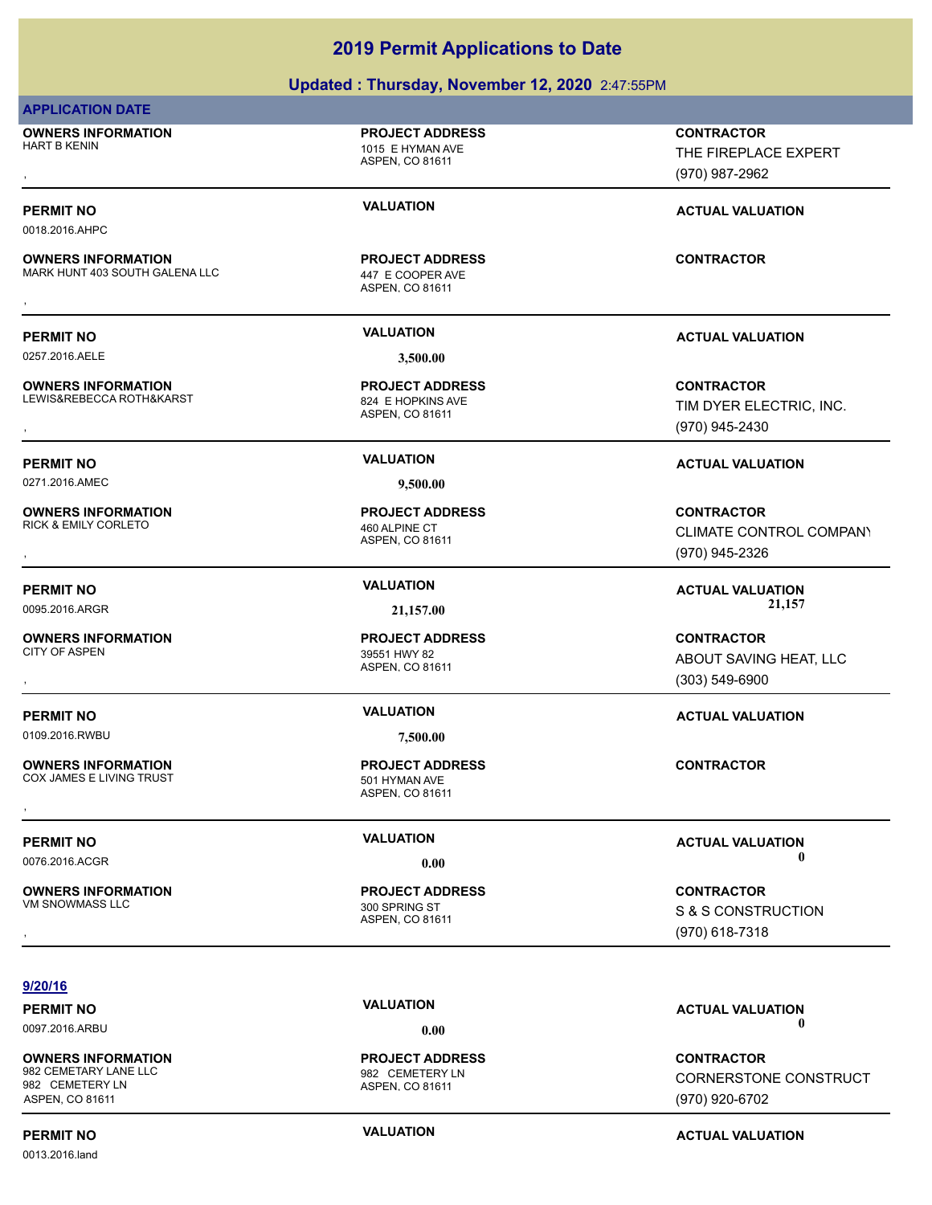# 2019 Permit Applications to Date

## Updated : Thursday, November 12, 2020 2:47:55PM

**APPLICATION DATE**

**OWNERS INFORMATION**
HART B KENIN
,

**PROJECT ADDRESS**
1015 E HYMAN AVE
ASPEN, CO 81611

**CONTRACTOR**
THE FIREPLACE EXPERT
(970) 987-2962

**PERMIT NO** 0018.2016.AHPC
**VALUATION**
**ACTUAL VALUATION**

**OWNERS INFORMATION**
MARK HUNT 403 SOUTH GALENA LLC
,

**PROJECT ADDRESS**
447 E COOPER AVE
ASPEN, CO 81611

**CONTRACTOR**

**PERMIT NO** 0257.2016.AELE
**VALUATION** 3,500.00
**ACTUAL VALUATION**

**OWNERS INFORMATION**
LEWIS&REBECCA ROTH&KARST
,

**PROJECT ADDRESS**
824 E HOPKINS AVE
ASPEN, CO 81611

**CONTRACTOR**
TIM DYER ELECTRIC, INC.
(970) 945-2430

**PERMIT NO** 0271.2016.AMEC
**VALUATION** 9,500.00
**ACTUAL VALUATION**

**OWNERS INFORMATION**
RICK & EMILY CORLETO
,

**PROJECT ADDRESS**
460 ALPINE CT
ASPEN, CO 81611

**CONTRACTOR**
CLIMATE CONTROL COMPANY
(970) 945-2326

**PERMIT NO** 0095.2016.ARGR
**VALUATION** 21,157.00
**ACTUAL VALUATION** 21,157

**OWNERS INFORMATION**
CITY OF ASPEN
,

**PROJECT ADDRESS**
39551 HWY 82
ASPEN, CO 81611

**CONTRACTOR**
ABOUT SAVING HEAT, LLC
(303) 549-6900

**PERMIT NO** 0109.2016.RWBU
**VALUATION** 7,500.00
**ACTUAL VALUATION**

**OWNERS INFORMATION**
COX JAMES E LIVING TRUST
,

**PROJECT ADDRESS**
501 HYMAN AVE
ASPEN, CO 81611

**CONTRACTOR**

**PERMIT NO** 0076.2016.ACGR
**VALUATION** 0.00
**ACTUAL VALUATION** 0

**OWNERS INFORMATION**
VM SNOWMASS LLC
,

**PROJECT ADDRESS**
300 SPRING ST
ASPEN, CO 81611

**CONTRACTOR**
S & S CONSTRUCTION
(970) 618-7318

**9/20/16**

**PERMIT NO** 0097.2016.ARBU
**VALUATION** 0.00
**ACTUAL VALUATION** 0

**OWNERS INFORMATION**
982 CEMETARY LANE LLC
982 CEMETERY LN
ASPEN, CO 81611

**PROJECT ADDRESS**
982 CEMETERY LN
ASPEN, CO 81611

**CONTRACTOR**
CORNERSTONE CONSTRUCT
(970) 920-6702

**PERMIT NO** 0013.2016.land
**VALUATION**
**ACTUAL VALUATION**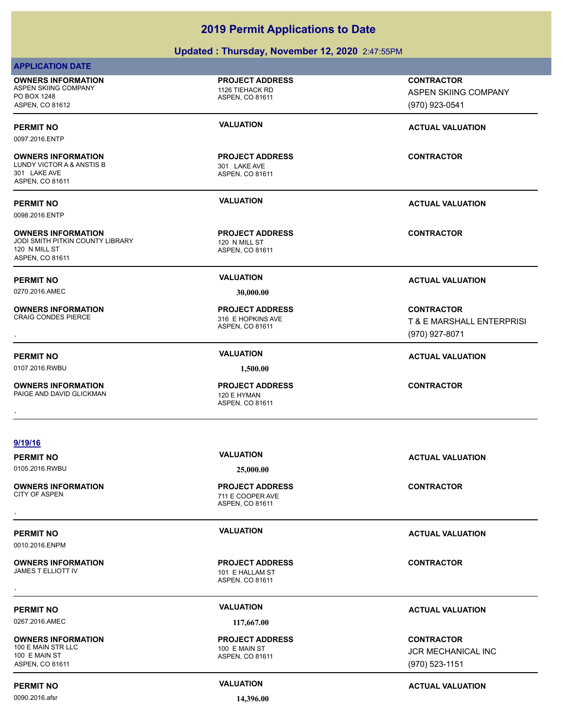# 2019 Permit Applications to Date

## Updated : Thursday, November 12, 2020 2:47:55PM

**APPLICATION DATE**

**OWNERS INFORMATION**
ASPEN SKIING COMPANY
PO BOX 1248
ASPEN, CO 81612

**PROJECT ADDRESS**
1126 TIEHACK RD
ASPEN, CO 81611

**CONTRACTOR**
ASPEN SKIING COMPANY
(970) 923-0541

---

**PERMIT NO** 0097.2016.ENTP | **VALUATION** | **ACTUAL VALUATION**

**OWNERS INFORMATION**
LUNDY VICTOR A & ANSTIS B
301 LAKE AVE
ASPEN, CO 81611

**PROJECT ADDRESS**
301 LAKE AVE
ASPEN, CO 81611

**CONTRACTOR**

---

**PERMIT NO** 0098.2016.ENTP | **VALUATION** | **ACTUAL VALUATION**

**OWNERS INFORMATION**
JODI SMITH PITKIN COUNTY LIBRARY
120 N MILL ST
ASPEN, CO 81611

**PROJECT ADDRESS**
120 N MILL ST
ASPEN, CO 81611

**CONTRACTOR**

---

**PERMIT NO** 0270.2016.AMEC | **VALUATION** 30,000.00 | **ACTUAL VALUATION**

**OWNERS INFORMATION**
CRAIG CONDES PIERCE
,

**PROJECT ADDRESS**
316 E HOPKINS AVE
ASPEN, CO 81611

**CONTRACTOR**
T & E MARSHALL ENTERPRISI
(970) 927-8071

---

**PERMIT NO** 0107.2016.RWBU | **VALUATION** 1,500.00 | **ACTUAL VALUATION**

**OWNERS INFORMATION**
PAIGE AND DAVID GLICKMAN
,

**PROJECT ADDRESS**
120 E HYMAN
ASPEN, CO 81611

**CONTRACTOR**

---

**9/19/16**

**PERMIT NO** 0105.2016.RWBU | **VALUATION** 25,000.00 | **ACTUAL VALUATION**

**OWNERS INFORMATION**
CITY OF ASPEN
,

**PROJECT ADDRESS**
711 E COOPER AVE
ASPEN, CO 81611

**CONTRACTOR**

---

**PERMIT NO** 0010.2016.ENPM | **VALUATION** | **ACTUAL VALUATION**

**OWNERS INFORMATION**
JAMES T ELLIOTT IV
,

**PROJECT ADDRESS**
101 E HALLAM ST
ASPEN, CO 81611

**CONTRACTOR**

---

**PERMIT NO** 0267.2016.AMEC | **VALUATION** 117,667.00 | **ACTUAL VALUATION**

**OWNERS INFORMATION**
100 E MAIN STR LLC
100 E MAIN ST
ASPEN, CO 81611

**PROJECT ADDRESS**
100 E MAIN ST
ASPEN, CO 81611

**CONTRACTOR**
JCR MECHANICAL INC
(970) 523-1151

---

**PERMIT NO** 0090.2016.afsr | **VALUATION** 14,396.00 | **ACTUAL VALUATION**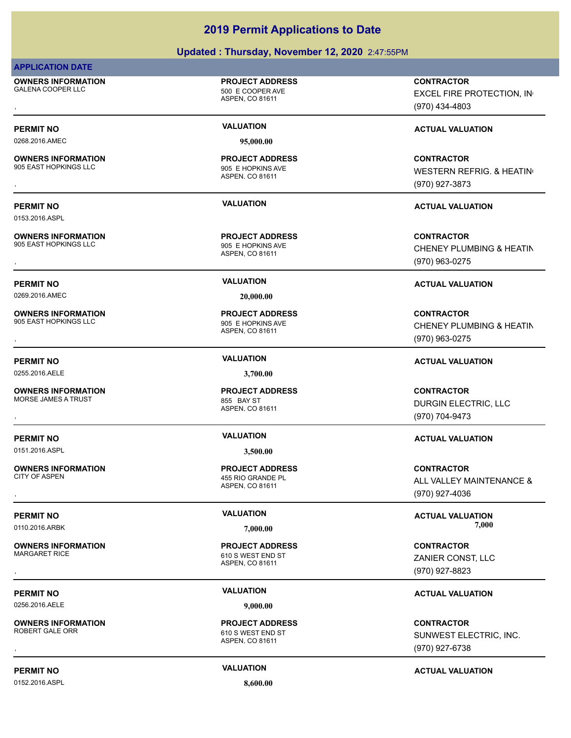# 2019 Permit Applications to Date

## Updated : Thursday, November 12, 2020 2:47:55PM

**APPLICATION DATE**

**OWNERS INFORMATION**
GALENA COOPER LLC

**PROJECT ADDRESS**
500 E COOPER AVE
ASPEN, CO 81611

**CONTRACTOR**
EXCEL FIRE PROTECTION, IN
, (970) 434-4803

**PERMIT NO** 0268.2016.AMEC | **VALUATION** 95,000.00 | **ACTUAL VALUATION**

---

**OWNERS INFORMATION**
905 EAST HOPKINGS LLC

**PROJECT ADDRESS**
905 E HOPKINS AVE
ASPEN, CO 81611

**CONTRACTOR**
WESTERN REFRIG. & HEATIN
, (970) 927-3873

**PERMIT NO** 0153.2016.ASPL | **VALUATION** | **ACTUAL VALUATION**

---

**OWNERS INFORMATION**
905 EAST HOPKINGS LLC

**PROJECT ADDRESS**
905 E HOPKINS AVE
ASPEN, CO 81611

**CONTRACTOR**
CHENEY PLUMBING & HEATIN
, (970) 963-0275

**PERMIT NO** 0269.2016.AMEC | **VALUATION** 20,000.00 | **ACTUAL VALUATION**

---

**OWNERS INFORMATION**
905 EAST HOPKINGS LLC

**PROJECT ADDRESS**
905 E HOPKINS AVE
ASPEN, CO 81611

**CONTRACTOR**
CHENEY PLUMBING & HEATIN
, (970) 963-0275

**PERMIT NO** 0255.2016.AELE | **VALUATION** 3,700.00 | **ACTUAL VALUATION**

---

**OWNERS INFORMATION**
MORSE JAMES A TRUST

**PROJECT ADDRESS**
855 BAY ST
ASPEN, CO 81611

**CONTRACTOR**
DURGIN ELECTRIC, LLC
, (970) 704-9473

**PERMIT NO** 0151.2016.ASPL | **VALUATION** 3,500.00 | **ACTUAL VALUATION**

---

**OWNERS INFORMATION**
CITY OF ASPEN

**PROJECT ADDRESS**
455 RIO GRANDE PL
ASPEN, CO 81611

**CONTRACTOR**
ALL VALLEY MAINTENANCE &
, (970) 927-4036

**PERMIT NO** 0110.2016.ARBK | **VALUATION** 7,000.00 | **ACTUAL VALUATION** 7,000

---

**OWNERS INFORMATION**
MARGARET RICE

**PROJECT ADDRESS**
610 S WEST END ST
ASPEN, CO 81611

**CONTRACTOR**
ZANIER CONST, LLC
, (970) 927-8823

**PERMIT NO** 0256.2016.AELE | **VALUATION** 9,000.00 | **ACTUAL VALUATION**

---

**OWNERS INFORMATION**
ROBERT GALE ORR

**PROJECT ADDRESS**
610 S WEST END ST
ASPEN, CO 81611

**CONTRACTOR**
SUNWEST ELECTRIC, INC.
, (970) 927-6738

**PERMIT NO** 0152.2016.ASPL | **VALUATION** 8,600.00 | **ACTUAL VALUATION**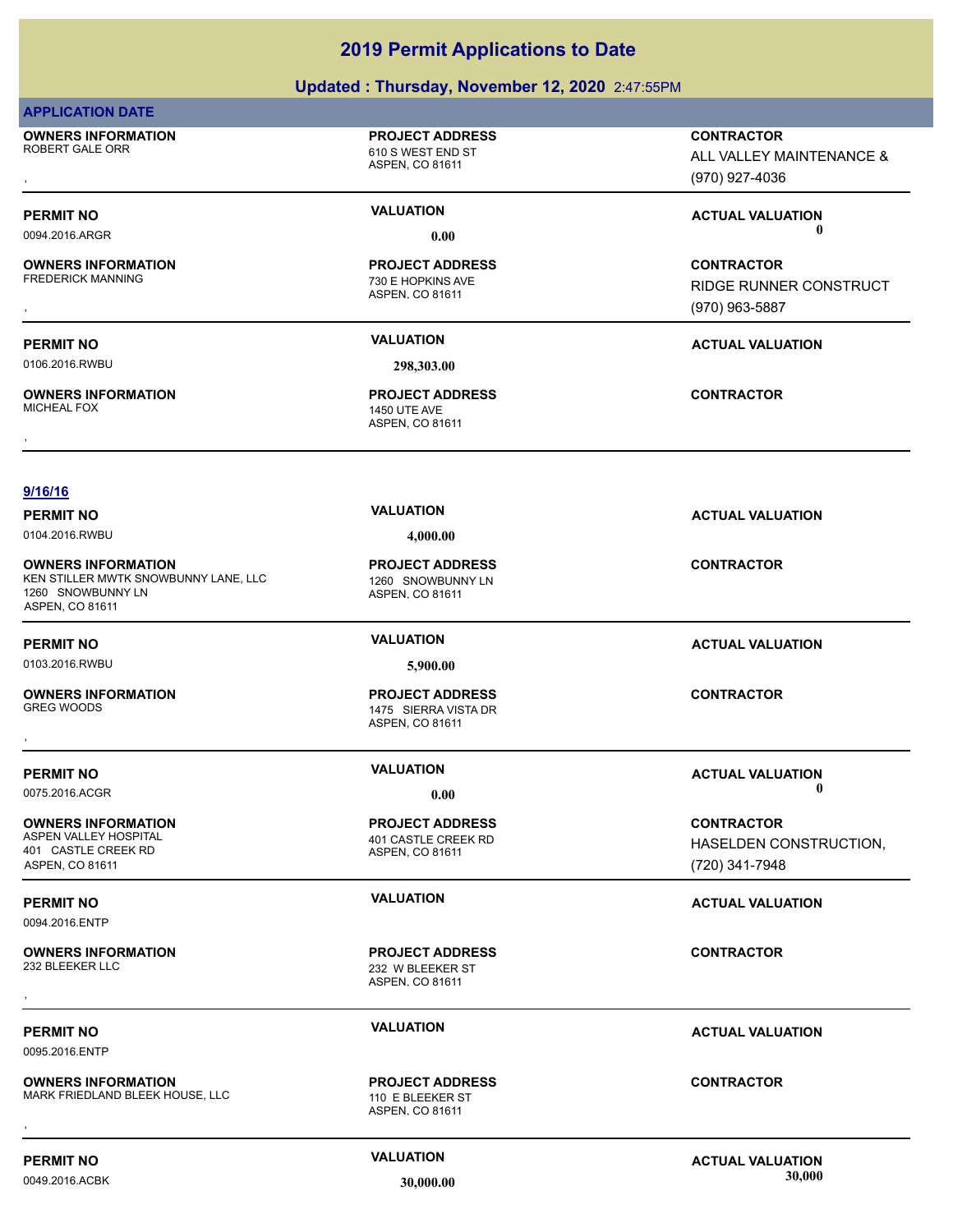# 2019 Permit Applications to Date

## Updated : Thursday, November 12, 2020 2:47:55PM

**APPLICATION DATE**

**OWNERS INFORMATION**
ROBERT GALE ORR
,

**PROJECT ADDRESS**
610 S WEST END ST
ASPEN, CO 81611

**CONTRACTOR**
ALL VALLEY MAINTENANCE &
(970) 927-4036

**PERMIT NO** 0094.2016.ARGR | **VALUATION** 0.00 | **ACTUAL VALUATION** 0

**OWNERS INFORMATION**
FREDERICK MANNING
,

**PROJECT ADDRESS**
730 E HOPKINS AVE
ASPEN, CO 81611

**CONTRACTOR**
RIDGE RUNNER CONSTRUCT
(970) 963-5887

**PERMIT NO** 0106.2016.RWBU | **VALUATION** 298,303.00 | **ACTUAL VALUATION**

**OWNERS INFORMATION**
MICHEAL FOX
,

**PROJECT ADDRESS**
1450 UTE AVE
ASPEN, CO 81611

**CONTRACTOR**

**9/16/16**

**PERMIT NO** 0104.2016.RWBU | **VALUATION** 4,000.00 | **ACTUAL VALUATION**

**OWNERS INFORMATION**
KEN STILLER MWTK SNOWBUNNY LANE, LLC
1260 SNOWBUNNY LN
ASPEN, CO 81611

**PROJECT ADDRESS**
1260 SNOWBUNNY LN
ASPEN, CO 81611

**CONTRACTOR**

**PERMIT NO** 0103.2016.RWBU | **VALUATION** 5,900.00 | **ACTUAL VALUATION**

**OWNERS INFORMATION**
GREG WOODS
,

**PROJECT ADDRESS**
1475 SIERRA VISTA DR
ASPEN, CO 81611

**CONTRACTOR**

**PERMIT NO** 0075.2016.ACGR | **VALUATION** 0.00 | **ACTUAL VALUATION** 0

**OWNERS INFORMATION**
ASPEN VALLEY HOSPITAL
401 CASTLE CREEK RD
ASPEN, CO 81611

**PROJECT ADDRESS**
401 CASTLE CREEK RD
ASPEN, CO 81611

**CONTRACTOR**
HASELDEN CONSTRUCTION,
(720) 341-7948

**PERMIT NO** 0094.2016.ENTP | **VALUATION** | **ACTUAL VALUATION**

**OWNERS INFORMATION**
232 BLEEKER LLC
,

**PROJECT ADDRESS**
232 W BLEEKER ST
ASPEN, CO 81611

**CONTRACTOR**

**PERMIT NO** 0095.2016.ENTP | **VALUATION** | **ACTUAL VALUATION**

**OWNERS INFORMATION**
MARK FRIEDLAND BLEEK HOUSE, LLC
,

**PROJECT ADDRESS**
110 E BLEEKER ST
ASPEN, CO 81611

**CONTRACTOR**

**PERMIT NO** 0049.2016.ACBK | **VALUATION** 30,000.00 | **ACTUAL VALUATION** 30,000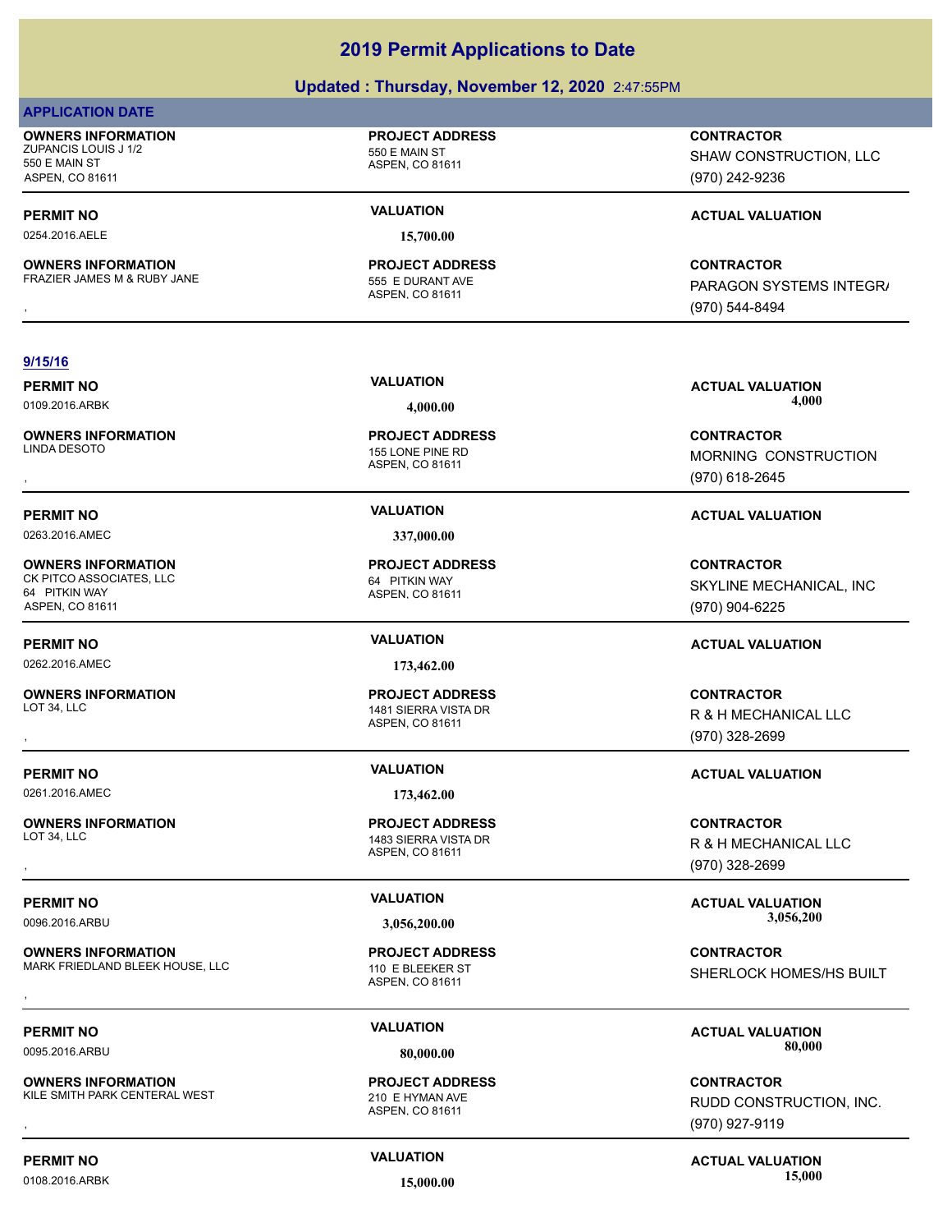# 2019 Permit Applications to Date

## Updated : Thursday, November 12, 2020 2:47:55PM

**APPLICATION DATE**

**OWNERS INFORMATION**
ZUPANCIS LOUIS J 1/2
550 E MAIN ST
ASPEN, CO 81611

**PROJECT ADDRESS**
550 E MAIN ST
ASPEN, CO 81611

**CONTRACTOR**
SHAW CONSTRUCTION, LLC
(970) 242-9236

| PERMIT NO | VALUATION | ACTUAL VALUATION |
|---|---|---|
| 0254.2016.AELE | 15,700.00 | |

**OWNERS INFORMATION**
FRAZIER JAMES M & RUBY JANE

**PROJECT ADDRESS**
555 E DURANT AVE
ASPEN, CO 81611

**CONTRACTOR**
PARAGON SYSTEMS INTEGRA
, (970) 544-8494

**9/15/16**

| PERMIT NO | VALUATION | ACTUAL VALUATION |
|---|---|---|
| 0109.2016.ARBK | 4,000.00 | 4,000 |

**OWNERS INFORMATION**
LINDA DESOTO

**PROJECT ADDRESS**
155 LONE PINE RD
ASPEN, CO 81611

**CONTRACTOR**
MORNING CONSTRUCTION
, (970) 618-2645

| PERMIT NO | VALUATION | ACTUAL VALUATION |
|---|---|---|
| 0263.2016.AMEC | 337,000.00 | |

**OWNERS INFORMATION**
CK PITCO ASSOCIATES, LLC
64 PITKIN WAY
ASPEN, CO 81611

**PROJECT ADDRESS**
64 PITKIN WAY
ASPEN, CO 81611

**CONTRACTOR**
SKYLINE MECHANICAL, INC
(970) 904-6225

| PERMIT NO | VALUATION | ACTUAL VALUATION |
|---|---|---|
| 0262.2016.AMEC | 173,462.00 | |

**OWNERS INFORMATION**
LOT 34, LLC

**PROJECT ADDRESS**
1481 SIERRA VISTA DR
ASPEN, CO 81611

**CONTRACTOR**
R & H MECHANICAL LLC
, (970) 328-2699

| PERMIT NO | VALUATION | ACTUAL VALUATION |
|---|---|---|
| 0261.2016.AMEC | 173,462.00 | |

**OWNERS INFORMATION**
LOT 34, LLC

**PROJECT ADDRESS**
1483 SIERRA VISTA DR
ASPEN, CO 81611

**CONTRACTOR**
R & H MECHANICAL LLC
, (970) 328-2699

| PERMIT NO | VALUATION | ACTUAL VALUATION |
|---|---|---|
| 0096.2016.ARBU | 3,056,200.00 | 3,056,200 |

**OWNERS INFORMATION**
MARK FRIEDLAND BLEEK HOUSE, LLC

**PROJECT ADDRESS**
110 E BLEEKER ST
ASPEN, CO 81611

**CONTRACTOR**
SHERLOCK HOMES/HS BUILT
,

| PERMIT NO | VALUATION | ACTUAL VALUATION |
|---|---|---|
| 0095.2016.ARBU | 80,000.00 | 80,000 |

**OWNERS INFORMATION**
KILE SMITH PARK CENTERAL WEST

**PROJECT ADDRESS**
210 E HYMAN AVE
ASPEN, CO 81611

**CONTRACTOR**
RUDD CONSTRUCTION, INC.
, (970) 927-9119

| PERMIT NO | VALUATION | ACTUAL VALUATION |
|---|---|---|
| 0108.2016.ARBK | 15,000.00 | 15,000 |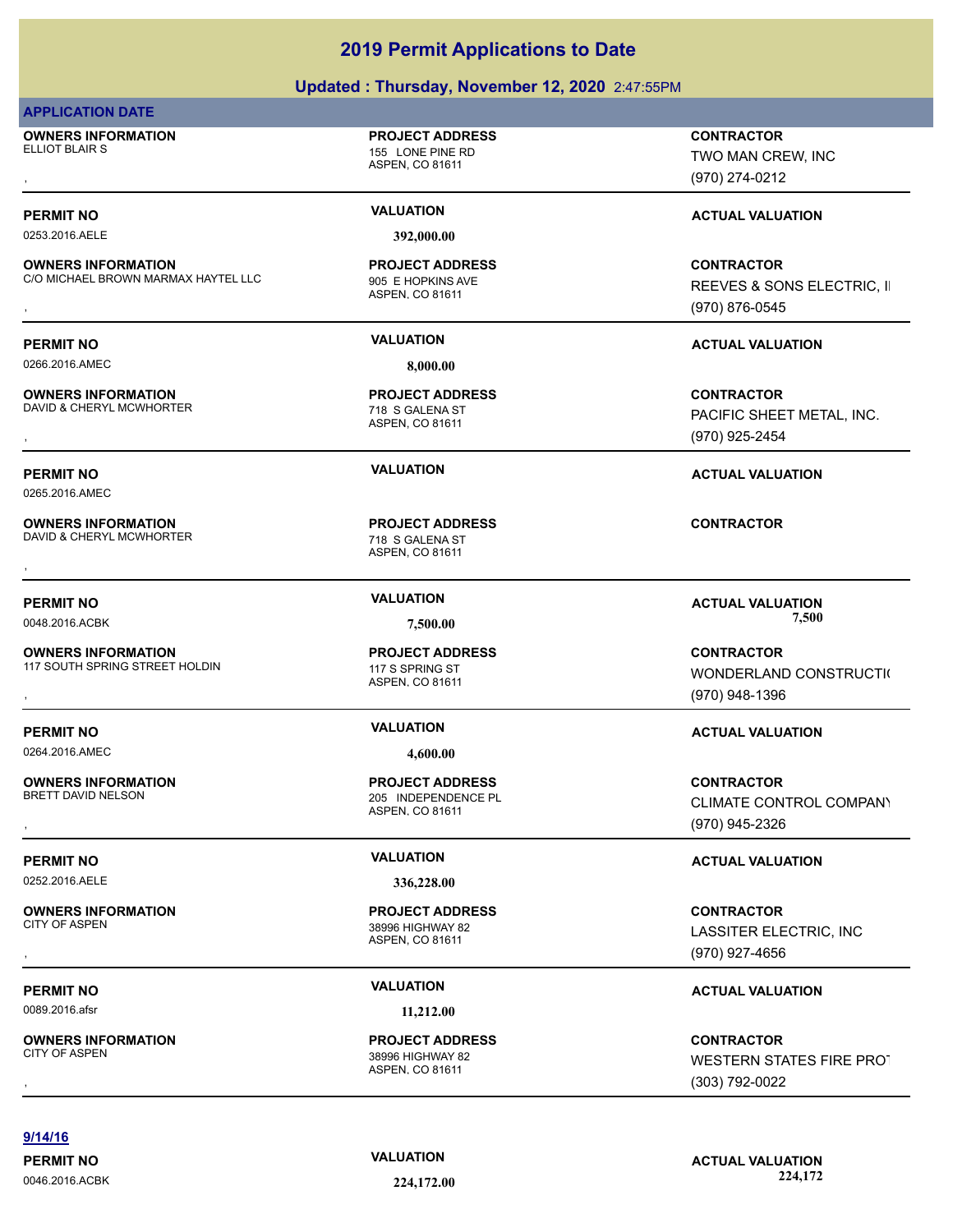# 2019 Permit Applications to Date

## Updated : Thursday, November 12, 2020 2:47:55PM

**APPLICATION DATE**

**OWNERS INFORMATION**
ELLIOT BLAIR S
,

**PROJECT ADDRESS**
155 LONE PINE RD
ASPEN, CO 81611

**CONTRACTOR**
TWO MAN CREW, INC
(970) 274-0212

| PERMIT NO | VALUATION | ACTUAL VALUATION |
|---|---|---|
| 0253.2016.AELE | 392,000.00 | |

**OWNERS INFORMATION**
C/O MICHAEL BROWN MARMAX HAYTEL LLC
,

**PROJECT ADDRESS**
905 E HOPKINS AVE
ASPEN, CO 81611

**CONTRACTOR**
REEVES & SONS ELECTRIC, I
(970) 876-0545

| PERMIT NO | VALUATION | ACTUAL VALUATION |
|---|---|---|
| 0266.2016.AMEC | 8,000.00 | |

**OWNERS INFORMATION**
DAVID & CHERYL MCWHORTER
,

**PROJECT ADDRESS**
718 S GALENA ST
ASPEN, CO 81611

**CONTRACTOR**
PACIFIC SHEET METAL, INC.
(970) 925-2454

| PERMIT NO | VALUATION | ACTUAL VALUATION |
|---|---|---|
| 0265.2016.AMEC | | |

**OWNERS INFORMATION**
DAVID & CHERYL MCWHORTER
,

**PROJECT ADDRESS**
718 S GALENA ST
ASPEN, CO 81611

**CONTRACTOR**

| PERMIT NO | VALUATION | ACTUAL VALUATION |
|---|---|---|
| 0048.2016.ACBK | 7,500.00 | 7,500 |

**OWNERS INFORMATION**
117 SOUTH SPRING STREET HOLDIN
,

**PROJECT ADDRESS**
117 S SPRING ST
ASPEN, CO 81611

**CONTRACTOR**
WONDERLAND CONSTRUCTI
(970) 948-1396

| PERMIT NO | VALUATION | ACTUAL VALUATION |
|---|---|---|
| 0264.2016.AMEC | 4,600.00 | |

**OWNERS INFORMATION**
BRETT DAVID NELSON
,

**PROJECT ADDRESS**
205 INDEPENDENCE PL
ASPEN, CO 81611

**CONTRACTOR**
CLIMATE CONTROL COMPANY
(970) 945-2326

| PERMIT NO | VALUATION | ACTUAL VALUATION |
|---|---|---|
| 0252.2016.AELE | 336,228.00 | |

**OWNERS INFORMATION**
CITY OF ASPEN
,

**PROJECT ADDRESS**
38996 HIGHWAY 82
ASPEN, CO 81611

**CONTRACTOR**
LASSITER ELECTRIC, INC
(970) 927-4656

| PERMIT NO | VALUATION | ACTUAL VALUATION |
|---|---|---|
| 0089.2016.afsr | 11,212.00 | |

**OWNERS INFORMATION**
CITY OF ASPEN
,

**PROJECT ADDRESS**
38996 HIGHWAY 82
ASPEN, CO 81611

**CONTRACTOR**
WESTERN STATES FIRE PRO
(303) 792-0022

**9/14/16**

| PERMIT NO | VALUATION | ACTUAL VALUATION |
|---|---|---|
| 0046.2016.ACBK | 224,172.00 | 224,172 |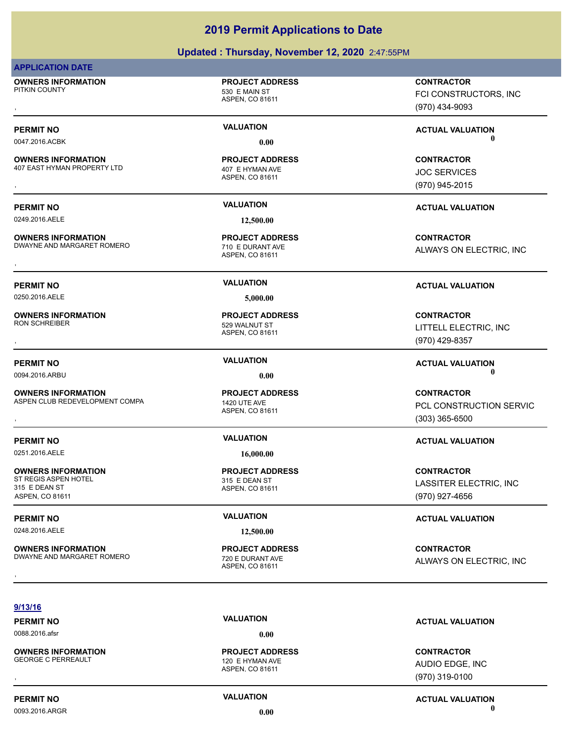# 2019 Permit Applications to Date

## Updated : Thursday, November 12, 2020 2:47:55PM

**APPLICATION DATE**

| OWNERS INFORMATION | PROJECT ADDRESS | CONTRACTOR |
|---|---|---|
| PITKIN COUNTY<br>, | 530 E MAIN ST<br>ASPEN, CO 81611 | FCI CONSTRUCTORS, INC<br>(970) 434-9093 |
| **PERMIT NO** | **VALUATION** | **ACTUAL VALUATION** |
| 0047.2016.ACBK | 0.00 | 0 |
| **OWNERS INFORMATION** | **PROJECT ADDRESS** | **CONTRACTOR** |
| 407 EAST HYMAN PROPERTY LTD<br>, | 407 E HYMAN AVE<br>ASPEN, CO 81611 | JOC SERVICES<br>(970) 945-2015 |
| **PERMIT NO** | **VALUATION** | **ACTUAL VALUATION** |
| 0249.2016.AELE | 12,500.00 | |
| **OWNERS INFORMATION** | **PROJECT ADDRESS** | **CONTRACTOR** |
| DWAYNE AND MARGARET ROMERO<br>, | 710 E DURANT AVE<br>ASPEN, CO 81611 | ALWAYS ON ELECTRIC, INC |
| **PERMIT NO** | **VALUATION** | **ACTUAL VALUATION** |
| 0250.2016.AELE | 5,000.00 | |
| **OWNERS INFORMATION** | **PROJECT ADDRESS** | **CONTRACTOR** |
| RON SCHREIBER<br>, | 529 WALNUT ST<br>ASPEN, CO 81611 | LITTELL ELECTRIC, INC<br>(970) 429-8357 |
| **PERMIT NO** | **VALUATION** | **ACTUAL VALUATION** |
| 0094.2016.ARBU | 0.00 | 0 |
| **OWNERS INFORMATION** | **PROJECT ADDRESS** | **CONTRACTOR** |
| ASPEN CLUB REDEVELOPMENT COMPA<br>, | 1420 UTE AVE<br>ASPEN, CO 81611 | PCL CONSTRUCTION SERVIC<br>(303) 365-6500 |
| **PERMIT NO** | **VALUATION** | **ACTUAL VALUATION** |
| 0251.2016.AELE | 16,000.00 | |
| **OWNERS INFORMATION** | **PROJECT ADDRESS** | **CONTRACTOR** |
| ST REGIS ASPEN HOTEL<br>315 E DEAN ST<br>ASPEN, CO 81611 | 315 E DEAN ST<br>ASPEN, CO 81611 | LASSITER ELECTRIC, INC<br>(970) 927-4656 |
| **PERMIT NO** | **VALUATION** | **ACTUAL VALUATION** |
| 0248.2016.AELE | 12,500.00 | |
| **OWNERS INFORMATION** | **PROJECT ADDRESS** | **CONTRACTOR** |
| DWAYNE AND MARGARET ROMERO<br>, | 720 E DURANT AVE<br>ASPEN, CO 81611 | ALWAYS ON ELECTRIC, INC |

**9/13/16**

| PERMIT NO | VALUATION | ACTUAL VALUATION |
|---|---|---|
| 0088.2016.afsr | 0.00 | |
| **OWNERS INFORMATION** | **PROJECT ADDRESS** | **CONTRACTOR** |
| GEORGE C PERREAULT<br>, | 120 E HYMAN AVE<br>ASPEN, CO 81611 | AUDIO EDGE, INC<br>(970) 319-0100 |
| **PERMIT NO** | **VALUATION** | **ACTUAL VALUATION** |
| 0093.2016.ARGR | 0.00 | 0 |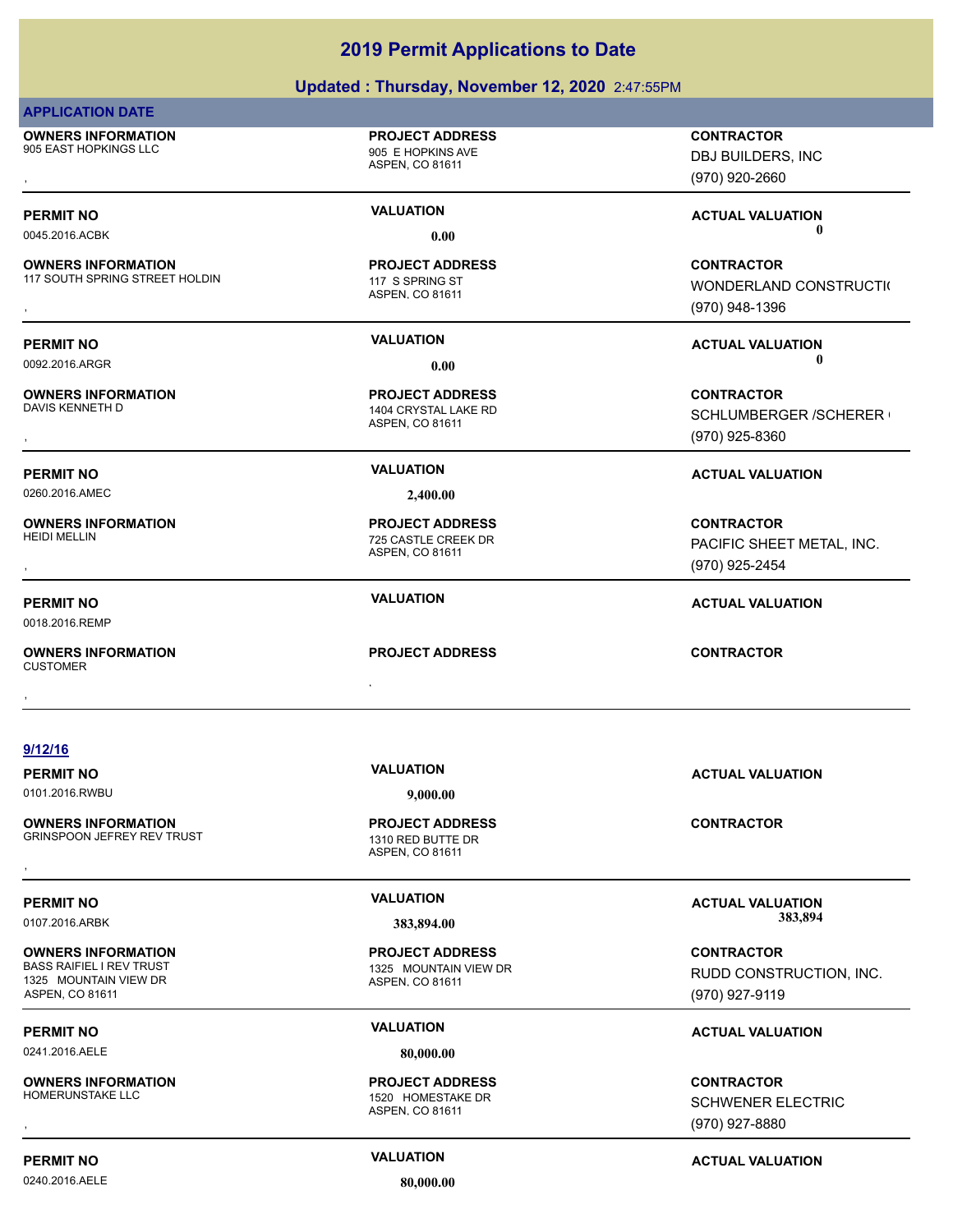# 2019 Permit Applications to Date

## Updated : Thursday, November 12, 2020 2:47:55PM

**APPLICATION DATE**

**OWNERS INFORMATION**
905 EAST HOPKINGS LLC
,

**PROJECT ADDRESS**
905 E HOPKINS AVE
ASPEN, CO 81611

**CONTRACTOR**
DBJ BUILDERS, INC
(970) 920-2660

| PERMIT NO | VALUATION | ACTUAL VALUATION |
|---|---|---|
| 0045.2016.ACBK | 0.00 | 0 |

**OWNERS INFORMATION**
117 SOUTH SPRING STREET HOLDIN
,

**PROJECT ADDRESS**
117 S SPRING ST
ASPEN, CO 81611

**CONTRACTOR**
WONDERLAND CONSTRUCTI(
(970) 948-1396

| PERMIT NO | VALUATION | ACTUAL VALUATION |
|---|---|---|
| 0092.2016.ARGR | 0.00 | 0 |

**OWNERS INFORMATION**
DAVIS KENNETH D
,

**PROJECT ADDRESS**
1404 CRYSTAL LAKE RD
ASPEN, CO 81611

**CONTRACTOR**
SCHLUMBERGER /SCHERER
(970) 925-8360

| PERMIT NO | VALUATION | ACTUAL VALUATION |
|---|---|---|
| 0260.2016.AMEC | 2,400.00 | |

**OWNERS INFORMATION**
HEIDI MELLIN
,

**PROJECT ADDRESS**
725 CASTLE CREEK DR
ASPEN, CO 81611

**CONTRACTOR**
PACIFIC SHEET METAL, INC.
(970) 925-2454

| PERMIT NO | VALUATION | ACTUAL VALUATION |
|---|---|---|
| 0018.2016.REMP | | |

**OWNERS INFORMATION**
CUSTOMER
,

**PROJECT ADDRESS**
,

**CONTRACTOR**

**9/12/16**

| PERMIT NO | VALUATION | ACTUAL VALUATION |
|---|---|---|
| 0101.2016.RWBU | 9,000.00 | |

**OWNERS INFORMATION**
GRINSPOON JEFREY REV TRUST
,

**PROJECT ADDRESS**
1310 RED BUTTE DR
ASPEN, CO 81611

**CONTRACTOR**

| PERMIT NO | VALUATION | ACTUAL VALUATION |
|---|---|---|
| 0107.2016.ARBK | 383,894.00 | 383,894 |

**OWNERS INFORMATION**
BASS RAIFIEL I REV TRUST
1325 MOUNTAIN VIEW DR
ASPEN, CO 81611

**PROJECT ADDRESS**
1325 MOUNTAIN VIEW DR
ASPEN, CO 81611

**CONTRACTOR**
RUDD CONSTRUCTION, INC.
(970) 927-9119

| PERMIT NO | VALUATION | ACTUAL VALUATION |
|---|---|---|
| 0241.2016.AELE | 80,000.00 | |

**OWNERS INFORMATION**
HOMERUNSTAKE LLC
,

**PROJECT ADDRESS**
1520 HOMESTAKE DR
ASPEN, CO 81611

**CONTRACTOR**
SCHWENER ELECTRIC
(970) 927-8880

| PERMIT NO | VALUATION | ACTUAL VALUATION |
|---|---|---|
| 0240.2016.AELE | 80,000.00 | |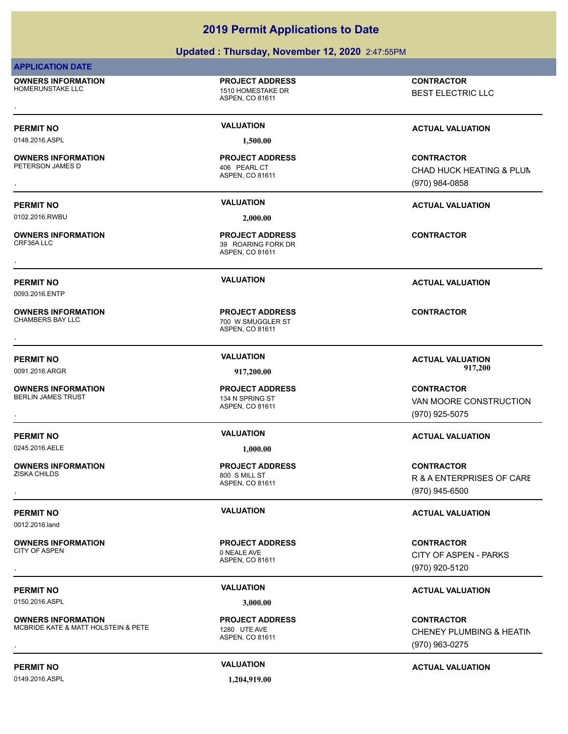## 2019 Permit Applications to Date

### Updated : Thursday, November 12, 2020 2:47:55PM

**APPLICATION DATE**

**OWNERS INFORMATION**
HOMERUNSTAKE LLC
,

**PROJECT ADDRESS**
1510 HOMESTAKE DR
ASPEN, CO 81611

**CONTRACTOR**
BEST ELECTRIC LLC

**PERMIT NO** 0148.2016.ASPL | **VALUATION** 1,500.00 | **ACTUAL VALUATION**

---

**OWNERS INFORMATION**
PETERSON JAMES D
,

**PROJECT ADDRESS**
406 PEARL CT
ASPEN, CO 81611

**CONTRACTOR**
CHAD HUCK HEATING & PLUM
(970) 984-0858

**PERMIT NO** 0102.2016.RWBU | **VALUATION** 2,000.00 | **ACTUAL VALUATION**

---

**OWNERS INFORMATION**
CRF36A LLC
,

**PROJECT ADDRESS**
39 ROARING FORK DR
ASPEN, CO 81611

**CONTRACTOR**

**PERMIT NO** 0093.2016.ENTP | **VALUATION** | **ACTUAL VALUATION**

---

**OWNERS INFORMATION**
CHAMBERS BAY LLC
,

**PROJECT ADDRESS**
700 W SMUGGLER ST
ASPEN, CO 81611

**CONTRACTOR**

**PERMIT NO** 0091.2016.ARGR | **VALUATION** 917,200.00 | **ACTUAL VALUATION** 917,200

---

**OWNERS INFORMATION**
BERLIN JAMES TRUST
,

**PROJECT ADDRESS**
134 N SPRING ST
ASPEN, CO 81611

**CONTRACTOR**
VAN MOORE CONSTRUCTION
(970) 925-5075

**PERMIT NO** 0245.2016.AELE | **VALUATION** 1,000.00 | **ACTUAL VALUATION**

---

**OWNERS INFORMATION**
ZISKA CHILDS
,

**PROJECT ADDRESS**
800 S MILL ST
ASPEN, CO 81611

**CONTRACTOR**
R & A ENTERPRISES OF CARE
(970) 945-6500

**PERMIT NO** 0012.2016.land | **VALUATION** | **ACTUAL VALUATION**

---

**OWNERS INFORMATION**
CITY OF ASPEN
,

**PROJECT ADDRESS**
0 NEALE AVE
ASPEN, CO 81611

**CONTRACTOR**
CITY OF ASPEN - PARKS
(970) 920-5120

**PERMIT NO** 0150.2016.ASPL | **VALUATION** 3,000.00 | **ACTUAL VALUATION**

---

**OWNERS INFORMATION**
MCBRIDE KATE & MATT HOLSTEIN & PETE
,

**PROJECT ADDRESS**
1280 UTE AVE
ASPEN, CO 81611

**CONTRACTOR**
CHENEY PLUMBING & HEATIN
(970) 963-0275

**PERMIT NO** 0149.2016.ASPL | **VALUATION** 1,204,919.00 | **ACTUAL VALUATION**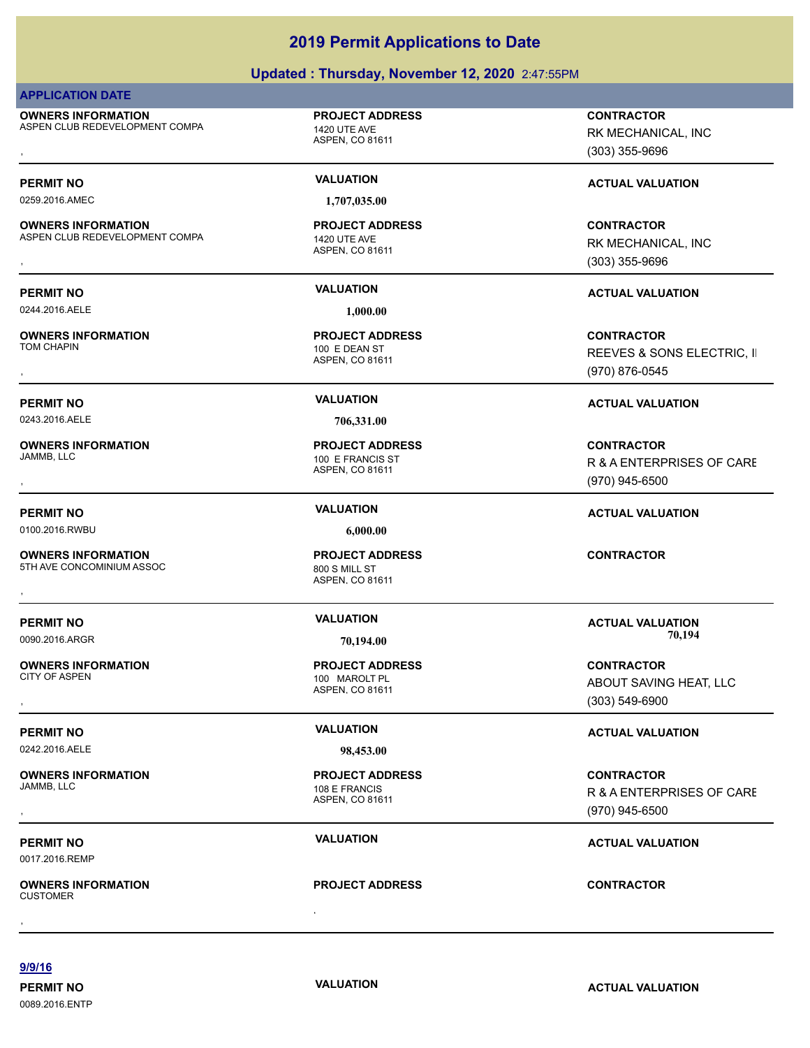# 2019 Permit Applications to Date

## Updated : Thursday, November 12, 2020 2:47:55PM

**APPLICATION DATE**

**OWNERS INFORMATION**
ASPEN CLUB REDEVELOPMENT COMPA
,

**PROJECT ADDRESS**
1420 UTE AVE
ASPEN, CO 81611

**CONTRACTOR**
RK MECHANICAL, INC
(303) 355-9696

**PERMIT NO** 0259.2016.AMEC
**VALUATION** 1,707,035.00
**ACTUAL VALUATION**

**OWNERS INFORMATION**
ASPEN CLUB REDEVELOPMENT COMPA
,

**PROJECT ADDRESS**
1420 UTE AVE
ASPEN, CO 81611

**CONTRACTOR**
RK MECHANICAL, INC
(303) 355-9696

**PERMIT NO** 0244.2016.AELE
**VALUATION** 1,000.00
**ACTUAL VALUATION**

**OWNERS INFORMATION**
TOM CHAPIN
,

**PROJECT ADDRESS**
100 E DEAN ST
ASPEN, CO 81611

**CONTRACTOR**
REEVES & SONS ELECTRIC, I
(970) 876-0545

**PERMIT NO** 0243.2016.AELE
**VALUATION** 706,331.00
**ACTUAL VALUATION**

**OWNERS INFORMATION**
JAMMB, LLC
,

**PROJECT ADDRESS**
100 E FRANCIS ST
ASPEN, CO 81611

**CONTRACTOR**
R & A ENTERPRISES OF CARE
(970) 945-6500

**PERMIT NO** 0100.2016.RWBU
**VALUATION** 6,000.00
**ACTUAL VALUATION**

**OWNERS INFORMATION**
5TH AVE CONCOMINIUM ASSOC
,

**PROJECT ADDRESS**
800 S MILL ST
ASPEN, CO 81611

**CONTRACTOR**

**PERMIT NO** 0090.2016.ARGR
**VALUATION** 70,194.00
**ACTUAL VALUATION** 70,194

**OWNERS INFORMATION**
CITY OF ASPEN
,

**PROJECT ADDRESS**
100 MAROLT PL
ASPEN, CO 81611

**CONTRACTOR**
ABOUT SAVING HEAT, LLC
(303) 549-6900

**PERMIT NO** 0242.2016.AELE
**VALUATION** 98,453.00
**ACTUAL VALUATION**

**OWNERS INFORMATION**
JAMMB, LLC
,

**PROJECT ADDRESS**
108 E FRANCIS
ASPEN, CO 81611

**CONTRACTOR**
R & A ENTERPRISES OF CARE
(970) 945-6500

**PERMIT NO** 0017.2016.REMP
**VALUATION**
**ACTUAL VALUATION**

**OWNERS INFORMATION**
CUSTOMER
,

**PROJECT ADDRESS**
,

**CONTRACTOR**

**9/9/16**

**PERMIT NO** 0089.2016.ENTP
**VALUATION**
**ACTUAL VALUATION**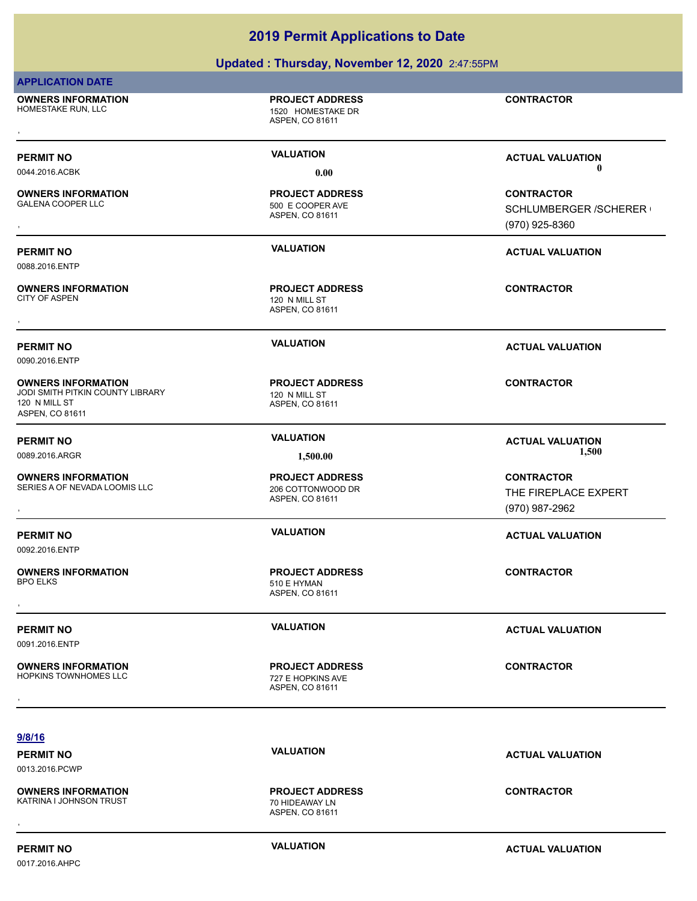# 2019 Permit Applications to Date

## Updated : Thursday, November 12, 2020 2:47:55PM

**APPLICATION DATE**

**OWNERS INFORMATION**
HOMESTAKE RUN, LLC
,

**PROJECT ADDRESS**
1520 HOMESTAKE DR
ASPEN, CO 81611

**CONTRACTOR**

---

**PERMIT NO**
0044.2016.ACBK

**VALUATION**
0.00

**ACTUAL VALUATION**
0

**OWNERS INFORMATION**
GALENA COOPER LLC
,

**PROJECT ADDRESS**
500 E COOPER AVE
ASPEN, CO 81611

**CONTRACTOR**
SCHLUMBERGER /SCHERER
(970) 925-8360

---

**PERMIT NO**
0088.2016.ENTP

**VALUATION**

**ACTUAL VALUATION**

**OWNERS INFORMATION**
CITY OF ASPEN
,

**PROJECT ADDRESS**
120 N MILL ST
ASPEN, CO 81611

**CONTRACTOR**

---

**PERMIT NO**
0090.2016.ENTP

**VALUATION**

**ACTUAL VALUATION**

**OWNERS INFORMATION**
JODI SMITH PITKIN COUNTY LIBRARY
120 N MILL ST
ASPEN, CO 81611

**PROJECT ADDRESS**
120 N MILL ST
ASPEN, CO 81611

**CONTRACTOR**

---

**PERMIT NO**
0089.2016.ARGR

**VALUATION**
1,500.00

**ACTUAL VALUATION**
1,500

**OWNERS INFORMATION**
SERIES A OF NEVADA LOOMIS LLC
,

**PROJECT ADDRESS**
206 COTTONWOOD DR
ASPEN, CO 81611

**CONTRACTOR**
THE FIREPLACE EXPERT
(970) 987-2962

---

**PERMIT NO**
0092.2016.ENTP

**VALUATION**

**ACTUAL VALUATION**

**OWNERS INFORMATION**
BPO ELKS
,

**PROJECT ADDRESS**
510 E HYMAN
ASPEN, CO 81611

**CONTRACTOR**

---

**PERMIT NO**
0091.2016.ENTP

**VALUATION**

**ACTUAL VALUATION**

**OWNERS INFORMATION**
HOPKINS TOWNHOMES LLC
,

**PROJECT ADDRESS**
727 E HOPKINS AVE
ASPEN, CO 81611

**CONTRACTOR**

---

**9/8/16**

**PERMIT NO**
0013.2016.PCWP

**VALUATION**

**ACTUAL VALUATION**

**OWNERS INFORMATION**
KATRINA I JOHNSON TRUST
,

**PROJECT ADDRESS**
70 HIDEAWAY LN
ASPEN, CO 81611

**CONTRACTOR**

---

**PERMIT NO**
0017.2016.AHPC

**VALUATION**

**ACTUAL VALUATION**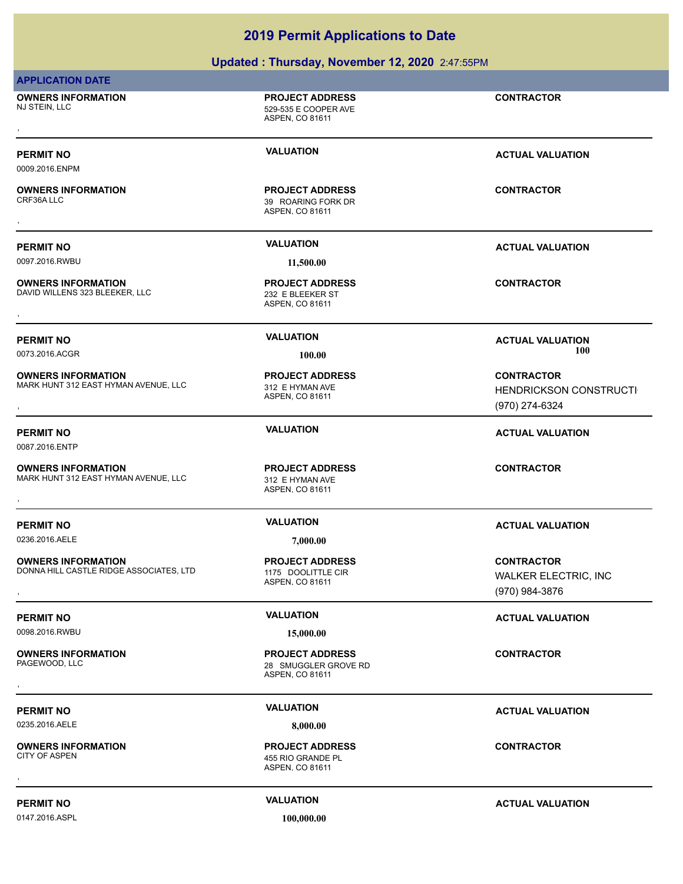# 2019 Permit Applications to Date

## Updated : Thursday, November 12, 2020 2:47:55PM

**APPLICATION DATE**

**OWNERS INFORMATION**
NJ STEIN, LLC
,

**PROJECT ADDRESS**
529-535 E COOPER AVE
ASPEN, CO 81611

**CONTRACTOR**

**PERMIT NO**
0009.2016.ENPM

**VALUATION**

**ACTUAL VALUATION**

---

**OWNERS INFORMATION**
CRF36A LLC
,

**PROJECT ADDRESS**
39 ROARING FORK DR
ASPEN, CO 81611

**CONTRACTOR**

**PERMIT NO**
0097.2016.RWBU

**VALUATION**
11,500.00

**ACTUAL VALUATION**

---

**OWNERS INFORMATION**
DAVID WILLENS 323 BLEEKER, LLC
,

**PROJECT ADDRESS**
232 E BLEEKER ST
ASPEN, CO 81611

**CONTRACTOR**

**PERMIT NO**
0073.2016.ACGR

**VALUATION**
100.00

**ACTUAL VALUATION**
100

---

**OWNERS INFORMATION**
MARK HUNT 312 EAST HYMAN AVENUE, LLC
,

**PROJECT ADDRESS**
312 E HYMAN AVE
ASPEN, CO 81611

**CONTRACTOR**
HENDRICKSON CONSTRUCTI
(970) 274-6324

**PERMIT NO**
0087.2016.ENTP

**VALUATION**

**ACTUAL VALUATION**

---

**OWNERS INFORMATION**
MARK HUNT 312 EAST HYMAN AVENUE, LLC
,

**PROJECT ADDRESS**
312 E HYMAN AVE
ASPEN, CO 81611

**CONTRACTOR**

**PERMIT NO**
0236.2016.AELE

**VALUATION**
7,000.00

**ACTUAL VALUATION**

---

**OWNERS INFORMATION**
DONNA HILL CASTLE RIDGE ASSOCIATES, LTD
,

**PROJECT ADDRESS**
1175 DOOLITTLE CIR
ASPEN, CO 81611

**CONTRACTOR**
WALKER ELECTRIC, INC
(970) 984-3876

**PERMIT NO**
0098.2016.RWBU

**VALUATION**
15,000.00

**ACTUAL VALUATION**

---

**OWNERS INFORMATION**
PAGEWOOD, LLC
,

**PROJECT ADDRESS**
28 SMUGGLER GROVE RD
ASPEN, CO 81611

**CONTRACTOR**

**PERMIT NO**
0235.2016.AELE

**VALUATION**
8,000.00

**ACTUAL VALUATION**

---

**OWNERS INFORMATION**
CITY OF ASPEN
,

**PROJECT ADDRESS**
455 RIO GRANDE PL
ASPEN, CO 81611

**CONTRACTOR**

**PERMIT NO**
0147.2016.ASPL

**VALUATION**
100,000.00

**ACTUAL VALUATION**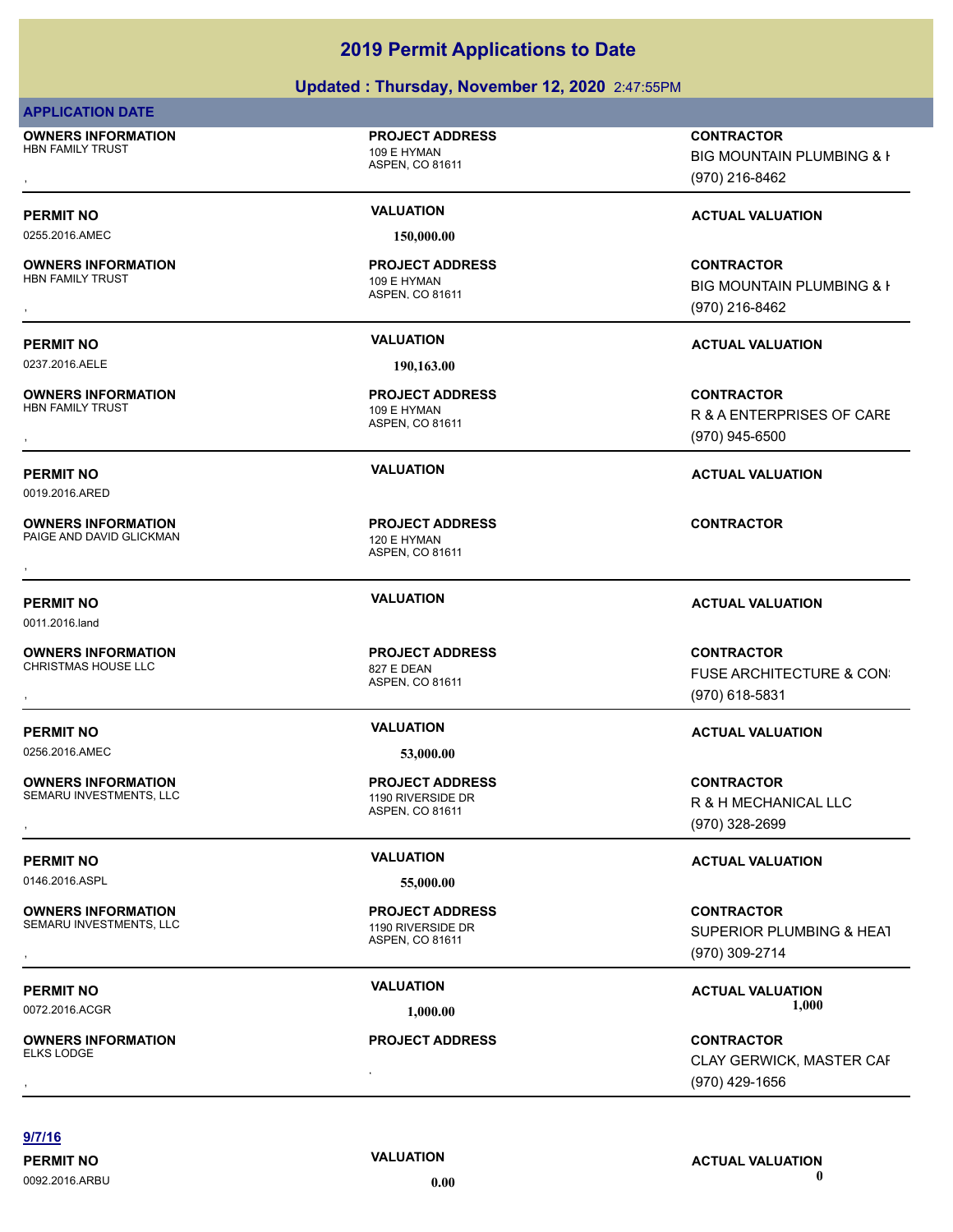# 2019 Permit Applications to Date

## Updated : Thursday, November 12, 2020 2:47:55PM

**APPLICATION DATE**

**OWNERS INFORMATION**
HBN FAMILY TRUST
,

**PROJECT ADDRESS**
109 E HYMAN
ASPEN, CO 81611

**CONTRACTOR**
BIG MOUNTAIN PLUMBING & H
(970) 216-8462

**PERMIT NO**
0255.2016.AMEC

**VALUATION**
150,000.00

**ACTUAL VALUATION**

---

**OWNERS INFORMATION**
HBN FAMILY TRUST
,

**PROJECT ADDRESS**
109 E HYMAN
ASPEN, CO 81611

**CONTRACTOR**
BIG MOUNTAIN PLUMBING & H
(970) 216-8462

**PERMIT NO**
0237.2016.AELE

**VALUATION**
190,163.00

**ACTUAL VALUATION**

---

**OWNERS INFORMATION**
HBN FAMILY TRUST
,

**PROJECT ADDRESS**
109 E HYMAN
ASPEN, CO 81611

**CONTRACTOR**
R & A ENTERPRISES OF CARE
(970) 945-6500

**PERMIT NO**
0019.2016.ARED

**VALUATION**

**ACTUAL VALUATION**

---

**OWNERS INFORMATION**
PAIGE AND DAVID GLICKMAN
,

**PROJECT ADDRESS**
120 E HYMAN
ASPEN, CO 81611

**CONTRACTOR**

**PERMIT NO**
0011.2016.land

**VALUATION**

**ACTUAL VALUATION**

---

**OWNERS INFORMATION**
CHRISTMAS HOUSE LLC
,

**PROJECT ADDRESS**
827 E DEAN
ASPEN, CO 81611

**CONTRACTOR**
FUSE ARCHITECTURE & CON
(970) 618-5831

**PERMIT NO**
0256.2016.AMEC

**VALUATION**
53,000.00

**ACTUAL VALUATION**

---

**OWNERS INFORMATION**
SEMARU INVESTMENTS, LLC
,

**PROJECT ADDRESS**
1190 RIVERSIDE DR
ASPEN, CO 81611

**CONTRACTOR**
R & H MECHANICAL LLC
(970) 328-2699

**PERMIT NO**
0146.2016.ASPL

**VALUATION**
55,000.00

**ACTUAL VALUATION**

---

**OWNERS INFORMATION**
SEMARU INVESTMENTS, LLC
,

**PROJECT ADDRESS**
1190 RIVERSIDE DR
ASPEN, CO 81611

**CONTRACTOR**
SUPERIOR PLUMBING & HEAT
(970) 309-2714

**PERMIT NO**
0072.2016.ACGR

**VALUATION**
1,000.00

**ACTUAL VALUATION**
1,000

---

**OWNERS INFORMATION**
ELKS LODGE
,

**PROJECT ADDRESS**
,

**CONTRACTOR**
CLAY GERWICK, MASTER CAR
(970) 429-1656

---

**9/7/16**

**PERMIT NO**
0092.2016.ARBU

**VALUATION**
0.00

**ACTUAL VALUATION**
0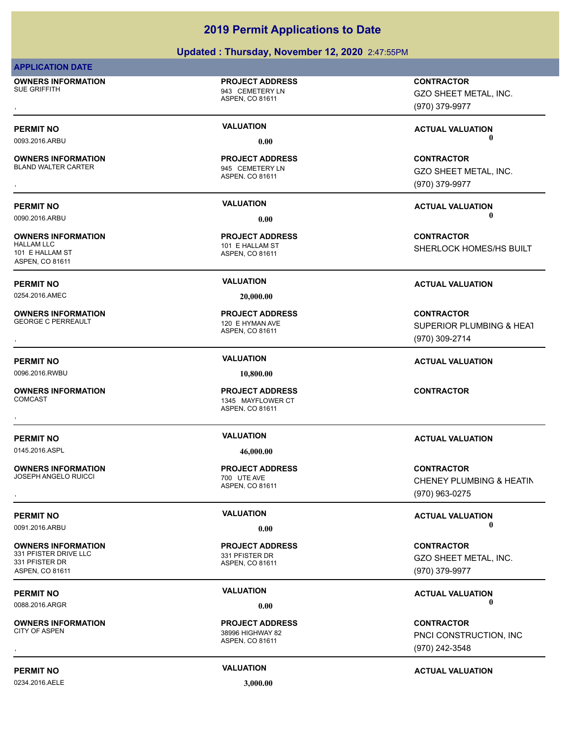# 2019 Permit Applications to Date

## Updated : Thursday, November 12, 2020 2:47:55PM

**APPLICATION DATE**

| OWNERS INFORMATION | PROJECT ADDRESS | CONTRACTOR |
|---|---|---|
| SUE GRIFFITH<br>, | 943 CEMETERY LN<br>ASPEN, CO 81611 | GZO SHEET METAL, INC.<br>(970) 379-9977 |
| **PERMIT NO** | **VALUATION** | **ACTUAL VALUATION** |
| 0093.2016.ARBU | 0.00 | 0 |

| OWNERS INFORMATION | PROJECT ADDRESS | CONTRACTOR |
|---|---|---|
| BLAND WALTER CARTER<br>, | 945 CEMETERY LN<br>ASPEN, CO 81611 | GZO SHEET METAL, INC.<br>(970) 379-9977 |
| **PERMIT NO** | **VALUATION** | **ACTUAL VALUATION** |
| 0090.2016.ARBU | 0.00 | 0 |

| OWNERS INFORMATION | PROJECT ADDRESS | CONTRACTOR |
|---|---|---|
| HALLAM LLC<br>101 E HALLAM ST<br>ASPEN, CO 81611 | 101 E HALLAM ST<br>ASPEN, CO 81611 | SHERLOCK HOMES/HS BUILT |
| **PERMIT NO** | **VALUATION** | **ACTUAL VALUATION** |
| 0254.2016.AMEC | 20,000.00 | |

| OWNERS INFORMATION | PROJECT ADDRESS | CONTRACTOR |
|---|---|---|
| GEORGE C PERREAULT<br>, | 120 E HYMAN AVE<br>ASPEN, CO 81611 | SUPERIOR PLUMBING & HEAT<br>(970) 309-2714 |
| **PERMIT NO** | **VALUATION** | **ACTUAL VALUATION** |
| 0096.2016.RWBU | 10,800.00 | |

| OWNERS INFORMATION | PROJECT ADDRESS | CONTRACTOR |
|---|---|---|
| COMCAST<br>, | 1345 MAYFLOWER CT<br>ASPEN, CO 81611 | |
| **PERMIT NO** | **VALUATION** | **ACTUAL VALUATION** |
| 0145.2016.ASPL | 46,000.00 | |

| OWNERS INFORMATION | PROJECT ADDRESS | CONTRACTOR |
|---|---|---|
| JOSEPH ANGELO RUICCI<br>, | 700 UTE AVE<br>ASPEN, CO 81611 | CHENEY PLUMBING & HEATIN<br>(970) 963-0275 |
| **PERMIT NO** | **VALUATION** | **ACTUAL VALUATION** |
| 0091.2016.ARBU | 0.00 | 0 |

| OWNERS INFORMATION | PROJECT ADDRESS | CONTRACTOR |
|---|---|---|
| 331 PFISTER DRIVE LLC<br>331 PFISTER DR<br>ASPEN, CO 81611 | 331 PFISTER DR<br>ASPEN, CO 81611 | GZO SHEET METAL, INC.<br>(970) 379-9977 |
| **PERMIT NO** | **VALUATION** | **ACTUAL VALUATION** |
| 0088.2016.ARGR | 0.00 | 0 |

| OWNERS INFORMATION | PROJECT ADDRESS | CONTRACTOR |
|---|---|---|
| CITY OF ASPEN<br>, | 38996 HIGHWAY 82<br>ASPEN, CO 81611 | PNCI CONSTRUCTION, INC<br>(970) 242-3548 |
| **PERMIT NO** | **VALUATION** | **ACTUAL VALUATION** |
| 0234.2016.AELE | 3,000.00 | |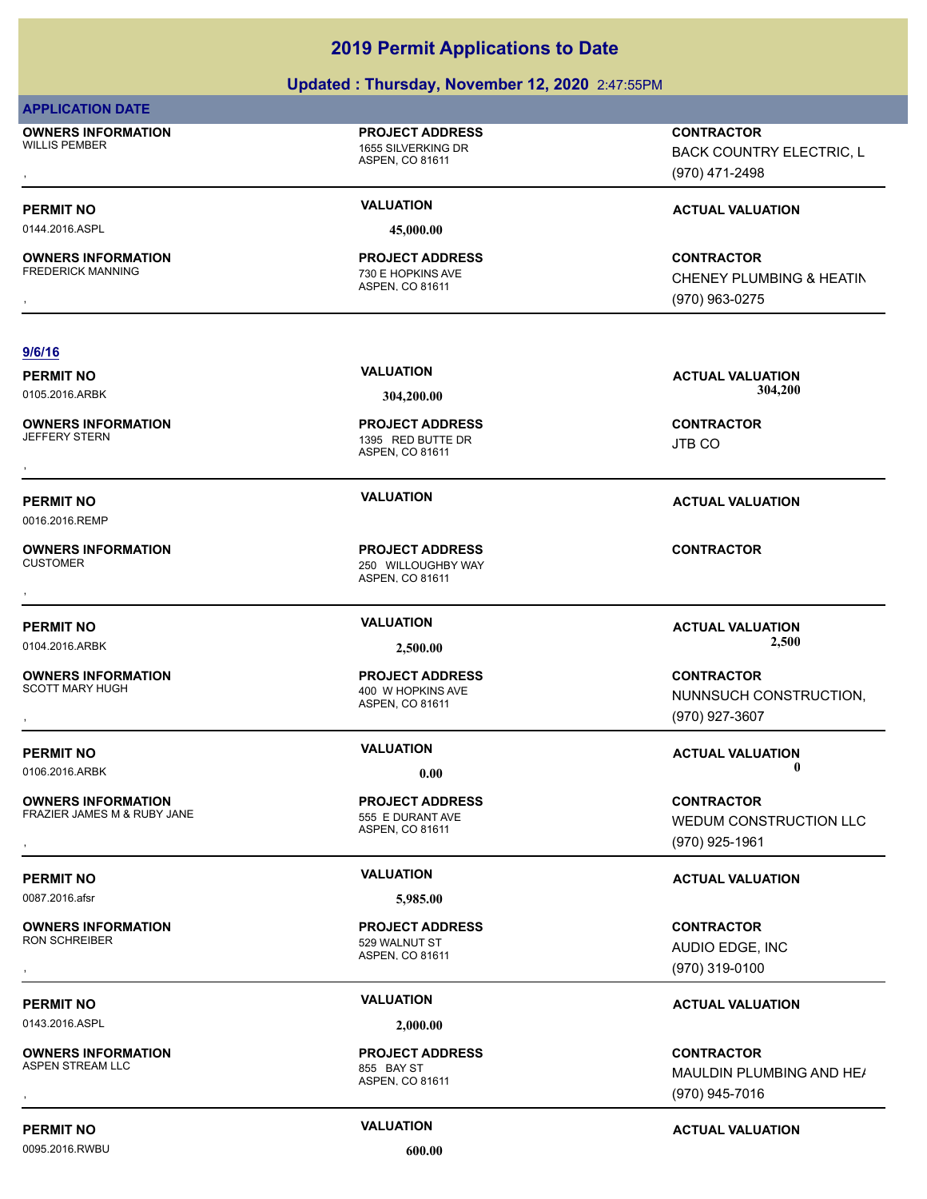# 2019 Permit Applications to Date

## Updated : Thursday, November 12, 2020 2:47:55PM

**APPLICATION DATE**

**OWNERS INFORMATION** WILLIS PEMBER
**PROJECT ADDRESS** 1655 SILVERKING DR ASPEN, CO 81611
**CONTRACTOR** BACK COUNTRY ELECTRIC, L (970) 471-2498
,

**PERMIT NO** 0144.2016.ASPL
**VALUATION** 45,000.00
**ACTUAL VALUATION**

**OWNERS INFORMATION** FREDERICK MANNING
**PROJECT ADDRESS** 730 E HOPKINS AVE ASPEN, CO 81611
**CONTRACTOR** CHENEY PLUMBING & HEATIN (970) 963-0275
,

**9/6/16**

**PERMIT NO** 0105.2016.ARBK
**VALUATION** 304,200.00
**ACTUAL VALUATION** 304,200

**OWNERS INFORMATION** JEFFERY STERN
**PROJECT ADDRESS** 1395 RED BUTTE DR ASPEN, CO 81611
**CONTRACTOR** JTB CO
,

**PERMIT NO** 0016.2016.REMP
**VALUATION**
**ACTUAL VALUATION**

**OWNERS INFORMATION** CUSTOMER
**PROJECT ADDRESS** 250 WILLOUGHBY WAY ASPEN, CO 81611
**CONTRACTOR**
,

**PERMIT NO** 0104.2016.ARBK
**VALUATION** 2,500.00
**ACTUAL VALUATION** 2,500

**OWNERS INFORMATION** SCOTT MARY HUGH
**PROJECT ADDRESS** 400 W HOPKINS AVE ASPEN, CO 81611
**CONTRACTOR** NUNNSUCH CONSTRUCTION, (970) 927-3607
,

**PERMIT NO** 0106.2016.ARBK
**VALUATION** 0.00
**ACTUAL VALUATION** 0

**OWNERS INFORMATION** FRAZIER JAMES M & RUBY JANE
**PROJECT ADDRESS** 555 E DURANT AVE ASPEN, CO 81611
**CONTRACTOR** WEDUM CONSTRUCTION LLC (970) 925-1961
,

**PERMIT NO** 0087.2016.afsr
**VALUATION** 5,985.00
**ACTUAL VALUATION**

**OWNERS INFORMATION** RON SCHREIBER
**PROJECT ADDRESS** 529 WALNUT ST ASPEN, CO 81611
**CONTRACTOR** AUDIO EDGE, INC (970) 319-0100
,

**PERMIT NO** 0143.2016.ASPL
**VALUATION** 2,000.00
**ACTUAL VALUATION**

**OWNERS INFORMATION** ASPEN STREAM LLC
**PROJECT ADDRESS** 855 BAY ST ASPEN, CO 81611
**CONTRACTOR** MAULDIN PLUMBING AND HEA (970) 945-7016
,

**PERMIT NO** 0095.2016.RWBU
**VALUATION** 600.00
**ACTUAL VALUATION**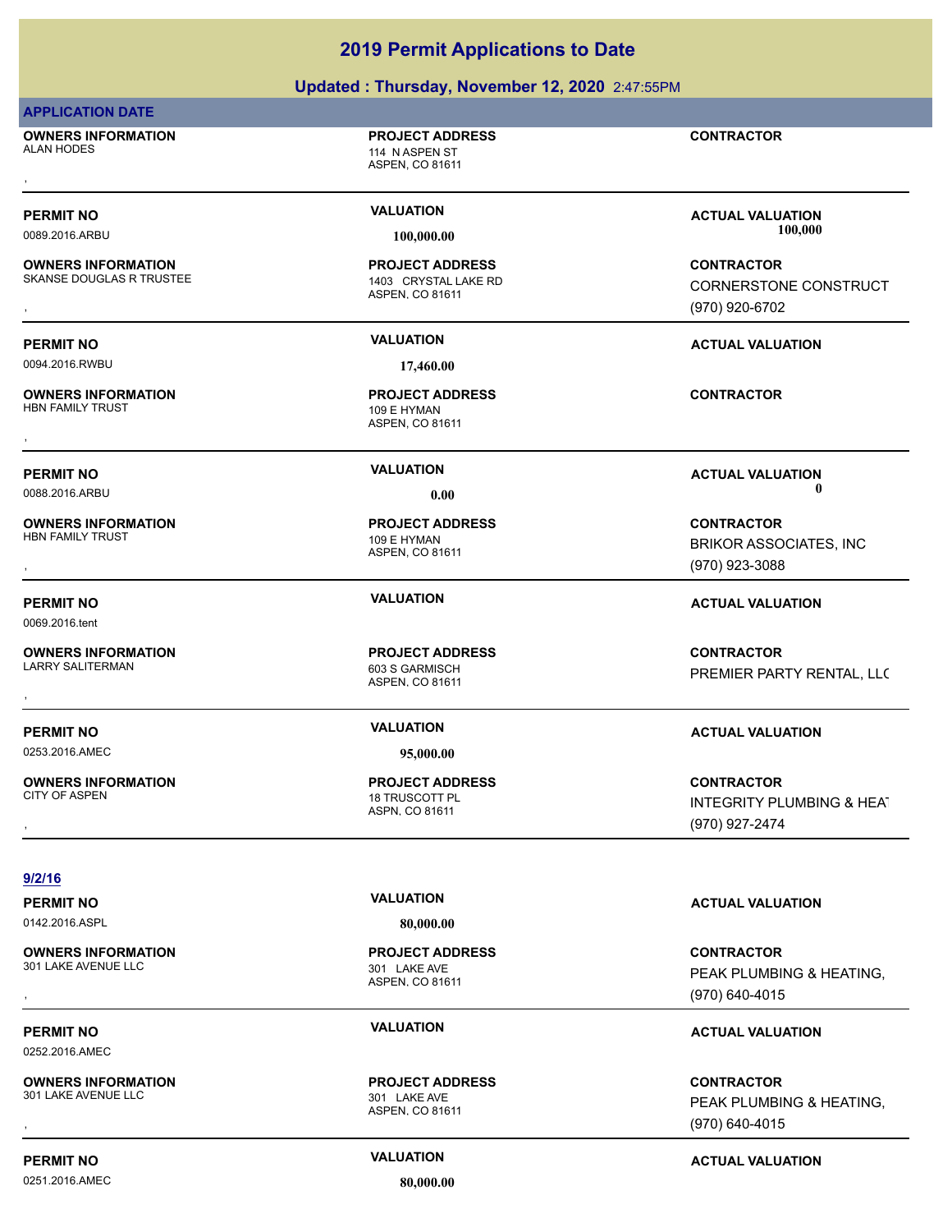# 2019 Permit Applications to Date

## Updated : Thursday, November 12, 2020 2:47:55PM

**APPLICATION DATE**

**OWNERS INFORMATION**
ALAN HODES
,

**PROJECT ADDRESS**
114 N ASPEN ST
ASPEN, CO 81611

**CONTRACTOR**

---

**PERMIT NO**
0089.2016.ARBU

**VALUATION**
100,000.00

**ACTUAL VALUATION**
100,000

**OWNERS INFORMATION**
SKANSE DOUGLAS R TRUSTEE
,

**PROJECT ADDRESS**
1403 CRYSTAL LAKE RD
ASPEN, CO 81611

**CONTRACTOR**
CORNERSTONE CONSTRUCT
(970) 920-6702

---

**PERMIT NO**
0094.2016.RWBU

**VALUATION**
17,460.00

**ACTUAL VALUATION**

**OWNERS INFORMATION**
HBN FAMILY TRUST
,

**PROJECT ADDRESS**
109 E HYMAN
ASPEN, CO 81611

**CONTRACTOR**

---

**PERMIT NO**
0088.2016.ARBU

**VALUATION**
0.00

**ACTUAL VALUATION**
0

**OWNERS INFORMATION**
HBN FAMILY TRUST
,

**PROJECT ADDRESS**
109 E HYMAN
ASPEN, CO 81611

**CONTRACTOR**
BRIKOR ASSOCIATES, INC
(970) 923-3088

---

**PERMIT NO**
0069.2016.tent

**VALUATION**

**ACTUAL VALUATION**

**OWNERS INFORMATION**
LARRY SALITERMAN
,

**PROJECT ADDRESS**
603 S GARMISCH
ASPEN, CO 81611

**CONTRACTOR**
PREMIER PARTY RENTAL, LLC

---

**PERMIT NO**
0253.2016.AMEC

**VALUATION**
95,000.00

**ACTUAL VALUATION**

**OWNERS INFORMATION**
CITY OF ASPEN
,

**PROJECT ADDRESS**
18 TRUSCOTT PL
ASPN, CO 81611

**CONTRACTOR**
INTEGRITY PLUMBING & HEAT
(970) 927-2474

---

**9/2/16**

**PERMIT NO**
0142.2016.ASPL

**VALUATION**
80,000.00

**ACTUAL VALUATION**

**OWNERS INFORMATION**
301 LAKE AVENUE LLC
,

**PROJECT ADDRESS**
301 LAKE AVE
ASPEN, CO 81611

**CONTRACTOR**
PEAK PLUMBING & HEATING,
(970) 640-4015

---

**PERMIT NO**
0252.2016.AMEC

**VALUATION**

**ACTUAL VALUATION**

**OWNERS INFORMATION**
301 LAKE AVENUE LLC
,

**PROJECT ADDRESS**
301 LAKE AVE
ASPEN, CO 81611

**CONTRACTOR**
PEAK PLUMBING & HEATING,
(970) 640-4015

---

**PERMIT NO**
0251.2016.AMEC

**VALUATION**
80,000.00

**ACTUAL VALUATION**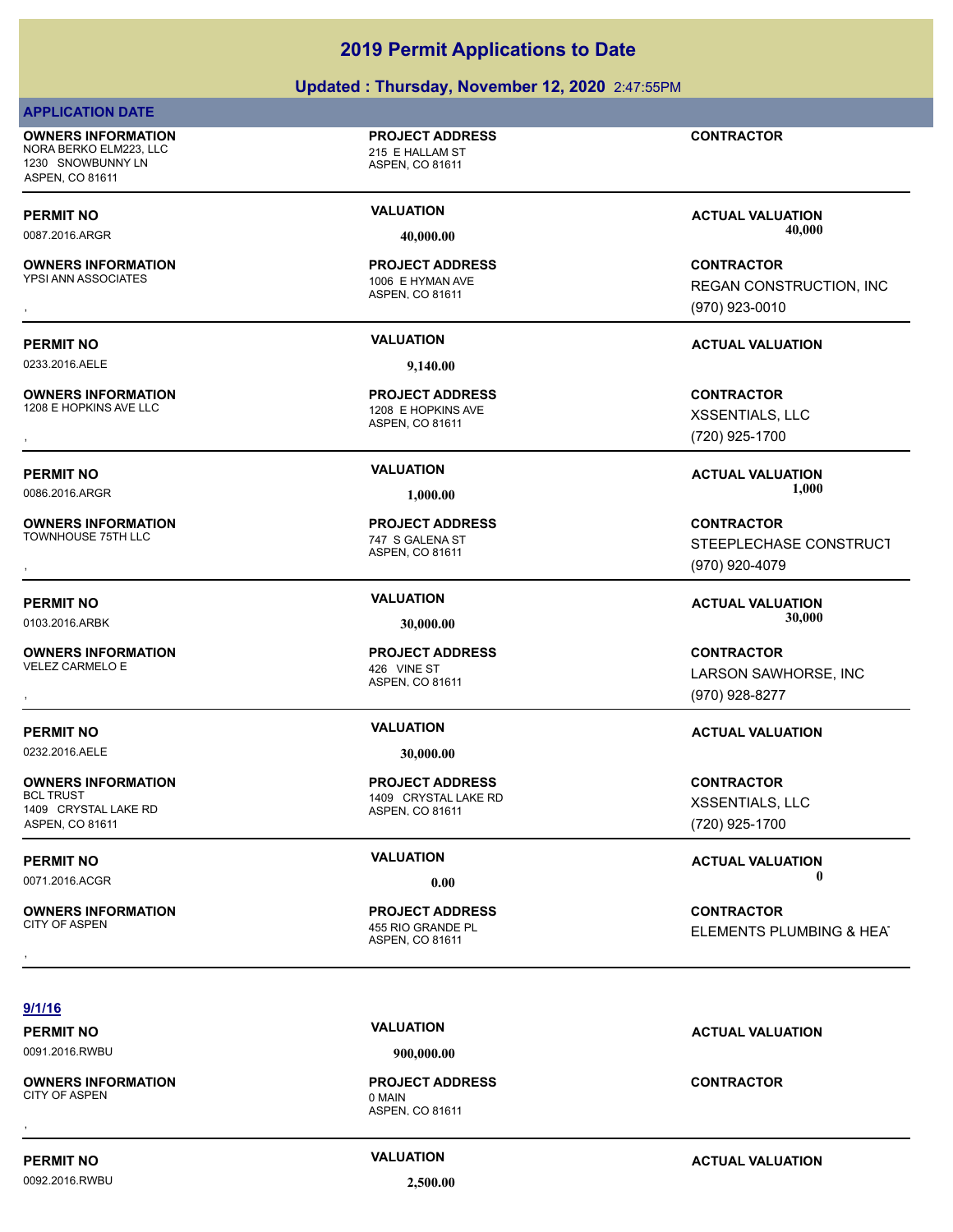# 2019 Permit Applications to Date

## Updated : Thursday, November 12, 2020 2:47:55PM

**APPLICATION DATE**

**OWNERS INFORMATION**
NORA BERKO ELM223, LLC
1230 SNOWBUNNY LN
ASPEN, CO 81611

**PROJECT ADDRESS**
215 E HALLAM ST
ASPEN, CO 81611

**CONTRACTOR**

---

**PERMIT NO** 0087.2016.ARGR
**VALUATION** 40,000.00
**ACTUAL VALUATION** 40,000

**OWNERS INFORMATION**
YPSI ANN ASSOCIATES

**PROJECT ADDRESS**
1006 E HYMAN AVE
ASPEN, CO 81611

**CONTRACTOR**
REGAN CONSTRUCTION, INC
,
(970) 923-0010

---

**PERMIT NO** 0233.2016.AELE
**VALUATION** 9,140.00
**ACTUAL VALUATION**

**OWNERS INFORMATION**
1208 E HOPKINS AVE LLC

**PROJECT ADDRESS**
1208 E HOPKINS AVE
ASPEN, CO 81611

**CONTRACTOR**
XSSENTIALS, LLC
,
(720) 925-1700

---

**PERMIT NO** 0086.2016.ARGR
**VALUATION** 1,000.00
**ACTUAL VALUATION** 1,000

**OWNERS INFORMATION**
TOWNHOUSE 75TH LLC

**PROJECT ADDRESS**
747 S GALENA ST
ASPEN, CO 81611

**CONTRACTOR**
STEEPLECHASE CONSTRUCT
,
(970) 920-4079

---

**PERMIT NO** 0103.2016.ARBK
**VALUATION** 30,000.00
**ACTUAL VALUATION** 30,000

**OWNERS INFORMATION**
VELEZ CARMELO E

**PROJECT ADDRESS**
426 VINE ST
ASPEN, CO 81611

**CONTRACTOR**
LARSON SAWHORSE, INC
,
(970) 928-8277

---

**PERMIT NO** 0232.2016.AELE
**VALUATION** 30,000.00
**ACTUAL VALUATION**

**OWNERS INFORMATION**
BCL TRUST
1409 CRYSTAL LAKE RD
ASPEN, CO 81611

**PROJECT ADDRESS**
1409 CRYSTAL LAKE RD
ASPEN, CO 81611

**CONTRACTOR**
XSSENTIALS, LLC
(720) 925-1700

---

**PERMIT NO** 0071.2016.ACGR
**VALUATION** 0.00
**ACTUAL VALUATION** 0

**OWNERS INFORMATION**
CITY OF ASPEN

**PROJECT ADDRESS**
455 RIO GRANDE PL
ASPEN, CO 81611

**CONTRACTOR**
ELEMENTS PLUMBING & HEA
,

---

**9/1/16**

**PERMIT NO** 0091.2016.RWBU
**VALUATION** 900,000.00
**ACTUAL VALUATION**

**OWNERS INFORMATION**
CITY OF ASPEN

**PROJECT ADDRESS**
0 MAIN
ASPEN, CO 81611

**CONTRACTOR**
,

---

**PERMIT NO** 0092.2016.RWBU
**VALUATION** 2,500.00
**ACTUAL VALUATION**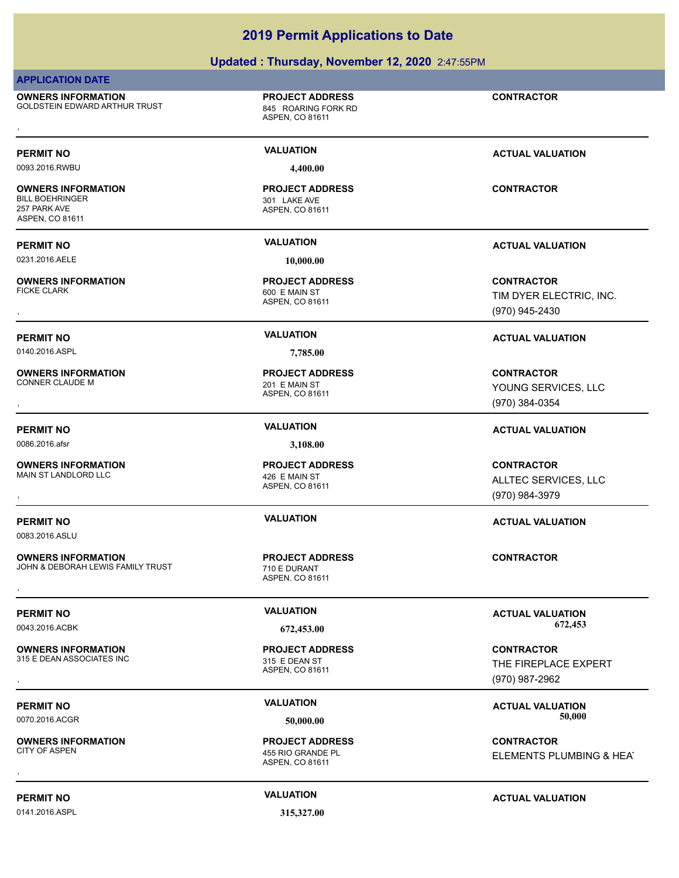# 2019 Permit Applications to Date

## Updated : Thursday, November 12, 2020 2:47:55PM

**APPLICATION DATE**

| OWNERS INFORMATION | PROJECT ADDRESS | CONTRACTOR |
|---|---|---|
| GOLDSTEIN EDWARD ARTHUR TRUST<br>, | 845 ROARING FORK RD<br>ASPEN, CO 81611 | |
| **PERMIT NO** | **VALUATION** | **ACTUAL VALUATION** |
| 0093.2016.RWBU | 4,400.00 | |

| OWNERS INFORMATION | PROJECT ADDRESS | CONTRACTOR |
|---|---|---|
| BILL BOEHRINGER<br>257 PARK AVE<br>ASPEN, CO 81611 | 301 LAKE AVE<br>ASPEN, CO 81611 | |
| **PERMIT NO** | **VALUATION** | **ACTUAL VALUATION** |
| 0231.2016.AELE | 10,000.00 | |

| OWNERS INFORMATION | PROJECT ADDRESS | CONTRACTOR |
|---|---|---|
| FICKE CLARK<br>, | 600 E MAIN ST<br>ASPEN, CO 81611 | TIM DYER ELECTRIC, INC.<br>(970) 945-2430 |
| **PERMIT NO** | **VALUATION** | **ACTUAL VALUATION** |
| 0140.2016.ASPL | 7,785.00 | |

| OWNERS INFORMATION | PROJECT ADDRESS | CONTRACTOR |
|---|---|---|
| CONNER CLAUDE M<br>, | 201 E MAIN ST<br>ASPEN, CO 81611 | YOUNG SERVICES, LLC<br>(970) 384-0354 |
| **PERMIT NO** | **VALUATION** | **ACTUAL VALUATION** |
| 0086.2016.afsr | 3,108.00 | |

| OWNERS INFORMATION | PROJECT ADDRESS | CONTRACTOR |
|---|---|---|
| MAIN ST LANDLORD LLC<br>, | 426 E MAIN ST<br>ASPEN, CO 81611 | ALLTEC SERVICES, LLC<br>(970) 984-3979 |
| **PERMIT NO** | **VALUATION** | **ACTUAL VALUATION** |
| 0083.2016.ASLU | | |

| OWNERS INFORMATION | PROJECT ADDRESS | CONTRACTOR |
|---|---|---|
| JOHN & DEBORAH LEWIS FAMILY TRUST<br>, | 710 E DURANT<br>ASPEN, CO 81611 | |
| **PERMIT NO** | **VALUATION** | **ACTUAL VALUATION** |
| 0043.2016.ACBK | 672,453.00 | 672,453 |

| OWNERS INFORMATION | PROJECT ADDRESS | CONTRACTOR |
|---|---|---|
| 315 E DEAN ASSOCIATES INC<br>, | 315 E DEAN ST<br>ASPEN, CO 81611 | THE FIREPLACE EXPERT<br>(970) 987-2962 |
| **PERMIT NO** | **VALUATION** | **ACTUAL VALUATION** |
| 0070.2016.ACGR | 50,000.00 | 50,000 |

| OWNERS INFORMATION | PROJECT ADDRESS | CONTRACTOR |
|---|---|---|
| CITY OF ASPEN<br>, | 455 RIO GRANDE PL<br>ASPEN, CO 81611 | ELEMENTS PLUMBING & HEAT |
| **PERMIT NO** | **VALUATION** | **ACTUAL VALUATION** |
| 0141.2016.ASPL | 315,327.00 | |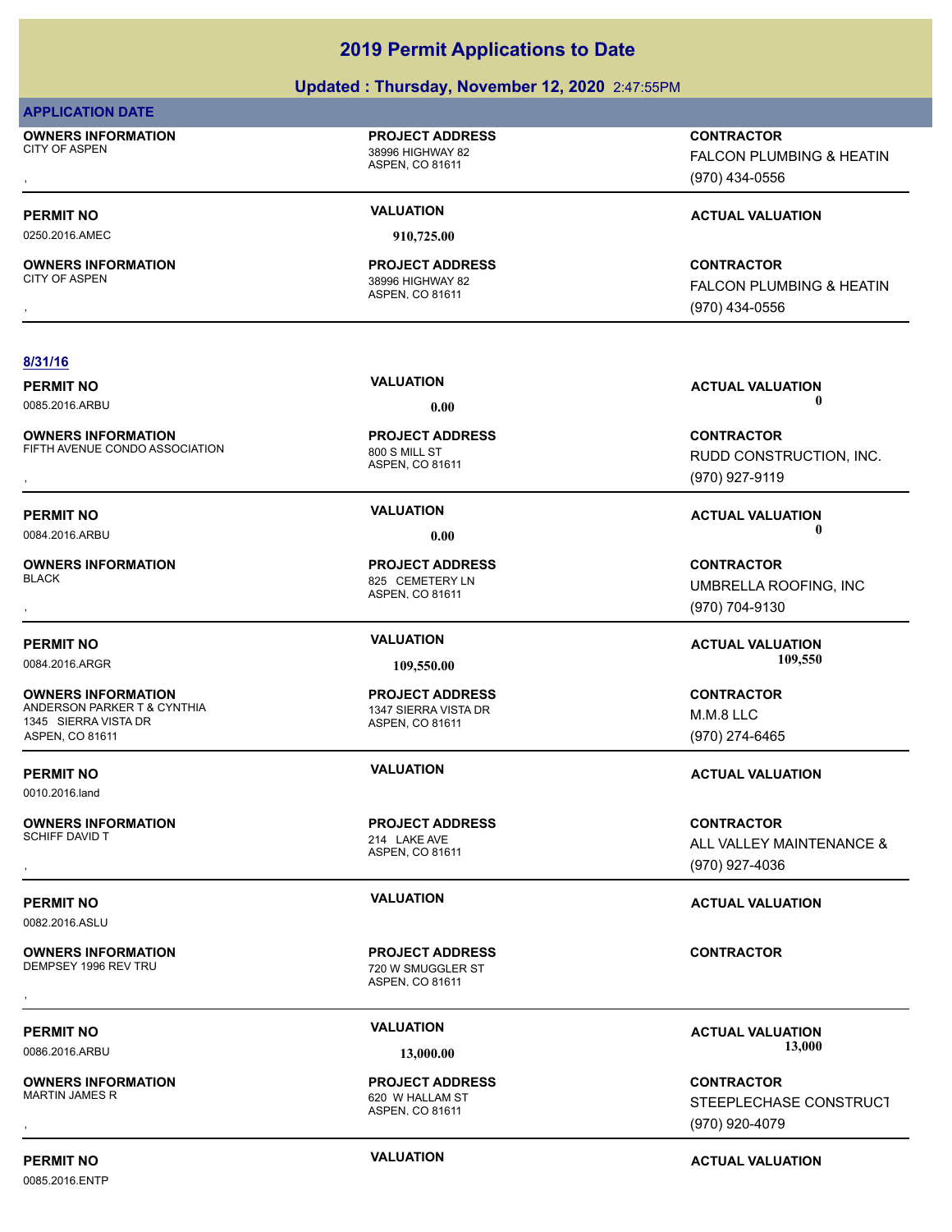# 2019 Permit Applications to Date

## Updated : Thursday, November 12, 2020 2:47:55PM

**APPLICATION DATE**

| OWNERS INFORMATION | PROJECT ADDRESS | CONTRACTOR |
|---|---|---|
| CITY OF ASPEN<br>, | 38996 HIGHWAY 82<br>ASPEN, CO 81611 | FALCON PLUMBING & HEATIN<br>(970) 434-0556 |

| PERMIT NO | VALUATION | ACTUAL VALUATION |
|---|---|---|
| 0250.2016.AMEC | 910,725.00 | |

| OWNERS INFORMATION | PROJECT ADDRESS | CONTRACTOR |
|---|---|---|
| CITY OF ASPEN<br>, | 38996 HIGHWAY 82<br>ASPEN, CO 81611 | FALCON PLUMBING & HEATIN<br>(970) 434-0556 |

**8/31/16**

| PERMIT NO | VALUATION | ACTUAL VALUATION |
|---|---|---|
| 0085.2016.ARBU | 0.00 | 0 |

| OWNERS INFORMATION | PROJECT ADDRESS | CONTRACTOR |
|---|---|---|
| FIFTH AVENUE CONDO ASSOCIATION<br>, | 800 S MILL ST<br>ASPEN, CO 81611 | RUDD CONSTRUCTION, INC.<br>(970) 927-9119 |

| PERMIT NO | VALUATION | ACTUAL VALUATION |
|---|---|---|
| 0084.2016.ARBU | 0.00 | 0 |

| OWNERS INFORMATION | PROJECT ADDRESS | CONTRACTOR |
|---|---|---|
| BLACK<br>, | 825 CEMETERY LN<br>ASPEN, CO 81611 | UMBRELLA ROOFING, INC<br>(970) 704-9130 |

| PERMIT NO | VALUATION | ACTUAL VALUATION |
|---|---|---|
| 0084.2016.ARGR | 109,550.00 | 109,550 |

| OWNERS INFORMATION | PROJECT ADDRESS | CONTRACTOR |
|---|---|---|
| ANDERSON PARKER T & CYNTHIA<br>1345 SIERRA VISTA DR<br>ASPEN, CO 81611 | 1347 SIERRA VISTA DR<br>ASPEN, CO 81611 | M.M.8 LLC<br>(970) 274-6465 |

| PERMIT NO | VALUATION | ACTUAL VALUATION |
|---|---|---|
| 0010.2016.land | | |

| OWNERS INFORMATION | PROJECT ADDRESS | CONTRACTOR |
|---|---|---|
| SCHIFF DAVID T<br>, | 214 LAKE AVE<br>ASPEN, CO 81611 | ALL VALLEY MAINTENANCE &<br>(970) 927-4036 |

| PERMIT NO | VALUATION | ACTUAL VALUATION |
|---|---|---|
| 0082.2016.ASLU | | |

| OWNERS INFORMATION | PROJECT ADDRESS | CONTRACTOR |
|---|---|---|
| DEMPSEY 1996 REV TRU<br>, | 720 W SMUGGLER ST<br>ASPEN, CO 81611 | |

| PERMIT NO | VALUATION | ACTUAL VALUATION |
|---|---|---|
| 0086.2016.ARBU | 13,000.00 | 13,000 |

| OWNERS INFORMATION | PROJECT ADDRESS | CONTRACTOR |
|---|---|---|
| MARTIN JAMES R<br>, | 620 W HALLAM ST<br>ASPEN, CO 81611 | STEEPLECHASE CONSTRUCT<br>(970) 920-4079 |

| PERMIT NO | VALUATION | ACTUAL VALUATION |
|---|---|---|
| 0085.2016.ENTP | | |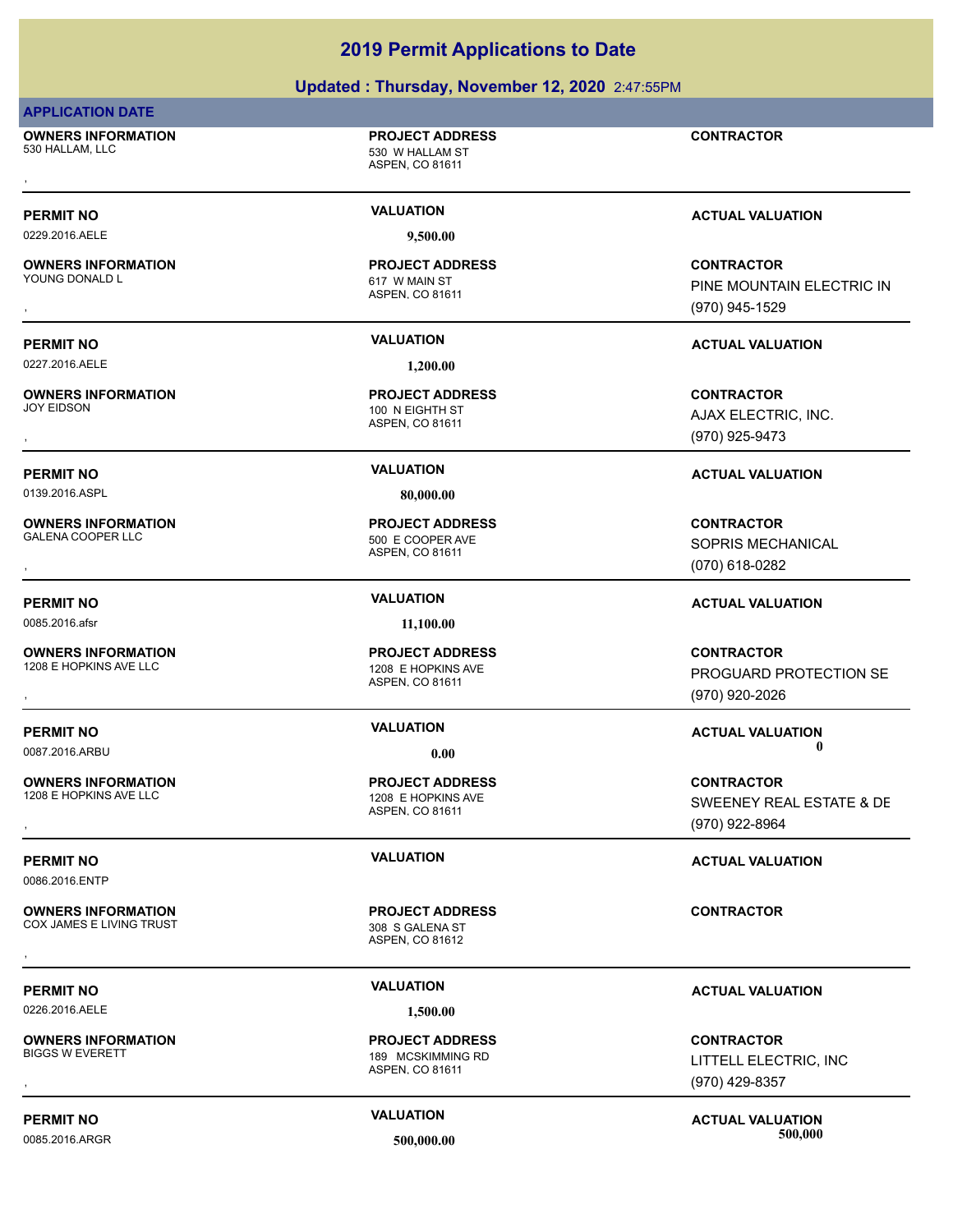## 2019 Permit Applications to Date

### Updated : Thursday, November 12, 2020 2:47:55PM

**APPLICATION DATE**

**OWNERS INFORMATION**
530 HALLAM, LLC
,

**PROJECT ADDRESS**
530 W HALLAM ST
ASPEN, CO 81611

**CONTRACTOR**

**PERMIT NO** 0229.2016.AELE | **VALUATION** 9,500.00 | **ACTUAL VALUATION**

---

**OWNERS INFORMATION**
YOUNG DONALD L
,

**PROJECT ADDRESS**
617 W MAIN ST
ASPEN, CO 81611

**CONTRACTOR**
PINE MOUNTAIN ELECTRIC IN
(970) 945-1529

**PERMIT NO** 0227.2016.AELE | **VALUATION** 1,200.00 | **ACTUAL VALUATION**

---

**OWNERS INFORMATION**
JOY EIDSON
,

**PROJECT ADDRESS**
100 N EIGHTH ST
ASPEN, CO 81611

**CONTRACTOR**
AJAX ELECTRIC, INC.
(970) 925-9473

**PERMIT NO** 0139.2016.ASPL | **VALUATION** 80,000.00 | **ACTUAL VALUATION**

---

**OWNERS INFORMATION**
GALENA COOPER LLC
,

**PROJECT ADDRESS**
500 E COOPER AVE
ASPEN, CO 81611

**CONTRACTOR**
SOPRIS MECHANICAL
(070) 618-0282

**PERMIT NO** 0085.2016.afsr | **VALUATION** 11,100.00 | **ACTUAL VALUATION**

---

**OWNERS INFORMATION**
1208 E HOPKINS AVE LLC
,

**PROJECT ADDRESS**
1208 E HOPKINS AVE
ASPEN, CO 81611

**CONTRACTOR**
PROGUARD PROTECTION SE
(970) 920-2026

**PERMIT NO** 0087.2016.ARBU | **VALUATION** 0.00 | **ACTUAL VALUATION** 0

---

**OWNERS INFORMATION**
1208 E HOPKINS AVE LLC
,

**PROJECT ADDRESS**
1208 E HOPKINS AVE
ASPEN, CO 81611

**CONTRACTOR**
SWEENEY REAL ESTATE & DE
(970) 922-8964

**PERMIT NO** 0086.2016.ENTP | **VALUATION** | **ACTUAL VALUATION**

---

**OWNERS INFORMATION**
COX JAMES E LIVING TRUST
,

**PROJECT ADDRESS**
308 S GALENA ST
ASPEN, CO 81612

**CONTRACTOR**

**PERMIT NO** 0226.2016.AELE | **VALUATION** 1,500.00 | **ACTUAL VALUATION**

---

**OWNERS INFORMATION**
BIGGS W EVERETT
,

**PROJECT ADDRESS**
189 MCSKIMMING RD
ASPEN, CO 81611

**CONTRACTOR**
LITTELL ELECTRIC, INC
(970) 429-8357

**PERMIT NO** 0085.2016.ARGR | **VALUATION** 500,000.00 | **ACTUAL VALUATION** 500,000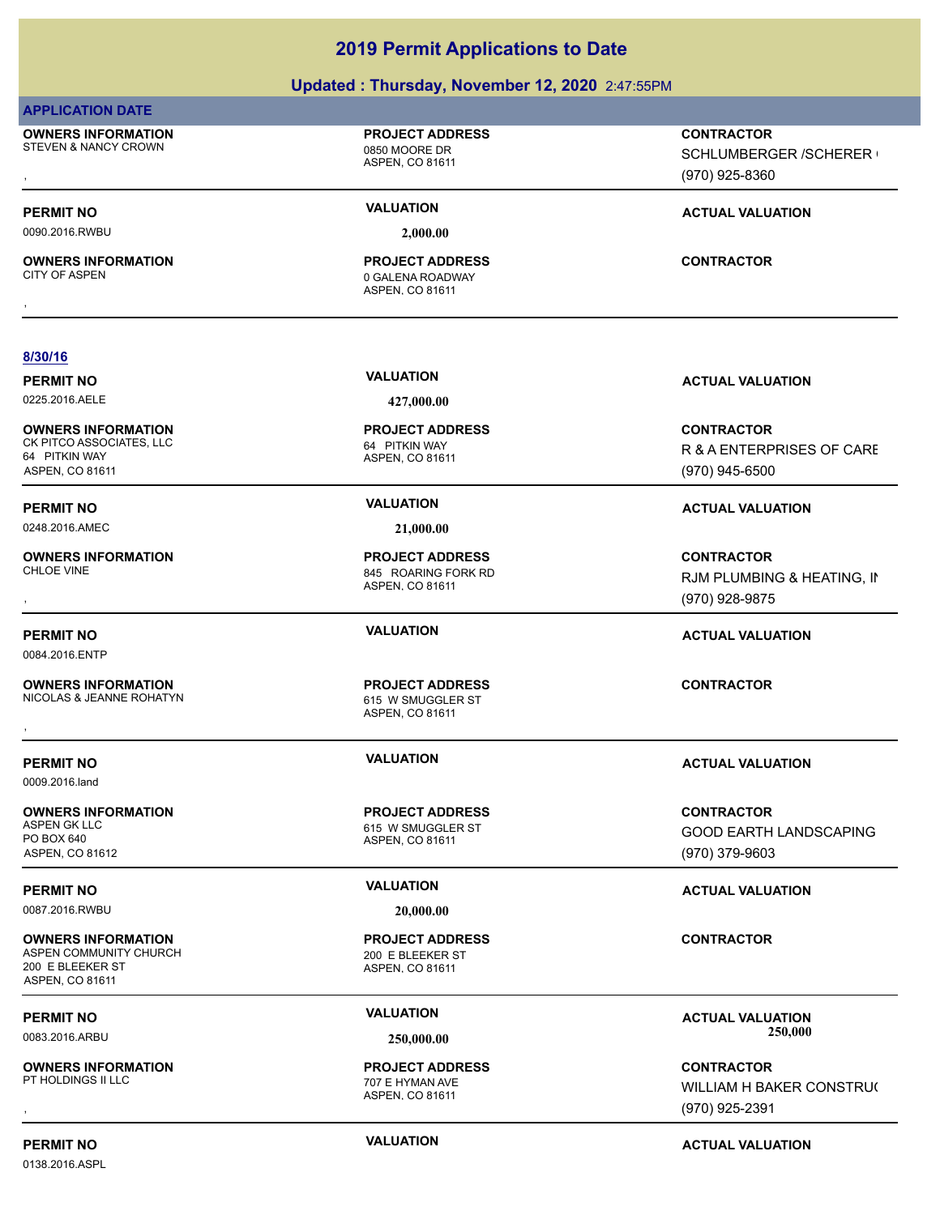# 2019 Permit Applications to Date

## Updated : Thursday, November 12, 2020 2:47:55PM

**APPLICATION DATE**

**OWNERS INFORMATION**
STEVEN & NANCY CROWN
,

**PROJECT ADDRESS**
0850 MOORE DR
ASPEN, CO 81611

**CONTRACTOR**
SCHLUMBERGER /SCHERER (
(970) 925-8360

---

**PERMIT NO**
0090.2016.RWBU

**VALUATION**
2,000.00

**ACTUAL VALUATION**

**OWNERS INFORMATION**
CITY OF ASPEN
,

**PROJECT ADDRESS**
0 GALENA ROADWAY
ASPEN, CO 81611

**CONTRACTOR**

---

**8/30/16**

**PERMIT NO**
0225.2016.AELE

**VALUATION**
427,000.00

**ACTUAL VALUATION**

**OWNERS INFORMATION**
CK PITCO ASSOCIATES, LLC
64 PITKIN WAY
ASPEN, CO 81611

**PROJECT ADDRESS**
64 PITKIN WAY
ASPEN, CO 81611

**CONTRACTOR**
R & A ENTERPRISES OF CARE
(970) 945-6500

---

**PERMIT NO**
0248.2016.AMEC

**VALUATION**
21,000.00

**ACTUAL VALUATION**

**OWNERS INFORMATION**
CHLOE VINE
,

**PROJECT ADDRESS**
845 ROARING FORK RD
ASPEN, CO 81611

**CONTRACTOR**
RJM PLUMBING & HEATING, IN
(970) 928-9875

---

**PERMIT NO**
0084.2016.ENTP

**VALUATION**

**ACTUAL VALUATION**

**OWNERS INFORMATION**
NICOLAS & JEANNE ROHATYN
,

**PROJECT ADDRESS**
615 W SMUGGLER ST
ASPEN, CO 81611

**CONTRACTOR**

---

**PERMIT NO**
0009.2016.land

**VALUATION**

**ACTUAL VALUATION**

**OWNERS INFORMATION**
ASPEN GK LLC
PO BOX 640
ASPEN, CO 81612

**PROJECT ADDRESS**
615 W SMUGGLER ST
ASPEN, CO 81611

**CONTRACTOR**
GOOD EARTH LANDSCAPING
(970) 379-9603

---

**PERMIT NO**
0087.2016.RWBU

**VALUATION**
20,000.00

**ACTUAL VALUATION**

**OWNERS INFORMATION**
ASPEN COMMUNITY CHURCH
200 E BLEEKER ST
ASPEN, CO 81611

**PROJECT ADDRESS**
200 E BLEEKER ST
ASPEN, CO 81611

**CONTRACTOR**

---

**PERMIT NO**
0083.2016.ARBU

**VALUATION**
250,000.00

**ACTUAL VALUATION**
250,000

**OWNERS INFORMATION**
PT HOLDINGS II LLC
,

**PROJECT ADDRESS**
707 E HYMAN AVE
ASPEN, CO 81611

**CONTRACTOR**
WILLIAM H BAKER CONSTRUC
(970) 925-2391

---

**PERMIT NO**
0138.2016.ASPL

**VALUATION**

**ACTUAL VALUATION**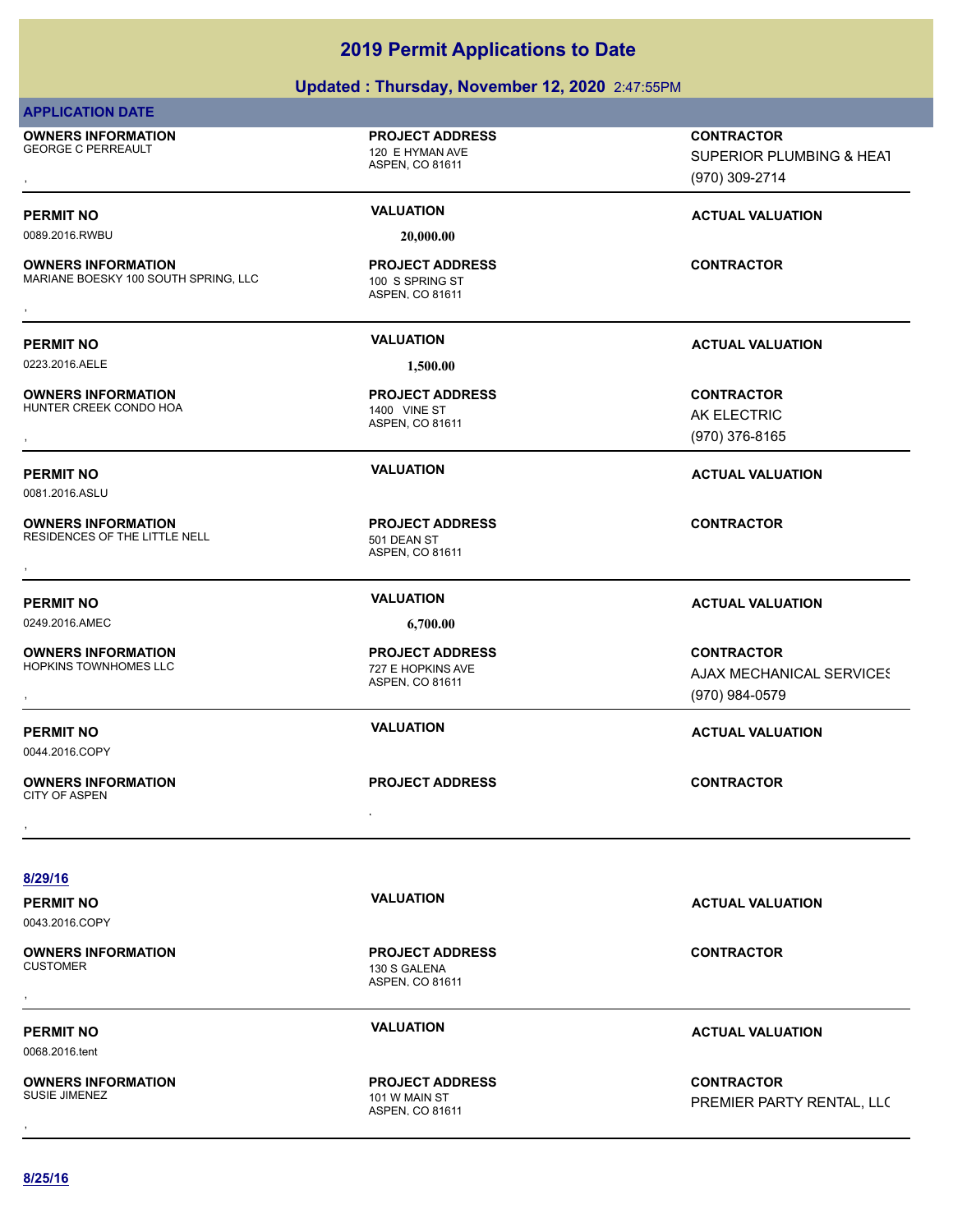# 2019 Permit Applications to Date

## Updated : Thursday, November 12, 2020 2:47:55PM

**APPLICATION DATE**

| | | |
|---|---|---|
| **OWNERS INFORMATION** | **PROJECT ADDRESS** | **CONTRACTOR** |
| GEORGE C PERREAULT | 120 E HYMAN AVE | SUPERIOR PLUMBING & HEAT |
| , | ASPEN, CO 81611 | (970) 309-2714 |
| **PERMIT NO** | **VALUATION** | **ACTUAL VALUATION** |
| 0089.2016.RWBU | 20,000.00 | |
| **OWNERS INFORMATION** | **PROJECT ADDRESS** | **CONTRACTOR** |
| MARIANE BOESKY 100 SOUTH SPRING, LLC | 100 S SPRING ST | |
| , | ASPEN, CO 81611 | |
| **PERMIT NO** | **VALUATION** | **ACTUAL VALUATION** |
| 0223.2016.AELE | 1,500.00 | |
| **OWNERS INFORMATION** | **PROJECT ADDRESS** | **CONTRACTOR** |
| HUNTER CREEK CONDO HOA | 1400 VINE ST | AK ELECTRIC |
| , | ASPEN, CO 81611 | (970) 376-8165 |
| **PERMIT NO** | **VALUATION** | **ACTUAL VALUATION** |
| 0081.2016.ASLU | | |
| **OWNERS INFORMATION** | **PROJECT ADDRESS** | **CONTRACTOR** |
| RESIDENCES OF THE LITTLE NELL | 501 DEAN ST | |
| , | ASPEN, CO 81611 | |
| **PERMIT NO** | **VALUATION** | **ACTUAL VALUATION** |
| 0249.2016.AMEC | 6,700.00 | |
| **OWNERS INFORMATION** | **PROJECT ADDRESS** | **CONTRACTOR** |
| HOPKINS TOWNHOMES LLC | 727 E HOPKINS AVE | AJAX MECHANICAL SERVICES |
| , | ASPEN, CO 81611 | (970) 984-0579 |
| **PERMIT NO** | **VALUATION** | **ACTUAL VALUATION** |
| 0044.2016.COPY | | |
| **OWNERS INFORMATION** | **PROJECT ADDRESS** | **CONTRACTOR** |
| CITY OF ASPEN | , | |
| , | | |

**8/29/16**

| | | |
|---|---|---|
| **PERMIT NO** | **VALUATION** | **ACTUAL VALUATION** |
| 0043.2016.COPY | | |
| **OWNERS INFORMATION** | **PROJECT ADDRESS** | **CONTRACTOR** |
| CUSTOMER | 130 S GALENA | |
| , | ASPEN, CO 81611 | |
| **PERMIT NO** | **VALUATION** | **ACTUAL VALUATION** |
| 0068.2016.tent | | |
| **OWNERS INFORMATION** | **PROJECT ADDRESS** | **CONTRACTOR** |
| SUSIE JIMENEZ | 101 W MAIN ST | PREMIER PARTY RENTAL, LLC |
| , | ASPEN, CO 81611 | |

**8/25/16**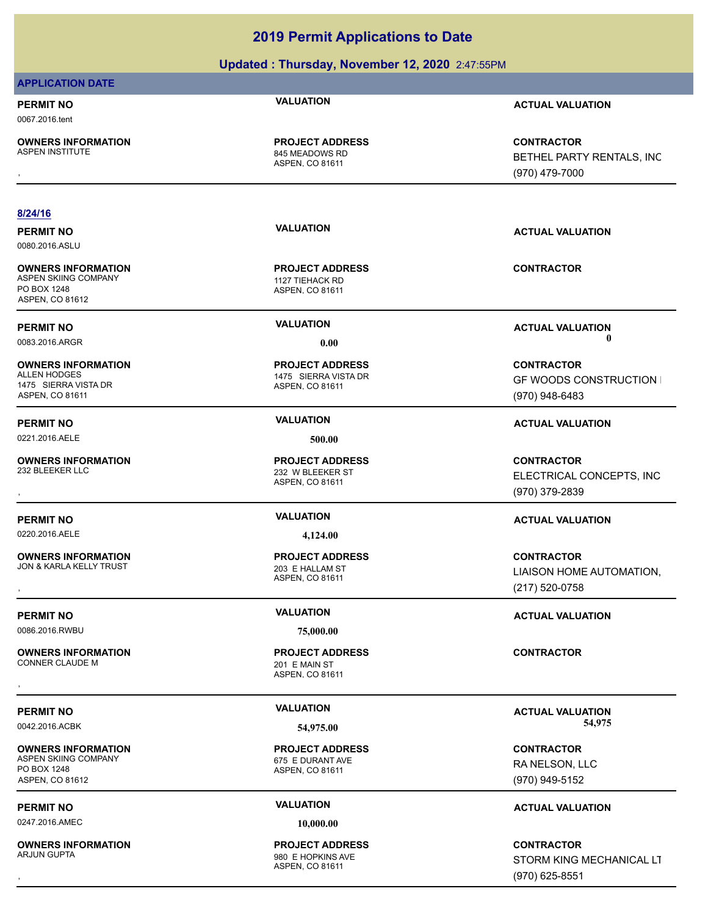# 2019 Permit Applications to Date

## Updated : Thursday, November 12, 2020 2:47:55PM

**APPLICATION DATE**

| PERMIT NO | VALUATION | ACTUAL VALUATION |
|---|---|---|
| 0067.2016.tent | | |
| **OWNERS INFORMATION** | **PROJECT ADDRESS** | **CONTRACTOR** |
| ASPEN INSTITUTE<br>, | 845 MEADOWS RD<br>ASPEN, CO 81611 | BETHEL PARTY RENTALS, INC<br>(970) 479-7000 |

**8/24/16**

| PERMIT NO | VALUATION | ACTUAL VALUATION |
|---|---|---|
| 0080.2016.ASLU | | |
| **OWNERS INFORMATION** | **PROJECT ADDRESS** | **CONTRACTOR** |
| ASPEN SKIING COMPANY<br>PO BOX 1248<br>ASPEN, CO 81612 | 1127 TIEHACK RD<br>ASPEN, CO 81611 | |
| **PERMIT NO** | **VALUATION** | **ACTUAL VALUATION** |
| 0083.2016.ARGR | 0.00 | 0 |
| **OWNERS INFORMATION** | **PROJECT ADDRESS** | **CONTRACTOR** |
| ALLEN HODGES<br>1475 SIERRA VISTA DR<br>ASPEN, CO 81611 | 1475 SIERRA VISTA DR<br>ASPEN, CO 81611 | GF WOODS CONSTRUCTION I<br>(970) 948-6483 |
| **PERMIT NO** | **VALUATION** | **ACTUAL VALUATION** |
| 0221.2016.AELE | 500.00 | |
| **OWNERS INFORMATION** | **PROJECT ADDRESS** | **CONTRACTOR** |
| 232 BLEEKER LLC<br>, | 232 W BLEEKER ST<br>ASPEN, CO 81611 | ELECTRICAL CONCEPTS, INC<br>(970) 379-2839 |
| **PERMIT NO** | **VALUATION** | **ACTUAL VALUATION** |
| 0220.2016.AELE | 4,124.00 | |
| **OWNERS INFORMATION** | **PROJECT ADDRESS** | **CONTRACTOR** |
| JON & KARLA KELLY TRUST<br>, | 203 E HALLAM ST<br>ASPEN, CO 81611 | LIAISON HOME AUTOMATION,<br>(217) 520-0758 |
| **PERMIT NO** | **VALUATION** | **ACTUAL VALUATION** |
| 0086.2016.RWBU | 75,000.00 | |
| **OWNERS INFORMATION** | **PROJECT ADDRESS** | **CONTRACTOR** |
| CONNER CLAUDE M<br>, | 201 E MAIN ST<br>ASPEN, CO 81611 | |
| **PERMIT NO** | **VALUATION** | **ACTUAL VALUATION** |
| 0042.2016.ACBK | 54,975.00 | 54,975 |
| **OWNERS INFORMATION** | **PROJECT ADDRESS** | **CONTRACTOR** |
| ASPEN SKIING COMPANY<br>PO BOX 1248<br>ASPEN, CO 81612 | 675 E DURANT AVE<br>ASPEN, CO 81611 | RA NELSON, LLC<br>(970) 949-5152 |
| **PERMIT NO** | **VALUATION** | **ACTUAL VALUATION** |
| 0247.2016.AMEC | 10,000.00 | |
| **OWNERS INFORMATION** | **PROJECT ADDRESS** | **CONTRACTOR** |
| ARJUN GUPTA<br>, | 980 E HOPKINS AVE<br>ASPEN, CO 81611 | STORM KING MECHANICAL LT<br>(970) 625-8551 |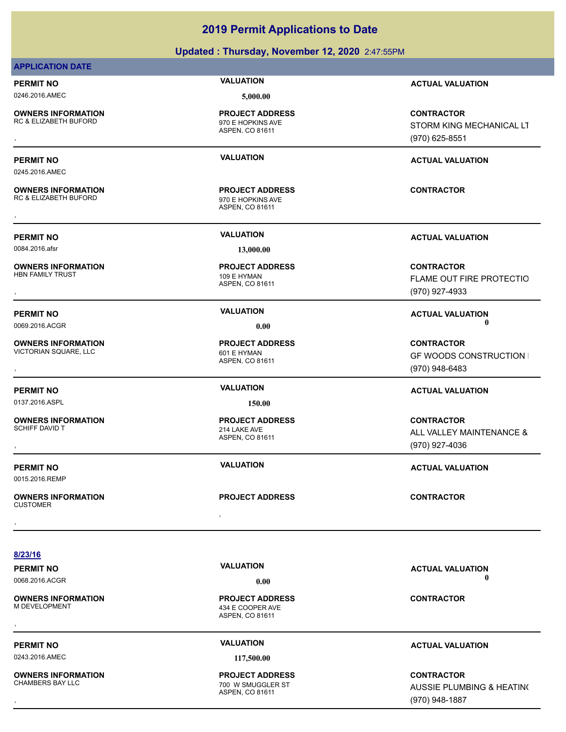# 2019 Permit Applications to Date

## Updated : Thursday, November 12, 2020 2:47:55PM

**APPLICATION DATE**

| PERMIT NO | VALUATION | ACTUAL VALUATION |
|---|---|---|
| 0246.2016.AMEC | 5,000.00 | |
| **OWNERS INFORMATION** | **PROJECT ADDRESS** | **CONTRACTOR** |
| RC & ELIZABETH BUFORD<br>, | 970 E HOPKINS AVE<br>ASPEN, CO 81611 | STORM KING MECHANICAL LT<br>(970) 625-8551 |

| PERMIT NO | VALUATION | ACTUAL VALUATION |
|---|---|---|
| 0245.2016.AMEC | | |
| **OWNERS INFORMATION** | **PROJECT ADDRESS** | **CONTRACTOR** |
| RC & ELIZABETH BUFORD<br>, | 970 E HOPKINS AVE<br>ASPEN, CO 81611 | |

| PERMIT NO | VALUATION | ACTUAL VALUATION |
|---|---|---|
| 0084.2016.afsr | 13,000.00 | |
| **OWNERS INFORMATION** | **PROJECT ADDRESS** | **CONTRACTOR** |
| HBN FAMILY TRUST<br>, | 109 E HYMAN<br>ASPEN, CO 81611 | FLAME OUT FIRE PROTECTIO<br>(970) 927-4933 |

| PERMIT NO | VALUATION | ACTUAL VALUATION |
|---|---|---|
| 0069.2016.ACGR | 0.00 | 0 |
| **OWNERS INFORMATION** | **PROJECT ADDRESS** | **CONTRACTOR** |
| VICTORIAN SQUARE, LLC<br>, | 601 E HYMAN<br>ASPEN, CO 81611 | GF WOODS CONSTRUCTION I<br>(970) 948-6483 |

| PERMIT NO | VALUATION | ACTUAL VALUATION |
|---|---|---|
| 0137.2016.ASPL | 150.00 | |
| **OWNERS INFORMATION** | **PROJECT ADDRESS** | **CONTRACTOR** |
| SCHIFF DAVID T<br>, | 214 LAKE AVE<br>ASPEN, CO 81611 | ALL VALLEY MAINTENANCE &<br>(970) 927-4036 |

| PERMIT NO | VALUATION | ACTUAL VALUATION |
|---|---|---|
| 0015.2016.REMP | | |
| **OWNERS INFORMATION** | **PROJECT ADDRESS** | **CONTRACTOR** |
| CUSTOMER<br>, | , | |

**8/23/16**

| PERMIT NO | VALUATION | ACTUAL VALUATION |
|---|---|---|
| 0068.2016.ACGR | 0.00 | 0 |
| **OWNERS INFORMATION** | **PROJECT ADDRESS** | **CONTRACTOR** |
| M DEVELOPMENT<br>, | 434 E COOPER AVE<br>ASPEN, CO 81611 | |

| PERMIT NO | VALUATION | ACTUAL VALUATION |
|---|---|---|
| 0243.2016.AMEC | 117,500.00 | |
| **OWNERS INFORMATION** | **PROJECT ADDRESS** | **CONTRACTOR** |
| CHAMBERS BAY LLC<br>, | 700 W SMUGGLER ST<br>ASPEN, CO 81611 | AUSSIE PLUMBING & HEATIN(<br>(970) 948-1887 |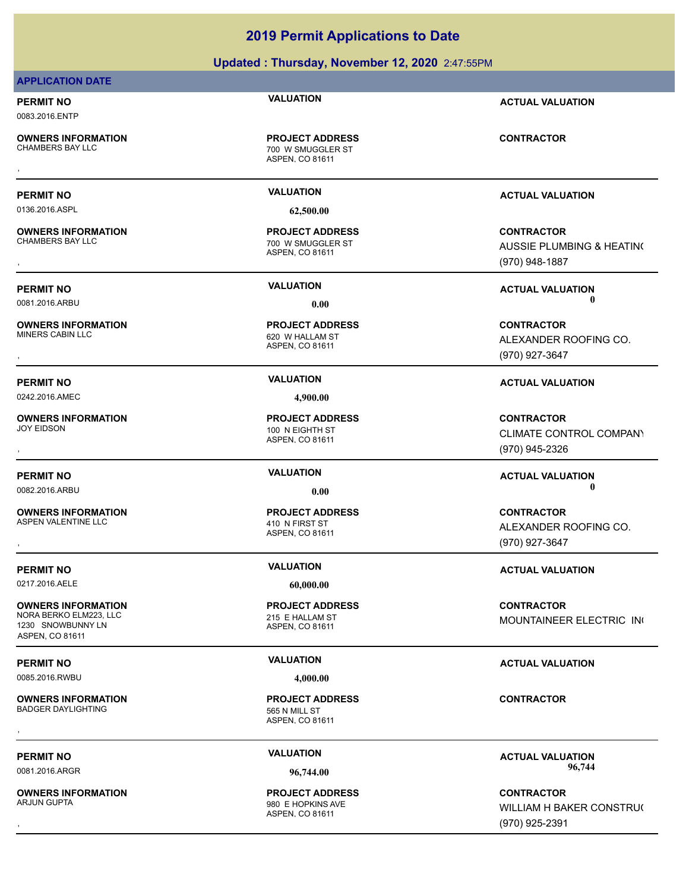# 2019 Permit Applications to Date

## Updated : Thursday, November 12, 2020 2:47:55PM

**APPLICATION DATE**

**PERMIT NO** 0083.2016.ENTP
**VALUATION**
**ACTUAL VALUATION**

**OWNERS INFORMATION** CHAMBERS BAY LLC
,
**PROJECT ADDRESS** 700 W SMUGGLER ST ASPEN, CO 81611
**CONTRACTOR**

---

**PERMIT NO** 0136.2016.ASPL
**VALUATION** 62,500.00
**ACTUAL VALUATION**

**OWNERS INFORMATION** CHAMBERS BAY LLC
,
**PROJECT ADDRESS** 700 W SMUGGLER ST ASPEN, CO 81611
**CONTRACTOR** AUSSIE PLUMBING & HEATING (970) 948-1887

---

**PERMIT NO** 0081.2016.ARBU
**VALUATION** 0.00
**ACTUAL VALUATION** 0

**OWNERS INFORMATION** MINERS CABIN LLC
,
**PROJECT ADDRESS** 620 W HALLAM ST ASPEN, CO 81611
**CONTRACTOR** ALEXANDER ROOFING CO. (970) 927-3647

---

**PERMIT NO** 0242.2016.AMEC
**VALUATION** 4,900.00
**ACTUAL VALUATION**

**OWNERS INFORMATION** JOY EIDSON
,
**PROJECT ADDRESS** 100 N EIGHTH ST ASPEN, CO 81611
**CONTRACTOR** CLIMATE CONTROL COMPANY (970) 945-2326

---

**PERMIT NO** 0082.2016.ARBU
**VALUATION** 0.00
**ACTUAL VALUATION** 0

**OWNERS INFORMATION** ASPEN VALENTINE LLC
,
**PROJECT ADDRESS** 410 N FIRST ST ASPEN, CO 81611
**CONTRACTOR** ALEXANDER ROOFING CO. (970) 927-3647

---

**PERMIT NO** 0217.2016.AELE
**VALUATION** 60,000.00
**ACTUAL VALUATION**

**OWNERS INFORMATION** NORA BERKO ELM223, LLC 1230 SNOWBUNNY LN ASPEN, CO 81611
**PROJECT ADDRESS** 215 E HALLAM ST ASPEN, CO 81611
**CONTRACTOR** MOUNTAINEER ELECTRIC INC

---

**PERMIT NO** 0085.2016.RWBU
**VALUATION** 4,000.00
**ACTUAL VALUATION**

**OWNERS INFORMATION** BADGER DAYLIGHTING
,
**PROJECT ADDRESS** 565 N MILL ST ASPEN, CO 81611
**CONTRACTOR**

---

**PERMIT NO** 0081.2016.ARGR
**VALUATION** 96,744.00
**ACTUAL VALUATION** 96,744

**OWNERS INFORMATION** ARJUN GUPTA
,
**PROJECT ADDRESS** 980 E HOPKINS AVE ASPEN, CO 81611
**CONTRACTOR** WILLIAM H BAKER CONSTRUC (970) 925-2391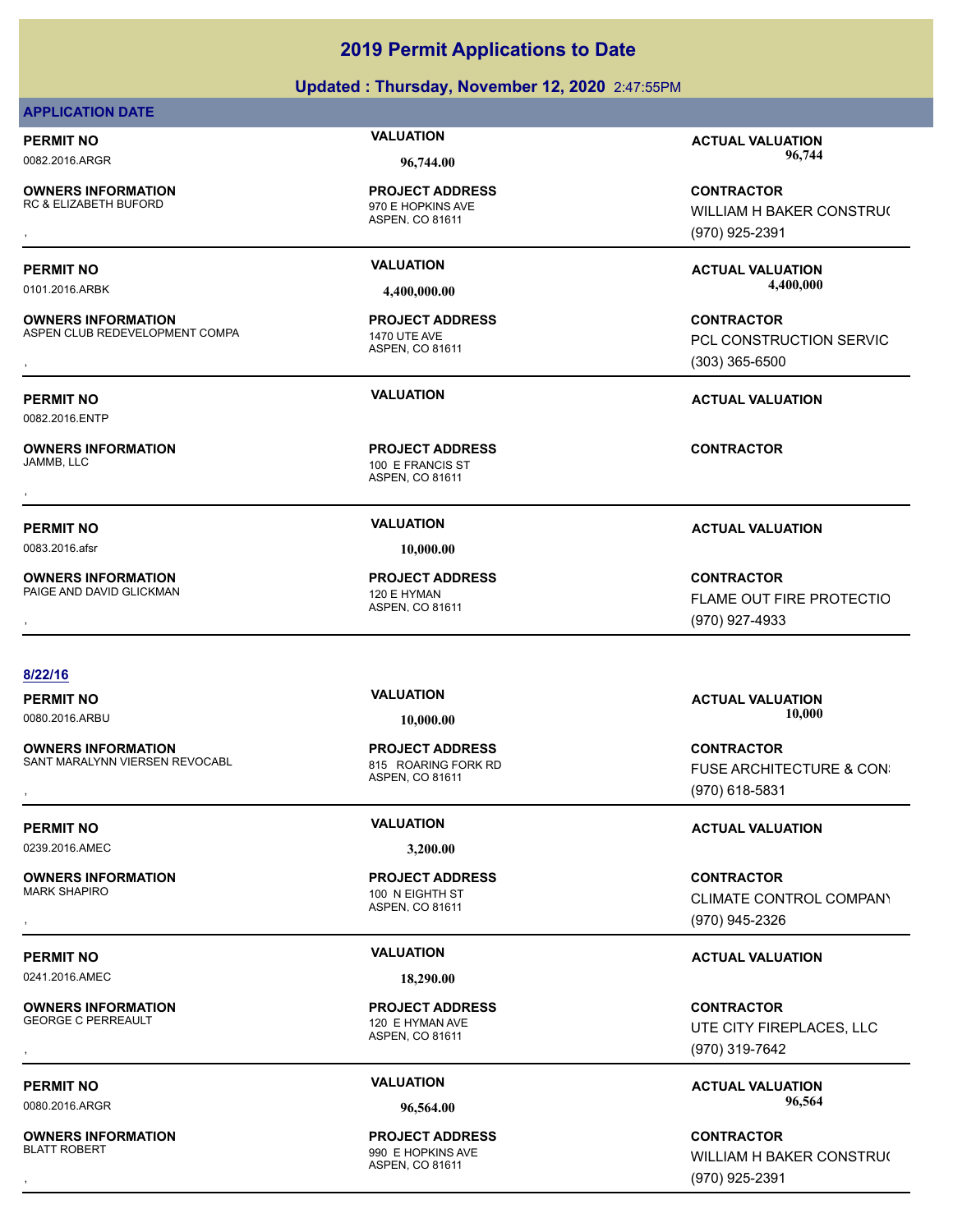# 2019 Permit Applications to Date

## Updated : Thursday, November 12, 2020 2:47:55PM

**APPLICATION DATE**

**PERMIT NO** 0082.2016.ARGR
**VALUATION** 96,744.00
**ACTUAL VALUATION** 96,744

**OWNERS INFORMATION** RC & ELIZABETH BUFORD
,
**PROJECT ADDRESS** 970 E HOPKINS AVE
ASPEN, CO 81611
**CONTRACTOR** WILLIAM H BAKER CONSTRUC
(970) 925-2391

---

**PERMIT NO** 0101.2016.ARBK
**VALUATION** 4,400,000.00
**ACTUAL VALUATION** 4,400,000

**OWNERS INFORMATION** ASPEN CLUB REDEVELOPMENT COMPA
,
**PROJECT ADDRESS** 1470 UTE AVE
ASPEN, CO 81611
**CONTRACTOR** PCL CONSTRUCTION SERVIC
(303) 365-6500

---

**PERMIT NO** 0082.2016.ENTP
**VALUATION**
**ACTUAL VALUATION**

**OWNERS INFORMATION** JAMMB, LLC
,
**PROJECT ADDRESS** 100 E FRANCIS ST
ASPEN, CO 81611
**CONTRACTOR**

---

**PERMIT NO** 0083.2016.afsr
**VALUATION** 10,000.00
**ACTUAL VALUATION**

**OWNERS INFORMATION** PAIGE AND DAVID GLICKMAN
,
**PROJECT ADDRESS** 120 E HYMAN
ASPEN, CO 81611
**CONTRACTOR** FLAME OUT FIRE PROTECTIO
(970) 927-4933

---

**8/22/16**

**PERMIT NO** 0080.2016.ARBU
**VALUATION** 10,000.00
**ACTUAL VALUATION** 10,000

**OWNERS INFORMATION** SANT MARALYNN VIERSEN REVOCABL
,
**PROJECT ADDRESS** 815 ROARING FORK RD
ASPEN, CO 81611
**CONTRACTOR** FUSE ARCHITECTURE & CON
(970) 618-5831

---

**PERMIT NO** 0239.2016.AMEC
**VALUATION** 3,200.00
**ACTUAL VALUATION**

**OWNERS INFORMATION** MARK SHAPIRO
,
**PROJECT ADDRESS** 100 N EIGHTH ST
ASPEN, CO 81611
**CONTRACTOR** CLIMATE CONTROL COMPANY
(970) 945-2326

---

**PERMIT NO** 0241.2016.AMEC
**VALUATION** 18,290.00
**ACTUAL VALUATION**

**OWNERS INFORMATION** GEORGE C PERREAULT
,
**PROJECT ADDRESS** 120 E HYMAN AVE
ASPEN, CO 81611
**CONTRACTOR** UTE CITY FIREPLACES, LLC
(970) 319-7642

---

**PERMIT NO** 0080.2016.ARGR
**VALUATION** 96,564.00
**ACTUAL VALUATION** 96,564

**OWNERS INFORMATION** BLATT ROBERT
,
**PROJECT ADDRESS** 990 E HOPKINS AVE
ASPEN, CO 81611
**CONTRACTOR** WILLIAM H BAKER CONSTRUC
(970) 925-2391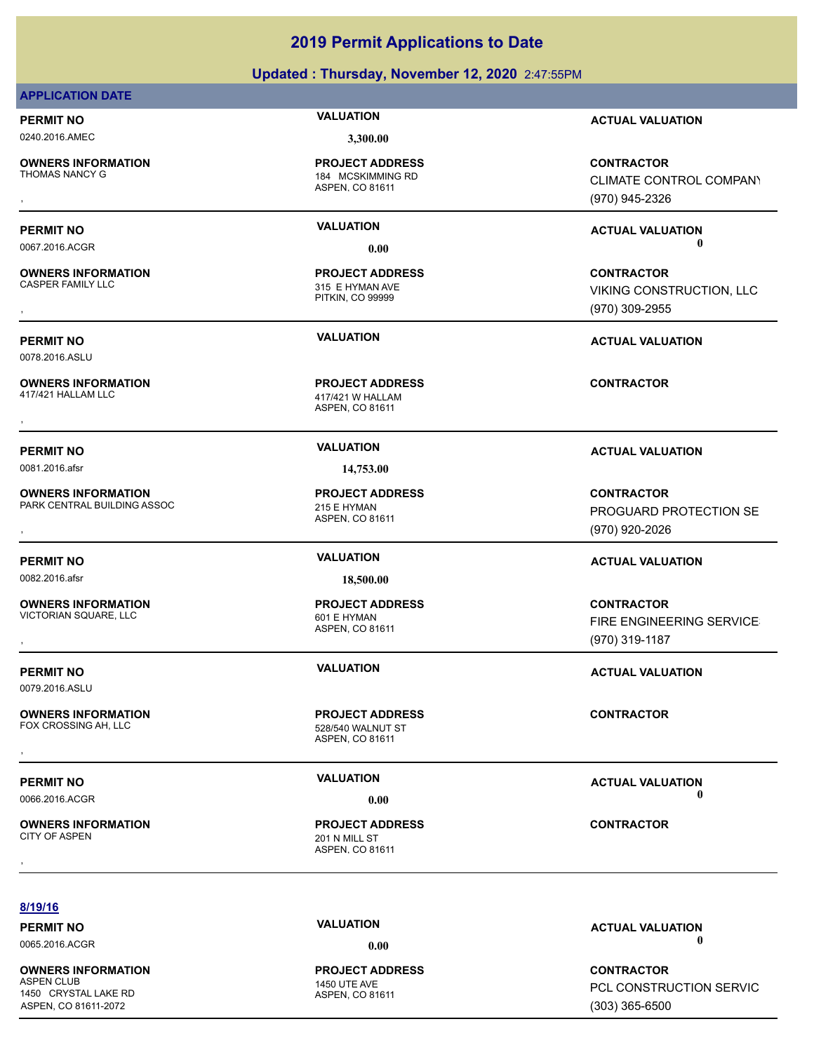# 2019 Permit Applications to Date

## Updated : Thursday, November 12, 2020 2:47:55PM

**APPLICATION DATE**

**PERMIT NO** 0240.2016.AMEC
**VALUATION** 3,300.00
**ACTUAL VALUATION**

**OWNERS INFORMATION** THOMAS NANCY G
,
**PROJECT ADDRESS** 184 MCSKIMMING RD
ASPEN, CO 81611
**CONTRACTOR** CLIMATE CONTROL COMPANY
(970) 945-2326

---

**PERMIT NO** 0067.2016.ACGR
**VALUATION** 0.00
**ACTUAL VALUATION** 0

**OWNERS INFORMATION** CASPER FAMILY LLC
,
**PROJECT ADDRESS** 315 E HYMAN AVE
PITKIN, CO 99999
**CONTRACTOR** VIKING CONSTRUCTION, LLC
(970) 309-2955

---

**PERMIT NO** 0078.2016.ASLU
**VALUATION**
**ACTUAL VALUATION**

**OWNERS INFORMATION** 417/421 HALLAM LLC
,
**PROJECT ADDRESS** 417/421 W HALLAM
ASPEN, CO 81611
**CONTRACTOR**

---

**PERMIT NO** 0081.2016.afsr
**VALUATION** 14,753.00
**ACTUAL VALUATION**

**OWNERS INFORMATION** PARK CENTRAL BUILDING ASSOC
,
**PROJECT ADDRESS** 215 E HYMAN
ASPEN, CO 81611
**CONTRACTOR** PROGUARD PROTECTION SE
(970) 920-2026

---

**PERMIT NO** 0082.2016.afsr
**VALUATION** 18,500.00
**ACTUAL VALUATION**

**OWNERS INFORMATION** VICTORIAN SQUARE, LLC
,
**PROJECT ADDRESS** 601 E HYMAN
ASPEN, CO 81611
**CONTRACTOR** FIRE ENGINEERING SERVICE
(970) 319-1187

---

**PERMIT NO** 0079.2016.ASLU
**VALUATION**
**ACTUAL VALUATION**

**OWNERS INFORMATION** FOX CROSSING AH, LLC
,
**PROJECT ADDRESS** 528/540 WALNUT ST
ASPEN, CO 81611
**CONTRACTOR**

---

**PERMIT NO** 0066.2016.ACGR
**VALUATION** 0.00
**ACTUAL VALUATION** 0

**OWNERS INFORMATION** CITY OF ASPEN
,
**PROJECT ADDRESS** 201 N MILL ST
ASPEN, CO 81611
**CONTRACTOR**

---

**8/19/16**

**PERMIT NO** 0065.2016.ACGR
**VALUATION** 0.00
**ACTUAL VALUATION** 0

**OWNERS INFORMATION** ASPEN CLUB
1450 CRYSTAL LAKE RD
ASPEN, CO 81611-2072
**PROJECT ADDRESS** 1450 UTE AVE
ASPEN, CO 81611
**CONTRACTOR** PCL CONSTRUCTION SERVIC
(303) 365-6500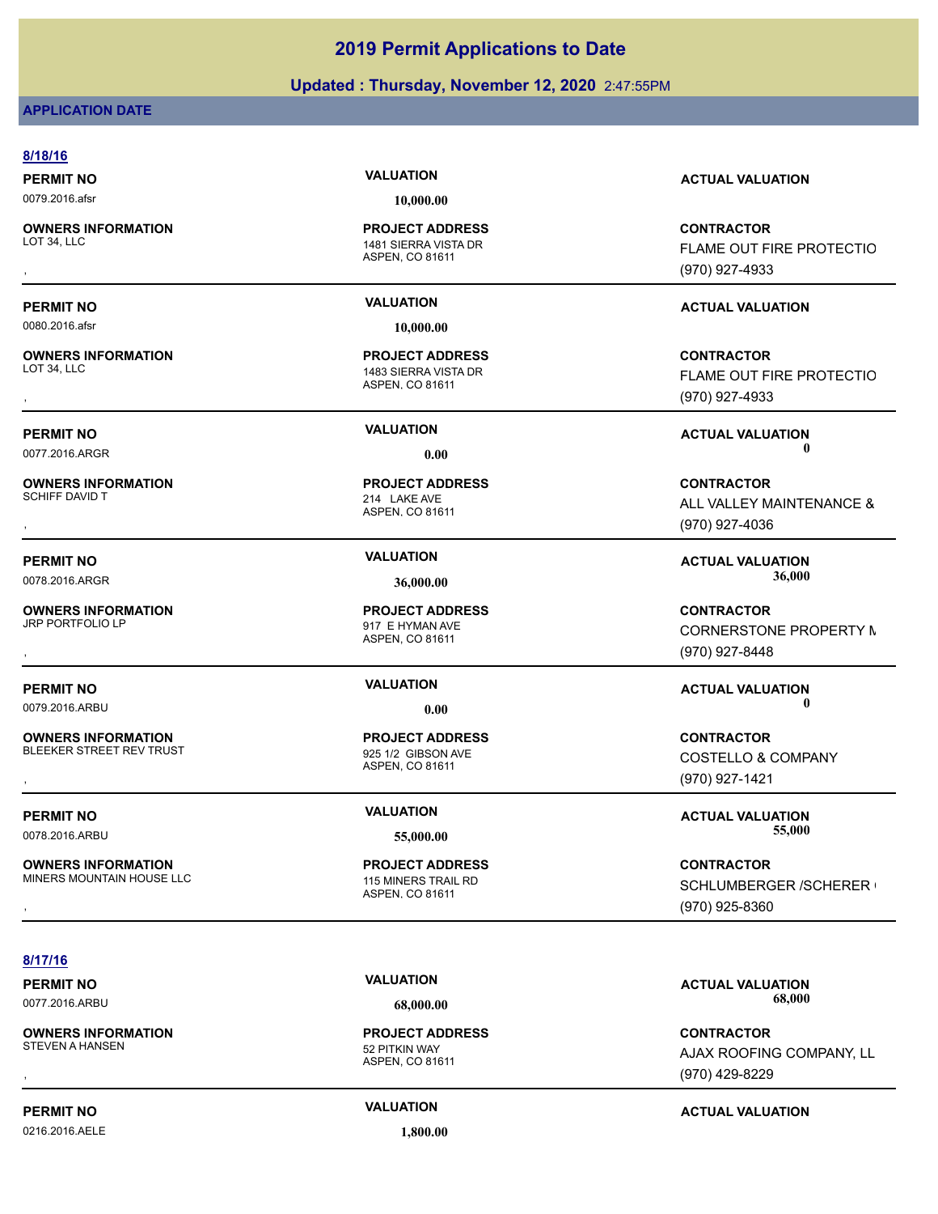# 2019 Permit Applications to Date

## Updated : Thursday, November 12, 2020 2:47:55PM

**APPLICATION DATE**

### 8/18/16

**PERMIT NO** 0079.2016.afsr
**VALUATION** 10,000.00
**ACTUAL VALUATION**

**OWNERS INFORMATION** LOT 34, LLC
,
**PROJECT ADDRESS** 1481 SIERRA VISTA DR ASPEN, CO 81611
**CONTRACTOR** FLAME OUT FIRE PROTECTIO (970) 927-4933

---

**PERMIT NO** 0080.2016.afsr
**VALUATION** 10,000.00
**ACTUAL VALUATION**

**OWNERS INFORMATION** LOT 34, LLC
,
**PROJECT ADDRESS** 1483 SIERRA VISTA DR ASPEN, CO 81611
**CONTRACTOR** FLAME OUT FIRE PROTECTIO (970) 927-4933

---

**PERMIT NO** 0077.2016.ARGR
**VALUATION** 0.00
**ACTUAL VALUATION** 0

**OWNERS INFORMATION** SCHIFF DAVID T
,
**PROJECT ADDRESS** 214 LAKE AVE ASPEN, CO 81611
**CONTRACTOR** ALL VALLEY MAINTENANCE & (970) 927-4036

---

**PERMIT NO** 0078.2016.ARGR
**VALUATION** 36,000.00
**ACTUAL VALUATION** 36,000

**OWNERS INFORMATION** JRP PORTFOLIO LP
,
**PROJECT ADDRESS** 917 E HYMAN AVE ASPEN, CO 81611
**CONTRACTOR** CORNERSTONE PROPERTY M (970) 927-8448

---

**PERMIT NO** 0079.2016.ARBU
**VALUATION** 0.00
**ACTUAL VALUATION** 0

**OWNERS INFORMATION** BLEEKER STREET REV TRUST
,
**PROJECT ADDRESS** 925 1/2 GIBSON AVE ASPEN, CO 81611
**CONTRACTOR** COSTELLO & COMPANY (970) 927-1421

---

**PERMIT NO** 0078.2016.ARBU
**VALUATION** 55,000.00
**ACTUAL VALUATION** 55,000

**OWNERS INFORMATION** MINERS MOUNTAIN HOUSE LLC
,
**PROJECT ADDRESS** 115 MINERS TRAIL RD ASPEN, CO 81611
**CONTRACTOR** SCHLUMBERGER /SCHERER (970) 925-8360

---

### 8/17/16

**PERMIT NO** 0077.2016.ARBU
**VALUATION** 68,000.00
**ACTUAL VALUATION** 68,000

**OWNERS INFORMATION** STEVEN A HANSEN
,
**PROJECT ADDRESS** 52 PITKIN WAY ASPEN, CO 81611
**CONTRACTOR** AJAX ROOFING COMPANY, LL (970) 429-8229

---

**PERMIT NO** 0216.2016.AELE
**VALUATION** 1,800.00
**ACTUAL VALUATION**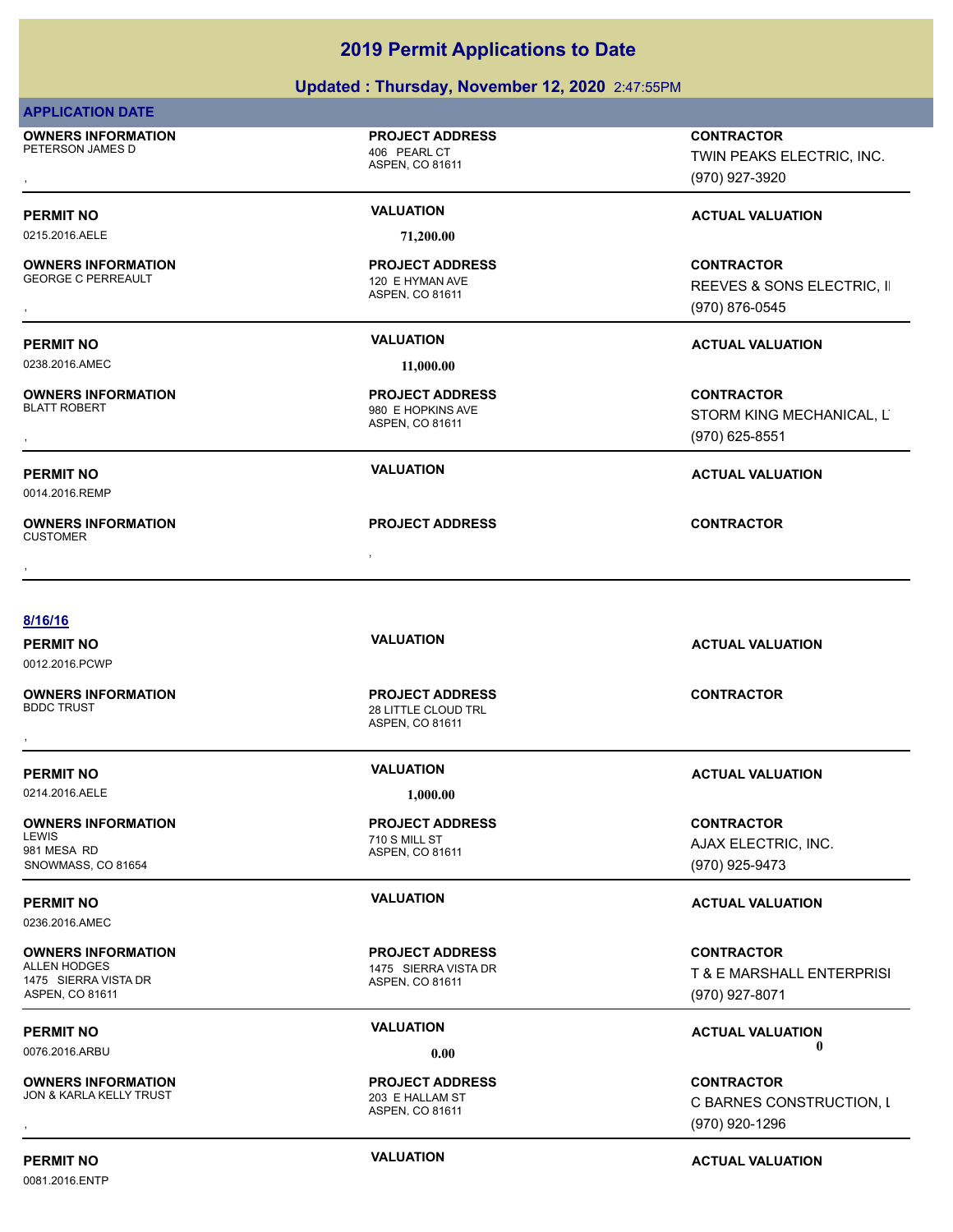# 2019 Permit Applications to Date

## Updated : Thursday, November 12, 2020 2:47:55PM

**APPLICATION DATE**

**OWNERS INFORMATION**
PETERSON JAMES D
,

**PROJECT ADDRESS**
406 PEARL CT
ASPEN, CO 81611

**CONTRACTOR**
TWIN PEAKS ELECTRIC, INC.
(970) 927-3920

**PERMIT NO**
0215.2016.AELE

**VALUATION**
71,200.00

**ACTUAL VALUATION**

**OWNERS INFORMATION**
GEORGE C PERREAULT
,

**PROJECT ADDRESS**
120 E HYMAN AVE
ASPEN, CO 81611

**CONTRACTOR**
REEVES & SONS ELECTRIC, I
(970) 876-0545

**PERMIT NO**
0238.2016.AMEC

**VALUATION**
11,000.00

**ACTUAL VALUATION**

**OWNERS INFORMATION**
BLATT ROBERT
,

**PROJECT ADDRESS**
980 E HOPKINS AVE
ASPEN, CO 81611

**CONTRACTOR**
STORM KING MECHANICAL, L
(970) 625-8551

**PERMIT NO**
0014.2016.REMP

**VALUATION**

**ACTUAL VALUATION**

**OWNERS INFORMATION**
CUSTOMER
,

**PROJECT ADDRESS**
,

**CONTRACTOR**

---

**8/16/16**

**PERMIT NO**
0012.2016.PCWP

**VALUATION**

**ACTUAL VALUATION**

**OWNERS INFORMATION**
BDDC TRUST
,

**PROJECT ADDRESS**
28 LITTLE CLOUD TRL
ASPEN, CO 81611

**CONTRACTOR**

**PERMIT NO**
0214.2016.AELE

**VALUATION**
1,000.00

**ACTUAL VALUATION**

**OWNERS INFORMATION**
LEWIS
981 MESA RD
SNOWMASS, CO 81654

**PROJECT ADDRESS**
710 S MILL ST
ASPEN, CO 81611

**CONTRACTOR**
AJAX ELECTRIC, INC.
(970) 925-9473

**PERMIT NO**
0236.2016.AMEC

**VALUATION**

**ACTUAL VALUATION**

**OWNERS INFORMATION**
ALLEN HODGES
1475 SIERRA VISTA DR
ASPEN, CO 81611

**PROJECT ADDRESS**
1475 SIERRA VISTA DR
ASPEN, CO 81611

**CONTRACTOR**
T & E MARSHALL ENTERPRISI
(970) 927-8071

**PERMIT NO**
0076.2016.ARBU

**VALUATION**
0.00

**ACTUAL VALUATION**
0

**OWNERS INFORMATION**
JON & KARLA KELLY TRUST
,

**PROJECT ADDRESS**
203 E HALLAM ST
ASPEN, CO 81611

**CONTRACTOR**
C BARNES CONSTRUCTION, L
(970) 920-1296

**PERMIT NO**
0081.2016.ENTP

**VALUATION**

**ACTUAL VALUATION**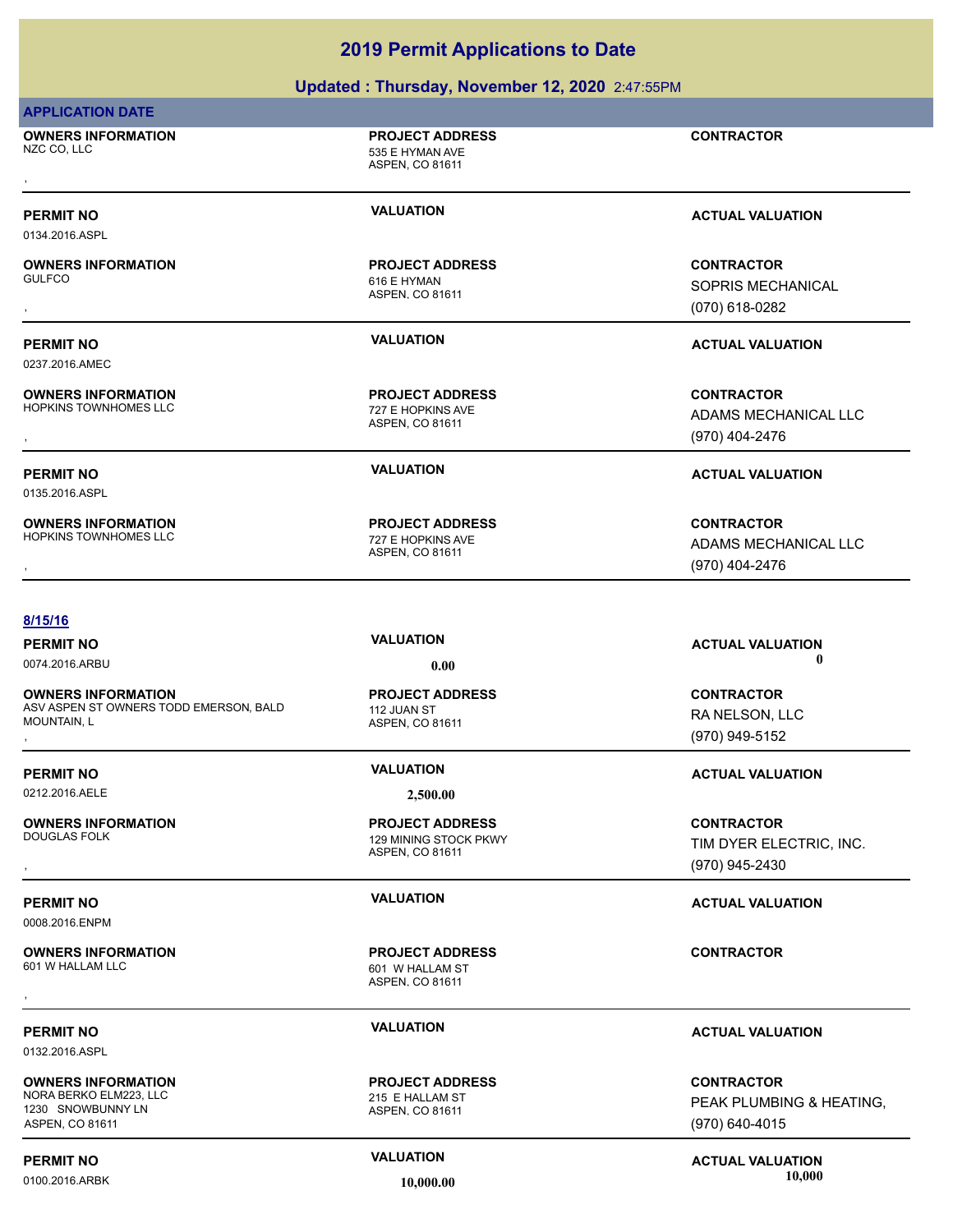# 2019 Permit Applications to Date

## Updated : Thursday, November 12, 2020 2:47:55PM

**APPLICATION DATE**

**OWNERS INFORMATION**
NZC CO, LLC
,

**PROJECT ADDRESS**
535 E HYMAN AVE
ASPEN, CO 81611

**CONTRACTOR**

---

**PERMIT NO**
0134.2016.ASPL

**VALUATION**

**ACTUAL VALUATION**

**OWNERS INFORMATION**
GULFCO
,

**PROJECT ADDRESS**
616 E HYMAN
ASPEN, CO 81611

**CONTRACTOR**
SOPRIS MECHANICAL
(070) 618-0282

---

**PERMIT NO**
0237.2016.AMEC

**VALUATION**

**ACTUAL VALUATION**

**OWNERS INFORMATION**
HOPKINS TOWNHOMES LLC
,

**PROJECT ADDRESS**
727 E HOPKINS AVE
ASPEN, CO 81611

**CONTRACTOR**
ADAMS MECHANICAL LLC
(970) 404-2476

---

**PERMIT NO**
0135.2016.ASPL

**VALUATION**

**ACTUAL VALUATION**

**OWNERS INFORMATION**
HOPKINS TOWNHOMES LLC
,

**PROJECT ADDRESS**
727 E HOPKINS AVE
ASPEN, CO 81611

**CONTRACTOR**
ADAMS MECHANICAL LLC
(970) 404-2476

---

**8/15/16**

**PERMIT NO**
0074.2016.ARBU

**VALUATION**
0.00

**ACTUAL VALUATION**
0

**OWNERS INFORMATION**
ASV ASPEN ST OWNERS TODD EMERSON, BALD MOUNTAIN, L
,

**PROJECT ADDRESS**
112 JUAN ST
ASPEN, CO 81611

**CONTRACTOR**
RA NELSON, LLC
(970) 949-5152

---

**PERMIT NO**
0212.2016.AELE

**VALUATION**
2,500.00

**ACTUAL VALUATION**

**OWNERS INFORMATION**
DOUGLAS FOLK
,

**PROJECT ADDRESS**
129 MINING STOCK PKWY
ASPEN, CO 81611

**CONTRACTOR**
TIM DYER ELECTRIC, INC.
(970) 945-2430

---

**PERMIT NO**
0008.2016.ENPM

**VALUATION**

**ACTUAL VALUATION**

**OWNERS INFORMATION**
601 W HALLAM LLC
,

**PROJECT ADDRESS**
601 W HALLAM ST
ASPEN, CO 81611

**CONTRACTOR**

---

**PERMIT NO**
0132.2016.ASPL

**VALUATION**

**ACTUAL VALUATION**

**OWNERS INFORMATION**
NORA BERKO ELM223, LLC
1230 SNOWBUNNY LN
ASPEN, CO 81611

**PROJECT ADDRESS**
215 E HALLAM ST
ASPEN, CO 81611

**CONTRACTOR**
PEAK PLUMBING & HEATING,
(970) 640-4015

---

**PERMIT NO**
0100.2016.ARBK

**VALUATION**
10,000.00

**ACTUAL VALUATION**
10,000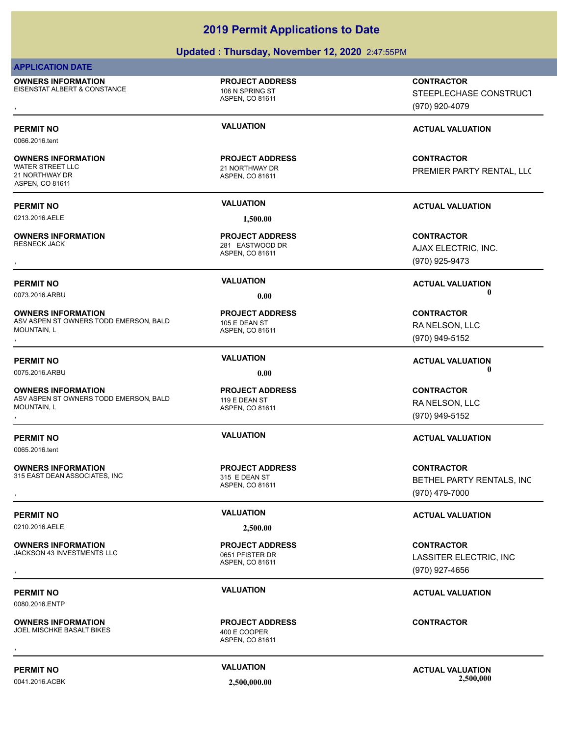# 2019 Permit Applications to Date

## Updated : Thursday, November 12, 2020 2:47:55PM

**APPLICATION DATE**

**OWNERS INFORMATION**
EISENSTAT ALBERT & CONSTANCE
,

**PROJECT ADDRESS**
106 N SPRING ST
ASPEN, CO 81611

**CONTRACTOR**
STEEPLECHASE CONSTRUCT
(970) 920-4079

**PERMIT NO** 0066.2016.tent
**VALUATION**
**ACTUAL VALUATION**

---

**OWNERS INFORMATION**
WATER STREET LLC
21 NORTHWAY DR
ASPEN, CO 81611

**PROJECT ADDRESS**
21 NORTHWAY DR
ASPEN, CO 81611

**CONTRACTOR**
PREMIER PARTY RENTAL, LLC

**PERMIT NO** 0213.2016.AELE
**VALUATION** 1,500.00
**ACTUAL VALUATION**

---

**OWNERS INFORMATION**
RESNECK JACK
,

**PROJECT ADDRESS**
281 EASTWOOD DR
ASPEN, CO 81611

**CONTRACTOR**
AJAX ELECTRIC, INC.
(970) 925-9473

**PERMIT NO** 0073.2016.ARBU
**VALUATION** 0.00
**ACTUAL VALUATION** 0

---

**OWNERS INFORMATION**
ASV ASPEN ST OWNERS TODD EMERSON, BALD MOUNTAIN, L
,

**PROJECT ADDRESS**
105 E DEAN ST
ASPEN, CO 81611

**CONTRACTOR**
RA NELSON, LLC
(970) 949-5152

**PERMIT NO** 0075.2016.ARBU
**VALUATION** 0.00
**ACTUAL VALUATION** 0

---

**OWNERS INFORMATION**
ASV ASPEN ST OWNERS TODD EMERSON, BALD MOUNTAIN, L
,

**PROJECT ADDRESS**
119 E DEAN ST
ASPEN, CO 81611

**CONTRACTOR**
RA NELSON, LLC
(970) 949-5152

**PERMIT NO** 0065.2016.tent
**VALUATION**
**ACTUAL VALUATION**

---

**OWNERS INFORMATION**
315 EAST DEAN ASSOCIATES, INC
,

**PROJECT ADDRESS**
315 E DEAN ST
ASPEN, CO 81611

**CONTRACTOR**
BETHEL PARTY RENTALS, INC
(970) 479-7000

**PERMIT NO** 0210.2016.AELE
**VALUATION** 2,500.00
**ACTUAL VALUATION**

---

**OWNERS INFORMATION**
JACKSON 43 INVESTMENTS LLC
,

**PROJECT ADDRESS**
0651 PFISTER DR
ASPEN, CO 81611

**CONTRACTOR**
LASSITER ELECTRIC, INC
(970) 927-4656

**PERMIT NO** 0080.2016.ENTP
**VALUATION**
**ACTUAL VALUATION**

---

**OWNERS INFORMATION**
JOEL MISCHKE BASALT BIKES
,

**PROJECT ADDRESS**
400 E COOPER
ASPEN, CO 81611

**CONTRACTOR**

**PERMIT NO** 0041.2016.ACBK
**VALUATION** 2,500,000.00
**ACTUAL VALUATION** 2,500,000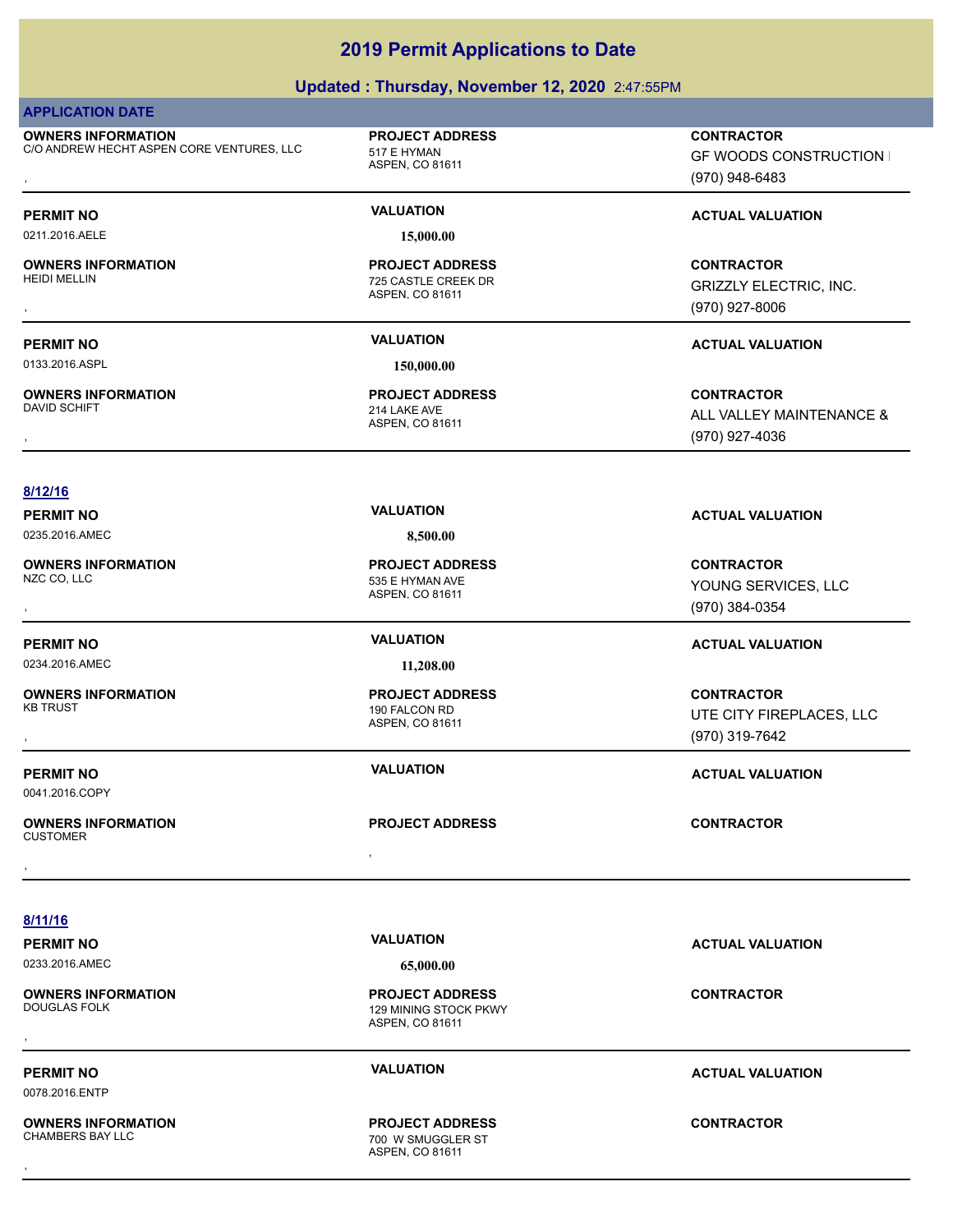# 2019 Permit Applications to Date

## Updated : Thursday, November 12, 2020 2:47:55PM

**APPLICATION DATE**

**OWNERS INFORMATION**
C/O ANDREW HECHT ASPEN CORE VENTURES, LLC
,

**PROJECT ADDRESS**
517 E HYMAN
ASPEN, CO 81611

**CONTRACTOR**
GF WOODS CONSTRUCTION I
(970) 948-6483

---

**PERMIT NO** 0211.2016.AELE
**VALUATION** 15,000.00
**ACTUAL VALUATION**

**OWNERS INFORMATION**
HEIDI MELLIN
,

**PROJECT ADDRESS**
725 CASTLE CREEK DR
ASPEN, CO 81611

**CONTRACTOR**
GRIZZLY ELECTRIC, INC.
(970) 927-8006

---

**PERMIT NO** 0133.2016.ASPL
**VALUATION** 150,000.00
**ACTUAL VALUATION**

**OWNERS INFORMATION**
DAVID SCHIFT
,

**PROJECT ADDRESS**
214 LAKE AVE
ASPEN, CO 81611

**CONTRACTOR**
ALL VALLEY MAINTENANCE &
(970) 927-4036

---

**8/12/16**

**PERMIT NO** 0235.2016.AMEC
**VALUATION** 8,500.00
**ACTUAL VALUATION**

**OWNERS INFORMATION**
NZC CO, LLC
,

**PROJECT ADDRESS**
535 E HYMAN AVE
ASPEN, CO 81611

**CONTRACTOR**
YOUNG SERVICES, LLC
(970) 384-0354

---

**PERMIT NO** 0234.2016.AMEC
**VALUATION** 11,208.00
**ACTUAL VALUATION**

**OWNERS INFORMATION**
KB TRUST
,

**PROJECT ADDRESS**
190 FALCON RD
ASPEN, CO 81611

**CONTRACTOR**
UTE CITY FIREPLACES, LLC
(970) 319-7642

---

**PERMIT NO** 0041.2016.COPY
**VALUATION**
**ACTUAL VALUATION**

**OWNERS INFORMATION**
CUSTOMER
,

**PROJECT ADDRESS**
,

**CONTRACTOR**

---

**8/11/16**

**PERMIT NO** 0233.2016.AMEC
**VALUATION** 65,000.00
**ACTUAL VALUATION**

**OWNERS INFORMATION**
DOUGLAS FOLK
,

**PROJECT ADDRESS**
129 MINING STOCK PKWY
ASPEN, CO 81611

**CONTRACTOR**

---

**PERMIT NO** 0078.2016.ENTP
**VALUATION**
**ACTUAL VALUATION**

**OWNERS INFORMATION**
CHAMBERS BAY LLC
,

**PROJECT ADDRESS**
700 W SMUGGLER ST
ASPEN, CO 81611

**CONTRACTOR**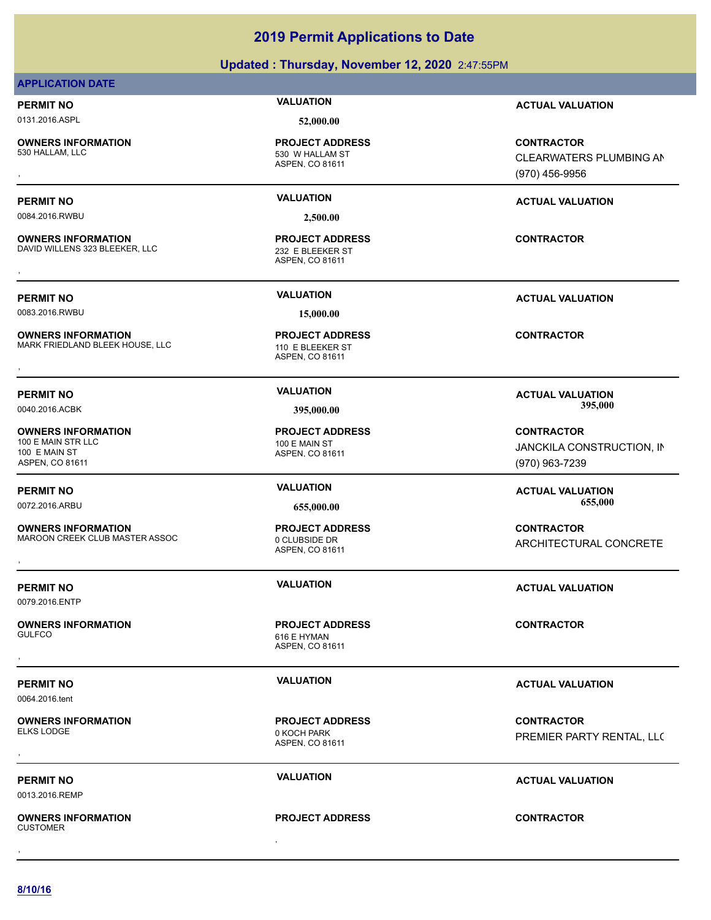# 2019 Permit Applications to Date

## Updated : Thursday, November 12, 2020 2:47:55PM

**APPLICATION DATE**

**PERMIT NO** 0131.2016.ASPL
**VALUATION** 52,000.00
**ACTUAL VALUATION**

**OWNERS INFORMATION**
530 HALLAM, LLC
,

**PROJECT ADDRESS**
530 W HALLAM ST
ASPEN, CO 81611

**CONTRACTOR**
CLEARWATERS PLUMBING AN
(970) 456-9956

---

**PERMIT NO** 0084.2016.RWBU
**VALUATION** 2,500.00
**ACTUAL VALUATION**

**OWNERS INFORMATION**
DAVID WILLENS 323 BLEEKER, LLC
,

**PROJECT ADDRESS**
232 E BLEEKER ST
ASPEN, CO 81611

**CONTRACTOR**

---

**PERMIT NO** 0083.2016.RWBU
**VALUATION** 15,000.00
**ACTUAL VALUATION**

**OWNERS INFORMATION**
MARK FRIEDLAND BLEEK HOUSE, LLC
,

**PROJECT ADDRESS**
110 E BLEEKER ST
ASPEN, CO 81611

**CONTRACTOR**

---

**PERMIT NO** 0040.2016.ACBK
**VALUATION** 395,000.00
**ACTUAL VALUATION** 395,000

**OWNERS INFORMATION**
100 E MAIN STR LLC
100 E MAIN ST
ASPEN, CO 81611

**PROJECT ADDRESS**
100 E MAIN ST
ASPEN, CO 81611

**CONTRACTOR**
JANCKILA CONSTRUCTION, IN
(970) 963-7239

---

**PERMIT NO** 0072.2016.ARBU
**VALUATION** 655,000.00
**ACTUAL VALUATION** 655,000

**OWNERS INFORMATION**
MAROON CREEK CLUB MASTER ASSOC
,

**PROJECT ADDRESS**
0 CLUBSIDE DR
ASPEN, CO 81611

**CONTRACTOR**
ARCHITECTURAL CONCRETE

---

**PERMIT NO** 0079.2016.ENTP
**VALUATION**
**ACTUAL VALUATION**

**OWNERS INFORMATION**
GULFCO
,

**PROJECT ADDRESS**
616 E HYMAN
ASPEN, CO 81611

**CONTRACTOR**

---

**PERMIT NO** 0064.2016.tent
**VALUATION**
**ACTUAL VALUATION**

**OWNERS INFORMATION**
ELKS LODGE
,

**PROJECT ADDRESS**
0 KOCH PARK
ASPEN, CO 81611

**CONTRACTOR**
PREMIER PARTY RENTAL, LLC

---

**PERMIT NO** 0013.2016.REMP
**VALUATION**
**ACTUAL VALUATION**

**OWNERS INFORMATION**
CUSTOMER
,

**PROJECT ADDRESS**
,

**CONTRACTOR**

---

**8/10/16**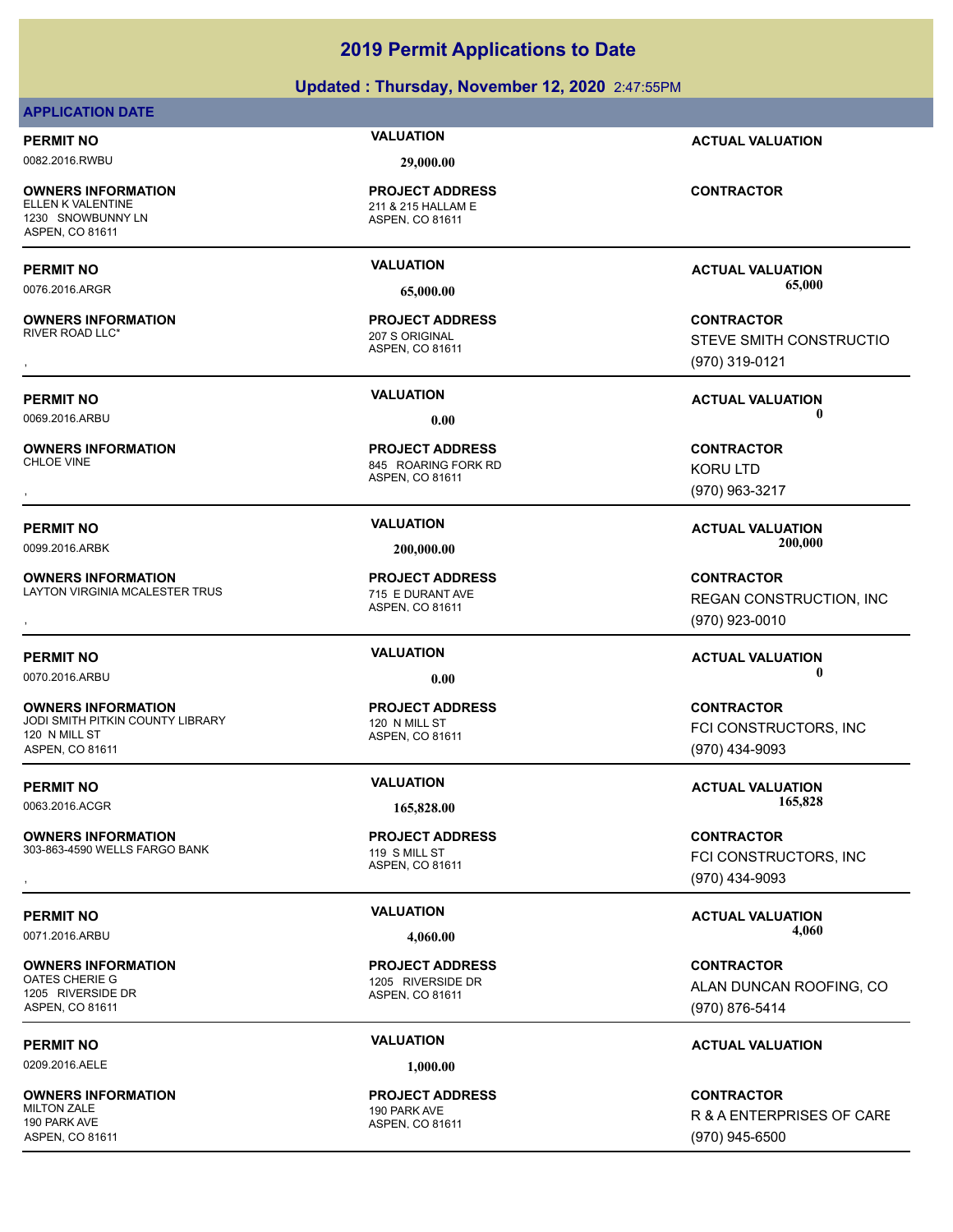## 2019 Permit Applications to Date

**Updated : Thursday, November 12, 2020** 2:47:55PM

**APPLICATION DATE**

| PERMIT NO | VALUATION | ACTUAL VALUATION |
|---|---|---|
| 0082.2016.RWBU | 29,000.00 | |

| OWNERS INFORMATION | PROJECT ADDRESS | CONTRACTOR |
|---|---|---|
| ELLEN K VALENTINE<br>1230 SNOWBUNNY LN<br>ASPEN, CO 81611 | 211 & 215 HALLAM E<br>ASPEN, CO 81611 | |

---

| PERMIT NO | VALUATION | ACTUAL VALUATION |
|---|---|---|
| 0076.2016.ARGR | 65,000.00 | 65,000 |

| OWNERS INFORMATION | PROJECT ADDRESS | CONTRACTOR |
|---|---|---|
| RIVER ROAD LLC*<br>, | 207 S ORIGINAL<br>ASPEN, CO 81611 | STEVE SMITH CONSTRUCTIO<br>(970) 319-0121 |

---

| PERMIT NO | VALUATION | ACTUAL VALUATION |
|---|---|---|
| 0069.2016.ARBU | 0.00 | 0 |

| OWNERS INFORMATION | PROJECT ADDRESS | CONTRACTOR |
|---|---|---|
| CHLOE VINE<br>, | 845 ROARING FORK RD<br>ASPEN, CO 81611 | KORU LTD<br>(970) 963-3217 |

---

| PERMIT NO | VALUATION | ACTUAL VALUATION |
|---|---|---|
| 0099.2016.ARBK | 200,000.00 | 200,000 |

| OWNERS INFORMATION | PROJECT ADDRESS | CONTRACTOR |
|---|---|---|
| LAYTON VIRGINIA MCALESTER TRUS<br>, | 715 E DURANT AVE<br>ASPEN, CO 81611 | REGAN CONSTRUCTION, INC<br>(970) 923-0010 |

---

| PERMIT NO | VALUATION | ACTUAL VALUATION |
|---|---|---|
| 0070.2016.ARBU | 0.00 | 0 |

| OWNERS INFORMATION | PROJECT ADDRESS | CONTRACTOR |
|---|---|---|
| JODI SMITH PITKIN COUNTY LIBRARY<br>120 N MILL ST<br>ASPEN, CO 81611 | 120 N MILL ST<br>ASPEN, CO 81611 | FCI CONSTRUCTORS, INC<br>(970) 434-9093 |

---

| PERMIT NO | VALUATION | ACTUAL VALUATION |
|---|---|---|
| 0063.2016.ACGR | 165,828.00 | 165,828 |

| OWNERS INFORMATION | PROJECT ADDRESS | CONTRACTOR |
|---|---|---|
| 303-863-4590 WELLS FARGO BANK<br>, | 119 S MILL ST<br>ASPEN, CO 81611 | FCI CONSTRUCTORS, INC<br>(970) 434-9093 |

---

| PERMIT NO | VALUATION | ACTUAL VALUATION |
|---|---|---|
| 0071.2016.ARBU | 4,060.00 | 4,060 |

| OWNERS INFORMATION | PROJECT ADDRESS | CONTRACTOR |
|---|---|---|
| OATES CHERIE G<br>1205 RIVERSIDE DR<br>ASPEN, CO 81611 | 1205 RIVERSIDE DR<br>ASPEN, CO 81611 | ALAN DUNCAN ROOFING, CO<br>(970) 876-5414 |

---

| PERMIT NO | VALUATION | ACTUAL VALUATION |
|---|---|---|
| 0209.2016.AELE | 1,000.00 | |

| OWNERS INFORMATION | PROJECT ADDRESS | CONTRACTOR |
|---|---|---|
| MILTON ZALE<br>190 PARK AVE<br>ASPEN, CO 81611 | 190 PARK AVE<br>ASPEN, CO 81611 | R & A ENTERPRISES OF CARE<br>(970) 945-6500 |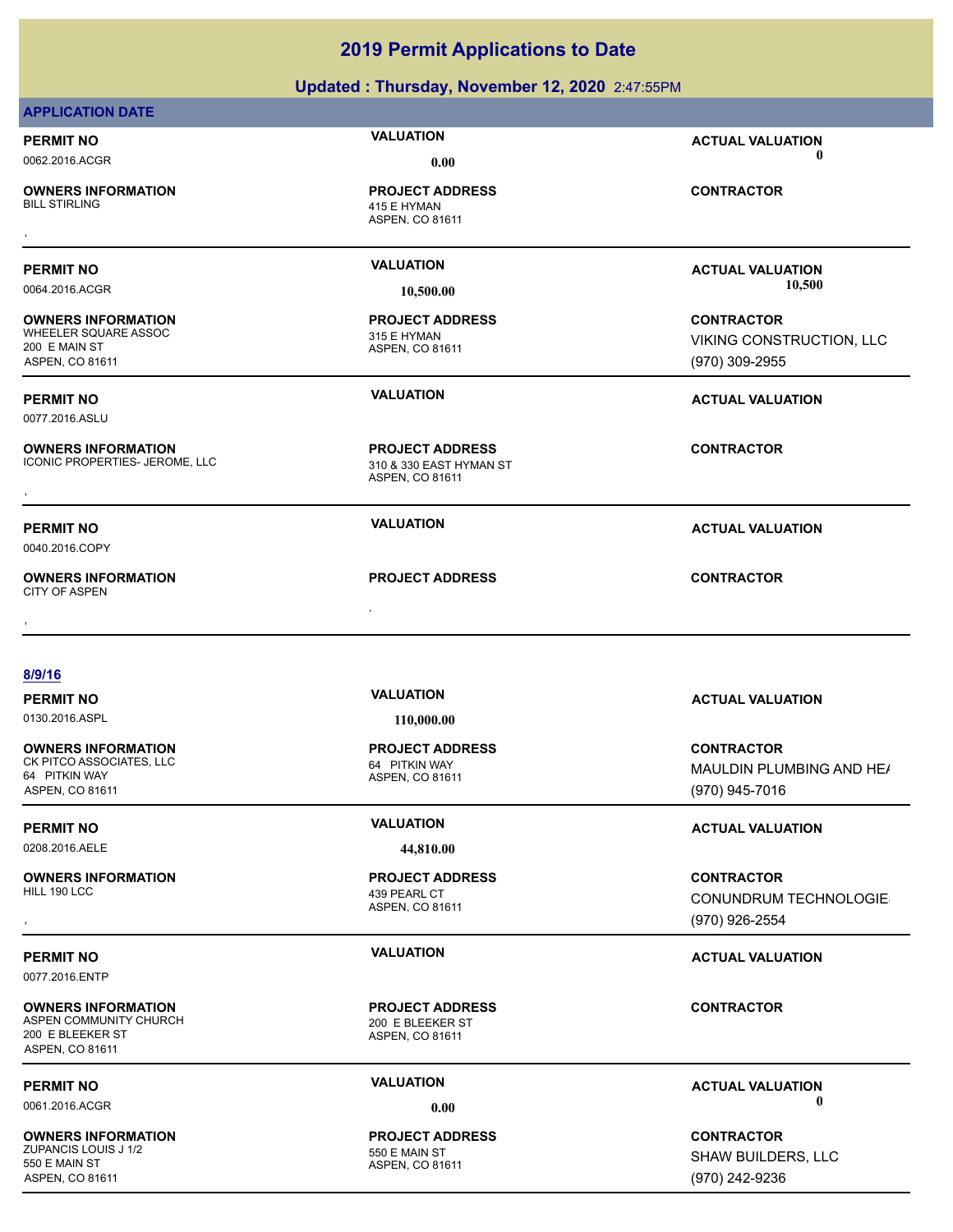# 2019 Permit Applications to Date

## Updated : Thursday, November 12, 2020 2:47:55PM

**APPLICATION DATE**

| PERMIT NO | VALUATION | ACTUAL VALUATION |
|---|---|---|
| 0062.2016.ACGR | 0.00 | 0 |
| **OWNERS INFORMATION** | **PROJECT ADDRESS** | **CONTRACTOR** |
| BILL STIRLING<br>, | 415 E HYMAN<br>ASPEN, CO 81611 | |

| PERMIT NO | VALUATION | ACTUAL VALUATION |
|---|---|---|
| 0064.2016.ACGR | 10,500.00 | 10,500 |
| **OWNERS INFORMATION** | **PROJECT ADDRESS** | **CONTRACTOR** |
| WHEELER SQUARE ASSOC<br>200 E MAIN ST<br>ASPEN, CO 81611 | 315 E HYMAN<br>ASPEN, CO 81611 | VIKING CONSTRUCTION, LLC<br>(970) 309-2955 |

| PERMIT NO | VALUATION | ACTUAL VALUATION |
|---|---|---|
| 0077.2016.ASLU | | |
| **OWNERS INFORMATION** | **PROJECT ADDRESS** | **CONTRACTOR** |
| ICONIC PROPERTIES- JEROME, LLC<br>, | 310 & 330 EAST HYMAN ST<br>ASPEN, CO 81611 | |

| PERMIT NO | VALUATION | ACTUAL VALUATION |
|---|---|---|
| 0040.2016.COPY | | |
| **OWNERS INFORMATION** | **PROJECT ADDRESS** | **CONTRACTOR** |
| CITY OF ASPEN<br>, | , | |

**8/9/16**

| PERMIT NO | VALUATION | ACTUAL VALUATION |
|---|---|---|
| 0130.2016.ASPL | 110,000.00 | |
| **OWNERS INFORMATION** | **PROJECT ADDRESS** | **CONTRACTOR** |
| CK PITCO ASSOCIATES, LLC<br>64 PITKIN WAY<br>ASPEN, CO 81611 | 64 PITKIN WAY<br>ASPEN, CO 81611 | MAULDIN PLUMBING AND HEA<br>(970) 945-7016 |

| PERMIT NO | VALUATION | ACTUAL VALUATION |
|---|---|---|
| 0208.2016.AELE | 44,810.00 | |
| **OWNERS INFORMATION** | **PROJECT ADDRESS** | **CONTRACTOR** |
| HILL 190 LCC<br>, | 439 PEARL CT<br>ASPEN, CO 81611 | CONUNDRUM TECHNOLOGIE<br>(970) 926-2554 |

| PERMIT NO | VALUATION | ACTUAL VALUATION |
|---|---|---|
| 0077.2016.ENTP | | |
| **OWNERS INFORMATION** | **PROJECT ADDRESS** | **CONTRACTOR** |
| ASPEN COMMUNITY CHURCH<br>200 E BLEEKER ST<br>ASPEN, CO 81611 | 200 E BLEEKER ST<br>ASPEN, CO 81611 | |

| PERMIT NO | VALUATION | ACTUAL VALUATION |
|---|---|---|
| 0061.2016.ACGR | 0.00 | 0 |
| **OWNERS INFORMATION** | **PROJECT ADDRESS** | **CONTRACTOR** |
| ZUPANCIS LOUIS J 1/2<br>550 E MAIN ST<br>ASPEN, CO 81611 | 550 E MAIN ST<br>ASPEN, CO 81611 | SHAW BUILDERS, LLC<br>(970) 242-9236 |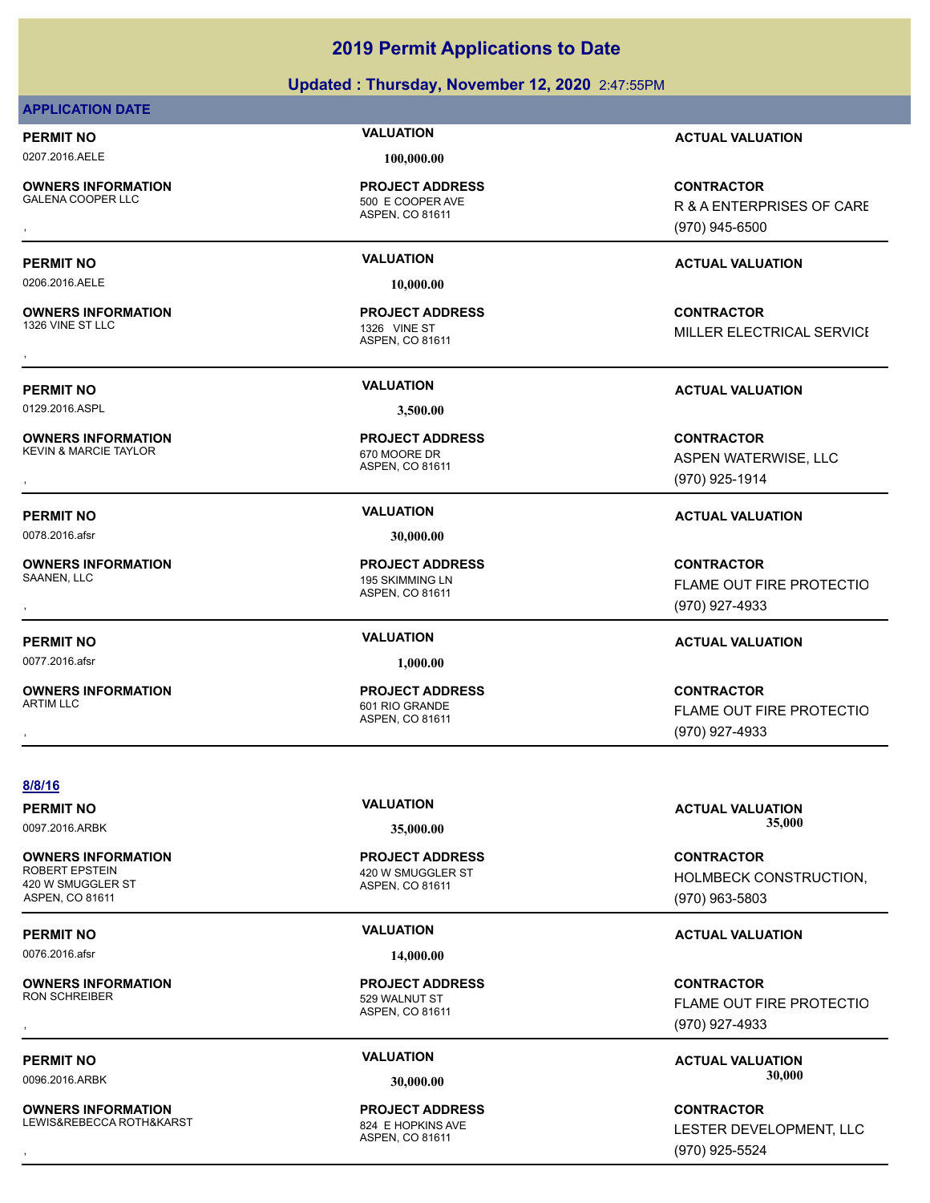# 2019 Permit Applications to Date

## Updated : Thursday, November 12, 2020 2:47:55PM

### APPLICATION DATE

**PERMIT NO**
0207.2016.AELE

**VALUATION**
100,000.00

**ACTUAL VALUATION**

**OWNERS INFORMATION**
GALENA COOPER LLC
,

**PROJECT ADDRESS**
500 E COOPER AVE
ASPEN, CO 81611

**CONTRACTOR**
R & A ENTERPRISES OF CARE
(970) 945-6500

---

**PERMIT NO**
0206.2016.AELE

**VALUATION**
10,000.00

**ACTUAL VALUATION**

**OWNERS INFORMATION**
1326 VINE ST LLC
,

**PROJECT ADDRESS**
1326 VINE ST
ASPEN, CO 81611

**CONTRACTOR**
MILLER ELECTRICAL SERVICE

---

**PERMIT NO**
0129.2016.ASPL

**VALUATION**
3,500.00

**ACTUAL VALUATION**

**OWNERS INFORMATION**
KEVIN & MARCIE TAYLOR
,

**PROJECT ADDRESS**
670 MOORE DR
ASPEN, CO 81611

**CONTRACTOR**
ASPEN WATERWISE, LLC
(970) 925-1914

---

**PERMIT NO**
0078.2016.afsr

**VALUATION**
30,000.00

**ACTUAL VALUATION**

**OWNERS INFORMATION**
SAANEN, LLC
,

**PROJECT ADDRESS**
195 SKIMMING LN
ASPEN, CO 81611

**CONTRACTOR**
FLAME OUT FIRE PROTECTIO
(970) 927-4933

---

**PERMIT NO**
0077.2016.afsr

**VALUATION**
1,000.00

**ACTUAL VALUATION**

**OWNERS INFORMATION**
ARTIM LLC
,

**PROJECT ADDRESS**
601 RIO GRANDE
ASPEN, CO 81611

**CONTRACTOR**
FLAME OUT FIRE PROTECTIO
(970) 927-4933

---

### 8/8/16

**PERMIT NO**
0097.2016.ARBK

**VALUATION**
35,000.00

**ACTUAL VALUATION**
35,000

**OWNERS INFORMATION**
ROBERT EPSTEIN
420 W SMUGGLER ST
ASPEN, CO 81611

**PROJECT ADDRESS**
420 W SMUGGLER ST
ASPEN, CO 81611

**CONTRACTOR**
HOLMBECK CONSTRUCTION,
(970) 963-5803

---

**PERMIT NO**
0076.2016.afsr

**VALUATION**
14,000.00

**ACTUAL VALUATION**

**OWNERS INFORMATION**
RON SCHREIBER
,

**PROJECT ADDRESS**
529 WALNUT ST
ASPEN, CO 81611

**CONTRACTOR**
FLAME OUT FIRE PROTECTIO
(970) 927-4933

---

**PERMIT NO**
0096.2016.ARBK

**VALUATION**
30,000.00

**ACTUAL VALUATION**
30,000

**OWNERS INFORMATION**
LEWIS&REBECCA ROTH&KARST
,

**PROJECT ADDRESS**
824 E HOPKINS AVE
ASPEN, CO 81611

**CONTRACTOR**
LESTER DEVELOPMENT, LLC
(970) 925-5524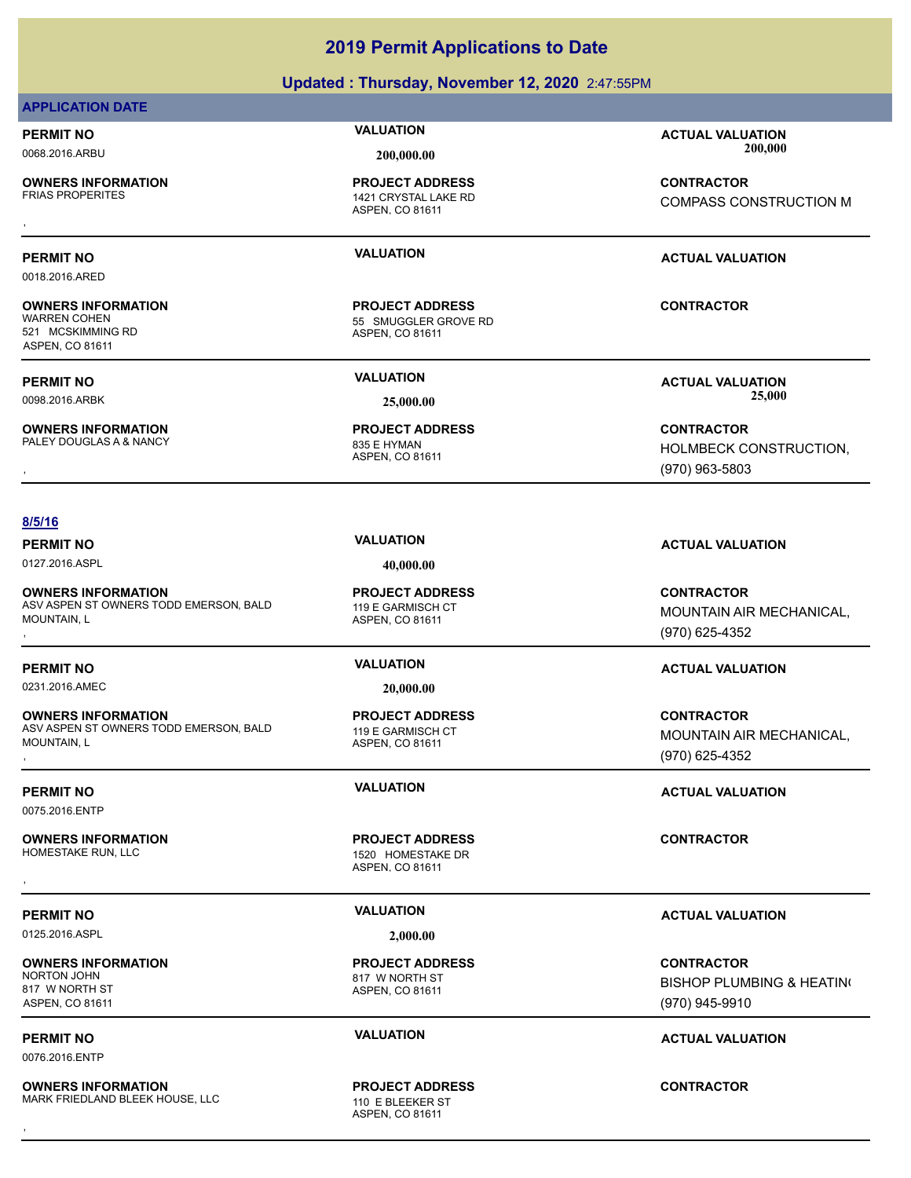# 2019 Permit Applications to Date

## Updated : Thursday, November 12, 2020 2:47:55PM

**APPLICATION DATE**

**PERMIT NO** 0068.2016.ARBU
**VALUATION** 200,000.00
**ACTUAL VALUATION** 200,000

**OWNERS INFORMATION**
FRIAS PROPERITES
,

**PROJECT ADDRESS**
1421 CRYSTAL LAKE RD
ASPEN, CO 81611

**CONTRACTOR**
COMPASS CONSTRUCTION M

---

**PERMIT NO** 0018.2016.ARED
**VALUATION**
**ACTUAL VALUATION**

**OWNERS INFORMATION**
WARREN COHEN
521 MCSKIMMING RD
ASPEN, CO 81611

**PROJECT ADDRESS**
55 SMUGGLER GROVE RD
ASPEN, CO 81611

**CONTRACTOR**

---

**PERMIT NO** 0098.2016.ARBK
**VALUATION** 25,000.00
**ACTUAL VALUATION** 25,000

**OWNERS INFORMATION**
PALEY DOUGLAS A & NANCY
,

**PROJECT ADDRESS**
835 E HYMAN
ASPEN, CO 81611

**CONTRACTOR**
HOLMBECK CONSTRUCTION,
(970) 963-5803

---

**8/5/16**

**PERMIT NO** 0127.2016.ASPL
**VALUATION** 40,000.00
**ACTUAL VALUATION**

**OWNERS INFORMATION**
ASV ASPEN ST OWNERS TODD EMERSON, BALD MOUNTAIN, L
,

**PROJECT ADDRESS**
119 E GARMISCH CT
ASPEN, CO 81611

**CONTRACTOR**
MOUNTAIN AIR MECHANICAL,
(970) 625-4352

---

**PERMIT NO** 0231.2016.AMEC
**VALUATION** 20,000.00
**ACTUAL VALUATION**

**OWNERS INFORMATION**
ASV ASPEN ST OWNERS TODD EMERSON, BALD MOUNTAIN, L
,

**PROJECT ADDRESS**
119 E GARMISCH CT
ASPEN, CO 81611

**CONTRACTOR**
MOUNTAIN AIR MECHANICAL,
(970) 625-4352

---

**PERMIT NO** 0075.2016.ENTP
**VALUATION**
**ACTUAL VALUATION**

**OWNERS INFORMATION**
HOMESTAKE RUN, LLC
,

**PROJECT ADDRESS**
1520 HOMESTAKE DR
ASPEN, CO 81611

**CONTRACTOR**

---

**PERMIT NO** 0125.2016.ASPL
**VALUATION** 2,000.00
**ACTUAL VALUATION**

**OWNERS INFORMATION**
NORTON JOHN
817 W NORTH ST
ASPEN, CO 81611

**PROJECT ADDRESS**
817 W NORTH ST
ASPEN, CO 81611

**CONTRACTOR**
BISHOP PLUMBING & HEATIN(
(970) 945-9910

---

**PERMIT NO** 0076.2016.ENTP
**VALUATION**
**ACTUAL VALUATION**

**OWNERS INFORMATION**
MARK FRIEDLAND BLEEK HOUSE, LLC
,

**PROJECT ADDRESS**
110 E BLEEKER ST
ASPEN, CO 81611

**CONTRACTOR**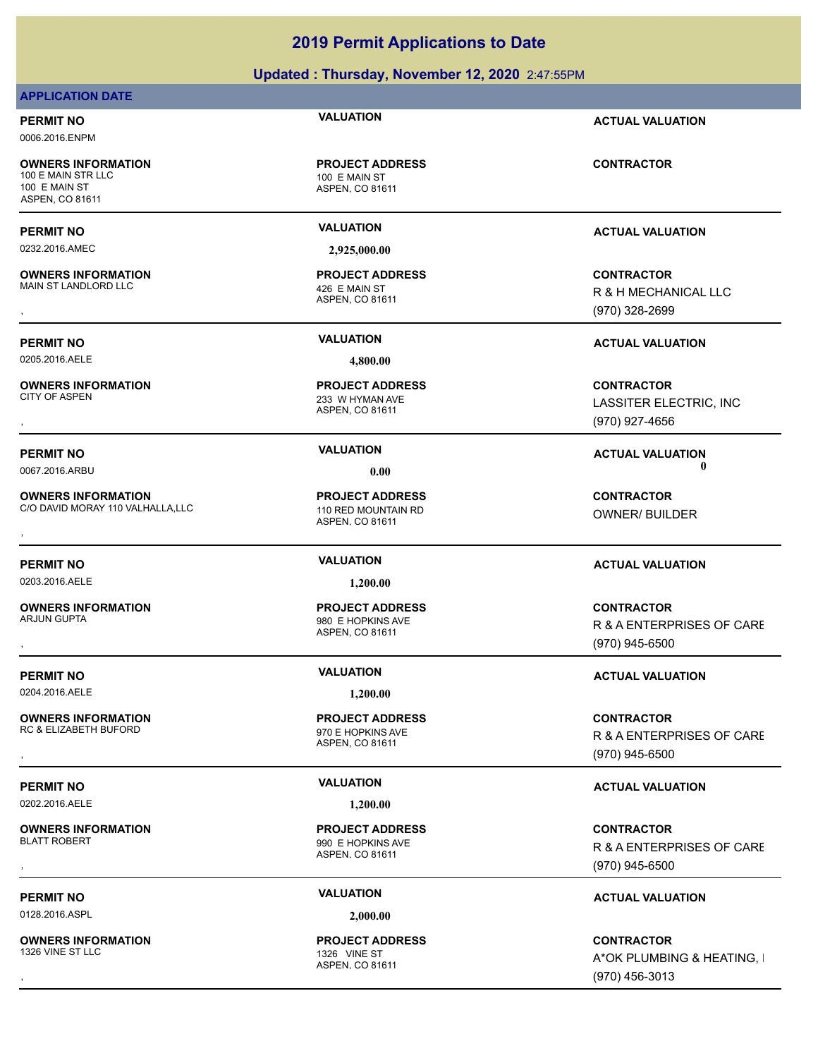# 2019 Permit Applications to Date

**Updated : Thursday, November 12, 2020** 2:47:55PM

**APPLICATION DATE**

**PERMIT NO** | **VALUATION** | **ACTUAL VALUATION**

0006.2016.ENPM

**OWNERS INFORMATION**
100 E MAIN STR LLC
100 E MAIN ST
ASPEN, CO 81611

**PROJECT ADDRESS**
100 E MAIN ST
ASPEN, CO 81611

**CONTRACTOR**

---

**PERMIT NO** | **VALUATION** | **ACTUAL VALUATION**

0232.2016.AMEC | 2,925,000.00

**OWNERS INFORMATION**
MAIN ST LANDLORD LLC
,

**PROJECT ADDRESS**
426 E MAIN ST
ASPEN, CO 81611

**CONTRACTOR**
R & H MECHANICAL LLC
(970) 328-2699

---

**PERMIT NO** | **VALUATION** | **ACTUAL VALUATION**

0205.2016.AELE | 4,800.00

**OWNERS INFORMATION**
CITY OF ASPEN
,

**PROJECT ADDRESS**
233 W HYMAN AVE
ASPEN, CO 81611

**CONTRACTOR**
LASSITER ELECTRIC, INC
(970) 927-4656

---

**PERMIT NO** | **VALUATION** | **ACTUAL VALUATION**

0067.2016.ARBU | 0.00 | 0

**OWNERS INFORMATION**
C/O DAVID MORAY 110 VALHALLA,LLC
,

**PROJECT ADDRESS**
110 RED MOUNTAIN RD
ASPEN, CO 81611

**CONTRACTOR**
OWNER/ BUILDER

---

**PERMIT NO** | **VALUATION** | **ACTUAL VALUATION**

0203.2016.AELE | 1,200.00

**OWNERS INFORMATION**
ARJUN GUPTA
,

**PROJECT ADDRESS**
980 E HOPKINS AVE
ASPEN, CO 81611

**CONTRACTOR**
R & A ENTERPRISES OF CARE
(970) 945-6500

---

**PERMIT NO** | **VALUATION** | **ACTUAL VALUATION**

0204.2016.AELE | 1,200.00

**OWNERS INFORMATION**
RC & ELIZABETH BUFORD
,

**PROJECT ADDRESS**
970 E HOPKINS AVE
ASPEN, CO 81611

**CONTRACTOR**
R & A ENTERPRISES OF CARE
(970) 945-6500

---

**PERMIT NO** | **VALUATION** | **ACTUAL VALUATION**

0202.2016.AELE | 1,200.00

**OWNERS INFORMATION**
BLATT ROBERT
,

**PROJECT ADDRESS**
990 E HOPKINS AVE
ASPEN, CO 81611

**CONTRACTOR**
R & A ENTERPRISES OF CARE
(970) 945-6500

---

**PERMIT NO** | **VALUATION** | **ACTUAL VALUATION**

0128.2016.ASPL | 2,000.00

**OWNERS INFORMATION**
1326 VINE ST LLC
,

**PROJECT ADDRESS**
1326 VINE ST
ASPEN, CO 81611

**CONTRACTOR**
A*OK PLUMBING & HEATING, I
(970) 456-3013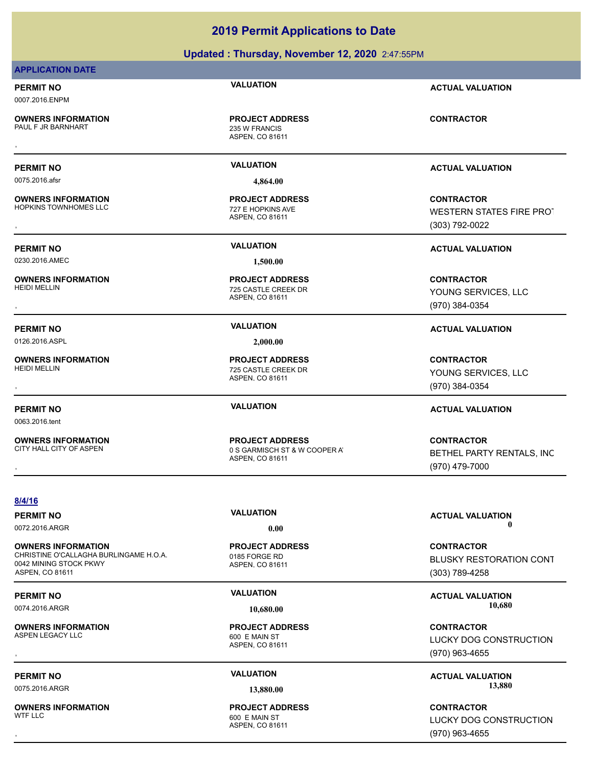# 2019 Permit Applications to Date

## Updated : Thursday, November 12, 2020 2:47:55PM

### APPLICATION DATE

| PERMIT NO | VALUATION | ACTUAL VALUATION |
|---|---|---|
| 0007.2016.ENPM | | |
| **OWNERS INFORMATION** | **PROJECT ADDRESS** | **CONTRACTOR** |
| PAUL F JR BARNHART<br>, | 235 W FRANCIS<br>ASPEN, CO 81611 | |

| PERMIT NO | VALUATION | ACTUAL VALUATION |
|---|---|---|
| 0075.2016.afsr | 4,864.00 | |
| **OWNERS INFORMATION** | **PROJECT ADDRESS** | **CONTRACTOR** |
| HOPKINS TOWNHOMES LLC<br>, | 727 E HOPKINS AVE<br>ASPEN, CO 81611 | WESTERN STATES FIRE PROT<br>(303) 792-0022 |

| PERMIT NO | VALUATION | ACTUAL VALUATION |
|---|---|---|
| 0230.2016.AMEC | 1,500.00 | |
| **OWNERS INFORMATION** | **PROJECT ADDRESS** | **CONTRACTOR** |
| HEIDI MELLIN<br>, | 725 CASTLE CREEK DR<br>ASPEN, CO 81611 | YOUNG SERVICES, LLC<br>(970) 384-0354 |

| PERMIT NO | VALUATION | ACTUAL VALUATION |
|---|---|---|
| 0126.2016.ASPL | 2,000.00 | |
| **OWNERS INFORMATION** | **PROJECT ADDRESS** | **CONTRACTOR** |
| HEIDI MELLIN<br>, | 725 CASTLE CREEK DR<br>ASPEN, CO 81611 | YOUNG SERVICES, LLC<br>(970) 384-0354 |

| PERMIT NO | VALUATION | ACTUAL VALUATION |
|---|---|---|
| 0063.2016.tent | | |
| **OWNERS INFORMATION** | **PROJECT ADDRESS** | **CONTRACTOR** |
| CITY HALL CITY OF ASPEN<br>, | 0 S GARMISCH ST & W COOPER A'<br>ASPEN, CO 81611 | BETHEL PARTY RENTALS, INC<br>(970) 479-7000 |

### 8/4/16

| PERMIT NO | VALUATION | ACTUAL VALUATION |
|---|---|---|
| 0072.2016.ARGR | 0.00 | 0 |
| **OWNERS INFORMATION** | **PROJECT ADDRESS** | **CONTRACTOR** |
| CHRISTINE O'CALLAGHA BURLINGAME H.O.A.<br>0042 MINING STOCK PKWY<br>ASPEN, CO 81611 | 0185 FORGE RD<br>ASPEN, CO 81611 | BLUSKY RESTORATION CONT<br>(303) 789-4258 |

| PERMIT NO | VALUATION | ACTUAL VALUATION |
|---|---|---|
| 0074.2016.ARGR | 10,680.00 | 10,680 |
| **OWNERS INFORMATION** | **PROJECT ADDRESS** | **CONTRACTOR** |
| ASPEN LEGACY LLC<br>, | 600 E MAIN ST<br>ASPEN, CO 81611 | LUCKY DOG CONSTRUCTION<br>(970) 963-4655 |

| PERMIT NO | VALUATION | ACTUAL VALUATION |
|---|---|---|
| 0075.2016.ARGR | 13,880.00 | 13,880 |
| **OWNERS INFORMATION** | **PROJECT ADDRESS** | **CONTRACTOR** |
| WTF LLC<br>, | 600 E MAIN ST<br>ASPEN, CO 81611 | LUCKY DOG CONSTRUCTION<br>(970) 963-4655 |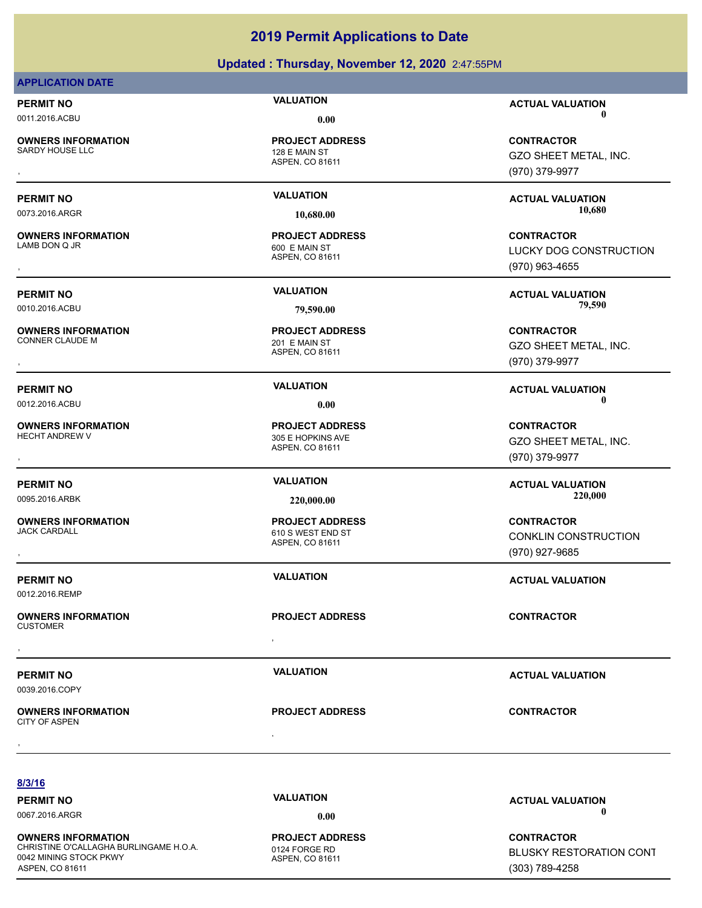# 2019 Permit Applications to Date

## Updated : Thursday, November 12, 2020 2:47:55PM

**APPLICATION DATE**

**PERMIT NO** 0011.2016.ACBU
**VALUATION** 0.00
**ACTUAL VALUATION** 0
**OWNERS INFORMATION** SARDY HOUSE LLC
,
**PROJECT ADDRESS** 128 E MAIN ST ASPEN, CO 81611
**CONTRACTOR** GZO SHEET METAL, INC. (970) 379-9977

---

**PERMIT NO** 0073.2016.ARGR
**VALUATION** 10,680.00
**ACTUAL VALUATION** 10,680
**OWNERS INFORMATION** LAMB DON Q JR
,
**PROJECT ADDRESS** 600 E MAIN ST ASPEN, CO 81611
**CONTRACTOR** LUCKY DOG CONSTRUCTION (970) 963-4655

---

**PERMIT NO** 0010.2016.ACBU
**VALUATION** 79,590.00
**ACTUAL VALUATION** 79,590
**OWNERS INFORMATION** CONNER CLAUDE M
,
**PROJECT ADDRESS** 201 E MAIN ST ASPEN, CO 81611
**CONTRACTOR** GZO SHEET METAL, INC. (970) 379-9977

---

**PERMIT NO** 0012.2016.ACBU
**VALUATION** 0.00
**ACTUAL VALUATION** 0
**OWNERS INFORMATION** HECHT ANDREW V
,
**PROJECT ADDRESS** 305 E HOPKINS AVE ASPEN, CO 81611
**CONTRACTOR** GZO SHEET METAL, INC. (970) 379-9977

---

**PERMIT NO** 0095.2016.ARBK
**VALUATION** 220,000.00
**ACTUAL VALUATION** 220,000
**OWNERS INFORMATION** JACK CARDALL
,
**PROJECT ADDRESS** 610 S WEST END ST ASPEN, CO 81611
**CONTRACTOR** CONKLIN CONSTRUCTION (970) 927-9685

---

**PERMIT NO** 0012.2016.REMP
**VALUATION**
**ACTUAL VALUATION**
**OWNERS INFORMATION** CUSTOMER
,
**PROJECT ADDRESS** ,
**CONTRACTOR**

---

**PERMIT NO** 0039.2016.COPY
**VALUATION**
**ACTUAL VALUATION**
**OWNERS INFORMATION** CITY OF ASPEN
,
**PROJECT ADDRESS** ,
**CONTRACTOR**

---

**8/3/16**

**PERMIT NO** 0067.2016.ARGR
**VALUATION** 0.00
**ACTUAL VALUATION** 0
**OWNERS INFORMATION** CHRISTINE O'CALLAGHA BURLINGAME H.O.A. 0042 MINING STOCK PKWY ASPEN, CO 81611
**PROJECT ADDRESS** 0124 FORGE RD ASPEN, CO 81611
**CONTRACTOR** BLUSKY RESTORATION CONT (303) 789-4258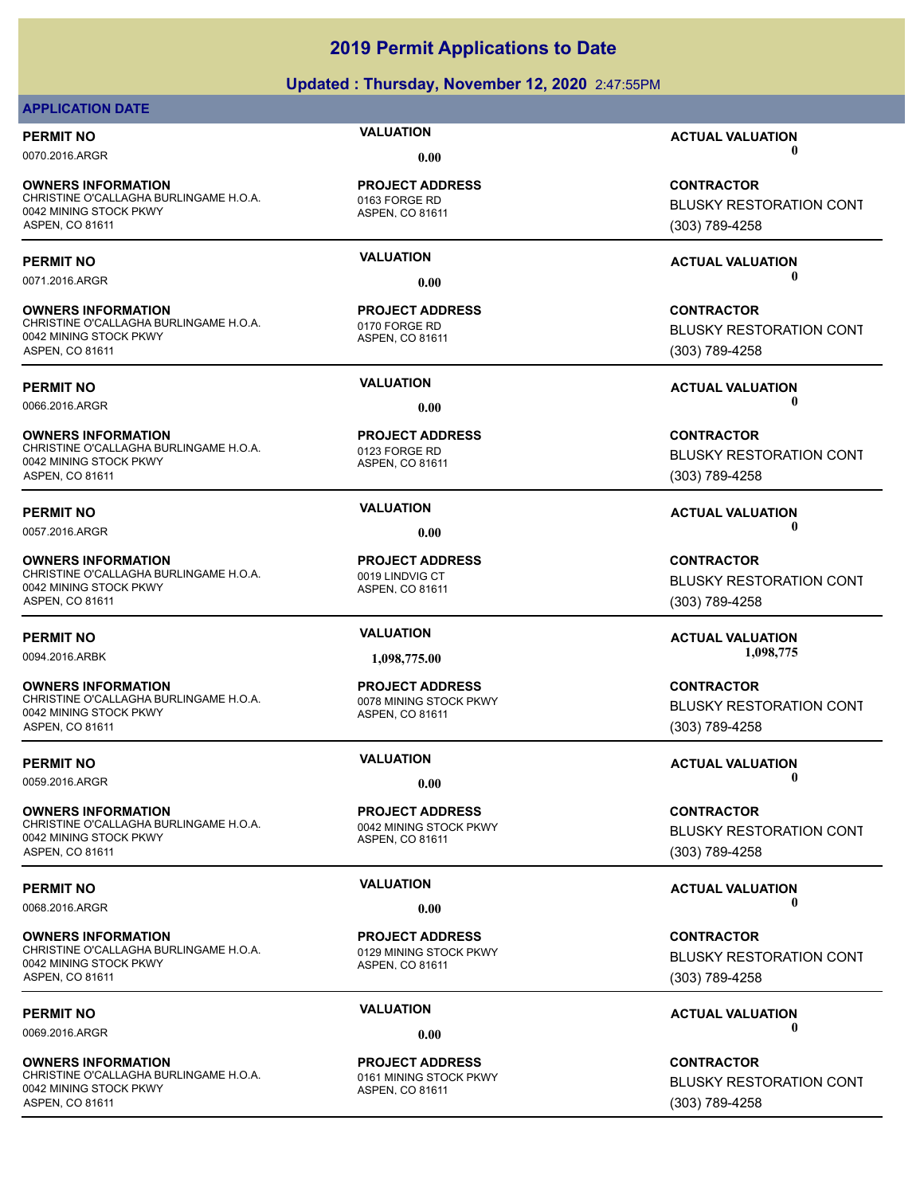# 2019 Permit Applications to Date

## Updated : Thursday, November 12, 2020 2:47:55PM

### APPLICATION DATE

**PERMIT NO** 0070.2016.ARGR
**VALUATION** 0.00
**ACTUAL VALUATION** 0

**OWNERS INFORMATION**
CHRISTINE O'CALLAGHA BURLINGAME H.O.A.
0042 MINING STOCK PKWY
ASPEN, CO 81611

**PROJECT ADDRESS**
0163 FORGE RD
ASPEN, CO 81611

**CONTRACTOR**
BLUSKY RESTORATION CONT
(303) 789-4258

---

**PERMIT NO** 0071.2016.ARGR
**VALUATION** 0.00
**ACTUAL VALUATION** 0

**OWNERS INFORMATION**
CHRISTINE O'CALLAGHA BURLINGAME H.O.A.
0042 MINING STOCK PKWY
ASPEN, CO 81611

**PROJECT ADDRESS**
0170 FORGE RD
ASPEN, CO 81611

**CONTRACTOR**
BLUSKY RESTORATION CONT
(303) 789-4258

---

**PERMIT NO** 0066.2016.ARGR
**VALUATION** 0.00
**ACTUAL VALUATION** 0

**OWNERS INFORMATION**
CHRISTINE O'CALLAGHA BURLINGAME H.O.A.
0042 MINING STOCK PKWY
ASPEN, CO 81611

**PROJECT ADDRESS**
0123 FORGE RD
ASPEN, CO 81611

**CONTRACTOR**
BLUSKY RESTORATION CONT
(303) 789-4258

---

**PERMIT NO** 0057.2016.ARGR
**VALUATION** 0.00
**ACTUAL VALUATION** 0

**OWNERS INFORMATION**
CHRISTINE O'CALLAGHA BURLINGAME H.O.A.
0042 MINING STOCK PKWY
ASPEN, CO 81611

**PROJECT ADDRESS**
0019 LINDVIG CT
ASPEN, CO 81611

**CONTRACTOR**
BLUSKY RESTORATION CONT
(303) 789-4258

---

**PERMIT NO** 0094.2016.ARBK
**VALUATION** 1,098,775.00
**ACTUAL VALUATION** 1,098,775

**OWNERS INFORMATION**
CHRISTINE O'CALLAGHA BURLINGAME H.O.A.
0042 MINING STOCK PKWY
ASPEN, CO 81611

**PROJECT ADDRESS**
0078 MINING STOCK PKWY
ASPEN, CO 81611

**CONTRACTOR**
BLUSKY RESTORATION CONT
(303) 789-4258

---

**PERMIT NO** 0059.2016.ARGR
**VALUATION** 0.00
**ACTUAL VALUATION** 0

**OWNERS INFORMATION**
CHRISTINE O'CALLAGHA BURLINGAME H.O.A.
0042 MINING STOCK PKWY
ASPEN, CO 81611

**PROJECT ADDRESS**
0042 MINING STOCK PKWY
ASPEN, CO 81611

**CONTRACTOR**
BLUSKY RESTORATION CONT
(303) 789-4258

---

**PERMIT NO** 0068.2016.ARGR
**VALUATION** 0.00
**ACTUAL VALUATION** 0

**OWNERS INFORMATION**
CHRISTINE O'CALLAGHA BURLINGAME H.O.A.
0042 MINING STOCK PKWY
ASPEN, CO 81611

**PROJECT ADDRESS**
0129 MINING STOCK PKWY
ASPEN, CO 81611

**CONTRACTOR**
BLUSKY RESTORATION CONT
(303) 789-4258

---

**PERMIT NO** 0069.2016.ARGR
**VALUATION** 0.00
**ACTUAL VALUATION** 0

**OWNERS INFORMATION**
CHRISTINE O'CALLAGHA BURLINGAME H.O.A.
0042 MINING STOCK PKWY
ASPEN, CO 81611

**PROJECT ADDRESS**
0161 MINING STOCK PKWY
ASPEN, CO 81611

**CONTRACTOR**
BLUSKY RESTORATION CONT
(303) 789-4258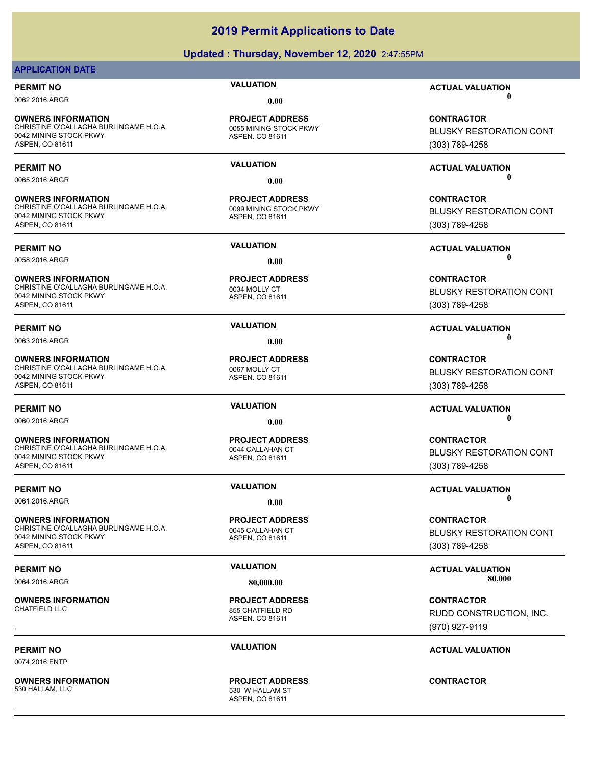# 2019 Permit Applications to Date

## Updated : Thursday, November 12, 2020 2:47:55PM

### APPLICATION DATE

**PERMIT NO** 0062.2016.ARGR
**VALUATION** 0.00
**ACTUAL VALUATION** 0

**OWNERS INFORMATION**
CHRISTINE O'CALLAGHA BURLINGAME H.O.A.
0042 MINING STOCK PKWY
ASPEN, CO 81611

**PROJECT ADDRESS**
0055 MINING STOCK PKWY
ASPEN, CO 81611

**CONTRACTOR**
BLUSKY RESTORATION CONT
(303) 789-4258

---

**PERMIT NO** 0065.2016.ARGR
**VALUATION** 0.00
**ACTUAL VALUATION** 0

**OWNERS INFORMATION**
CHRISTINE O'CALLAGHA BURLINGAME H.O.A.
0042 MINING STOCK PKWY
ASPEN, CO 81611

**PROJECT ADDRESS**
0099 MINING STOCK PKWY
ASPEN, CO 81611

**CONTRACTOR**
BLUSKY RESTORATION CONT
(303) 789-4258

---

**PERMIT NO** 0058.2016.ARGR
**VALUATION** 0.00
**ACTUAL VALUATION** 0

**OWNERS INFORMATION**
CHRISTINE O'CALLAGHA BURLINGAME H.O.A.
0042 MINING STOCK PKWY
ASPEN, CO 81611

**PROJECT ADDRESS**
0034 MOLLY CT
ASPEN, CO 81611

**CONTRACTOR**
BLUSKY RESTORATION CONT
(303) 789-4258

---

**PERMIT NO** 0063.2016.ARGR
**VALUATION** 0.00
**ACTUAL VALUATION** 0

**OWNERS INFORMATION**
CHRISTINE O'CALLAGHA BURLINGAME H.O.A.
0042 MINING STOCK PKWY
ASPEN, CO 81611

**PROJECT ADDRESS**
0067 MOLLY CT
ASPEN, CO 81611

**CONTRACTOR**
BLUSKY RESTORATION CONT
(303) 789-4258

---

**PERMIT NO** 0060.2016.ARGR
**VALUATION** 0.00
**ACTUAL VALUATION** 0

**OWNERS INFORMATION**
CHRISTINE O'CALLAGHA BURLINGAME H.O.A.
0042 MINING STOCK PKWY
ASPEN, CO 81611

**PROJECT ADDRESS**
0044 CALLAHAN CT
ASPEN, CO 81611

**CONTRACTOR**
BLUSKY RESTORATION CONT
(303) 789-4258

---

**PERMIT NO** 0061.2016.ARGR
**VALUATION** 0.00
**ACTUAL VALUATION** 0

**OWNERS INFORMATION**
CHRISTINE O'CALLAGHA BURLINGAME H.O.A.
0042 MINING STOCK PKWY
ASPEN, CO 81611

**PROJECT ADDRESS**
0045 CALLAHAN CT
ASPEN, CO 81611

**CONTRACTOR**
BLUSKY RESTORATION CONT
(303) 789-4258

---

**PERMIT NO** 0064.2016.ARGR
**VALUATION** 80,000.00
**ACTUAL VALUATION** 80,000

**OWNERS INFORMATION**
CHATFIELD LLC
,

**PROJECT ADDRESS**
855 CHATFIELD RD
ASPEN, CO 81611

**CONTRACTOR**
RUDD CONSTRUCTION, INC.
(970) 927-9119

---

**PERMIT NO** 0074.2016.ENTP
**VALUATION**
**ACTUAL VALUATION**

**OWNERS INFORMATION**
530 HALLAM, LLC
,

**PROJECT ADDRESS**
530 W HALLAM ST
ASPEN, CO 81611

**CONTRACTOR**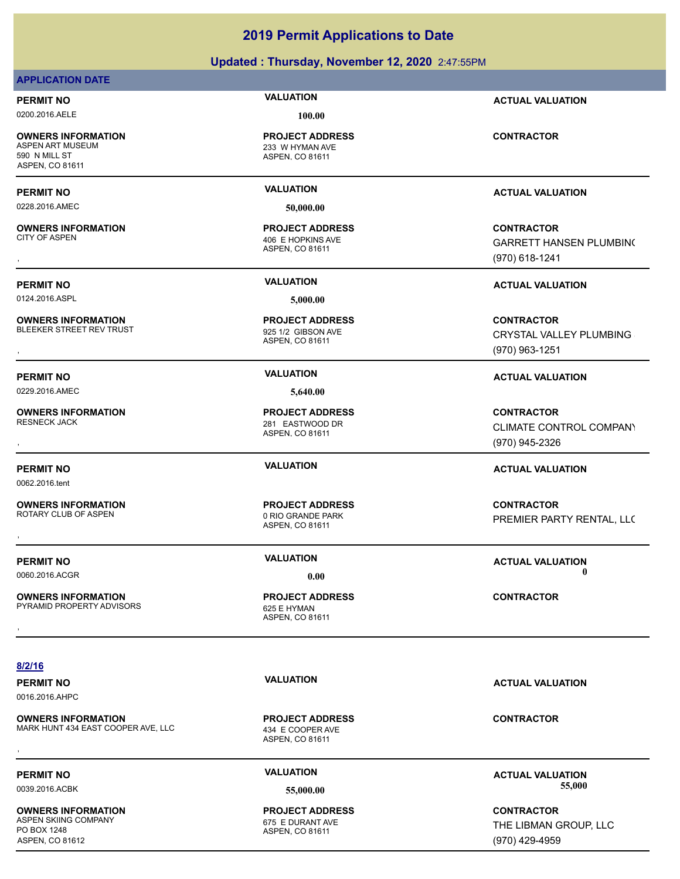# 2019 Permit Applications to Date

## Updated : Thursday, November 12, 2020 2:47:55PM

### APPLICATION DATE

**PERMIT NO** 0200.2016.AELE
**VALUATION** 100.00
**ACTUAL VALUATION**

**OWNERS INFORMATION**
ASPEN ART MUSEUM
590 N MILL ST
ASPEN, CO 81611

**PROJECT ADDRESS**
233 W HYMAN AVE
ASPEN, CO 81611

**CONTRACTOR**

---

**PERMIT NO** 0228.2016.AMEC
**VALUATION** 50,000.00
**ACTUAL VALUATION**

**OWNERS INFORMATION**
CITY OF ASPEN
,

**PROJECT ADDRESS**
406 E HOPKINS AVE
ASPEN, CO 81611

**CONTRACTOR**
GARRETT HANSEN PLUMBING
(970) 618-1241

---

**PERMIT NO** 0124.2016.ASPL
**VALUATION** 5,000.00
**ACTUAL VALUATION**

**OWNERS INFORMATION**
BLEEKER STREET REV TRUST
,

**PROJECT ADDRESS**
925 1/2 GIBSON AVE
ASPEN, CO 81611

**CONTRACTOR**
CRYSTAL VALLEY PLUMBING
(970) 963-1251

---

**PERMIT NO** 0229.2016.AMEC
**VALUATION** 5,640.00
**ACTUAL VALUATION**

**OWNERS INFORMATION**
RESNECK JACK
,

**PROJECT ADDRESS**
281 EASTWOOD DR
ASPEN, CO 81611

**CONTRACTOR**
CLIMATE CONTROL COMPANY
(970) 945-2326

---

**PERMIT NO** 0062.2016.tent
**VALUATION**
**ACTUAL VALUATION**

**OWNERS INFORMATION**
ROTARY CLUB OF ASPEN
,

**PROJECT ADDRESS**
0 RIO GRANDE PARK
ASPEN, CO 81611

**CONTRACTOR**
PREMIER PARTY RENTAL, LLC

---

**PERMIT NO** 0060.2016.ACGR
**VALUATION** 0.00
**ACTUAL VALUATION** 0

**OWNERS INFORMATION**
PYRAMID PROPERTY ADVISORS
,

**PROJECT ADDRESS**
625 E HYMAN
ASPEN, CO 81611

**CONTRACTOR**

---

### 8/2/16

**PERMIT NO** 0016.2016.AHPC
**VALUATION**
**ACTUAL VALUATION**

**OWNERS INFORMATION**
MARK HUNT 434 EAST COOPER AVE, LLC
,

**PROJECT ADDRESS**
434 E COOPER AVE
ASPEN, CO 81611

**CONTRACTOR**

---

**PERMIT NO** 0039.2016.ACBK
**VALUATION** 55,000.00
**ACTUAL VALUATION** 55,000

**OWNERS INFORMATION**
ASPEN SKIING COMPANY
PO BOX 1248
ASPEN, CO 81612

**PROJECT ADDRESS**
675 E DURANT AVE
ASPEN, CO 81611

**CONTRACTOR**
THE LIBMAN GROUP, LLC
(970) 429-4959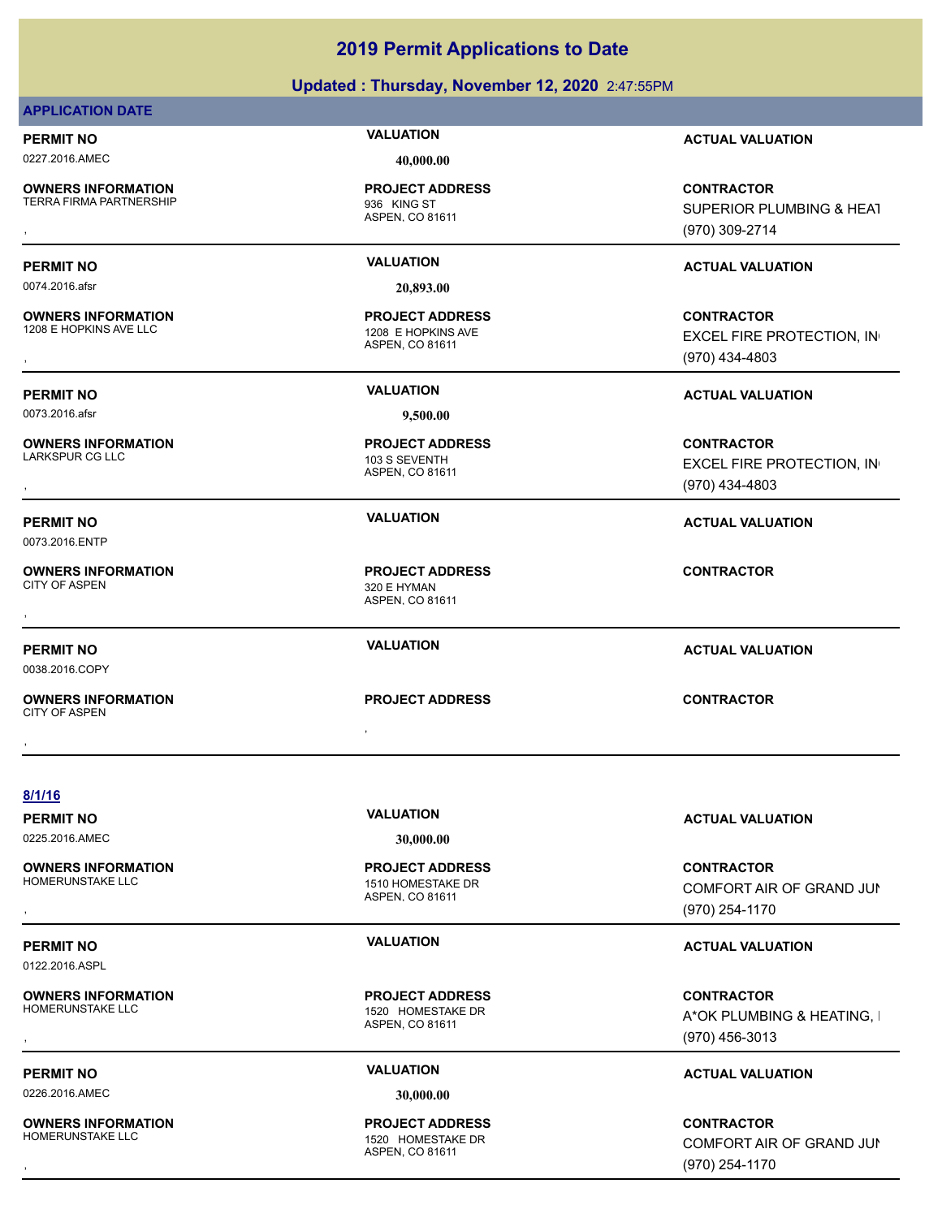# 2019 Permit Applications to Date

## Updated : Thursday, November 12, 2020 2:47:55PM

**APPLICATION DATE**

| PERMIT NO | VALUATION | ACTUAL VALUATION |
|---|---|---|
| 0227.2016.AMEC | 40,000.00 | |
| **OWNERS INFORMATION** | **PROJECT ADDRESS** | **CONTRACTOR** |
| TERRA FIRMA PARTNERSHIP<br>, | 936 KING ST<br>ASPEN, CO 81611 | SUPERIOR PLUMBING & HEAT<br>(970) 309-2714 |

| PERMIT NO | VALUATION | ACTUAL VALUATION |
|---|---|---|
| 0074.2016.afsr | 20,893.00 | |
| **OWNERS INFORMATION** | **PROJECT ADDRESS** | **CONTRACTOR** |
| 1208 E HOPKINS AVE LLC<br>, | 1208 E HOPKINS AVE<br>ASPEN, CO 81611 | EXCEL FIRE PROTECTION, IN<br>(970) 434-4803 |

| PERMIT NO | VALUATION | ACTUAL VALUATION |
|---|---|---|
| 0073.2016.afsr | 9,500.00 | |
| **OWNERS INFORMATION** | **PROJECT ADDRESS** | **CONTRACTOR** |
| LARKSPUR CG LLC<br>, | 103 S SEVENTH<br>ASPEN, CO 81611 | EXCEL FIRE PROTECTION, IN<br>(970) 434-4803 |

| PERMIT NO | VALUATION | ACTUAL VALUATION |
|---|---|---|
| 0073.2016.ENTP | | |
| **OWNERS INFORMATION** | **PROJECT ADDRESS** | **CONTRACTOR** |
| CITY OF ASPEN<br>, | 320 E HYMAN<br>ASPEN, CO 81611 | |

| PERMIT NO | VALUATION | ACTUAL VALUATION |
|---|---|---|
| 0038.2016.COPY | | |
| **OWNERS INFORMATION** | **PROJECT ADDRESS** | **CONTRACTOR** |
| CITY OF ASPEN<br>, | , | |

**8/1/16**

| PERMIT NO | VALUATION | ACTUAL VALUATION |
|---|---|---|
| 0225.2016.AMEC | 30,000.00 | |
| **OWNERS INFORMATION** | **PROJECT ADDRESS** | **CONTRACTOR** |
| HOMERUNSTAKE LLC<br>, | 1510 HOMESTAKE DR<br>ASPEN, CO 81611 | COMFORT AIR OF GRAND JU<br>(970) 254-1170 |

| PERMIT NO | VALUATION | ACTUAL VALUATION |
|---|---|---|
| 0122.2016.ASPL | | |
| **OWNERS INFORMATION** | **PROJECT ADDRESS** | **CONTRACTOR** |
| HOMERUNSTAKE LLC<br>, | 1520 HOMESTAKE DR<br>ASPEN, CO 81611 | A*OK PLUMBING & HEATING, I<br>(970) 456-3013 |

| PERMIT NO | VALUATION | ACTUAL VALUATION |
|---|---|---|
| 0226.2016.AMEC | 30,000.00 | |
| **OWNERS INFORMATION** | **PROJECT ADDRESS** | **CONTRACTOR** |
| HOMERUNSTAKE LLC<br>, | 1520 HOMESTAKE DR<br>ASPEN, CO 81611 | COMFORT AIR OF GRAND JU<br>(970) 254-1170 |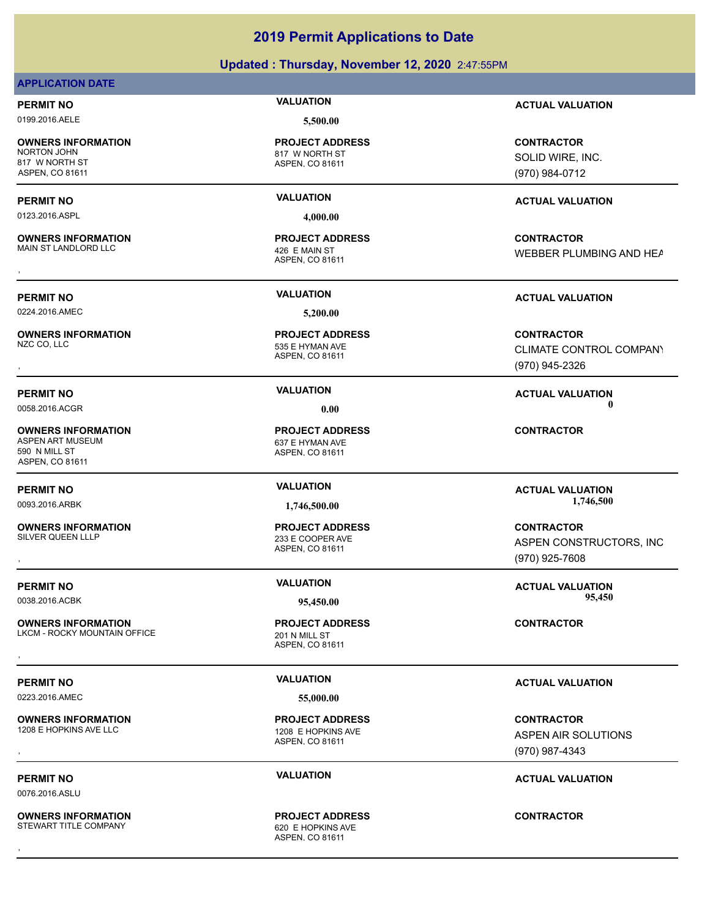# 2019 Permit Applications to Date

## Updated : Thursday, November 12, 2020 2:47:55PM

### APPLICATION DATE

**PERMIT NO** 0199.2016.AELE | **VALUATION** 5,500.00 | **ACTUAL VALUATION**

**OWNERS INFORMATION**
NORTON JOHN
817 W NORTH ST
ASPEN, CO 81611

**PROJECT ADDRESS**
817 W NORTH ST
ASPEN, CO 81611

**CONTRACTOR**
SOLID WIRE, INC.
(970) 984-0712

---

**PERMIT NO** 0123.2016.ASPL | **VALUATION** 4,000.00 | **ACTUAL VALUATION**

**OWNERS INFORMATION**
MAIN ST LANDLORD LLC
,

**PROJECT ADDRESS**
426 E MAIN ST
ASPEN, CO 81611

**CONTRACTOR**
WEBBER PLUMBING AND HEA

---

**PERMIT NO** 0224.2016.AMEC | **VALUATION** 5,200.00 | **ACTUAL VALUATION**

**OWNERS INFORMATION**
NZC CO, LLC
,

**PROJECT ADDRESS**
535 E HYMAN AVE
ASPEN, CO 81611

**CONTRACTOR**
CLIMATE CONTROL COMPANY
(970) 945-2326

---

**PERMIT NO** 0058.2016.ACGR | **VALUATION** 0.00 | **ACTUAL VALUATION** 0

**OWNERS INFORMATION**
ASPEN ART MUSEUM
590 N MILL ST
ASPEN, CO 81611

**PROJECT ADDRESS**
637 E HYMAN AVE
ASPEN, CO 81611

**CONTRACTOR**

---

**PERMIT NO** 0093.2016.ARBK | **VALUATION** 1,746,500.00 | **ACTUAL VALUATION** 1,746,500

**OWNERS INFORMATION**
SILVER QUEEN LLLP
,

**PROJECT ADDRESS**
233 E COOPER AVE
ASPEN, CO 81611

**CONTRACTOR**
ASPEN CONSTRUCTORS, INC
(970) 925-7608

---

**PERMIT NO** 0038.2016.ACBK | **VALUATION** 95,450.00 | **ACTUAL VALUATION** 95,450

**OWNERS INFORMATION**
LKCM - ROCKY MOUNTAIN OFFICE
,

**PROJECT ADDRESS**
201 N MILL ST
ASPEN, CO 81611

**CONTRACTOR**

---

**PERMIT NO** 0223.2016.AMEC | **VALUATION** 55,000.00 | **ACTUAL VALUATION**

**OWNERS INFORMATION**
1208 E HOPKINS AVE LLC
,

**PROJECT ADDRESS**
1208 E HOPKINS AVE
ASPEN, CO 81611

**CONTRACTOR**
ASPEN AIR SOLUTIONS
(970) 987-4343

---

**PERMIT NO** 0076.2016.ASLU | **VALUATION** | **ACTUAL VALUATION**

**OWNERS INFORMATION**
STEWART TITLE COMPANY
,

**PROJECT ADDRESS**
620 E HOPKINS AVE
ASPEN, CO 81611

**CONTRACTOR**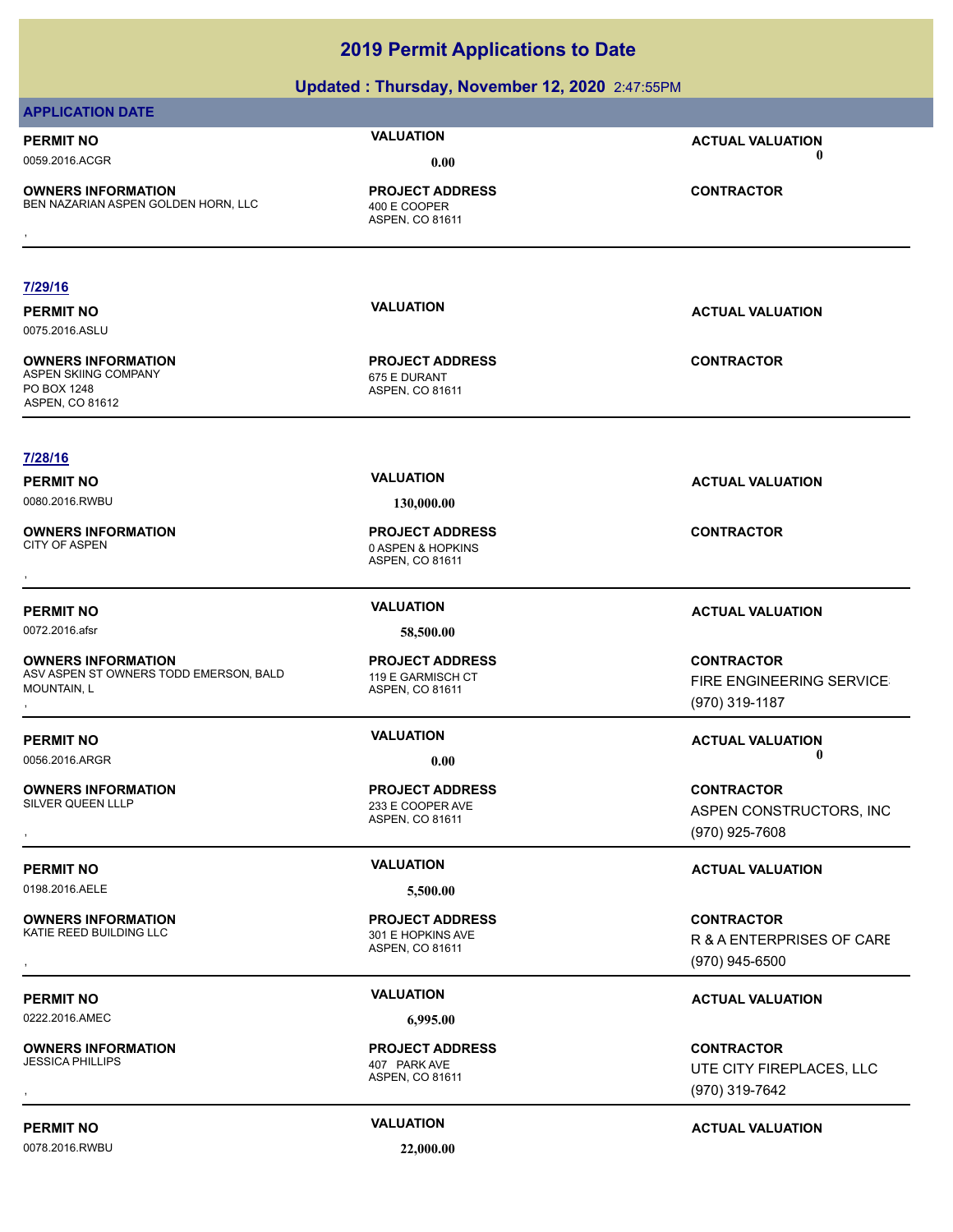# 2019 Permit Applications to Date

## Updated : Thursday, November 12, 2020 2:47:55PM

### APPLICATION DATE

**PERMIT NO**
0059.2016.ACGR

**VALUATION**
0.00

**ACTUAL VALUATION**
0

**OWNERS INFORMATION**
BEN NAZARIAN ASPEN GOLDEN HORN, LLC
,

**PROJECT ADDRESS**
400 E COOPER
ASPEN, CO 81611

**CONTRACTOR**

---

**7/29/16**

**PERMIT NO**
0075.2016.ASLU

**VALUATION**

**ACTUAL VALUATION**

**OWNERS INFORMATION**
ASPEN SKIING COMPANY
PO BOX 1248
ASPEN, CO 81612

**PROJECT ADDRESS**
675 E DURANT
ASPEN, CO 81611

**CONTRACTOR**

---

**7/28/16**

**PERMIT NO**
0080.2016.RWBU

**VALUATION**
130,000.00

**ACTUAL VALUATION**

**OWNERS INFORMATION**
CITY OF ASPEN
,

**PROJECT ADDRESS**
0 ASPEN & HOPKINS
ASPEN, CO 81611

**CONTRACTOR**

---

**PERMIT NO**
0072.2016.afsr

**VALUATION**
58,500.00

**ACTUAL VALUATION**

**OWNERS INFORMATION**
ASV ASPEN ST OWNERS TODD EMERSON, BALD MOUNTAIN, L
,

**PROJECT ADDRESS**
119 E GARMISCH CT
ASPEN, CO 81611

**CONTRACTOR**
FIRE ENGINEERING SERVICE
(970) 319-1187

---

**PERMIT NO**
0056.2016.ARGR

**VALUATION**
0.00

**ACTUAL VALUATION**
0

**OWNERS INFORMATION**
SILVER QUEEN LLLP
,

**PROJECT ADDRESS**
233 E COOPER AVE
ASPEN, CO 81611

**CONTRACTOR**
ASPEN CONSTRUCTORS, INC
(970) 925-7608

---

**PERMIT NO**
0198.2016.AELE

**VALUATION**
5,500.00

**ACTUAL VALUATION**

**OWNERS INFORMATION**
KATIE REED BUILDING LLC
,

**PROJECT ADDRESS**
301 E HOPKINS AVE
ASPEN, CO 81611

**CONTRACTOR**
R & A ENTERPRISES OF CARE
(970) 945-6500

---

**PERMIT NO**
0222.2016.AMEC

**VALUATION**
6,995.00

**ACTUAL VALUATION**

**OWNERS INFORMATION**
JESSICA PHILLIPS
,

**PROJECT ADDRESS**
407 PARK AVE
ASPEN, CO 81611

**CONTRACTOR**
UTE CITY FIREPLACES, LLC
(970) 319-7642

---

**PERMIT NO**
0078.2016.RWBU

**VALUATION**
22,000.00

**ACTUAL VALUATION**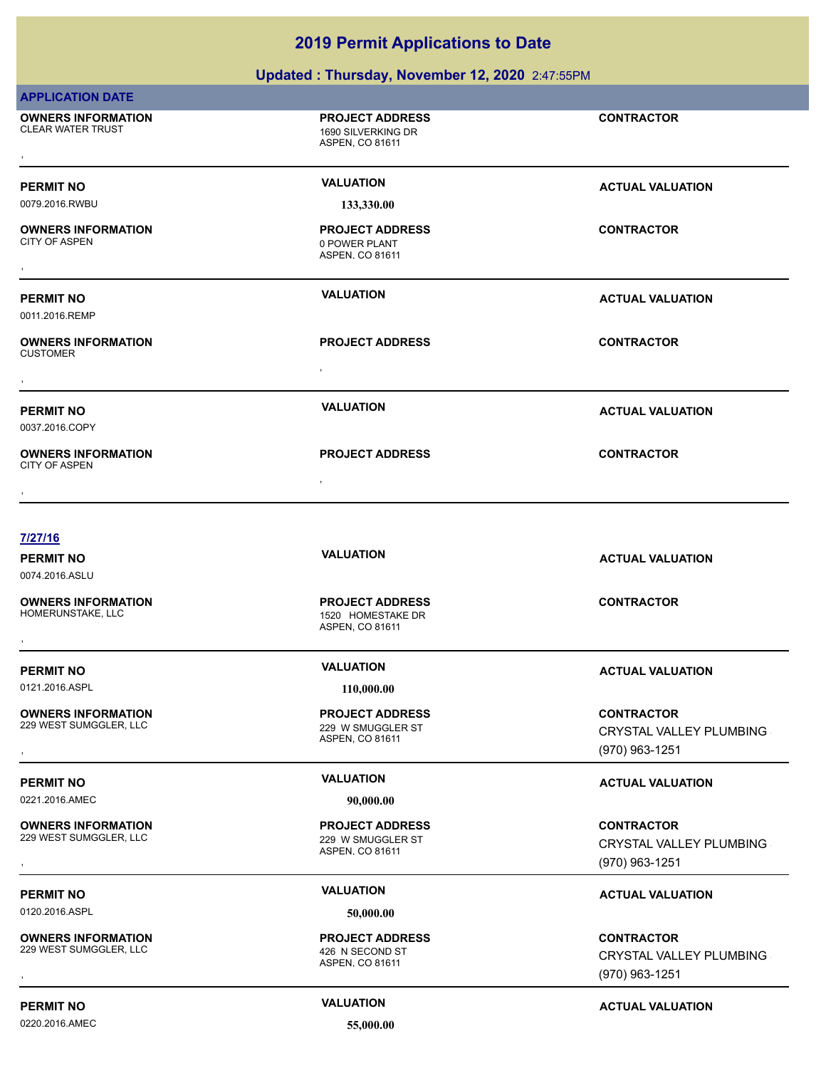# 2019 Permit Applications to Date

## Updated : Thursday, November 12, 2020 2:47:55PM

**APPLICATION DATE**

**OWNERS INFORMATION**
CLEAR WATER TRUST
,

**PROJECT ADDRESS**
1690 SILVERKING DR
ASPEN, CO 81611

**CONTRACTOR**

---

**PERMIT NO** 0079.2016.RWBU | **VALUATION** 133,330.00 | **ACTUAL VALUATION**

**OWNERS INFORMATION**
CITY OF ASPEN
,

**PROJECT ADDRESS**
0 POWER PLANT
ASPEN, CO 81611

**CONTRACTOR**

---

**PERMIT NO** 0011.2016.REMP | **VALUATION** | **ACTUAL VALUATION**

**OWNERS INFORMATION**
CUSTOMER
,

**PROJECT ADDRESS**
,

**CONTRACTOR**

---

**PERMIT NO** 0037.2016.COPY | **VALUATION** | **ACTUAL VALUATION**

**OWNERS INFORMATION**
CITY OF ASPEN
,

**PROJECT ADDRESS**
,

**CONTRACTOR**

---

**7/27/16**

**PERMIT NO** 0074.2016.ASLU | **VALUATION** | **ACTUAL VALUATION**

**OWNERS INFORMATION**
HOMERUNSTAKE, LLC
,

**PROJECT ADDRESS**
1520 HOMESTAKE DR
ASPEN, CO 81611

**CONTRACTOR**

---

**PERMIT NO** 0121.2016.ASPL | **VALUATION** 110,000.00 | **ACTUAL VALUATION**

**OWNERS INFORMATION**
229 WEST SUMGGLER, LLC
,

**PROJECT ADDRESS**
229 W SMUGGLER ST
ASPEN, CO 81611

**CONTRACTOR**
CRYSTAL VALLEY PLUMBING
(970) 963-1251

---

**PERMIT NO** 0221.2016.AMEC | **VALUATION** 90,000.00 | **ACTUAL VALUATION**

**OWNERS INFORMATION**
229 WEST SUMGGLER, LLC
,

**PROJECT ADDRESS**
229 W SMUGGLER ST
ASPEN, CO 81611

**CONTRACTOR**
CRYSTAL VALLEY PLUMBING
(970) 963-1251

---

**PERMIT NO** 0120.2016.ASPL | **VALUATION** 50,000.00 | **ACTUAL VALUATION**

**OWNERS INFORMATION**
229 WEST SUMGGLER, LLC
,

**PROJECT ADDRESS**
426 N SECOND ST
ASPEN, CO 81611

**CONTRACTOR**
CRYSTAL VALLEY PLUMBING
(970) 963-1251

---

**PERMIT NO** 0220.2016.AMEC | **VALUATION** 55,000.00 | **ACTUAL VALUATION**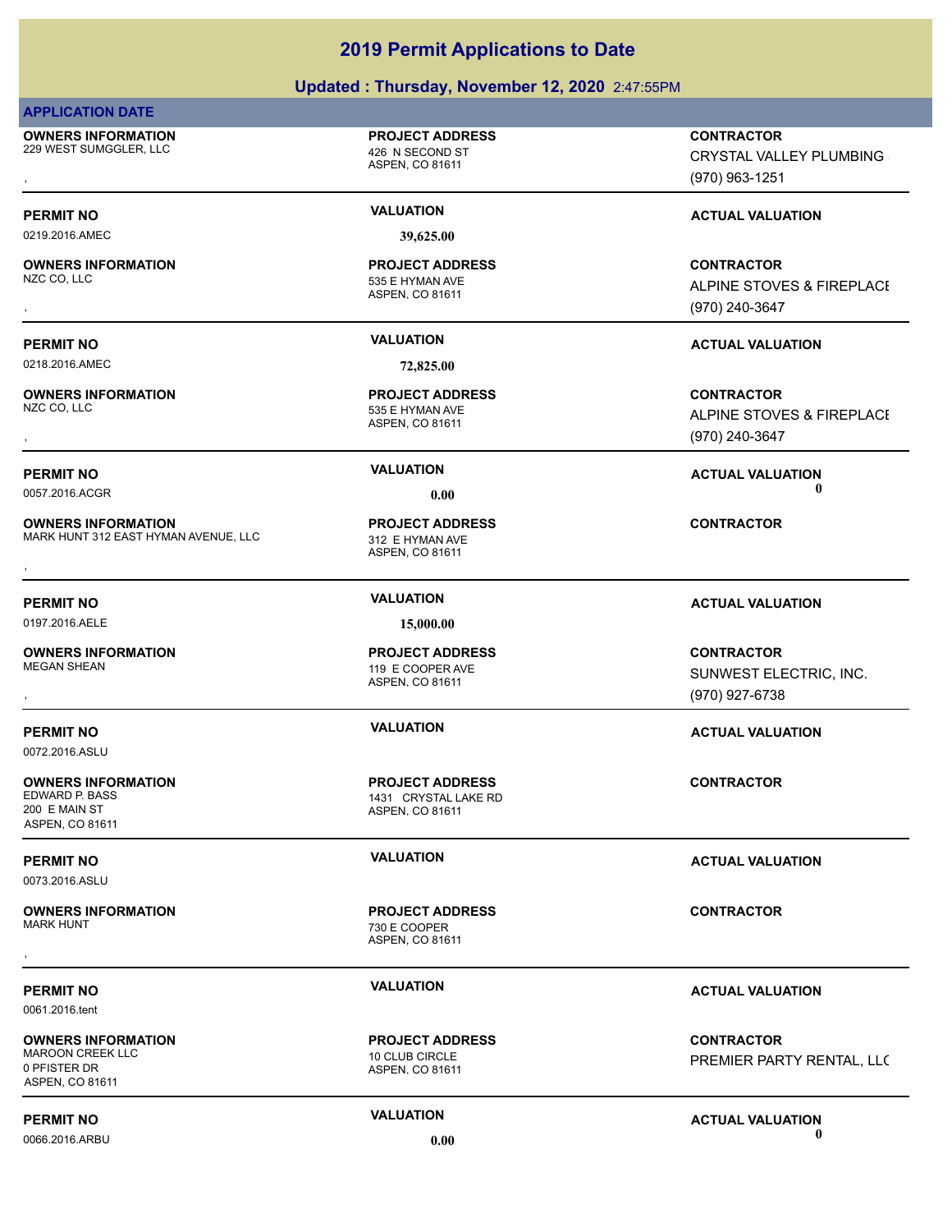# 2019 Permit Applications to Date

## Updated : Thursday, November 12, 2020 2:47:55PM

**APPLICATION DATE**

**OWNERS INFORMATION**
229 WEST SUMGGLER, LLC
,

**PROJECT ADDRESS**
426 N SECOND ST
ASPEN, CO 81611

**CONTRACTOR**
CRYSTAL VALLEY PLUMBING
(970) 963-1251

**PERMIT NO** 0219.2016.AMEC
**VALUATION** 39,625.00
**ACTUAL VALUATION**

---

**OWNERS INFORMATION**
NZC CO, LLC
,

**PROJECT ADDRESS**
535 E HYMAN AVE
ASPEN, CO 81611

**CONTRACTOR**
ALPINE STOVES & FIREPLACE
(970) 240-3647

**PERMIT NO** 0218.2016.AMEC
**VALUATION** 72,825.00
**ACTUAL VALUATION**

---

**OWNERS INFORMATION**
NZC CO, LLC
,

**PROJECT ADDRESS**
535 E HYMAN AVE
ASPEN, CO 81611

**CONTRACTOR**
ALPINE STOVES & FIREPLACE
(970) 240-3647

**PERMIT NO** 0057.2016.ACGR
**VALUATION** 0.00
**ACTUAL VALUATION** 0

---

**OWNERS INFORMATION**
MARK HUNT 312 EAST HYMAN AVENUE, LLC
,

**PROJECT ADDRESS**
312 E HYMAN AVE
ASPEN, CO 81611

**CONTRACTOR**

**PERMIT NO** 0197.2016.AELE
**VALUATION** 15,000.00
**ACTUAL VALUATION**

---

**OWNERS INFORMATION**
MEGAN SHEAN
,

**PROJECT ADDRESS**
119 E COOPER AVE
ASPEN, CO 81611

**CONTRACTOR**
SUNWEST ELECTRIC, INC.
(970) 927-6738

**PERMIT NO** 0072.2016.ASLU
**VALUATION**
**ACTUAL VALUATION**

---

**OWNERS INFORMATION**
EDWARD P. BASS
200 E MAIN ST
ASPEN, CO 81611

**PROJECT ADDRESS**
1431 CRYSTAL LAKE RD
ASPEN, CO 81611

**CONTRACTOR**

**PERMIT NO** 0073.2016.ASLU
**VALUATION**
**ACTUAL VALUATION**

---

**OWNERS INFORMATION**
MARK HUNT
,

**PROJECT ADDRESS**
730 E COOPER
ASPEN, CO 81611

**CONTRACTOR**

**PERMIT NO** 0061.2016.tent
**VALUATION**
**ACTUAL VALUATION**

---

**OWNERS INFORMATION**
MAROON CREEK LLC
0 PFISTER DR
ASPEN, CO 81611

**PROJECT ADDRESS**
10 CLUB CIRCLE
ASPEN, CO 81611

**CONTRACTOR**
PREMIER PARTY RENTAL, LLC

**PERMIT NO** 0066.2016.ARBU
**VALUATION** 0.00
**ACTUAL VALUATION** 0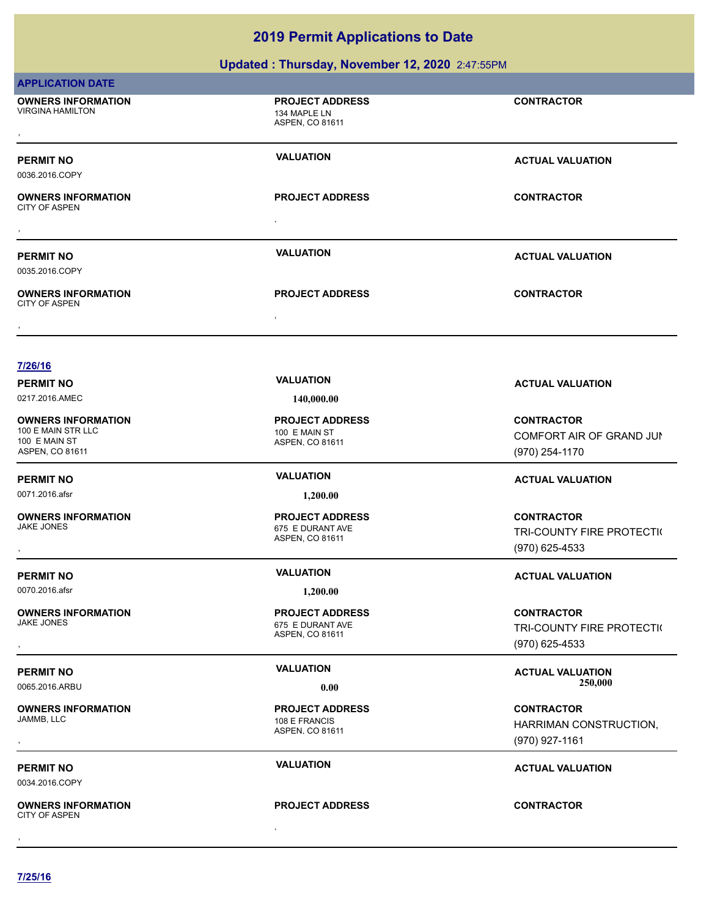# 2019 Permit Applications to Date

## Updated : Thursday, November 12, 2020 2:47:55PM

**APPLICATION DATE**

**OWNERS INFORMATION**
VIRGINA HAMILTON
,

**PROJECT ADDRESS**
134 MAPLE LN
ASPEN, CO 81611

**CONTRACTOR**

---

**PERMIT NO**
0036.2016.COPY

**VALUATION**

**ACTUAL VALUATION**

**OWNERS INFORMATION**
CITY OF ASPEN
,

**PROJECT ADDRESS**
,

**CONTRACTOR**

---

**PERMIT NO**
0035.2016.COPY

**VALUATION**

**ACTUAL VALUATION**

**OWNERS INFORMATION**
CITY OF ASPEN
,

**PROJECT ADDRESS**
,

**CONTRACTOR**

---

**7/26/16**

**PERMIT NO**
0217.2016.AMEC

**VALUATION**
140,000.00

**ACTUAL VALUATION**

**OWNERS INFORMATION**
100 E MAIN STR LLC
100 E MAIN ST
ASPEN, CO 81611

**PROJECT ADDRESS**
100 E MAIN ST
ASPEN, CO 81611

**CONTRACTOR**
COMFORT AIR OF GRAND JUI
(970) 254-1170

---

**PERMIT NO**
0071.2016.afsr

**VALUATION**
1,200.00

**ACTUAL VALUATION**

**OWNERS INFORMATION**
JAKE JONES
,

**PROJECT ADDRESS**
675 E DURANT AVE
ASPEN, CO 81611

**CONTRACTOR**
TRI-COUNTY FIRE PROTECTI(
(970) 625-4533

---

**PERMIT NO**
0070.2016.afsr

**VALUATION**
1,200.00

**ACTUAL VALUATION**

**OWNERS INFORMATION**
JAKE JONES
,

**PROJECT ADDRESS**
675 E DURANT AVE
ASPEN, CO 81611

**CONTRACTOR**
TRI-COUNTY FIRE PROTECTI(
(970) 625-4533

---

**PERMIT NO**
0065.2016.ARBU

**VALUATION**
0.00

**ACTUAL VALUATION**
250,000

**OWNERS INFORMATION**
JAMMB, LLC
,

**PROJECT ADDRESS**
108 E FRANCIS
ASPEN, CO 81611

**CONTRACTOR**
HARRIMAN CONSTRUCTION,
(970) 927-1161

---

**PERMIT NO**
0034.2016.COPY

**VALUATION**

**ACTUAL VALUATION**

**OWNERS INFORMATION**
CITY OF ASPEN
,

**PROJECT ADDRESS**
,

**CONTRACTOR**

---

**7/25/16**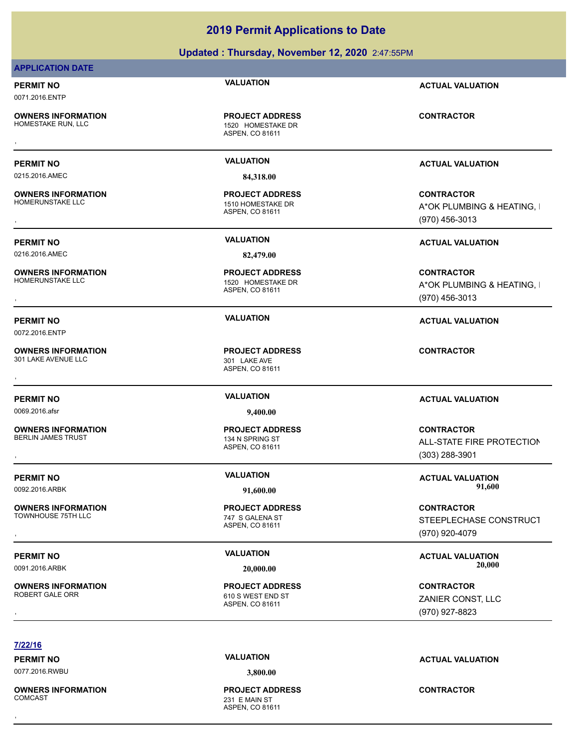# 2019 Permit Applications to Date

## Updated : Thursday, November 12, 2020 2:47:55PM

**APPLICATION DATE**

**PERMIT NO** 0071.2016.ENTP
**VALUATION**
**ACTUAL VALUATION**
**OWNERS INFORMATION** HOMESTAKE RUN, LLC
,
**PROJECT ADDRESS** 1520 HOMESTAKE DR ASPEN, CO 81611
**CONTRACTOR**

---

**PERMIT NO** 0215.2016.AMEC
**VALUATION** 84,318.00
**ACTUAL VALUATION**
**OWNERS INFORMATION** HOMERUNSTAKE LLC
,
**PROJECT ADDRESS** 1510 HOMESTAKE DR ASPEN, CO 81611
**CONTRACTOR** A*OK PLUMBING & HEATING, I (970) 456-3013

---

**PERMIT NO** 0216.2016.AMEC
**VALUATION** 82,479.00
**ACTUAL VALUATION**
**OWNERS INFORMATION** HOMERUNSTAKE LLC
,
**PROJECT ADDRESS** 1520 HOMESTAKE DR ASPEN, CO 81611
**CONTRACTOR** A*OK PLUMBING & HEATING, I (970) 456-3013

---

**PERMIT NO** 0072.2016.ENTP
**VALUATION**
**ACTUAL VALUATION**
**OWNERS INFORMATION** 301 LAKE AVENUE LLC
,
**PROJECT ADDRESS** 301 LAKE AVE ASPEN, CO 81611
**CONTRACTOR**

---

**PERMIT NO** 0069.2016.afsr
**VALUATION** 9,400.00
**ACTUAL VALUATION**
**OWNERS INFORMATION** BERLIN JAMES TRUST
,
**PROJECT ADDRESS** 134 N SPRING ST ASPEN, CO 81611
**CONTRACTOR** ALL-STATE FIRE PROTECTION (303) 288-3901

---

**PERMIT NO** 0092.2016.ARBK
**VALUATION** 91,600.00
**ACTUAL VALUATION** 91,600
**OWNERS INFORMATION** TOWNHOUSE 75TH LLC
,
**PROJECT ADDRESS** 747 S GALENA ST ASPEN, CO 81611
**CONTRACTOR** STEEPLECHASE CONSTRUCT (970) 920-4079

---

**PERMIT NO** 0091.2016.ARBK
**VALUATION** 20,000.00
**ACTUAL VALUATION** 20,000
**OWNERS INFORMATION** ROBERT GALE ORR
,
**PROJECT ADDRESS** 610 S WEST END ST ASPEN, CO 81611
**CONTRACTOR** ZANIER CONST, LLC (970) 927-8823

---

**7/22/16**

**PERMIT NO** 0077.2016.RWBU
**VALUATION** 3,800.00
**ACTUAL VALUATION**
**OWNERS INFORMATION** COMCAST
,
**PROJECT ADDRESS** 231 E MAIN ST ASPEN, CO 81611
**CONTRACTOR**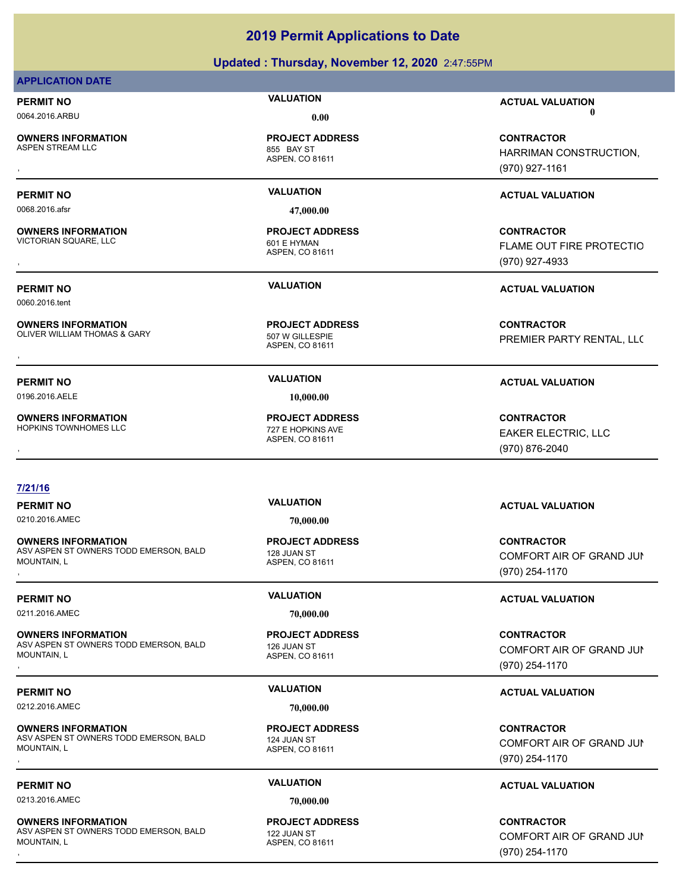# 2019 Permit Applications to Date

## Updated : Thursday, November 12, 2020 2:47:55PM

**APPLICATION DATE**

**PERMIT NO** 0064.2016.ARBU
**VALUATION** 0.00
**ACTUAL VALUATION** 0

**OWNERS INFORMATION** ASPEN STREAM LLC
,
**PROJECT ADDRESS** 855 BAY ST
ASPEN, CO 81611
**CONTRACTOR** HARRIMAN CONSTRUCTION,
(970) 927-1161

---

**PERMIT NO** 0068.2016.afsr
**VALUATION** 47,000.00
**ACTUAL VALUATION**

**OWNERS INFORMATION** VICTORIAN SQUARE, LLC
,
**PROJECT ADDRESS** 601 E HYMAN
ASPEN, CO 81611
**CONTRACTOR** FLAME OUT FIRE PROTECTIO
(970) 927-4933

---

**PERMIT NO** 0060.2016.tent
**VALUATION**
**ACTUAL VALUATION**

**OWNERS INFORMATION** OLIVER WILLIAM THOMAS & GARY
,
**PROJECT ADDRESS** 507 W GILLESPIE
ASPEN, CO 81611
**CONTRACTOR** PREMIER PARTY RENTAL, LLC

---

**PERMIT NO** 0196.2016.AELE
**VALUATION** 10,000.00
**ACTUAL VALUATION**

**OWNERS INFORMATION** HOPKINS TOWNHOMES LLC
,
**PROJECT ADDRESS** 727 E HOPKINS AVE
ASPEN, CO 81611
**CONTRACTOR** EAKER ELECTRIC, LLC
(970) 876-2040

---

**7/21/16**

**PERMIT NO** 0210.2016.AMEC
**VALUATION** 70,000.00
**ACTUAL VALUATION**

**OWNERS INFORMATION** ASV ASPEN ST OWNERS TODD EMERSON, BALD MOUNTAIN, L
,
**PROJECT ADDRESS** 128 JUAN ST
ASPEN, CO 81611
**CONTRACTOR** COMFORT AIR OF GRAND JUN
(970) 254-1170

---

**PERMIT NO** 0211.2016.AMEC
**VALUATION** 70,000.00
**ACTUAL VALUATION**

**OWNERS INFORMATION** ASV ASPEN ST OWNERS TODD EMERSON, BALD MOUNTAIN, L
,
**PROJECT ADDRESS** 126 JUAN ST
ASPEN, CO 81611
**CONTRACTOR** COMFORT AIR OF GRAND JUN
(970) 254-1170

---

**PERMIT NO** 0212.2016.AMEC
**VALUATION** 70,000.00
**ACTUAL VALUATION**

**OWNERS INFORMATION** ASV ASPEN ST OWNERS TODD EMERSON, BALD MOUNTAIN, L
,
**PROJECT ADDRESS** 124 JUAN ST
ASPEN, CO 81611
**CONTRACTOR** COMFORT AIR OF GRAND JUN
(970) 254-1170

---

**PERMIT NO** 0213.2016.AMEC
**VALUATION** 70,000.00
**ACTUAL VALUATION**

**OWNERS INFORMATION** ASV ASPEN ST OWNERS TODD EMERSON, BALD MOUNTAIN, L
,
**PROJECT ADDRESS** 122 JUAN ST
ASPEN, CO 81611
**CONTRACTOR** COMFORT AIR OF GRAND JUN
(970) 254-1170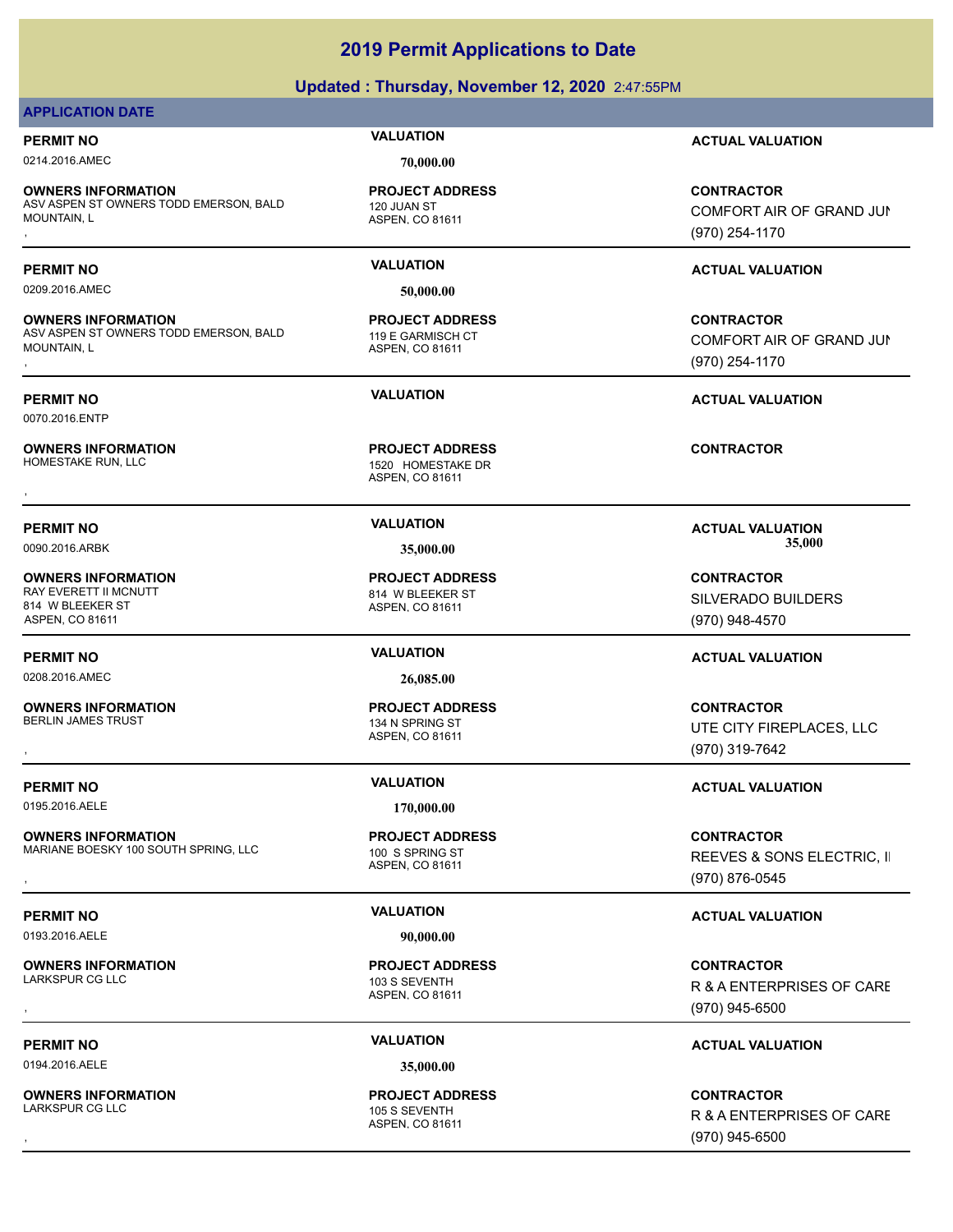# 2019 Permit Applications to Date

## Updated : Thursday, November 12, 2020 2:47:55PM

### APPLICATION DATE

**PERMIT NO** 0214.2016.AMEC
**VALUATION** 70,000.00
**ACTUAL VALUATION**

**OWNERS INFORMATION**
ASV ASPEN ST OWNERS TODD EMERSON, BALD MOUNTAIN, L
,

**PROJECT ADDRESS**
120 JUAN ST
ASPEN, CO 81611

**CONTRACTOR**
COMFORT AIR OF GRAND JUI
(970) 254-1170

---

**PERMIT NO** 0209.2016.AMEC
**VALUATION** 50,000.00
**ACTUAL VALUATION**

**OWNERS INFORMATION**
ASV ASPEN ST OWNERS TODD EMERSON, BALD MOUNTAIN, L
,

**PROJECT ADDRESS**
119 E GARMISCH CT
ASPEN, CO 81611

**CONTRACTOR**
COMFORT AIR OF GRAND JUI
(970) 254-1170

---

**PERMIT NO** 0070.2016.ENTP
**VALUATION**
**ACTUAL VALUATION**

**OWNERS INFORMATION**
HOMESTAKE RUN, LLC
,

**PROJECT ADDRESS**
1520 HOMESTAKE DR
ASPEN, CO 81611

**CONTRACTOR**

---

**PERMIT NO** 0090.2016.ARBK
**VALUATION** 35,000.00
**ACTUAL VALUATION** 35,000

**OWNERS INFORMATION**
RAY EVERETT II MCNUTT
814 W BLEEKER ST
ASPEN, CO 81611

**PROJECT ADDRESS**
814 W BLEEKER ST
ASPEN, CO 81611

**CONTRACTOR**
SILVERADO BUILDERS
(970) 948-4570

---

**PERMIT NO** 0208.2016.AMEC
**VALUATION** 26,085.00
**ACTUAL VALUATION**

**OWNERS INFORMATION**
BERLIN JAMES TRUST
,

**PROJECT ADDRESS**
134 N SPRING ST
ASPEN, CO 81611

**CONTRACTOR**
UTE CITY FIREPLACES, LLC
(970) 319-7642

---

**PERMIT NO** 0195.2016.AELE
**VALUATION** 170,000.00
**ACTUAL VALUATION**

**OWNERS INFORMATION**
MARIANE BOESKY 100 SOUTH SPRING, LLC
,

**PROJECT ADDRESS**
100 S SPRING ST
ASPEN, CO 81611

**CONTRACTOR**
REEVES & SONS ELECTRIC, I
(970) 876-0545

---

**PERMIT NO** 0193.2016.AELE
**VALUATION** 90,000.00
**ACTUAL VALUATION**

**OWNERS INFORMATION**
LARKSPUR CG LLC
,

**PROJECT ADDRESS**
103 S SEVENTH
ASPEN, CO 81611

**CONTRACTOR**
R & A ENTERPRISES OF CARE
(970) 945-6500

---

**PERMIT NO** 0194.2016.AELE
**VALUATION** 35,000.00
**ACTUAL VALUATION**

**OWNERS INFORMATION**
LARKSPUR CG LLC
,

**PROJECT ADDRESS**
105 S SEVENTH
ASPEN, CO 81611

**CONTRACTOR**
R & A ENTERPRISES OF CARE
(970) 945-6500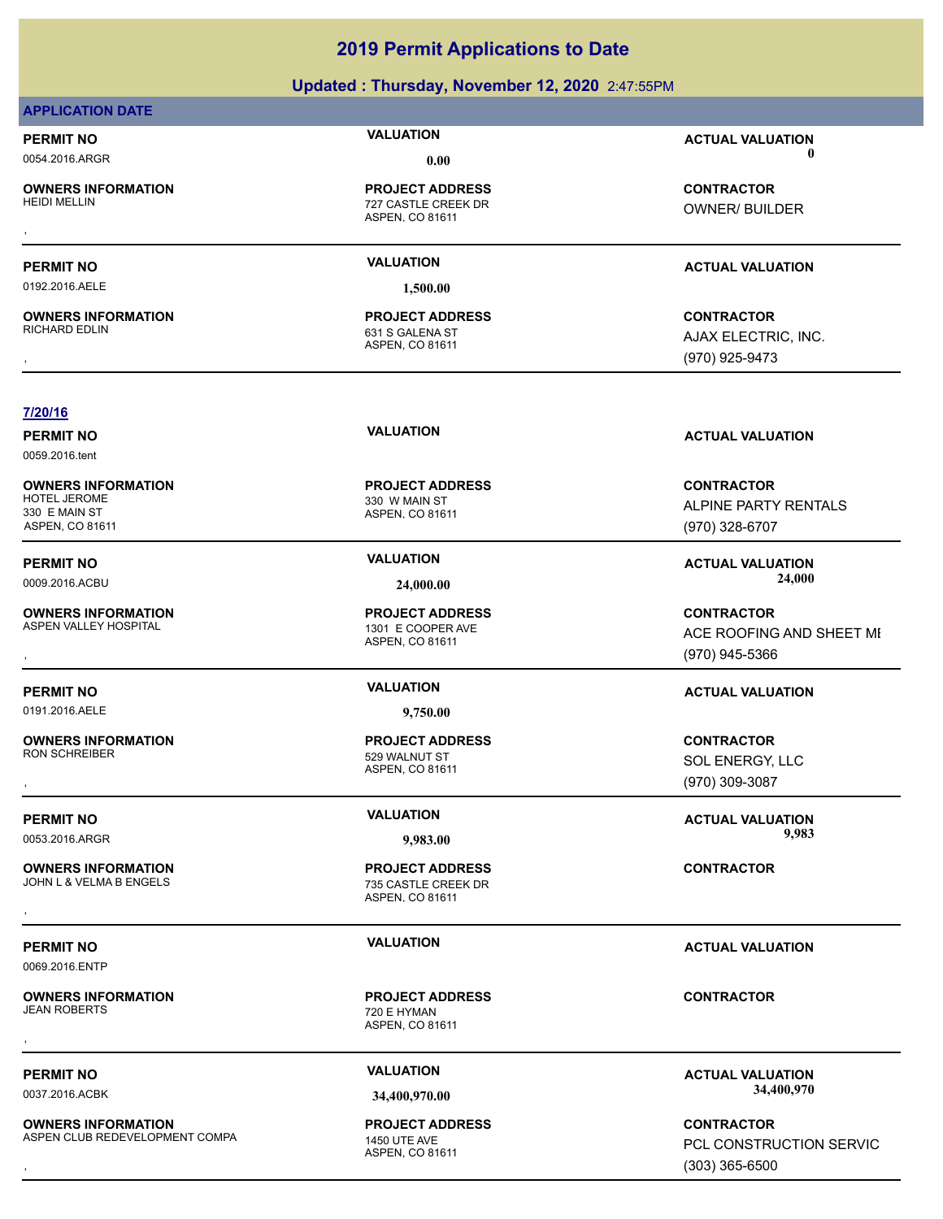# 2019 Permit Applications to Date

## Updated : Thursday, November 12, 2020 2:47:55PM

**APPLICATION DATE**

**PERMIT NO** 0054.2016.ARGR
**VALUATION** 0.00
**ACTUAL VALUATION** 0

**OWNERS INFORMATION**
HEIDI MELLIN
,

**PROJECT ADDRESS**
727 CASTLE CREEK DR
ASPEN, CO 81611

**CONTRACTOR**
OWNER/ BUILDER

---

**PERMIT NO** 0192.2016.AELE
**VALUATION** 1,500.00
**ACTUAL VALUATION**

**OWNERS INFORMATION**
RICHARD EDLIN
,

**PROJECT ADDRESS**
631 S GALENA ST
ASPEN, CO 81611

**CONTRACTOR**
AJAX ELECTRIC, INC.
(970) 925-9473

---

**7/20/16**

**PERMIT NO** 0059.2016.tent
**VALUATION**
**ACTUAL VALUATION**

**OWNERS INFORMATION**
HOTEL JEROME
330 E MAIN ST
ASPEN, CO 81611

**PROJECT ADDRESS**
330 W MAIN ST
ASPEN, CO 81611

**CONTRACTOR**
ALPINE PARTY RENTALS
(970) 328-6707

---

**PERMIT NO** 0009.2016.ACBU
**VALUATION** 24,000.00
**ACTUAL VALUATION** 24,000

**OWNERS INFORMATION**
ASPEN VALLEY HOSPITAL
,

**PROJECT ADDRESS**
1301 E COOPER AVE
ASPEN, CO 81611

**CONTRACTOR**
ACE ROOFING AND SHEET MI
(970) 945-5366

---

**PERMIT NO** 0191.2016.AELE
**VALUATION** 9,750.00
**ACTUAL VALUATION**

**OWNERS INFORMATION**
RON SCHREIBER
,

**PROJECT ADDRESS**
529 WALNUT ST
ASPEN, CO 81611

**CONTRACTOR**
SOL ENERGY, LLC
(970) 309-3087

---

**PERMIT NO** 0053.2016.ARGR
**VALUATION** 9,983.00
**ACTUAL VALUATION** 9,983

**OWNERS INFORMATION**
JOHN L & VELMA B ENGELS
,

**PROJECT ADDRESS**
735 CASTLE CREEK DR
ASPEN, CO 81611

**CONTRACTOR**

---

**PERMIT NO** 0069.2016.ENTP
**VALUATION**
**ACTUAL VALUATION**

**OWNERS INFORMATION**
JEAN ROBERTS
,

**PROJECT ADDRESS**
720 E HYMAN
ASPEN, CO 81611

**CONTRACTOR**

---

**PERMIT NO** 0037.2016.ACBK
**VALUATION** 34,400,970.00
**ACTUAL VALUATION** 34,400,970

**OWNERS INFORMATION**
ASPEN CLUB REDEVELOPMENT COMPA
,

**PROJECT ADDRESS**
1450 UTE AVE
ASPEN, CO 81611

**CONTRACTOR**
PCL CONSTRUCTION SERVIC
(303) 365-6500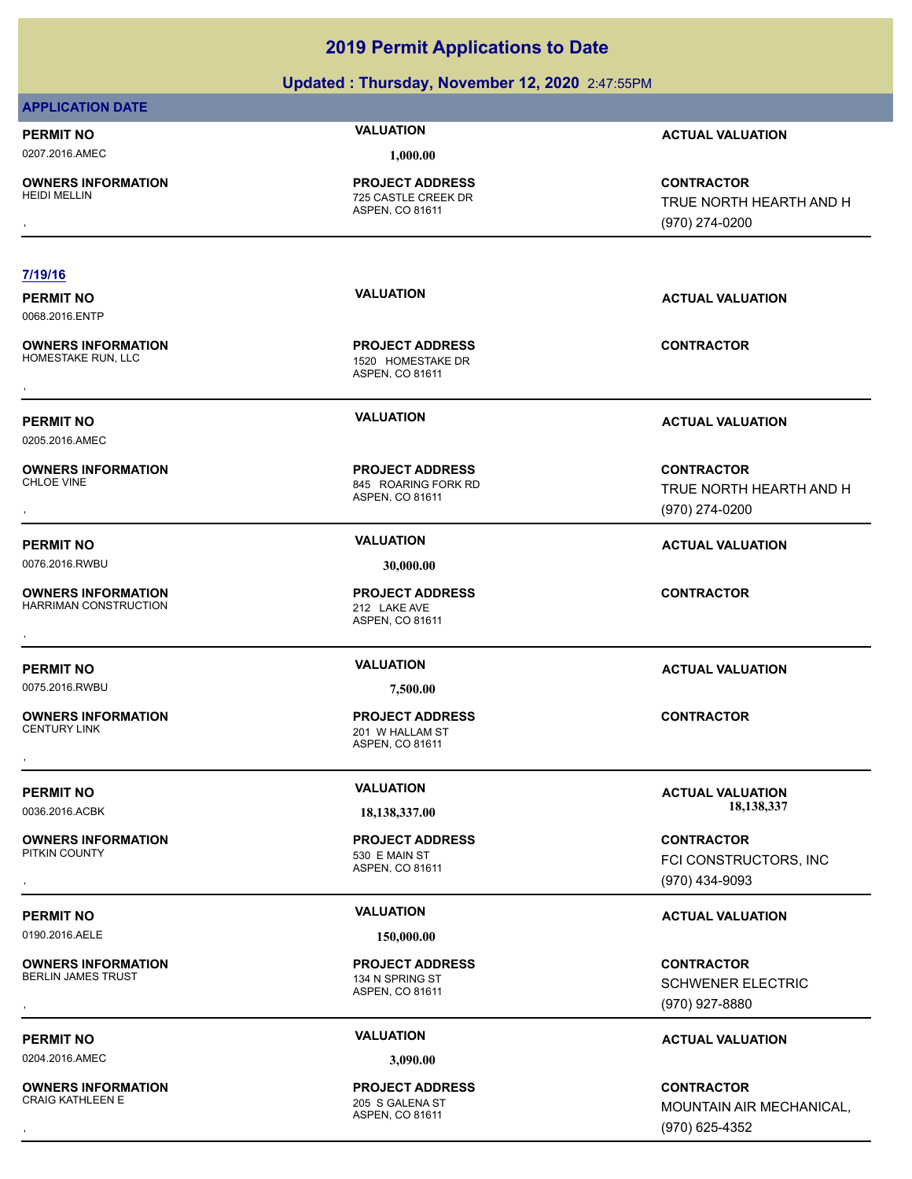# 2019 Permit Applications to Date

## Updated : Thursday, November 12, 2020 2:47:55PM

**APPLICATION DATE**

**PERMIT NO** 0207.2016.AMEC
**VALUATION** 1,000.00
**ACTUAL VALUATION**

**OWNERS INFORMATION** HEIDI MELLIN
,
**PROJECT ADDRESS** 725 CASTLE CREEK DR, ASPEN, CO 81611
**CONTRACTOR** TRUE NORTH HEARTH AND H (970) 274-0200

---

**7/19/16**

**PERMIT NO** 0068.2016.ENTP
**VALUATION**
**ACTUAL VALUATION**

**OWNERS INFORMATION** HOMESTAKE RUN, LLC
,
**PROJECT ADDRESS** 1520 HOMESTAKE DR, ASPEN, CO 81611
**CONTRACTOR**

---

**PERMIT NO** 0205.2016.AMEC
**VALUATION**
**ACTUAL VALUATION**

**OWNERS INFORMATION** CHLOE VINE
,
**PROJECT ADDRESS** 845 ROARING FORK RD, ASPEN, CO 81611
**CONTRACTOR** TRUE NORTH HEARTH AND H (970) 274-0200

---

**PERMIT NO** 0076.2016.RWBU
**VALUATION** 30,000.00
**ACTUAL VALUATION**

**OWNERS INFORMATION** HARRIMAN CONSTRUCTION
,
**PROJECT ADDRESS** 212 LAKE AVE, ASPEN, CO 81611
**CONTRACTOR**

---

**PERMIT NO** 0075.2016.RWBU
**VALUATION** 7,500.00
**ACTUAL VALUATION**

**OWNERS INFORMATION** CENTURY LINK
,
**PROJECT ADDRESS** 201 W HALLAM ST, ASPEN, CO 81611
**CONTRACTOR**

---

**PERMIT NO** 0036.2016.ACBK
**VALUATION** 18,138,337.00
**ACTUAL VALUATION** 18,138,337

**OWNERS INFORMATION** PITKIN COUNTY
,
**PROJECT ADDRESS** 530 E MAIN ST, ASPEN, CO 81611
**CONTRACTOR** FCI CONSTRUCTORS, INC (970) 434-9093

---

**PERMIT NO** 0190.2016.AELE
**VALUATION** 150,000.00
**ACTUAL VALUATION**

**OWNERS INFORMATION** BERLIN JAMES TRUST
,
**PROJECT ADDRESS** 134 N SPRING ST, ASPEN, CO 81611
**CONTRACTOR** SCHWENER ELECTRIC (970) 927-8880

---

**PERMIT NO** 0204.2016.AMEC
**VALUATION** 3,090.00
**ACTUAL VALUATION**

**OWNERS INFORMATION** CRAIG KATHLEEN E
,
**PROJECT ADDRESS** 205 S GALENA ST, ASPEN, CO 81611
**CONTRACTOR** MOUNTAIN AIR MECHANICAL, (970) 625-4352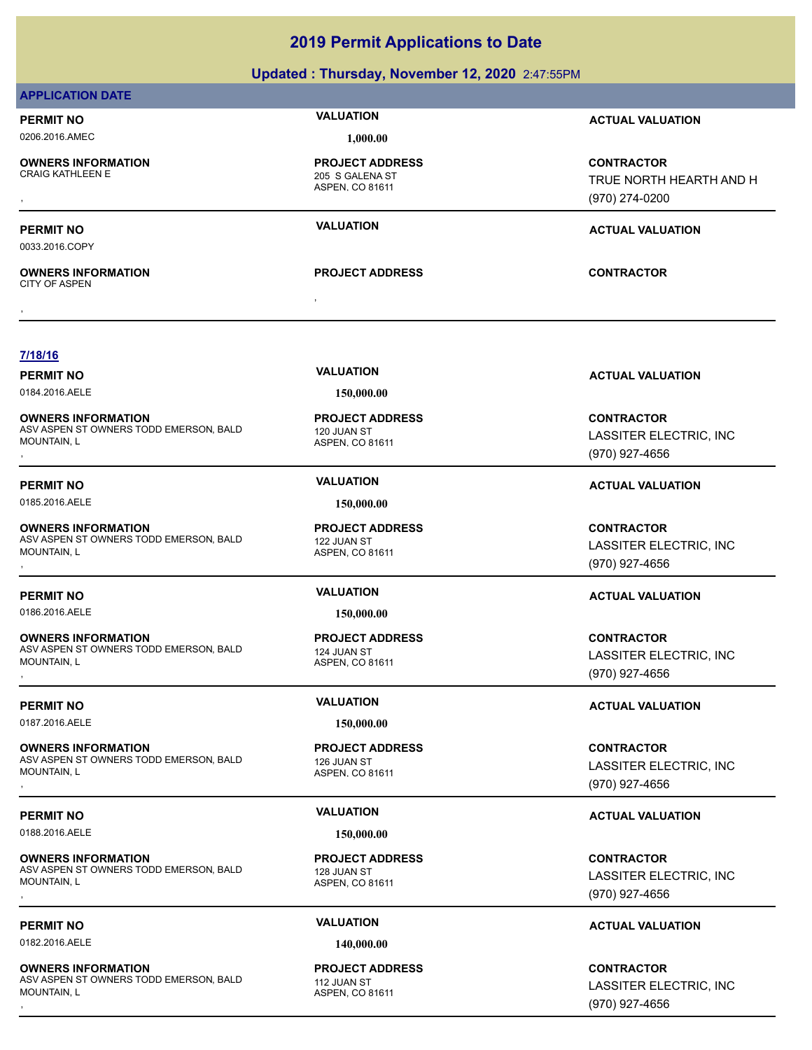# 2019 Permit Applications to Date

## Updated : Thursday, November 12, 2020 2:47:55PM

**APPLICATION DATE**

**PERMIT NO** 0206.2016.AMEC
**VALUATION** 1,000.00
**ACTUAL VALUATION**

**OWNERS INFORMATION** CRAIG KATHLEEN E
,
**PROJECT ADDRESS** 205 S GALENA ST
ASPEN, CO 81611
**CONTRACTOR** TRUE NORTH HEARTH AND H
(970) 274-0200

---

**PERMIT NO** 0033.2016.COPY
**VALUATION**
**ACTUAL VALUATION**

**OWNERS INFORMATION** CITY OF ASPEN
,
**PROJECT ADDRESS**
,
**CONTRACTOR**

---

**7/18/16**

**PERMIT NO** 0184.2016.AELE
**VALUATION** 150,000.00
**ACTUAL VALUATION**

**OWNERS INFORMATION** ASV ASPEN ST OWNERS TODD EMERSON, BALD MOUNTAIN, L
,
**PROJECT ADDRESS** 120 JUAN ST
ASPEN, CO 81611
**CONTRACTOR** LASSITER ELECTRIC, INC
(970) 927-4656

---

**PERMIT NO** 0185.2016.AELE
**VALUATION** 150,000.00
**ACTUAL VALUATION**

**OWNERS INFORMATION** ASV ASPEN ST OWNERS TODD EMERSON, BALD MOUNTAIN, L
,
**PROJECT ADDRESS** 122 JUAN ST
ASPEN, CO 81611
**CONTRACTOR** LASSITER ELECTRIC, INC
(970) 927-4656

---

**PERMIT NO** 0186.2016.AELE
**VALUATION** 150,000.00
**ACTUAL VALUATION**

**OWNERS INFORMATION** ASV ASPEN ST OWNERS TODD EMERSON, BALD MOUNTAIN, L
,
**PROJECT ADDRESS** 124 JUAN ST
ASPEN, CO 81611
**CONTRACTOR** LASSITER ELECTRIC, INC
(970) 927-4656

---

**PERMIT NO** 0187.2016.AELE
**VALUATION** 150,000.00
**ACTUAL VALUATION**

**OWNERS INFORMATION** ASV ASPEN ST OWNERS TODD EMERSON, BALD MOUNTAIN, L
,
**PROJECT ADDRESS** 126 JUAN ST
ASPEN, CO 81611
**CONTRACTOR** LASSITER ELECTRIC, INC
(970) 927-4656

---

**PERMIT NO** 0188.2016.AELE
**VALUATION** 150,000.00
**ACTUAL VALUATION**

**OWNERS INFORMATION** ASV ASPEN ST OWNERS TODD EMERSON, BALD MOUNTAIN, L
,
**PROJECT ADDRESS** 128 JUAN ST
ASPEN, CO 81611
**CONTRACTOR** LASSITER ELECTRIC, INC
(970) 927-4656

---

**PERMIT NO** 0182.2016.AELE
**VALUATION** 140,000.00
**ACTUAL VALUATION**

**OWNERS INFORMATION** ASV ASPEN ST OWNERS TODD EMERSON, BALD MOUNTAIN, L
,
**PROJECT ADDRESS** 112 JUAN ST
ASPEN, CO 81611
**CONTRACTOR** LASSITER ELECTRIC, INC
(970) 927-4656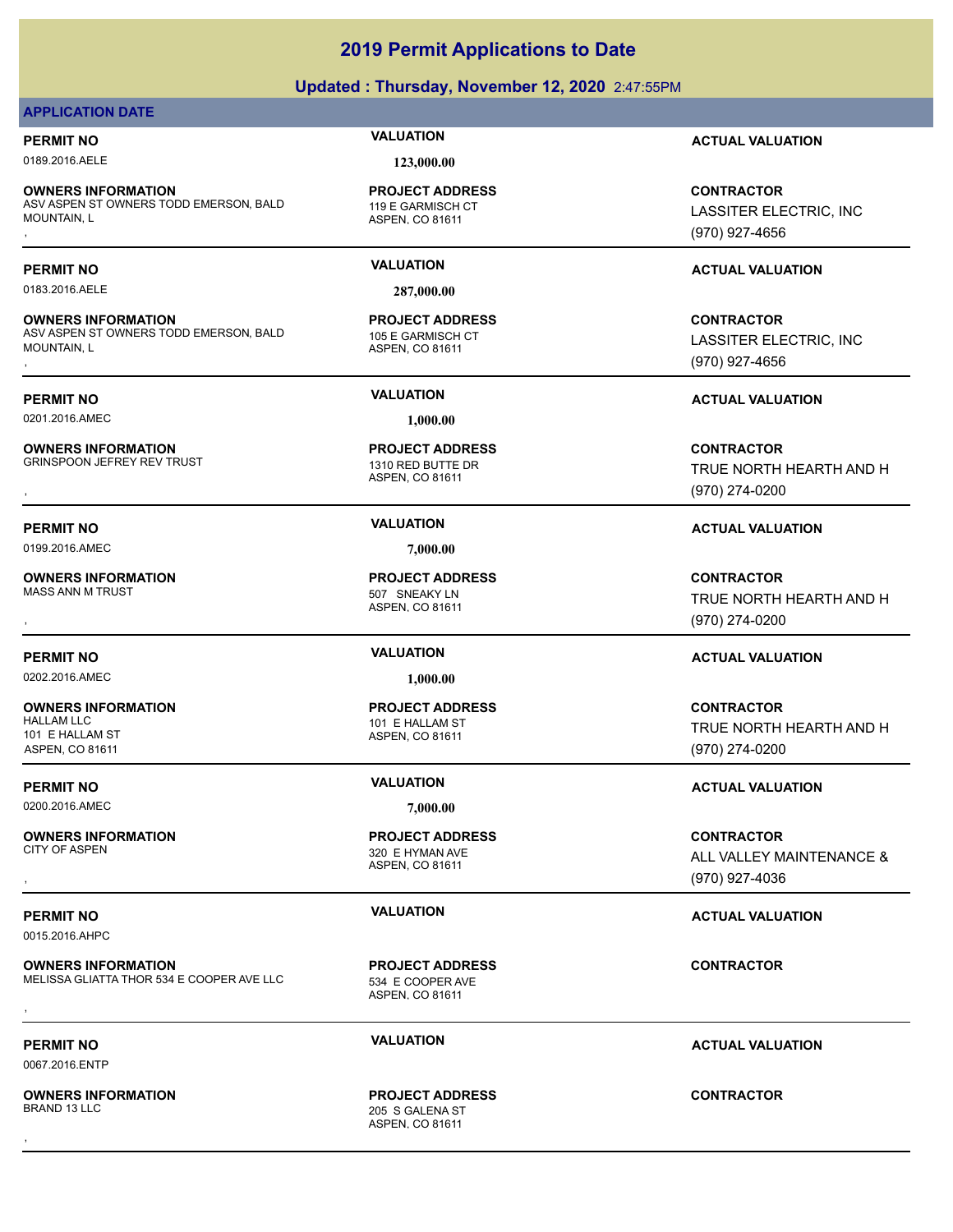# 2019 Permit Applications to Date

## Updated : Thursday, November 12, 2020 2:47:55PM

**APPLICATION DATE**

**PERMIT NO**
0189.2016.AELE

**VALUATION**
123,000.00

**ACTUAL VALUATION**

**OWNERS INFORMATION**
ASV ASPEN ST OWNERS TODD EMERSON, BALD MOUNTAIN, L
,

**PROJECT ADDRESS**
119 E GARMISCH CT
ASPEN, CO 81611

**CONTRACTOR**
LASSITER ELECTRIC, INC
(970) 927-4656

---

**PERMIT NO**
0183.2016.AELE

**VALUATION**
287,000.00

**ACTUAL VALUATION**

**OWNERS INFORMATION**
ASV ASPEN ST OWNERS TODD EMERSON, BALD MOUNTAIN, L
,

**PROJECT ADDRESS**
105 E GARMISCH CT
ASPEN, CO 81611

**CONTRACTOR**
LASSITER ELECTRIC, INC
(970) 927-4656

---

**PERMIT NO**
0201.2016.AMEC

**VALUATION**
1,000.00

**ACTUAL VALUATION**

**OWNERS INFORMATION**
GRINSPOON JEFREY REV TRUST
,

**PROJECT ADDRESS**
1310 RED BUTTE DR
ASPEN, CO 81611

**CONTRACTOR**
TRUE NORTH HEARTH AND H
(970) 274-0200

---

**PERMIT NO**
0199.2016.AMEC

**VALUATION**
7,000.00

**ACTUAL VALUATION**

**OWNERS INFORMATION**
MASS ANN M TRUST
,

**PROJECT ADDRESS**
507 SNEAKY LN
ASPEN, CO 81611

**CONTRACTOR**
TRUE NORTH HEARTH AND H
(970) 274-0200

---

**PERMIT NO**
0202.2016.AMEC

**VALUATION**
1,000.00

**ACTUAL VALUATION**

**OWNERS INFORMATION**
HALLAM LLC
101 E HALLAM ST
ASPEN, CO 81611

**PROJECT ADDRESS**
101 E HALLAM ST
ASPEN, CO 81611

**CONTRACTOR**
TRUE NORTH HEARTH AND H
(970) 274-0200

---

**PERMIT NO**
0200.2016.AMEC

**VALUATION**
7,000.00

**ACTUAL VALUATION**

**OWNERS INFORMATION**
CITY OF ASPEN
,

**PROJECT ADDRESS**
320 E HYMAN AVE
ASPEN, CO 81611

**CONTRACTOR**
ALL VALLEY MAINTENANCE &
(970) 927-4036

---

**PERMIT NO**
0015.2016.AHPC

**VALUATION**

**ACTUAL VALUATION**

**OWNERS INFORMATION**
MELISSA GLIATTA THOR 534 E COOPER AVE LLC
,

**PROJECT ADDRESS**
534 E COOPER AVE
ASPEN, CO 81611

**CONTRACTOR**

---

**PERMIT NO**
0067.2016.ENTP

**VALUATION**

**ACTUAL VALUATION**

**OWNERS INFORMATION**
BRAND 13 LLC
,

**PROJECT ADDRESS**
205 S GALENA ST
ASPEN, CO 81611

**CONTRACTOR**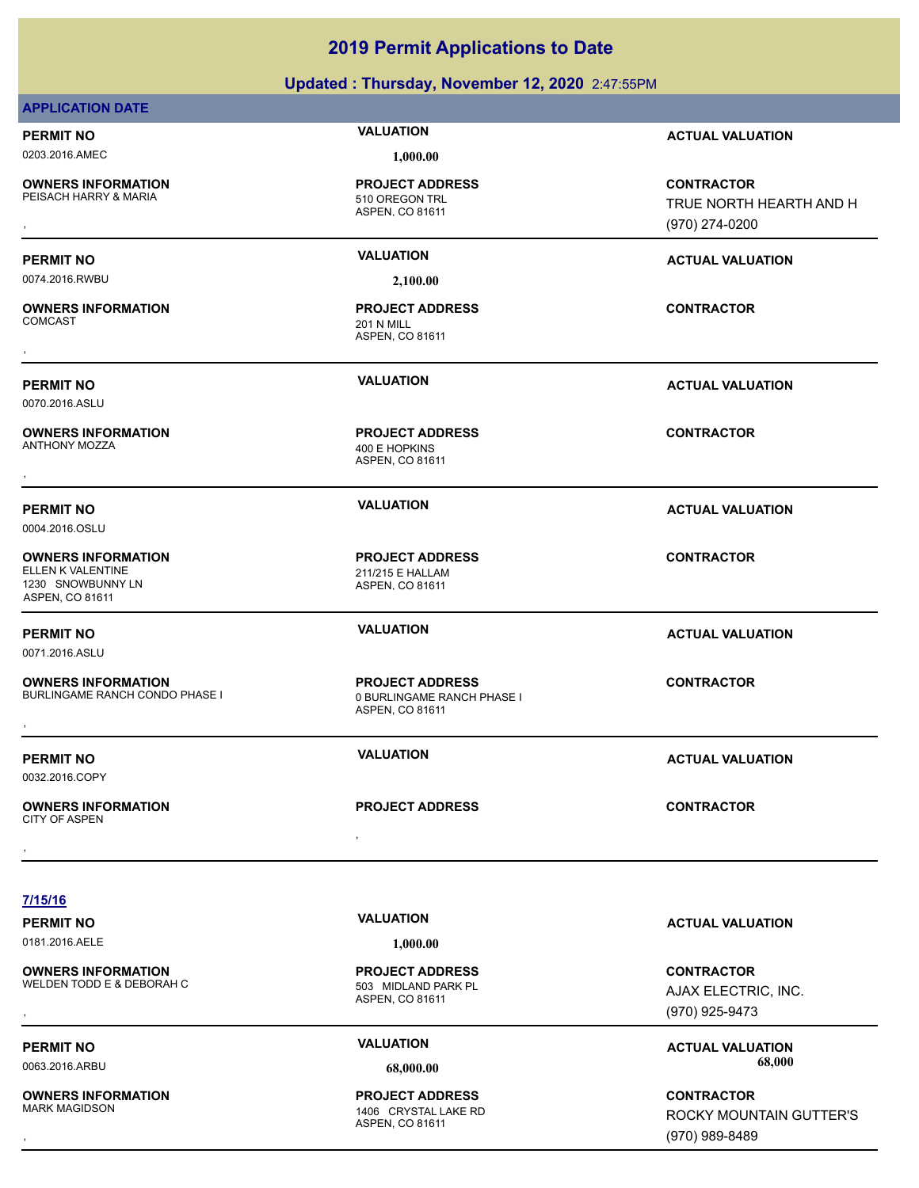# 2019 Permit Applications to Date

## Updated : Thursday, November 12, 2020 2:47:55PM

**APPLICATION DATE**

| PERMIT NO | VALUATION | ACTUAL VALUATION |
|---|---|---|
| 0203.2016.AMEC | 1,000.00 | |
| **OWNERS INFORMATION** | **PROJECT ADDRESS** | **CONTRACTOR** |
| PEISACH HARRY & MARIA<br>, | 510 OREGON TRL<br>ASPEN, CO 81611 | TRUE NORTH HEARTH AND H<br>(970) 274-0200 |

| PERMIT NO | VALUATION | ACTUAL VALUATION |
|---|---|---|
| 0074.2016.RWBU | 2,100.00 | |
| **OWNERS INFORMATION** | **PROJECT ADDRESS** | **CONTRACTOR** |
| COMCAST<br>, | 201 N MILL<br>ASPEN, CO 81611 | |

| PERMIT NO | VALUATION | ACTUAL VALUATION |
|---|---|---|
| 0070.2016.ASLU | | |
| **OWNERS INFORMATION** | **PROJECT ADDRESS** | **CONTRACTOR** |
| ANTHONY MOZZA<br>, | 400 E HOPKINS<br>ASPEN, CO 81611 | |

| PERMIT NO | VALUATION | ACTUAL VALUATION |
|---|---|---|
| 0004.2016.OSLU | | |
| **OWNERS INFORMATION** | **PROJECT ADDRESS** | **CONTRACTOR** |
| ELLEN K VALENTINE<br>1230 SNOWBUNNY LN<br>ASPEN, CO 81611 | 211/215 E HALLAM<br>ASPEN, CO 81611 | |

| PERMIT NO | VALUATION | ACTUAL VALUATION |
|---|---|---|
| 0071.2016.ASLU | | |
| **OWNERS INFORMATION** | **PROJECT ADDRESS** | **CONTRACTOR** |
| BURLINGAME RANCH CONDO PHASE I<br>, | 0 BURLINGAME RANCH PHASE I<br>ASPEN, CO 81611 | |

| PERMIT NO | VALUATION | ACTUAL VALUATION |
|---|---|---|
| 0032.2016.COPY | | |
| **OWNERS INFORMATION** | **PROJECT ADDRESS** | **CONTRACTOR** |
| CITY OF ASPEN<br>, | , | |

**7/15/16**

| PERMIT NO | VALUATION | ACTUAL VALUATION |
|---|---|---|
| 0181.2016.AELE | 1,000.00 | |
| **OWNERS INFORMATION** | **PROJECT ADDRESS** | **CONTRACTOR** |
| WELDEN TODD E & DEBORAH C<br>, | 503 MIDLAND PARK PL<br>ASPEN, CO 81611 | AJAX ELECTRIC, INC.<br>(970) 925-9473 |

| PERMIT NO | VALUATION | ACTUAL VALUATION |
|---|---|---|
| 0063.2016.ARBU | 68,000.00 | 68,000 |
| **OWNERS INFORMATION** | **PROJECT ADDRESS** | **CONTRACTOR** |
| MARK MAGIDSON<br>, | 1406 CRYSTAL LAKE RD<br>ASPEN, CO 81611 | ROCKY MOUNTAIN GUTTER'S<br>(970) 989-8489 |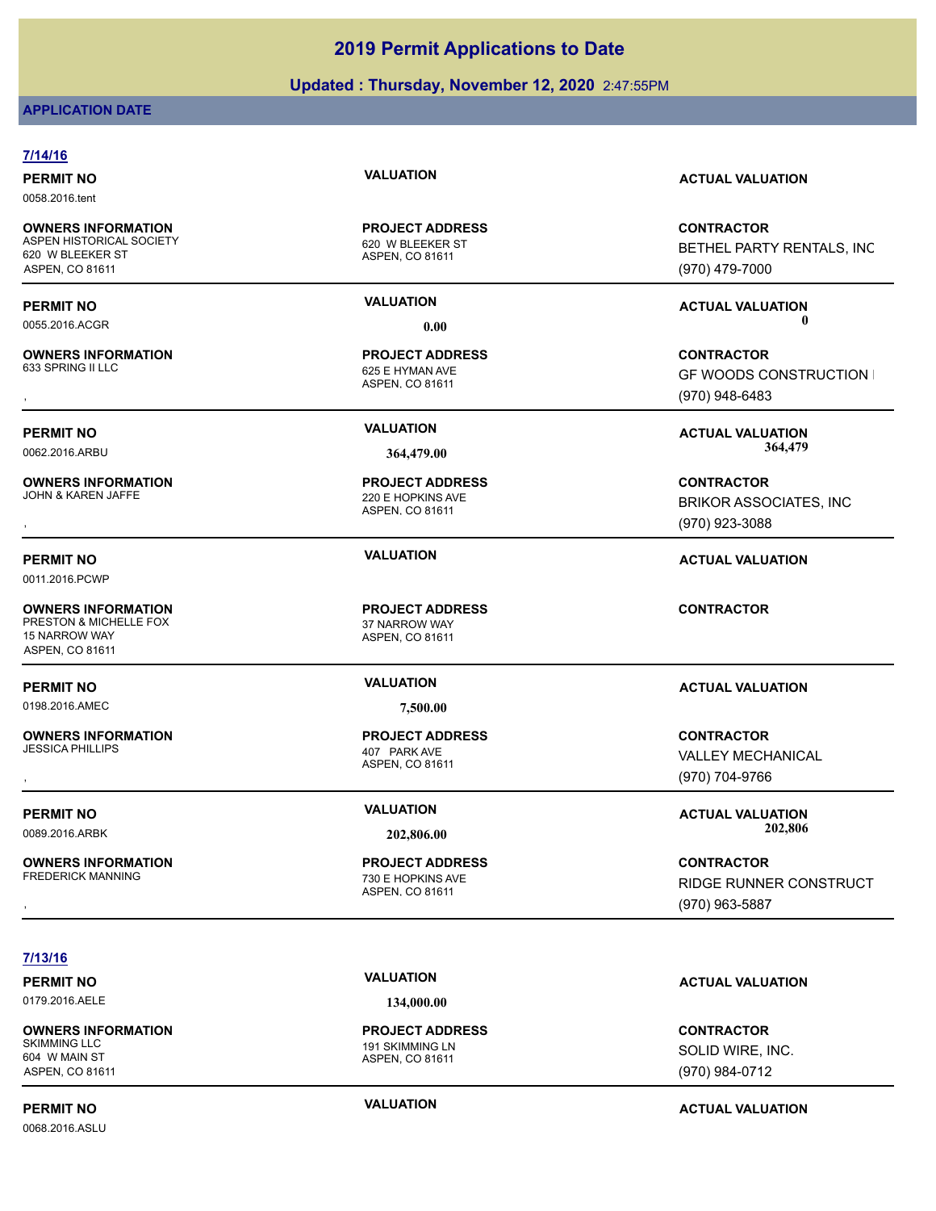# 2019 Permit Applications to Date

**Updated : Thursday, November 12, 2020** 2:47:55PM

**APPLICATION DATE**

**7/14/16**

**PERMIT NO**
0058.2016.tent

**VALUATION**

**ACTUAL VALUATION**

**OWNERS INFORMATION**
ASPEN HISTORICAL SOCIETY
620 W BLEEKER ST
ASPEN, CO 81611

**PROJECT ADDRESS**
620 W BLEEKER ST
ASPEN, CO 81611

**CONTRACTOR**
BETHEL PARTY RENTALS, INC
(970) 479-7000

---

**PERMIT NO**
0055.2016.ACGR

**VALUATION**
0.00

**ACTUAL VALUATION**
0

**OWNERS INFORMATION**
633 SPRING II LLC
,

**PROJECT ADDRESS**
625 E HYMAN AVE
ASPEN, CO 81611

**CONTRACTOR**
GF WOODS CONSTRUCTION I
(970) 948-6483

---

**PERMIT NO**
0062.2016.ARBU

**VALUATION**
364,479.00

**ACTUAL VALUATION**
364,479

**OWNERS INFORMATION**
JOHN & KAREN JAFFE
,

**PROJECT ADDRESS**
220 E HOPKINS AVE
ASPEN, CO 81611

**CONTRACTOR**
BRIKOR ASSOCIATES, INC
(970) 923-3088

---

**PERMIT NO**
0011.2016.PCWP

**VALUATION**

**ACTUAL VALUATION**

**OWNERS INFORMATION**
PRESTON & MICHELLE FOX
15 NARROW WAY
ASPEN, CO 81611

**PROJECT ADDRESS**
37 NARROW WAY
ASPEN, CO 81611

**CONTRACTOR**

---

**PERMIT NO**
0198.2016.AMEC

**VALUATION**
7,500.00

**ACTUAL VALUATION**

**OWNERS INFORMATION**
JESSICA PHILLIPS
,

**PROJECT ADDRESS**
407 PARK AVE
ASPEN, CO 81611

**CONTRACTOR**
VALLEY MECHANICAL
(970) 704-9766

---

**PERMIT NO**
0089.2016.ARBK

**VALUATION**
202,806.00

**ACTUAL VALUATION**
202,806

**OWNERS INFORMATION**
FREDERICK MANNING
,

**PROJECT ADDRESS**
730 E HOPKINS AVE
ASPEN, CO 81611

**CONTRACTOR**
RIDGE RUNNER CONSTRUCT
(970) 963-5887

---

**7/13/16**

**PERMIT NO**
0179.2016.AELE

**VALUATION**
134,000.00

**ACTUAL VALUATION**

**OWNERS INFORMATION**
SKIMMING LLC
604 W MAIN ST
ASPEN, CO 81611

**PROJECT ADDRESS**
191 SKIMMING LN
ASPEN, CO 81611

**CONTRACTOR**
SOLID WIRE, INC.
(970) 984-0712

---

**PERMIT NO**
0068.2016.ASLU

**VALUATION**

**ACTUAL VALUATION**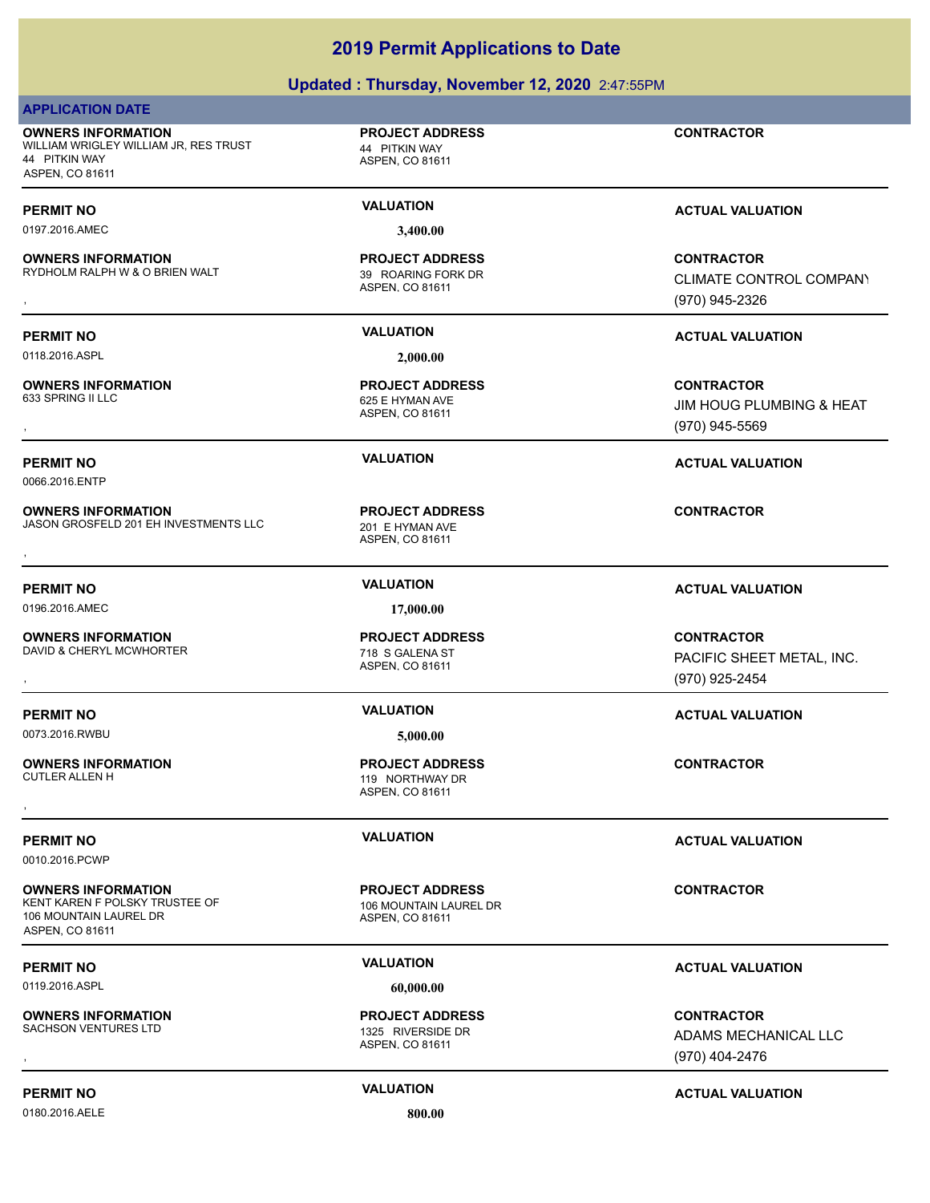# 2019 Permit Applications to Date

## Updated : Thursday, November 12, 2020 2:47:55PM

**APPLICATION DATE**

**OWNERS INFORMATION**
WILLIAM WRIGLEY WILLIAM JR, RES TRUST
44 PITKIN WAY
ASPEN, CO 81611

**PROJECT ADDRESS**
44 PITKIN WAY
ASPEN, CO 81611

**CONTRACTOR**

**PERMIT NO** 0197.2016.AMEC | **VALUATION** 3,400.00 | **ACTUAL VALUATION**

**OWNERS INFORMATION**
RYDHOLM RALPH W & O BRIEN WALT
,

**PROJECT ADDRESS**
39 ROARING FORK DR
ASPEN, CO 81611

**CONTRACTOR**
CLIMATE CONTROL COMPANY
(970) 945-2326

**PERMIT NO** 0118.2016.ASPL | **VALUATION** 2,000.00 | **ACTUAL VALUATION**

**OWNERS INFORMATION**
633 SPRING II LLC
,

**PROJECT ADDRESS**
625 E HYMAN AVE
ASPEN, CO 81611

**CONTRACTOR**
JIM HOUG PLUMBING & HEAT
(970) 945-5569

**PERMIT NO** 0066.2016.ENTP | **VALUATION** | **ACTUAL VALUATION**

**OWNERS INFORMATION**
JASON GROSFELD 201 EH INVESTMENTS LLC
,

**PROJECT ADDRESS**
201 E HYMAN AVE
ASPEN, CO 81611

**CONTRACTOR**

**PERMIT NO** 0196.2016.AMEC | **VALUATION** 17,000.00 | **ACTUAL VALUATION**

**OWNERS INFORMATION**
DAVID & CHERYL MCWHORTER
,

**PROJECT ADDRESS**
718 S GALENA ST
ASPEN, CO 81611

**CONTRACTOR**
PACIFIC SHEET METAL, INC.
(970) 925-2454

**PERMIT NO** 0073.2016.RWBU | **VALUATION** 5,000.00 | **ACTUAL VALUATION**

**OWNERS INFORMATION**
CUTLER ALLEN H
,

**PROJECT ADDRESS**
119 NORTHWAY DR
ASPEN, CO 81611

**CONTRACTOR**

**PERMIT NO** 0010.2016.PCWP | **VALUATION** | **ACTUAL VALUATION**

**OWNERS INFORMATION**
KENT KAREN F POLSKY TRUSTEE OF
106 MOUNTAIN LAUREL DR
ASPEN, CO 81611

**PROJECT ADDRESS**
106 MOUNTAIN LAUREL DR
ASPEN, CO 81611

**CONTRACTOR**

**PERMIT NO** 0119.2016.ASPL | **VALUATION** 60,000.00 | **ACTUAL VALUATION**

**OWNERS INFORMATION**
SACHSON VENTURES LTD
,

**PROJECT ADDRESS**
1325 RIVERSIDE DR
ASPEN, CO 81611

**CONTRACTOR**
ADAMS MECHANICAL LLC
(970) 404-2476

**PERMIT NO** 0180.2016.AELE | **VALUATION** 800.00 | **ACTUAL VALUATION**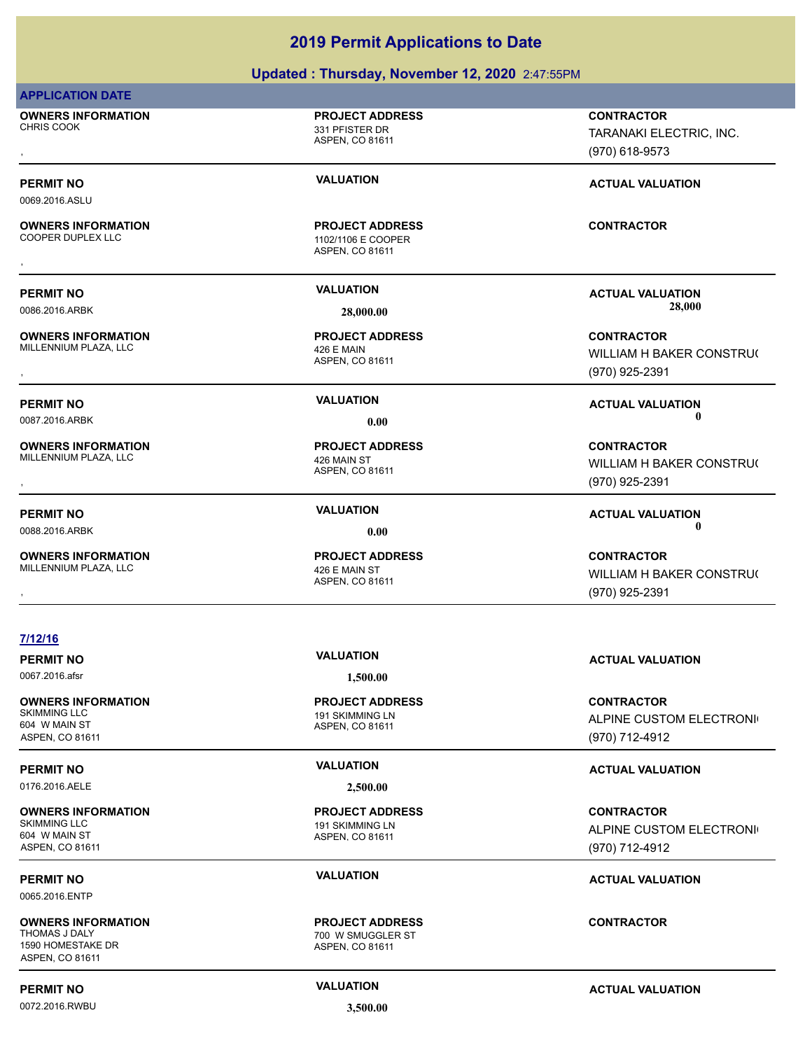# 2019 Permit Applications to Date

## Updated : Thursday, November 12, 2020 2:47:55PM

**APPLICATION DATE**

**OWNERS INFORMATION**
CHRIS COOK
,

**PROJECT ADDRESS**
331 PFISTER DR
ASPEN, CO 81611

**CONTRACTOR**
TARANAKI ELECTRIC, INC.
(970) 618-9573

**PERMIT NO** 0069.2016.ASLU
**VALUATION**
**ACTUAL VALUATION**

**OWNERS INFORMATION**
COOPER DUPLEX LLC
,

**PROJECT ADDRESS**
1102/1106 E COOPER
ASPEN, CO 81611

**CONTRACTOR**

**PERMIT NO** 0086.2016.ARBK
**VALUATION** 28,000.00
**ACTUAL VALUATION** 28,000

**OWNERS INFORMATION**
MILLENNIUM PLAZA, LLC
,

**PROJECT ADDRESS**
426 E MAIN
ASPEN, CO 81611

**CONTRACTOR**
WILLIAM H BAKER CONSTRU(
(970) 925-2391

**PERMIT NO** 0087.2016.ARBK
**VALUATION** 0.00
**ACTUAL VALUATION** 0

**OWNERS INFORMATION**
MILLENNIUM PLAZA, LLC
,

**PROJECT ADDRESS**
426 MAIN ST
ASPEN, CO 81611

**CONTRACTOR**
WILLIAM H BAKER CONSTRU(
(970) 925-2391

**PERMIT NO** 0088.2016.ARBK
**VALUATION** 0.00
**ACTUAL VALUATION** 0

**OWNERS INFORMATION**
MILLENNIUM PLAZA, LLC
,

**PROJECT ADDRESS**
426 E MAIN ST
ASPEN, CO 81611

**CONTRACTOR**
WILLIAM H BAKER CONSTRU(
(970) 925-2391

**7/12/16**

**PERMIT NO** 0067.2016.afsr
**VALUATION** 1,500.00
**ACTUAL VALUATION**

**OWNERS INFORMATION**
SKIMMING LLC
604 W MAIN ST
ASPEN, CO 81611

**PROJECT ADDRESS**
191 SKIMMING LN
ASPEN, CO 81611

**CONTRACTOR**
ALPINE CUSTOM ELECTRONI(
(970) 712-4912

**PERMIT NO** 0176.2016.AELE
**VALUATION** 2,500.00
**ACTUAL VALUATION**

**OWNERS INFORMATION**
SKIMMING LLC
604 W MAIN ST
ASPEN, CO 81611

**PROJECT ADDRESS**
191 SKIMMING LN
ASPEN, CO 81611

**CONTRACTOR**
ALPINE CUSTOM ELECTRONI(
(970) 712-4912

**PERMIT NO** 0065.2016.ENTP
**VALUATION**
**ACTUAL VALUATION**

**OWNERS INFORMATION**
THOMAS J DALY
1590 HOMESTAKE DR
ASPEN, CO 81611

**PROJECT ADDRESS**
700 W SMUGGLER ST
ASPEN, CO 81611

**CONTRACTOR**

**PERMIT NO** 0072.2016.RWBU
**VALUATION** 3,500.00
**ACTUAL VALUATION**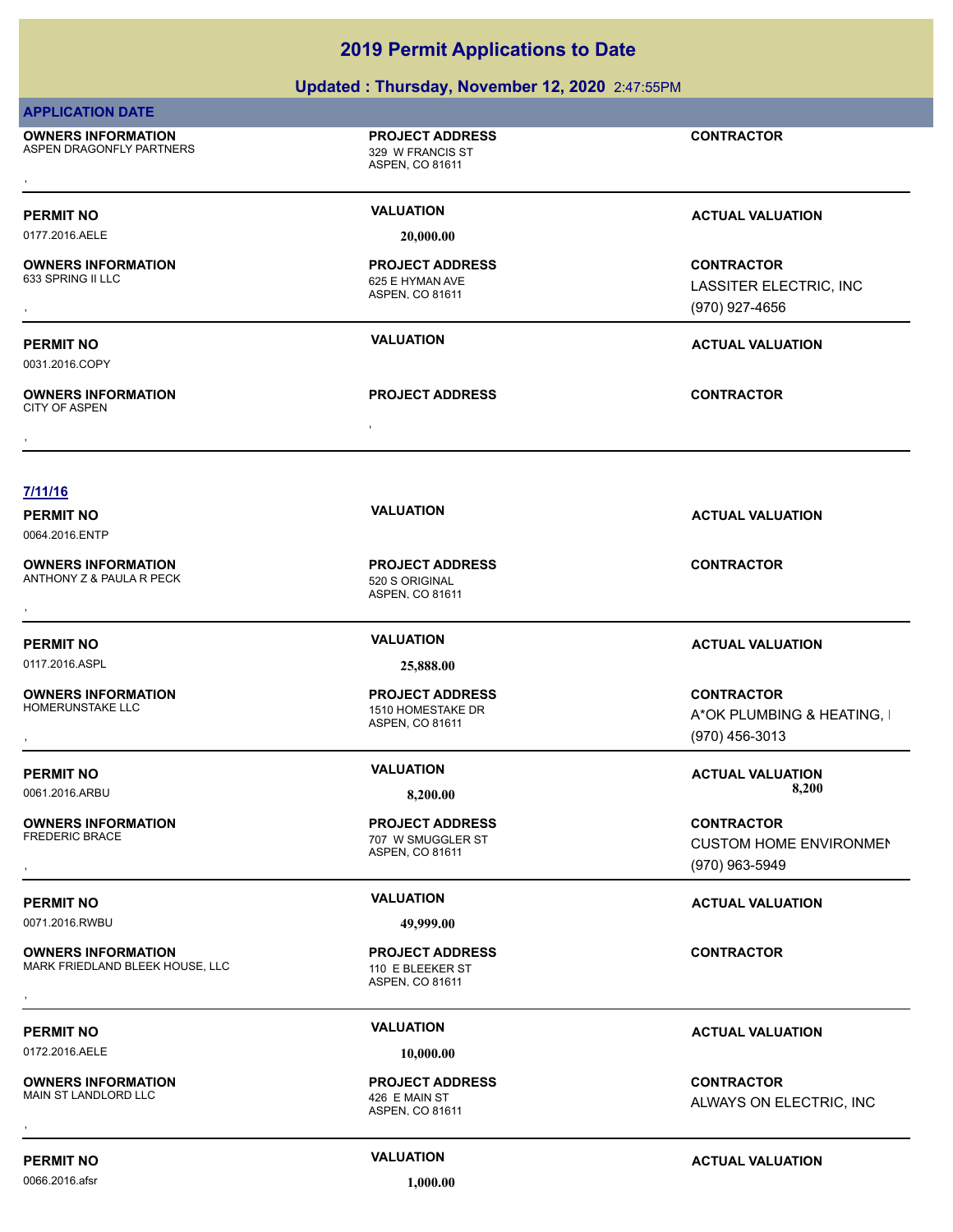# 2019 Permit Applications to Date

## Updated : Thursday, November 12, 2020 2:47:55PM

**APPLICATION DATE**

**OWNERS INFORMATION**
ASPEN DRAGONFLY PARTNERS
,

**PROJECT ADDRESS**
329 W FRANCIS ST
ASPEN, CO 81611

**CONTRACTOR**

---

**PERMIT NO**
0177.2016.AELE

**VALUATION**
20,000.00

**ACTUAL VALUATION**

**OWNERS INFORMATION**
633 SPRING II LLC
,

**PROJECT ADDRESS**
625 E HYMAN AVE
ASPEN, CO 81611

**CONTRACTOR**
LASSITER ELECTRIC, INC
(970) 927-4656

---

**PERMIT NO**
0031.2016.COPY

**VALUATION**

**ACTUAL VALUATION**

**OWNERS INFORMATION**
CITY OF ASPEN
,

**PROJECT ADDRESS**
,

**CONTRACTOR**

---

**7/11/16**

**PERMIT NO**
0064.2016.ENTP

**VALUATION**

**ACTUAL VALUATION**

**OWNERS INFORMATION**
ANTHONY Z & PAULA R PECK
,

**PROJECT ADDRESS**
520 S ORIGINAL
ASPEN, CO 81611

**CONTRACTOR**

---

**PERMIT NO**
0117.2016.ASPL

**VALUATION**
25,888.00

**ACTUAL VALUATION**

**OWNERS INFORMATION**
HOMERUNSTAKE LLC
,

**PROJECT ADDRESS**
1510 HOMESTAKE DR
ASPEN, CO 81611

**CONTRACTOR**
A*OK PLUMBING & HEATING, I
(970) 456-3013

---

**PERMIT NO**
0061.2016.ARBU

**VALUATION**
8,200.00

**ACTUAL VALUATION**
8,200

**OWNERS INFORMATION**
FREDERIC BRACE
,

**PROJECT ADDRESS**
707 W SMUGGLER ST
ASPEN, CO 81611

**CONTRACTOR**
CUSTOM HOME ENVIRONMEN
(970) 963-5949

---

**PERMIT NO**
0071.2016.RWBU

**VALUATION**
49,999.00

**ACTUAL VALUATION**

**OWNERS INFORMATION**
MARK FRIEDLAND BLEEK HOUSE, LLC
,

**PROJECT ADDRESS**
110 E BLEEKER ST
ASPEN, CO 81611

**CONTRACTOR**

---

**PERMIT NO**
0172.2016.AELE

**VALUATION**
10,000.00

**ACTUAL VALUATION**

**OWNERS INFORMATION**
MAIN ST LANDLORD LLC
,

**PROJECT ADDRESS**
426 E MAIN ST
ASPEN, CO 81611

**CONTRACTOR**
ALWAYS ON ELECTRIC, INC

---

**PERMIT NO**
0066.2016.afsr

**VALUATION**
1,000.00

**ACTUAL VALUATION**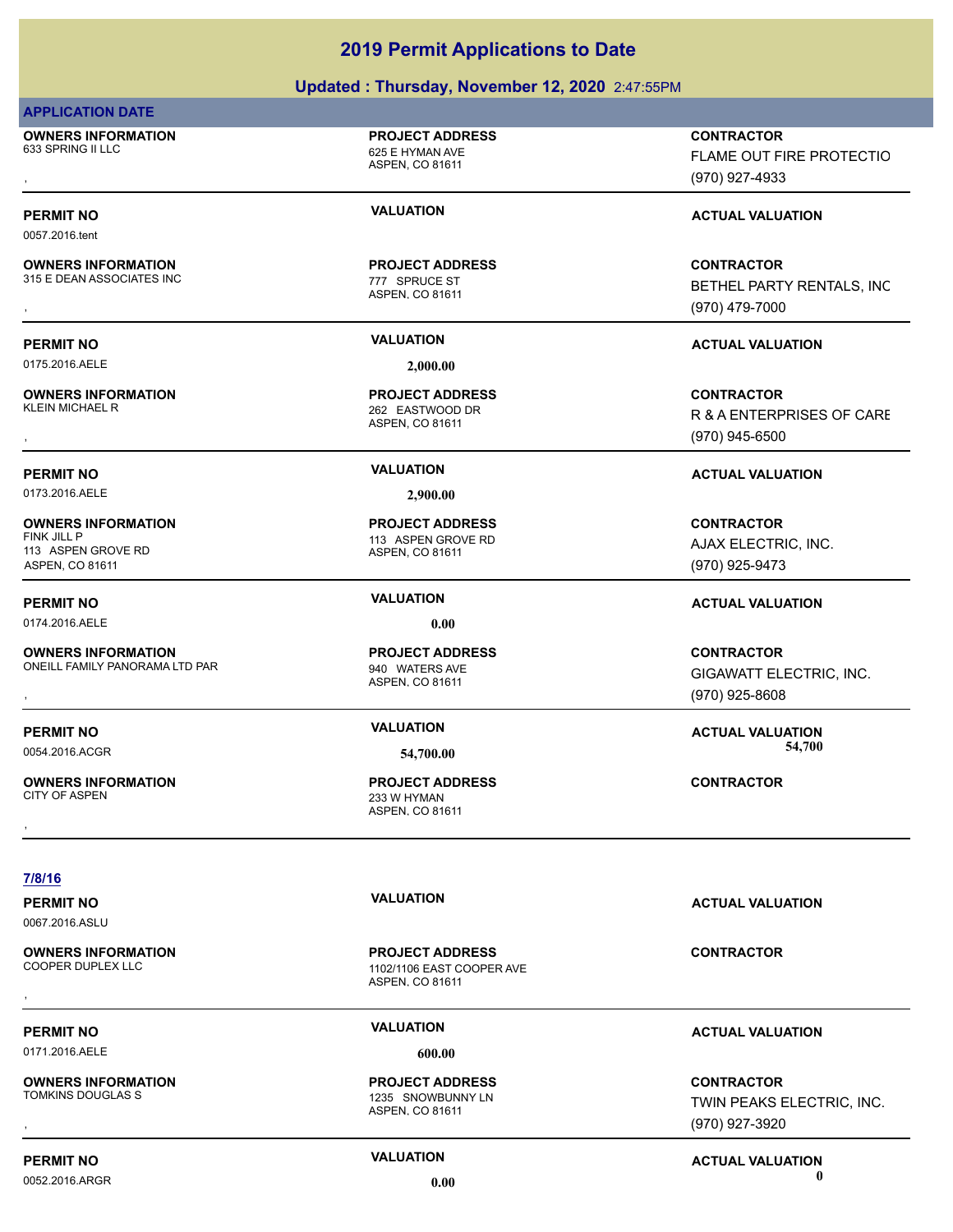# 2019 Permit Applications to Date

## Updated : Thursday, November 12, 2020 2:47:55PM

**APPLICATION DATE**

**OWNERS INFORMATION**
633 SPRING II LLC
,

**PROJECT ADDRESS**
625 E HYMAN AVE
ASPEN, CO 81611

**CONTRACTOR**
FLAME OUT FIRE PROTECTIO
(970) 927-4933

**PERMIT NO** 0057.2016.tent | **VALUATION** | **ACTUAL VALUATION**

**OWNERS INFORMATION**
315 E DEAN ASSOCIATES INC
,

**PROJECT ADDRESS**
777 SPRUCE ST
ASPEN, CO 81611

**CONTRACTOR**
BETHEL PARTY RENTALS, INC
(970) 479-7000

**PERMIT NO** 0175.2016.AELE | **VALUATION** 2,000.00 | **ACTUAL VALUATION**

**OWNERS INFORMATION**
KLEIN MICHAEL R
,

**PROJECT ADDRESS**
262 EASTWOOD DR
ASPEN, CO 81611

**CONTRACTOR**
R & A ENTERPRISES OF CARE
(970) 945-6500

**PERMIT NO** 0173.2016.AELE | **VALUATION** 2,900.00 | **ACTUAL VALUATION**

**OWNERS INFORMATION**
FINK JILL P
113 ASPEN GROVE RD
ASPEN, CO 81611

**PROJECT ADDRESS**
113 ASPEN GROVE RD
ASPEN, CO 81611

**CONTRACTOR**
AJAX ELECTRIC, INC.
(970) 925-9473

**PERMIT NO** 0174.2016.AELE | **VALUATION** 0.00 | **ACTUAL VALUATION**

**OWNERS INFORMATION**
ONEILL FAMILY PANORAMA LTD PAR
,

**PROJECT ADDRESS**
940 WATERS AVE
ASPEN, CO 81611

**CONTRACTOR**
GIGAWATT ELECTRIC, INC.
(970) 925-8608

**PERMIT NO** 0054.2016.ACGR | **VALUATION** 54,700.00 | **ACTUAL VALUATION** 54,700

**OWNERS INFORMATION**
CITY OF ASPEN
,

**PROJECT ADDRESS**
233 W HYMAN
ASPEN, CO 81611

**CONTRACTOR**

**7/8/16**

**PERMIT NO** 0067.2016.ASLU | **VALUATION** | **ACTUAL VALUATION**

**OWNERS INFORMATION**
COOPER DUPLEX LLC
,

**PROJECT ADDRESS**
1102/1106 EAST COOPER AVE
ASPEN, CO 81611

**CONTRACTOR**

**PERMIT NO** 0171.2016.AELE | **VALUATION** 600.00 | **ACTUAL VALUATION**

**OWNERS INFORMATION**
TOMKINS DOUGLAS S
,

**PROJECT ADDRESS**
1235 SNOWBUNNY LN
ASPEN, CO 81611

**CONTRACTOR**
TWIN PEAKS ELECTRIC, INC.
(970) 927-3920

**PERMIT NO** 0052.2016.ARGR | **VALUATION** 0.00 | **ACTUAL VALUATION** 0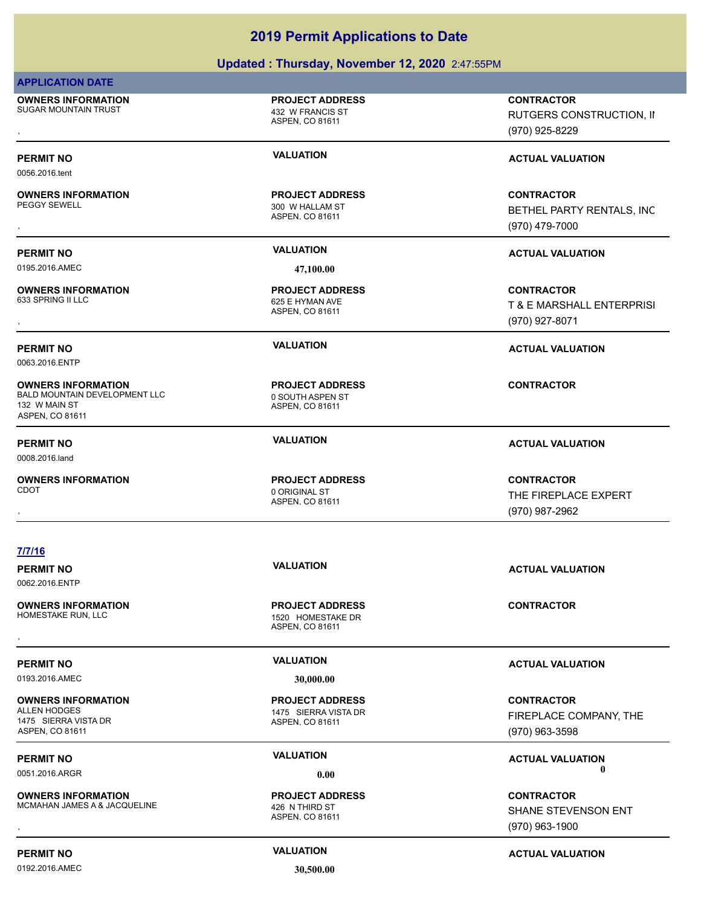# 2019 Permit Applications to Date

## Updated : Thursday, November 12, 2020 2:47:55PM

**APPLICATION DATE**

**OWNERS INFORMATION**
SUGAR MOUNTAIN TRUST
,

**PROJECT ADDRESS**
432 W FRANCIS ST
ASPEN, CO 81611

**CONTRACTOR**
RUTGERS CONSTRUCTION, II
(970) 925-8229

---

**PERMIT NO** 0056.2016.tent
**VALUATION**
**ACTUAL VALUATION**

**OWNERS INFORMATION**
PEGGY SEWELL
,

**PROJECT ADDRESS**
300 W HALLAM ST
ASPEN, CO 81611

**CONTRACTOR**
BETHEL PARTY RENTALS, INC
(970) 479-7000

---

**PERMIT NO** 0195.2016.AMEC
**VALUATION** 47,100.00
**ACTUAL VALUATION**

**OWNERS INFORMATION**
633 SPRING II LLC
,

**PROJECT ADDRESS**
625 E HYMAN AVE
ASPEN, CO 81611

**CONTRACTOR**
T & E MARSHALL ENTERPRISI
(970) 927-8071

---

**PERMIT NO** 0063.2016.ENTP
**VALUATION**
**ACTUAL VALUATION**

**OWNERS INFORMATION**
BALD MOUNTAIN DEVELOPMENT LLC
132 W MAIN ST
ASPEN, CO 81611

**PROJECT ADDRESS**
0 SOUTH ASPEN ST
ASPEN, CO 81611

**CONTRACTOR**

---

**PERMIT NO** 0008.2016.land
**VALUATION**
**ACTUAL VALUATION**

**OWNERS INFORMATION**
CDOT
,

**PROJECT ADDRESS**
0 ORIGINAL ST
ASPEN, CO 81611

**CONTRACTOR**
THE FIREPLACE EXPERT
(970) 987-2962

---

**7/7/16**

**PERMIT NO** 0062.2016.ENTP
**VALUATION**
**ACTUAL VALUATION**

**OWNERS INFORMATION**
HOMESTAKE RUN, LLC
,

**PROJECT ADDRESS**
1520 HOMESTAKE DR
ASPEN, CO 81611

**CONTRACTOR**

---

**PERMIT NO** 0193.2016.AMEC
**VALUATION** 30,000.00
**ACTUAL VALUATION**

**OWNERS INFORMATION**
ALLEN HODGES
1475 SIERRA VISTA DR
ASPEN, CO 81611

**PROJECT ADDRESS**
1475 SIERRA VISTA DR
ASPEN, CO 81611

**CONTRACTOR**
FIREPLACE COMPANY, THE
(970) 963-3598

---

**PERMIT NO** 0051.2016.ARGR
**VALUATION** 0.00
**ACTUAL VALUATION** 0

**OWNERS INFORMATION**
MCMAHAN JAMES A & JACQUELINE
,

**PROJECT ADDRESS**
426 N THIRD ST
ASPEN, CO 81611

**CONTRACTOR**
SHANE STEVENSON ENT
(970) 963-1900

---

**PERMIT NO** 0192.2016.AMEC
**VALUATION** 30,500.00
**ACTUAL VALUATION**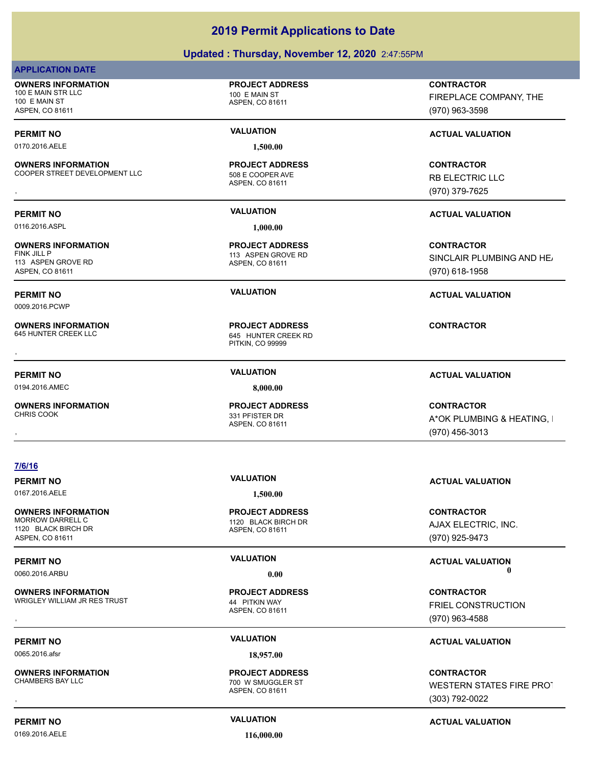# 2019 Permit Applications to Date

## Updated : Thursday, November 12, 2020 2:47:55PM

### APPLICATION DATE

**OWNERS INFORMATION**
100 E MAIN STR LLC
100 E MAIN ST
ASPEN, CO 81611

**PROJECT ADDRESS**
100 E MAIN ST
ASPEN, CO 81611

**CONTRACTOR**
FIREPLACE COMPANY, THE
(970) 963-3598

**PERMIT NO**
0170.2016.AELE

**VALUATION**
1,500.00

**ACTUAL VALUATION**

**OWNERS INFORMATION**
COOPER STREET DEVELOPMENT LLC
,

**PROJECT ADDRESS**
508 E COOPER AVE
ASPEN, CO 81611

**CONTRACTOR**
RB ELECTRIC LLC
(970) 379-7625

**PERMIT NO**
0116.2016.ASPL

**VALUATION**
1,000.00

**ACTUAL VALUATION**

**OWNERS INFORMATION**
FINK JILL P
113 ASPEN GROVE RD
ASPEN, CO 81611

**PROJECT ADDRESS**
113 ASPEN GROVE RD
ASPEN, CO 81611

**CONTRACTOR**
SINCLAIR PLUMBING AND HE/
(970) 618-1958

**PERMIT NO**
0009.2016.PCWP

**VALUATION**

**ACTUAL VALUATION**

**OWNERS INFORMATION**
645 HUNTER CREEK LLC
,

**PROJECT ADDRESS**
645 HUNTER CREEK RD
PITKIN, CO 99999

**CONTRACTOR**

**PERMIT NO**
0194.2016.AMEC

**VALUATION**
8,000.00

**ACTUAL VALUATION**

**OWNERS INFORMATION**
CHRIS COOK
,

**PROJECT ADDRESS**
331 PFISTER DR
ASPEN, CO 81611

**CONTRACTOR**
A*OK PLUMBING & HEATING, I
(970) 456-3013

### 7/6/16

**PERMIT NO**
0167.2016.AELE

**VALUATION**
1,500.00

**ACTUAL VALUATION**

**OWNERS INFORMATION**
MORROW DARRELL C
1120 BLACK BIRCH DR
ASPEN, CO 81611

**PROJECT ADDRESS**
1120 BLACK BIRCH DR
ASPEN, CO 81611

**CONTRACTOR**
AJAX ELECTRIC, INC.
(970) 925-9473

**PERMIT NO**
0060.2016.ARBU

**VALUATION**
0.00

**ACTUAL VALUATION**
0

**OWNERS INFORMATION**
WRIGLEY WILLIAM JR RES TRUST
,

**PROJECT ADDRESS**
44 PITKIN WAY
ASPEN, CO 81611

**CONTRACTOR**
FRIEL CONSTRUCTION
(970) 963-4588

**PERMIT NO**
0065.2016.afsr

**VALUATION**
18,957.00

**ACTUAL VALUATION**

**OWNERS INFORMATION**
CHAMBERS BAY LLC
,

**PROJECT ADDRESS**
700 W SMUGGLER ST
ASPEN, CO 81611

**CONTRACTOR**
WESTERN STATES FIRE PROT
(303) 792-0022

**PERMIT NO**
0169.2016.AELE

**VALUATION**
116,000.00

**ACTUAL VALUATION**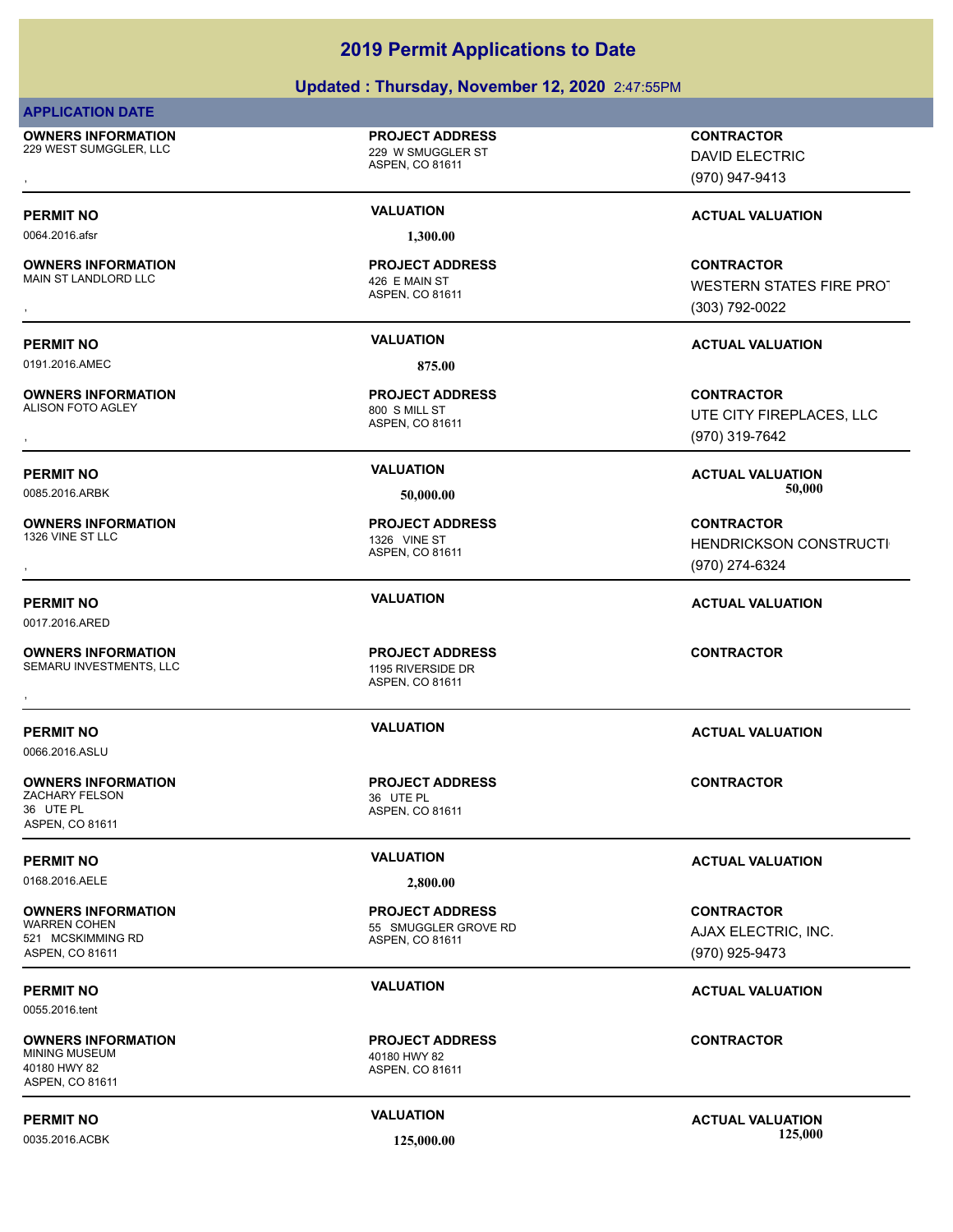# 2019 Permit Applications to Date

## Updated : Thursday, November 12, 2020 2:47:55PM

**APPLICATION DATE**

| OWNERS INFORMATION | PROJECT ADDRESS | CONTRACTOR |
|---|---|---|
| 229 WEST SUMGGLER, LLC<br>, | 229 W SMUGGLER ST<br>ASPEN, CO 81611 | DAVID ELECTRIC<br>(970) 947-9413 |
| **PERMIT NO** | **VALUATION** | **ACTUAL VALUATION** |
| 0064.2016.afsr | 1,300.00 | |

| OWNERS INFORMATION | PROJECT ADDRESS | CONTRACTOR |
|---|---|---|
| MAIN ST LANDLORD LLC<br>, | 426 E MAIN ST<br>ASPEN, CO 81611 | WESTERN STATES FIRE PROT<br>(303) 792-0022 |
| **PERMIT NO** | **VALUATION** | **ACTUAL VALUATION** |
| 0191.2016.AMEC | 875.00 | |

| OWNERS INFORMATION | PROJECT ADDRESS | CONTRACTOR |
|---|---|---|
| ALISON FOTO AGLEY<br>, | 800 S MILL ST<br>ASPEN, CO 81611 | UTE CITY FIREPLACES, LLC<br>(970) 319-7642 |
| **PERMIT NO** | **VALUATION** | **ACTUAL VALUATION** |
| 0085.2016.ARBK | 50,000.00 | 50,000 |

| OWNERS INFORMATION | PROJECT ADDRESS | CONTRACTOR |
|---|---|---|
| 1326 VINE ST LLC<br>, | 1326 VINE ST<br>ASPEN, CO 81611 | HENDRICKSON CONSTRUCTI<br>(970) 274-6324 |
| **PERMIT NO** | **VALUATION** | **ACTUAL VALUATION** |
| 0017.2016.ARED | | |

| OWNERS INFORMATION | PROJECT ADDRESS | CONTRACTOR |
|---|---|---|
| SEMARU INVESTMENTS, LLC<br>, | 1195 RIVERSIDE DR<br>ASPEN, CO 81611 | |
| **PERMIT NO** | **VALUATION** | **ACTUAL VALUATION** |
| 0066.2016.ASLU | | |

| OWNERS INFORMATION | PROJECT ADDRESS | CONTRACTOR |
|---|---|---|
| ZACHARY FELSON<br>36 UTE PL<br>ASPEN, CO 81611 | 36 UTE PL<br>ASPEN, CO 81611 | |
| **PERMIT NO** | **VALUATION** | **ACTUAL VALUATION** |
| 0168.2016.AELE | 2,800.00 | |

| OWNERS INFORMATION | PROJECT ADDRESS | CONTRACTOR |
|---|---|---|
| WARREN COHEN<br>521 MCSKIMMING RD<br>ASPEN, CO 81611 | 55 SMUGGLER GROVE RD<br>ASPEN, CO 81611 | AJAX ELECTRIC, INC.<br>(970) 925-9473 |
| **PERMIT NO** | **VALUATION** | **ACTUAL VALUATION** |
| 0055.2016.tent | | |

| OWNERS INFORMATION | PROJECT ADDRESS | CONTRACTOR |
|---|---|---|
| MINING MUSEUM<br>40180 HWY 82<br>ASPEN, CO 81611 | 40180 HWY 82<br>ASPEN, CO 81611 | |
| **PERMIT NO** | **VALUATION** | **ACTUAL VALUATION** |
| 0035.2016.ACBK | 125,000.00 | 125,000 |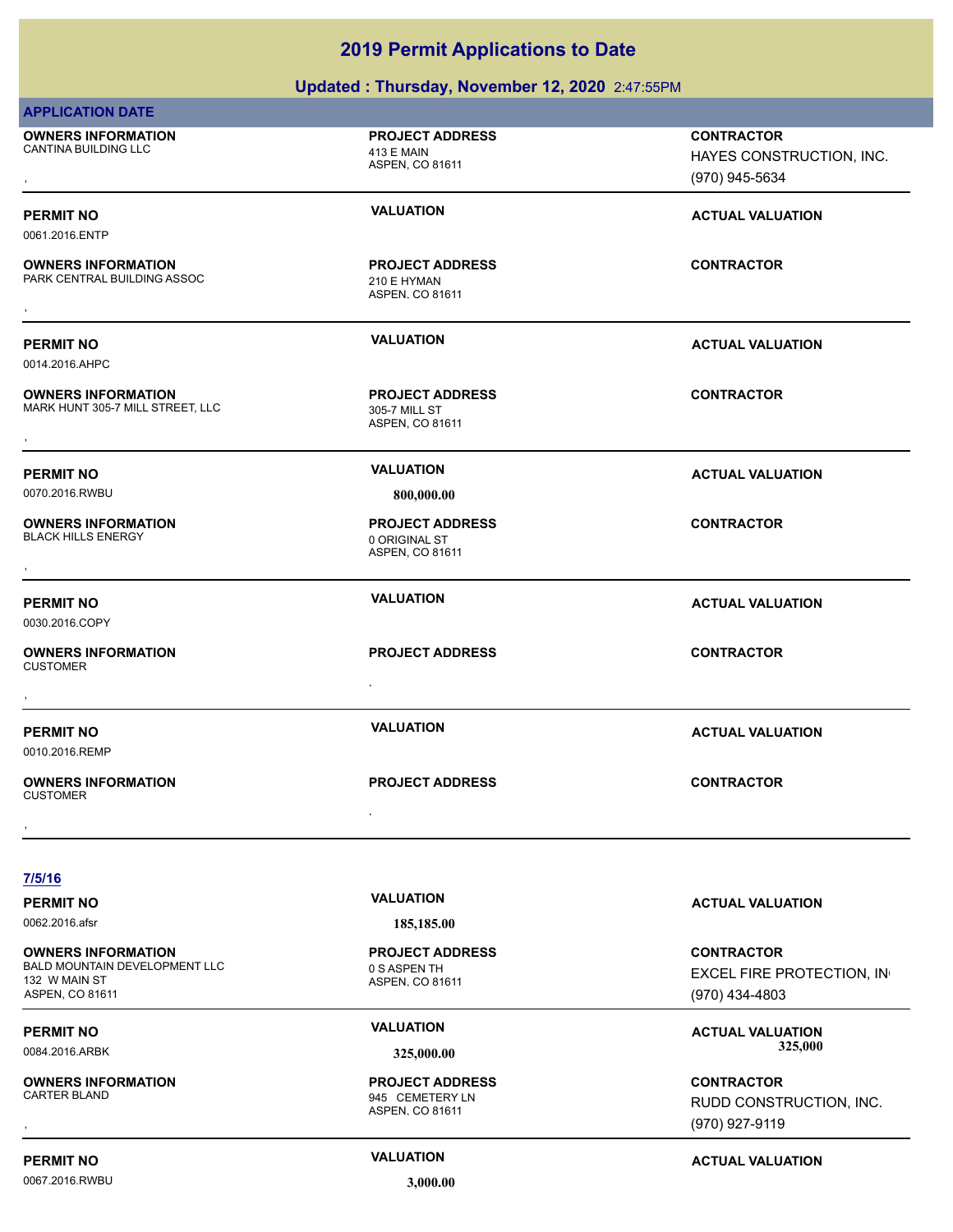# 2019 Permit Applications to Date

## Updated : Thursday, November 12, 2020 2:47:55PM

**APPLICATION DATE**

**OWNERS INFORMATION**
CANTINA BUILDING LLC
,

**PROJECT ADDRESS**
413 E MAIN
ASPEN, CO 81611

**CONTRACTOR**
HAYES CONSTRUCTION, INC.
(970) 945-5634

**PERMIT NO** 0061.2016.ENTP | **VALUATION** | **ACTUAL VALUATION**

**OWNERS INFORMATION**
PARK CENTRAL BUILDING ASSOC
,

**PROJECT ADDRESS**
210 E HYMAN
ASPEN, CO 81611

**CONTRACTOR**

**PERMIT NO** 0014.2016.AHPC | **VALUATION** | **ACTUAL VALUATION**

**OWNERS INFORMATION**
MARK HUNT 305-7 MILL STREET, LLC
,

**PROJECT ADDRESS**
305-7 MILL ST
ASPEN, CO 81611

**CONTRACTOR**

**PERMIT NO** 0070.2016.RWBU | **VALUATION** 800,000.00 | **ACTUAL VALUATION**

**OWNERS INFORMATION**
BLACK HILLS ENERGY
,

**PROJECT ADDRESS**
0 ORIGINAL ST
ASPEN, CO 81611

**CONTRACTOR**

**PERMIT NO** 0030.2016.COPY | **VALUATION** | **ACTUAL VALUATION**

**OWNERS INFORMATION**
CUSTOMER
,

**PROJECT ADDRESS**
,

**CONTRACTOR**

**PERMIT NO** 0010.2016.REMP | **VALUATION** | **ACTUAL VALUATION**

**OWNERS INFORMATION**
CUSTOMER
,

**PROJECT ADDRESS**
,

**CONTRACTOR**

### 7/5/16

**PERMIT NO** 0062.2016.afsr | **VALUATION** 185,185.00 | **ACTUAL VALUATION**

**OWNERS INFORMATION**
BALD MOUNTAIN DEVELOPMENT LLC
132 W MAIN ST
ASPEN, CO 81611

**PROJECT ADDRESS**
0 S ASPEN TH
ASPEN, CO 81611

**CONTRACTOR**
EXCEL FIRE PROTECTION, IN
(970) 434-4803

**PERMIT NO** 0084.2016.ARBK | **VALUATION** 325,000.00 | **ACTUAL VALUATION** 325,000

**OWNERS INFORMATION**
CARTER BLAND
,

**PROJECT ADDRESS**
945 CEMETERY LN
ASPEN, CO 81611

**CONTRACTOR**
RUDD CONSTRUCTION, INC.
(970) 927-9119

**PERMIT NO** 0067.2016.RWBU | **VALUATION** 3,000.00 | **ACTUAL VALUATION**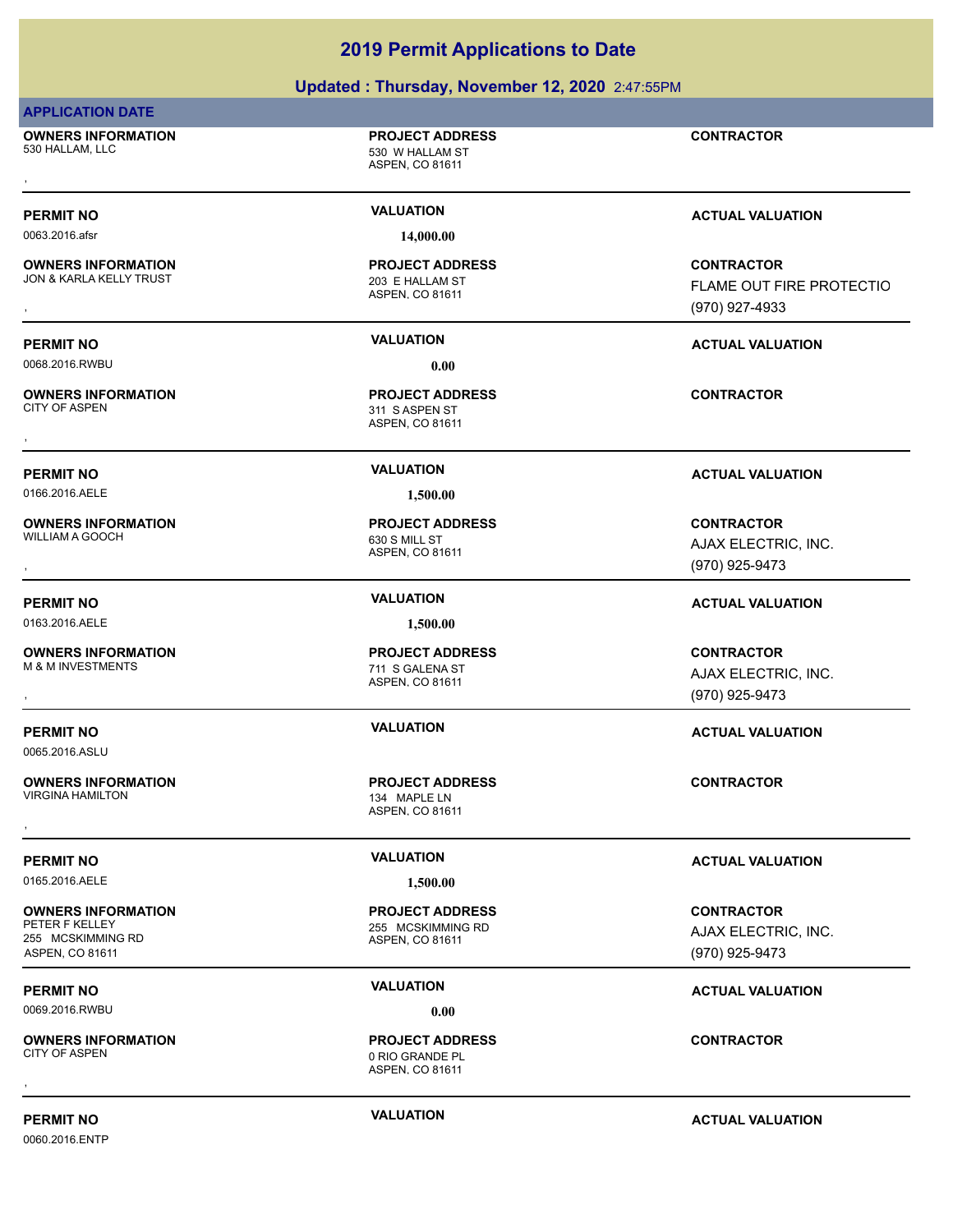# 2019 Permit Applications to Date

## Updated : Thursday, November 12, 2020 2:47:55PM

**APPLICATION DATE**

**OWNERS INFORMATION** 530 HALLAM, LLC
,
**PROJECT ADDRESS** 530 W HALLAM ST ASPEN, CO 81611
**CONTRACTOR**

**PERMIT NO** 0063.2016.afsr
**VALUATION** 14,000.00
**ACTUAL VALUATION**

**OWNERS INFORMATION** JON & KARLA KELLY TRUST
,
**PROJECT ADDRESS** 203 E HALLAM ST ASPEN, CO 81611
**CONTRACTOR** FLAME OUT FIRE PROTECTIO (970) 927-4933

**PERMIT NO** 0068.2016.RWBU
**VALUATION** 0.00
**ACTUAL VALUATION**

**OWNERS INFORMATION** CITY OF ASPEN
,
**PROJECT ADDRESS** 311 S ASPEN ST ASPEN, CO 81611
**CONTRACTOR**

**PERMIT NO** 0166.2016.AELE
**VALUATION** 1,500.00
**ACTUAL VALUATION**

**OWNERS INFORMATION** WILLIAM A GOOCH
,
**PROJECT ADDRESS** 630 S MILL ST ASPEN, CO 81611
**CONTRACTOR** AJAX ELECTRIC, INC. (970) 925-9473

**PERMIT NO** 0163.2016.AELE
**VALUATION** 1,500.00
**ACTUAL VALUATION**

**OWNERS INFORMATION** M & M INVESTMENTS
,
**PROJECT ADDRESS** 711 S GALENA ST ASPEN, CO 81611
**CONTRACTOR** AJAX ELECTRIC, INC. (970) 925-9473

**PERMIT NO** 0065.2016.ASLU
**VALUATION**
**ACTUAL VALUATION**

**OWNERS INFORMATION** VIRGINA HAMILTON
,
**PROJECT ADDRESS** 134 MAPLE LN ASPEN, CO 81611
**CONTRACTOR**

**PERMIT NO** 0165.2016.AELE
**VALUATION** 1,500.00
**ACTUAL VALUATION**

**OWNERS INFORMATION** PETER F KELLEY 255 MCSKIMMING RD ASPEN, CO 81611
**PROJECT ADDRESS** 255 MCSKIMMING RD ASPEN, CO 81611
**CONTRACTOR** AJAX ELECTRIC, INC. (970) 925-9473

**PERMIT NO** 0069.2016.RWBU
**VALUATION** 0.00
**ACTUAL VALUATION**

**OWNERS INFORMATION** CITY OF ASPEN
,
**PROJECT ADDRESS** 0 RIO GRANDE PL ASPEN, CO 81611
**CONTRACTOR**

**PERMIT NO** 0060.2016.ENTP
**VALUATION**
**ACTUAL VALUATION**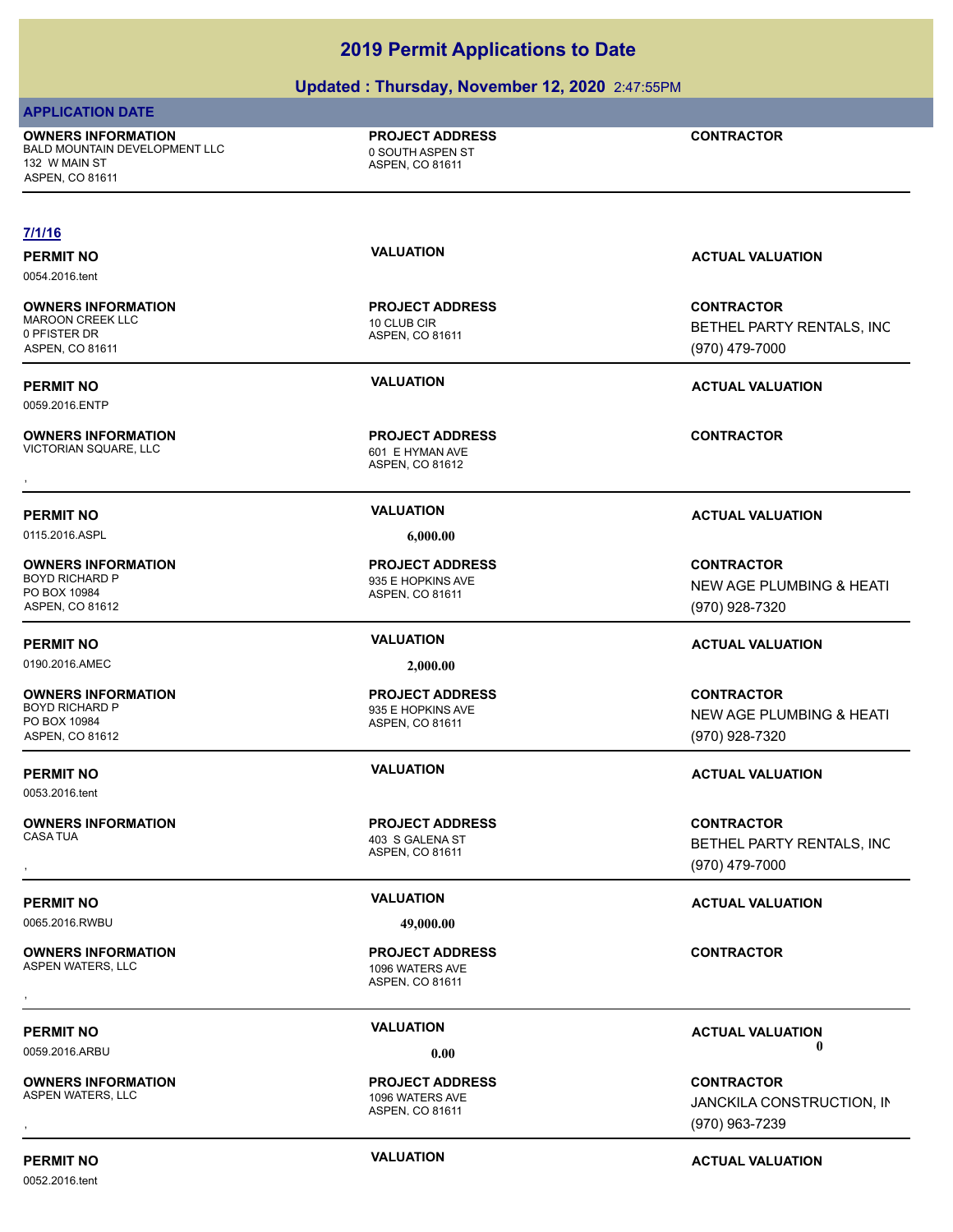# 2019 Permit Applications to Date

## Updated : Thursday, November 12, 2020 2:47:55PM

**APPLICATION DATE**

| OWNERS INFORMATION | PROJECT ADDRESS | CONTRACTOR |
|---|---|---|
| BALD MOUNTAIN DEVELOPMENT LLC<br>132 W MAIN ST<br>ASPEN, CO 81611 | 0 SOUTH ASPEN ST<br>ASPEN, CO 81611 | |

**7/1/16**

| PERMIT NO | VALUATION | ACTUAL VALUATION |
|---|---|---|
| 0054.2016.tent | | |
| **OWNERS INFORMATION** | **PROJECT ADDRESS** | **CONTRACTOR** |
| MAROON CREEK LLC<br>0 PFISTER DR<br>ASPEN, CO 81611 | 10 CLUB CIR<br>ASPEN, CO 81611 | BETHEL PARTY RENTALS, INC<br>(970) 479-7000 |

| PERMIT NO | VALUATION | ACTUAL VALUATION |
|---|---|---|
| 0059.2016.ENTP | | |
| **OWNERS INFORMATION** | **PROJECT ADDRESS** | **CONTRACTOR** |
| VICTORIAN SQUARE, LLC<br>, | 601 E HYMAN AVE<br>ASPEN, CO 81612 | |

| PERMIT NO | VALUATION | ACTUAL VALUATION |
|---|---|---|
| 0115.2016.ASPL | 6,000.00 | |
| **OWNERS INFORMATION** | **PROJECT ADDRESS** | **CONTRACTOR** |
| BOYD RICHARD P<br>PO BOX 10984<br>ASPEN, CO 81612 | 935 E HOPKINS AVE<br>ASPEN, CO 81611 | NEW AGE PLUMBING & HEATI<br>(970) 928-7320 |

| PERMIT NO | VALUATION | ACTUAL VALUATION |
|---|---|---|
| 0190.2016.AMEC | 2,000.00 | |
| **OWNERS INFORMATION** | **PROJECT ADDRESS** | **CONTRACTOR** |
| BOYD RICHARD P<br>PO BOX 10984<br>ASPEN, CO 81612 | 935 E HOPKINS AVE<br>ASPEN, CO 81611 | NEW AGE PLUMBING & HEATI<br>(970) 928-7320 |

| PERMIT NO | VALUATION | ACTUAL VALUATION |
|---|---|---|
| 0053.2016.tent | | |
| **OWNERS INFORMATION** | **PROJECT ADDRESS** | **CONTRACTOR** |
| CASA TUA<br>, | 403 S GALENA ST<br>ASPEN, CO 81611 | BETHEL PARTY RENTALS, INC<br>(970) 479-7000 |

| PERMIT NO | VALUATION | ACTUAL VALUATION |
|---|---|---|
| 0065.2016.RWBU | 49,000.00 | |
| **OWNERS INFORMATION** | **PROJECT ADDRESS** | **CONTRACTOR** |
| ASPEN WATERS, LLC<br>, | 1096 WATERS AVE<br>ASPEN, CO 81611 | |

| PERMIT NO | VALUATION | ACTUAL VALUATION |
|---|---|---|
| 0059.2016.ARBU | 0.00 | 0 |
| **OWNERS INFORMATION** | **PROJECT ADDRESS** | **CONTRACTOR** |
| ASPEN WATERS, LLC<br>, | 1096 WATERS AVE<br>ASPEN, CO 81611 | JANCKILA CONSTRUCTION, IN<br>(970) 963-7239 |

| PERMIT NO | VALUATION | ACTUAL VALUATION |
|---|---|---|
| 0052.2016.tent | | |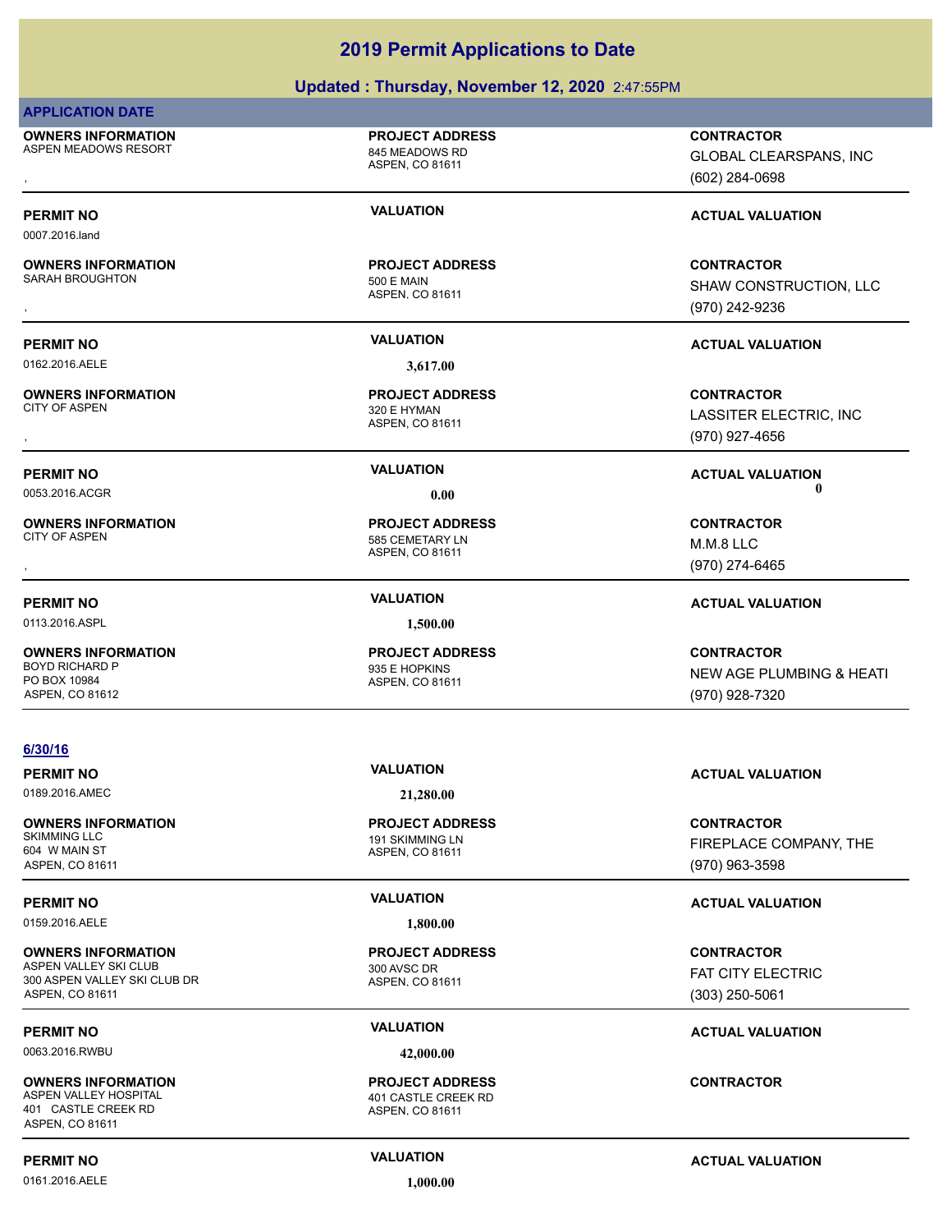# 2019 Permit Applications to Date

## Updated : Thursday, November 12, 2020 2:47:55PM

**APPLICATION DATE**

**OWNERS INFORMATION**
ASPEN MEADOWS RESORT
,

**PROJECT ADDRESS**
845 MEADOWS RD
ASPEN, CO 81611

**CONTRACTOR**
GLOBAL CLEARSPANS, INC
(602) 284-0698

**PERMIT NO**
0007.2016.land

**VALUATION**

**ACTUAL VALUATION**

**OWNERS INFORMATION**
SARAH BROUGHTON
,

**PROJECT ADDRESS**
500 E MAIN
ASPEN, CO 81611

**CONTRACTOR**
SHAW CONSTRUCTION, LLC
(970) 242-9236

**PERMIT NO**
0162.2016.AELE

**VALUATION**
3,617.00

**ACTUAL VALUATION**

**OWNERS INFORMATION**
CITY OF ASPEN
,

**PROJECT ADDRESS**
320 E HYMAN
ASPEN, CO 81611

**CONTRACTOR**
LASSITER ELECTRIC, INC
(970) 927-4656

**PERMIT NO**
0053.2016.ACGR

**VALUATION**
0.00

**ACTUAL VALUATION**
0

**OWNERS INFORMATION**
CITY OF ASPEN
,

**PROJECT ADDRESS**
585 CEMETARY LN
ASPEN, CO 81611

**CONTRACTOR**
M.M.8 LLC
(970) 274-6465

**PERMIT NO**
0113.2016.ASPL

**VALUATION**
1,500.00

**ACTUAL VALUATION**

**OWNERS INFORMATION**
BOYD RICHARD P
PO BOX 10984
ASPEN, CO 81612

**PROJECT ADDRESS**
935 E HOPKINS
ASPEN, CO 81611

**CONTRACTOR**
NEW AGE PLUMBING & HEATI
(970) 928-7320

**6/30/16**

**PERMIT NO**
0189.2016.AMEC

**VALUATION**
21,280.00

**ACTUAL VALUATION**

**OWNERS INFORMATION**
SKIMMING LLC
604 W MAIN ST
ASPEN, CO 81611

**PROJECT ADDRESS**
191 SKIMMING LN
ASPEN, CO 81611

**CONTRACTOR**
FIREPLACE COMPANY, THE
(970) 963-3598

**PERMIT NO**
0159.2016.AELE

**VALUATION**
1,800.00

**ACTUAL VALUATION**

**OWNERS INFORMATION**
ASPEN VALLEY SKI CLUB
300 ASPEN VALLEY SKI CLUB DR
ASPEN, CO 81611

**PROJECT ADDRESS**
300 AVSC DR
ASPEN, CO 81611

**CONTRACTOR**
FAT CITY ELECTRIC
(303) 250-5061

**PERMIT NO**
0063.2016.RWBU

**VALUATION**
42,000.00

**ACTUAL VALUATION**

**OWNERS INFORMATION**
ASPEN VALLEY HOSPITAL
401 CASTLE CREEK RD
ASPEN, CO 81611

**PROJECT ADDRESS**
401 CASTLE CREEK RD
ASPEN, CO 81611

**CONTRACTOR**

**PERMIT NO**
0161.2016.AELE

**VALUATION**
1,000.00

**ACTUAL VALUATION**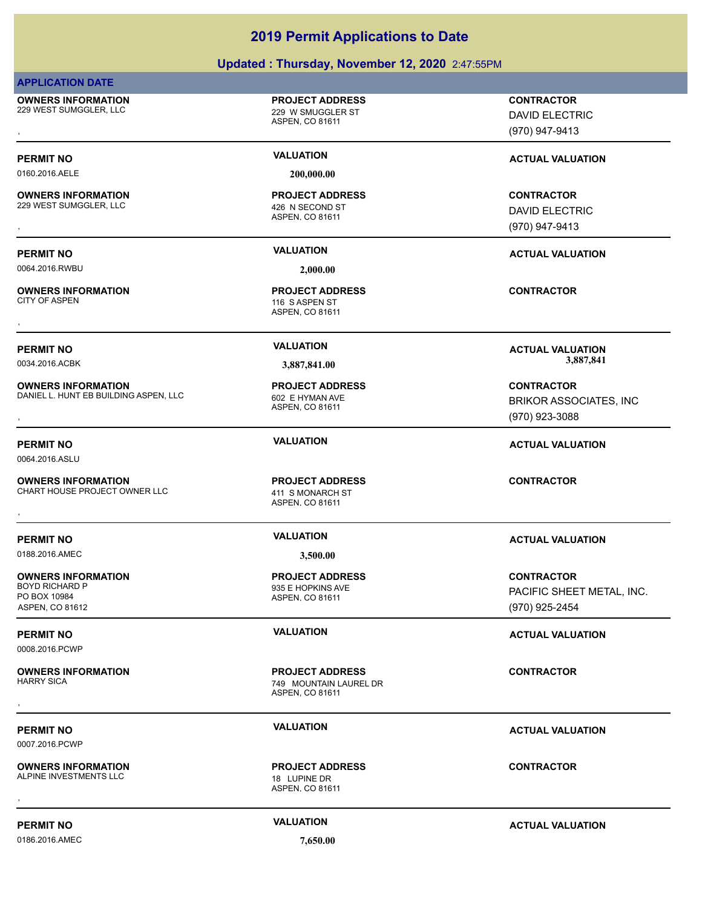## 2019 Permit Applications to Date

### Updated : Thursday, November 12, 2020 2:47:55PM

**APPLICATION DATE**

**OWNERS INFORMATION**
229 WEST SUMGGLER, LLC
,

**PROJECT ADDRESS**
229 W SMUGGLER ST
ASPEN, CO 81611

**CONTRACTOR**
DAVID ELECTRIC
(970) 947-9413

**PERMIT NO** 0160.2016.AELE
**VALUATION** 200,000.00
**ACTUAL VALUATION**

---

**OWNERS INFORMATION**
229 WEST SUMGGLER, LLC
,

**PROJECT ADDRESS**
426 N SECOND ST
ASPEN, CO 81611

**CONTRACTOR**
DAVID ELECTRIC
(970) 947-9413

**PERMIT NO** 0064.2016.RWBU
**VALUATION** 2,000.00
**ACTUAL VALUATION**

---

**OWNERS INFORMATION**
CITY OF ASPEN
,

**PROJECT ADDRESS**
116 S ASPEN ST
ASPEN, CO 81611

**CONTRACTOR**

**PERMIT NO** 0034.2016.ACBK
**VALUATION** 3,887,841.00
**ACTUAL VALUATION** 3,887,841

---

**OWNERS INFORMATION**
DANIEL L. HUNT EB BUILDING ASPEN, LLC
,

**PROJECT ADDRESS**
602 E HYMAN AVE
ASPEN, CO 81611

**CONTRACTOR**
BRIKOR ASSOCIATES, INC
(970) 923-3088

**PERMIT NO** 0064.2016.ASLU
**VALUATION**
**ACTUAL VALUATION**

---

**OWNERS INFORMATION**
CHART HOUSE PROJECT OWNER LLC
,

**PROJECT ADDRESS**
411 S MONARCH ST
ASPEN, CO 81611

**CONTRACTOR**

**PERMIT NO** 0188.2016.AMEC
**VALUATION** 3,500.00
**ACTUAL VALUATION**

---

**OWNERS INFORMATION**
BOYD RICHARD P
PO BOX 10984
ASPEN, CO 81612

**PROJECT ADDRESS**
935 E HOPKINS AVE
ASPEN, CO 81611

**CONTRACTOR**
PACIFIC SHEET METAL, INC.
(970) 925-2454

**PERMIT NO** 0008.2016.PCWP
**VALUATION**
**ACTUAL VALUATION**

---

**OWNERS INFORMATION**
HARRY SICA
,

**PROJECT ADDRESS**
749 MOUNTAIN LAUREL DR
ASPEN, CO 81611

**CONTRACTOR**

**PERMIT NO** 0007.2016.PCWP
**VALUATION**
**ACTUAL VALUATION**

---

**OWNERS INFORMATION**
ALPINE INVESTMENTS LLC
,

**PROJECT ADDRESS**
18 LUPINE DR
ASPEN, CO 81611

**CONTRACTOR**

**PERMIT NO** 0186.2016.AMEC
**VALUATION** 7,650.00
**ACTUAL VALUATION**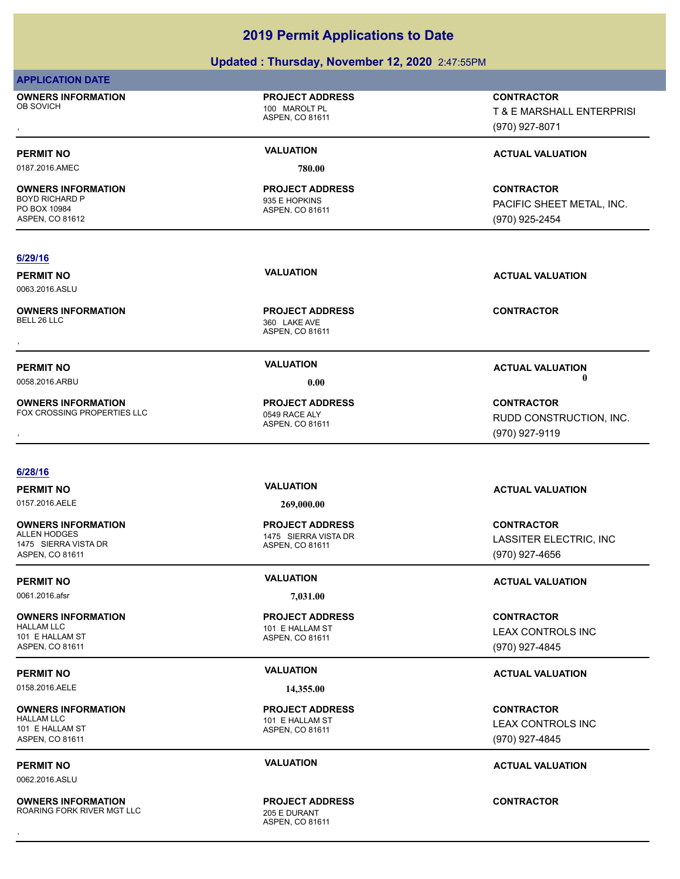# 2019 Permit Applications to Date

## Updated : Thursday, November 12, 2020 2:47:55PM

**APPLICATION DATE**

| OWNERS INFORMATION | PROJECT ADDRESS | CONTRACTOR |
|---|---|---|
| OB SOVICH<br>, | 100 MAROLT PL<br>ASPEN, CO 81611 | T & E MARSHALL ENTERPRISI<br>(970) 927-8071 |

| PERMIT NO | VALUATION | ACTUAL VALUATION |
|---|---|---|
| 0187.2016.AMEC | 780.00 | |

| OWNERS INFORMATION | PROJECT ADDRESS | CONTRACTOR |
|---|---|---|
| BOYD RICHARD P<br>PO BOX 10984<br>ASPEN, CO 81612 | 935 E HOPKINS<br>ASPEN, CO 81611 | PACIFIC SHEET METAL, INC.<br>(970) 925-2454 |

**6/29/16**

| PERMIT NO | VALUATION | ACTUAL VALUATION |
|---|---|---|
| 0063.2016.ASLU | | |

| OWNERS INFORMATION | PROJECT ADDRESS | CONTRACTOR |
|---|---|---|
| BELL 26 LLC<br>, | 360 LAKE AVE<br>ASPEN, CO 81611 | |

| PERMIT NO | VALUATION | ACTUAL VALUATION |
|---|---|---|
| 0058.2016.ARBU | 0.00 | 0 |

| OWNERS INFORMATION | PROJECT ADDRESS | CONTRACTOR |
|---|---|---|
| FOX CROSSING PROPERTIES LLC<br>, | 0549 RACE ALY<br>ASPEN, CO 81611 | RUDD CONSTRUCTION, INC.<br>(970) 927-9119 |

**6/28/16**

| PERMIT NO | VALUATION | ACTUAL VALUATION |
|---|---|---|
| 0157.2016.AELE | 269,000.00 | |

| OWNERS INFORMATION | PROJECT ADDRESS | CONTRACTOR |
|---|---|---|
| ALLEN HODGES<br>1475 SIERRA VISTA DR<br>ASPEN, CO 81611 | 1475 SIERRA VISTA DR<br>ASPEN, CO 81611 | LASSITER ELECTRIC, INC<br>(970) 927-4656 |

| PERMIT NO | VALUATION | ACTUAL VALUATION |
|---|---|---|
| 0061.2016.afsr | 7,031.00 | |

| OWNERS INFORMATION | PROJECT ADDRESS | CONTRACTOR |
|---|---|---|
| HALLAM LLC<br>101 E HALLAM ST<br>ASPEN, CO 81611 | 101 E HALLAM ST<br>ASPEN, CO 81611 | LEAX CONTROLS INC<br>(970) 927-4845 |

| PERMIT NO | VALUATION | ACTUAL VALUATION |
|---|---|---|
| 0158.2016.AELE | 14,355.00 | |

| OWNERS INFORMATION | PROJECT ADDRESS | CONTRACTOR |
|---|---|---|
| HALLAM LLC<br>101 E HALLAM ST<br>ASPEN, CO 81611 | 101 E HALLAM ST<br>ASPEN, CO 81611 | LEAX CONTROLS INC<br>(970) 927-4845 |

| PERMIT NO | VALUATION | ACTUAL VALUATION |
|---|---|---|
| 0062.2016.ASLU | | |

| OWNERS INFORMATION | PROJECT ADDRESS | CONTRACTOR |
|---|---|---|
| ROARING FORK RIVER MGT LLC<br>, | 205 E DURANT<br>ASPEN, CO 81611 | |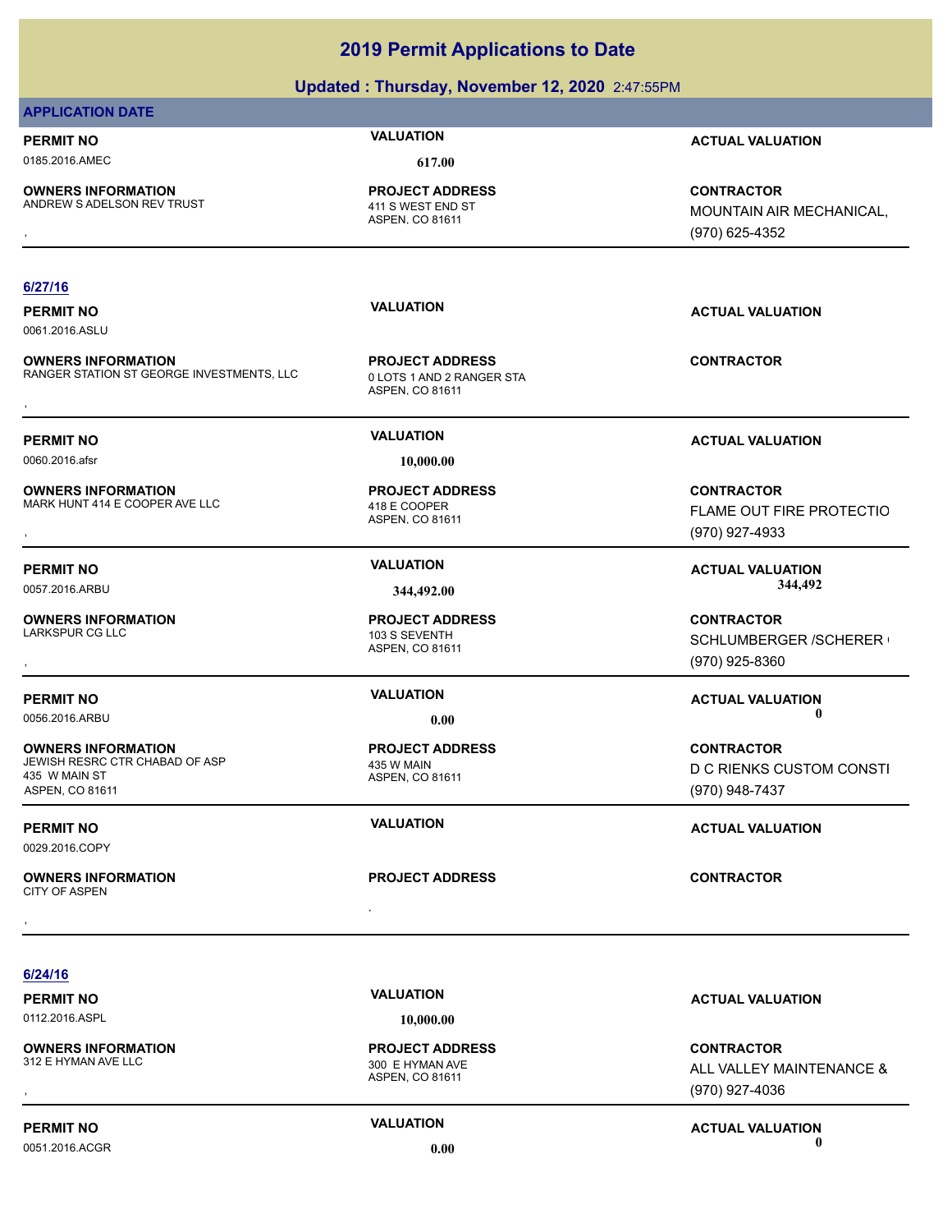# 2019 Permit Applications to Date

## Updated : Thursday, November 12, 2020 2:47:55PM

**APPLICATION DATE**

**PERMIT NO** 0185.2016.AMEC | **VALUATION** 617.00 | **ACTUAL VALUATION**

**OWNERS INFORMATION**
ANDREW S ADELSON REV TRUST
,

**PROJECT ADDRESS**
411 S WEST END ST
ASPEN, CO 81611

**CONTRACTOR**
MOUNTAIN AIR MECHANICAL,
(970) 625-4352

---

**6/27/16**

**PERMIT NO** 0061.2016.ASLU | **VALUATION** | **ACTUAL VALUATION**

**OWNERS INFORMATION**
RANGER STATION ST GEORGE INVESTMENTS, LLC
,

**PROJECT ADDRESS**
0 LOTS 1 AND 2 RANGER STA
ASPEN, CO 81611

**CONTRACTOR**

---

**PERMIT NO** 0060.2016.afsr | **VALUATION** 10,000.00 | **ACTUAL VALUATION**

**OWNERS INFORMATION**
MARK HUNT 414 E COOPER AVE LLC
,

**PROJECT ADDRESS**
418 E COOPER
ASPEN, CO 81611

**CONTRACTOR**
FLAME OUT FIRE PROTECTIO
(970) 927-4933

---

**PERMIT NO** 0057.2016.ARBU | **VALUATION** 344,492.00 | **ACTUAL VALUATION** 344,492

**OWNERS INFORMATION**
LARKSPUR CG LLC
,

**PROJECT ADDRESS**
103 S SEVENTH
ASPEN, CO 81611

**CONTRACTOR**
SCHLUMBERGER /SCHERER
(970) 925-8360

---

**PERMIT NO** 0056.2016.ARBU | **VALUATION** 0.00 | **ACTUAL VALUATION** 0

**OWNERS INFORMATION**
JEWISH RESRC CTR CHABAD OF ASP
435 W MAIN ST
ASPEN, CO 81611

**PROJECT ADDRESS**
435 W MAIN
ASPEN, CO 81611

**CONTRACTOR**
D C RIENKS CUSTOM CONSTI
(970) 948-7437

---

**PERMIT NO** 0029.2016.COPY | **VALUATION** | **ACTUAL VALUATION**

**OWNERS INFORMATION**
CITY OF ASPEN
,

**PROJECT ADDRESS**
,

**CONTRACTOR**

---

**6/24/16**

**PERMIT NO** 0112.2016.ASPL | **VALUATION** 10,000.00 | **ACTUAL VALUATION**

**OWNERS INFORMATION**
312 E HYMAN AVE LLC
,

**PROJECT ADDRESS**
300 E HYMAN AVE
ASPEN, CO 81611

**CONTRACTOR**
ALL VALLEY MAINTENANCE &
(970) 927-4036

---

**PERMIT NO** 0051.2016.ACGR | **VALUATION** 0.00 | **ACTUAL VALUATION** 0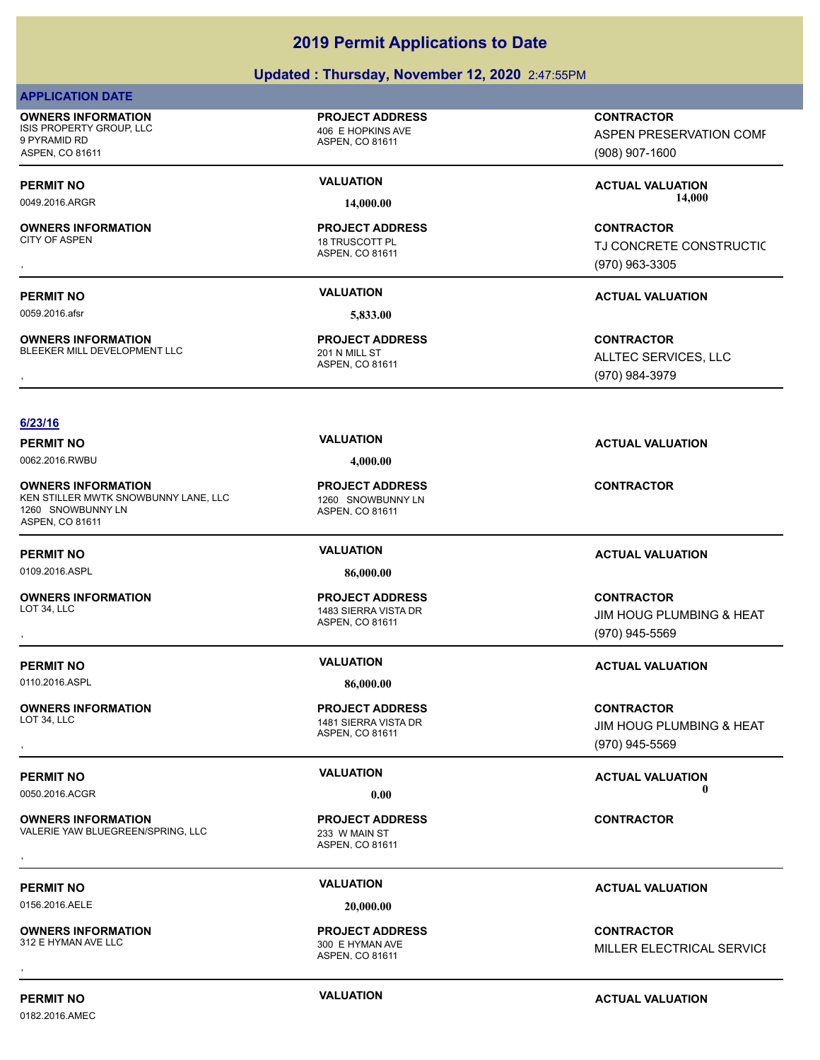# 2019 Permit Applications to Date

## Updated : Thursday, November 12, 2020 2:47:55PM

### APPLICATION DATE

**OWNERS INFORMATION**
ISIS PROPERTY GROUP, LLC
9 PYRAMID RD
ASPEN, CO 81611

**PROJECT ADDRESS**
406 E HOPKINS AVE
ASPEN, CO 81611

**CONTRACTOR**
ASPEN PRESERVATION COMI
(908) 907-1600

**PERMIT NO** 0049.2016.ARGR | **VALUATION** 14,000.00 | **ACTUAL VALUATION** 14,000

**OWNERS INFORMATION**
CITY OF ASPEN
,

**PROJECT ADDRESS**
18 TRUSCOTT PL
ASPEN, CO 81611

**CONTRACTOR**
TJ CONCRETE CONSTRUCTIC
(970) 963-3305

**PERMIT NO** 0059.2016.afsr | **VALUATION** 5,833.00 | **ACTUAL VALUATION**

**OWNERS INFORMATION**
BLEEKER MILL DEVELOPMENT LLC
,

**PROJECT ADDRESS**
201 N MILL ST
ASPEN, CO 81611

**CONTRACTOR**
ALLTEC SERVICES, LLC
(970) 984-3979

**6/23/16**

**PERMIT NO** 0062.2016.RWBU | **VALUATION** 4,000.00 | **ACTUAL VALUATION**

**OWNERS INFORMATION**
KEN STILLER MWTK SNOWBUNNY LANE, LLC
1260 SNOWBUNNY LN
ASPEN, CO 81611

**PROJECT ADDRESS**
1260 SNOWBUNNY LN
ASPEN, CO 81611

**CONTRACTOR**

**PERMIT NO** 0109.2016.ASPL | **VALUATION** 86,000.00 | **ACTUAL VALUATION**

**OWNERS INFORMATION**
LOT 34, LLC
,

**PROJECT ADDRESS**
1483 SIERRA VISTA DR
ASPEN, CO 81611

**CONTRACTOR**
JIM HOUG PLUMBING & HEAT
(970) 945-5569

**PERMIT NO** 0110.2016.ASPL | **VALUATION** 86,000.00 | **ACTUAL VALUATION**

**OWNERS INFORMATION**
LOT 34, LLC
,

**PROJECT ADDRESS**
1481 SIERRA VISTA DR
ASPEN, CO 81611

**CONTRACTOR**
JIM HOUG PLUMBING & HEAT
(970) 945-5569

**PERMIT NO** 0050.2016.ACGR | **VALUATION** 0.00 | **ACTUAL VALUATION** 0

**OWNERS INFORMATION**
VALERIE YAW BLUEGREEN/SPRING, LLC
,

**PROJECT ADDRESS**
233 W MAIN ST
ASPEN, CO 81611

**CONTRACTOR**

**PERMIT NO** 0156.2016.AELE | **VALUATION** 20,000.00 | **ACTUAL VALUATION**

**OWNERS INFORMATION**
312 E HYMAN AVE LLC
,

**PROJECT ADDRESS**
300 E HYMAN AVE
ASPEN, CO 81611

**CONTRACTOR**
MILLER ELECTRICAL SERVICI

**PERMIT NO** 0182.2016.AMEC | **VALUATION** | **ACTUAL VALUATION**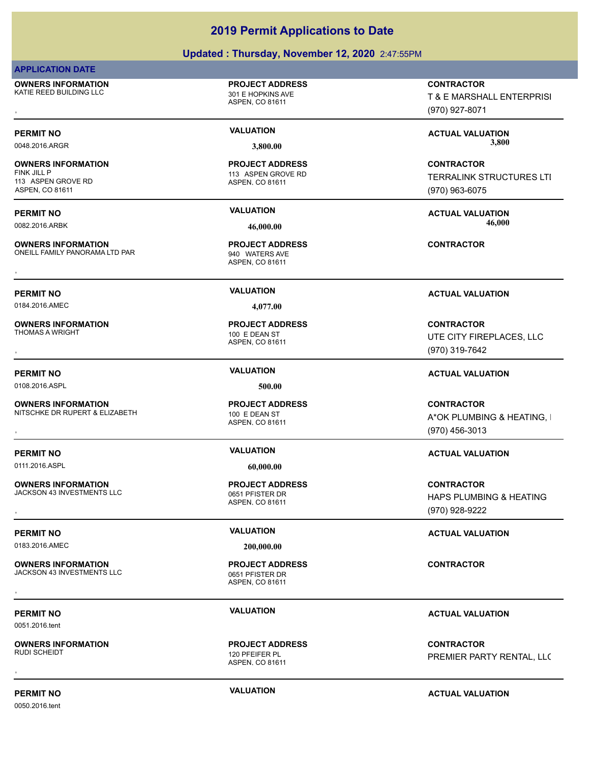## 2019 Permit Applications to Date

**Updated : Thursday, November 12, 2020** 2:47:55PM

**APPLICATION DATE**

**OWNERS INFORMATION**
KATIE REED BUILDING LLC
,

**PROJECT ADDRESS**
301 E HOPKINS AVE
ASPEN, CO 81611

**CONTRACTOR**
T & E MARSHALL ENTERPRISI
(970) 927-8071

**PERMIT NO**
0048.2016.ARGR

**VALUATION**
3,800.00

**ACTUAL VALUATION**
3,800

---

**OWNERS INFORMATION**
FINK JILL P
113 ASPEN GROVE RD
ASPEN, CO 81611

**PROJECT ADDRESS**
113 ASPEN GROVE RD
ASPEN, CO 81611

**CONTRACTOR**
TERRALINK STRUCTURES LTI
(970) 963-6075

**PERMIT NO**
0082.2016.ARBK

**VALUATION**
46,000.00

**ACTUAL VALUATION**
46,000

---

**OWNERS INFORMATION**
ONEILL FAMILY PANORAMA LTD PAR
,

**PROJECT ADDRESS**
940 WATERS AVE
ASPEN, CO 81611

**CONTRACTOR**

**PERMIT NO**
0184.2016.AMEC

**VALUATION**
4,077.00

**ACTUAL VALUATION**

---

**OWNERS INFORMATION**
THOMAS A WRIGHT
,

**PROJECT ADDRESS**
100 E DEAN ST
ASPEN, CO 81611

**CONTRACTOR**
UTE CITY FIREPLACES, LLC
(970) 319-7642

**PERMIT NO**
0108.2016.ASPL

**VALUATION**
500.00

**ACTUAL VALUATION**

---

**OWNERS INFORMATION**
NITSCHKE DR RUPERT & ELIZABETH
,

**PROJECT ADDRESS**
100 E DEAN ST
ASPEN, CO 81611

**CONTRACTOR**
A*OK PLUMBING & HEATING, I
(970) 456-3013

**PERMIT NO**
0111.2016.ASPL

**VALUATION**
60,000.00

**ACTUAL VALUATION**

---

**OWNERS INFORMATION**
JACKSON 43 INVESTMENTS LLC
,

**PROJECT ADDRESS**
0651 PFISTER DR
ASPEN, CO 81611

**CONTRACTOR**
HAPS PLUMBING & HEATING
(970) 928-9222

**PERMIT NO**
0183.2016.AMEC

**VALUATION**
200,000.00

**ACTUAL VALUATION**

---

**OWNERS INFORMATION**
JACKSON 43 INVESTMENTS LLC
,

**PROJECT ADDRESS**
0651 PFISTER DR
ASPEN, CO 81611

**CONTRACTOR**

**PERMIT NO**
0051.2016.tent

**VALUATION**

**ACTUAL VALUATION**

---

**OWNERS INFORMATION**
RUDI SCHEIDT
,

**PROJECT ADDRESS**
120 PFEIFER PL
ASPEN, CO 81611

**CONTRACTOR**
PREMIER PARTY RENTAL, LLC

**PERMIT NO**
0050.2016.tent

**VALUATION**

**ACTUAL VALUATION**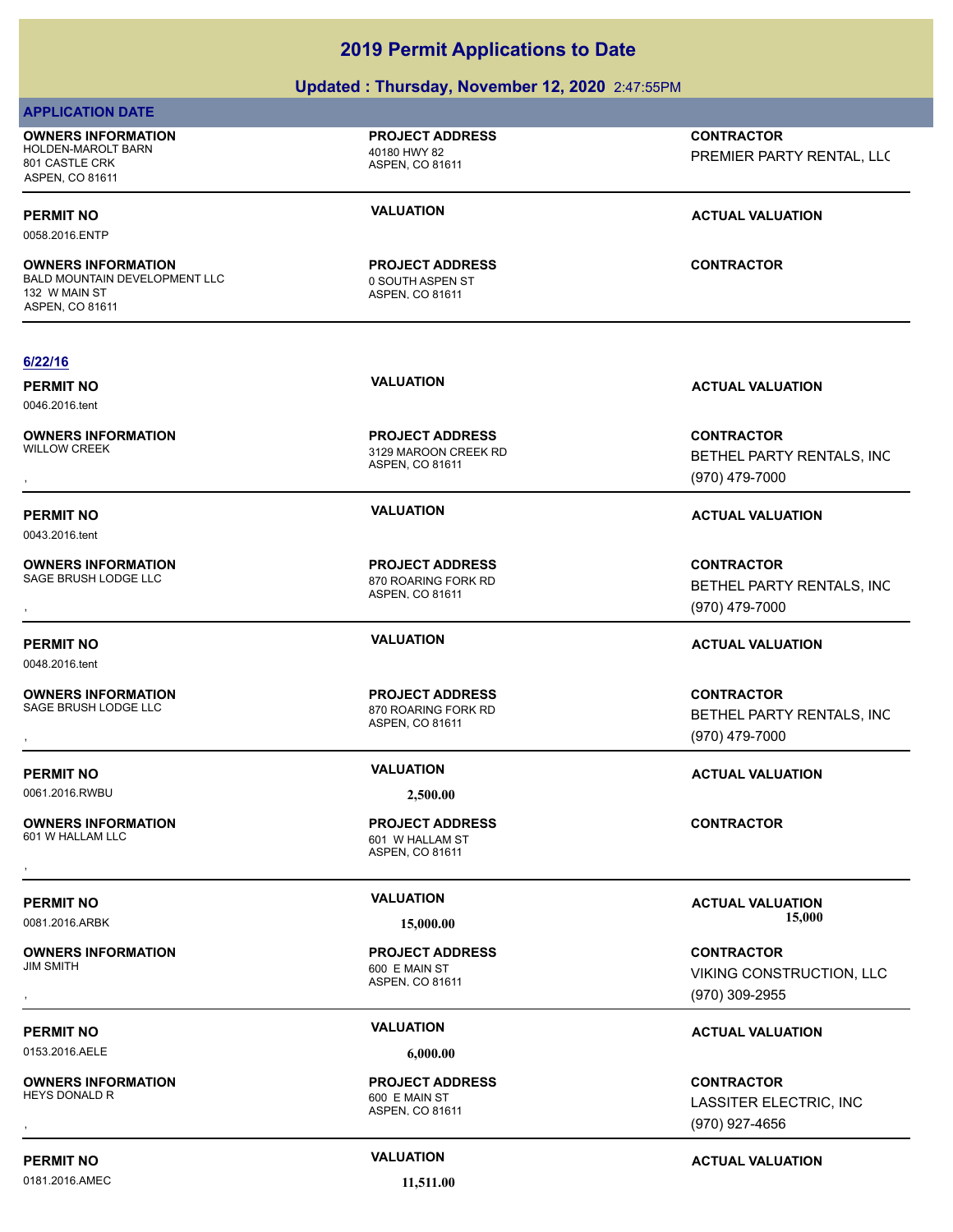# 2019 Permit Applications to Date

## Updated : Thursday, November 12, 2020 2:47:55PM

**APPLICATION DATE**

**OWNERS INFORMATION**
HOLDEN-MAROLT BARN
801 CASTLE CRK
ASPEN, CO 81611

**PROJECT ADDRESS**
40180 HWY 82
ASPEN, CO 81611

**CONTRACTOR**
PREMIER PARTY RENTAL, LLC

---

**PERMIT NO** 0058.2016.ENTP
**VALUATION**
**ACTUAL VALUATION**

**OWNERS INFORMATION**
BALD MOUNTAIN DEVELOPMENT LLC
132 W MAIN ST
ASPEN, CO 81611

**PROJECT ADDRESS**
0 SOUTH ASPEN ST
ASPEN, CO 81611

**CONTRACTOR**

---

**6/22/16**

**PERMIT NO** 0046.2016.tent
**VALUATION**
**ACTUAL VALUATION**

**OWNERS INFORMATION**
WILLOW CREEK
,

**PROJECT ADDRESS**
3129 MAROON CREEK RD
ASPEN, CO 81611

**CONTRACTOR**
BETHEL PARTY RENTALS, INC
(970) 479-7000

---

**PERMIT NO** 0043.2016.tent
**VALUATION**
**ACTUAL VALUATION**

**OWNERS INFORMATION**
SAGE BRUSH LODGE LLC
,

**PROJECT ADDRESS**
870 ROARING FORK RD
ASPEN, CO 81611

**CONTRACTOR**
BETHEL PARTY RENTALS, INC
(970) 479-7000

---

**PERMIT NO** 0048.2016.tent
**VALUATION**
**ACTUAL VALUATION**

**OWNERS INFORMATION**
SAGE BRUSH LODGE LLC
,

**PROJECT ADDRESS**
870 ROARING FORK RD
ASPEN, CO 81611

**CONTRACTOR**
BETHEL PARTY RENTALS, INC
(970) 479-7000

---

**PERMIT NO** 0061.2016.RWBU
**VALUATION** 2,500.00
**ACTUAL VALUATION**

**OWNERS INFORMATION**
601 W HALLAM LLC
,

**PROJECT ADDRESS**
601 W HALLAM ST
ASPEN, CO 81611

**CONTRACTOR**

---

**PERMIT NO** 0081.2016.ARBK
**VALUATION** 15,000.00
**ACTUAL VALUATION** 15,000

**OWNERS INFORMATION**
JIM SMITH
,

**PROJECT ADDRESS**
600 E MAIN ST
ASPEN, CO 81611

**CONTRACTOR**
VIKING CONSTRUCTION, LLC
(970) 309-2955

---

**PERMIT NO** 0153.2016.AELE
**VALUATION** 6,000.00
**ACTUAL VALUATION**

**OWNERS INFORMATION**
HEYS DONALD R
,

**PROJECT ADDRESS**
600 E MAIN ST
ASPEN, CO 81611

**CONTRACTOR**
LASSITER ELECTRIC, INC
(970) 927-4656

---

**PERMIT NO** 0181.2016.AMEC
**VALUATION** 11,511.00
**ACTUAL VALUATION**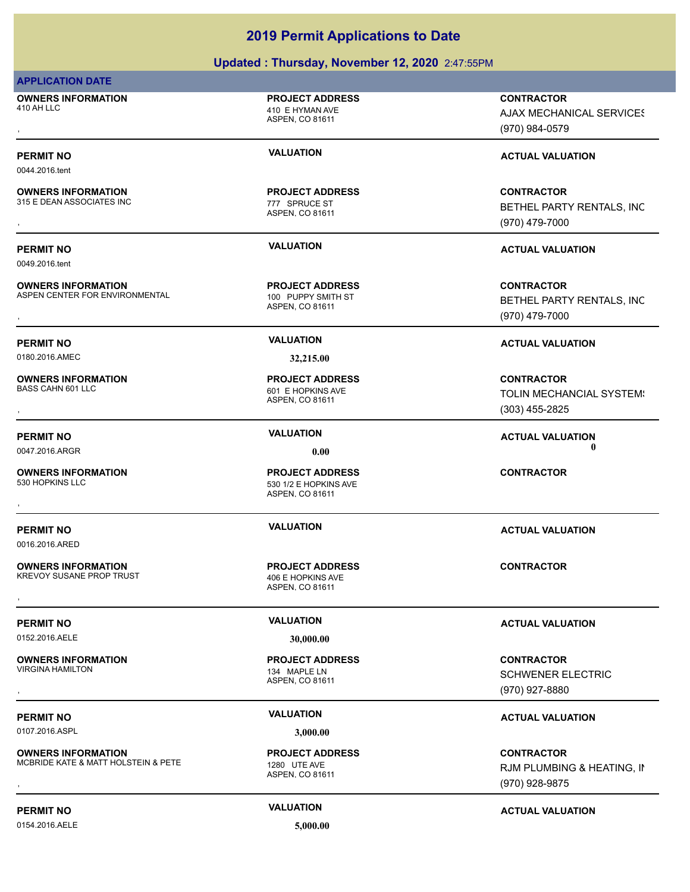# 2019 Permit Applications to Date

## Updated : Thursday, November 12, 2020 2:47:55PM

**APPLICATION DATE**

| OWNERS INFORMATION | PROJECT ADDRESS | CONTRACTOR |
|---|---|---|
| 410 AH LLC<br>, | 410 E HYMAN AVE<br>ASPEN, CO 81611 | AJAX MECHANICAL SERVICES<br>(970) 984-0579 |

| PERMIT NO | VALUATION | ACTUAL VALUATION |
|---|---|---|
| 0044.2016.tent | | |

| OWNERS INFORMATION | PROJECT ADDRESS | CONTRACTOR |
|---|---|---|
| 315 E DEAN ASSOCIATES INC<br>, | 777 SPRUCE ST<br>ASPEN, CO 81611 | BETHEL PARTY RENTALS, INC<br>(970) 479-7000 |

| PERMIT NO | VALUATION | ACTUAL VALUATION |
|---|---|---|
| 0049.2016.tent | | |

| OWNERS INFORMATION | PROJECT ADDRESS | CONTRACTOR |
|---|---|---|
| ASPEN CENTER FOR ENVIRONMENTAL<br>, | 100 PUPPY SMITH ST<br>ASPEN, CO 81611 | BETHEL PARTY RENTALS, INC<br>(970) 479-7000 |

| PERMIT NO | VALUATION | ACTUAL VALUATION |
|---|---|---|
| 0180.2016.AMEC | 32,215.00 | |

| OWNERS INFORMATION | PROJECT ADDRESS | CONTRACTOR |
|---|---|---|
| BASS CAHN 601 LLC<br>, | 601 E HOPKINS AVE<br>ASPEN, CO 81611 | TOLIN MECHANCIAL SYSTEMS<br>(303) 455-2825 |

| PERMIT NO | VALUATION | ACTUAL VALUATION |
|---|---|---|
| 0047.2016.ARGR | 0.00 | 0 |

| OWNERS INFORMATION | PROJECT ADDRESS | CONTRACTOR |
|---|---|---|
| 530 HOPKINS LLC<br>, | 530 1/2 E HOPKINS AVE<br>ASPEN, CO 81611 | |

| PERMIT NO | VALUATION | ACTUAL VALUATION |
|---|---|---|
| 0016.2016.ARED | | |

| OWNERS INFORMATION | PROJECT ADDRESS | CONTRACTOR |
|---|---|---|
| KREVOY SUSANE PROP TRUST<br>, | 406 E HOPKINS AVE<br>ASPEN, CO 81611 | |

| PERMIT NO | VALUATION | ACTUAL VALUATION |
|---|---|---|
| 0152.2016.AELE | 30,000.00 | |

| OWNERS INFORMATION | PROJECT ADDRESS | CONTRACTOR |
|---|---|---|
| VIRGINA HAMILTON<br>, | 134 MAPLE LN<br>ASPEN, CO 81611 | SCHWENER ELECTRIC<br>(970) 927-8880 |

| PERMIT NO | VALUATION | ACTUAL VALUATION |
|---|---|---|
| 0107.2016.ASPL | 3,000.00 | |

| OWNERS INFORMATION | PROJECT ADDRESS | CONTRACTOR |
|---|---|---|
| MCBRIDE KATE & MATT HOLSTEIN & PETE<br>, | 1280 UTE AVE<br>ASPEN, CO 81611 | RJM PLUMBING & HEATING, IN<br>(970) 928-9875 |

| PERMIT NO | VALUATION | ACTUAL VALUATION |
|---|---|---|
| 0154.2016.AELE | 5,000.00 | |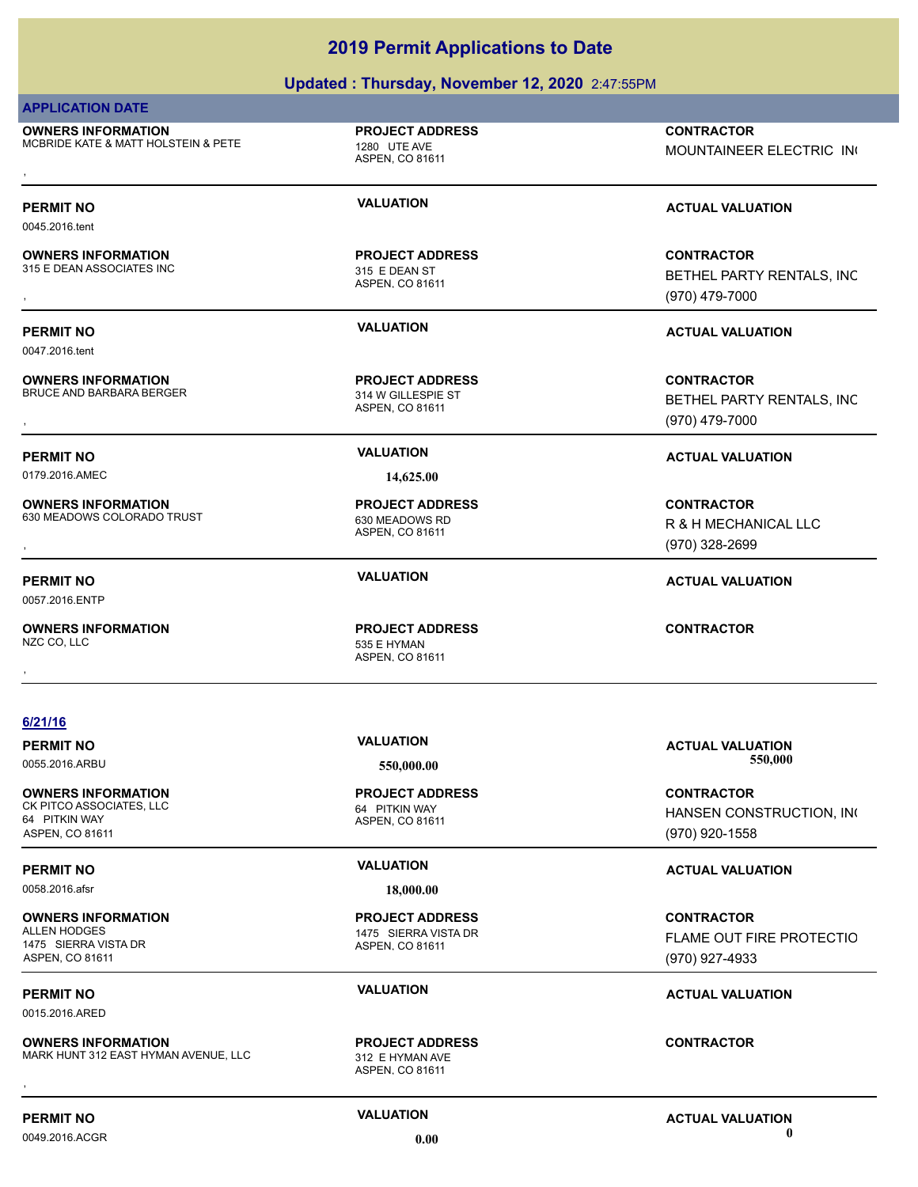# 2019 Permit Applications to Date

## Updated : Thursday, November 12, 2020 2:47:55PM

**APPLICATION DATE**

| | | |
|---|---|---|
| **OWNERS INFORMATION** | **PROJECT ADDRESS** | **CONTRACTOR** |
| MCBRIDE KATE & MATT HOLSTEIN & PETE<br>, | 1280 UTE AVE<br>ASPEN, CO 81611 | MOUNTAINEER ELECTRIC IN( |
| **PERMIT NO** | **VALUATION** | **ACTUAL VALUATION** |
| 0045.2016.tent | | |
| **OWNERS INFORMATION** | **PROJECT ADDRESS** | **CONTRACTOR** |
| 315 E DEAN ASSOCIATES INC<br>, | 315 E DEAN ST<br>ASPEN, CO 81611 | BETHEL PARTY RENTALS, INC<br>(970) 479-7000 |
| **PERMIT NO** | **VALUATION** | **ACTUAL VALUATION** |
| 0047.2016.tent | | |
| **OWNERS INFORMATION** | **PROJECT ADDRESS** | **CONTRACTOR** |
| BRUCE AND BARBARA BERGER<br>, | 314 W GILLESPIE ST<br>ASPEN, CO 81611 | BETHEL PARTY RENTALS, INC<br>(970) 479-7000 |
| **PERMIT NO** | **VALUATION** | **ACTUAL VALUATION** |
| 0179.2016.AMEC | 14,625.00 | |
| **OWNERS INFORMATION** | **PROJECT ADDRESS** | **CONTRACTOR** |
| 630 MEADOWS COLORADO TRUST<br>, | 630 MEADOWS RD<br>ASPEN, CO 81611 | R & H MECHANICAL LLC<br>(970) 328-2699 |
| **PERMIT NO** | **VALUATION** | **ACTUAL VALUATION** |
| 0057.2016.ENTP | | |
| **OWNERS INFORMATION** | **PROJECT ADDRESS** | **CONTRACTOR** |
| NZC CO, LLC<br>, | 535 E HYMAN<br>ASPEN, CO 81611 | |

**6/21/16**

| | | |
|---|---|---|
| **PERMIT NO** | **VALUATION** | **ACTUAL VALUATION** |
| 0055.2016.ARBU | 550,000.00 | 550,000 |
| **OWNERS INFORMATION** | **PROJECT ADDRESS** | **CONTRACTOR** |
| CK PITCO ASSOCIATES, LLC<br>64 PITKIN WAY<br>ASPEN, CO 81611 | 64 PITKIN WAY<br>ASPEN, CO 81611 | HANSEN CONSTRUCTION, IN(<br>(970) 920-1558 |
| **PERMIT NO** | **VALUATION** | **ACTUAL VALUATION** |
| 0058.2016.afsr | 18,000.00 | |
| **OWNERS INFORMATION** | **PROJECT ADDRESS** | **CONTRACTOR** |
| ALLEN HODGES<br>1475 SIERRA VISTA DR<br>ASPEN, CO 81611 | 1475 SIERRA VISTA DR<br>ASPEN, CO 81611 | FLAME OUT FIRE PROTECTIO<br>(970) 927-4933 |
| **PERMIT NO** | **VALUATION** | **ACTUAL VALUATION** |
| 0015.2016.ARED | | |
| **OWNERS INFORMATION** | **PROJECT ADDRESS** | **CONTRACTOR** |
| MARK HUNT 312 EAST HYMAN AVENUE, LLC<br>, | 312 E HYMAN AVE<br>ASPEN, CO 81611 | |
| **PERMIT NO** | **VALUATION** | **ACTUAL VALUATION** |
| 0049.2016.ACGR | 0.00 | 0 |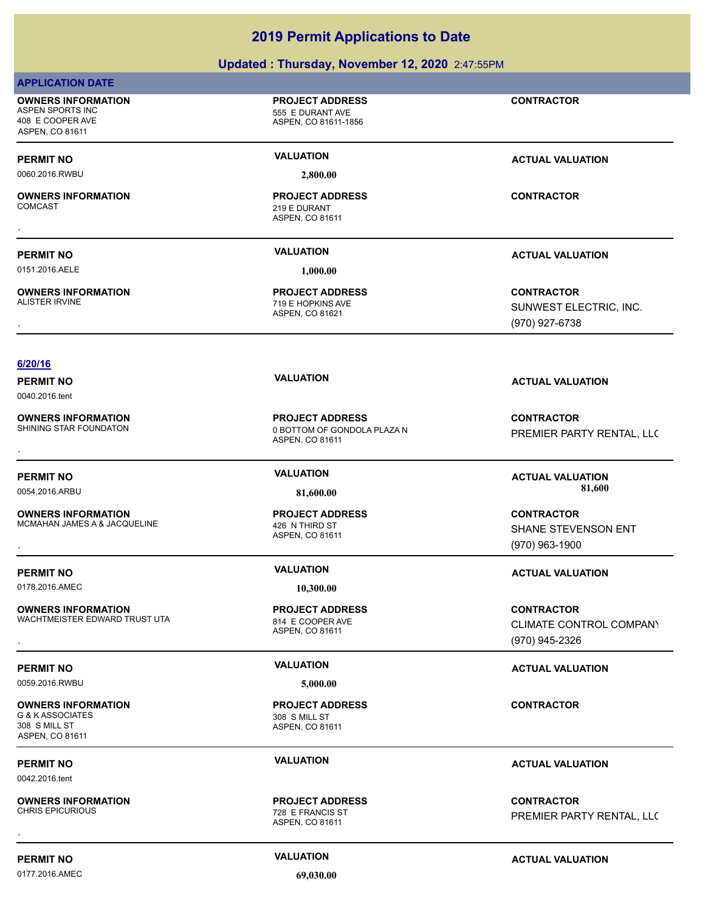# 2019 Permit Applications to Date

## Updated : Thursday, November 12, 2020 2:47:55PM

**APPLICATION DATE**

**OWNERS INFORMATION**
ASPEN SPORTS INC
408 E COOPER AVE
ASPEN, CO 81611

**PROJECT ADDRESS**
555 E DURANT AVE
ASPEN, CO 81611-1856

**CONTRACTOR**

| PERMIT NO | VALUATION | ACTUAL VALUATION |
|---|---|---|
| 0060.2016.RWBU | 2,800.00 | |

**OWNERS INFORMATION**
COMCAST
,

**PROJECT ADDRESS**
219 E DURANT
ASPEN, CO 81611

**CONTRACTOR**

| PERMIT NO | VALUATION | ACTUAL VALUATION |
|---|---|---|
| 0151.2016.AELE | 1,000.00 | |

**OWNERS INFORMATION**
ALISTER IRVINE
,

**PROJECT ADDRESS**
719 E HOPKINS AVE
ASPEN, CO 81621

**CONTRACTOR**
SUNWEST ELECTRIC, INC.
(970) 927-6738

**6/20/16**

| PERMIT NO | VALUATION | ACTUAL VALUATION |
|---|---|---|
| 0040.2016.tent | | |

**OWNERS INFORMATION**
SHINING STAR FOUNDATON
,

**PROJECT ADDRESS**
0 BOTTOM OF GONDOLA PLAZA N
ASPEN, CO 81611

**CONTRACTOR**
PREMIER PARTY RENTAL, LLC

| PERMIT NO | VALUATION | ACTUAL VALUATION |
|---|---|---|
| 0054.2016.ARBU | 81,600.00 | 81,600 |

**OWNERS INFORMATION**
MCMAHAN JAMES A & JACQUELINE
,

**PROJECT ADDRESS**
426 N THIRD ST
ASPEN, CO 81611

**CONTRACTOR**
SHANE STEVENSON ENT
(970) 963-1900

| PERMIT NO | VALUATION | ACTUAL VALUATION |
|---|---|---|
| 0178.2016.AMEC | 10,300.00 | |

**OWNERS INFORMATION**
WACHTMEISTER EDWARD TRUST UTA
,

**PROJECT ADDRESS**
814 E COOPER AVE
ASPEN, CO 81611

**CONTRACTOR**
CLIMATE CONTROL COMPANY
(970) 945-2326

| PERMIT NO | VALUATION | ACTUAL VALUATION |
|---|---|---|
| 0059.2016.RWBU | 5,000.00 | |

**OWNERS INFORMATION**
G & K ASSOCIATES
308 S MILL ST
ASPEN, CO 81611

**PROJECT ADDRESS**
308 S MILL ST
ASPEN, CO 81611

**CONTRACTOR**

| PERMIT NO | VALUATION | ACTUAL VALUATION |
|---|---|---|
| 0042.2016.tent | | |

**OWNERS INFORMATION**
CHRIS EPICURIOUS
,

**PROJECT ADDRESS**
728 E FRANCIS ST
ASPEN, CO 81611

**CONTRACTOR**
PREMIER PARTY RENTAL, LLC

| PERMIT NO | VALUATION | ACTUAL VALUATION |
|---|---|---|
| 0177.2016.AMEC | 69,030.00 | |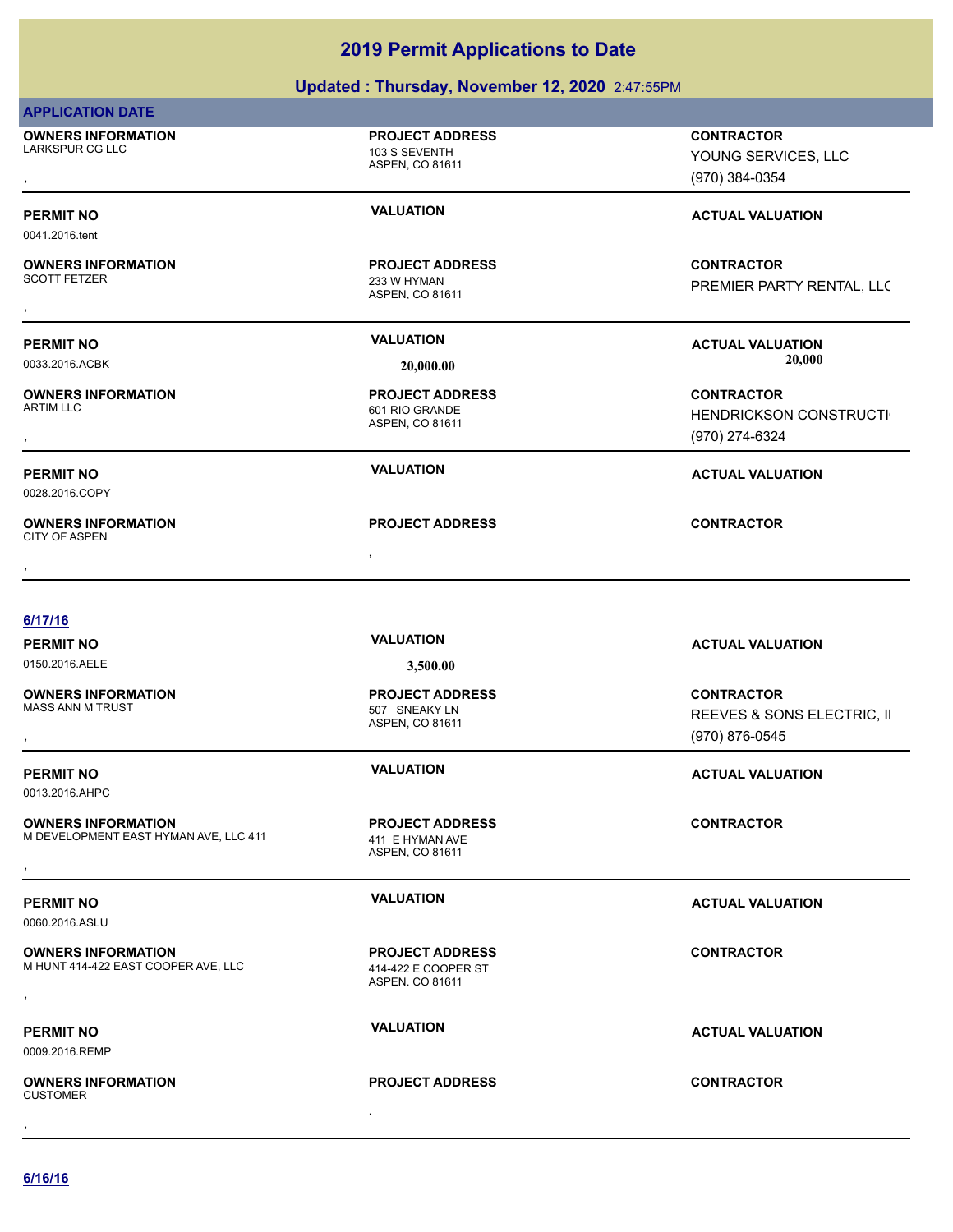# 2019 Permit Applications to Date

## Updated : Thursday, November 12, 2020 2:47:55PM

**APPLICATION DATE**

**OWNERS INFORMATION**
LARKSPUR CG LLC
,

**PROJECT ADDRESS**
103 S SEVENTH
ASPEN, CO 81611

**CONTRACTOR**
YOUNG SERVICES, LLC
(970) 384-0354

---

**PERMIT NO** 0041.2016.tent | **VALUATION** | **ACTUAL VALUATION**

**OWNERS INFORMATION**
SCOTT FETZER
,

**PROJECT ADDRESS**
233 W HYMAN
ASPEN, CO 81611

**CONTRACTOR**
PREMIER PARTY RENTAL, LLC

---

**PERMIT NO** 0033.2016.ACBK | **VALUATION** 20,000.00 | **ACTUAL VALUATION** 20,000

**OWNERS INFORMATION**
ARTIM LLC
,

**PROJECT ADDRESS**
601 RIO GRANDE
ASPEN, CO 81611

**CONTRACTOR**
HENDRICKSON CONSTRUCTI
(970) 274-6324

---

**PERMIT NO** 0028.2016.COPY | **VALUATION** | **ACTUAL VALUATION**

**OWNERS INFORMATION**
CITY OF ASPEN
,

**PROJECT ADDRESS**
,

**CONTRACTOR**

---

**6/17/16**

**PERMIT NO** 0150.2016.AELE | **VALUATION** 3,500.00 | **ACTUAL VALUATION**

**OWNERS INFORMATION**
MASS ANN M TRUST
,

**PROJECT ADDRESS**
507 SNEAKY LN
ASPEN, CO 81611

**CONTRACTOR**
REEVES & SONS ELECTRIC, I
(970) 876-0545

---

**PERMIT NO** 0013.2016.AHPC | **VALUATION** | **ACTUAL VALUATION**

**OWNERS INFORMATION**
M DEVELOPMENT EAST HYMAN AVE, LLC 411
,

**PROJECT ADDRESS**
411 E HYMAN AVE
ASPEN, CO 81611

**CONTRACTOR**

---

**PERMIT NO** 0060.2016.ASLU | **VALUATION** | **ACTUAL VALUATION**

**OWNERS INFORMATION**
M HUNT 414-422 EAST COOPER AVE, LLC
,

**PROJECT ADDRESS**
414-422 E COOPER ST
ASPEN, CO 81611

**CONTRACTOR**

---

**PERMIT NO** 0009.2016.REMP | **VALUATION** | **ACTUAL VALUATION**

**OWNERS INFORMATION**
CUSTOMER
,

**PROJECT ADDRESS**
,

**CONTRACTOR**

---

**6/16/16**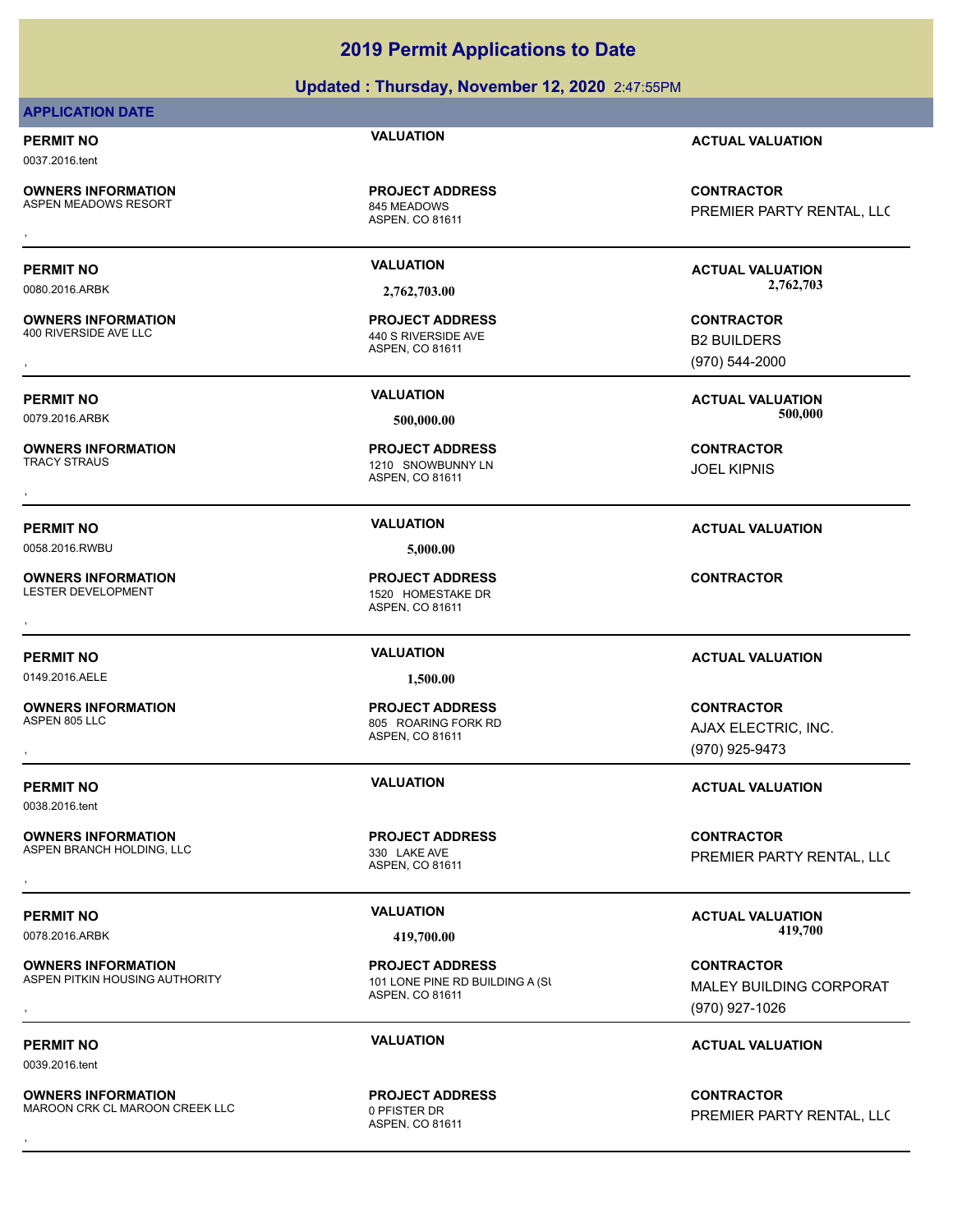# 2019 Permit Applications to Date

## Updated : Thursday, November 12, 2020 2:47:55PM

**APPLICATION DATE**

**PERMIT NO** 0037.2016.tent
**VALUATION**
**ACTUAL VALUATION**

**OWNERS INFORMATION** ASPEN MEADOWS RESORT
,
**PROJECT ADDRESS** 845 MEADOWS ASPEN, CO 81611
**CONTRACTOR** PREMIER PARTY RENTAL, LLC

---

**PERMIT NO** 0080.2016.ARBK
**VALUATION** 2,762,703.00
**ACTUAL VALUATION** 2,762,703

**OWNERS INFORMATION** 400 RIVERSIDE AVE LLC
,
**PROJECT ADDRESS** 440 S RIVERSIDE AVE ASPEN, CO 81611
**CONTRACTOR** B2 BUILDERS (970) 544-2000

---

**PERMIT NO** 0079.2016.ARBK
**VALUATION** 500,000.00
**ACTUAL VALUATION** 500,000

**OWNERS INFORMATION** TRACY STRAUS
,
**PROJECT ADDRESS** 1210 SNOWBUNNY LN ASPEN, CO 81611
**CONTRACTOR** JOEL KIPNIS

---

**PERMIT NO** 0058.2016.RWBU
**VALUATION** 5,000.00
**ACTUAL VALUATION**

**OWNERS INFORMATION** LESTER DEVELOPMENT
,
**PROJECT ADDRESS** 1520 HOMESTAKE DR ASPEN, CO 81611
**CONTRACTOR**

---

**PERMIT NO** 0149.2016.AELE
**VALUATION** 1,500.00
**ACTUAL VALUATION**

**OWNERS INFORMATION** ASPEN 805 LLC
,
**PROJECT ADDRESS** 805 ROARING FORK RD ASPEN, CO 81611
**CONTRACTOR** AJAX ELECTRIC, INC. (970) 925-9473

---

**PERMIT NO** 0038.2016.tent
**VALUATION**
**ACTUAL VALUATION**

**OWNERS INFORMATION** ASPEN BRANCH HOLDING, LLC
,
**PROJECT ADDRESS** 330 LAKE AVE ASPEN, CO 81611
**CONTRACTOR** PREMIER PARTY RENTAL, LLC

---

**PERMIT NO** 0078.2016.ARBK
**VALUATION** 419,700.00
**ACTUAL VALUATION** 419,700

**OWNERS INFORMATION** ASPEN PITKIN HOUSING AUTHORITY
,
**PROJECT ADDRESS** 101 LONE PINE RD BUILDING A (SU ASPEN, CO 81611
**CONTRACTOR** MALEY BUILDING CORPORAT (970) 927-1026

---

**PERMIT NO** 0039.2016.tent
**VALUATION**
**ACTUAL VALUATION**

**OWNERS INFORMATION** MAROON CRK CL MAROON CREEK LLC
,
**PROJECT ADDRESS** 0 PFISTER DR ASPEN, CO 81611
**CONTRACTOR** PREMIER PARTY RENTAL, LLC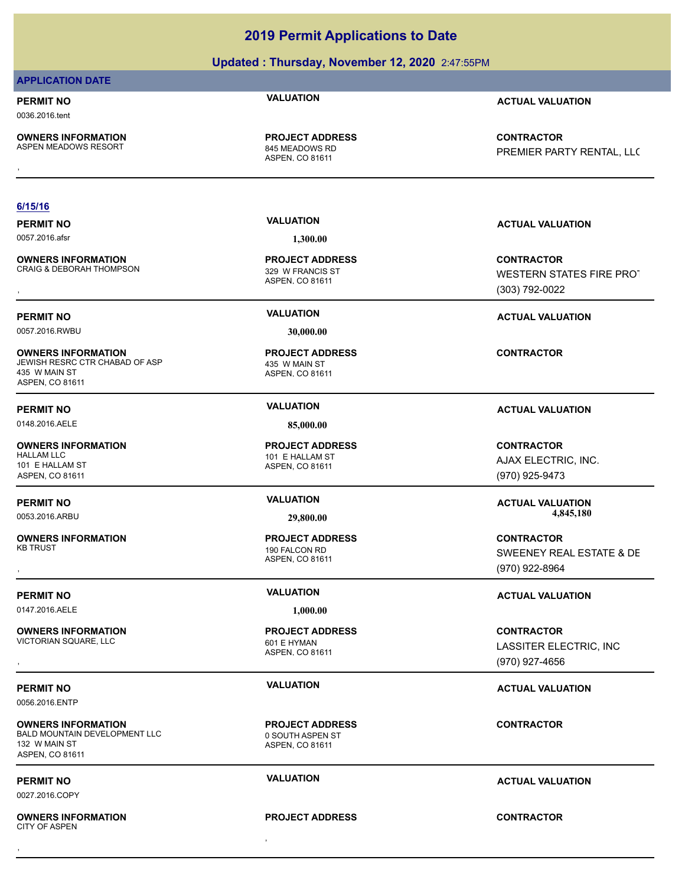# 2019 Permit Applications to Date

## Updated : Thursday, November 12, 2020 2:47:55PM

**APPLICATION DATE**

**PERMIT NO** 0036.2016.tent
**VALUATION**
**ACTUAL VALUATION**

**OWNERS INFORMATION**
ASPEN MEADOWS RESORT
,

**PROJECT ADDRESS**
845 MEADOWS RD
ASPEN, CO 81611

**CONTRACTOR**
PREMIER PARTY RENTAL, LLC

---

**6/15/16**

**PERMIT NO** 0057.2016.afsr
**VALUATION** 1,300.00
**ACTUAL VALUATION**

**OWNERS INFORMATION**
CRAIG & DEBORAH THOMPSON
,

**PROJECT ADDRESS**
329 W FRANCIS ST
ASPEN, CO 81611

**CONTRACTOR**
WESTERN STATES FIRE PROT
(303) 792-0022

---

**PERMIT NO** 0057.2016.RWBU
**VALUATION** 30,000.00
**ACTUAL VALUATION**

**OWNERS INFORMATION**
JEWISH RESRC CTR CHABAD OF ASP
435 W MAIN ST
ASPEN, CO 81611

**PROJECT ADDRESS**
435 W MAIN ST
ASPEN, CO 81611

**CONTRACTOR**

---

**PERMIT NO** 0148.2016.AELE
**VALUATION** 85,000.00
**ACTUAL VALUATION**

**OWNERS INFORMATION**
HALLAM LLC
101 E HALLAM ST
ASPEN, CO 81611

**PROJECT ADDRESS**
101 E HALLAM ST
ASPEN, CO 81611

**CONTRACTOR**
AJAX ELECTRIC, INC.
(970) 925-9473

---

**PERMIT NO** 0053.2016.ARBU
**VALUATION** 29,800.00
**ACTUAL VALUATION** 4,845,180

**OWNERS INFORMATION**
KB TRUST
,

**PROJECT ADDRESS**
190 FALCON RD
ASPEN, CO 81611

**CONTRACTOR**
SWEENEY REAL ESTATE & DE
(970) 922-8964

---

**PERMIT NO** 0147.2016.AELE
**VALUATION** 1,000.00
**ACTUAL VALUATION**

**OWNERS INFORMATION**
VICTORIAN SQUARE, LLC
,

**PROJECT ADDRESS**
601 E HYMAN
ASPEN, CO 81611

**CONTRACTOR**
LASSITER ELECTRIC, INC
(970) 927-4656

---

**PERMIT NO** 0056.2016.ENTP
**VALUATION**
**ACTUAL VALUATION**

**OWNERS INFORMATION**
BALD MOUNTAIN DEVELOPMENT LLC
132 W MAIN ST
ASPEN, CO 81611

**PROJECT ADDRESS**
0 SOUTH ASPEN ST
ASPEN, CO 81611

**CONTRACTOR**

---

**PERMIT NO** 0027.2016.COPY
**VALUATION**
**ACTUAL VALUATION**

**OWNERS INFORMATION**
CITY OF ASPEN
,

**PROJECT ADDRESS**
,

**CONTRACTOR**

---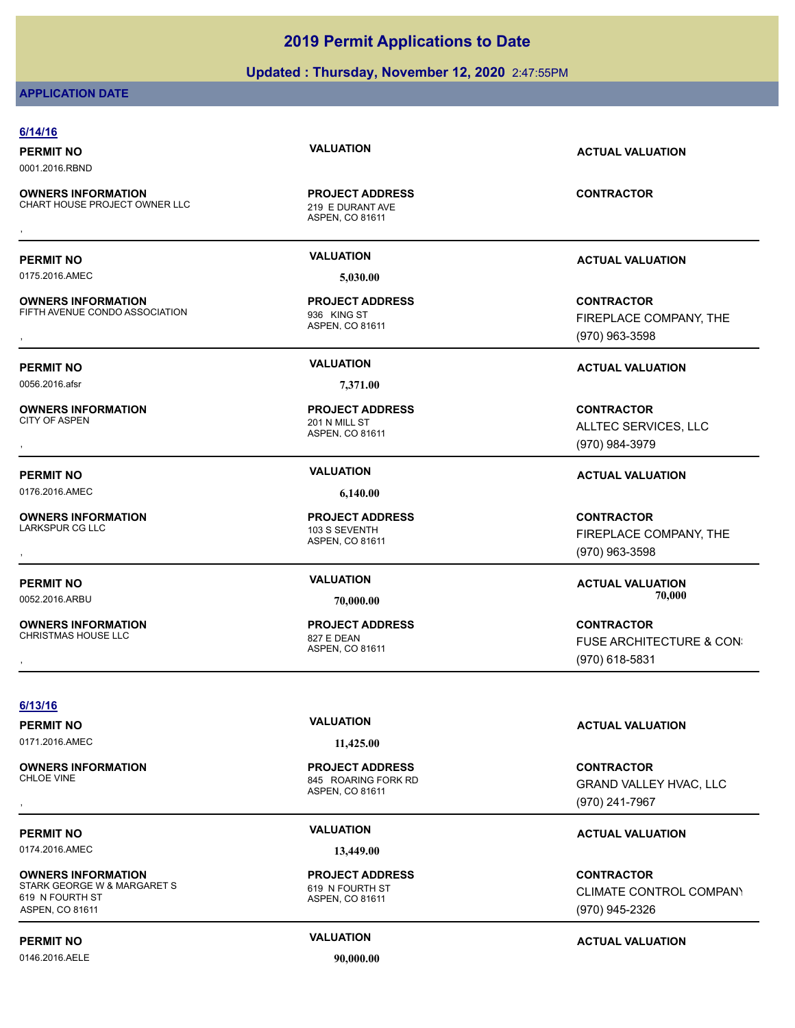# 2019 Permit Applications to Date

## Updated : Thursday, November 12, 2020 2:47:55PM

### APPLICATION DATE

**6/14/16**

**PERMIT NO** | **VALUATION** | **ACTUAL VALUATION**
0001.2016.RBND

**OWNERS INFORMATION**
CHART HOUSE PROJECT OWNER LLC
,

**PROJECT ADDRESS**
219 E DURANT AVE
ASPEN, CO 81611

**CONTRACTOR**

---

**PERMIT NO** | **VALUATION** | **ACTUAL VALUATION**
0175.2016.AMEC | 5,030.00

**OWNERS INFORMATION**
FIFTH AVENUE CONDO ASSOCIATION
,

**PROJECT ADDRESS**
936 KING ST
ASPEN, CO 81611

**CONTRACTOR**
FIREPLACE COMPANY, THE
(970) 963-3598

---

**PERMIT NO** | **VALUATION** | **ACTUAL VALUATION**
0056.2016.afsr | 7,371.00

**OWNERS INFORMATION**
CITY OF ASPEN
,

**PROJECT ADDRESS**
201 N MILL ST
ASPEN, CO 81611

**CONTRACTOR**
ALLTEC SERVICES, LLC
(970) 984-3979

---

**PERMIT NO** | **VALUATION** | **ACTUAL VALUATION**
0176.2016.AMEC | 6,140.00

**OWNERS INFORMATION**
LARKSPUR CG LLC
,

**PROJECT ADDRESS**
103 S SEVENTH
ASPEN, CO 81611

**CONTRACTOR**
FIREPLACE COMPANY, THE
(970) 963-3598

---

**PERMIT NO** | **VALUATION** | **ACTUAL VALUATION**
0052.2016.ARBU | 70,000.00 | 70,000

**OWNERS INFORMATION**
CHRISTMAS HOUSE LLC
,

**PROJECT ADDRESS**
827 E DEAN
ASPEN, CO 81611

**CONTRACTOR**
FUSE ARCHITECTURE & CON:
(970) 618-5831

---

**6/13/16**

**PERMIT NO** | **VALUATION** | **ACTUAL VALUATION**
0171.2016.AMEC | 11,425.00

**OWNERS INFORMATION**
CHLOE VINE
,

**PROJECT ADDRESS**
845 ROARING FORK RD
ASPEN, CO 81611

**CONTRACTOR**
GRAND VALLEY HVAC, LLC
(970) 241-7967

---

**PERMIT NO** | **VALUATION** | **ACTUAL VALUATION**
0174.2016.AMEC | 13,449.00

**OWNERS INFORMATION**
STARK GEORGE W & MARGARET S
619 N FOURTH ST
ASPEN, CO 81611

**PROJECT ADDRESS**
619 N FOURTH ST
ASPEN, CO 81611

**CONTRACTOR**
CLIMATE CONTROL COMPANY
(970) 945-2326

---

**PERMIT NO** | **VALUATION** | **ACTUAL VALUATION**
0146.2016.AELE | 90,000.00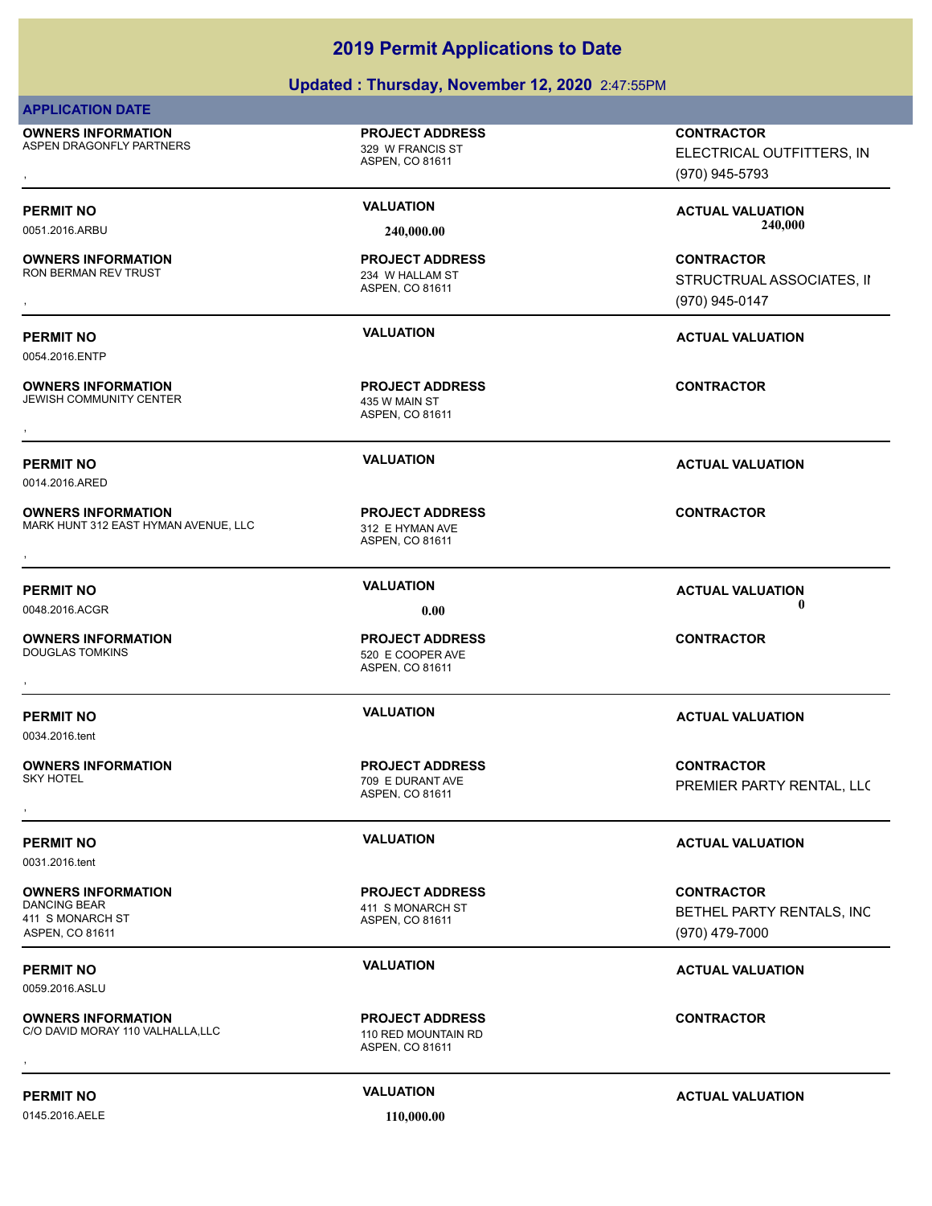## 2019 Permit Applications to Date

### Updated : Thursday, November 12, 2020 2:47:55PM

**APPLICATION DATE**

**OWNERS INFORMATION**
ASPEN DRAGONFLY PARTNERS
,

**PROJECT ADDRESS**
329 W FRANCIS ST
ASPEN, CO 81611

**CONTRACTOR**
ELECTRICAL OUTFITTERS, IN
(970) 945-5793

**PERMIT NO** 0051.2016.ARBU
**VALUATION** 240,000.00
**ACTUAL VALUATION** 240,000

---

**OWNERS INFORMATION**
RON BERMAN REV TRUST
,

**PROJECT ADDRESS**
234 W HALLAM ST
ASPEN, CO 81611

**CONTRACTOR**
STRUCTRUAL ASSOCIATES, II
(970) 945-0147

**PERMIT NO** 0054.2016.ENTP
**VALUATION**
**ACTUAL VALUATION**

---

**OWNERS INFORMATION**
JEWISH COMMUNITY CENTER
,

**PROJECT ADDRESS**
435 W MAIN ST
ASPEN, CO 81611

**CONTRACTOR**

**PERMIT NO** 0014.2016.ARED
**VALUATION**
**ACTUAL VALUATION**

---

**OWNERS INFORMATION**
MARK HUNT 312 EAST HYMAN AVENUE, LLC
,

**PROJECT ADDRESS**
312 E HYMAN AVE
ASPEN, CO 81611

**CONTRACTOR**

**PERMIT NO** 0048.2016.ACGR
**VALUATION** 0.00
**ACTUAL VALUATION** 0

---

**OWNERS INFORMATION**
DOUGLAS TOMKINS
,

**PROJECT ADDRESS**
520 E COOPER AVE
ASPEN, CO 81611

**CONTRACTOR**

**PERMIT NO** 0034.2016.tent
**VALUATION**
**ACTUAL VALUATION**

---

**OWNERS INFORMATION**
SKY HOTEL
,

**PROJECT ADDRESS**
709 E DURANT AVE
ASPEN, CO 81611

**CONTRACTOR**
PREMIER PARTY RENTAL, LLC

**PERMIT NO** 0031.2016.tent
**VALUATION**
**ACTUAL VALUATION**

---

**OWNERS INFORMATION**
DANCING BEAR
411 S MONARCH ST
ASPEN, CO 81611

**PROJECT ADDRESS**
411 S MONARCH ST
ASPEN, CO 81611

**CONTRACTOR**
BETHEL PARTY RENTALS, INC
(970) 479-7000

**PERMIT NO** 0059.2016.ASLU
**VALUATION**
**ACTUAL VALUATION**

---

**OWNERS INFORMATION**
C/O DAVID MORAY 110 VALHALLA,LLC
,

**PROJECT ADDRESS**
110 RED MOUNTAIN RD
ASPEN, CO 81611

**CONTRACTOR**

**PERMIT NO** 0145.2016.AELE
**VALUATION** 110,000.00
**ACTUAL VALUATION**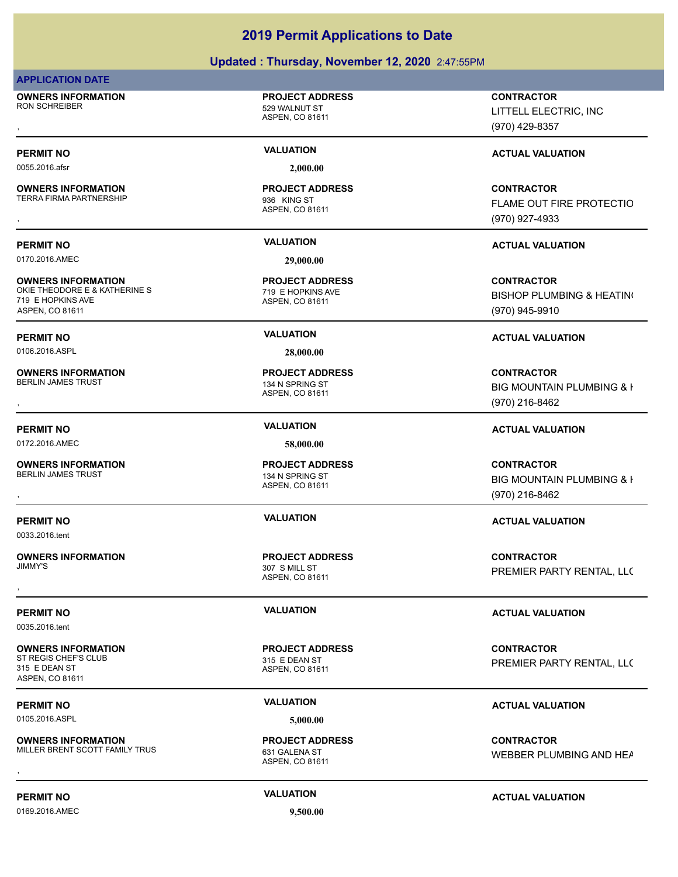# 2019 Permit Applications to Date

## Updated : Thursday, November 12, 2020 2:47:55PM

**APPLICATION DATE**

**OWNERS INFORMATION**
RON SCHREIBER
,

**PROJECT ADDRESS**
529 WALNUT ST
ASPEN, CO 81611

**CONTRACTOR**
LITTELL ELECTRIC, INC
(970) 429-8357

**PERMIT NO** 0055.2016.afsr | **VALUATION** 2,000.00 | **ACTUAL VALUATION**

---

**OWNERS INFORMATION**
TERRA FIRMA PARTNERSHIP
,

**PROJECT ADDRESS**
936 KING ST
ASPEN, CO 81611

**CONTRACTOR**
FLAME OUT FIRE PROTECTIO
(970) 927-4933

**PERMIT NO** 0170.2016.AMEC | **VALUATION** 29,000.00 | **ACTUAL VALUATION**

---

**OWNERS INFORMATION**
OKIE THEODORE E & KATHERINE S
719 E HOPKINS AVE
ASPEN, CO 81611

**PROJECT ADDRESS**
719 E HOPKINS AVE
ASPEN, CO 81611

**CONTRACTOR**
BISHOP PLUMBING & HEATIN(
(970) 945-9910

**PERMIT NO** 0106.2016.ASPL | **VALUATION** 28,000.00 | **ACTUAL VALUATION**

---

**OWNERS INFORMATION**
BERLIN JAMES TRUST
,

**PROJECT ADDRESS**
134 N SPRING ST
ASPEN, CO 81611

**CONTRACTOR**
BIG MOUNTAIN PLUMBING & I
(970) 216-8462

**PERMIT NO** 0172.2016.AMEC | **VALUATION** 58,000.00 | **ACTUAL VALUATION**

---

**OWNERS INFORMATION**
BERLIN JAMES TRUST
,

**PROJECT ADDRESS**
134 N SPRING ST
ASPEN, CO 81611

**CONTRACTOR**
BIG MOUNTAIN PLUMBING & I
(970) 216-8462

**PERMIT NO** 0033.2016.tent | **VALUATION** | **ACTUAL VALUATION**

---

**OWNERS INFORMATION**
JIMMY'S
,

**PROJECT ADDRESS**
307 S MILL ST
ASPEN, CO 81611

**CONTRACTOR**
PREMIER PARTY RENTAL, LLC

**PERMIT NO** 0035.2016.tent | **VALUATION** | **ACTUAL VALUATION**

---

**OWNERS INFORMATION**
ST REGIS CHEF'S CLUB
315 E DEAN ST
ASPEN, CO 81611

**PROJECT ADDRESS**
315 E DEAN ST
ASPEN, CO 81611

**CONTRACTOR**
PREMIER PARTY RENTAL, LLC

**PERMIT NO** 0105.2016.ASPL | **VALUATION** 5,000.00 | **ACTUAL VALUATION**

---

**OWNERS INFORMATION**
MILLER BRENT SCOTT FAMILY TRUS
,

**PROJECT ADDRESS**
631 GALENA ST
ASPEN, CO 81611

**CONTRACTOR**
WEBBER PLUMBING AND HEA

**PERMIT NO** 0169.2016.AMEC | **VALUATION** 9,500.00 | **ACTUAL VALUATION**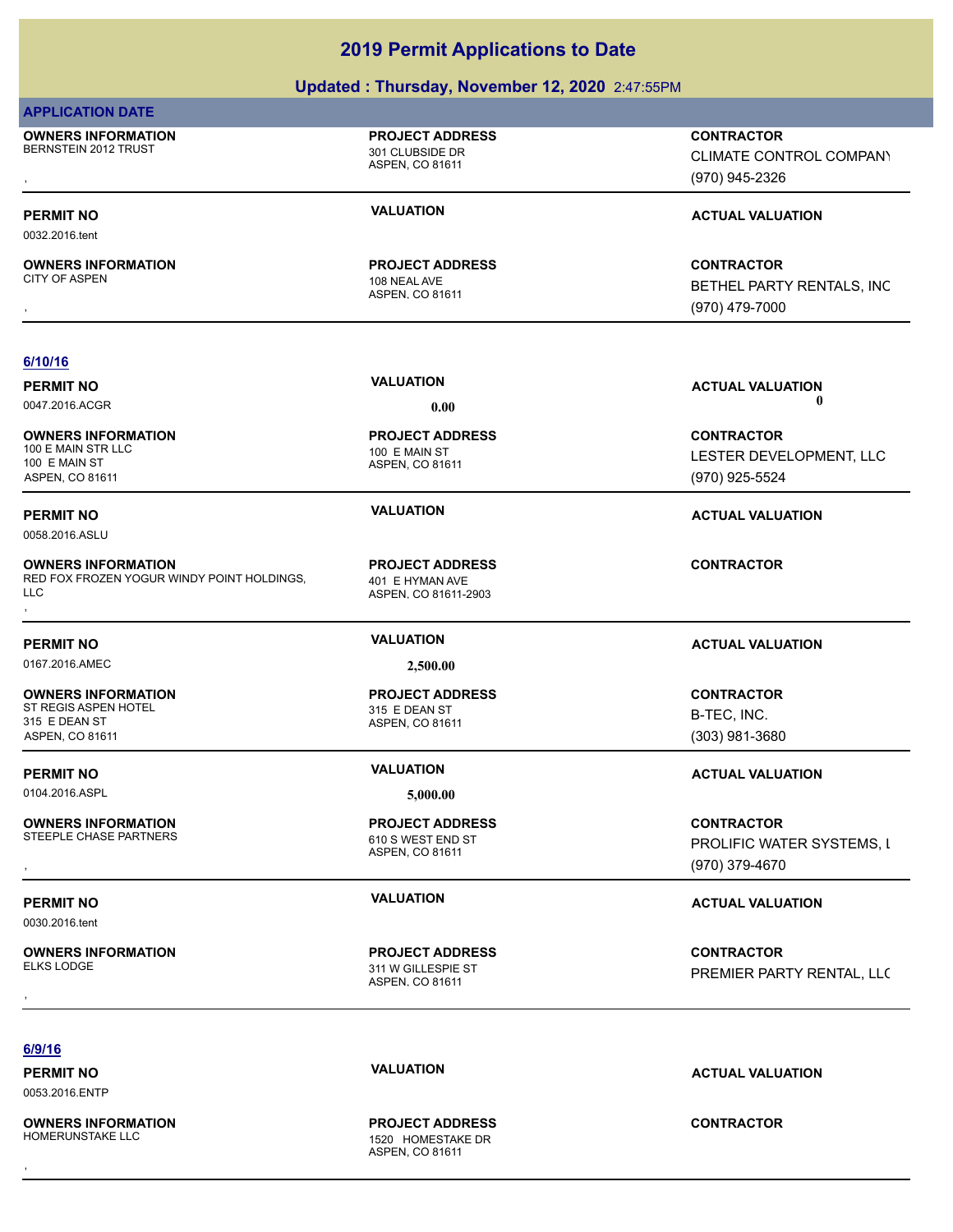# 2019 Permit Applications to Date

## Updated : Thursday, November 12, 2020 2:47:55PM

**APPLICATION DATE**

**OWNERS INFORMATION**
BERNSTEIN 2012 TRUST
,

**PROJECT ADDRESS**
301 CLUBSIDE DR
ASPEN, CO 81611

**CONTRACTOR**
CLIMATE CONTROL COMPANY
(970) 945-2326

---

**PERMIT NO**
0032.2016.tent

**VALUATION**

**ACTUAL VALUATION**

**OWNERS INFORMATION**
CITY OF ASPEN
,

**PROJECT ADDRESS**
108 NEAL AVE
ASPEN, CO 81611

**CONTRACTOR**
BETHEL PARTY RENTALS, INC
(970) 479-7000

---

**6/10/16**

**PERMIT NO**
0047.2016.ACGR

**VALUATION**
0.00

**ACTUAL VALUATION**
0

**OWNERS INFORMATION**
100 E MAIN STR LLC
100 E MAIN ST
ASPEN, CO 81611

**PROJECT ADDRESS**
100 E MAIN ST
ASPEN, CO 81611

**CONTRACTOR**
LESTER DEVELOPMENT, LLC
(970) 925-5524

---

**PERMIT NO**
0058.2016.ASLU

**VALUATION**

**ACTUAL VALUATION**

**OWNERS INFORMATION**
RED FOX FROZEN YOGUR WINDY POINT HOLDINGS, LLC
,

**PROJECT ADDRESS**
401 E HYMAN AVE
ASPEN, CO 81611-2903

**CONTRACTOR**

---

**PERMIT NO**
0167.2016.AMEC

**VALUATION**
2,500.00

**ACTUAL VALUATION**

**OWNERS INFORMATION**
ST REGIS ASPEN HOTEL
315 E DEAN ST
ASPEN, CO 81611

**PROJECT ADDRESS**
315 E DEAN ST
ASPEN, CO 81611

**CONTRACTOR**
B-TEC, INC.
(303) 981-3680

---

**PERMIT NO**
0104.2016.ASPL

**VALUATION**
5,000.00

**ACTUAL VALUATION**

**OWNERS INFORMATION**
STEEPLE CHASE PARTNERS
,

**PROJECT ADDRESS**
610 S WEST END ST
ASPEN, CO 81611

**CONTRACTOR**
PROLIFIC WATER SYSTEMS, I
(970) 379-4670

---

**PERMIT NO**
0030.2016.tent

**VALUATION**

**ACTUAL VALUATION**

**OWNERS INFORMATION**
ELKS LODGE
,

**PROJECT ADDRESS**
311 W GILLESPIE ST
ASPEN, CO 81611

**CONTRACTOR**
PREMIER PARTY RENTAL, LLC

---

**6/9/16**

**PERMIT NO**
0053.2016.ENTP

**VALUATION**

**ACTUAL VALUATION**

**OWNERS INFORMATION**
HOMERUNSTAKE LLC
,

**PROJECT ADDRESS**
1520 HOMESTAKE DR
ASPEN, CO 81611

**CONTRACTOR**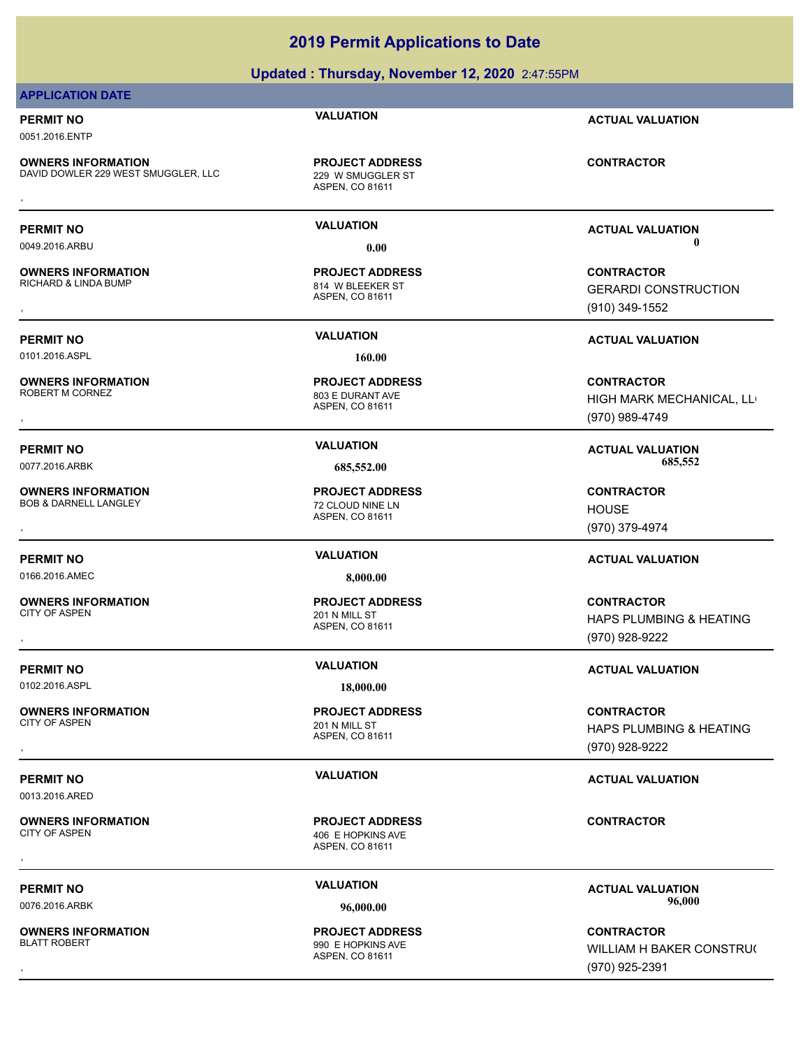# 2019 Permit Applications to Date

## Updated : Thursday, November 12, 2020 2:47:55PM

**APPLICATION DATE**

| PERMIT NO | VALUATION | ACTUAL VALUATION |
|---|---|---|
| 0051.2016.ENTP | | |
| **OWNERS INFORMATION** | **PROJECT ADDRESS** | **CONTRACTOR** |
| DAVID DOWLER 229 WEST SMUGGLER, LLC<br>, | 229 W SMUGGLER ST<br>ASPEN, CO 81611 | |

| PERMIT NO | VALUATION | ACTUAL VALUATION |
|---|---|---|
| 0049.2016.ARBU | 0.00 | 0 |
| **OWNERS INFORMATION** | **PROJECT ADDRESS** | **CONTRACTOR** |
| RICHARD & LINDA BUMP<br>, | 814 W BLEEKER ST<br>ASPEN, CO 81611 | GERARDI CONSTRUCTION<br>(910) 349-1552 |

| PERMIT NO | VALUATION | ACTUAL VALUATION |
|---|---|---|
| 0101.2016.ASPL | 160.00 | |
| **OWNERS INFORMATION** | **PROJECT ADDRESS** | **CONTRACTOR** |
| ROBERT M CORNEZ<br>, | 803 E DURANT AVE<br>ASPEN, CO 81611 | HIGH MARK MECHANICAL, LL<br>(970) 989-4749 |

| PERMIT NO | VALUATION | ACTUAL VALUATION |
|---|---|---|
| 0077.2016.ARBK | 685,552.00 | 685,552 |
| **OWNERS INFORMATION** | **PROJECT ADDRESS** | **CONTRACTOR** |
| BOB & DARNELL LANGLEY<br>, | 72 CLOUD NINE LN<br>ASPEN, CO 81611 | HOUSE<br>(970) 379-4974 |

| PERMIT NO | VALUATION | ACTUAL VALUATION |
|---|---|---|
| 0166.2016.AMEC | 8,000.00 | |
| **OWNERS INFORMATION** | **PROJECT ADDRESS** | **CONTRACTOR** |
| CITY OF ASPEN<br>, | 201 N MILL ST<br>ASPEN, CO 81611 | HAPS PLUMBING & HEATING<br>(970) 928-9222 |

| PERMIT NO | VALUATION | ACTUAL VALUATION |
|---|---|---|
| 0102.2016.ASPL | 18,000.00 | |
| **OWNERS INFORMATION** | **PROJECT ADDRESS** | **CONTRACTOR** |
| CITY OF ASPEN<br>, | 201 N MILL ST<br>ASPEN, CO 81611 | HAPS PLUMBING & HEATING<br>(970) 928-9222 |

| PERMIT NO | VALUATION | ACTUAL VALUATION |
|---|---|---|
| 0013.2016.ARED | | |
| **OWNERS INFORMATION** | **PROJECT ADDRESS** | **CONTRACTOR** |
| CITY OF ASPEN<br>, | 406 E HOPKINS AVE<br>ASPEN, CO 81611 | |

| PERMIT NO | VALUATION | ACTUAL VALUATION |
|---|---|---|
| 0076.2016.ARBK | 96,000.00 | 96,000 |
| **OWNERS INFORMATION** | **PROJECT ADDRESS** | **CONTRACTOR** |
| BLATT ROBERT<br>, | 990 E HOPKINS AVE<br>ASPEN, CO 81611 | WILLIAM H BAKER CONSTRU(<br>(970) 925-2391 |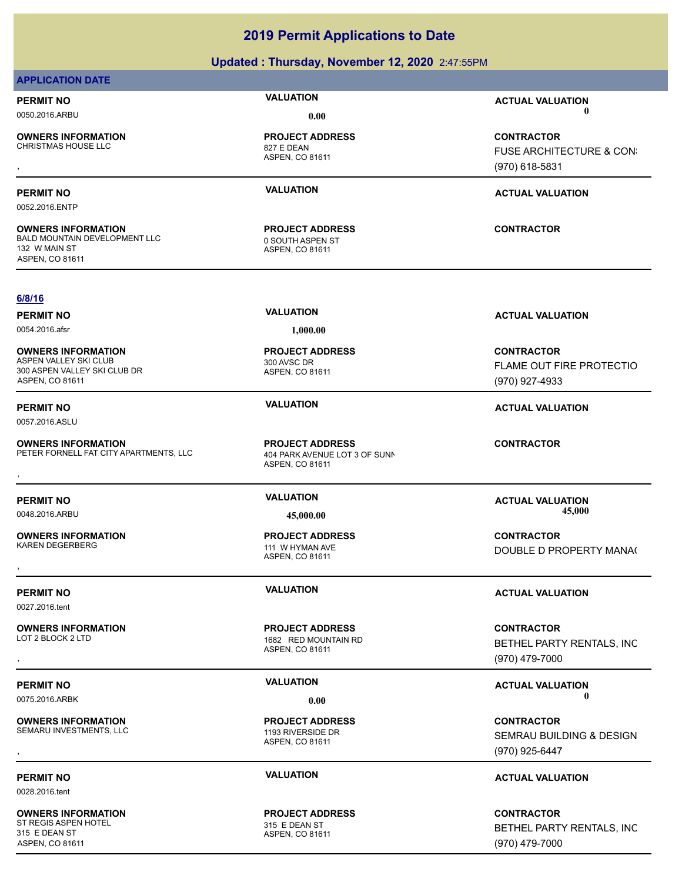# 2019 Permit Applications to Date

## Updated : Thursday, November 12, 2020 2:47:55PM

**APPLICATION DATE**

**PERMIT NO** 0050.2016.ARBU
**VALUATION** 0.00
**ACTUAL VALUATION** 0

**OWNERS INFORMATION**
CHRISTMAS HOUSE LLC
,

**PROJECT ADDRESS**
827 E DEAN
ASPEN, CO 81611

**CONTRACTOR**
FUSE ARCHITECTURE & CON:
(970) 618-5831

---

**PERMIT NO** 0052.2016.ENTP
**VALUATION**
**ACTUAL VALUATION**

**OWNERS INFORMATION**
BALD MOUNTAIN DEVELOPMENT LLC
132 W MAIN ST
ASPEN, CO 81611

**PROJECT ADDRESS**
0 SOUTH ASPEN ST
ASPEN, CO 81611

**CONTRACTOR**

---

**6/8/16**

**PERMIT NO** 0054.2016.afsr
**VALUATION** 1,000.00
**ACTUAL VALUATION**

**OWNERS INFORMATION**
ASPEN VALLEY SKI CLUB
300 ASPEN VALLEY SKI CLUB DR
ASPEN, CO 81611

**PROJECT ADDRESS**
300 AVSC DR
ASPEN, CO 81611

**CONTRACTOR**
FLAME OUT FIRE PROTECTIO
(970) 927-4933

---

**PERMIT NO** 0057.2016.ASLU
**VALUATION**
**ACTUAL VALUATION**

**OWNERS INFORMATION**
PETER FORNELL FAT CITY APARTMENTS, LLC
,

**PROJECT ADDRESS**
404 PARK AVENUE LOT 3 OF SUNN
ASPEN, CO 81611

**CONTRACTOR**

---

**PERMIT NO** 0048.2016.ARBU
**VALUATION** 45,000.00
**ACTUAL VALUATION** 45,000

**OWNERS INFORMATION**
KAREN DEGERBERG
,

**PROJECT ADDRESS**
111 W HYMAN AVE
ASPEN, CO 81611

**CONTRACTOR**
DOUBLE D PROPERTY MANA(

---

**PERMIT NO** 0027.2016.tent
**VALUATION**
**ACTUAL VALUATION**

**OWNERS INFORMATION**
LOT 2 BLOCK 2 LTD
,

**PROJECT ADDRESS**
1682 RED MOUNTAIN RD
ASPEN, CO 81611

**CONTRACTOR**
BETHEL PARTY RENTALS, INC
(970) 479-7000

---

**PERMIT NO** 0075.2016.ARBK
**VALUATION** 0.00
**ACTUAL VALUATION** 0

**OWNERS INFORMATION**
SEMARU INVESTMENTS, LLC
,

**PROJECT ADDRESS**
1193 RIVERSIDE DR
ASPEN, CO 81611

**CONTRACTOR**
SEMRAU BUILDING & DESIGN
(970) 925-6447

---

**PERMIT NO** 0028.2016.tent
**VALUATION**
**ACTUAL VALUATION**

**OWNERS INFORMATION**
ST REGIS ASPEN HOTEL
315 E DEAN ST
ASPEN, CO 81611

**PROJECT ADDRESS**
315 E DEAN ST
ASPEN, CO 81611

**CONTRACTOR**
BETHEL PARTY RENTALS, INC
(970) 479-7000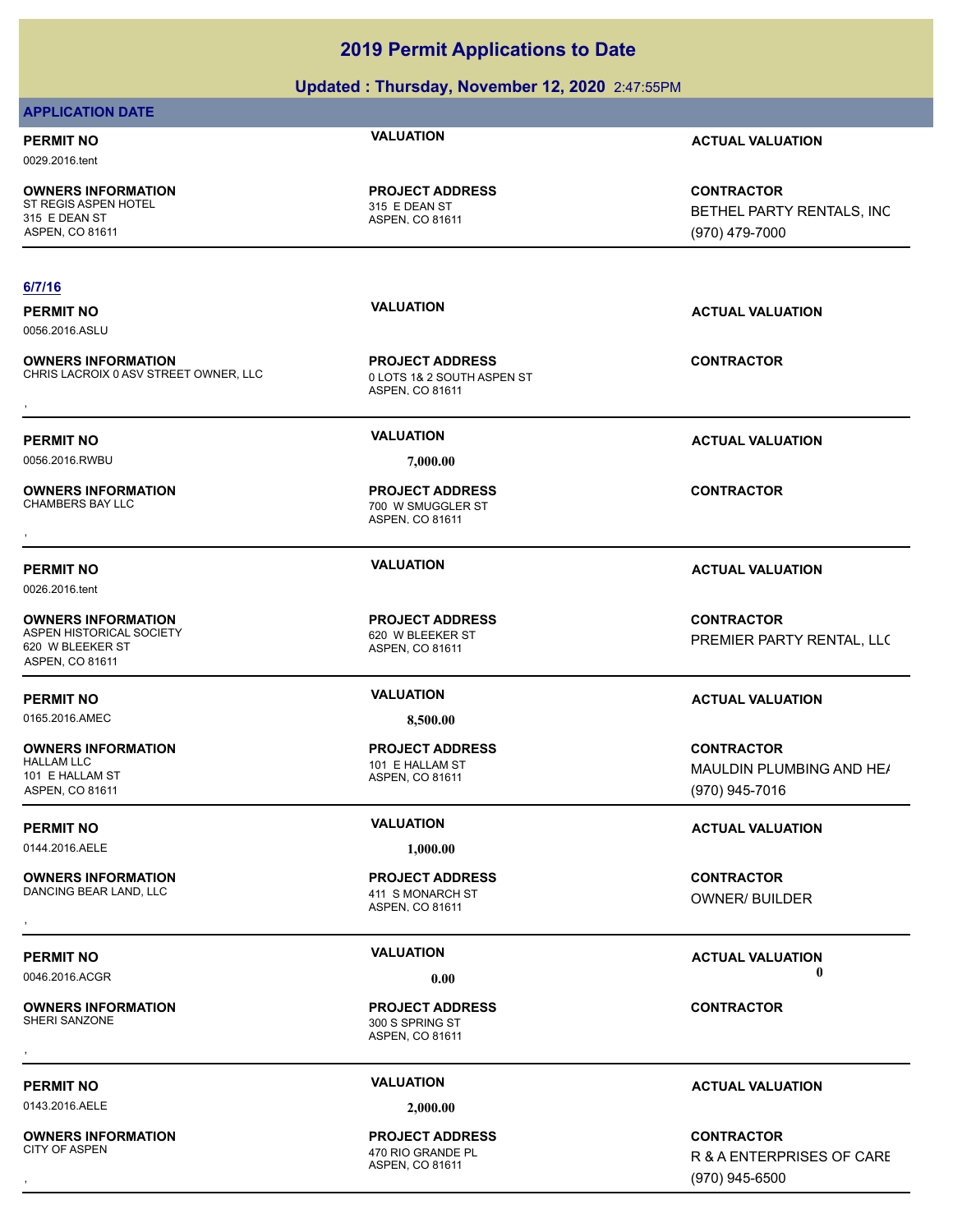# 2019 Permit Applications to Date

## Updated : Thursday, November 12, 2020 2:47:55PM

**APPLICATION DATE**

| PERMIT NO | VALUATION | ACTUAL VALUATION |
|---|---|---|
| 0029.2016.tent | | |
| **OWNERS INFORMATION** | **PROJECT ADDRESS** | **CONTRACTOR** |
| ST REGIS ASPEN HOTEL<br>315 E DEAN ST<br>ASPEN, CO 81611 | 315 E DEAN ST<br>ASPEN, CO 81611 | BETHEL PARTY RENTALS, INC<br>(970) 479-7000 |

**6/7/16**

| PERMIT NO | VALUATION | ACTUAL VALUATION |
|---|---|---|
| 0056.2016.ASLU | | |
| **OWNERS INFORMATION** | **PROJECT ADDRESS** | **CONTRACTOR** |
| CHRIS LACROIX 0 ASV STREET OWNER, LLC<br>, | 0 LOTS 1& 2 SOUTH ASPEN ST<br>ASPEN, CO 81611 | |

| PERMIT NO | VALUATION | ACTUAL VALUATION |
|---|---|---|
| 0056.2016.RWBU | 7,000.00 | |
| **OWNERS INFORMATION** | **PROJECT ADDRESS** | **CONTRACTOR** |
| CHAMBERS BAY LLC<br>, | 700 W SMUGGLER ST<br>ASPEN, CO 81611 | |

| PERMIT NO | VALUATION | ACTUAL VALUATION |
|---|---|---|
| 0026.2016.tent | | |
| **OWNERS INFORMATION** | **PROJECT ADDRESS** | **CONTRACTOR** |
| ASPEN HISTORICAL SOCIETY<br>620 W BLEEKER ST<br>ASPEN, CO 81611 | 620 W BLEEKER ST<br>ASPEN, CO 81611 | PREMIER PARTY RENTAL, LLC |

| PERMIT NO | VALUATION | ACTUAL VALUATION |
|---|---|---|
| 0165.2016.AMEC | 8,500.00 | |
| **OWNERS INFORMATION** | **PROJECT ADDRESS** | **CONTRACTOR** |
| HALLAM LLC<br>101 E HALLAM ST<br>ASPEN, CO 81611 | 101 E HALLAM ST<br>ASPEN, CO 81611 | MAULDIN PLUMBING AND HEA<br>(970) 945-7016 |

| PERMIT NO | VALUATION | ACTUAL VALUATION |
|---|---|---|
| 0144.2016.AELE | 1,000.00 | |
| **OWNERS INFORMATION** | **PROJECT ADDRESS** | **CONTRACTOR** |
| DANCING BEAR LAND, LLC<br>, | 411 S MONARCH ST<br>ASPEN, CO 81611 | OWNER/ BUILDER |

| PERMIT NO | VALUATION | ACTUAL VALUATION |
|---|---|---|
| 0046.2016.ACGR | 0.00 | 0 |
| **OWNERS INFORMATION** | **PROJECT ADDRESS** | **CONTRACTOR** |
| SHERI SANZONE<br>, | 300 S SPRING ST<br>ASPEN, CO 81611 | |

| PERMIT NO | VALUATION | ACTUAL VALUATION |
|---|---|---|
| 0143.2016.AELE | 2,000.00 | |
| **OWNERS INFORMATION** | **PROJECT ADDRESS** | **CONTRACTOR** |
| CITY OF ASPEN<br>, | 470 RIO GRANDE PL<br>ASPEN, CO 81611 | R & A ENTERPRISES OF CARE<br>(970) 945-6500 |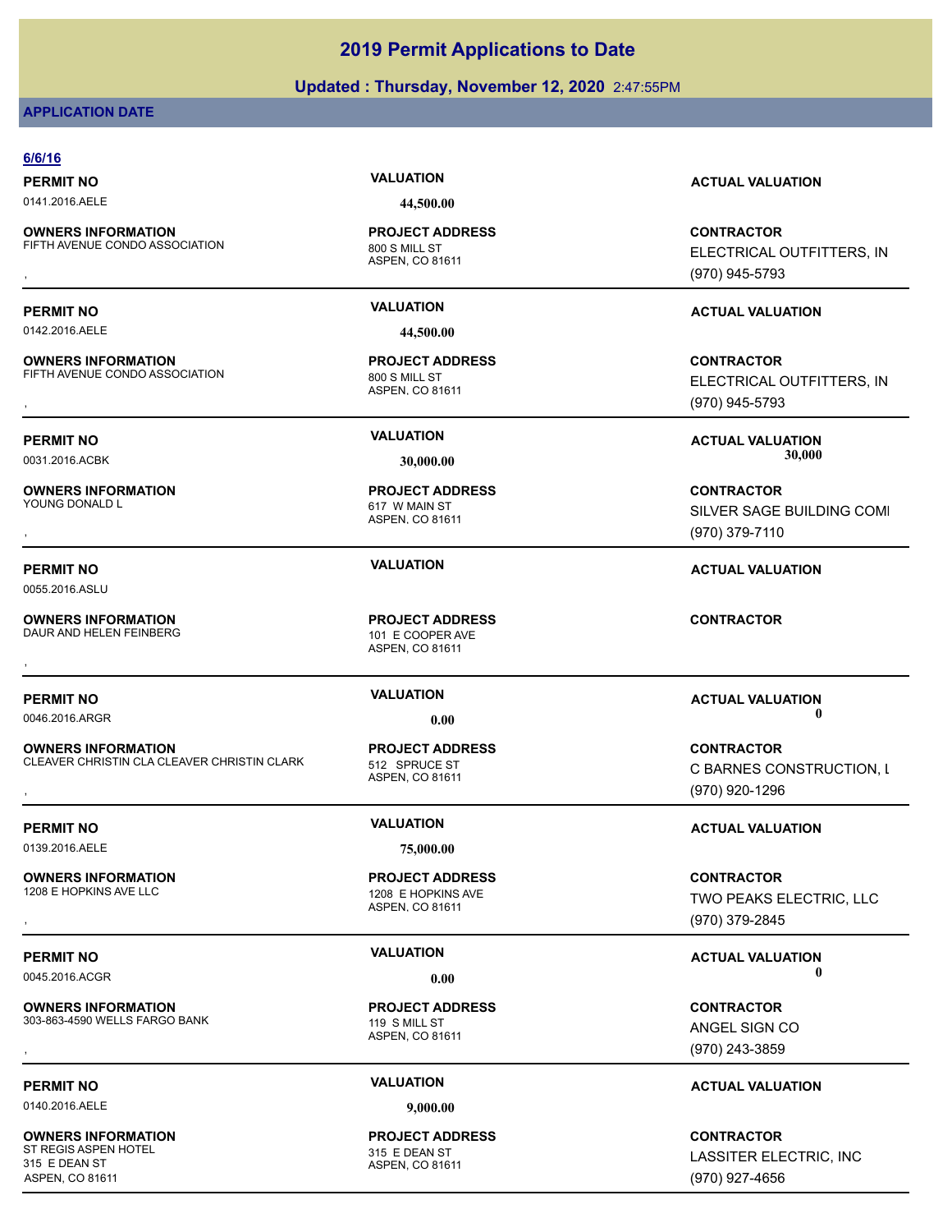# 2019 Permit Applications to Date

## Updated : Thursday, November 12, 2020 2:47:55PM

**APPLICATION DATE**

**6/6/16**

**PERMIT NO**
0141.2016.AELE
**VALUATION**
44,500.00
**ACTUAL VALUATION**

**OWNERS INFORMATION**
FIFTH AVENUE CONDO ASSOCIATION
,
**PROJECT ADDRESS**
800 S MILL ST
ASPEN, CO 81611
**CONTRACTOR**
ELECTRICAL OUTFITTERS, IN
(970) 945-5793

---

**PERMIT NO**
0142.2016.AELE
**VALUATION**
44,500.00
**ACTUAL VALUATION**

**OWNERS INFORMATION**
FIFTH AVENUE CONDO ASSOCIATION
,
**PROJECT ADDRESS**
800 S MILL ST
ASPEN, CO 81611
**CONTRACTOR**
ELECTRICAL OUTFITTERS, IN
(970) 945-5793

---

**PERMIT NO**
0031.2016.ACBK
**VALUATION**
30,000.00
**ACTUAL VALUATION**
30,000

**OWNERS INFORMATION**
YOUNG DONALD L
,
**PROJECT ADDRESS**
617 W MAIN ST
ASPEN, CO 81611
**CONTRACTOR**
SILVER SAGE BUILDING COMI
(970) 379-7110

---

**PERMIT NO**
0055.2016.ASLU
**VALUATION**
**ACTUAL VALUATION**

**OWNERS INFORMATION**
DAUR AND HELEN FEINBERG
,
**PROJECT ADDRESS**
101 E COOPER AVE
ASPEN, CO 81611
**CONTRACTOR**

---

**PERMIT NO**
0046.2016.ARGR
**VALUATION**
0.00
**ACTUAL VALUATION**
0

**OWNERS INFORMATION**
CLEAVER CHRISTIN CLA CLEAVER CHRISTIN CLARK
,
**PROJECT ADDRESS**
512 SPRUCE ST
ASPEN, CO 81611
**CONTRACTOR**
C BARNES CONSTRUCTION, L
(970) 920-1296

---

**PERMIT NO**
0139.2016.AELE
**VALUATION**
75,000.00
**ACTUAL VALUATION**

**OWNERS INFORMATION**
1208 E HOPKINS AVE LLC
,
**PROJECT ADDRESS**
1208 E HOPKINS AVE
ASPEN, CO 81611
**CONTRACTOR**
TWO PEAKS ELECTRIC, LLC
(970) 379-2845

---

**PERMIT NO**
0045.2016.ACGR
**VALUATION**
0.00
**ACTUAL VALUATION**
0

**OWNERS INFORMATION**
303-863-4590 WELLS FARGO BANK
,
**PROJECT ADDRESS**
119 S MILL ST
ASPEN, CO 81611
**CONTRACTOR**
ANGEL SIGN CO
(970) 243-3859

---

**PERMIT NO**
0140.2016.AELE
**VALUATION**
9,000.00
**ACTUAL VALUATION**

**OWNERS INFORMATION**
ST REGIS ASPEN HOTEL
315 E DEAN ST
ASPEN, CO 81611
**PROJECT ADDRESS**
315 E DEAN ST
ASPEN, CO 81611
**CONTRACTOR**
LASSITER ELECTRIC, INC
(970) 927-4656

---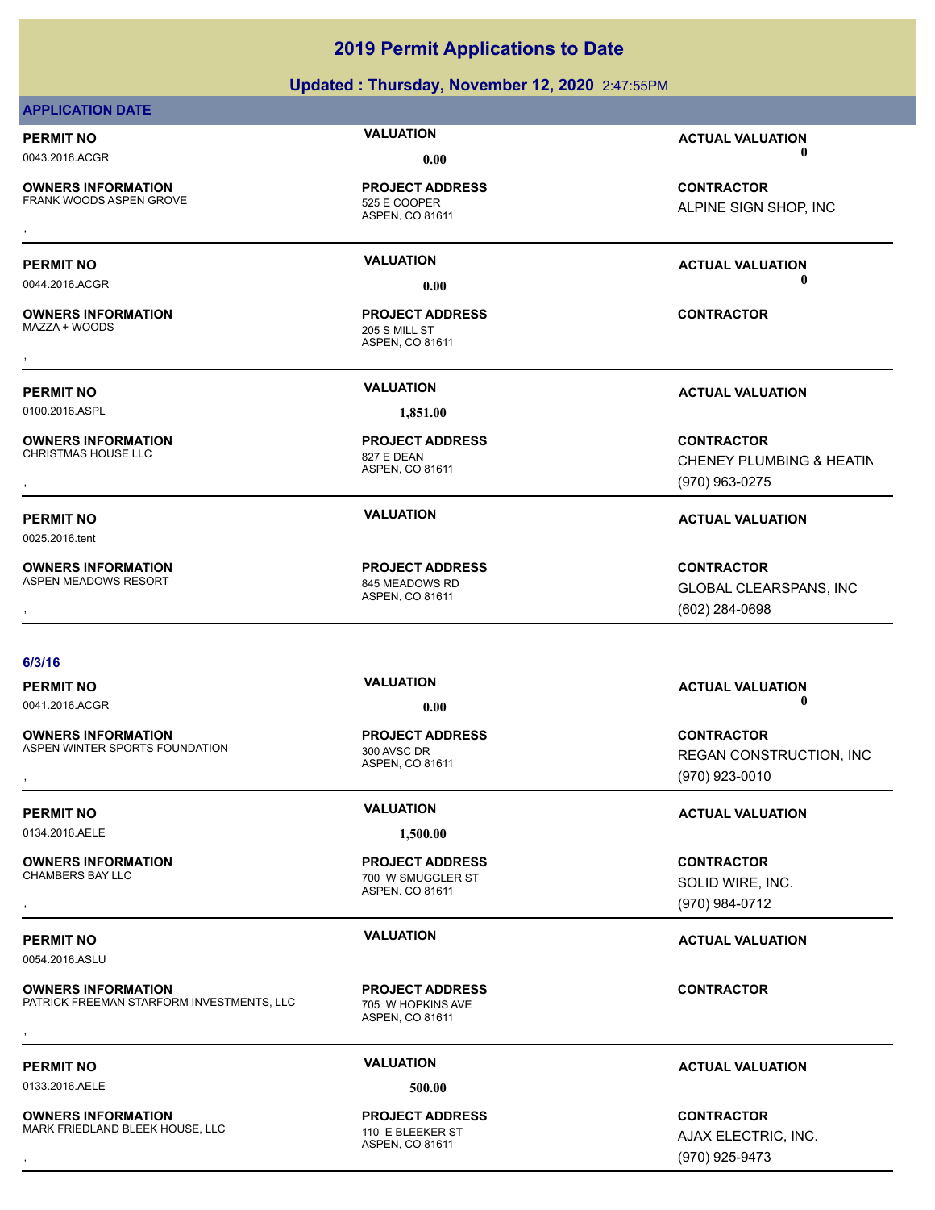# 2019 Permit Applications to Date

## Updated : Thursday, November 12, 2020 2:47:55PM

**APPLICATION DATE**

**PERMIT NO** 0043.2016.ACGR
**VALUATION** 0.00
**ACTUAL VALUATION** 0
**OWNERS INFORMATION** FRANK WOODS ASPEN GROVE
,
**PROJECT ADDRESS** 525 E COOPER
ASPEN, CO 81611
**CONTRACTOR** ALPINE SIGN SHOP, INC

---

**PERMIT NO** 0044.2016.ACGR
**VALUATION** 0.00
**ACTUAL VALUATION** 0
**OWNERS INFORMATION** MAZZA + WOODS
,
**PROJECT ADDRESS** 205 S MILL ST
ASPEN, CO 81611
**CONTRACTOR**

---

**PERMIT NO** 0100.2016.ASPL
**VALUATION** 1,851.00
**ACTUAL VALUATION**
**OWNERS INFORMATION** CHRISTMAS HOUSE LLC
,
**PROJECT ADDRESS** 827 E DEAN
ASPEN, CO 81611
**CONTRACTOR** CHENEY PLUMBING & HEATIN
(970) 963-0275

---

**PERMIT NO** 0025.2016.tent
**VALUATION**
**ACTUAL VALUATION**
**OWNERS INFORMATION** ASPEN MEADOWS RESORT
,
**PROJECT ADDRESS** 845 MEADOWS RD
ASPEN, CO 81611
**CONTRACTOR** GLOBAL CLEARSPANS, INC
(602) 284-0698

---

**6/3/16**

**PERMIT NO** 0041.2016.ACGR
**VALUATION** 0.00
**ACTUAL VALUATION** 0
**OWNERS INFORMATION** ASPEN WINTER SPORTS FOUNDATION
,
**PROJECT ADDRESS** 300 AVSC DR
ASPEN, CO 81611
**CONTRACTOR** REGAN CONSTRUCTION, INC
(970) 923-0010

---

**PERMIT NO** 0134.2016.AELE
**VALUATION** 1,500.00
**ACTUAL VALUATION**
**OWNERS INFORMATION** CHAMBERS BAY LLC
,
**PROJECT ADDRESS** 700 W SMUGGLER ST
ASPEN, CO 81611
**CONTRACTOR** SOLID WIRE, INC.
(970) 984-0712

---

**PERMIT NO** 0054.2016.ASLU
**VALUATION**
**ACTUAL VALUATION**
**OWNERS INFORMATION** PATRICK FREEMAN STARFORM INVESTMENTS, LLC
,
**PROJECT ADDRESS** 705 W HOPKINS AVE
ASPEN, CO 81611
**CONTRACTOR**

---

**PERMIT NO** 0133.2016.AELE
**VALUATION** 500.00
**ACTUAL VALUATION**
**OWNERS INFORMATION** MARK FRIEDLAND BLEEK HOUSE, LLC
,
**PROJECT ADDRESS** 110 E BLEEKER ST
ASPEN, CO 81611
**CONTRACTOR** AJAX ELECTRIC, INC.
(970) 925-9473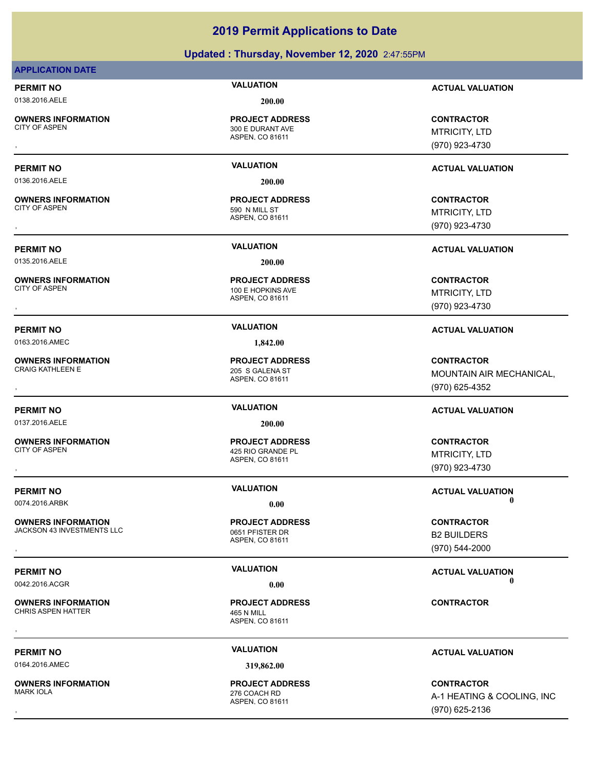# 2019 Permit Applications to Date

## Updated : Thursday, November 12, 2020 2:47:55PM

**APPLICATION DATE**

**PERMIT NO** 0138.2016.AELE | **VALUATION** 200.00 | **ACTUAL VALUATION**

**OWNERS INFORMATION** CITY OF ASPEN ,
**PROJECT ADDRESS** 300 E DURANT AVE ASPEN, CO 81611
**CONTRACTOR** MTRICITY, LTD (970) 923-4730

---

**PERMIT NO** 0136.2016.AELE | **VALUATION** 200.00 | **ACTUAL VALUATION**

**OWNERS INFORMATION** CITY OF ASPEN ,
**PROJECT ADDRESS** 590 N MILL ST ASPEN, CO 81611
**CONTRACTOR** MTRICITY, LTD (970) 923-4730

---

**PERMIT NO** 0135.2016.AELE | **VALUATION** 200.00 | **ACTUAL VALUATION**

**OWNERS INFORMATION** CITY OF ASPEN ,
**PROJECT ADDRESS** 100 E HOPKINS AVE ASPEN, CO 81611
**CONTRACTOR** MTRICITY, LTD (970) 923-4730

---

**PERMIT NO** 0163.2016.AMEC | **VALUATION** 1,842.00 | **ACTUAL VALUATION**

**OWNERS INFORMATION** CRAIG KATHLEEN E ,
**PROJECT ADDRESS** 205 S GALENA ST ASPEN, CO 81611
**CONTRACTOR** MOUNTAIN AIR MECHANICAL, (970) 625-4352

---

**PERMIT NO** 0137.2016.AELE | **VALUATION** 200.00 | **ACTUAL VALUATION**

**OWNERS INFORMATION** CITY OF ASPEN ,
**PROJECT ADDRESS** 425 RIO GRANDE PL ASPEN, CO 81611
**CONTRACTOR** MTRICITY, LTD (970) 923-4730

---

**PERMIT NO** 0074.2016.ARBK | **VALUATION** 0.00 | **ACTUAL VALUATION** 0

**OWNERS INFORMATION** JACKSON 43 INVESTMENTS LLC ,
**PROJECT ADDRESS** 0651 PFISTER DR ASPEN, CO 81611
**CONTRACTOR** B2 BUILDERS (970) 544-2000

---

**PERMIT NO** 0042.2016.ACGR | **VALUATION** 0.00 | **ACTUAL VALUATION** 0

**OWNERS INFORMATION** CHRIS ASPEN HATTER ,
**PROJECT ADDRESS** 465 N MILL ASPEN, CO 81611
**CONTRACTOR**

---

**PERMIT NO** 0164.2016.AMEC | **VALUATION** 319,862.00 | **ACTUAL VALUATION**

**OWNERS INFORMATION** MARK IOLA ,
**PROJECT ADDRESS** 276 COACH RD ASPEN, CO 81611
**CONTRACTOR** A-1 HEATING & COOLING, INC (970) 625-2136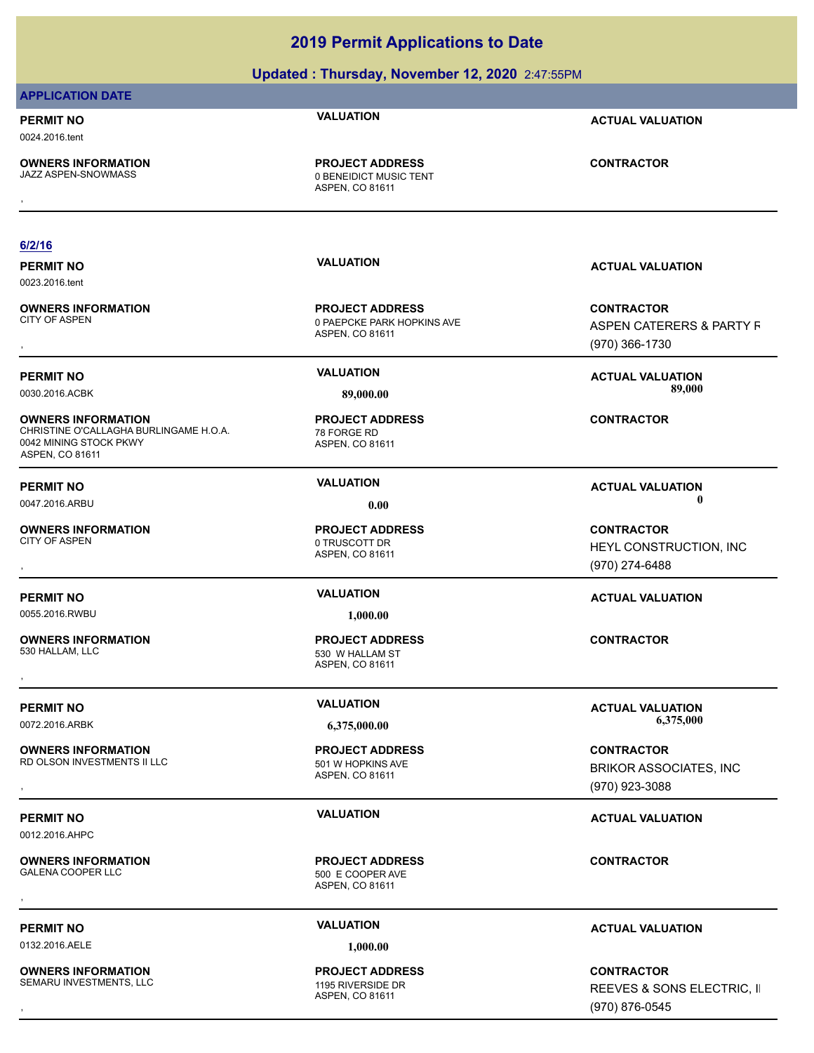# 2019 Permit Applications to Date

## Updated : Thursday, November 12, 2020 2:47:55PM

**APPLICATION DATE**

**PERMIT NO** 0024.2016.tent
**VALUATION**
**ACTUAL VALUATION**

**OWNERS INFORMATION** JAZZ ASPEN-SNOWMASS
,
**PROJECT ADDRESS** 0 BENEIDICT MUSIC TENT ASPEN, CO 81611
**CONTRACTOR**

---

**6/2/16**

**PERMIT NO** 0023.2016.tent
**VALUATION**
**ACTUAL VALUATION**

**OWNERS INFORMATION** CITY OF ASPEN
,
**PROJECT ADDRESS** 0 PAEPCKE PARK HOPKINS AVE ASPEN, CO 81611
**CONTRACTOR** ASPEN CATERERS & PARTY R (970) 366-1730

---

**PERMIT NO** 0030.2016.ACBK
**VALUATION** 89,000.00
**ACTUAL VALUATION** 89,000

**OWNERS INFORMATION** CHRISTINE O'CALLAGHA BURLINGAME H.O.A. 0042 MINING STOCK PKWY ASPEN, CO 81611
**PROJECT ADDRESS** 78 FORGE RD ASPEN, CO 81611
**CONTRACTOR**

---

**PERMIT NO** 0047.2016.ARBU
**VALUATION** 0.00
**ACTUAL VALUATION** 0

**OWNERS INFORMATION** CITY OF ASPEN
,
**PROJECT ADDRESS** 0 TRUSCOTT DR ASPEN, CO 81611
**CONTRACTOR** HEYL CONSTRUCTION, INC (970) 274-6488

---

**PERMIT NO** 0055.2016.RWBU
**VALUATION** 1,000.00
**ACTUAL VALUATION**

**OWNERS INFORMATION** 530 HALLAM, LLC
,
**PROJECT ADDRESS** 530 W HALLAM ST ASPEN, CO 81611
**CONTRACTOR**

---

**PERMIT NO** 0072.2016.ARBK
**VALUATION** 6,375,000.00
**ACTUAL VALUATION** 6,375,000

**OWNERS INFORMATION** RD OLSON INVESTMENTS II LLC
,
**PROJECT ADDRESS** 501 W HOPKINS AVE ASPEN, CO 81611
**CONTRACTOR** BRIKOR ASSOCIATES, INC (970) 923-3088

---

**PERMIT NO** 0012.2016.AHPC
**VALUATION**
**ACTUAL VALUATION**

**OWNERS INFORMATION** GALENA COOPER LLC
,
**PROJECT ADDRESS** 500 E COOPER AVE ASPEN, CO 81611
**CONTRACTOR**

---

**PERMIT NO** 0132.2016.AELE
**VALUATION** 1,000.00
**ACTUAL VALUATION**

**OWNERS INFORMATION** SEMARU INVESTMENTS, LLC
,
**PROJECT ADDRESS** 1195 RIVERSIDE DR ASPEN, CO 81611
**CONTRACTOR** REEVES & SONS ELECTRIC, II (970) 876-0545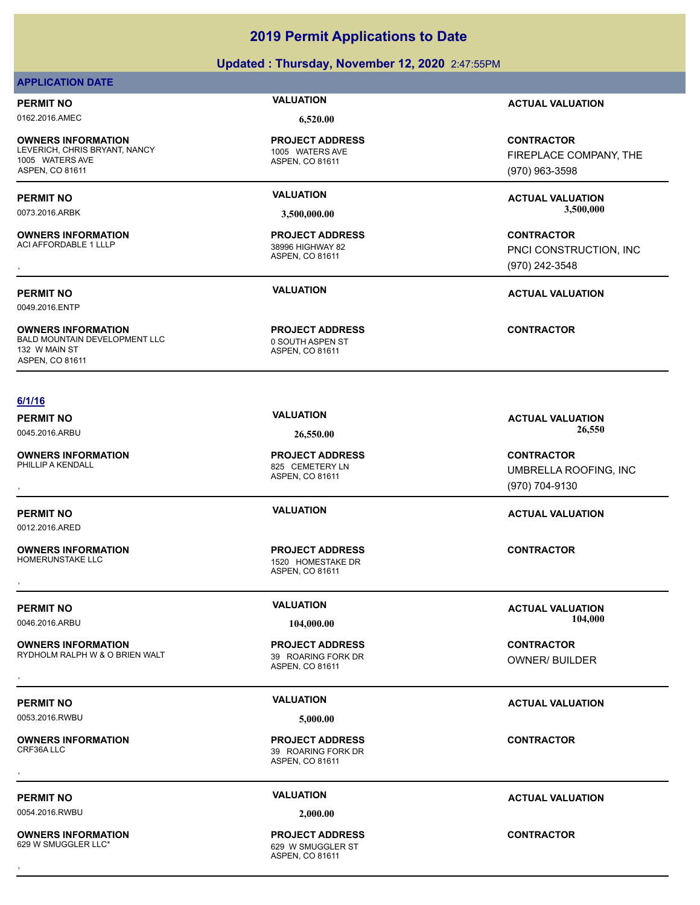# 2019 Permit Applications to Date

## Updated : Thursday, November 12, 2020 2:47:55PM

### APPLICATION DATE

**PERMIT NO** 0162.2016.AMEC
**VALUATION** 6,520.00
**ACTUAL VALUATION**

**OWNERS INFORMATION**
LEVERICH, CHRIS BRYANT, NANCY
1005 WATERS AVE
ASPEN, CO 81611

**PROJECT ADDRESS**
1005 WATERS AVE
ASPEN, CO 81611

**CONTRACTOR**
FIREPLACE COMPANY, THE
(970) 963-3598

---

**PERMIT NO** 0073.2016.ARBK
**VALUATION** 3,500,000.00
**ACTUAL VALUATION** 3,500,000

**OWNERS INFORMATION**
ACI AFFORDABLE 1 LLLP
,

**PROJECT ADDRESS**
38996 HIGHWAY 82
ASPEN, CO 81611

**CONTRACTOR**
PNCI CONSTRUCTION, INC
(970) 242-3548

---

**PERMIT NO** 0049.2016.ENTP
**VALUATION**
**ACTUAL VALUATION**

**OWNERS INFORMATION**
BALD MOUNTAIN DEVELOPMENT LLC
132 W MAIN ST
ASPEN, CO 81611

**PROJECT ADDRESS**
0 SOUTH ASPEN ST
ASPEN, CO 81611

**CONTRACTOR**

---

### 6/1/16

**PERMIT NO** 0045.2016.ARBU
**VALUATION** 26,550.00
**ACTUAL VALUATION** 26,550

**OWNERS INFORMATION**
PHILLIP A KENDALL
,

**PROJECT ADDRESS**
825 CEMETERY LN
ASPEN, CO 81611

**CONTRACTOR**
UMBRELLA ROOFING, INC
(970) 704-9130

---

**PERMIT NO** 0012.2016.ARED
**VALUATION**
**ACTUAL VALUATION**

**OWNERS INFORMATION**
HOMERUNSTAKE LLC
,

**PROJECT ADDRESS**
1520 HOMESTAKE DR
ASPEN, CO 81611

**CONTRACTOR**

---

**PERMIT NO** 0046.2016.ARBU
**VALUATION** 104,000.00
**ACTUAL VALUATION** 104,000

**OWNERS INFORMATION**
RYDHOLM RALPH W & O BRIEN WALT
,

**PROJECT ADDRESS**
39 ROARING FORK DR
ASPEN, CO 81611

**CONTRACTOR**
OWNER/ BUILDER

---

**PERMIT NO** 0053.2016.RWBU
**VALUATION** 5,000.00
**ACTUAL VALUATION**

**OWNERS INFORMATION**
CRF36A LLC
,

**PROJECT ADDRESS**
39 ROARING FORK DR
ASPEN, CO 81611

**CONTRACTOR**

---

**PERMIT NO** 0054.2016.RWBU
**VALUATION** 2,000.00
**ACTUAL VALUATION**

**OWNERS INFORMATION**
629 W SMUGGLER LLC*
,

**PROJECT ADDRESS**
629 W SMUGGLER ST
ASPEN, CO 81611

**CONTRACTOR**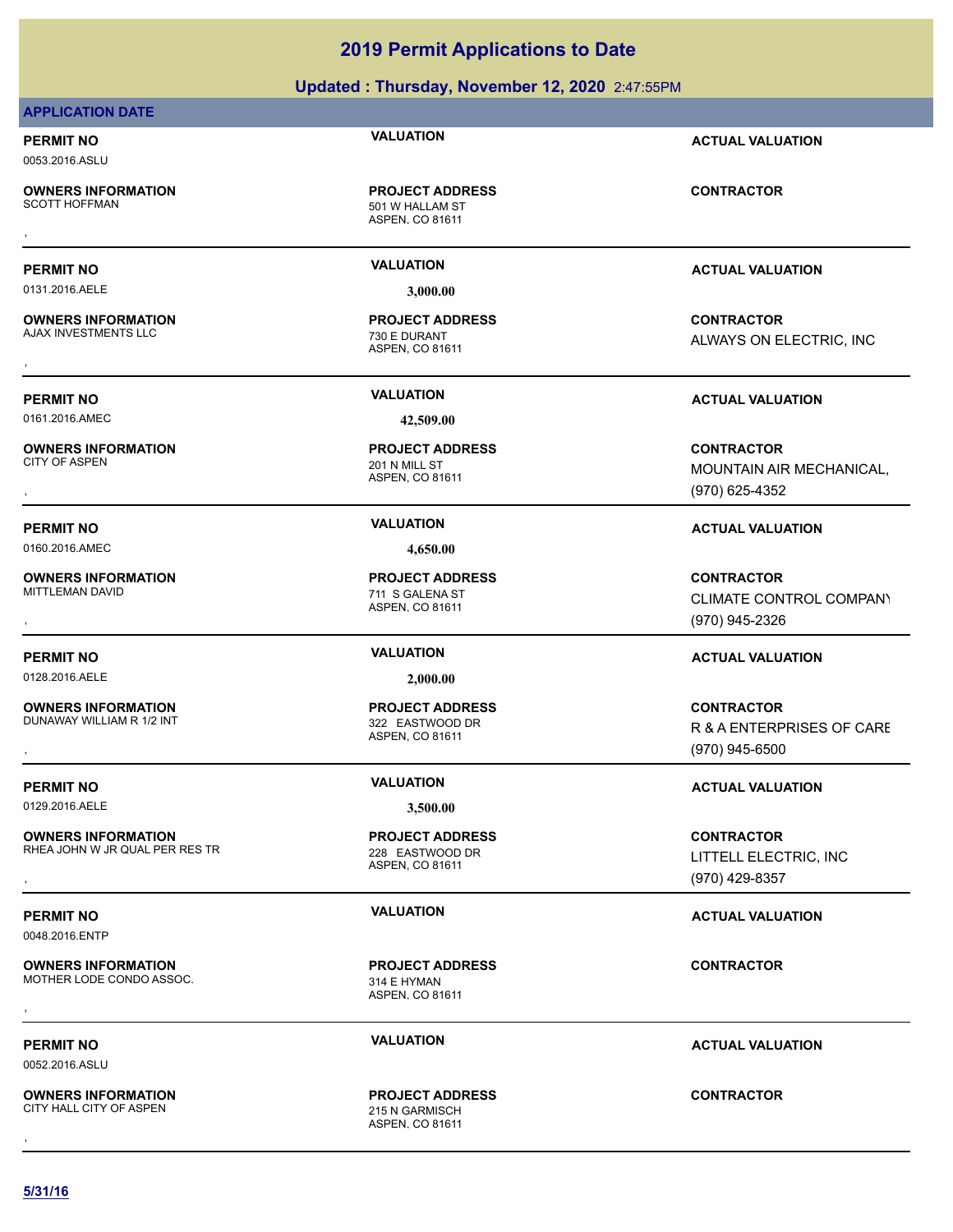# 2019 Permit Applications to Date

## Updated : Thursday, November 12, 2020 2:47:55PM

**APPLICATION DATE**

| PERMIT NO | VALUATION | ACTUAL VALUATION |
|---|---|---|
| 0053.2016.ASLU | | |

| OWNERS INFORMATION | PROJECT ADDRESS | CONTRACTOR |
|---|---|---|
| SCOTT HOFFMAN<br>, | 501 W HALLAM ST<br>ASPEN, CO 81611 | |

| PERMIT NO | VALUATION | ACTUAL VALUATION |
|---|---|---|
| 0131.2016.AELE | 3,000.00 | |

| OWNERS INFORMATION | PROJECT ADDRESS | CONTRACTOR |
|---|---|---|
| AJAX INVESTMENTS LLC<br>, | 730 E DURANT<br>ASPEN, CO 81611 | ALWAYS ON ELECTRIC, INC |

| PERMIT NO | VALUATION | ACTUAL VALUATION |
|---|---|---|
| 0161.2016.AMEC | 42,509.00 | |

| OWNERS INFORMATION | PROJECT ADDRESS | CONTRACTOR |
|---|---|---|
| CITY OF ASPEN<br>, | 201 N MILL ST<br>ASPEN, CO 81611 | MOUNTAIN AIR MECHANICAL,<br>(970) 625-4352 |

| PERMIT NO | VALUATION | ACTUAL VALUATION |
|---|---|---|
| 0160.2016.AMEC | 4,650.00 | |

| OWNERS INFORMATION | PROJECT ADDRESS | CONTRACTOR |
|---|---|---|
| MITTLEMAN DAVID<br>, | 711 S GALENA ST<br>ASPEN, CO 81611 | CLIMATE CONTROL COMPANY<br>(970) 945-2326 |

| PERMIT NO | VALUATION | ACTUAL VALUATION |
|---|---|---|
| 0128.2016.AELE | 2,000.00 | |

| OWNERS INFORMATION | PROJECT ADDRESS | CONTRACTOR |
|---|---|---|
| DUNAWAY WILLIAM R 1/2 INT<br>, | 322 EASTWOOD DR<br>ASPEN, CO 81611 | R & A ENTERPRISES OF CARE<br>(970) 945-6500 |

| PERMIT NO | VALUATION | ACTUAL VALUATION |
|---|---|---|
| 0129.2016.AELE | 3,500.00 | |

| OWNERS INFORMATION | PROJECT ADDRESS | CONTRACTOR |
|---|---|---|
| RHEA JOHN W JR QUAL PER RES TR<br>, | 228 EASTWOOD DR<br>ASPEN, CO 81611 | LITTELL ELECTRIC, INC<br>(970) 429-8357 |

| PERMIT NO | VALUATION | ACTUAL VALUATION |
|---|---|---|
| 0048.2016.ENTP | | |

| OWNERS INFORMATION | PROJECT ADDRESS | CONTRACTOR |
|---|---|---|
| MOTHER LODE CONDO ASSOC.<br>, | 314 E HYMAN<br>ASPEN, CO 81611 | |

| PERMIT NO | VALUATION | ACTUAL VALUATION |
|---|---|---|
| 0052.2016.ASLU | | |

| OWNERS INFORMATION | PROJECT ADDRESS | CONTRACTOR |
|---|---|---|
| CITY HALL CITY OF ASPEN<br>, | 215 N GARMISCH<br>ASPEN, CO 81611 | |

**5/31/16**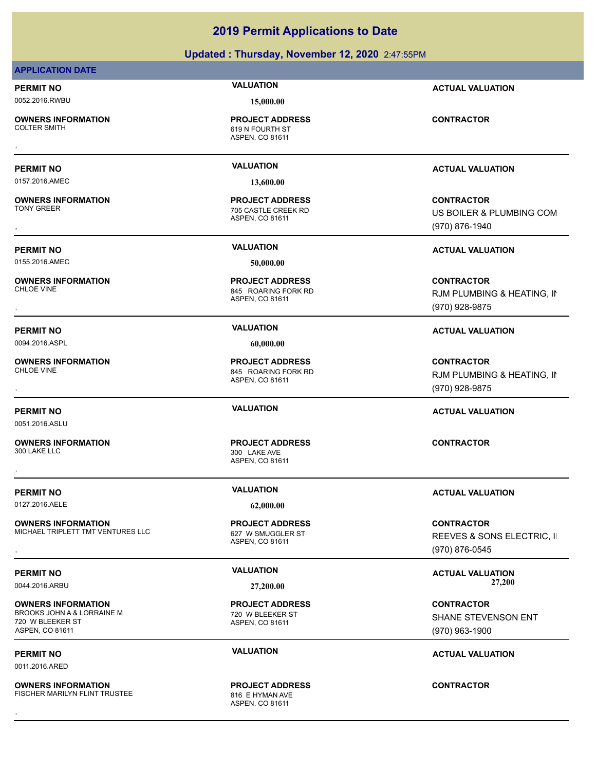# 2019 Permit Applications to Date

## Updated : Thursday, November 12, 2020 2:47:55PM

**APPLICATION DATE**

| PERMIT NO | VALUATION | ACTUAL VALUATION |
|---|---|---|
| 0052.2016.RWBU | 15,000.00 | |

| OWNERS INFORMATION | PROJECT ADDRESS | CONTRACTOR |
|---|---|---|
| COLTER SMITH<br>, | 619 N FOURTH ST<br>ASPEN, CO 81611 | |

---

| PERMIT NO | VALUATION | ACTUAL VALUATION |
|---|---|---|
| 0157.2016.AMEC | 13,600.00 | |

| OWNERS INFORMATION | PROJECT ADDRESS | CONTRACTOR |
|---|---|---|
| TONY GREER<br>, | 705 CASTLE CREEK RD<br>ASPEN, CO 81611 | US BOILER & PLUMBING COM<br>(970) 876-1940 |

---

| PERMIT NO | VALUATION | ACTUAL VALUATION |
|---|---|---|
| 0155.2016.AMEC | 50,000.00 | |

| OWNERS INFORMATION | PROJECT ADDRESS | CONTRACTOR |
|---|---|---|
| CHLOE VINE<br>, | 845 ROARING FORK RD<br>ASPEN, CO 81611 | RJM PLUMBING & HEATING, IN<br>(970) 928-9875 |

---

| PERMIT NO | VALUATION | ACTUAL VALUATION |
|---|---|---|
| 0094.2016.ASPL | 60,000.00 | |

| OWNERS INFORMATION | PROJECT ADDRESS | CONTRACTOR |
|---|---|---|
| CHLOE VINE<br>, | 845 ROARING FORK RD<br>ASPEN, CO 81611 | RJM PLUMBING & HEATING, IN<br>(970) 928-9875 |

---

| PERMIT NO | VALUATION | ACTUAL VALUATION |
|---|---|---|
| 0051.2016.ASLU | | |

| OWNERS INFORMATION | PROJECT ADDRESS | CONTRACTOR |
|---|---|---|
| 300 LAKE LLC<br>, | 300 LAKE AVE<br>ASPEN, CO 81611 | |

---

| PERMIT NO | VALUATION | ACTUAL VALUATION |
|---|---|---|
| 0127.2016.AELE | 62,000.00 | |

| OWNERS INFORMATION | PROJECT ADDRESS | CONTRACTOR |
|---|---|---|
| MICHAEL TRIPLETT TMT VENTURES LLC<br>, | 627 W SMUGGLER ST<br>ASPEN, CO 81611 | REEVES & SONS ELECTRIC, I<br>(970) 876-0545 |

---

| PERMIT NO | VALUATION | ACTUAL VALUATION |
|---|---|---|
| 0044.2016.ARBU | 27,200.00 | 27,200 |

| OWNERS INFORMATION | PROJECT ADDRESS | CONTRACTOR |
|---|---|---|
| BROOKS JOHN A & LORRAINE M<br>720 W BLEEKER ST<br>ASPEN, CO 81611 | 720 W BLEEKER ST<br>ASPEN, CO 81611 | SHANE STEVENSON ENT<br>(970) 963-1900 |

---

| PERMIT NO | VALUATION | ACTUAL VALUATION |
|---|---|---|
| 0011.2016.ARED | | |

| OWNERS INFORMATION | PROJECT ADDRESS | CONTRACTOR |
|---|---|---|
| FISCHER MARILYN FLINT TRUSTEE<br>, | 816 E HYMAN AVE<br>ASPEN, CO 81611 | |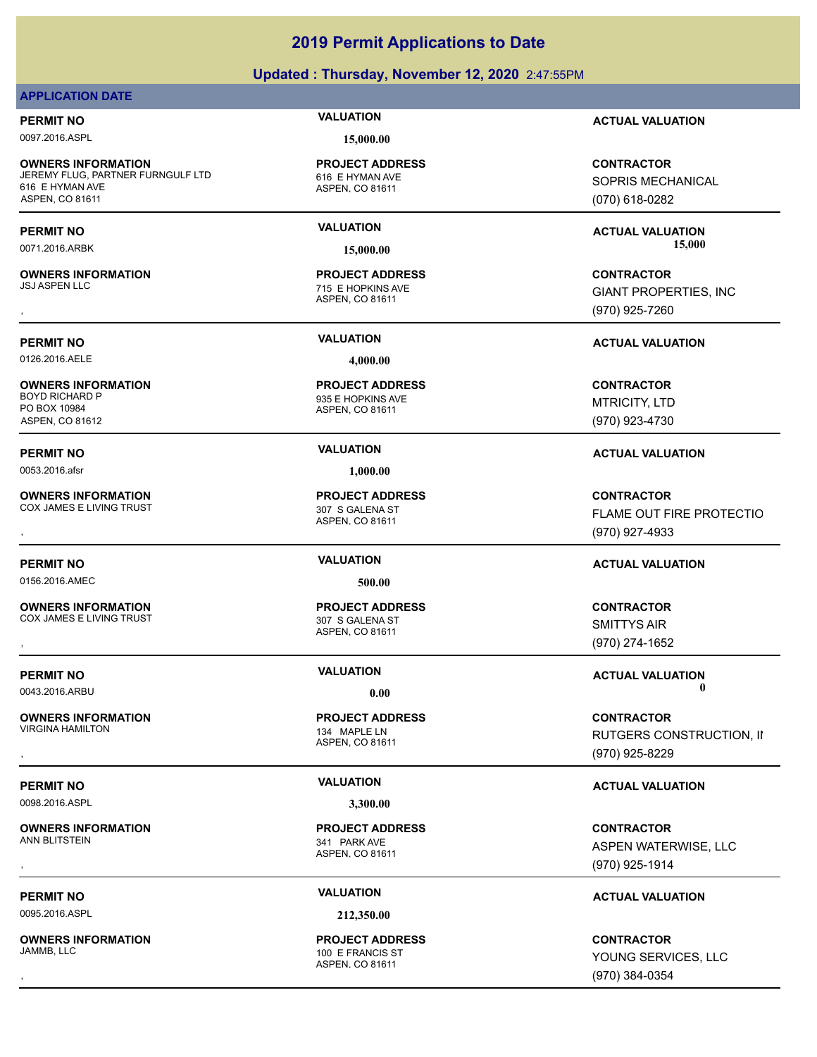# 2019 Permit Applications to Date

## Updated : Thursday, November 12, 2020 2:47:55PM

### APPLICATION DATE

**PERMIT NO** 0097.2016.ASPL | **VALUATION** 15,000.00 | **ACTUAL VALUATION**

**OWNERS INFORMATION**
JEREMY FLUG, PARTNER FURNGULF LTD
616 E HYMAN AVE
ASPEN, CO 81611

**PROJECT ADDRESS**
616 E HYMAN AVE
ASPEN, CO 81611

**CONTRACTOR**
SOPRIS MECHANICAL
(070) 618-0282

---

**PERMIT NO** 0071.2016.ARBK | **VALUATION** 15,000.00 | **ACTUAL VALUATION** 15,000

**OWNERS INFORMATION**
JSJ ASPEN LLC
,

**PROJECT ADDRESS**
715 E HOPKINS AVE
ASPEN, CO 81611

**CONTRACTOR**
GIANT PROPERTIES, INC
(970) 925-7260

---

**PERMIT NO** 0126.2016.AELE | **VALUATION** 4,000.00 | **ACTUAL VALUATION**

**OWNERS INFORMATION**
BOYD RICHARD P
PO BOX 10984
ASPEN, CO 81612

**PROJECT ADDRESS**
935 E HOPKINS AVE
ASPEN, CO 81611

**CONTRACTOR**
MTRICITY, LTD
(970) 923-4730

---

**PERMIT NO** 0053.2016.afsr | **VALUATION** 1,000.00 | **ACTUAL VALUATION**

**OWNERS INFORMATION**
COX JAMES E LIVING TRUST
,

**PROJECT ADDRESS**
307 S GALENA ST
ASPEN, CO 81611

**CONTRACTOR**
FLAME OUT FIRE PROTECTIO
(970) 927-4933

---

**PERMIT NO** 0156.2016.AMEC | **VALUATION** 500.00 | **ACTUAL VALUATION**

**OWNERS INFORMATION**
COX JAMES E LIVING TRUST
,

**PROJECT ADDRESS**
307 S GALENA ST
ASPEN, CO 81611

**CONTRACTOR**
SMITTYS AIR
(970) 274-1652

---

**PERMIT NO** 0043.2016.ARBU | **VALUATION** 0.00 | **ACTUAL VALUATION** 0

**OWNERS INFORMATION**
VIRGINA HAMILTON
,

**PROJECT ADDRESS**
134 MAPLE LN
ASPEN, CO 81611

**CONTRACTOR**
RUTGERS CONSTRUCTION, II
(970) 925-8229

---

**PERMIT NO** 0098.2016.ASPL | **VALUATION** 3,300.00 | **ACTUAL VALUATION**

**OWNERS INFORMATION**
ANN BLITSTEIN
,

**PROJECT ADDRESS**
341 PARK AVE
ASPEN, CO 81611

**CONTRACTOR**
ASPEN WATERWISE, LLC
(970) 925-1914

---

**PERMIT NO** 0095.2016.ASPL | **VALUATION** 212,350.00 | **ACTUAL VALUATION**

**OWNERS INFORMATION**
JAMMB, LLC
,

**PROJECT ADDRESS**
100 E FRANCIS ST
ASPEN, CO 81611

**CONTRACTOR**
YOUNG SERVICES, LLC
(970) 384-0354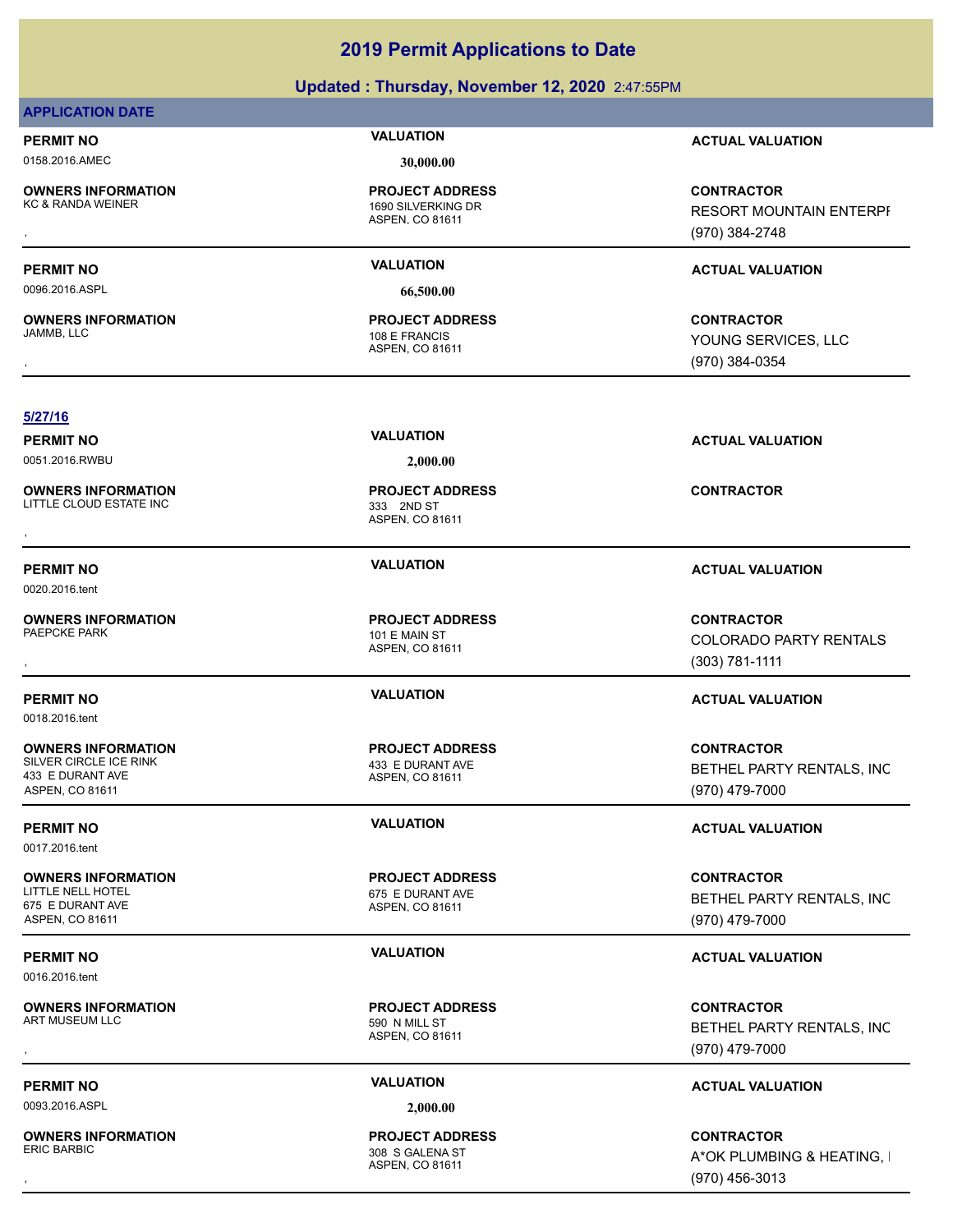# 2019 Permit Applications to Date

## Updated : Thursday, November 12, 2020 2:47:55PM

### APPLICATION DATE

| PERMIT NO | VALUATION | ACTUAL VALUATION |
|---|---|---|
| 0158.2016.AMEC | 30,000.00 | |

| OWNERS INFORMATION | PROJECT ADDRESS | CONTRACTOR |
|---|---|---|
| KC & RANDA WEINER<br>, | 1690 SILVERKING DR<br>ASPEN, CO 81611 | RESORT MOUNTAIN ENTERPI<br>(970) 384-2748 |

| PERMIT NO | VALUATION | ACTUAL VALUATION |
|---|---|---|
| 0096.2016.ASPL | 66,500.00 | |

| OWNERS INFORMATION | PROJECT ADDRESS | CONTRACTOR |
|---|---|---|
| JAMMB, LLC<br>, | 108 E FRANCIS<br>ASPEN, CO 81611 | YOUNG SERVICES, LLC<br>(970) 384-0354 |

**5/27/16**

| PERMIT NO | VALUATION | ACTUAL VALUATION |
|---|---|---|
| 0051.2016.RWBU | 2,000.00 | |

| OWNERS INFORMATION | PROJECT ADDRESS | CONTRACTOR |
|---|---|---|
| LITTLE CLOUD ESTATE INC<br>, | 333 2ND ST<br>ASPEN, CO 81611 | |

| PERMIT NO | VALUATION | ACTUAL VALUATION |
|---|---|---|
| 0020.2016.tent | | |

| OWNERS INFORMATION | PROJECT ADDRESS | CONTRACTOR |
|---|---|---|
| PAEPCKE PARK<br>, | 101 E MAIN ST<br>ASPEN, CO 81611 | COLORADO PARTY RENTALS<br>(303) 781-1111 |

| PERMIT NO | VALUATION | ACTUAL VALUATION |
|---|---|---|
| 0018.2016.tent | | |

| OWNERS INFORMATION | PROJECT ADDRESS | CONTRACTOR |
|---|---|---|
| SILVER CIRCLE ICE RINK<br>433 E DURANT AVE<br>ASPEN, CO 81611 | 433 E DURANT AVE<br>ASPEN, CO 81611 | BETHEL PARTY RENTALS, INC<br>(970) 479-7000 |

| PERMIT NO | VALUATION | ACTUAL VALUATION |
|---|---|---|
| 0017.2016.tent | | |

| OWNERS INFORMATION | PROJECT ADDRESS | CONTRACTOR |
|---|---|---|
| LITTLE NELL HOTEL<br>675 E DURANT AVE<br>ASPEN, CO 81611 | 675 E DURANT AVE<br>ASPEN, CO 81611 | BETHEL PARTY RENTALS, INC<br>(970) 479-7000 |

| PERMIT NO | VALUATION | ACTUAL VALUATION |
|---|---|---|
| 0016.2016.tent | | |

| OWNERS INFORMATION | PROJECT ADDRESS | CONTRACTOR |
|---|---|---|
| ART MUSEUM LLC<br>, | 590 N MILL ST<br>ASPEN, CO 81611 | BETHEL PARTY RENTALS, INC<br>(970) 479-7000 |

| PERMIT NO | VALUATION | ACTUAL VALUATION |
|---|---|---|
| 0093.2016.ASPL | 2,000.00 | |

| OWNERS INFORMATION | PROJECT ADDRESS | CONTRACTOR |
|---|---|---|
| ERIC BARBIC<br>, | 308 S GALENA ST<br>ASPEN, CO 81611 | A*OK PLUMBING & HEATING, I<br>(970) 456-3013 |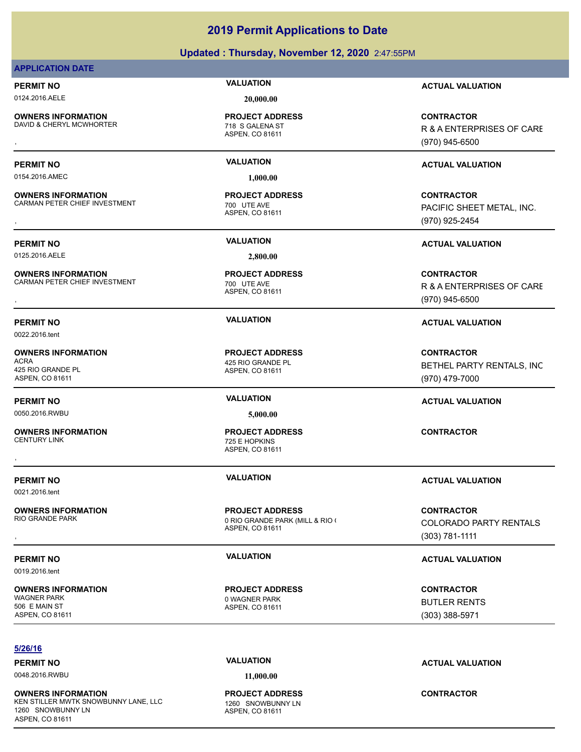# 2019 Permit Applications to Date

## Updated : Thursday, November 12, 2020 2:47:55PM

**APPLICATION DATE**

**PERMIT NO** 0124.2016.AELE
**VALUATION** 20,000.00
**ACTUAL VALUATION**

**OWNERS INFORMATION**
DAVID & CHERYL MCWHORTER
,

**PROJECT ADDRESS**
718 S GALENA ST
ASPEN, CO 81611

**CONTRACTOR**
R & A ENTERPRISES OF CARE
(970) 945-6500

---

**PERMIT NO** 0154.2016.AMEC
**VALUATION** 1,000.00
**ACTUAL VALUATION**

**OWNERS INFORMATION**
CARMAN PETER CHIEF INVESTMENT
,

**PROJECT ADDRESS**
700 UTE AVE
ASPEN, CO 81611

**CONTRACTOR**
PACIFIC SHEET METAL, INC.
(970) 925-2454

---

**PERMIT NO** 0125.2016.AELE
**VALUATION** 2,800.00
**ACTUAL VALUATION**

**OWNERS INFORMATION**
CARMAN PETER CHIEF INVESTMENT
,

**PROJECT ADDRESS**
700 UTE AVE
ASPEN, CO 81611

**CONTRACTOR**
R & A ENTERPRISES OF CARE
(970) 945-6500

---

**PERMIT NO** 0022.2016.tent
**VALUATION**
**ACTUAL VALUATION**

**OWNERS INFORMATION**
ACRA
425 RIO GRANDE PL
ASPEN, CO 81611

**PROJECT ADDRESS**
425 RIO GRANDE PL
ASPEN, CO 81611

**CONTRACTOR**
BETHEL PARTY RENTALS, INC
(970) 479-7000

---

**PERMIT NO** 0050.2016.RWBU
**VALUATION** 5,000.00
**ACTUAL VALUATION**

**OWNERS INFORMATION**
CENTURY LINK
,

**PROJECT ADDRESS**
725 E HOPKINS
ASPEN, CO 81611

**CONTRACTOR**

---

**PERMIT NO** 0021.2016.tent
**VALUATION**
**ACTUAL VALUATION**

**OWNERS INFORMATION**
RIO GRANDE PARK
,

**PROJECT ADDRESS**
0 RIO GRANDE PARK (MILL & RIO (
ASPEN, CO 81611

**CONTRACTOR**
COLORADO PARTY RENTALS
(303) 781-1111

---

**PERMIT NO** 0019.2016.tent
**VALUATION**
**ACTUAL VALUATION**

**OWNERS INFORMATION**
WAGNER PARK
506 E MAIN ST
ASPEN, CO 81611

**PROJECT ADDRESS**
0 WAGNER PARK
ASPEN, CO 81611

**CONTRACTOR**
BUTLER RENTS
(303) 388-5971

---

**5/26/16**

**PERMIT NO** 0048.2016.RWBU
**VALUATION** 11,000.00
**ACTUAL VALUATION**

**OWNERS INFORMATION**
KEN STILLER MWTK SNOWBUNNY LANE, LLC
1260 SNOWBUNNY LN
ASPEN, CO 81611

**PROJECT ADDRESS**
1260 SNOWBUNNY LN
ASPEN, CO 81611

**CONTRACTOR**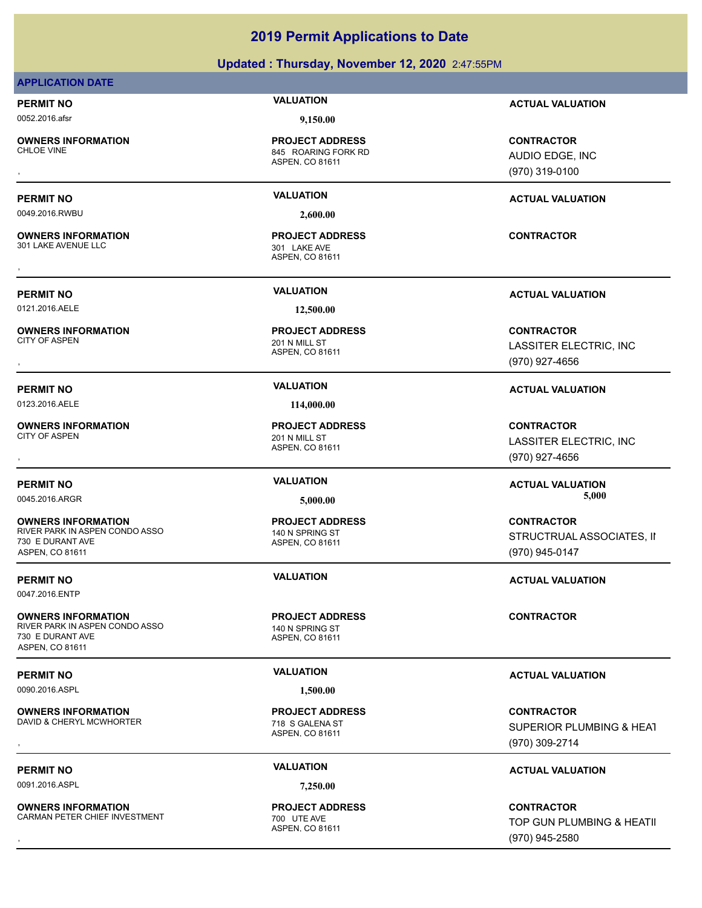# 2019 Permit Applications to Date

## Updated : Thursday, November 12, 2020 2:47:55PM

**APPLICATION DATE**

**PERMIT NO** | **VALUATION** | **ACTUAL VALUATION**
0052.2016.afsr | 9,150.00

**OWNERS INFORMATION**
CHLOE VINE
,

**PROJECT ADDRESS**
845 ROARING FORK RD
ASPEN, CO 81611

**CONTRACTOR**
AUDIO EDGE, INC
(970) 319-0100

---

**PERMIT NO** | **VALUATION** | **ACTUAL VALUATION**
0049.2016.RWBU | 2,600.00

**OWNERS INFORMATION**
301 LAKE AVENUE LLC
,

**PROJECT ADDRESS**
301 LAKE AVE
ASPEN, CO 81611

**CONTRACTOR**

---

**PERMIT NO** | **VALUATION** | **ACTUAL VALUATION**
0121.2016.AELE | 12,500.00

**OWNERS INFORMATION**
CITY OF ASPEN
,

**PROJECT ADDRESS**
201 N MILL ST
ASPEN, CO 81611

**CONTRACTOR**
LASSITER ELECTRIC, INC
(970) 927-4656

---

**PERMIT NO** | **VALUATION** | **ACTUAL VALUATION**
0123.2016.AELE | 114,000.00

**OWNERS INFORMATION**
CITY OF ASPEN
,

**PROJECT ADDRESS**
201 N MILL ST
ASPEN, CO 81611

**CONTRACTOR**
LASSITER ELECTRIC, INC
(970) 927-4656

---

**PERMIT NO** | **VALUATION** | **ACTUAL VALUATION**
0045.2016.ARGR | 5,000.00 | 5,000

**OWNERS INFORMATION**
RIVER PARK IN ASPEN CONDO ASSO
730 E DURANT AVE
ASPEN, CO 81611

**PROJECT ADDRESS**
140 N SPRING ST
ASPEN, CO 81611

**CONTRACTOR**
STRUCTRUAL ASSOCIATES, II
(970) 945-0147

---

**PERMIT NO** | **VALUATION** | **ACTUAL VALUATION**
0047.2016.ENTP

**OWNERS INFORMATION**
RIVER PARK IN ASPEN CONDO ASSO
730 E DURANT AVE
ASPEN, CO 81611

**PROJECT ADDRESS**
140 N SPRING ST
ASPEN, CO 81611

**CONTRACTOR**

---

**PERMIT NO** | **VALUATION** | **ACTUAL VALUATION**
0090.2016.ASPL | 1,500.00

**OWNERS INFORMATION**
DAVID & CHERYL MCWHORTER
,

**PROJECT ADDRESS**
718 S GALENA ST
ASPEN, CO 81611

**CONTRACTOR**
SUPERIOR PLUMBING & HEAT
(970) 309-2714

---

**PERMIT NO** | **VALUATION** | **ACTUAL VALUATION**
0091.2016.ASPL | 7,250.00

**OWNERS INFORMATION**
CARMAN PETER CHIEF INVESTMENT
,

**PROJECT ADDRESS**
700 UTE AVE
ASPEN, CO 81611

**CONTRACTOR**
TOP GUN PLUMBING & HEATII
(970) 945-2580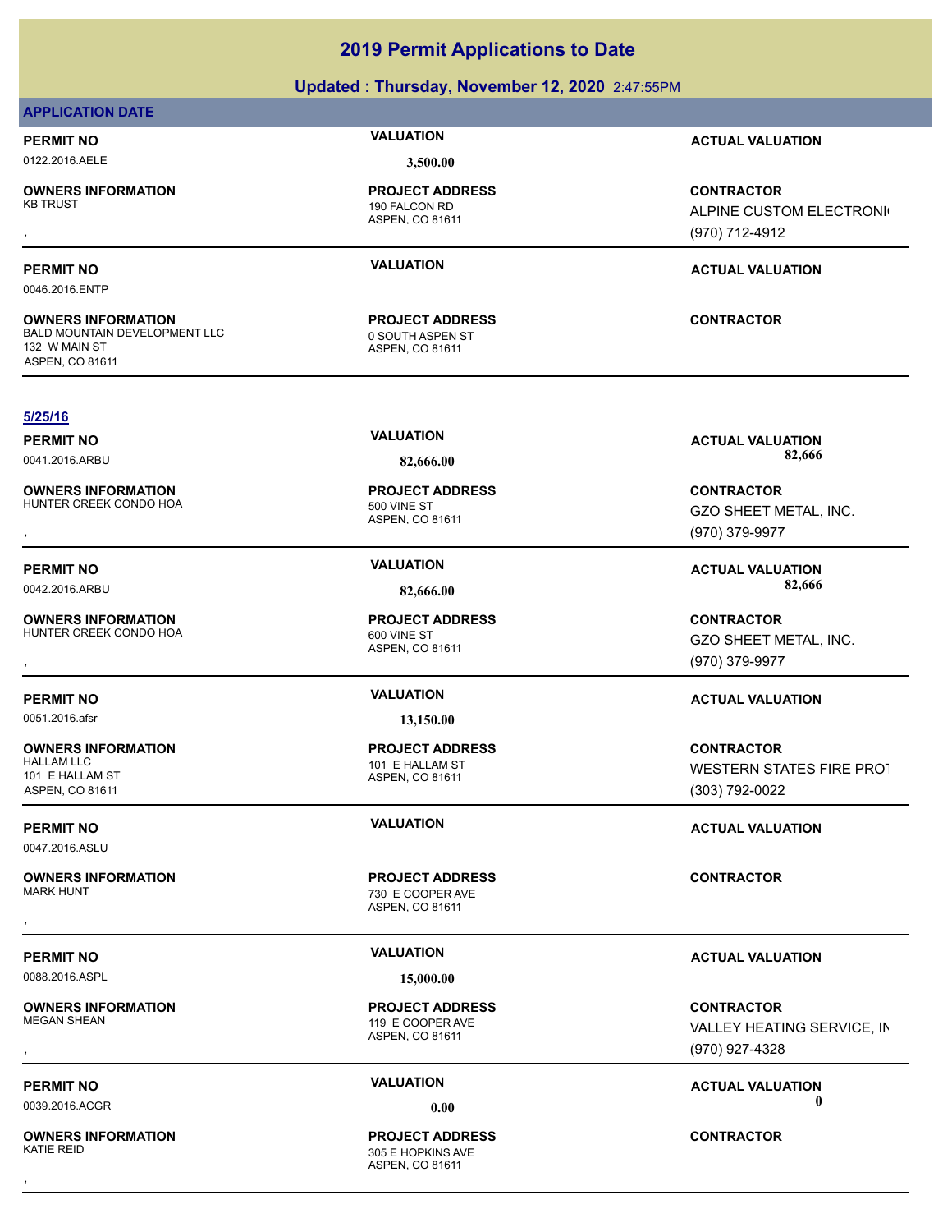# 2019 Permit Applications to Date

## Updated : Thursday, November 12, 2020 2:47:55PM

**APPLICATION DATE**

**PERMIT NO** 0122.2016.AELE
**VALUATION** 3,500.00
**ACTUAL VALUATION**

**OWNERS INFORMATION**
KB TRUST
,

**PROJECT ADDRESS**
190 FALCON RD
ASPEN, CO 81611

**CONTRACTOR**
ALPINE CUSTOM ELECTRONI
(970) 712-4912

---

**PERMIT NO** 0046.2016.ENTP
**VALUATION**
**ACTUAL VALUATION**

**OWNERS INFORMATION**
BALD MOUNTAIN DEVELOPMENT LLC
132 W MAIN ST
ASPEN, CO 81611

**PROJECT ADDRESS**
0 SOUTH ASPEN ST
ASPEN, CO 81611

**CONTRACTOR**

---

**5/25/16**

**PERMIT NO** 0041.2016.ARBU
**VALUATION** 82,666.00
**ACTUAL VALUATION** 82,666

**OWNERS INFORMATION**
HUNTER CREEK CONDO HOA
,

**PROJECT ADDRESS**
500 VINE ST
ASPEN, CO 81611

**CONTRACTOR**
GZO SHEET METAL, INC.
(970) 379-9977

---

**PERMIT NO** 0042.2016.ARBU
**VALUATION** 82,666.00
**ACTUAL VALUATION** 82,666

**OWNERS INFORMATION**
HUNTER CREEK CONDO HOA
,

**PROJECT ADDRESS**
600 VINE ST
ASPEN, CO 81611

**CONTRACTOR**
GZO SHEET METAL, INC.
(970) 379-9977

---

**PERMIT NO** 0051.2016.afsr
**VALUATION** 13,150.00
**ACTUAL VALUATION**

**OWNERS INFORMATION**
HALLAM LLC
101 E HALLAM ST
ASPEN, CO 81611

**PROJECT ADDRESS**
101 E HALLAM ST
ASPEN, CO 81611

**CONTRACTOR**
WESTERN STATES FIRE PROT
(303) 792-0022

---

**PERMIT NO** 0047.2016.ASLU
**VALUATION**
**ACTUAL VALUATION**

**OWNERS INFORMATION**
MARK HUNT
,

**PROJECT ADDRESS**
730 E COOPER AVE
ASPEN, CO 81611

**CONTRACTOR**

---

**PERMIT NO** 0088.2016.ASPL
**VALUATION** 15,000.00
**ACTUAL VALUATION**

**OWNERS INFORMATION**
MEGAN SHEAN
,

**PROJECT ADDRESS**
119 E COOPER AVE
ASPEN, CO 81611

**CONTRACTOR**
VALLEY HEATING SERVICE, IN
(970) 927-4328

---

**PERMIT NO** 0039.2016.ACGR
**VALUATION** 0.00
**ACTUAL VALUATION** 0

**OWNERS INFORMATION**
KATIE REID
,

**PROJECT ADDRESS**
305 E HOPKINS AVE
ASPEN, CO 81611

**CONTRACTOR**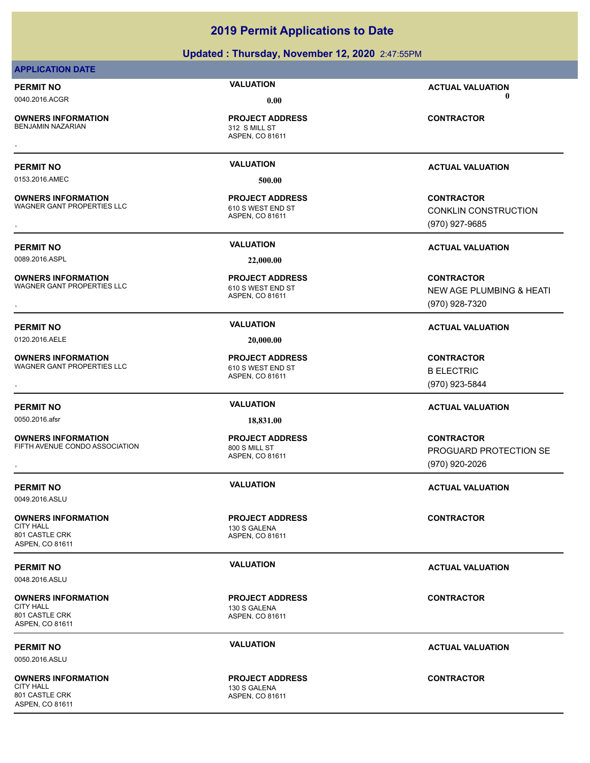# 2019 Permit Applications to Date

## Updated : Thursday, November 12, 2020 2:47:55PM

**APPLICATION DATE**

**PERMIT NO** 0040.2016.ACGR
**VALUATION** 0.00
**ACTUAL VALUATION** 0
**OWNERS INFORMATION** BENJAMIN NAZARIAN
,
**PROJECT ADDRESS** 312 S MILL ST ASPEN, CO 81611
**CONTRACTOR**

---

**PERMIT NO** 0153.2016.AMEC
**VALUATION** 500.00
**ACTUAL VALUATION**
**OWNERS INFORMATION** WAGNER GANT PROPERTIES LLC
,
**PROJECT ADDRESS** 610 S WEST END ST ASPEN, CO 81611
**CONTRACTOR** CONKLIN CONSTRUCTION (970) 927-9685

---

**PERMIT NO** 0089.2016.ASPL
**VALUATION** 22,000.00
**ACTUAL VALUATION**
**OWNERS INFORMATION** WAGNER GANT PROPERTIES LLC
,
**PROJECT ADDRESS** 610 S WEST END ST ASPEN, CO 81611
**CONTRACTOR** NEW AGE PLUMBING & HEATI (970) 928-7320

---

**PERMIT NO** 0120.2016.AELE
**VALUATION** 20,000.00
**ACTUAL VALUATION**
**OWNERS INFORMATION** WAGNER GANT PROPERTIES LLC
,
**PROJECT ADDRESS** 610 S WEST END ST ASPEN, CO 81611
**CONTRACTOR** B ELECTRIC (970) 923-5844

---

**PERMIT NO** 0050.2016.afsr
**VALUATION** 18,831.00
**ACTUAL VALUATION**
**OWNERS INFORMATION** FIFTH AVENUE CONDO ASSOCIATION
,
**PROJECT ADDRESS** 800 S MILL ST ASPEN, CO 81611
**CONTRACTOR** PROGUARD PROTECTION SE (970) 920-2026

---

**PERMIT NO** 0049.2016.ASLU
**VALUATION**
**ACTUAL VALUATION**
**OWNERS INFORMATION** CITY HALL 801 CASTLE CRK ASPEN, CO 81611
**PROJECT ADDRESS** 130 S GALENA ASPEN, CO 81611
**CONTRACTOR**

---

**PERMIT NO** 0048.2016.ASLU
**VALUATION**
**ACTUAL VALUATION**
**OWNERS INFORMATION** CITY HALL 801 CASTLE CRK ASPEN, CO 81611
**PROJECT ADDRESS** 130 S GALENA ASPEN, CO 81611
**CONTRACTOR**

---

**PERMIT NO** 0050.2016.ASLU
**VALUATION**
**ACTUAL VALUATION**
**OWNERS INFORMATION** CITY HALL 801 CASTLE CRK ASPEN, CO 81611
**PROJECT ADDRESS** 130 S GALENA ASPEN, CO 81611
**CONTRACTOR**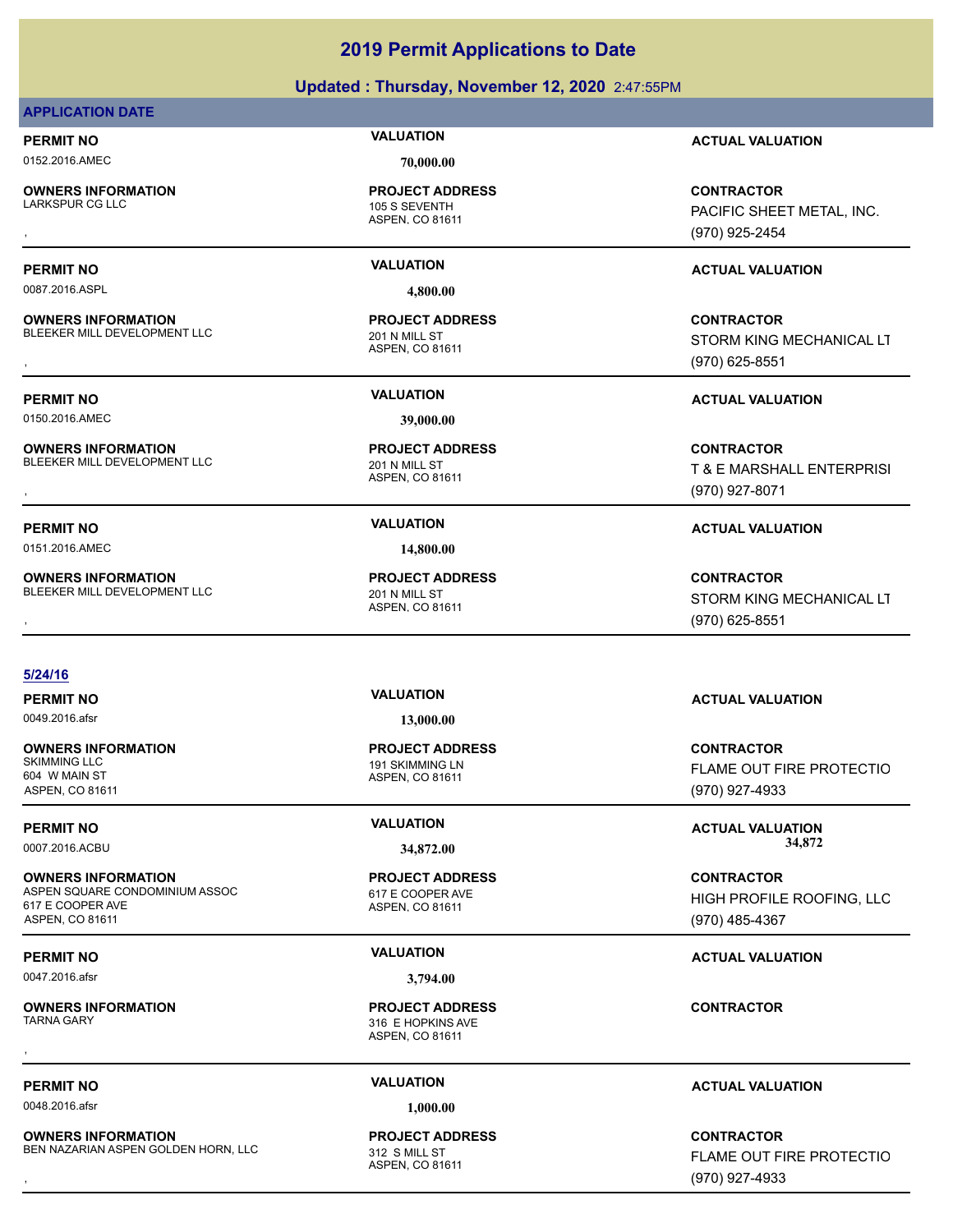# 2019 Permit Applications to Date

## Updated : Thursday, November 12, 2020 2:47:55PM

**APPLICATION DATE**

**PERMIT NO** 0152.2016.AMEC
**VALUATION** 70,000.00
**ACTUAL VALUATION**

**OWNERS INFORMATION**
LARKSPUR CG LLC
,

**PROJECT ADDRESS**
105 S SEVENTH
ASPEN, CO 81611

**CONTRACTOR**
PACIFIC SHEET METAL, INC.
(970) 925-2454

---

**PERMIT NO** 0087.2016.ASPL
**VALUATION** 4,800.00
**ACTUAL VALUATION**

**OWNERS INFORMATION**
BLEEKER MILL DEVELOPMENT LLC
,

**PROJECT ADDRESS**
201 N MILL ST
ASPEN, CO 81611

**CONTRACTOR**
STORM KING MECHANICAL LT
(970) 625-8551

---

**PERMIT NO** 0150.2016.AMEC
**VALUATION** 39,000.00
**ACTUAL VALUATION**

**OWNERS INFORMATION**
BLEEKER MILL DEVELOPMENT LLC
,

**PROJECT ADDRESS**
201 N MILL ST
ASPEN, CO 81611

**CONTRACTOR**
T & E MARSHALL ENTERPRISI
(970) 927-8071

---

**PERMIT NO** 0151.2016.AMEC
**VALUATION** 14,800.00
**ACTUAL VALUATION**

**OWNERS INFORMATION**
BLEEKER MILL DEVELOPMENT LLC
,

**PROJECT ADDRESS**
201 N MILL ST
ASPEN, CO 81611

**CONTRACTOR**
STORM KING MECHANICAL LT
(970) 625-8551

---

**5/24/16**

**PERMIT NO** 0049.2016.afsr
**VALUATION** 13,000.00
**ACTUAL VALUATION**

**OWNERS INFORMATION**
SKIMMING LLC
604 W MAIN ST
ASPEN, CO 81611

**PROJECT ADDRESS**
191 SKIMMING LN
ASPEN, CO 81611

**CONTRACTOR**
FLAME OUT FIRE PROTECTIO
(970) 927-4933

---

**PERMIT NO** 0007.2016.ACBU
**VALUATION** 34,872.00
**ACTUAL VALUATION** 34,872

**OWNERS INFORMATION**
ASPEN SQUARE CONDOMINIUM ASSOC
617 E COOPER AVE
ASPEN, CO 81611

**PROJECT ADDRESS**
617 E COOPER AVE
ASPEN, CO 81611

**CONTRACTOR**
HIGH PROFILE ROOFING, LLC
(970) 485-4367

---

**PERMIT NO** 0047.2016.afsr
**VALUATION** 3,794.00
**ACTUAL VALUATION**

**OWNERS INFORMATION**
TARNA GARY
,

**PROJECT ADDRESS**
316 E HOPKINS AVE
ASPEN, CO 81611

**CONTRACTOR**

---

**PERMIT NO** 0048.2016.afsr
**VALUATION** 1,000.00
**ACTUAL VALUATION**

**OWNERS INFORMATION**
BEN NAZARIAN ASPEN GOLDEN HORN, LLC
,

**PROJECT ADDRESS**
312 S MILL ST
ASPEN, CO 81611

**CONTRACTOR**
FLAME OUT FIRE PROTECTIO
(970) 927-4933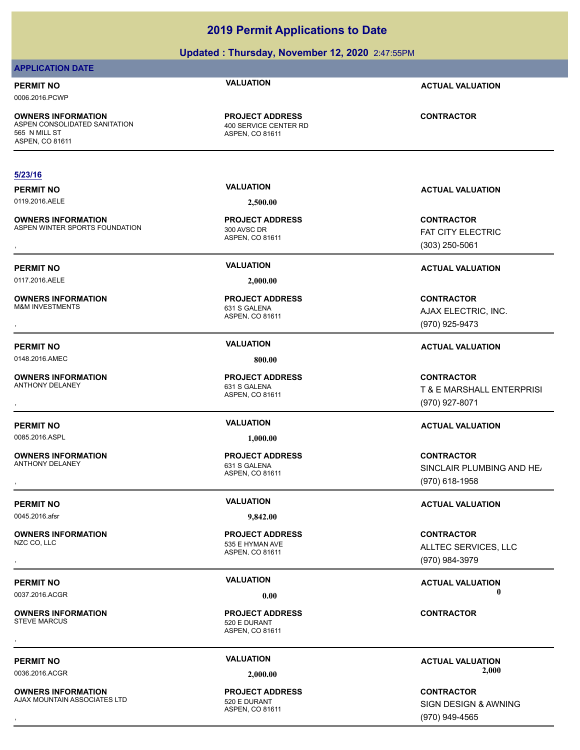# 2019 Permit Applications to Date

**Updated : Thursday, November 12, 2020** 2:47:55PM

**APPLICATION DATE**

**PERMIT NO** 0006.2016.PCWP
**VALUATION**
**ACTUAL VALUATION**

**OWNERS INFORMATION**
ASPEN CONSOLIDATED SANITATION
565 N MILL ST
ASPEN, CO 81611

**PROJECT ADDRESS**
400 SERVICE CENTER RD
ASPEN, CO 81611

**CONTRACTOR**

---

**5/23/16**

**PERMIT NO** 0119.2016.AELE
**VALUATION** 2,500.00
**ACTUAL VALUATION**

**OWNERS INFORMATION**
ASPEN WINTER SPORTS FOUNDATION
,

**PROJECT ADDRESS**
300 AVSC DR
ASPEN, CO 81611

**CONTRACTOR**
FAT CITY ELECTRIC
(303) 250-5061

---

**PERMIT NO** 0117.2016.AELE
**VALUATION** 2,000.00
**ACTUAL VALUATION**

**OWNERS INFORMATION**
M&M INVESTMENTS
,

**PROJECT ADDRESS**
631 S GALENA
ASPEN, CO 81611

**CONTRACTOR**
AJAX ELECTRIC, INC.
(970) 925-9473

---

**PERMIT NO** 0148.2016.AMEC
**VALUATION** 800.00
**ACTUAL VALUATION**

**OWNERS INFORMATION**
ANTHONY DELANEY
,

**PROJECT ADDRESS**
631 S GALENA
ASPEN, CO 81611

**CONTRACTOR**
T & E MARSHALL ENTERPRISI
(970) 927-8071

---

**PERMIT NO** 0085.2016.ASPL
**VALUATION** 1,000.00
**ACTUAL VALUATION**

**OWNERS INFORMATION**
ANTHONY DELANEY
,

**PROJECT ADDRESS**
631 S GALENA
ASPEN, CO 81611

**CONTRACTOR**
SINCLAIR PLUMBING AND HE
(970) 618-1958

---

**PERMIT NO** 0045.2016.afsr
**VALUATION** 9,842.00
**ACTUAL VALUATION**

**OWNERS INFORMATION**
NZC CO, LLC
,

**PROJECT ADDRESS**
535 E HYMAN AVE
ASPEN, CO 81611

**CONTRACTOR**
ALLTEC SERVICES, LLC
(970) 984-3979

---

**PERMIT NO** 0037.2016.ACGR
**VALUATION** 0.00
**ACTUAL VALUATION** 0

**OWNERS INFORMATION**
STEVE MARCUS
,

**PROJECT ADDRESS**
520 E DURANT
ASPEN, CO 81611

**CONTRACTOR**

---

**PERMIT NO** 0036.2016.ACGR
**VALUATION** 2,000.00
**ACTUAL VALUATION** 2,000

**OWNERS INFORMATION**
AJAX MOUNTAIN ASSOCIATES LTD
,

**PROJECT ADDRESS**
520 E DURANT
ASPEN, CO 81611

**CONTRACTOR**
SIGN DESIGN & AWNING
(970) 949-4565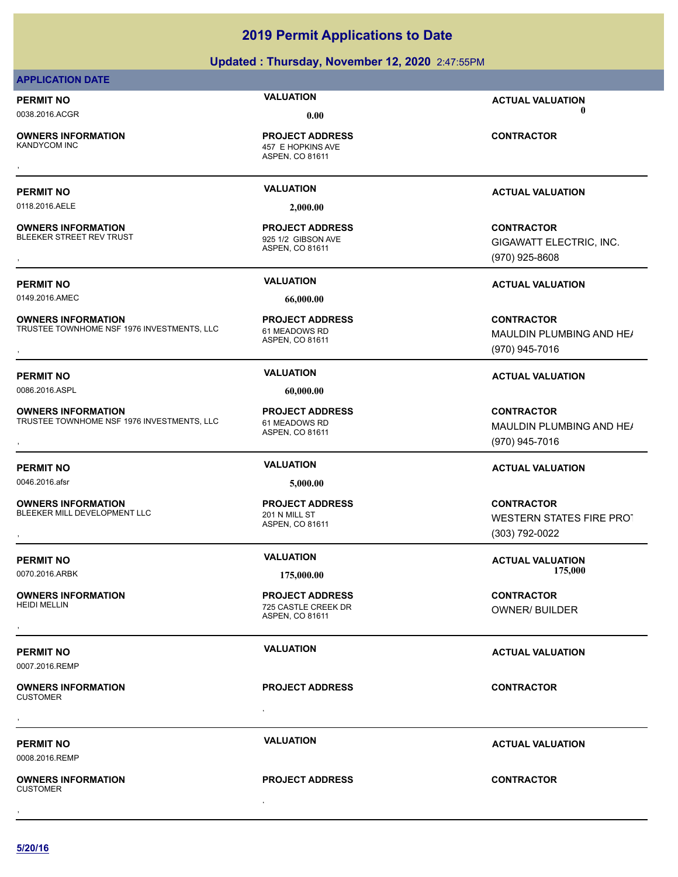# 2019 Permit Applications to Date

## Updated : Thursday, November 12, 2020 2:47:55PM

**APPLICATION DATE**

| PERMIT NO | VALUATION | ACTUAL VALUATION | OWNERS INFORMATION | PROJECT ADDRESS | CONTRACTOR |
|---|---|---|---|---|---|
| 0038.2016.ACGR | 0.00 | 0 | KANDYCOM INC<br>, | 457 E HOPKINS AVE<br>ASPEN, CO 81611 | |
| 0118.2016.AELE | 2,000.00 | | BLEEKER STREET REV TRUST<br>, | 925 1/2 GIBSON AVE<br>ASPEN, CO 81611 | GIGAWATT ELECTRIC, INC.<br>(970) 925-8608 |
| 0149.2016.AMEC | 66,000.00 | | TRUSTEE TOWNHOME NSF 1976 INVESTMENTS, LLC<br>, | 61 MEADOWS RD<br>ASPEN, CO 81611 | MAULDIN PLUMBING AND HEA<br>(970) 945-7016 |
| 0086.2016.ASPL | 60,000.00 | | TRUSTEE TOWNHOME NSF 1976 INVESTMENTS, LLC<br>, | 61 MEADOWS RD<br>ASPEN, CO 81611 | MAULDIN PLUMBING AND HEA<br>(970) 945-7016 |
| 0046.2016.afsr | 5,000.00 | | BLEEKER MILL DEVELOPMENT LLC<br>, | 201 N MILL ST<br>ASPEN, CO 81611 | WESTERN STATES FIRE PROT<br>(303) 792-0022 |
| 0070.2016.ARBK | 175,000.00 | 175,000 | HEIDI MELLIN<br>, | 725 CASTLE CREEK DR<br>ASPEN, CO 81611 | OWNER/ BUILDER |
| 0007.2016.REMP | | | CUSTOMER<br>, | , | |
| 0008.2016.REMP | | | CUSTOMER<br>, | , | |

**5/20/16**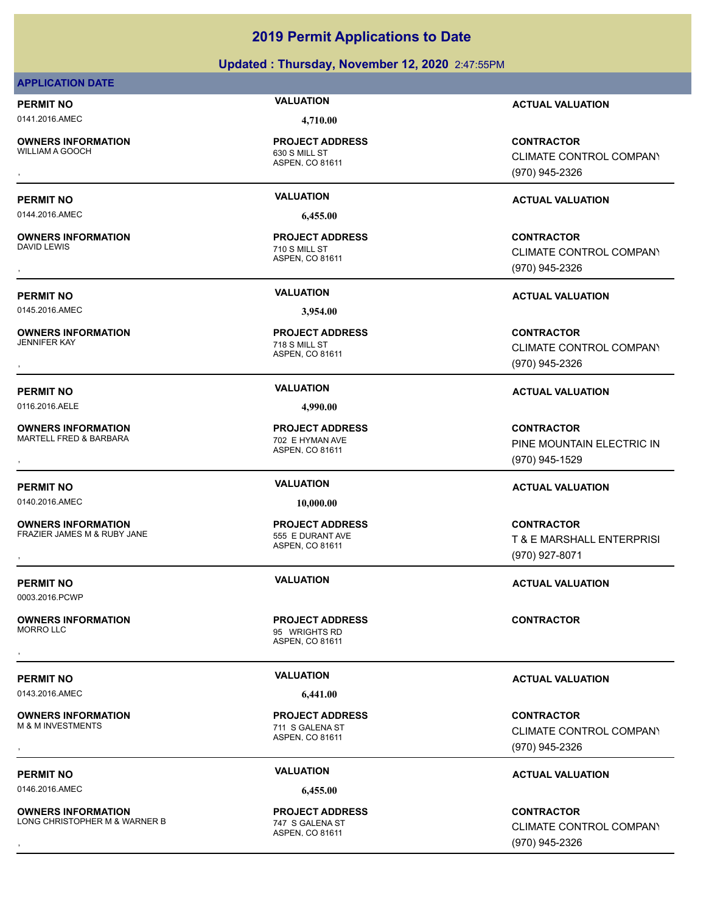# 2019 Permit Applications to Date

## Updated : Thursday, November 12, 2020 2:47:55PM

**APPLICATION DATE**

**PERMIT NO** 0141.2016.AMEC
**VALUATION** 4,710.00
**ACTUAL VALUATION**

**OWNERS INFORMATION** WILLIAM A GOOCH
,
**PROJECT ADDRESS** 630 S MILL ST
ASPEN, CO 81611
**CONTRACTOR** CLIMATE CONTROL COMPANY
(970) 945-2326

---

**PERMIT NO** 0144.2016.AMEC
**VALUATION** 6,455.00
**ACTUAL VALUATION**

**OWNERS INFORMATION** DAVID LEWIS
,
**PROJECT ADDRESS** 710 S MILL ST
ASPEN, CO 81611
**CONTRACTOR** CLIMATE CONTROL COMPANY
(970) 945-2326

---

**PERMIT NO** 0145.2016.AMEC
**VALUATION** 3,954.00
**ACTUAL VALUATION**

**OWNERS INFORMATION** JENNIFER KAY
,
**PROJECT ADDRESS** 718 S MILL ST
ASPEN, CO 81611
**CONTRACTOR** CLIMATE CONTROL COMPANY
(970) 945-2326

---

**PERMIT NO** 0116.2016.AELE
**VALUATION** 4,990.00
**ACTUAL VALUATION**

**OWNERS INFORMATION** MARTELL FRED & BARBARA
,
**PROJECT ADDRESS** 702 E HYMAN AVE
ASPEN, CO 81611
**CONTRACTOR** PINE MOUNTAIN ELECTRIC IN
(970) 945-1529

---

**PERMIT NO** 0140.2016.AMEC
**VALUATION** 10,000.00
**ACTUAL VALUATION**

**OWNERS INFORMATION** FRAZIER JAMES M & RUBY JANE
,
**PROJECT ADDRESS** 555 E DURANT AVE
ASPEN, CO 81611
**CONTRACTOR** T & E MARSHALL ENTERPRISI
(970) 927-8071

---

**PERMIT NO** 0003.2016.PCWP
**VALUATION**
**ACTUAL VALUATION**

**OWNERS INFORMATION** MORRO LLC
,
**PROJECT ADDRESS** 95 WRIGHTS RD
ASPEN, CO 81611
**CONTRACTOR**

---

**PERMIT NO** 0143.2016.AMEC
**VALUATION** 6,441.00
**ACTUAL VALUATION**

**OWNERS INFORMATION** M & M INVESTMENTS
,
**PROJECT ADDRESS** 711 S GALENA ST
ASPEN, CO 81611
**CONTRACTOR** CLIMATE CONTROL COMPANY
(970) 945-2326

---

**PERMIT NO** 0146.2016.AMEC
**VALUATION** 6,455.00
**ACTUAL VALUATION**

**OWNERS INFORMATION** LONG CHRISTOPHER M & WARNER B
,
**PROJECT ADDRESS** 747 S GALENA ST
ASPEN, CO 81611
**CONTRACTOR** CLIMATE CONTROL COMPANY
(970) 945-2326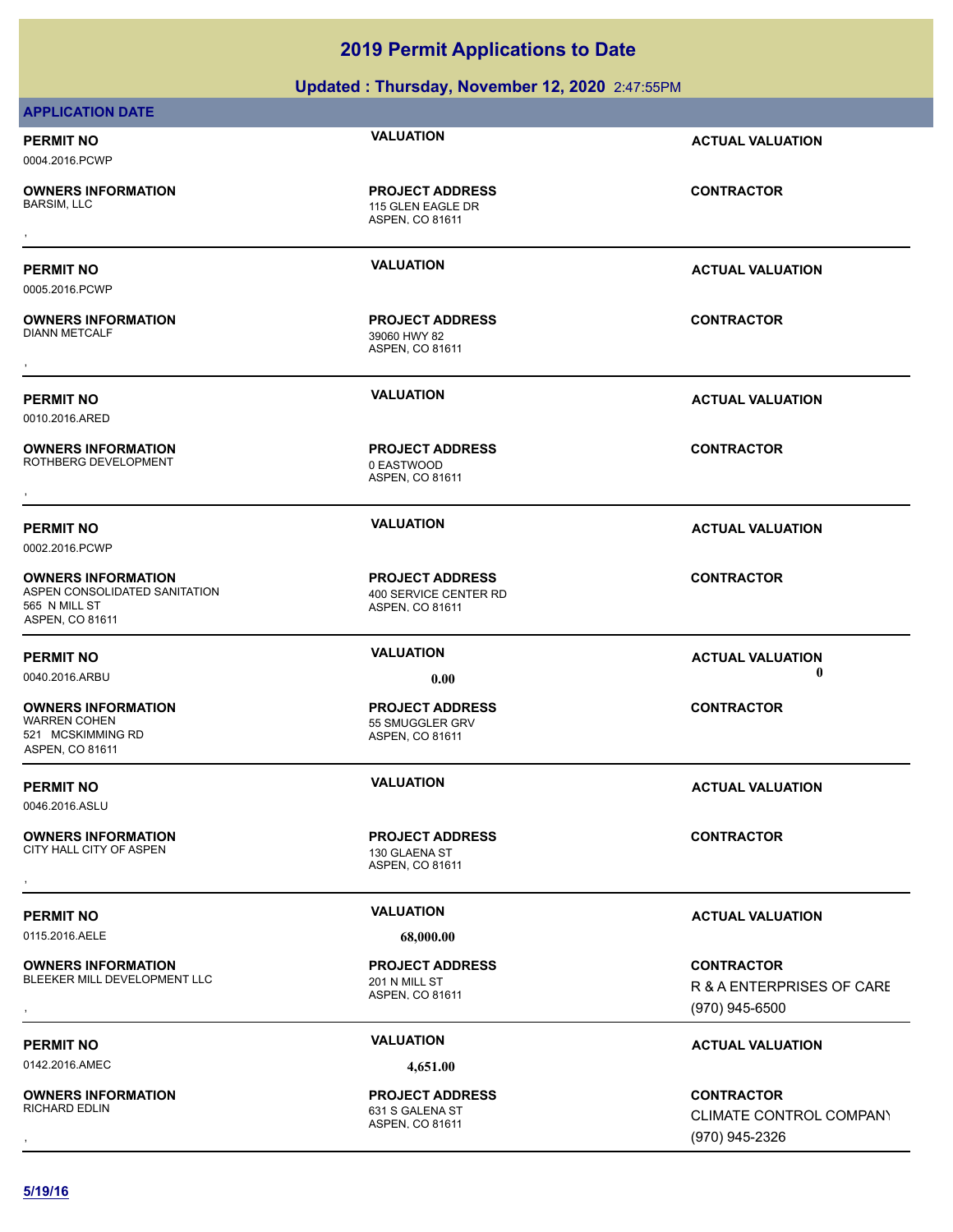# 2019 Permit Applications to Date

## Updated : Thursday, November 12, 2020 2:47:55PM

**APPLICATION DATE**

**PERMIT NO** 0004.2016.PCWP
**VALUATION**
**ACTUAL VALUATION**

**OWNERS INFORMATION**
BARSIM, LLC
,

**PROJECT ADDRESS**
115 GLEN EAGLE DR
ASPEN, CO 81611

**CONTRACTOR**

---

**PERMIT NO** 0005.2016.PCWP
**VALUATION**
**ACTUAL VALUATION**

**OWNERS INFORMATION**
DIANN METCALF
,

**PROJECT ADDRESS**
39060 HWY 82
ASPEN, CO 81611

**CONTRACTOR**

---

**PERMIT NO** 0010.2016.ARED
**VALUATION**
**ACTUAL VALUATION**

**OWNERS INFORMATION**
ROTHBERG DEVELOPMENT
,

**PROJECT ADDRESS**
0 EASTWOOD
ASPEN, CO 81611

**CONTRACTOR**

---

**PERMIT NO** 0002.2016.PCWP
**VALUATION**
**ACTUAL VALUATION**

**OWNERS INFORMATION**
ASPEN CONSOLIDATED SANITATION
565 N MILL ST
ASPEN, CO 81611

**PROJECT ADDRESS**
400 SERVICE CENTER RD
ASPEN, CO 81611

**CONTRACTOR**

---

**PERMIT NO** 0040.2016.ARBU
**VALUATION** 0.00
**ACTUAL VALUATION** 0

**OWNERS INFORMATION**
WARREN COHEN
521 MCSKIMMING RD
ASPEN, CO 81611

**PROJECT ADDRESS**
55 SMUGGLER GRV
ASPEN, CO 81611

**CONTRACTOR**

---

**PERMIT NO** 0046.2016.ASLU
**VALUATION**
**ACTUAL VALUATION**

**OWNERS INFORMATION**
CITY HALL CITY OF ASPEN
,

**PROJECT ADDRESS**
130 GLAENA ST
ASPEN, CO 81611

**CONTRACTOR**

---

**PERMIT NO** 0115.2016.AELE
**VALUATION** 68,000.00
**ACTUAL VALUATION**

**OWNERS INFORMATION**
BLEEKER MILL DEVELOPMENT LLC
,

**PROJECT ADDRESS**
201 N MILL ST
ASPEN, CO 81611

**CONTRACTOR**
R & A ENTERPRISES OF CARE
(970) 945-6500

---

**PERMIT NO** 0142.2016.AMEC
**VALUATION** 4,651.00
**ACTUAL VALUATION**

**OWNERS INFORMATION**
RICHARD EDLIN
,

**PROJECT ADDRESS**
631 S GALENA ST
ASPEN, CO 81611

**CONTRACTOR**
CLIMATE CONTROL COMPANY
(970) 945-2326

---

5/19/16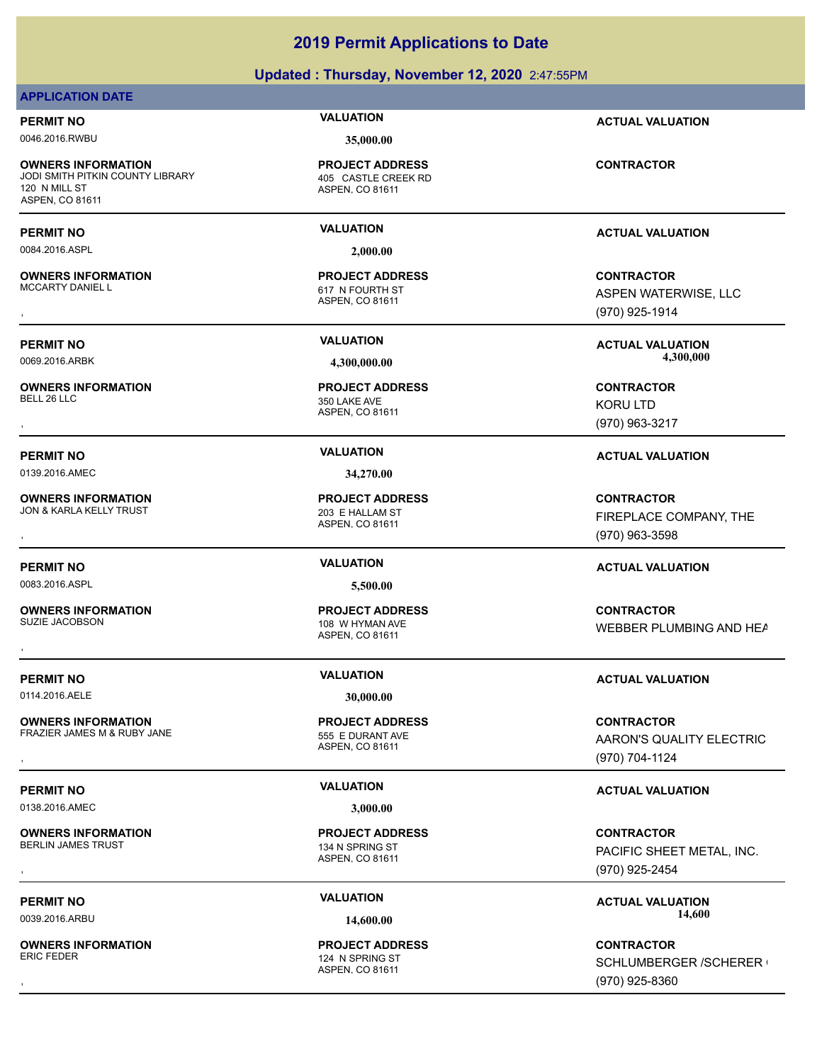# 2019 Permit Applications to Date

## Updated : Thursday, November 12, 2020 2:47:55PM

### APPLICATION DATE

| PERMIT NO | VALUATION | ACTUAL VALUATION |
|---|---|---|
| 0046.2016.RWBU | 35,000.00 | |

| OWNERS INFORMATION | PROJECT ADDRESS | CONTRACTOR |
|---|---|---|
| JODI SMITH PITKIN COUNTY LIBRARY<br>120 N MILL ST<br>ASPEN, CO 81611 | 405 CASTLE CREEK RD<br>ASPEN, CO 81611 | |

| PERMIT NO | VALUATION | ACTUAL VALUATION |
|---|---|---|
| 0084.2016.ASPL | 2,000.00 | |

| OWNERS INFORMATION | PROJECT ADDRESS | CONTRACTOR |
|---|---|---|
| MCCARTY DANIEL L<br>, | 617 N FOURTH ST<br>ASPEN, CO 81611 | ASPEN WATERWISE, LLC<br>(970) 925-1914 |

| PERMIT NO | VALUATION | ACTUAL VALUATION |
|---|---|---|
| 0069.2016.ARBK | 4,300,000.00 | 4,300,000 |

| OWNERS INFORMATION | PROJECT ADDRESS | CONTRACTOR |
|---|---|---|
| BELL 26 LLC<br>, | 350 LAKE AVE<br>ASPEN, CO 81611 | KORU LTD<br>(970) 963-3217 |

| PERMIT NO | VALUATION | ACTUAL VALUATION |
|---|---|---|
| 0139.2016.AMEC | 34,270.00 | |

| OWNERS INFORMATION | PROJECT ADDRESS | CONTRACTOR |
|---|---|---|
| JON & KARLA KELLY TRUST<br>, | 203 E HALLAM ST<br>ASPEN, CO 81611 | FIREPLACE COMPANY, THE<br>(970) 963-3598 |

| PERMIT NO | VALUATION | ACTUAL VALUATION |
|---|---|---|
| 0083.2016.ASPL | 5,500.00 | |

| OWNERS INFORMATION | PROJECT ADDRESS | CONTRACTOR |
|---|---|---|
| SUZIE JACOBSON<br>, | 108 W HYMAN AVE<br>ASPEN, CO 81611 | WEBBER PLUMBING AND HEA |

| PERMIT NO | VALUATION | ACTUAL VALUATION |
|---|---|---|
| 0114.2016.AELE | 30,000.00 | |

| OWNERS INFORMATION | PROJECT ADDRESS | CONTRACTOR |
|---|---|---|
| FRAZIER JAMES M & RUBY JANE<br>, | 555 E DURANT AVE<br>ASPEN, CO 81611 | AARON'S QUALITY ELECTRIC<br>(970) 704-1124 |

| PERMIT NO | VALUATION | ACTUAL VALUATION |
|---|---|---|
| 0138.2016.AMEC | 3,000.00 | |

| OWNERS INFORMATION | PROJECT ADDRESS | CONTRACTOR |
|---|---|---|
| BERLIN JAMES TRUST<br>, | 134 N SPRING ST<br>ASPEN, CO 81611 | PACIFIC SHEET METAL, INC.<br>(970) 925-2454 |

| PERMIT NO | VALUATION | ACTUAL VALUATION |
|---|---|---|
| 0039.2016.ARBU | 14,600.00 | 14,600 |

| OWNERS INFORMATION | PROJECT ADDRESS | CONTRACTOR |
|---|---|---|
| ERIC FEDER<br>, | 124 N SPRING ST<br>ASPEN, CO 81611 | SCHLUMBERGER /SCHERER<br>(970) 925-8360 |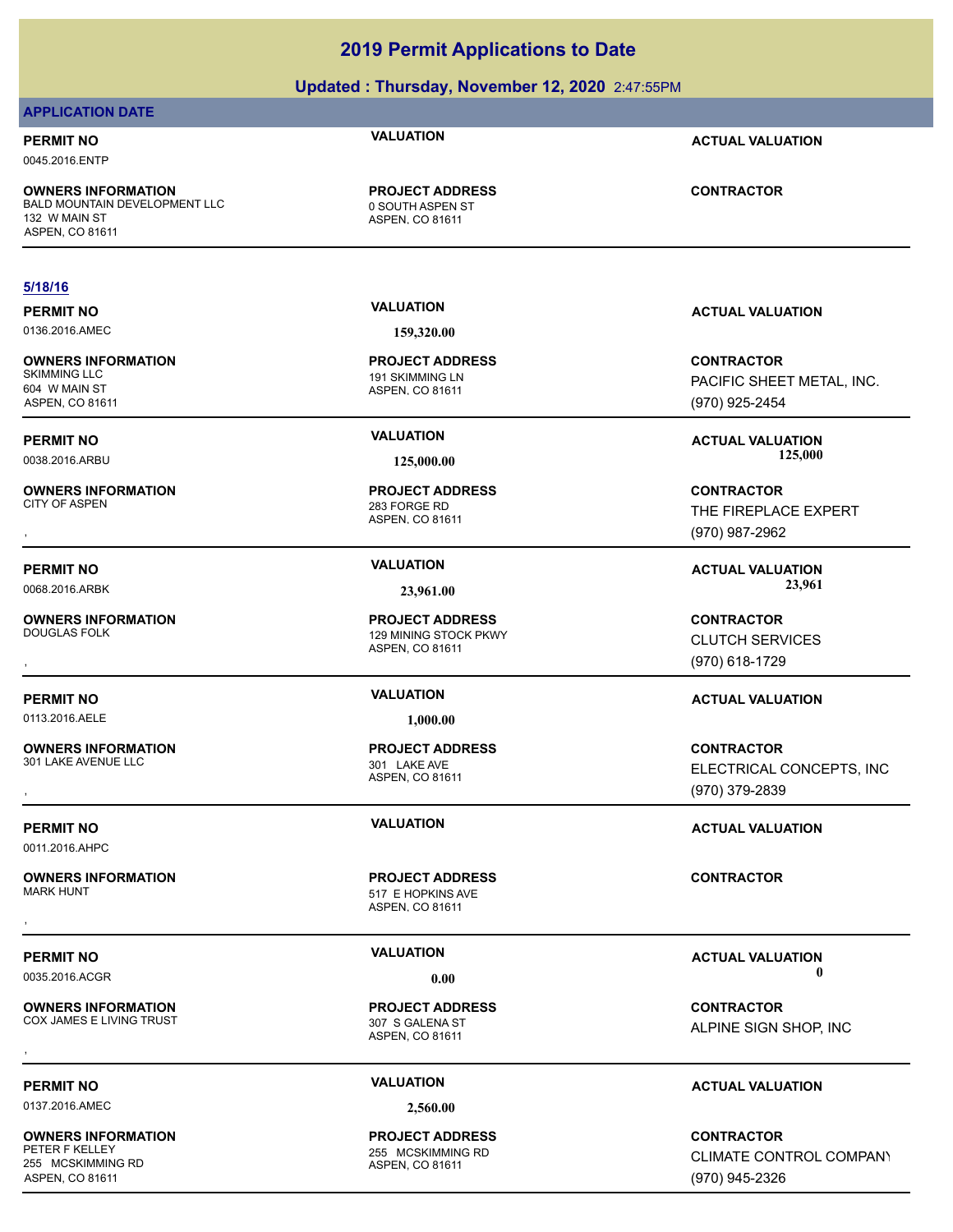# 2019 Permit Applications to Date

## Updated : Thursday, November 12, 2020 2:47:55PM

**APPLICATION DATE**

**PERMIT NO** 0045.2016.ENTP
**VALUATION**
**ACTUAL VALUATION**

**OWNERS INFORMATION**
BALD MOUNTAIN DEVELOPMENT LLC
132 W MAIN ST
ASPEN, CO 81611

**PROJECT ADDRESS**
0 SOUTH ASPEN ST
ASPEN, CO 81611

**CONTRACTOR**

---

**5/18/16**

**PERMIT NO** 0136.2016.AMEC
**VALUATION** 159,320.00
**ACTUAL VALUATION**

**OWNERS INFORMATION**
SKIMMING LLC
604 W MAIN ST
ASPEN, CO 81611

**PROJECT ADDRESS**
191 SKIMMING LN
ASPEN, CO 81611

**CONTRACTOR**
PACIFIC SHEET METAL, INC.
(970) 925-2454

---

**PERMIT NO** 0038.2016.ARBU
**VALUATION** 125,000.00
**ACTUAL VALUATION** 125,000

**OWNERS INFORMATION**
CITY OF ASPEN
,

**PROJECT ADDRESS**
283 FORGE RD
ASPEN, CO 81611

**CONTRACTOR**
THE FIREPLACE EXPERT
(970) 987-2962

---

**PERMIT NO** 0068.2016.ARBK
**VALUATION** 23,961.00
**ACTUAL VALUATION** 23,961

**OWNERS INFORMATION**
DOUGLAS FOLK
,

**PROJECT ADDRESS**
129 MINING STOCK PKWY
ASPEN, CO 81611

**CONTRACTOR**
CLUTCH SERVICES
(970) 618-1729

---

**PERMIT NO** 0113.2016.AELE
**VALUATION** 1,000.00
**ACTUAL VALUATION**

**OWNERS INFORMATION**
301 LAKE AVENUE LLC
,

**PROJECT ADDRESS**
301 LAKE AVE
ASPEN, CO 81611

**CONTRACTOR**
ELECTRICAL CONCEPTS, INC
(970) 379-2839

---

**PERMIT NO** 0011.2016.AHPC
**VALUATION**
**ACTUAL VALUATION**

**OWNERS INFORMATION**
MARK HUNT
,

**PROJECT ADDRESS**
517 E HOPKINS AVE
ASPEN, CO 81611

**CONTRACTOR**

---

**PERMIT NO** 0035.2016.ACGR
**VALUATION** 0.00
**ACTUAL VALUATION** 0

**OWNERS INFORMATION**
COX JAMES E LIVING TRUST
,

**PROJECT ADDRESS**
307 S GALENA ST
ASPEN, CO 81611

**CONTRACTOR**
ALPINE SIGN SHOP, INC

---

**PERMIT NO** 0137.2016.AMEC
**VALUATION** 2,560.00
**ACTUAL VALUATION**

**OWNERS INFORMATION**
PETER F KELLEY
255 MCSKIMMING RD
ASPEN, CO 81611

**PROJECT ADDRESS**
255 MCSKIMMING RD
ASPEN, CO 81611

**CONTRACTOR**
CLIMATE CONTROL COMPANY
(970) 945-2326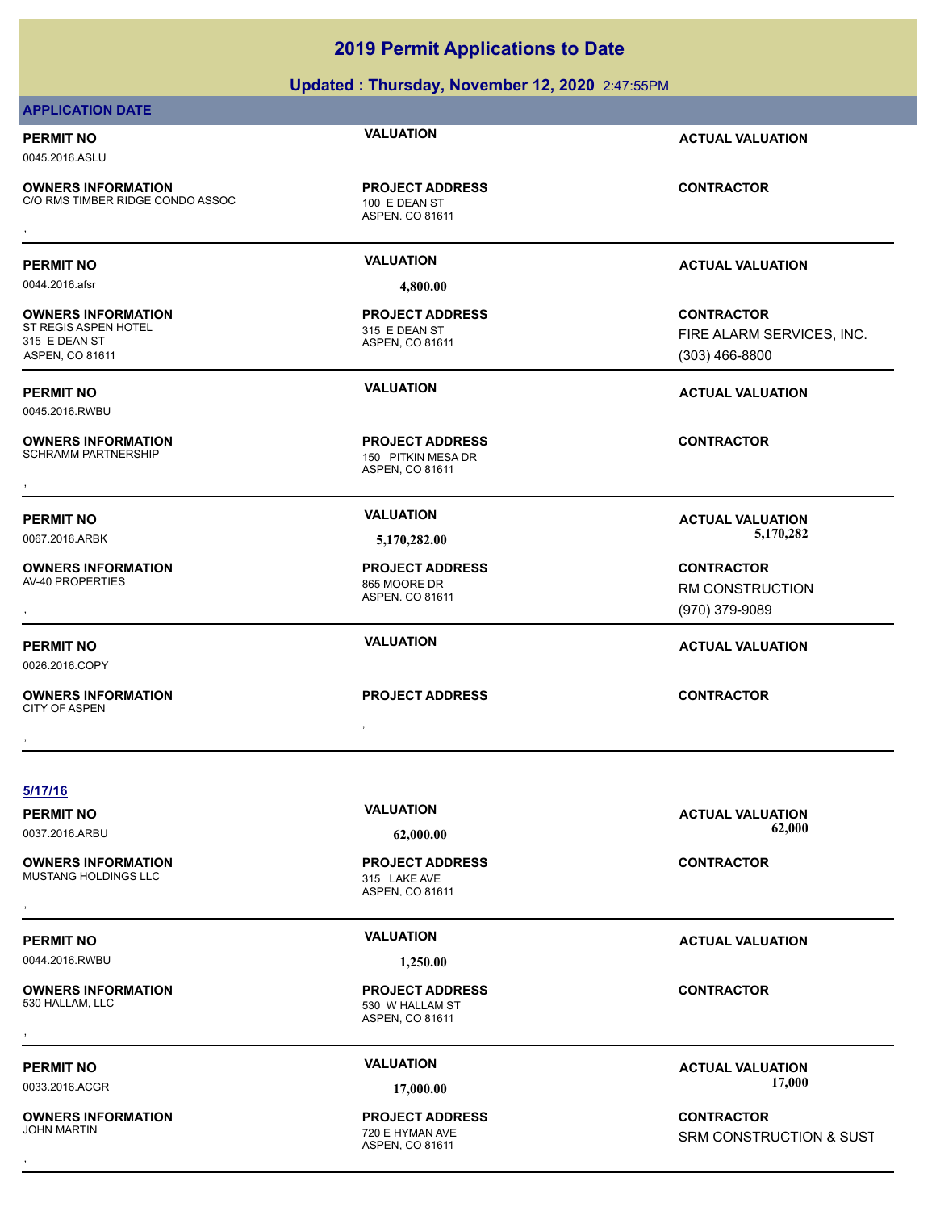# 2019 Permit Applications to Date

## Updated : Thursday, November 12, 2020 2:47:55PM

**APPLICATION DATE**

| PERMIT NO | VALUATION | ACTUAL VALUATION |
|---|---|---|
| 0045.2016.ASLU | | |
| **OWNERS INFORMATION** | **PROJECT ADDRESS** | **CONTRACTOR** |
| C/O RMS TIMBER RIDGE CONDO ASSOC<br>, | 100 E DEAN ST<br>ASPEN, CO 81611 | |

| PERMIT NO | VALUATION | ACTUAL VALUATION |
|---|---|---|
| 0044.2016.afsr | 4,800.00 | |
| **OWNERS INFORMATION** | **PROJECT ADDRESS** | **CONTRACTOR** |
| ST REGIS ASPEN HOTEL<br>315 E DEAN ST<br>ASPEN, CO 81611 | 315 E DEAN ST<br>ASPEN, CO 81611 | FIRE ALARM SERVICES, INC.<br>(303) 466-8800 |

| PERMIT NO | VALUATION | ACTUAL VALUATION |
|---|---|---|
| 0045.2016.RWBU | | |
| **OWNERS INFORMATION** | **PROJECT ADDRESS** | **CONTRACTOR** |
| SCHRAMM PARTNERSHIP<br>, | 150 PITKIN MESA DR<br>ASPEN, CO 81611 | |

| PERMIT NO | VALUATION | ACTUAL VALUATION |
|---|---|---|
| 0067.2016.ARBK | 5,170,282.00 | 5,170,282 |
| **OWNERS INFORMATION** | **PROJECT ADDRESS** | **CONTRACTOR** |
| AV-40 PROPERTIES<br>, | 865 MOORE DR<br>ASPEN, CO 81611 | RM CONSTRUCTION<br>(970) 379-9089 |

| PERMIT NO | VALUATION | ACTUAL VALUATION |
|---|---|---|
| 0026.2016.COPY | | |
| **OWNERS INFORMATION** | **PROJECT ADDRESS** | **CONTRACTOR** |
| CITY OF ASPEN<br>, | , | |

**5/17/16**

| PERMIT NO | VALUATION | ACTUAL VALUATION |
|---|---|---|
| 0037.2016.ARBU | 62,000.00 | 62,000 |
| **OWNERS INFORMATION** | **PROJECT ADDRESS** | **CONTRACTOR** |
| MUSTANG HOLDINGS LLC<br>, | 315 LAKE AVE<br>ASPEN, CO 81611 | |

| PERMIT NO | VALUATION | ACTUAL VALUATION |
|---|---|---|
| 0044.2016.RWBU | 1,250.00 | |
| **OWNERS INFORMATION** | **PROJECT ADDRESS** | **CONTRACTOR** |
| 530 HALLAM, LLC<br>, | 530 W HALLAM ST<br>ASPEN, CO 81611 | |

| PERMIT NO | VALUATION | ACTUAL VALUATION |
|---|---|---|
| 0033.2016.ACGR | 17,000.00 | 17,000 |
| **OWNERS INFORMATION** | **PROJECT ADDRESS** | **CONTRACTOR** |
| JOHN MARTIN<br>, | 720 E HYMAN AVE<br>ASPEN, CO 81611 | SRM CONSTRUCTION & SUST |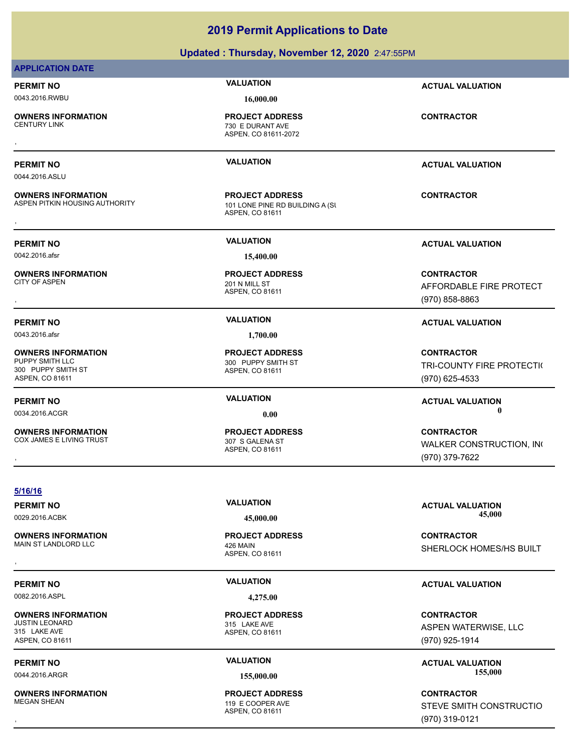# 2019 Permit Applications to Date

## Updated : Thursday, November 12, 2020 2:47:55PM

**APPLICATION DATE**

| PERMIT NO | VALUATION | ACTUAL VALUATION |
|---|---|---|
| 0043.2016.RWBU | 16,000.00 | |
| **OWNERS INFORMATION** | **PROJECT ADDRESS** | **CONTRACTOR** |
| CENTURY LINK<br>, | 730 E DURANT AVE<br>ASPEN, CO 81611-2072 | |

| PERMIT NO | VALUATION | ACTUAL VALUATION |
|---|---|---|
| 0044.2016.ASLU | | |
| **OWNERS INFORMATION** | **PROJECT ADDRESS** | **CONTRACTOR** |
| ASPEN PITKIN HOUSING AUTHORITY<br>, | 101 LONE PINE RD BUILDING A (SU<br>ASPEN, CO 81611 | |

| PERMIT NO | VALUATION | ACTUAL VALUATION |
|---|---|---|
| 0042.2016.afsr | 15,400.00 | |
| **OWNERS INFORMATION** | **PROJECT ADDRESS** | **CONTRACTOR** |
| CITY OF ASPEN<br>, | 201 N MILL ST<br>ASPEN, CO 81611 | AFFORDABLE FIRE PROTECT<br>(970) 858-8863 |

| PERMIT NO | VALUATION | ACTUAL VALUATION |
|---|---|---|
| 0043.2016.afsr | 1,700.00 | |
| **OWNERS INFORMATION** | **PROJECT ADDRESS** | **CONTRACTOR** |
| PUPPY SMITH LLC<br>300 PUPPY SMITH ST<br>ASPEN, CO 81611 | 300 PUPPY SMITH ST<br>ASPEN, CO 81611 | TRI-COUNTY FIRE PROTECTI(<br>(970) 625-4533 |

| PERMIT NO | VALUATION | ACTUAL VALUATION |
|---|---|---|
| 0034.2016.ACGR | 0.00 | 0 |
| **OWNERS INFORMATION** | **PROJECT ADDRESS** | **CONTRACTOR** |
| COX JAMES E LIVING TRUST<br>, | 307 S GALENA ST<br>ASPEN, CO 81611 | WALKER CONSTRUCTION, IN(<br>(970) 379-7622 |

**5/16/16**

| PERMIT NO | VALUATION | ACTUAL VALUATION |
|---|---|---|
| 0029.2016.ACBK | 45,000.00 | 45,000 |
| **OWNERS INFORMATION** | **PROJECT ADDRESS** | **CONTRACTOR** |
| MAIN ST LANDLORD LLC<br>, | 426 MAIN<br>ASPEN, CO 81611 | SHERLOCK HOMES/HS BUILT |

| PERMIT NO | VALUATION | ACTUAL VALUATION |
|---|---|---|
| 0082.2016.ASPL | 4,275.00 | |
| **OWNERS INFORMATION** | **PROJECT ADDRESS** | **CONTRACTOR** |
| JUSTIN LEONARD<br>315 LAKE AVE<br>ASPEN, CO 81611 | 315 LAKE AVE<br>ASPEN, CO 81611 | ASPEN WATERWISE, LLC<br>(970) 925-1914 |

| PERMIT NO | VALUATION | ACTUAL VALUATION |
|---|---|---|
| 0044.2016.ARGR | 155,000.00 | 155,000 |
| **OWNERS INFORMATION** | **PROJECT ADDRESS** | **CONTRACTOR** |
| MEGAN SHEAN<br>, | 119 E COOPER AVE<br>ASPEN, CO 81611 | STEVE SMITH CONSTRUCTIO<br>(970) 319-0121 |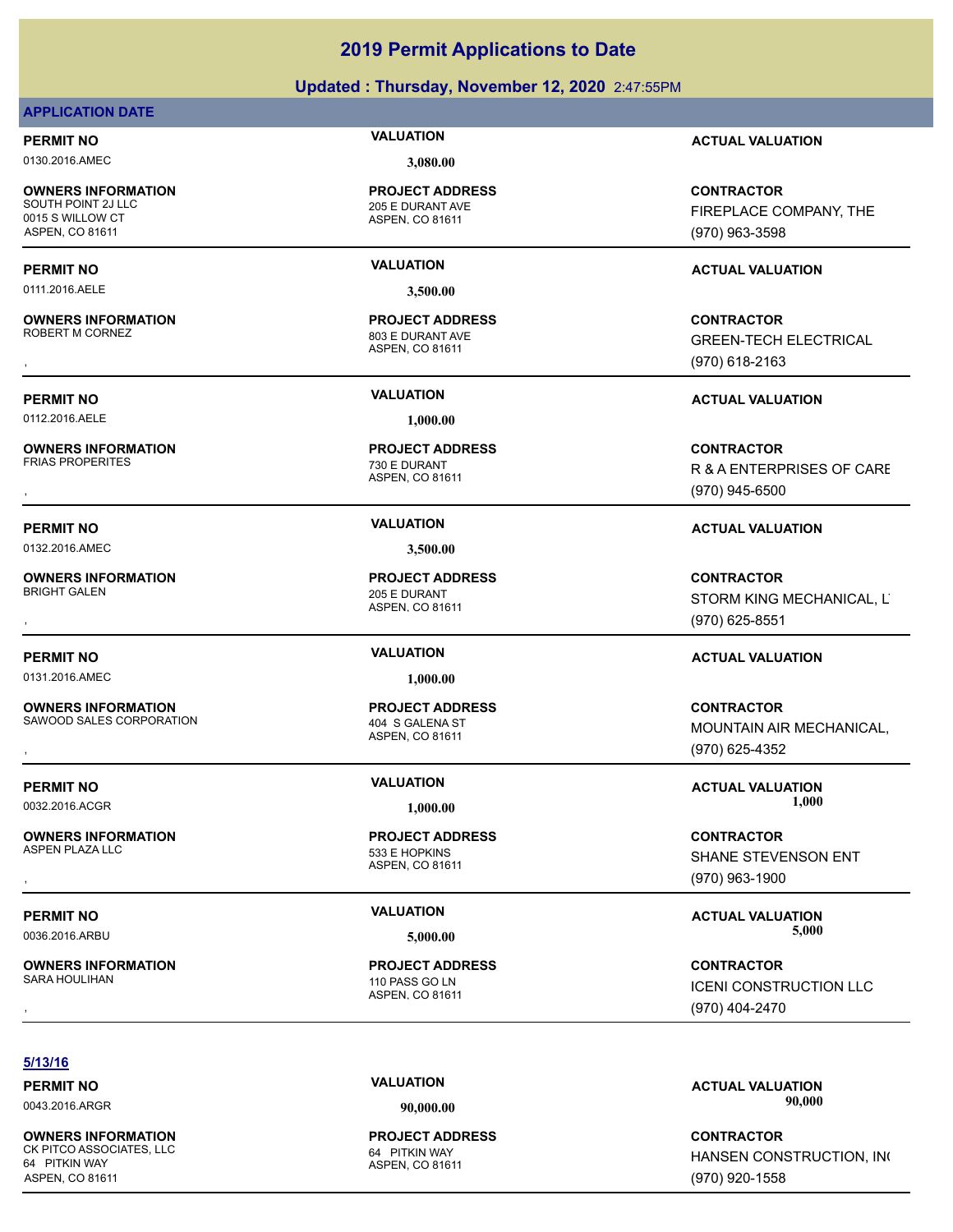## 2019 Permit Applications to Date

### Updated : Thursday, November 12, 2020 2:47:55PM

**APPLICATION DATE**

**PERMIT NO** 0130.2016.AMEC | **VALUATION** 3,080.00 | **ACTUAL VALUATION**

**OWNERS INFORMATION**
SOUTH POINT 2J LLC
0015 S WILLOW CT
ASPEN, CO 81611

**PROJECT ADDRESS**
205 E DURANT AVE
ASPEN, CO 81611

**CONTRACTOR**
FIREPLACE COMPANY, THE
(970) 963-3598

---

**PERMIT NO** 0111.2016.AELE | **VALUATION** 3,500.00 | **ACTUAL VALUATION**

**OWNERS INFORMATION**
ROBERT M CORNEZ
,

**PROJECT ADDRESS**
803 E DURANT AVE
ASPEN, CO 81611

**CONTRACTOR**
GREEN-TECH ELECTRICAL
(970) 618-2163

---

**PERMIT NO** 0112.2016.AELE | **VALUATION** 1,000.00 | **ACTUAL VALUATION**

**OWNERS INFORMATION**
FRIAS PROPERITES
,

**PROJECT ADDRESS**
730 E DURANT
ASPEN, CO 81611

**CONTRACTOR**
R & A ENTERPRISES OF CARE
(970) 945-6500

---

**PERMIT NO** 0132.2016.AMEC | **VALUATION** 3,500.00 | **ACTUAL VALUATION**

**OWNERS INFORMATION**
BRIGHT GALEN
,

**PROJECT ADDRESS**
205 E DURANT
ASPEN, CO 81611

**CONTRACTOR**
STORM KING MECHANICAL, L
(970) 625-8551

---

**PERMIT NO** 0131.2016.AMEC | **VALUATION** 1,000.00 | **ACTUAL VALUATION**

**OWNERS INFORMATION**
SAWOOD SALES CORPORATION
,

**PROJECT ADDRESS**
404 S GALENA ST
ASPEN, CO 81611

**CONTRACTOR**
MOUNTAIN AIR MECHANICAL,
(970) 625-4352

---

**PERMIT NO** 0032.2016.ACGR | **VALUATION** 1,000.00 | **ACTUAL VALUATION** 1,000

**OWNERS INFORMATION**
ASPEN PLAZA LLC
,

**PROJECT ADDRESS**
533 E HOPKINS
ASPEN, CO 81611

**CONTRACTOR**
SHANE STEVENSON ENT
(970) 963-1900

---

**PERMIT NO** 0036.2016.ARBU | **VALUATION** 5,000.00 | **ACTUAL VALUATION** 5,000

**OWNERS INFORMATION**
SARA HOULIHAN
,

**PROJECT ADDRESS**
110 PASS GO LN
ASPEN, CO 81611

**CONTRACTOR**
ICENI CONSTRUCTION LLC
(970) 404-2470

---

**5/13/16**

**PERMIT NO** 0043.2016.ARGR | **VALUATION** 90,000.00 | **ACTUAL VALUATION** 90,000

**OWNERS INFORMATION**
CK PITCO ASSOCIATES, LLC
64 PITKIN WAY
ASPEN, CO 81611

**PROJECT ADDRESS**
64 PITKIN WAY
ASPEN, CO 81611

**CONTRACTOR**
HANSEN CONSTRUCTION, INC
(970) 920-1558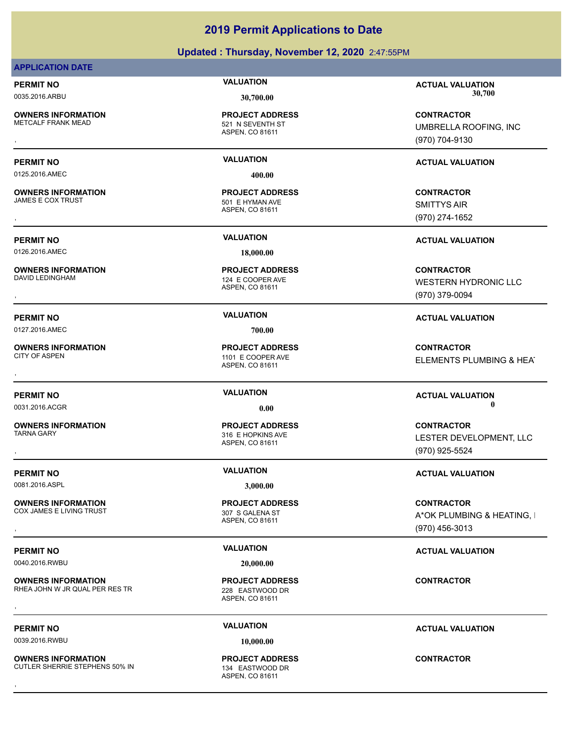# 2019 Permit Applications to Date

## Updated : Thursday, November 12, 2020 2:47:55PM

**APPLICATION DATE**

| PERMIT NO | VALUATION | ACTUAL VALUATION |
|---|---|---|
| 0035.2016.ARBU | 30,700.00 | 30,700 |

| OWNERS INFORMATION | PROJECT ADDRESS | CONTRACTOR |
|---|---|---|
| METCALF FRANK MEAD<br>, | 521 N SEVENTH ST<br>ASPEN, CO 81611 | UMBRELLA ROOFING, INC<br>(970) 704-9130 |

---

| PERMIT NO | VALUATION | ACTUAL VALUATION |
|---|---|---|
| 0125.2016.AMEC | 400.00 | |

| OWNERS INFORMATION | PROJECT ADDRESS | CONTRACTOR |
|---|---|---|
| JAMES E COX TRUST<br>, | 501 E HYMAN AVE<br>ASPEN, CO 81611 | SMITTYS AIR<br>(970) 274-1652 |

---

| PERMIT NO | VALUATION | ACTUAL VALUATION |
|---|---|---|
| 0126.2016.AMEC | 18,000.00 | |

| OWNERS INFORMATION | PROJECT ADDRESS | CONTRACTOR |
|---|---|---|
| DAVID LEDINGHAM<br>, | 124 E COOPER AVE<br>ASPEN, CO 81611 | WESTERN HYDRONIC LLC<br>(970) 379-0094 |

---

| PERMIT NO | VALUATION | ACTUAL VALUATION |
|---|---|---|
| 0127.2016.AMEC | 700.00 | |

| OWNERS INFORMATION | PROJECT ADDRESS | CONTRACTOR |
|---|---|---|
| CITY OF ASPEN<br>, | 1101 E COOPER AVE<br>ASPEN, CO 81611 | ELEMENTS PLUMBING & HEA |

---

| PERMIT NO | VALUATION | ACTUAL VALUATION |
|---|---|---|
| 0031.2016.ACGR | 0.00 | 0 |

| OWNERS INFORMATION | PROJECT ADDRESS | CONTRACTOR |
|---|---|---|
| TARNA GARY<br>, | 316 E HOPKINS AVE<br>ASPEN, CO 81611 | LESTER DEVELOPMENT, LLC<br>(970) 925-5524 |

---

| PERMIT NO | VALUATION | ACTUAL VALUATION |
|---|---|---|
| 0081.2016.ASPL | 3,000.00 | |

| OWNERS INFORMATION | PROJECT ADDRESS | CONTRACTOR |
|---|---|---|
| COX JAMES E LIVING TRUST<br>, | 307 S GALENA ST<br>ASPEN, CO 81611 | A*OK PLUMBING & HEATING, I<br>(970) 456-3013 |

---

| PERMIT NO | VALUATION | ACTUAL VALUATION |
|---|---|---|
| 0040.2016.RWBU | 20,000.00 | |

| OWNERS INFORMATION | PROJECT ADDRESS | CONTRACTOR |
|---|---|---|
| RHEA JOHN W JR QUAL PER RES TR<br>, | 228 EASTWOOD DR<br>ASPEN, CO 81611 | |

---

| PERMIT NO | VALUATION | ACTUAL VALUATION |
|---|---|---|
| 0039.2016.RWBU | 10,000.00 | |

| OWNERS INFORMATION | PROJECT ADDRESS | CONTRACTOR |
|---|---|---|
| CUTLER SHERRIE STEPHENS 50% IN<br>, | 134 EASTWOOD DR<br>ASPEN, CO 81611 | |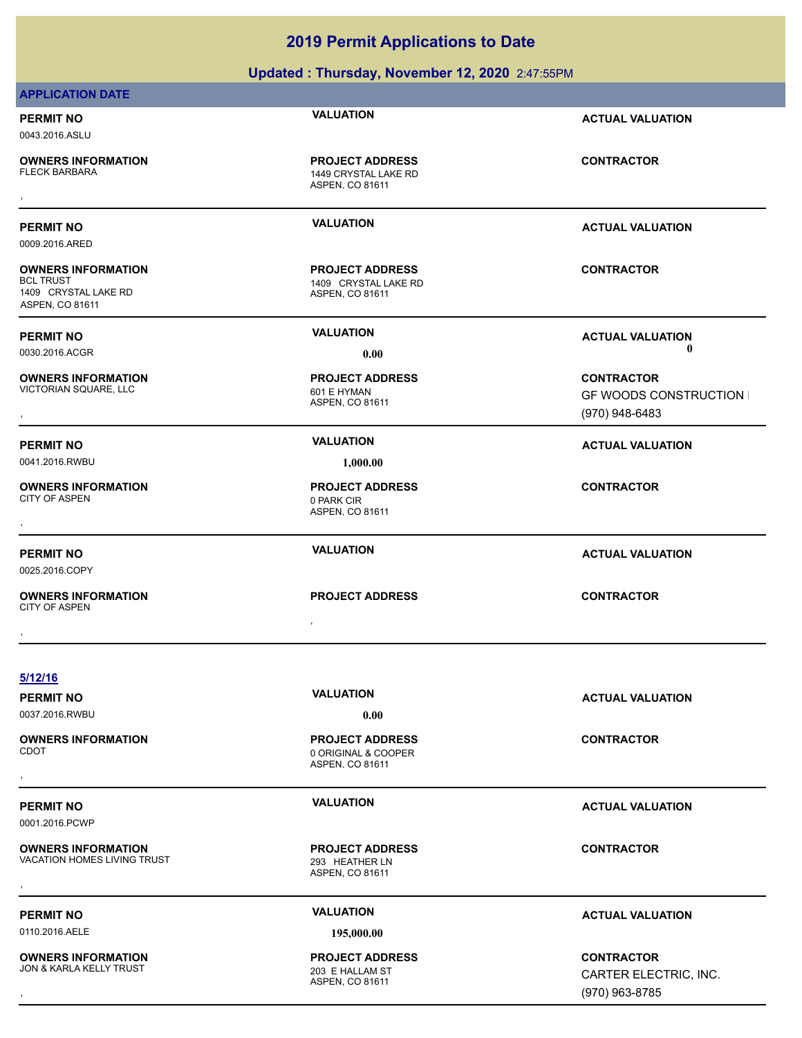# 2019 Permit Applications to Date

## Updated : Thursday, November 12, 2020 2:47:55PM

**APPLICATION DATE**

**PERMIT NO** 0043.2016.ASLU | **VALUATION** | **ACTUAL VALUATION**

**OWNERS INFORMATION**
FLECK BARBARA
,

**PROJECT ADDRESS**
1449 CRYSTAL LAKE RD
ASPEN, CO 81611

**CONTRACTOR**

---

**PERMIT NO** 0009.2016.ARED | **VALUATION** | **ACTUAL VALUATION**

**OWNERS INFORMATION**
BCL TRUST
1409 CRYSTAL LAKE RD
ASPEN, CO 81611

**PROJECT ADDRESS**
1409 CRYSTAL LAKE RD
ASPEN, CO 81611

**CONTRACTOR**

---

**PERMIT NO** 0030.2016.ACGR | **VALUATION** 0.00 | **ACTUAL VALUATION** 0

**OWNERS INFORMATION**
VICTORIAN SQUARE, LLC
,

**PROJECT ADDRESS**
601 E HYMAN
ASPEN, CO 81611

**CONTRACTOR**
GF WOODS CONSTRUCTION I
(970) 948-6483

---

**PERMIT NO** 0041.2016.RWBU | **VALUATION** 1,000.00 | **ACTUAL VALUATION**

**OWNERS INFORMATION**
CITY OF ASPEN
,

**PROJECT ADDRESS**
0 PARK CIR
ASPEN, CO 81611

**CONTRACTOR**

---

**PERMIT NO** 0025.2016.COPY | **VALUATION** | **ACTUAL VALUATION**

**OWNERS INFORMATION**
CITY OF ASPEN
,

**PROJECT ADDRESS**
,

**CONTRACTOR**

---

**5/12/16**

**PERMIT NO** 0037.2016.RWBU | **VALUATION** 0.00 | **ACTUAL VALUATION**

**OWNERS INFORMATION**
CDOT
,

**PROJECT ADDRESS**
0 ORIGINAL & COOPER
ASPEN, CO 81611

**CONTRACTOR**

---

**PERMIT NO** 0001.2016.PCWP | **VALUATION** | **ACTUAL VALUATION**

**OWNERS INFORMATION**
VACATION HOMES LIVING TRUST
,

**PROJECT ADDRESS**
293 HEATHER LN
ASPEN, CO 81611

**CONTRACTOR**

---

**PERMIT NO** 0110.2016.AELE | **VALUATION** 195,000.00 | **ACTUAL VALUATION**

**OWNERS INFORMATION**
JON & KARLA KELLY TRUST
,

**PROJECT ADDRESS**
203 E HALLAM ST
ASPEN, CO 81611

**CONTRACTOR**
CARTER ELECTRIC, INC.
(970) 963-8785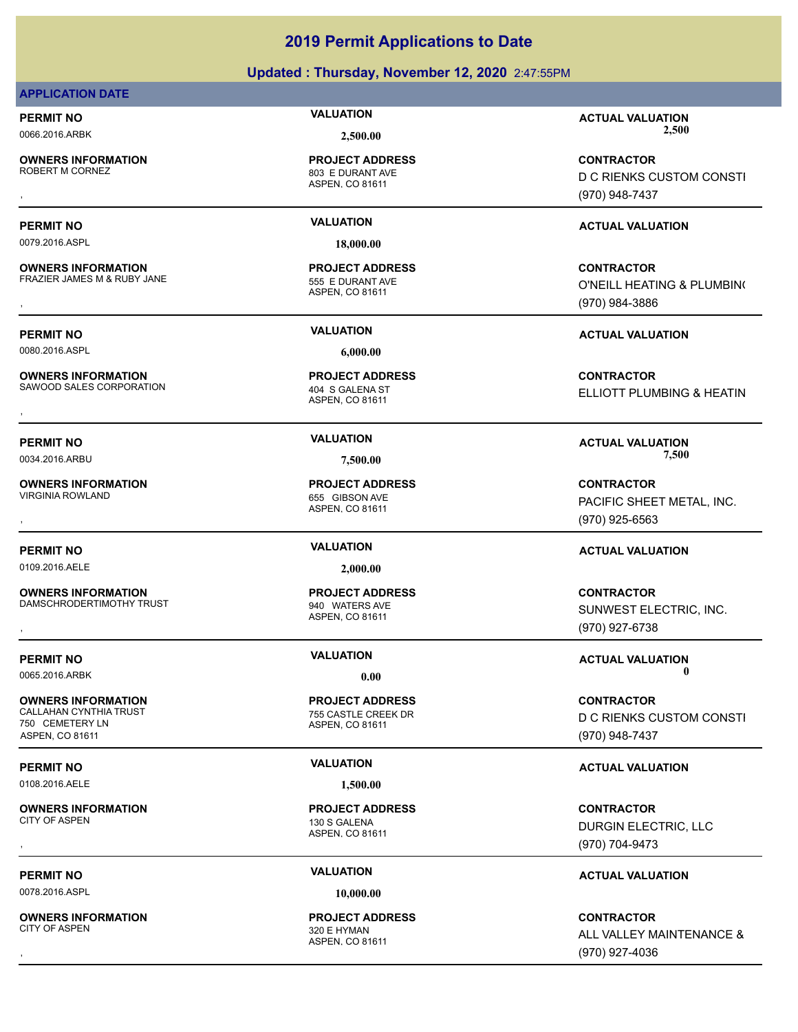# 2019 Permit Applications to Date

## Updated : Thursday, November 12, 2020 2:47:55PM

**APPLICATION DATE**

**PERMIT NO** 0066.2016.ARBK
**VALUATION** 2,500.00
**ACTUAL VALUATION** 2,500

**OWNERS INFORMATION**
ROBERT M CORNEZ
,

**PROJECT ADDRESS**
803 E DURANT AVE
ASPEN, CO 81611

**CONTRACTOR**
D C RIENKS CUSTOM CONSTI
(970) 948-7437

---

**PERMIT NO** 0079.2016.ASPL
**VALUATION** 18,000.00
**ACTUAL VALUATION**

**OWNERS INFORMATION**
FRAZIER JAMES M & RUBY JANE
,

**PROJECT ADDRESS**
555 E DURANT AVE
ASPEN, CO 81611

**CONTRACTOR**
O'NEILL HEATING & PLUMBIN(
(970) 984-3886

---

**PERMIT NO** 0080.2016.ASPL
**VALUATION** 6,000.00
**ACTUAL VALUATION**

**OWNERS INFORMATION**
SAWOOD SALES CORPORATION
,

**PROJECT ADDRESS**
404 S GALENA ST
ASPEN, CO 81611

**CONTRACTOR**
ELLIOTT PLUMBING & HEATIN

---

**PERMIT NO** 0034.2016.ARBU
**VALUATION** 7,500.00
**ACTUAL VALUATION** 7,500

**OWNERS INFORMATION**
VIRGINIA ROWLAND
,

**PROJECT ADDRESS**
655 GIBSON AVE
ASPEN, CO 81611

**CONTRACTOR**
PACIFIC SHEET METAL, INC.
(970) 925-6563

---

**PERMIT NO** 0109.2016.AELE
**VALUATION** 2,000.00
**ACTUAL VALUATION**

**OWNERS INFORMATION**
DAMSCHRODERTIMOTHY TRUST
,

**PROJECT ADDRESS**
940 WATERS AVE
ASPEN, CO 81611

**CONTRACTOR**
SUNWEST ELECTRIC, INC.
(970) 927-6738

---

**PERMIT NO** 0065.2016.ARBK
**VALUATION** 0.00
**ACTUAL VALUATION** 0

**OWNERS INFORMATION**
CALLAHAN CYNTHIA TRUST
750 CEMETERY LN
ASPEN, CO 81611

**PROJECT ADDRESS**
755 CASTLE CREEK DR
ASPEN, CO 81611

**CONTRACTOR**
D C RIENKS CUSTOM CONSTI
(970) 948-7437

---

**PERMIT NO** 0108.2016.AELE
**VALUATION** 1,500.00
**ACTUAL VALUATION**

**OWNERS INFORMATION**
CITY OF ASPEN
,

**PROJECT ADDRESS**
130 S GALENA
ASPEN, CO 81611

**CONTRACTOR**
DURGIN ELECTRIC, LLC
(970) 704-9473

---

**PERMIT NO** 0078.2016.ASPL
**VALUATION** 10,000.00
**ACTUAL VALUATION**

**OWNERS INFORMATION**
CITY OF ASPEN
,

**PROJECT ADDRESS**
320 E HYMAN
ASPEN, CO 81611

**CONTRACTOR**
ALL VALLEY MAINTENANCE &
(970) 927-4036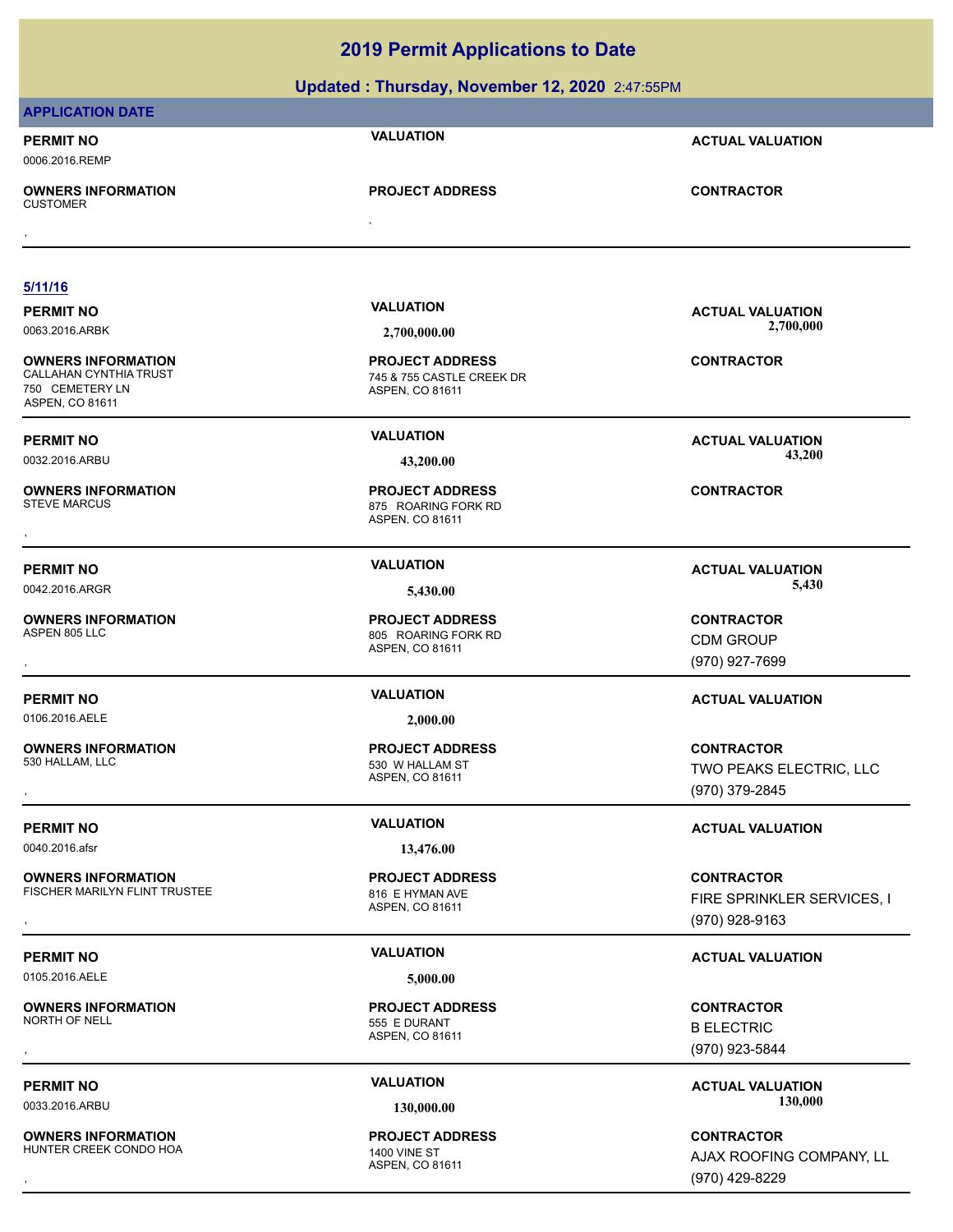# 2019 Permit Applications to Date

**Updated : Thursday, November 12, 2020** 2:47:55PM

**APPLICATION DATE**

**PERMIT NO** | **VALUATION** | **ACTUAL VALUATION**

0006.2016.REMP

**OWNERS INFORMATION**
CUSTOMER
,

**PROJECT ADDRESS**
,

**CONTRACTOR**

---

**5/11/16**

**PERMIT NO** 0063.2016.ARBK
**VALUATION** 2,700,000.00
**ACTUAL VALUATION** 2,700,000

**OWNERS INFORMATION**
CALLAHAN CYNTHIA TRUST
750 CEMETERY LN
ASPEN, CO 81611

**PROJECT ADDRESS**
745 & 755 CASTLE CREEK DR
ASPEN, CO 81611

**CONTRACTOR**

---

**PERMIT NO** 0032.2016.ARBU
**VALUATION** 43,200.00
**ACTUAL VALUATION** 43,200

**OWNERS INFORMATION**
STEVE MARCUS
,

**PROJECT ADDRESS**
875 ROARING FORK RD
ASPEN, CO 81611

**CONTRACTOR**

---

**PERMIT NO** 0042.2016.ARGR
**VALUATION** 5,430.00
**ACTUAL VALUATION** 5,430

**OWNERS INFORMATION**
ASPEN 805 LLC
,

**PROJECT ADDRESS**
805 ROARING FORK RD
ASPEN, CO 81611

**CONTRACTOR**
CDM GROUP
(970) 927-7699

---

**PERMIT NO** 0106.2016.AELE
**VALUATION** 2,000.00
**ACTUAL VALUATION**

**OWNERS INFORMATION**
530 HALLAM, LLC
,

**PROJECT ADDRESS**
530 W HALLAM ST
ASPEN, CO 81611

**CONTRACTOR**
TWO PEAKS ELECTRIC, LLC
(970) 379-2845

---

**PERMIT NO** 0040.2016.afsr
**VALUATION** 13,476.00
**ACTUAL VALUATION**

**OWNERS INFORMATION**
FISCHER MARILYN FLINT TRUSTEE
,

**PROJECT ADDRESS**
816 E HYMAN AVE
ASPEN, CO 81611

**CONTRACTOR**
FIRE SPRINKLER SERVICES, I
(970) 928-9163

---

**PERMIT NO** 0105.2016.AELE
**VALUATION** 5,000.00
**ACTUAL VALUATION**

**OWNERS INFORMATION**
NORTH OF NELL
,

**PROJECT ADDRESS**
555 E DURANT
ASPEN, CO 81611

**CONTRACTOR**
B ELECTRIC
(970) 923-5844

---

**PERMIT NO** 0033.2016.ARBU
**VALUATION** 130,000.00
**ACTUAL VALUATION** 130,000

**OWNERS INFORMATION**
HUNTER CREEK CONDO HOA
,

**PROJECT ADDRESS**
1400 VINE ST
ASPEN, CO 81611

**CONTRACTOR**
AJAX ROOFING COMPANY, LL
(970) 429-8229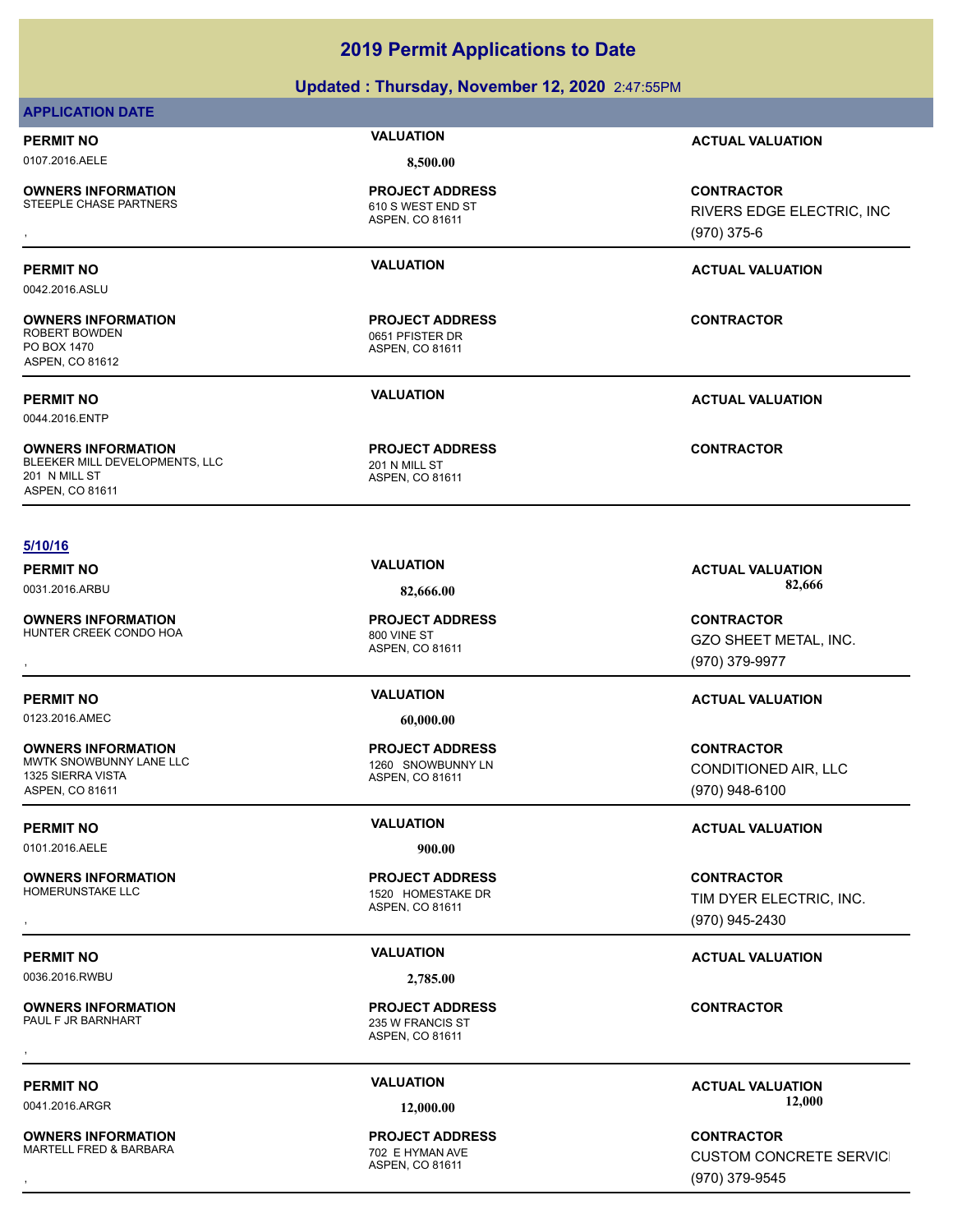# 2019 Permit Applications to Date

## Updated : Thursday, November 12, 2020 2:47:55PM

### APPLICATION DATE

**PERMIT NO** 0107.2016.AELE
**VALUATION** 8,500.00
**ACTUAL VALUATION**

**OWNERS INFORMATION**
STEEPLE CHASE PARTNERS
,

**PROJECT ADDRESS**
610 S WEST END ST
ASPEN, CO 81611

**CONTRACTOR**
RIVERS EDGE ELECTRIC, INC
(970) 375-6

---

**PERMIT NO** 0042.2016.ASLU
**VALUATION**
**ACTUAL VALUATION**

**OWNERS INFORMATION**
ROBERT BOWDEN
PO BOX 1470
ASPEN, CO 81612

**PROJECT ADDRESS**
0651 PFISTER DR
ASPEN, CO 81611

**CONTRACTOR**

---

**PERMIT NO** 0044.2016.ENTP
**VALUATION**
**ACTUAL VALUATION**

**OWNERS INFORMATION**
BLEEKER MILL DEVELOPMENTS, LLC
201 N MILL ST
ASPEN, CO 81611

**PROJECT ADDRESS**
201 N MILL ST
ASPEN, CO 81611

**CONTRACTOR**

---

### 5/10/16

**PERMIT NO** 0031.2016.ARBU
**VALUATION** 82,666.00
**ACTUAL VALUATION** 82,666

**OWNERS INFORMATION**
HUNTER CREEK CONDO HOA
,

**PROJECT ADDRESS**
800 VINE ST
ASPEN, CO 81611

**CONTRACTOR**
GZO SHEET METAL, INC.
(970) 379-9977

---

**PERMIT NO** 0123.2016.AMEC
**VALUATION** 60,000.00
**ACTUAL VALUATION**

**OWNERS INFORMATION**
MWTK SNOWBUNNY LANE LLC
1325 SIERRA VISTA
ASPEN, CO 81611

**PROJECT ADDRESS**
1260 SNOWBUNNY LN
ASPEN, CO 81611

**CONTRACTOR**
CONDITIONED AIR, LLC
(970) 948-6100

---

**PERMIT NO** 0101.2016.AELE
**VALUATION** 900.00
**ACTUAL VALUATION**

**OWNERS INFORMATION**
HOMERUNSTAKE LLC
,

**PROJECT ADDRESS**
1520 HOMESTAKE DR
ASPEN, CO 81611

**CONTRACTOR**
TIM DYER ELECTRIC, INC.
(970) 945-2430

---

**PERMIT NO** 0036.2016.RWBU
**VALUATION** 2,785.00
**ACTUAL VALUATION**

**OWNERS INFORMATION**
PAUL F JR BARNHART
,

**PROJECT ADDRESS**
235 W FRANCIS ST
ASPEN, CO 81611

**CONTRACTOR**

---

**PERMIT NO** 0041.2016.ARGR
**VALUATION** 12,000.00
**ACTUAL VALUATION** 12,000

**OWNERS INFORMATION**
MARTELL FRED & BARBARA
,

**PROJECT ADDRESS**
702 E HYMAN AVE
ASPEN, CO 81611

**CONTRACTOR**
CUSTOM CONCRETE SERVIC
(970) 379-9545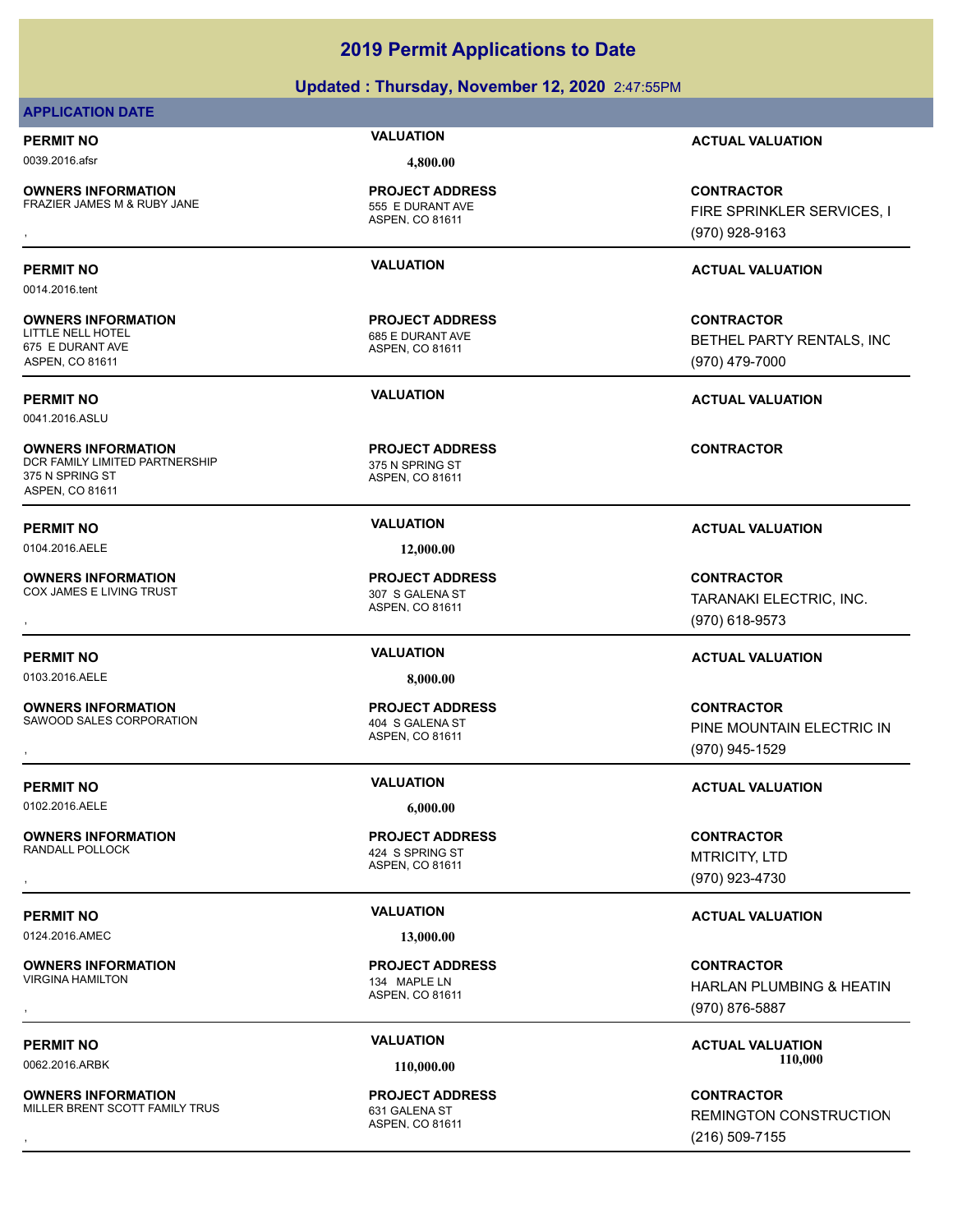# 2019 Permit Applications to Date

## Updated : Thursday, November 12, 2020 2:47:55PM

**APPLICATION DATE**

**PERMIT NO** 0039.2016.afsr
**VALUATION** 4,800.00
**ACTUAL VALUATION**

**OWNERS INFORMATION**
FRAZIER JAMES M & RUBY JANE
,

**PROJECT ADDRESS**
555 E DURANT AVE
ASPEN, CO 81611

**CONTRACTOR**
FIRE SPRINKLER SERVICES, I
(970) 928-9163

---

**PERMIT NO** 0014.2016.tent
**VALUATION**
**ACTUAL VALUATION**

**OWNERS INFORMATION**
LITTLE NELL HOTEL
675 E DURANT AVE
ASPEN, CO 81611

**PROJECT ADDRESS**
685 E DURANT AVE
ASPEN, CO 81611

**CONTRACTOR**
BETHEL PARTY RENTALS, INC
(970) 479-7000

---

**PERMIT NO** 0041.2016.ASLU
**VALUATION**
**ACTUAL VALUATION**

**OWNERS INFORMATION**
DCR FAMILY LIMITED PARTNERSHIP
375 N SPRING ST
ASPEN, CO 81611

**PROJECT ADDRESS**
375 N SPRING ST
ASPEN, CO 81611

**CONTRACTOR**

---

**PERMIT NO** 0104.2016.AELE
**VALUATION** 12,000.00
**ACTUAL VALUATION**

**OWNERS INFORMATION**
COX JAMES E LIVING TRUST
,

**PROJECT ADDRESS**
307 S GALENA ST
ASPEN, CO 81611

**CONTRACTOR**
TARANAKI ELECTRIC, INC.
(970) 618-9573

---

**PERMIT NO** 0103.2016.AELE
**VALUATION** 8,000.00
**ACTUAL VALUATION**

**OWNERS INFORMATION**
SAWOOD SALES CORPORATION
,

**PROJECT ADDRESS**
404 S GALENA ST
ASPEN, CO 81611

**CONTRACTOR**
PINE MOUNTAIN ELECTRIC IN
(970) 945-1529

---

**PERMIT NO** 0102.2016.AELE
**VALUATION** 6,000.00
**ACTUAL VALUATION**

**OWNERS INFORMATION**
RANDALL POLLOCK
,

**PROJECT ADDRESS**
424 S SPRING ST
ASPEN, CO 81611

**CONTRACTOR**
MTRICITY, LTD
(970) 923-4730

---

**PERMIT NO** 0124.2016.AMEC
**VALUATION** 13,000.00
**ACTUAL VALUATION**

**OWNERS INFORMATION**
VIRGINA HAMILTON
,

**PROJECT ADDRESS**
134 MAPLE LN
ASPEN, CO 81611

**CONTRACTOR**
HARLAN PLUMBING & HEATIN
(970) 876-5887

---

**PERMIT NO** 0062.2016.ARBK
**VALUATION** 110,000.00
**ACTUAL VALUATION** 110,000

**OWNERS INFORMATION**
MILLER BRENT SCOTT FAMILY TRUS
,

**PROJECT ADDRESS**
631 GALENA ST
ASPEN, CO 81611

**CONTRACTOR**
REMINGTON CONSTRUCTION
(216) 509-7155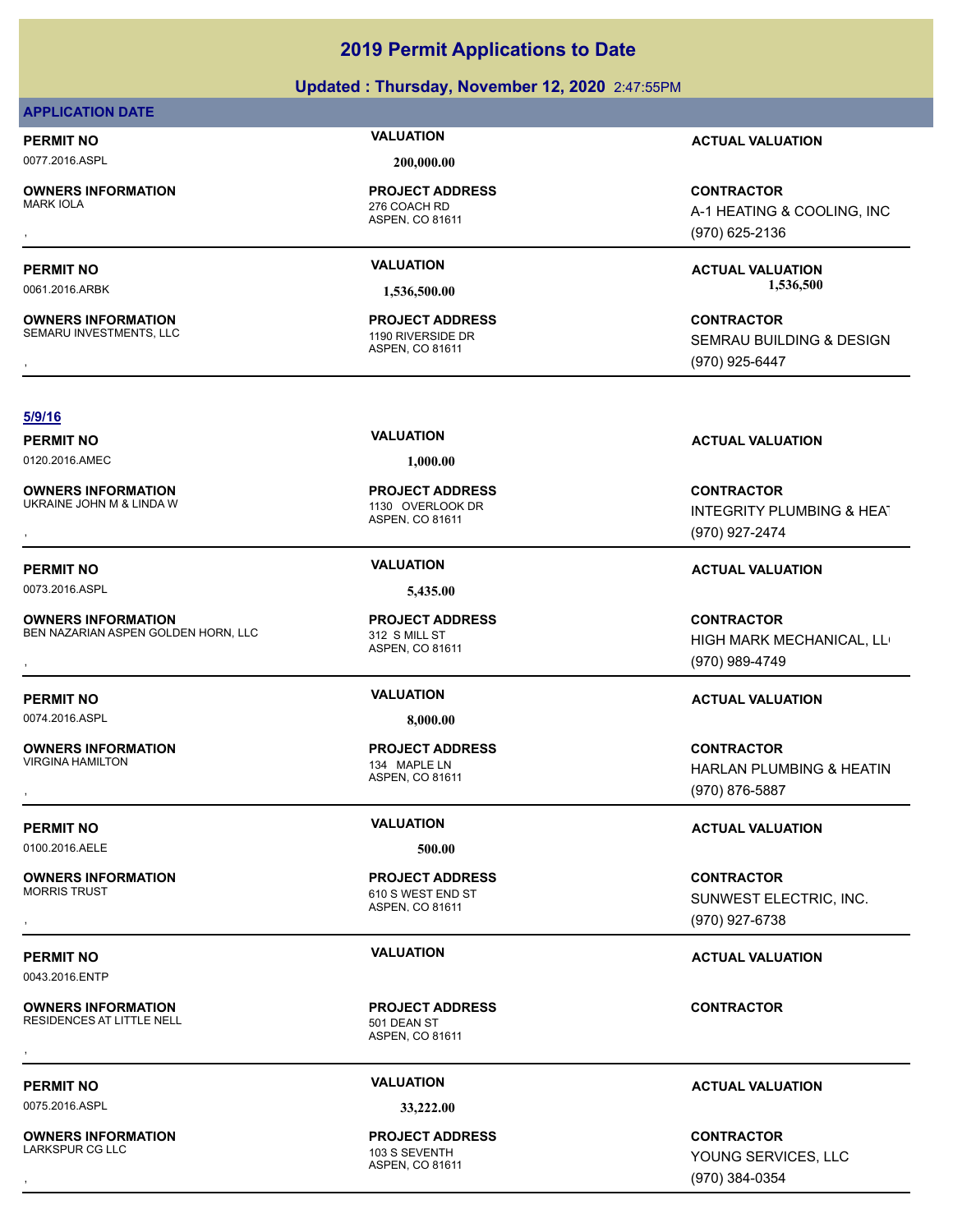# 2019 Permit Applications to Date

## Updated : Thursday, November 12, 2020 2:47:55PM

**APPLICATION DATE**

**PERMIT NO** 0077.2016.ASPL
**VALUATION** 200,000.00
**ACTUAL VALUATION**

**OWNERS INFORMATION** MARK IOLA
,
**PROJECT ADDRESS** 276 COACH RD ASPEN, CO 81611
**CONTRACTOR** A-1 HEATING & COOLING, INC (970) 625-2136

---

**PERMIT NO** 0061.2016.ARBK
**VALUATION** 1,536,500.00
**ACTUAL VALUATION** 1,536,500

**OWNERS INFORMATION** SEMARU INVESTMENTS, LLC
,
**PROJECT ADDRESS** 1190 RIVERSIDE DR ASPEN, CO 81611
**CONTRACTOR** SEMRAU BUILDING & DESIGN (970) 925-6447

---

**5/9/16**

**PERMIT NO** 0120.2016.AMEC
**VALUATION** 1,000.00
**ACTUAL VALUATION**

**OWNERS INFORMATION** UKRAINE JOHN M & LINDA W
,
**PROJECT ADDRESS** 1130 OVERLOOK DR ASPEN, CO 81611
**CONTRACTOR** INTEGRITY PLUMBING & HEAT (970) 927-2474

---

**PERMIT NO** 0073.2016.ASPL
**VALUATION** 5,435.00
**ACTUAL VALUATION**

**OWNERS INFORMATION** BEN NAZARIAN ASPEN GOLDEN HORN, LLC
,
**PROJECT ADDRESS** 312 S MILL ST ASPEN, CO 81611
**CONTRACTOR** HIGH MARK MECHANICAL, LL (970) 989-4749

---

**PERMIT NO** 0074.2016.ASPL
**VALUATION** 8,000.00
**ACTUAL VALUATION**

**OWNERS INFORMATION** VIRGINA HAMILTON
,
**PROJECT ADDRESS** 134 MAPLE LN ASPEN, CO 81611
**CONTRACTOR** HARLAN PLUMBING & HEATIN (970) 876-5887

---

**PERMIT NO** 0100.2016.AELE
**VALUATION** 500.00
**ACTUAL VALUATION**

**OWNERS INFORMATION** MORRIS TRUST
,
**PROJECT ADDRESS** 610 S WEST END ST ASPEN, CO 81611
**CONTRACTOR** SUNWEST ELECTRIC, INC. (970) 927-6738

---

**PERMIT NO** 0043.2016.ENTP
**VALUATION**
**ACTUAL VALUATION**

**OWNERS INFORMATION** RESIDENCES AT LITTLE NELL
,
**PROJECT ADDRESS** 501 DEAN ST ASPEN, CO 81611
**CONTRACTOR**

---

**PERMIT NO** 0075.2016.ASPL
**VALUATION** 33,222.00
**ACTUAL VALUATION**

**OWNERS INFORMATION** LARKSPUR CG LLC
,
**PROJECT ADDRESS** 103 S SEVENTH ASPEN, CO 81611
**CONTRACTOR** YOUNG SERVICES, LLC (970) 384-0354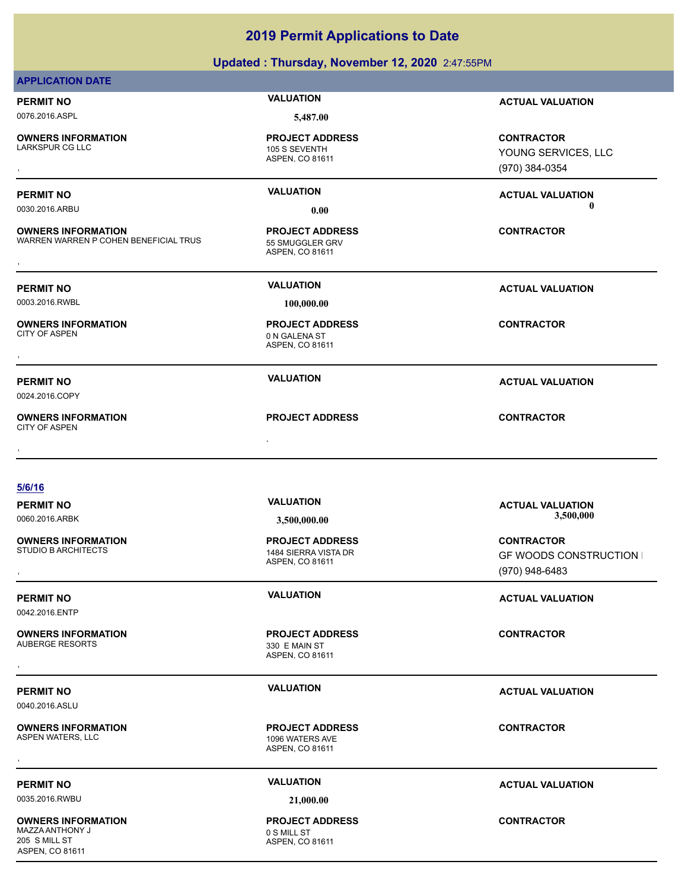# 2019 Permit Applications to Date

## Updated : Thursday, November 12, 2020 2:47:55PM

**APPLICATION DATE**

**PERMIT NO**
0076.2016.ASPL
**VALUATION**
5,487.00
**ACTUAL VALUATION**

**OWNERS INFORMATION**
LARKSPUR CG LLC
,
**PROJECT ADDRESS**
105 S SEVENTH
ASPEN, CO 81611
**CONTRACTOR**
YOUNG SERVICES, LLC
(970) 384-0354

---

**PERMIT NO**
0030.2016.ARBU
**VALUATION**
0.00
**ACTUAL VALUATION**
0

**OWNERS INFORMATION**
WARREN WARREN P COHEN BENEFICIAL TRUS
,
**PROJECT ADDRESS**
55 SMUGGLER GRV
ASPEN, CO 81611
**CONTRACTOR**

---

**PERMIT NO**
0003.2016.RWBL
**VALUATION**
100,000.00
**ACTUAL VALUATION**

**OWNERS INFORMATION**
CITY OF ASPEN
,
**PROJECT ADDRESS**
0 N GALENA ST
ASPEN, CO 81611
**CONTRACTOR**

---

**PERMIT NO**
0024.2016.COPY
**VALUATION**
**ACTUAL VALUATION**

**OWNERS INFORMATION**
CITY OF ASPEN
,
**PROJECT ADDRESS**
,
**CONTRACTOR**

---

**5/6/16**

**PERMIT NO**
0060.2016.ARBK
**VALUATION**
3,500,000.00
**ACTUAL VALUATION**
3,500,000

**OWNERS INFORMATION**
STUDIO B ARCHITECTS
,
**PROJECT ADDRESS**
1484 SIERRA VISTA DR
ASPEN, CO 81611
**CONTRACTOR**
GF WOODS CONSTRUCTION I
(970) 948-6483

---

**PERMIT NO**
0042.2016.ENTP
**VALUATION**
**ACTUAL VALUATION**

**OWNERS INFORMATION**
AUBERGE RESORTS
,
**PROJECT ADDRESS**
330 E MAIN ST
ASPEN, CO 81611
**CONTRACTOR**

---

**PERMIT NO**
0040.2016.ASLU
**VALUATION**
**ACTUAL VALUATION**

**OWNERS INFORMATION**
ASPEN WATERS, LLC
,
**PROJECT ADDRESS**
1096 WATERS AVE
ASPEN, CO 81611
**CONTRACTOR**

---

**PERMIT NO**
0035.2016.RWBU
**VALUATION**
21,000.00
**ACTUAL VALUATION**

**OWNERS INFORMATION**
MAZZA ANTHONY J
205 S MILL ST
ASPEN, CO 81611
**PROJECT ADDRESS**
0 S MILL ST
ASPEN, CO 81611
**CONTRACTOR**

---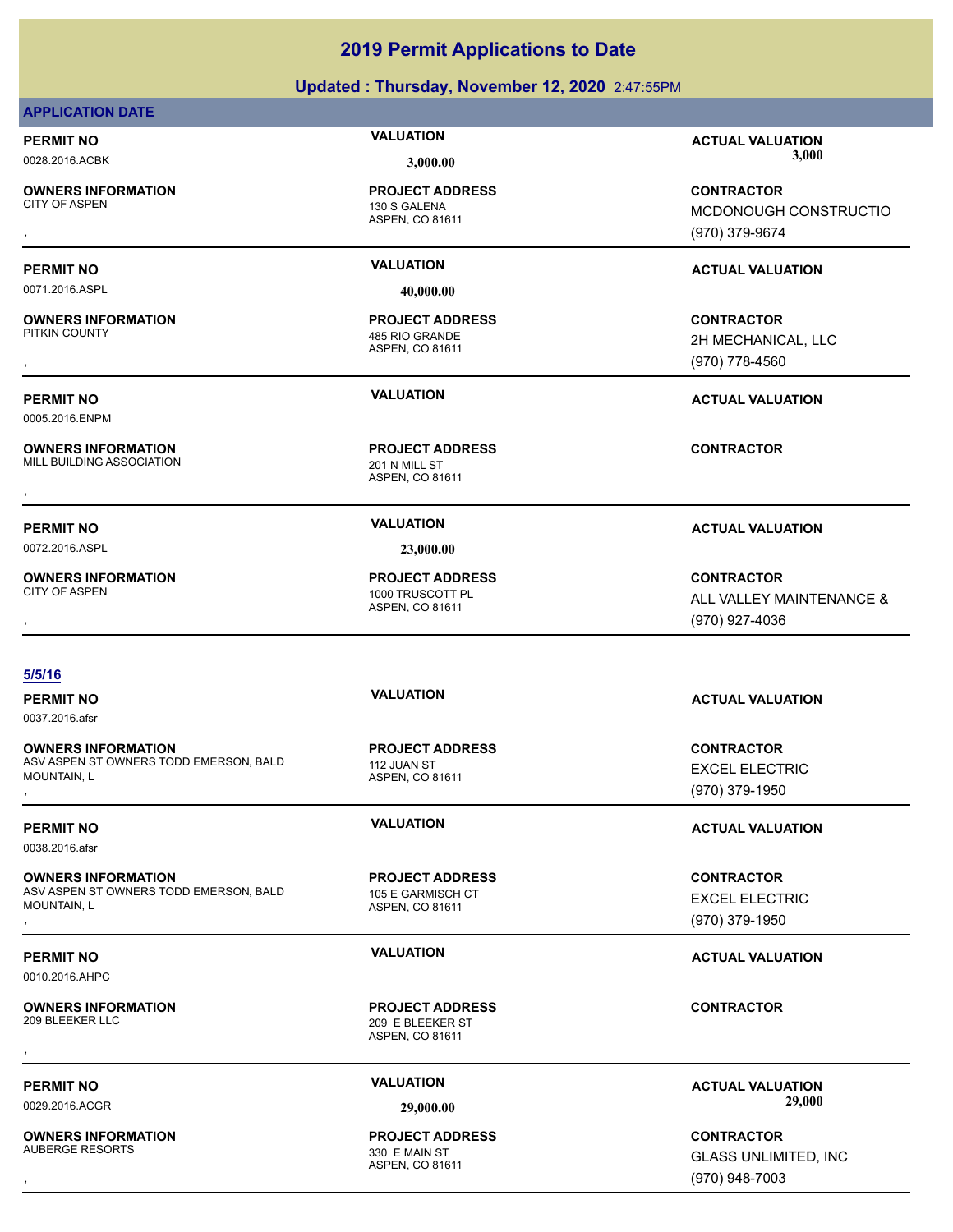# 2019 Permit Applications to Date

## Updated : Thursday, November 12, 2020 2:47:55PM

**APPLICATION DATE**

**PERMIT NO** 0028.2016.ACBK
**VALUATION** 3,000.00
**ACTUAL VALUATION** 3,000

**OWNERS INFORMATION** CITY OF ASPEN
,
**PROJECT ADDRESS** 130 S GALENA ASPEN, CO 81611
**CONTRACTOR** MCDONOUGH CONSTRUCTIO (970) 379-9674

---

**PERMIT NO** 0071.2016.ASPL
**VALUATION** 40,000.00
**ACTUAL VALUATION**

**OWNERS INFORMATION** PITKIN COUNTY
,
**PROJECT ADDRESS** 485 RIO GRANDE ASPEN, CO 81611
**CONTRACTOR** 2H MECHANICAL, LLC (970) 778-4560

---

**PERMIT NO** 0005.2016.ENPM
**VALUATION**
**ACTUAL VALUATION**

**OWNERS INFORMATION** MILL BUILDING ASSOCIATION
,
**PROJECT ADDRESS** 201 N MILL ST ASPEN, CO 81611
**CONTRACTOR**

---

**PERMIT NO** 0072.2016.ASPL
**VALUATION** 23,000.00
**ACTUAL VALUATION**

**OWNERS INFORMATION** CITY OF ASPEN
,
**PROJECT ADDRESS** 1000 TRUSCOTT PL ASPEN, CO 81611
**CONTRACTOR** ALL VALLEY MAINTENANCE & (970) 927-4036

---

**5/5/16**

**PERMIT NO** 0037.2016.afsr
**VALUATION**
**ACTUAL VALUATION**

**OWNERS INFORMATION** ASV ASPEN ST OWNERS TODD EMERSON, BALD MOUNTAIN, L
,
**PROJECT ADDRESS** 112 JUAN ST ASPEN, CO 81611
**CONTRACTOR** EXCEL ELECTRIC (970) 379-1950

---

**PERMIT NO** 0038.2016.afsr
**VALUATION**
**ACTUAL VALUATION**

**OWNERS INFORMATION** ASV ASPEN ST OWNERS TODD EMERSON, BALD MOUNTAIN, L
,
**PROJECT ADDRESS** 105 E GARMISCH CT ASPEN, CO 81611
**CONTRACTOR** EXCEL ELECTRIC (970) 379-1950

---

**PERMIT NO** 0010.2016.AHPC
**VALUATION**
**ACTUAL VALUATION**

**OWNERS INFORMATION** 209 BLEEKER LLC
,
**PROJECT ADDRESS** 209 E BLEEKER ST ASPEN, CO 81611
**CONTRACTOR**

---

**PERMIT NO** 0029.2016.ACGR
**VALUATION** 29,000.00
**ACTUAL VALUATION** 29,000

**OWNERS INFORMATION** AUBERGE RESORTS
,
**PROJECT ADDRESS** 330 E MAIN ST ASPEN, CO 81611
**CONTRACTOR** GLASS UNLIMITED, INC (970) 948-7003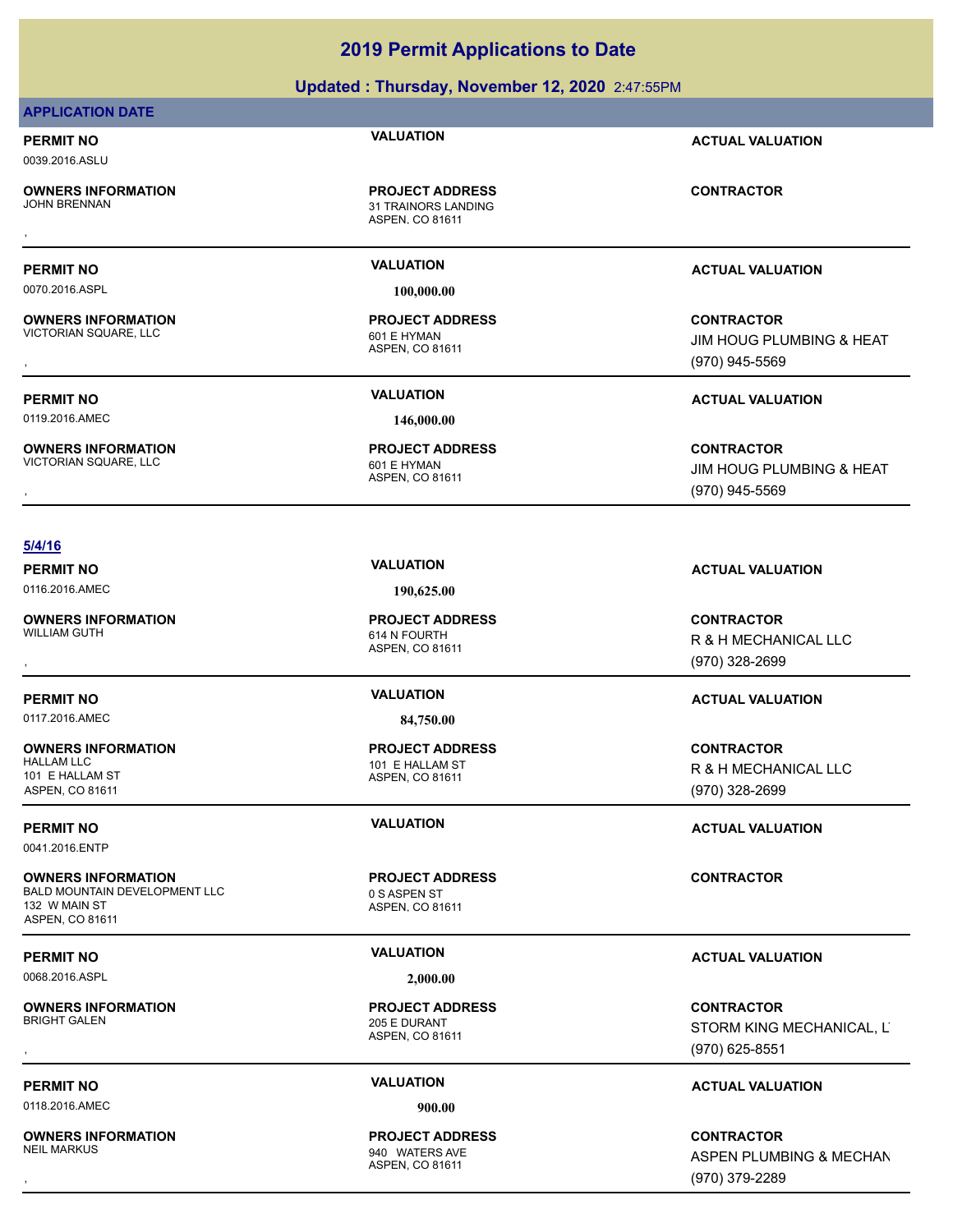# 2019 Permit Applications to Date

**Updated : Thursday, November 12, 2020** 2:47:55PM

**APPLICATION DATE**

| PERMIT NO | VALUATION | ACTUAL VALUATION |
|---|---|---|
| 0039.2016.ASLU | | |
| **OWNERS INFORMATION** | **PROJECT ADDRESS** | **CONTRACTOR** |
| JOHN BRENNAN<br>, | 31 TRAINORS LANDING<br>ASPEN, CO 81611 | |

| PERMIT NO | VALUATION | ACTUAL VALUATION |
|---|---|---|
| 0070.2016.ASPL | 100,000.00 | |
| **OWNERS INFORMATION** | **PROJECT ADDRESS** | **CONTRACTOR** |
| VICTORIAN SQUARE, LLC<br>, | 601 E HYMAN<br>ASPEN, CO 81611 | JIM HOUG PLUMBING & HEAT<br>(970) 945-5569 |

| PERMIT NO | VALUATION | ACTUAL VALUATION |
|---|---|---|
| 0119.2016.AMEC | 146,000.00 | |
| **OWNERS INFORMATION** | **PROJECT ADDRESS** | **CONTRACTOR** |
| VICTORIAN SQUARE, LLC<br>, | 601 E HYMAN<br>ASPEN, CO 81611 | JIM HOUG PLUMBING & HEAT<br>(970) 945-5569 |

**5/4/16**

| PERMIT NO | VALUATION | ACTUAL VALUATION |
|---|---|---|
| 0116.2016.AMEC | 190,625.00 | |
| **OWNERS INFORMATION** | **PROJECT ADDRESS** | **CONTRACTOR** |
| WILLIAM GUTH<br>, | 614 N FOURTH<br>ASPEN, CO 81611 | R & H MECHANICAL LLC<br>(970) 328-2699 |

| PERMIT NO | VALUATION | ACTUAL VALUATION |
|---|---|---|
| 0117.2016.AMEC | 84,750.00 | |
| **OWNERS INFORMATION** | **PROJECT ADDRESS** | **CONTRACTOR** |
| HALLAM LLC<br>101 E HALLAM ST<br>ASPEN, CO 81611 | 101 E HALLAM ST<br>ASPEN, CO 81611 | R & H MECHANICAL LLC<br>(970) 328-2699 |

| PERMIT NO | VALUATION | ACTUAL VALUATION |
|---|---|---|
| 0041.2016.ENTP | | |
| **OWNERS INFORMATION** | **PROJECT ADDRESS** | **CONTRACTOR** |
| BALD MOUNTAIN DEVELOPMENT LLC<br>132 W MAIN ST<br>ASPEN, CO 81611 | 0 S ASPEN ST<br>ASPEN, CO 81611 | |

| PERMIT NO | VALUATION | ACTUAL VALUATION |
|---|---|---|
| 0068.2016.ASPL | 2,000.00 | |
| **OWNERS INFORMATION** | **PROJECT ADDRESS** | **CONTRACTOR** |
| BRIGHT GALEN<br>, | 205 E DURANT<br>ASPEN, CO 81611 | STORM KING MECHANICAL, L<br>(970) 625-8551 |

| PERMIT NO | VALUATION | ACTUAL VALUATION |
|---|---|---|
| 0118.2016.AMEC | 900.00 | |
| **OWNERS INFORMATION** | **PROJECT ADDRESS** | **CONTRACTOR** |
| NEIL MARKUS<br>, | 940 WATERS AVE<br>ASPEN, CO 81611 | ASPEN PLUMBING & MECHAN<br>(970) 379-2289 |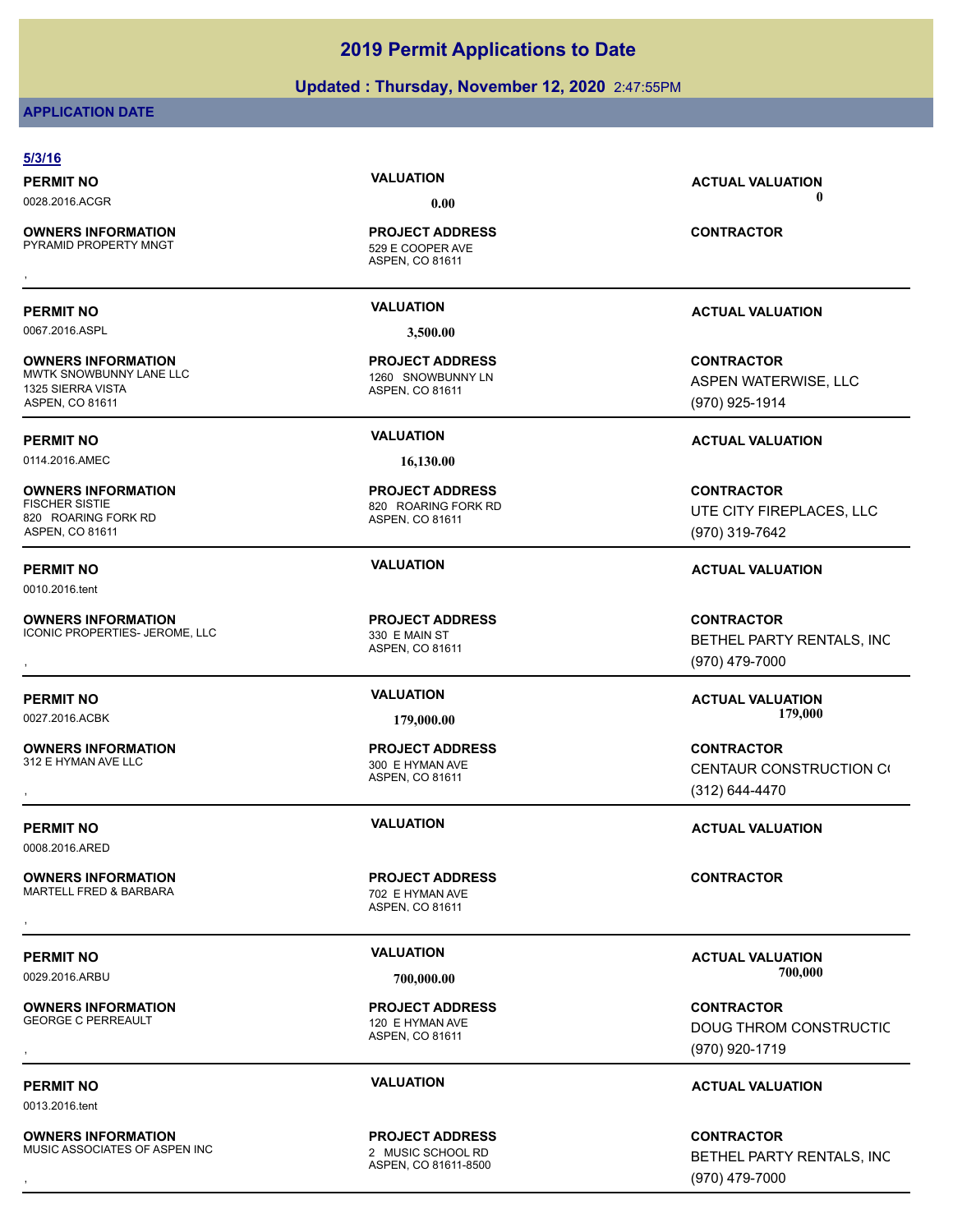# 2019 Permit Applications to Date

**Updated : Thursday, November 12, 2020** 2:47:55PM

**APPLICATION DATE**

**5/3/16**

**PERMIT NO** 0028.2016.ACGR | **VALUATION** 0.00 | **ACTUAL VALUATION** 0

**OWNERS INFORMATION**
PYRAMID PROPERTY MNGT
,

**PROJECT ADDRESS**
529 E COOPER AVE
ASPEN, CO 81611

**CONTRACTOR**

---

**PERMIT NO** 0067.2016.ASPL | **VALUATION** 3,500.00 | **ACTUAL VALUATION**

**OWNERS INFORMATION**
MWTK SNOWBUNNY LANE LLC
1325 SIERRA VISTA
ASPEN, CO 81611

**PROJECT ADDRESS**
1260 SNOWBUNNY LN
ASPEN, CO 81611

**CONTRACTOR**
ASPEN WATERWISE, LLC
(970) 925-1914

---

**PERMIT NO** 0114.2016.AMEC | **VALUATION** 16,130.00 | **ACTUAL VALUATION**

**OWNERS INFORMATION**
FISCHER SISTIE
820 ROARING FORK RD
ASPEN, CO 81611

**PROJECT ADDRESS**
820 ROARING FORK RD
ASPEN, CO 81611

**CONTRACTOR**
UTE CITY FIREPLACES, LLC
(970) 319-7642

---

**PERMIT NO** 0010.2016.tent | **VALUATION** | **ACTUAL VALUATION**

**OWNERS INFORMATION**
ICONIC PROPERTIES- JEROME, LLC
,

**PROJECT ADDRESS**
330 E MAIN ST
ASPEN, CO 81611

**CONTRACTOR**
BETHEL PARTY RENTALS, INC
(970) 479-7000

---

**PERMIT NO** 0027.2016.ACBK | **VALUATION** 179,000.00 | **ACTUAL VALUATION** 179,000

**OWNERS INFORMATION**
312 E HYMAN AVE LLC
,

**PROJECT ADDRESS**
300 E HYMAN AVE
ASPEN, CO 81611

**CONTRACTOR**
CENTAUR CONSTRUCTION CO
(312) 644-4470

---

**PERMIT NO** 0008.2016.ARED | **VALUATION** | **ACTUAL VALUATION**

**OWNERS INFORMATION**
MARTELL FRED & BARBARA
,

**PROJECT ADDRESS**
702 E HYMAN AVE
ASPEN, CO 81611

**CONTRACTOR**

---

**PERMIT NO** 0029.2016.ARBU | **VALUATION** 700,000.00 | **ACTUAL VALUATION** 700,000

**OWNERS INFORMATION**
GEORGE C PERREAULT
,

**PROJECT ADDRESS**
120 E HYMAN AVE
ASPEN, CO 81611

**CONTRACTOR**
DOUG THROM CONSTRUCTIC
(970) 920-1719

---

**PERMIT NO** 0013.2016.tent | **VALUATION** | **ACTUAL VALUATION**

**OWNERS INFORMATION**
MUSIC ASSOCIATES OF ASPEN INC
,

**PROJECT ADDRESS**
2 MUSIC SCHOOL RD
ASPEN, CO 81611-8500

**CONTRACTOR**
BETHEL PARTY RENTALS, INC
(970) 479-7000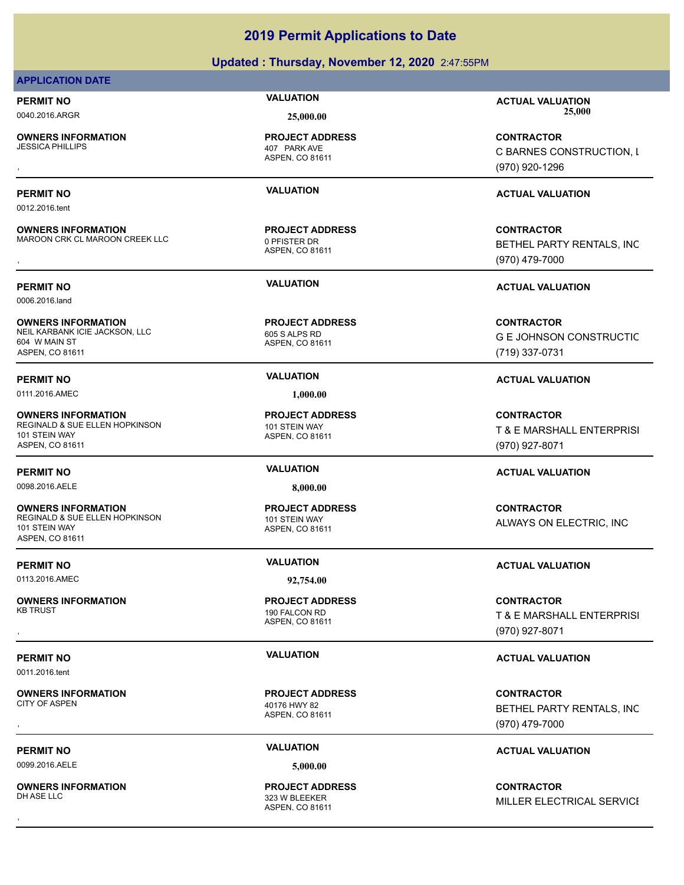# 2019 Permit Applications to Date

## Updated : Thursday, November 12, 2020 2:47:55PM

**APPLICATION DATE**

**PERMIT NO** 0040.2016.ARGR
**VALUATION** 25,000.00
**ACTUAL VALUATION** 25,000

**OWNERS INFORMATION**
JESSICA PHILLIPS
,

**PROJECT ADDRESS**
407 PARK AVE
ASPEN, CO 81611

**CONTRACTOR**
C BARNES CONSTRUCTION, I
(970) 920-1296

---

**PERMIT NO** 0012.2016.tent
**VALUATION**
**ACTUAL VALUATION**

**OWNERS INFORMATION**
MAROON CRK CL MAROON CREEK LLC
,

**PROJECT ADDRESS**
0 PFISTER DR
ASPEN, CO 81611

**CONTRACTOR**
BETHEL PARTY RENTALS, INC
(970) 479-7000

---

**PERMIT NO** 0006.2016.land
**VALUATION**
**ACTUAL VALUATION**

**OWNERS INFORMATION**
NEIL KARBANK ICIE JACKSON, LLC
604 W MAIN ST
ASPEN, CO 81611

**PROJECT ADDRESS**
605 S ALPS RD
ASPEN, CO 81611

**CONTRACTOR**
G E JOHNSON CONSTRUCTIC
(719) 337-0731

---

**PERMIT NO** 0111.2016.AMEC
**VALUATION** 1,000.00
**ACTUAL VALUATION**

**OWNERS INFORMATION**
REGINALD & SUE ELLEN HOPKINSON
101 STEIN WAY
ASPEN, CO 81611

**PROJECT ADDRESS**
101 STEIN WAY
ASPEN, CO 81611

**CONTRACTOR**
T & E MARSHALL ENTERPRISI
(970) 927-8071

---

**PERMIT NO** 0098.2016.AELE
**VALUATION** 8,000.00
**ACTUAL VALUATION**

**OWNERS INFORMATION**
REGINALD & SUE ELLEN HOPKINSON
101 STEIN WAY
ASPEN, CO 81611

**PROJECT ADDRESS**
101 STEIN WAY
ASPEN, CO 81611

**CONTRACTOR**
ALWAYS ON ELECTRIC, INC

---

**PERMIT NO** 0113.2016.AMEC
**VALUATION** 92,754.00
**ACTUAL VALUATION**

**OWNERS INFORMATION**
KB TRUST
,

**PROJECT ADDRESS**
190 FALCON RD
ASPEN, CO 81611

**CONTRACTOR**
T & E MARSHALL ENTERPRISI
(970) 927-8071

---

**PERMIT NO** 0011.2016.tent
**VALUATION**
**ACTUAL VALUATION**

**OWNERS INFORMATION**
CITY OF ASPEN
,

**PROJECT ADDRESS**
40176 HWY 82
ASPEN, CO 81611

**CONTRACTOR**
BETHEL PARTY RENTALS, INC
(970) 479-7000

---

**PERMIT NO** 0099.2016.AELE
**VALUATION** 5,000.00
**ACTUAL VALUATION**

**OWNERS INFORMATION**
DH ASE LLC
,

**PROJECT ADDRESS**
323 W BLEEKER
ASPEN, CO 81611

**CONTRACTOR**
MILLER ELECTRICAL SERVICI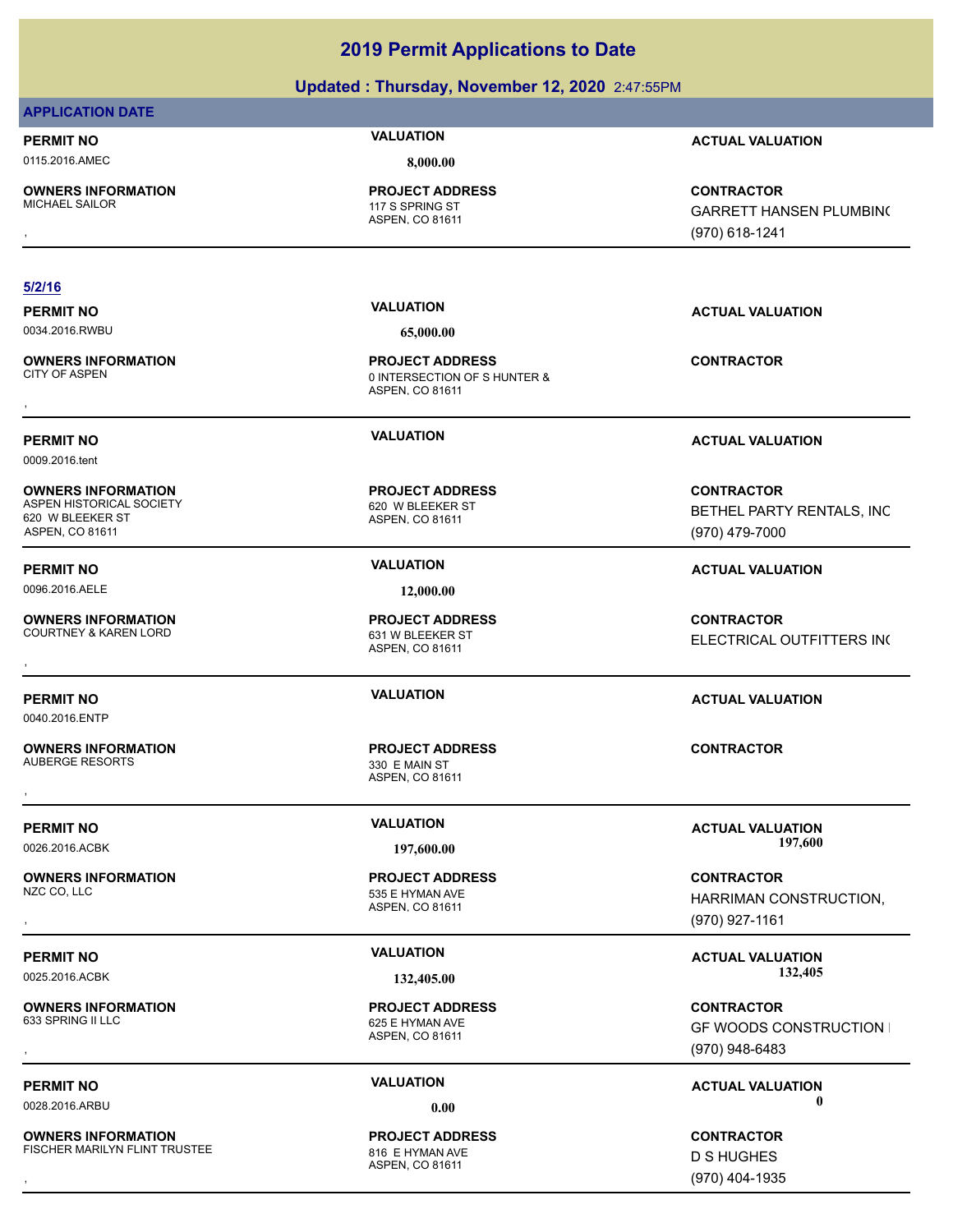# 2019 Permit Applications to Date

## Updated : Thursday, November 12, 2020 2:47:55PM

**APPLICATION DATE**

| PERMIT NO | VALUATION | ACTUAL VALUATION |
|---|---|---|
| 0115.2016.AMEC | 8,000.00 | |

| OWNERS INFORMATION | PROJECT ADDRESS | CONTRACTOR |
|---|---|---|
| MICHAEL SAILOR<br>, | 117 S SPRING ST<br>ASPEN, CO 81611 | GARRETT HANSEN PLUMBIN(<br>(970) 618-1241 |

**5/2/16**

| PERMIT NO | VALUATION | ACTUAL VALUATION |
|---|---|---|
| 0034.2016.RWBU | 65,000.00 | |

| OWNERS INFORMATION | PROJECT ADDRESS | CONTRACTOR |
|---|---|---|
| CITY OF ASPEN<br>, | 0 INTERSECTION OF S HUNTER &<br>ASPEN, CO 81611 | |

| PERMIT NO | VALUATION | ACTUAL VALUATION |
|---|---|---|
| 0009.2016.tent | | |

| OWNERS INFORMATION | PROJECT ADDRESS | CONTRACTOR |
|---|---|---|
| ASPEN HISTORICAL SOCIETY<br>620 W BLEEKER ST<br>ASPEN, CO 81611 | 620 W BLEEKER ST<br>ASPEN, CO 81611 | BETHEL PARTY RENTALS, INC<br>(970) 479-7000 |

| PERMIT NO | VALUATION | ACTUAL VALUATION |
|---|---|---|
| 0096.2016.AELE | 12,000.00 | |

| OWNERS INFORMATION | PROJECT ADDRESS | CONTRACTOR |
|---|---|---|
| COURTNEY & KAREN LORD<br>, | 631 W BLEEKER ST<br>ASPEN, CO 81611 | ELECTRICAL OUTFITTERS IN( |

| PERMIT NO | VALUATION | ACTUAL VALUATION |
|---|---|---|
| 0040.2016.ENTP | | |

| OWNERS INFORMATION | PROJECT ADDRESS | CONTRACTOR |
|---|---|---|
| AUBERGE RESORTS<br>, | 330 E MAIN ST<br>ASPEN, CO 81611 | |

| PERMIT NO | VALUATION | ACTUAL VALUATION |
|---|---|---|
| 0026.2016.ACBK | 197,600.00 | 197,600 |

| OWNERS INFORMATION | PROJECT ADDRESS | CONTRACTOR |
|---|---|---|
| NZC CO, LLC<br>, | 535 E HYMAN AVE<br>ASPEN, CO 81611 | HARRIMAN CONSTRUCTION,<br>(970) 927-1161 |

| PERMIT NO | VALUATION | ACTUAL VALUATION |
|---|---|---|
| 0025.2016.ACBK | 132,405.00 | 132,405 |

| OWNERS INFORMATION | PROJECT ADDRESS | CONTRACTOR |
|---|---|---|
| 633 SPRING II LLC<br>, | 625 E HYMAN AVE<br>ASPEN, CO 81611 | GF WOODS CONSTRUCTION I<br>(970) 948-6483 |

| PERMIT NO | VALUATION | ACTUAL VALUATION |
|---|---|---|
| 0028.2016.ARBU | 0.00 | 0 |

| OWNERS INFORMATION | PROJECT ADDRESS | CONTRACTOR |
|---|---|---|
| FISCHER MARILYN FLINT TRUSTEE<br>, | 816 E HYMAN AVE<br>ASPEN, CO 81611 | D S HUGHES<br>(970) 404-1935 |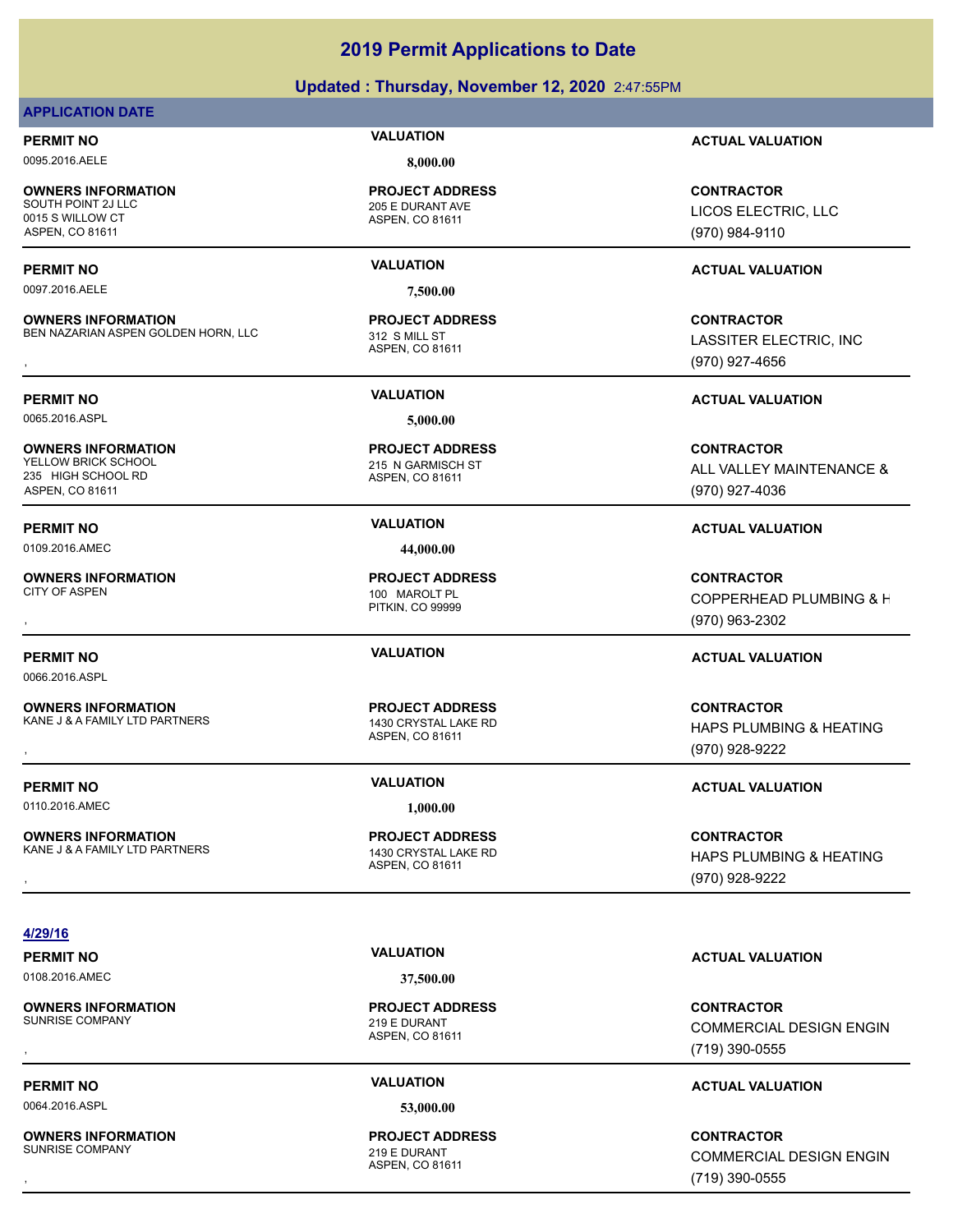# 2019 Permit Applications to Date

## Updated : Thursday, November 12, 2020 2:47:55PM

**APPLICATION DATE**

**PERMIT NO** 0095.2016.AELE | **VALUATION** 8,000.00 | **ACTUAL VALUATION**

**OWNERS INFORMATION**
SOUTH POINT 2J LLC
0015 S WILLOW CT
ASPEN, CO 81611

**PROJECT ADDRESS**
205 E DURANT AVE
ASPEN, CO 81611

**CONTRACTOR**
LICOS ELECTRIC, LLC
(970) 984-9110

---

**PERMIT NO** 0097.2016.AELE | **VALUATION** 7,500.00 | **ACTUAL VALUATION**

**OWNERS INFORMATION**
BEN NAZARIAN ASPEN GOLDEN HORN, LLC
,

**PROJECT ADDRESS**
312 S MILL ST
ASPEN, CO 81611

**CONTRACTOR**
LASSITER ELECTRIC, INC
(970) 927-4656

---

**PERMIT NO** 0065.2016.ASPL | **VALUATION** 5,000.00 | **ACTUAL VALUATION**

**OWNERS INFORMATION**
YELLOW BRICK SCHOOL
235 HIGH SCHOOL RD
ASPEN, CO 81611

**PROJECT ADDRESS**
215 N GARMISCH ST
ASPEN, CO 81611

**CONTRACTOR**
ALL VALLEY MAINTENANCE &
(970) 927-4036

---

**PERMIT NO** 0109.2016.AMEC | **VALUATION** 44,000.00 | **ACTUAL VALUATION**

**OWNERS INFORMATION**
CITY OF ASPEN
,

**PROJECT ADDRESS**
100 MAROLT PL
PITKIN, CO 99999

**CONTRACTOR**
COPPERHEAD PLUMBING & H
(970) 963-2302

---

**PERMIT NO** 0066.2016.ASPL | **VALUATION** | **ACTUAL VALUATION**

**OWNERS INFORMATION**
KANE J & A FAMILY LTD PARTNERS
,

**PROJECT ADDRESS**
1430 CRYSTAL LAKE RD
ASPEN, CO 81611

**CONTRACTOR**
HAPS PLUMBING & HEATING
(970) 928-9222

---

**PERMIT NO** 0110.2016.AMEC | **VALUATION** 1,000.00 | **ACTUAL VALUATION**

**OWNERS INFORMATION**
KANE J & A FAMILY LTD PARTNERS
,

**PROJECT ADDRESS**
1430 CRYSTAL LAKE RD
ASPEN, CO 81611

**CONTRACTOR**
HAPS PLUMBING & HEATING
(970) 928-9222

---

**4/29/16**

**PERMIT NO** 0108.2016.AMEC | **VALUATION** 37,500.00 | **ACTUAL VALUATION**

**OWNERS INFORMATION**
SUNRISE COMPANY
,

**PROJECT ADDRESS**
219 E DURANT
ASPEN, CO 81611

**CONTRACTOR**
COMMERCIAL DESIGN ENGIN
(719) 390-0555

---

**PERMIT NO** 0064.2016.ASPL | **VALUATION** 53,000.00 | **ACTUAL VALUATION**

**OWNERS INFORMATION**
SUNRISE COMPANY
,

**PROJECT ADDRESS**
219 E DURANT
ASPEN, CO 81611

**CONTRACTOR**
COMMERCIAL DESIGN ENGIN
(719) 390-0555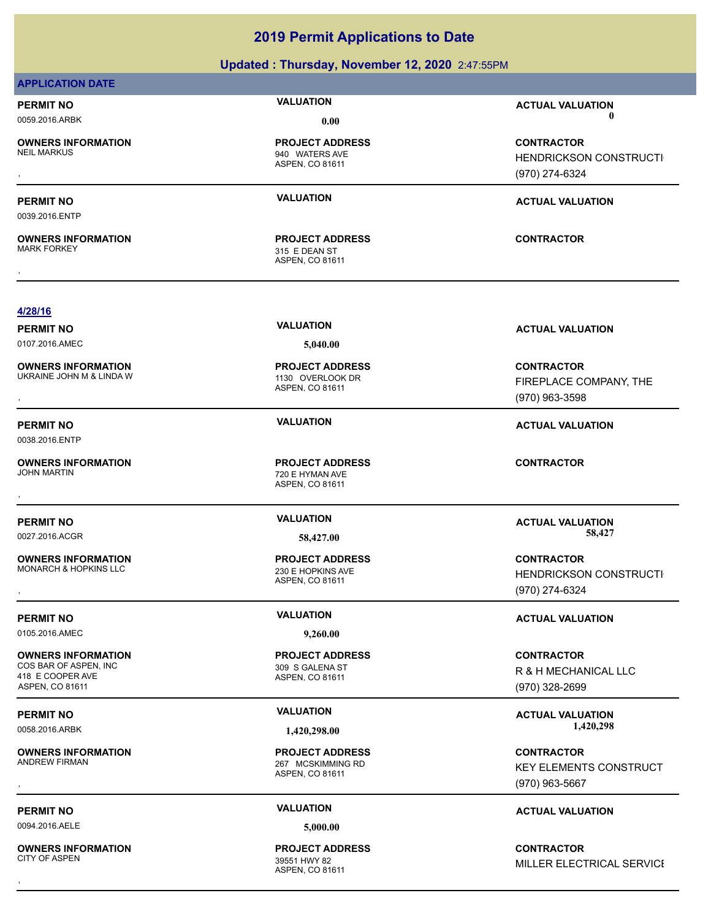# 2019 Permit Applications to Date

## Updated : Thursday, November 12, 2020 2:47:55PM

### APPLICATION DATE

**PERMIT NO** 0059.2016.ARBK
**VALUATION** 0.00
**ACTUAL VALUATION** 0

**OWNERS INFORMATION**
NEIL MARKUS
,

**PROJECT ADDRESS**
940 WATERS AVE
ASPEN, CO 81611

**CONTRACTOR**
HENDRICKSON CONSTRUCTI
(970) 274-6324

---

**PERMIT NO** 0039.2016.ENTP
**VALUATION**
**ACTUAL VALUATION**

**OWNERS INFORMATION**
MARK FORKEY
,

**PROJECT ADDRESS**
315 E DEAN ST
ASPEN, CO 81611

**CONTRACTOR**

---

### 4/28/16

**PERMIT NO** 0107.2016.AMEC
**VALUATION** 5,040.00
**ACTUAL VALUATION**

**OWNERS INFORMATION**
UKRAINE JOHN M & LINDA W
,

**PROJECT ADDRESS**
1130 OVERLOOK DR
ASPEN, CO 81611

**CONTRACTOR**
FIREPLACE COMPANY, THE
(970) 963-3598

---

**PERMIT NO** 0038.2016.ENTP
**VALUATION**
**ACTUAL VALUATION**

**OWNERS INFORMATION**
JOHN MARTIN
,

**PROJECT ADDRESS**
720 E HYMAN AVE
ASPEN, CO 81611

**CONTRACTOR**

---

**PERMIT NO** 0027.2016.ACGR
**VALUATION** 58,427.00
**ACTUAL VALUATION** 58,427

**OWNERS INFORMATION**
MONARCH & HOPKINS LLC
,

**PROJECT ADDRESS**
230 E HOPKINS AVE
ASPEN, CO 81611

**CONTRACTOR**
HENDRICKSON CONSTRUCTI
(970) 274-6324

---

**PERMIT NO** 0105.2016.AMEC
**VALUATION** 9,260.00
**ACTUAL VALUATION**

**OWNERS INFORMATION**
COS BAR OF ASPEN, INC
418 E COOPER AVE
ASPEN, CO 81611

**PROJECT ADDRESS**
309 S GALENA ST
ASPEN, CO 81611

**CONTRACTOR**
R & H MECHANICAL LLC
(970) 328-2699

---

**PERMIT NO** 0058.2016.ARBK
**VALUATION** 1,420,298.00
**ACTUAL VALUATION** 1,420,298

**OWNERS INFORMATION**
ANDREW FIRMAN
,

**PROJECT ADDRESS**
267 MCSKIMMING RD
ASPEN, CO 81611

**CONTRACTOR**
KEY ELEMENTS CONSTRUCT
(970) 963-5667

---

**PERMIT NO** 0094.2016.AELE
**VALUATION** 5,000.00
**ACTUAL VALUATION**

**OWNERS INFORMATION**
CITY OF ASPEN
,

**PROJECT ADDRESS**
39551 HWY 82
ASPEN, CO 81611

**CONTRACTOR**
MILLER ELECTRICAL SERVICE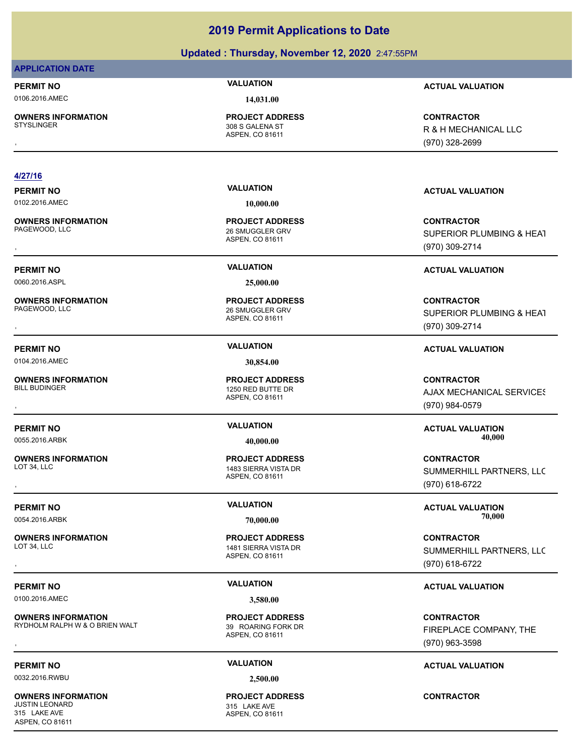# 2019 Permit Applications to Date

## Updated : Thursday, November 12, 2020 2:47:55PM

**APPLICATION DATE**

| PERMIT NO | VALUATION | ACTUAL VALUATION |
|---|---|---|
| 0106.2016.AMEC | 14,031.00 | |
| **OWNERS INFORMATION** | **PROJECT ADDRESS** | **CONTRACTOR** |
| STYSLINGER<br>, | 308 S GALENA ST<br>ASPEN, CO 81611 | R & H MECHANICAL LLC<br>(970) 328-2699 |

**4/27/16**

| PERMIT NO | VALUATION | ACTUAL VALUATION |
|---|---|---|
| 0102.2016.AMEC | 10,000.00 | |
| **OWNERS INFORMATION** | **PROJECT ADDRESS** | **CONTRACTOR** |
| PAGEWOOD, LLC<br>, | 26 SMUGGLER GRV<br>ASPEN, CO 81611 | SUPERIOR PLUMBING & HEAT<br>(970) 309-2714 |

| PERMIT NO | VALUATION | ACTUAL VALUATION |
|---|---|---|
| 0060.2016.ASPL | 25,000.00 | |
| **OWNERS INFORMATION** | **PROJECT ADDRESS** | **CONTRACTOR** |
| PAGEWOOD, LLC<br>, | 26 SMUGGLER GRV<br>ASPEN, CO 81611 | SUPERIOR PLUMBING & HEAT<br>(970) 309-2714 |

| PERMIT NO | VALUATION | ACTUAL VALUATION |
|---|---|---|
| 0104.2016.AMEC | 30,854.00 | |
| **OWNERS INFORMATION** | **PROJECT ADDRESS** | **CONTRACTOR** |
| BILL BUDINGER<br>, | 1250 RED BUTTE DR<br>ASPEN, CO 81611 | AJAX MECHANICAL SERVICES<br>(970) 984-0579 |

| PERMIT NO | VALUATION | ACTUAL VALUATION |
|---|---|---|
| 0055.2016.ARBK | 40,000.00 | 40,000 |
| **OWNERS INFORMATION** | **PROJECT ADDRESS** | **CONTRACTOR** |
| LOT 34, LLC<br>, | 1483 SIERRA VISTA DR<br>ASPEN, CO 81611 | SUMMERHILL PARTNERS, LLC<br>(970) 618-6722 |

| PERMIT NO | VALUATION | ACTUAL VALUATION |
|---|---|---|
| 0054.2016.ARBK | 70,000.00 | 70,000 |
| **OWNERS INFORMATION** | **PROJECT ADDRESS** | **CONTRACTOR** |
| LOT 34, LLC<br>, | 1481 SIERRA VISTA DR<br>ASPEN, CO 81611 | SUMMERHILL PARTNERS, LLC<br>(970) 618-6722 |

| PERMIT NO | VALUATION | ACTUAL VALUATION |
|---|---|---|
| 0100.2016.AMEC | 3,580.00 | |
| **OWNERS INFORMATION** | **PROJECT ADDRESS** | **CONTRACTOR** |
| RYDHOLM RALPH W & O BRIEN WALT<br>, | 39 ROARING FORK DR<br>ASPEN, CO 81611 | FIREPLACE COMPANY, THE<br>(970) 963-3598 |

| PERMIT NO | VALUATION | ACTUAL VALUATION |
|---|---|---|
| 0032.2016.RWBU | 2,500.00 | |
| **OWNERS INFORMATION** | **PROJECT ADDRESS** | **CONTRACTOR** |
| JUSTIN LEONARD<br>315 LAKE AVE<br>ASPEN, CO 81611 | 315 LAKE AVE<br>ASPEN, CO 81611 | |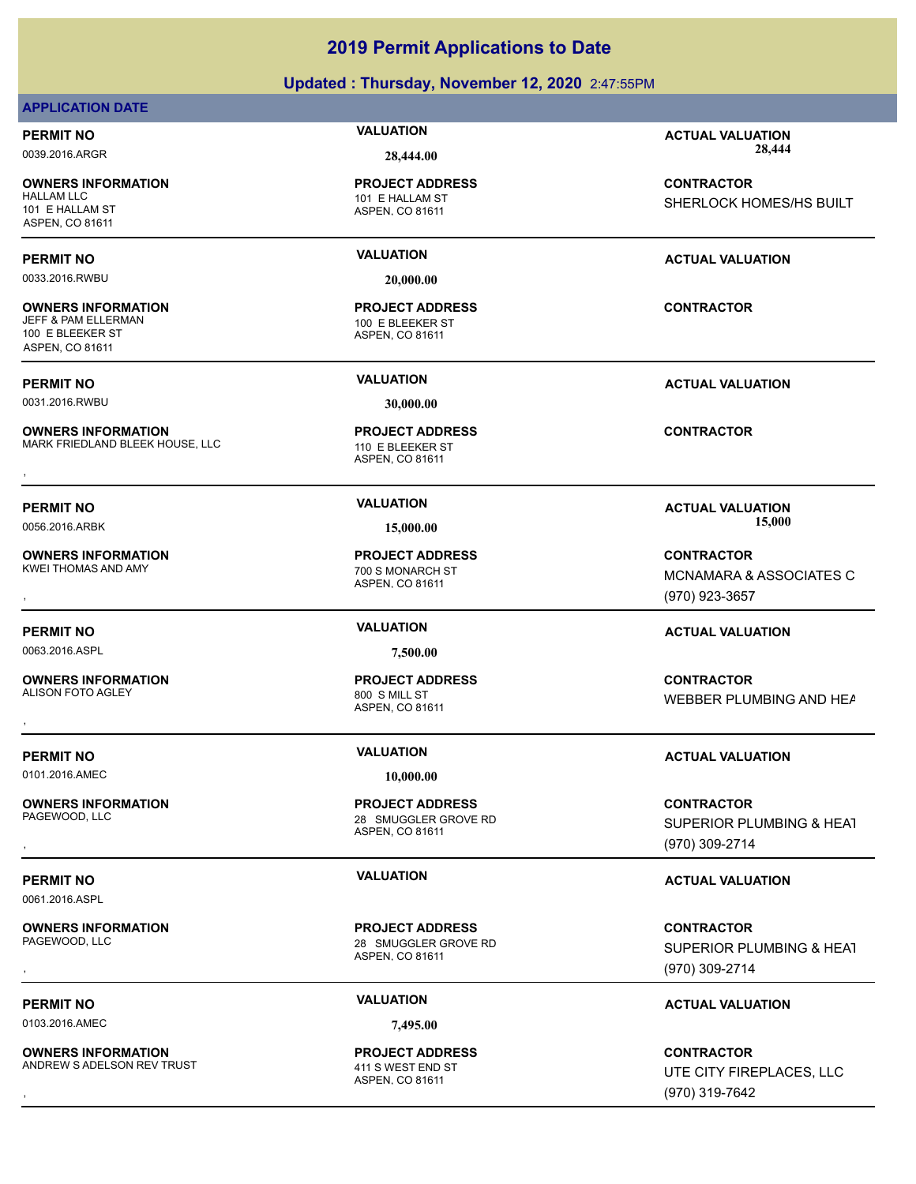# 2019 Permit Applications to Date

## Updated : Thursday, November 12, 2020 2:47:55PM

### APPLICATION DATE

| PERMIT NO | VALUATION | ACTUAL VALUATION |
|---|---|---|
| 0039.2016.ARGR | 28,444.00 | 28,444 |

| OWNERS INFORMATION | PROJECT ADDRESS | CONTRACTOR |
|---|---|---|
| HALLAM LLC<br>101 E HALLAM ST<br>ASPEN, CO 81611 | 101 E HALLAM ST<br>ASPEN, CO 81611 | SHERLOCK HOMES/HS BUILT |

---

| PERMIT NO | VALUATION | ACTUAL VALUATION |
|---|---|---|
| 0033.2016.RWBU | 20,000.00 | |

| OWNERS INFORMATION | PROJECT ADDRESS | CONTRACTOR |
|---|---|---|
| JEFF & PAM ELLERMAN<br>100 E BLEEKER ST<br>ASPEN, CO 81611 | 100 E BLEEKER ST<br>ASPEN, CO 81611 | |

---

| PERMIT NO | VALUATION | ACTUAL VALUATION |
|---|---|---|
| 0031.2016.RWBU | 30,000.00 | |

| OWNERS INFORMATION | PROJECT ADDRESS | CONTRACTOR |
|---|---|---|
| MARK FRIEDLAND BLEEK HOUSE, LLC<br>, | 110 E BLEEKER ST<br>ASPEN, CO 81611 | |

---

| PERMIT NO | VALUATION | ACTUAL VALUATION |
|---|---|---|
| 0056.2016.ARBK | 15,000.00 | 15,000 |

| OWNERS INFORMATION | PROJECT ADDRESS | CONTRACTOR |
|---|---|---|
| KWEI THOMAS AND AMY<br>, | 700 S MONARCH ST<br>ASPEN, CO 81611 | MCNAMARA & ASSOCIATES C<br>(970) 923-3657 |

---

| PERMIT NO | VALUATION | ACTUAL VALUATION |
|---|---|---|
| 0063.2016.ASPL | 7,500.00 | |

| OWNERS INFORMATION | PROJECT ADDRESS | CONTRACTOR |
|---|---|---|
| ALISON FOTO AGLEY<br>, | 800 S MILL ST<br>ASPEN, CO 81611 | WEBBER PLUMBING AND HEA |

---

| PERMIT NO | VALUATION | ACTUAL VALUATION |
|---|---|---|
| 0101.2016.AMEC | 10,000.00 | |

| OWNERS INFORMATION | PROJECT ADDRESS | CONTRACTOR |
|---|---|---|
| PAGEWOOD, LLC<br>, | 28 SMUGGLER GROVE RD<br>ASPEN, CO 81611 | SUPERIOR PLUMBING & HEAT<br>(970) 309-2714 |

---

| PERMIT NO | VALUATION | ACTUAL VALUATION |
|---|---|---|
| 0061.2016.ASPL | | |

| OWNERS INFORMATION | PROJECT ADDRESS | CONTRACTOR |
|---|---|---|
| PAGEWOOD, LLC<br>, | 28 SMUGGLER GROVE RD<br>ASPEN, CO 81611 | SUPERIOR PLUMBING & HEAT<br>(970) 309-2714 |

---

| PERMIT NO | VALUATION | ACTUAL VALUATION |
|---|---|---|
| 0103.2016.AMEC | 7,495.00 | |

| OWNERS INFORMATION | PROJECT ADDRESS | CONTRACTOR |
|---|---|---|
| ANDREW S ADELSON REV TRUST<br>, | 411 S WEST END ST<br>ASPEN, CO 81611 | UTE CITY FIREPLACES, LLC<br>(970) 319-7642 |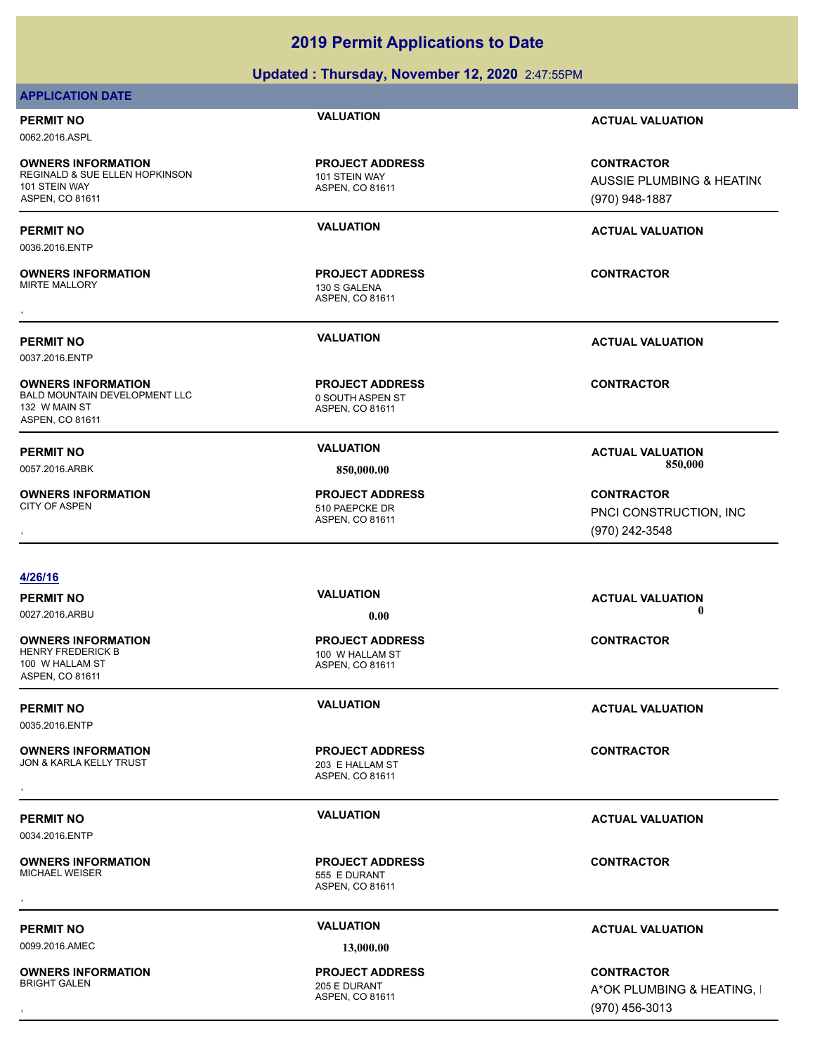# 2019 Permit Applications to Date

## Updated : Thursday, November 12, 2020 2:47:55PM

**APPLICATION DATE**

**PERMIT NO** 0062.2016.ASPL
**VALUATION**
**ACTUAL VALUATION**

**OWNERS INFORMATION**
REGINALD & SUE ELLEN HOPKINSON
101 STEIN WAY
ASPEN, CO 81611

**PROJECT ADDRESS**
101 STEIN WAY
ASPEN, CO 81611

**CONTRACTOR**
AUSSIE PLUMBING & HEATING
(970) 948-1887

---

**PERMIT NO** 0036.2016.ENTP
**VALUATION**
**ACTUAL VALUATION**

**OWNERS INFORMATION**
MIRTE MALLORY
,

**PROJECT ADDRESS**
130 S GALENA
ASPEN, CO 81611

**CONTRACTOR**

---

**PERMIT NO** 0037.2016.ENTP
**VALUATION**
**ACTUAL VALUATION**

**OWNERS INFORMATION**
BALD MOUNTAIN DEVELOPMENT LLC
132 W MAIN ST
ASPEN, CO 81611

**PROJECT ADDRESS**
0 SOUTH ASPEN ST
ASPEN, CO 81611

**CONTRACTOR**

---

**PERMIT NO** 0057.2016.ARBK
**VALUATION** 850,000.00
**ACTUAL VALUATION** 850,000

**OWNERS INFORMATION**
CITY OF ASPEN
,

**PROJECT ADDRESS**
510 PAEPCKE DR
ASPEN, CO 81611

**CONTRACTOR**
PNCI CONSTRUCTION, INC
(970) 242-3548

---

**4/26/16**

**PERMIT NO** 0027.2016.ARBU
**VALUATION** 0.00
**ACTUAL VALUATION** 0

**OWNERS INFORMATION**
HENRY FREDERICK B
100 W HALLAM ST
ASPEN, CO 81611

**PROJECT ADDRESS**
100 W HALLAM ST
ASPEN, CO 81611

**CONTRACTOR**

---

**PERMIT NO** 0035.2016.ENTP
**VALUATION**
**ACTUAL VALUATION**

**OWNERS INFORMATION**
JON & KARLA KELLY TRUST
,

**PROJECT ADDRESS**
203 E HALLAM ST
ASPEN, CO 81611

**CONTRACTOR**

---

**PERMIT NO** 0034.2016.ENTP
**VALUATION**
**ACTUAL VALUATION**

**OWNERS INFORMATION**
MICHAEL WEISER
,

**PROJECT ADDRESS**
555 E DURANT
ASPEN, CO 81611

**CONTRACTOR**

---

**PERMIT NO** 0099.2016.AMEC
**VALUATION** 13,000.00
**ACTUAL VALUATION**

**OWNERS INFORMATION**
BRIGHT GALEN
,

**PROJECT ADDRESS**
205 E DURANT
ASPEN, CO 81611

**CONTRACTOR**
A*OK PLUMBING & HEATING, I
(970) 456-3013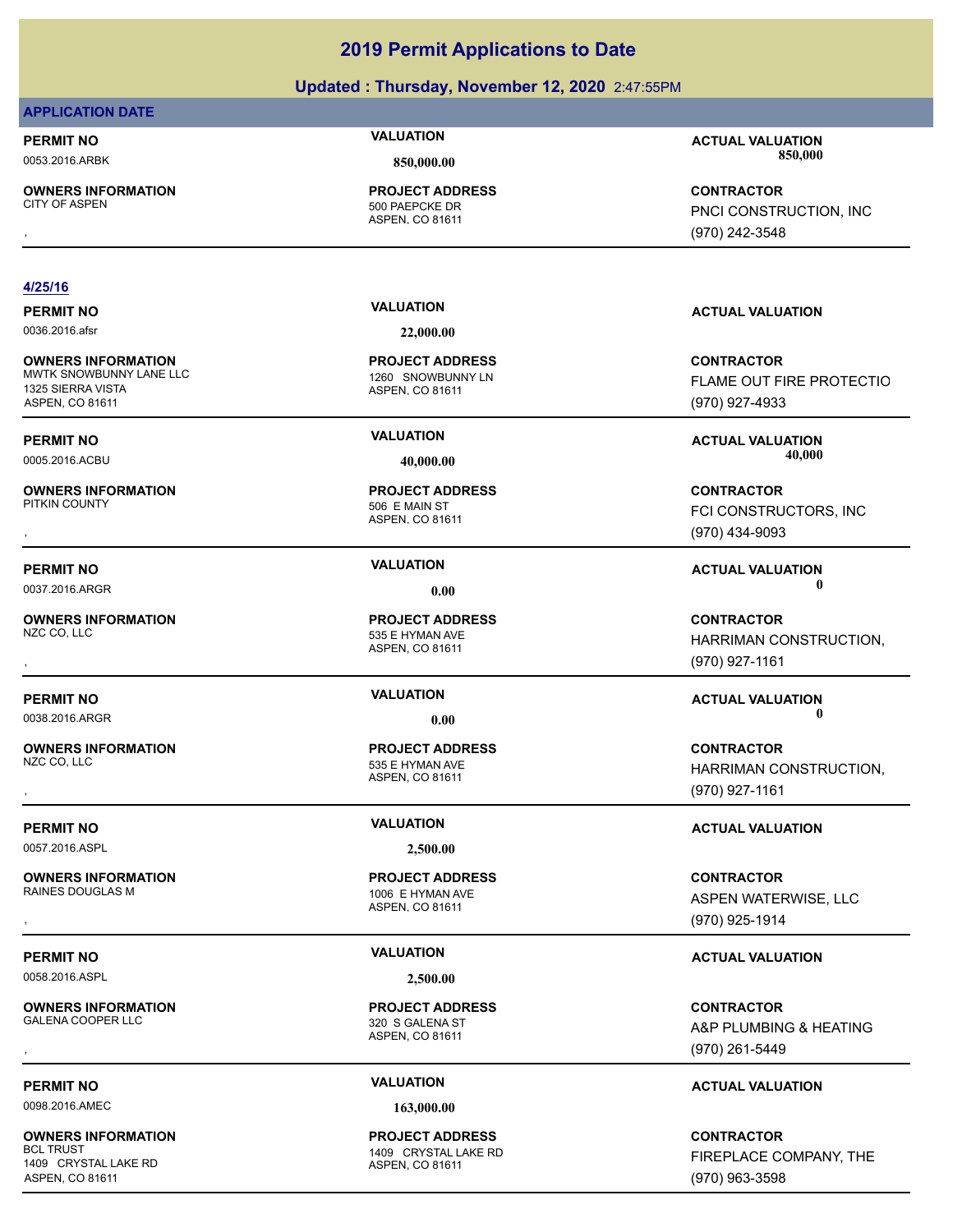# 2019 Permit Applications to Date

## Updated : Thursday, November 12, 2020 2:47:55PM

### APPLICATION DATE

**PERMIT NO** 0053.2016.ARBK
**VALUATION** 850,000.00
**ACTUAL VALUATION** 850,000

**OWNERS INFORMATION**
CITY OF ASPEN
,

**PROJECT ADDRESS**
500 PAEPCKE DR
ASPEN, CO 81611

**CONTRACTOR**
PNCI CONSTRUCTION, INC
(970) 242-3548

---

### 4/25/16

**PERMIT NO** 0036.2016.afsr
**VALUATION** 22,000.00
**ACTUAL VALUATION**

**OWNERS INFORMATION**
MWTK SNOWBUNNY LANE LLC
1325 SIERRA VISTA
ASPEN, CO 81611

**PROJECT ADDRESS**
1260 SNOWBUNNY LN
ASPEN, CO 81611

**CONTRACTOR**
FLAME OUT FIRE PROTECTIO
(970) 927-4933

---

**PERMIT NO** 0005.2016.ACBU
**VALUATION** 40,000.00
**ACTUAL VALUATION** 40,000

**OWNERS INFORMATION**
PITKIN COUNTY
,

**PROJECT ADDRESS**
506 E MAIN ST
ASPEN, CO 81611

**CONTRACTOR**
FCI CONSTRUCTORS, INC
(970) 434-9093

---

**PERMIT NO** 0037.2016.ARGR
**VALUATION** 0.00
**ACTUAL VALUATION** 0

**OWNERS INFORMATION**
NZC CO, LLC
,

**PROJECT ADDRESS**
535 E HYMAN AVE
ASPEN, CO 81611

**CONTRACTOR**
HARRIMAN CONSTRUCTION,
(970) 927-1161

---

**PERMIT NO** 0038.2016.ARGR
**VALUATION** 0.00
**ACTUAL VALUATION** 0

**OWNERS INFORMATION**
NZC CO, LLC
,

**PROJECT ADDRESS**
535 E HYMAN AVE
ASPEN, CO 81611

**CONTRACTOR**
HARRIMAN CONSTRUCTION,
(970) 927-1161

---

**PERMIT NO** 0057.2016.ASPL
**VALUATION** 2,500.00
**ACTUAL VALUATION**

**OWNERS INFORMATION**
RAINES DOUGLAS M
,

**PROJECT ADDRESS**
1006 E HYMAN AVE
ASPEN, CO 81611

**CONTRACTOR**
ASPEN WATERWISE, LLC
(970) 925-1914

---

**PERMIT NO** 0058.2016.ASPL
**VALUATION** 2,500.00
**ACTUAL VALUATION**

**OWNERS INFORMATION**
GALENA COOPER LLC
,

**PROJECT ADDRESS**
320 S GALENA ST
ASPEN, CO 81611

**CONTRACTOR**
A&P PLUMBING & HEATING
(970) 261-5449

---

**PERMIT NO** 0098.2016.AMEC
**VALUATION** 163,000.00
**ACTUAL VALUATION**

**OWNERS INFORMATION**
BCL TRUST
1409 CRYSTAL LAKE RD
ASPEN, CO 81611

**PROJECT ADDRESS**
1409 CRYSTAL LAKE RD
ASPEN, CO 81611

**CONTRACTOR**
FIREPLACE COMPANY, THE
(970) 963-3598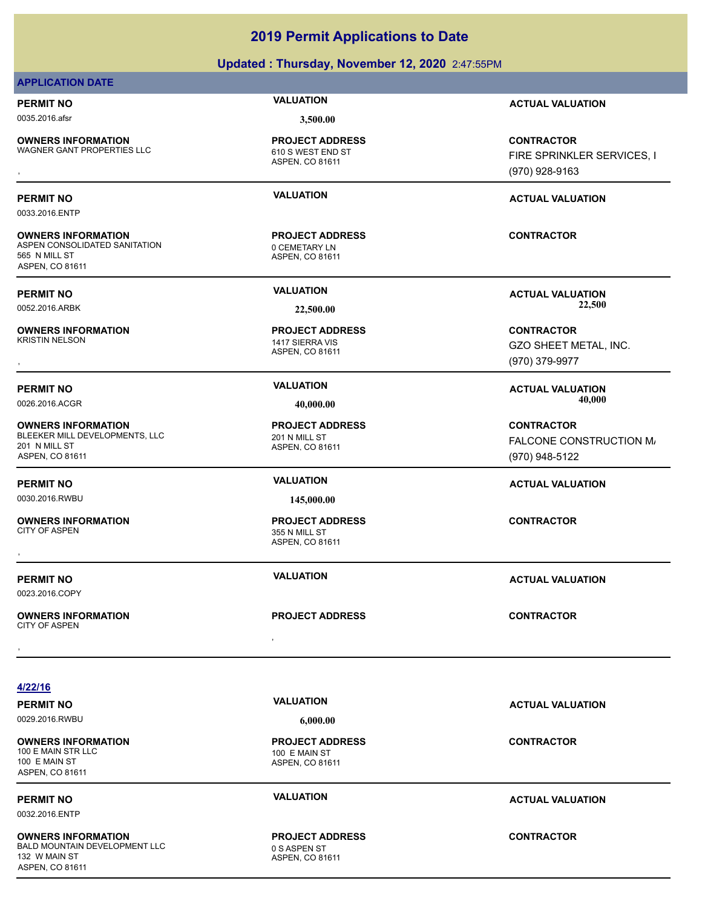# 2019 Permit Applications to Date

## Updated : Thursday, November 12, 2020 2:47:55PM

### APPLICATION DATE

| PERMIT NO | VALUATION | ACTUAL VALUATION |
|---|---|---|
| 0035.2016.afsr | 3,500.00 | |

| OWNERS INFORMATION | PROJECT ADDRESS | CONTRACTOR |
|---|---|---|
| WAGNER GANT PROPERTIES LLC<br>, | 610 S WEST END ST<br>ASPEN, CO 81611 | FIRE SPRINKLER SERVICES, I<br>(970) 928-9163 |

| PERMIT NO | VALUATION | ACTUAL VALUATION |
|---|---|---|
| 0033.2016.ENTP | | |

| OWNERS INFORMATION | PROJECT ADDRESS | CONTRACTOR |
|---|---|---|
| ASPEN CONSOLIDATED SANITATION<br>565 N MILL ST<br>ASPEN, CO 81611 | 0 CEMETARY LN<br>ASPEN, CO 81611 | |

| PERMIT NO | VALUATION | ACTUAL VALUATION |
|---|---|---|
| 0052.2016.ARBK | 22,500.00 | 22,500 |

| OWNERS INFORMATION | PROJECT ADDRESS | CONTRACTOR |
|---|---|---|
| KRISTIN NELSON<br>, | 1417 SIERRA VIS<br>ASPEN, CO 81611 | GZO SHEET METAL, INC.<br>(970) 379-9977 |

| PERMIT NO | VALUATION | ACTUAL VALUATION |
|---|---|---|
| 0026.2016.ACGR | 40,000.00 | 40,000 |

| OWNERS INFORMATION | PROJECT ADDRESS | CONTRACTOR |
|---|---|---|
| BLEEKER MILL DEVELOPMENTS, LLC<br>201 N MILL ST<br>ASPEN, CO 81611 | 201 N MILL ST<br>ASPEN, CO 81611 | FALCONE CONSTRUCTION M/<br>(970) 948-5122 |

| PERMIT NO | VALUATION | ACTUAL VALUATION |
|---|---|---|
| 0030.2016.RWBU | 145,000.00 | |

| OWNERS INFORMATION | PROJECT ADDRESS | CONTRACTOR |
|---|---|---|
| CITY OF ASPEN<br>, | 355 N MILL ST<br>ASPEN, CO 81611 | |

| PERMIT NO | VALUATION | ACTUAL VALUATION |
|---|---|---|
| 0023.2016.COPY | | |

| OWNERS INFORMATION | PROJECT ADDRESS | CONTRACTOR |
|---|---|---|
| CITY OF ASPEN<br>, | , | |

### 4/22/16

| PERMIT NO | VALUATION | ACTUAL VALUATION |
|---|---|---|
| 0029.2016.RWBU | 6,000.00 | |

| OWNERS INFORMATION | PROJECT ADDRESS | CONTRACTOR |
|---|---|---|
| 100 E MAIN STR LLC<br>100 E MAIN ST<br>ASPEN, CO 81611 | 100 E MAIN ST<br>ASPEN, CO 81611 | |

| PERMIT NO | VALUATION | ACTUAL VALUATION |
|---|---|---|
| 0032.2016.ENTP | | |

| OWNERS INFORMATION | PROJECT ADDRESS | CONTRACTOR |
|---|---|---|
| BALD MOUNTAIN DEVELOPMENT LLC<br>132 W MAIN ST<br>ASPEN, CO 81611 | 0 S ASPEN ST<br>ASPEN, CO 81611 | |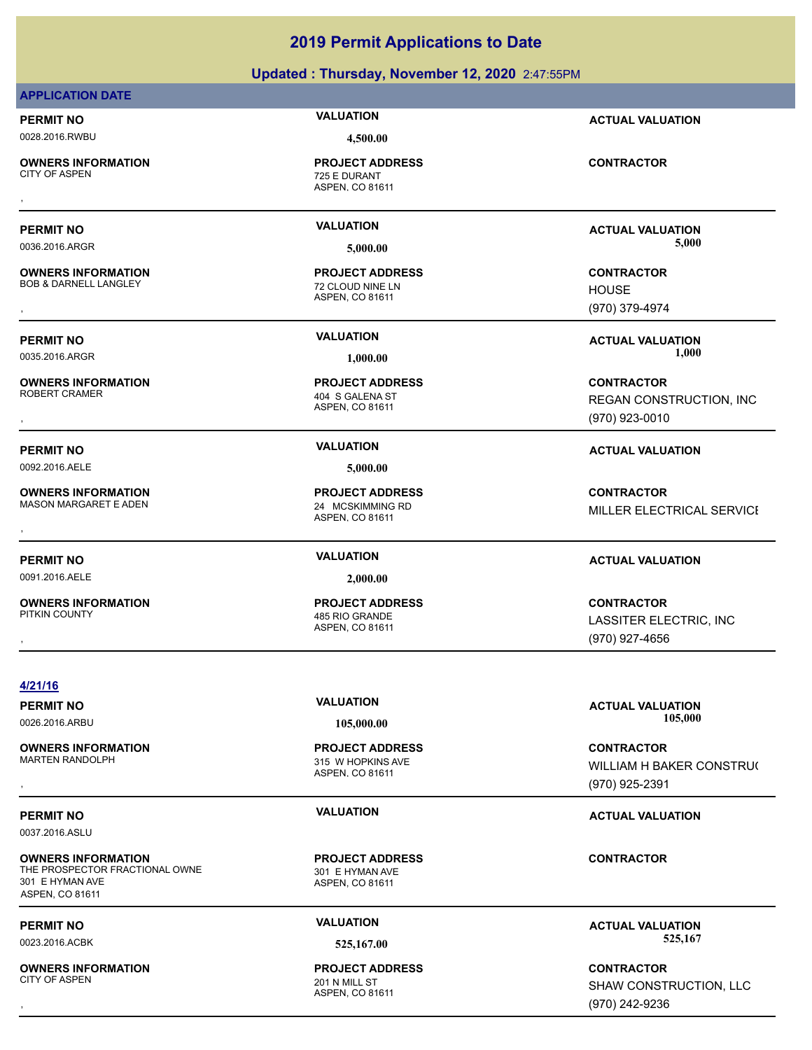# 2019 Permit Applications to Date

## Updated : Thursday, November 12, 2020 2:47:55PM

**APPLICATION DATE**

**PERMIT NO** 0028.2016.RWBU
**VALUATION** 4,500.00
**ACTUAL VALUATION**

**OWNERS INFORMATION** CITY OF ASPEN
,
**PROJECT ADDRESS** 725 E DURANT ASPEN, CO 81611
**CONTRACTOR**

---

**PERMIT NO** 0036.2016.ARGR
**VALUATION** 5,000.00
**ACTUAL VALUATION** 5,000

**OWNERS INFORMATION** BOB & DARNELL LANGLEY
,
**PROJECT ADDRESS** 72 CLOUD NINE LN ASPEN, CO 81611
**CONTRACTOR** HOUSE (970) 379-4974

---

**PERMIT NO** 0035.2016.ARGR
**VALUATION** 1,000.00
**ACTUAL VALUATION** 1,000

**OWNERS INFORMATION** ROBERT CRAMER
,
**PROJECT ADDRESS** 404 S GALENA ST ASPEN, CO 81611
**CONTRACTOR** REGAN CONSTRUCTION, INC (970) 923-0010

---

**PERMIT NO** 0092.2016.AELE
**VALUATION** 5,000.00
**ACTUAL VALUATION**

**OWNERS INFORMATION** MASON MARGARET E ADEN
,
**PROJECT ADDRESS** 24 MCSKIMMING RD ASPEN, CO 81611
**CONTRACTOR** MILLER ELECTRICAL SERVICE

---

**PERMIT NO** 0091.2016.AELE
**VALUATION** 2,000.00
**ACTUAL VALUATION**

**OWNERS INFORMATION** PITKIN COUNTY
,
**PROJECT ADDRESS** 485 RIO GRANDE ASPEN, CO 81611
**CONTRACTOR** LASSITER ELECTRIC, INC (970) 927-4656

---

**4/21/16**

**PERMIT NO** 0026.2016.ARBU
**VALUATION** 105,000.00
**ACTUAL VALUATION** 105,000

**OWNERS INFORMATION** MARTEN RANDOLPH
,
**PROJECT ADDRESS** 315 W HOPKINS AVE ASPEN, CO 81611
**CONTRACTOR** WILLIAM H BAKER CONSTRUC (970) 925-2391

---

**PERMIT NO** 0037.2016.ASLU
**VALUATION**
**ACTUAL VALUATION**

**OWNERS INFORMATION** THE PROSPECTOR FRACTIONAL OWNE 301 E HYMAN AVE ASPEN, CO 81611
**PROJECT ADDRESS** 301 E HYMAN AVE ASPEN, CO 81611
**CONTRACTOR**

---

**PERMIT NO** 0023.2016.ACBK
**VALUATION** 525,167.00
**ACTUAL VALUATION** 525,167

**OWNERS INFORMATION** CITY OF ASPEN
,
**PROJECT ADDRESS** 201 N MILL ST ASPEN, CO 81611
**CONTRACTOR** SHAW CONSTRUCTION, LLC (970) 242-9236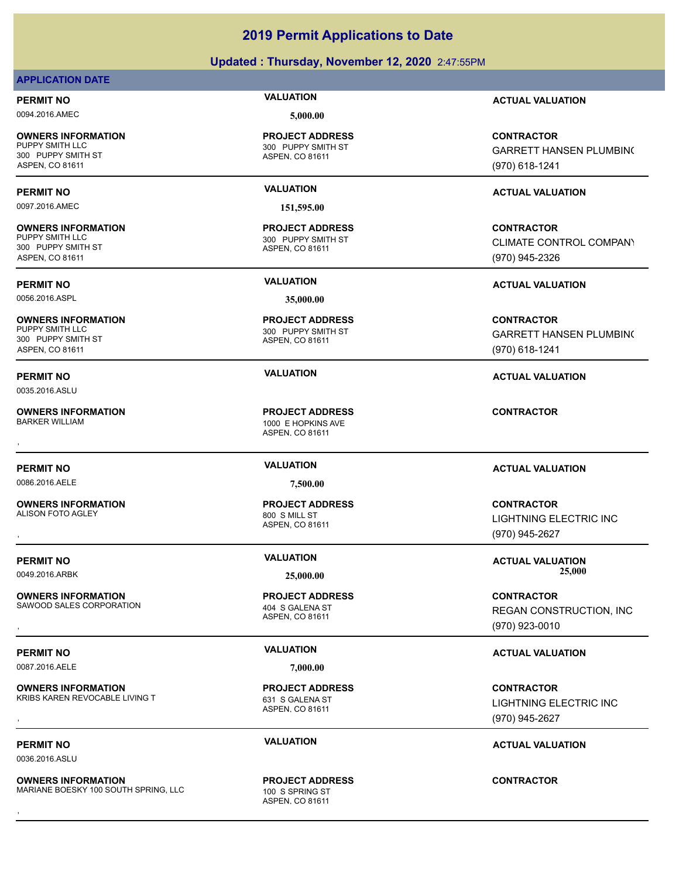# 2019 Permit Applications to Date

## Updated : Thursday, November 12, 2020 2:47:55PM

### APPLICATION DATE

**PERMIT NO** 0094.2016.AMEC
**VALUATION** 5,000.00
**ACTUAL VALUATION**

**OWNERS INFORMATION**
PUPPY SMITH LLC
300 PUPPY SMITH ST
ASPEN, CO 81611

**PROJECT ADDRESS**
300 PUPPY SMITH ST
ASPEN, CO 81611

**CONTRACTOR**
GARRETT HANSEN PLUMBING
(970) 618-1241

---

**PERMIT NO** 0097.2016.AMEC
**VALUATION** 151,595.00
**ACTUAL VALUATION**

**OWNERS INFORMATION**
PUPPY SMITH LLC
300 PUPPY SMITH ST
ASPEN, CO 81611

**PROJECT ADDRESS**
300 PUPPY SMITH ST
ASPEN, CO 81611

**CONTRACTOR**
CLIMATE CONTROL COMPANY
(970) 945-2326

---

**PERMIT NO** 0056.2016.ASPL
**VALUATION** 35,000.00
**ACTUAL VALUATION**

**OWNERS INFORMATION**
PUPPY SMITH LLC
300 PUPPY SMITH ST
ASPEN, CO 81611

**PROJECT ADDRESS**
300 PUPPY SMITH ST
ASPEN, CO 81611

**CONTRACTOR**
GARRETT HANSEN PLUMBING
(970) 618-1241

---

**PERMIT NO** 0035.2016.ASLU
**VALUATION**
**ACTUAL VALUATION**

**OWNERS INFORMATION**
BARKER WILLIAM
,

**PROJECT ADDRESS**
1000 E HOPKINS AVE
ASPEN, CO 81611

**CONTRACTOR**

---

**PERMIT NO** 0086.2016.AELE
**VALUATION** 7,500.00
**ACTUAL VALUATION**

**OWNERS INFORMATION**
ALISON FOTO AGLEY
,

**PROJECT ADDRESS**
800 S MILL ST
ASPEN, CO 81611

**CONTRACTOR**
LIGHTNING ELECTRIC INC
(970) 945-2627

---

**PERMIT NO** 0049.2016.ARBK
**VALUATION** 25,000.00
**ACTUAL VALUATION** 25,000

**OWNERS INFORMATION**
SAWOOD SALES CORPORATION
,

**PROJECT ADDRESS**
404 S GALENA ST
ASPEN, CO 81611

**CONTRACTOR**
REGAN CONSTRUCTION, INC
(970) 923-0010

---

**PERMIT NO** 0087.2016.AELE
**VALUATION** 7,000.00
**ACTUAL VALUATION**

**OWNERS INFORMATION**
KRIBS KAREN REVOCABLE LIVING T
,

**PROJECT ADDRESS**
631 S GALENA ST
ASPEN, CO 81611

**CONTRACTOR**
LIGHTNING ELECTRIC INC
(970) 945-2627

---

**PERMIT NO** 0036.2016.ASLU
**VALUATION**
**ACTUAL VALUATION**

**OWNERS INFORMATION**
MARIANE BOESKY 100 SOUTH SPRING, LLC
,

**PROJECT ADDRESS**
100 S SPRING ST
ASPEN, CO 81611

**CONTRACTOR**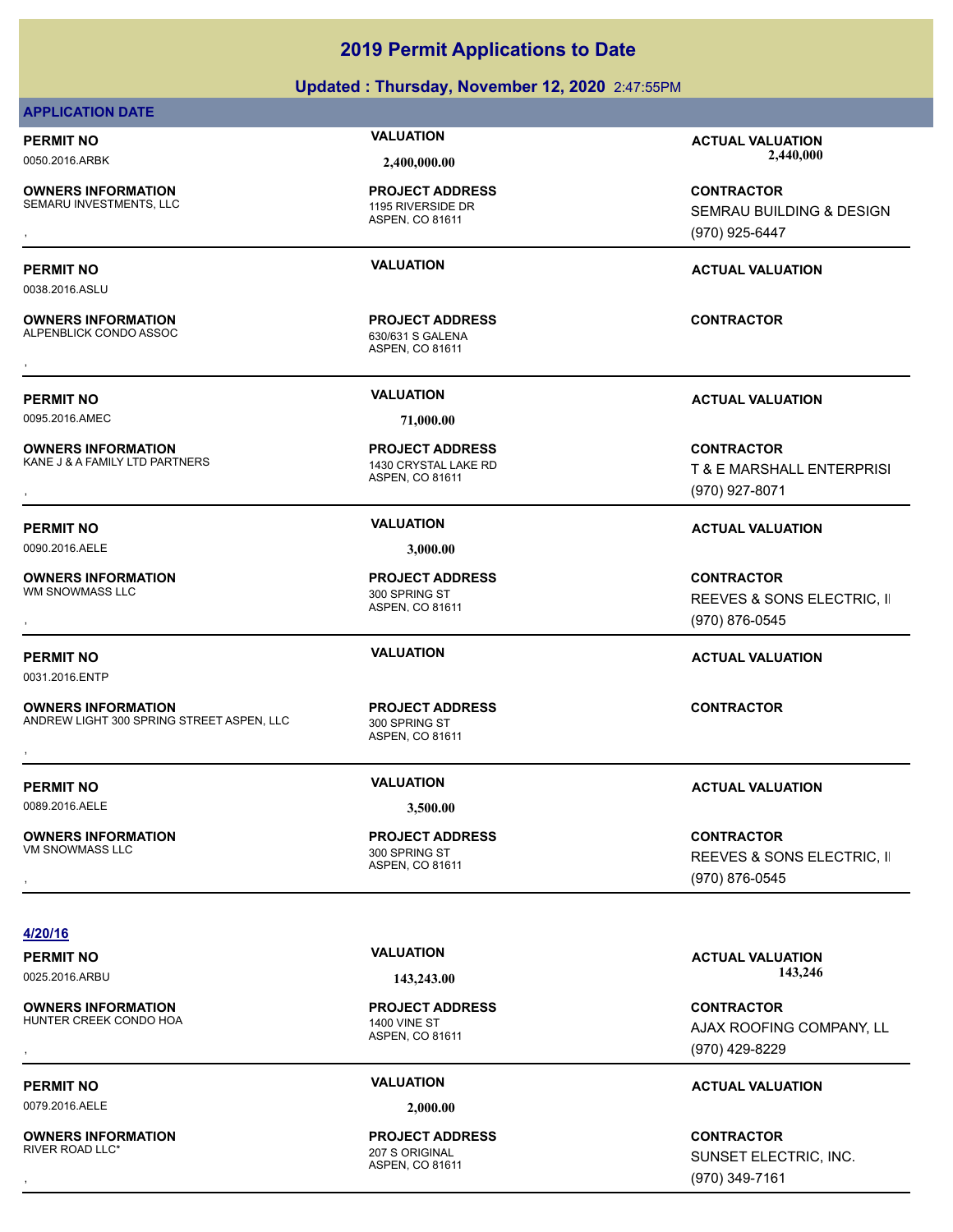# 2019 Permit Applications to Date

## Updated : Thursday, November 12, 2020 2:47:55PM

**APPLICATION DATE**

**PERMIT NO** 0050.2016.ARBK
**VALUATION** 2,400,000.00
**ACTUAL VALUATION** 2,440,000

**OWNERS INFORMATION** SEMARU INVESTMENTS, LLC
,
**PROJECT ADDRESS** 1195 RIVERSIDE DR
ASPEN, CO 81611
**CONTRACTOR** SEMRAU BUILDING & DESIGN
(970) 925-6447

---

**PERMIT NO** 0038.2016.ASLU
**VALUATION**
**ACTUAL VALUATION**

**OWNERS INFORMATION** ALPENBLICK CONDO ASSOC
,
**PROJECT ADDRESS** 630/631 S GALENA
ASPEN, CO 81611
**CONTRACTOR**

---

**PERMIT NO** 0095.2016.AMEC
**VALUATION** 71,000.00
**ACTUAL VALUATION**

**OWNERS INFORMATION** KANE J & A FAMILY LTD PARTNERS
,
**PROJECT ADDRESS** 1430 CRYSTAL LAKE RD
ASPEN, CO 81611
**CONTRACTOR** T & E MARSHALL ENTERPRISI
(970) 927-8071

---

**PERMIT NO** 0090.2016.AELE
**VALUATION** 3,000.00
**ACTUAL VALUATION**

**OWNERS INFORMATION** WM SNOWMASS LLC
,
**PROJECT ADDRESS** 300 SPRING ST
ASPEN, CO 81611
**CONTRACTOR** REEVES & SONS ELECTRIC, II
(970) 876-0545

---

**PERMIT NO** 0031.2016.ENTP
**VALUATION**
**ACTUAL VALUATION**

**OWNERS INFORMATION** ANDREW LIGHT 300 SPRING STREET ASPEN, LLC
,
**PROJECT ADDRESS** 300 SPRING ST
ASPEN, CO 81611
**CONTRACTOR**

---

**PERMIT NO** 0089.2016.AELE
**VALUATION** 3,500.00
**ACTUAL VALUATION**

**OWNERS INFORMATION** VM SNOWMASS LLC
,
**PROJECT ADDRESS** 300 SPRING ST
ASPEN, CO 81611
**CONTRACTOR** REEVES & SONS ELECTRIC, II
(970) 876-0545

---

**4/20/16**

**PERMIT NO** 0025.2016.ARBU
**VALUATION** 143,243.00
**ACTUAL VALUATION** 143,246

**OWNERS INFORMATION** HUNTER CREEK CONDO HOA
,
**PROJECT ADDRESS** 1400 VINE ST
ASPEN, CO 81611
**CONTRACTOR** AJAX ROOFING COMPANY, LL
(970) 429-8229

---

**PERMIT NO** 0079.2016.AELE
**VALUATION** 2,000.00
**ACTUAL VALUATION**

**OWNERS INFORMATION** RIVER ROAD LLC*
,
**PROJECT ADDRESS** 207 S ORIGINAL
ASPEN, CO 81611
**CONTRACTOR** SUNSET ELECTRIC, INC.
(970) 349-7161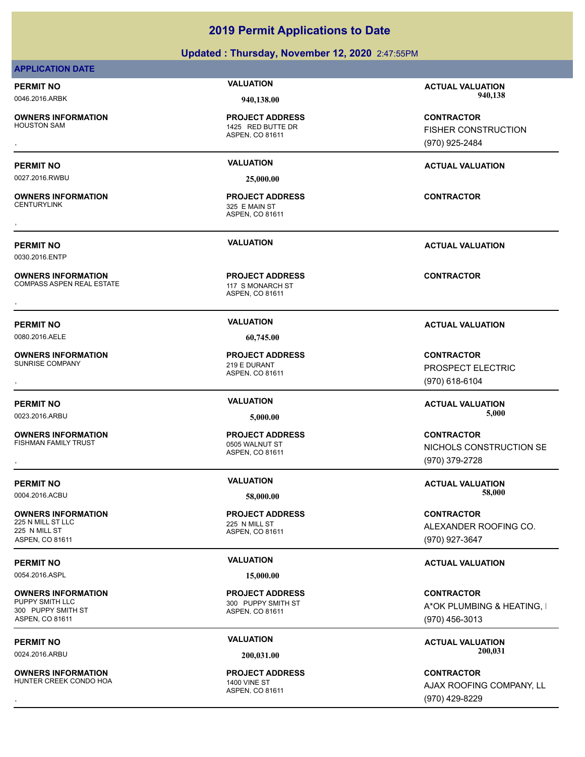# 2019 Permit Applications to Date

## Updated : Thursday, November 12, 2020 2:47:55PM

**APPLICATION DATE**

**PERMIT NO** 0046.2016.ARBK
**VALUATION** 940,138.00
**ACTUAL VALUATION** 940,138

**OWNERS INFORMATION**
HOUSTON SAM
,

**PROJECT ADDRESS**
1425 RED BUTTE DR
ASPEN, CO 81611

**CONTRACTOR**
FISHER CONSTRUCTION
(970) 925-2484

---

**PERMIT NO** 0027.2016.RWBU
**VALUATION** 25,000.00
**ACTUAL VALUATION**

**OWNERS INFORMATION**
CENTURYLINK
,

**PROJECT ADDRESS**
325 E MAIN ST
ASPEN, CO 81611

**CONTRACTOR**

---

**PERMIT NO** 0030.2016.ENTP
**VALUATION**
**ACTUAL VALUATION**

**OWNERS INFORMATION**
COMPASS ASPEN REAL ESTATE
,

**PROJECT ADDRESS**
117 S MONARCH ST
ASPEN, CO 81611

**CONTRACTOR**

---

**PERMIT NO** 0080.2016.AELE
**VALUATION** 60,745.00
**ACTUAL VALUATION**

**OWNERS INFORMATION**
SUNRISE COMPANY
,

**PROJECT ADDRESS**
219 E DURANT
ASPEN, CO 81611

**CONTRACTOR**
PROSPECT ELECTRIC
(970) 618-6104

---

**PERMIT NO** 0023.2016.ARBU
**VALUATION** 5,000.00
**ACTUAL VALUATION** 5,000

**OWNERS INFORMATION**
FISHMAN FAMILY TRUST
,

**PROJECT ADDRESS**
0505 WALNUT ST
ASPEN, CO 81611

**CONTRACTOR**
NICHOLS CONSTRUCTION SE
(970) 379-2728

---

**PERMIT NO** 0004.2016.ACBU
**VALUATION** 58,000.00
**ACTUAL VALUATION** 58,000

**OWNERS INFORMATION**
225 N MILL ST LLC
225 N MILL ST
ASPEN, CO 81611

**PROJECT ADDRESS**
225 N MILL ST
ASPEN, CO 81611

**CONTRACTOR**
ALEXANDER ROOFING CO.
(970) 927-3647

---

**PERMIT NO** 0054.2016.ASPL
**VALUATION** 15,000.00
**ACTUAL VALUATION**

**OWNERS INFORMATION**
PUPPY SMITH LLC
300 PUPPY SMITH ST
ASPEN, CO 81611

**PROJECT ADDRESS**
300 PUPPY SMITH ST
ASPEN, CO 81611

**CONTRACTOR**
A*OK PLUMBING & HEATING, I
(970) 456-3013

---

**PERMIT NO** 0024.2016.ARBU
**VALUATION** 200,031.00
**ACTUAL VALUATION** 200,031

**OWNERS INFORMATION**
HUNTER CREEK CONDO HOA
,

**PROJECT ADDRESS**
1400 VINE ST
ASPEN, CO 81611

**CONTRACTOR**
AJAX ROOFING COMPANY, LL
(970) 429-8229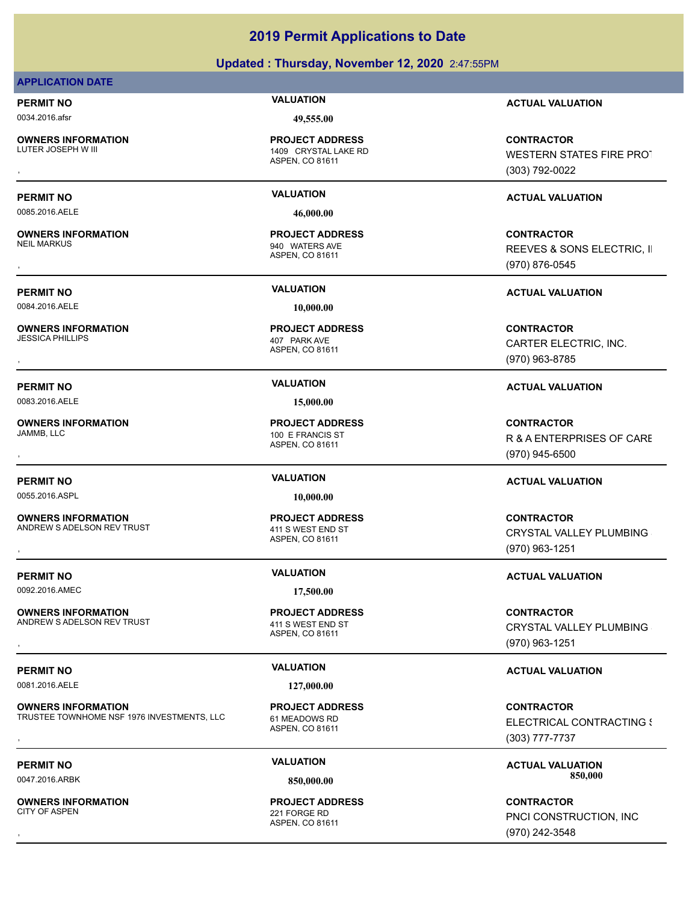# 2019 Permit Applications to Date

## Updated : Thursday, November 12, 2020 2:47:55PM

**APPLICATION DATE**

**PERMIT NO** 0034.2016.afsr
**VALUATION** 49,555.00
**ACTUAL VALUATION**

**OWNERS INFORMATION**
LUTER JOSEPH W III
,

**PROJECT ADDRESS**
1409 CRYSTAL LAKE RD
ASPEN, CO 81611

**CONTRACTOR**
WESTERN STATES FIRE PROT
(303) 792-0022

---

**PERMIT NO** 0085.2016.AELE
**VALUATION** 46,000.00
**ACTUAL VALUATION**

**OWNERS INFORMATION**
NEIL MARKUS
,

**PROJECT ADDRESS**
940 WATERS AVE
ASPEN, CO 81611

**CONTRACTOR**
REEVES & SONS ELECTRIC, I
(970) 876-0545

---

**PERMIT NO** 0084.2016.AELE
**VALUATION** 10,000.00
**ACTUAL VALUATION**

**OWNERS INFORMATION**
JESSICA PHILLIPS
,

**PROJECT ADDRESS**
407 PARK AVE
ASPEN, CO 81611

**CONTRACTOR**
CARTER ELECTRIC, INC.
(970) 963-8785

---

**PERMIT NO** 0083.2016.AELE
**VALUATION** 15,000.00
**ACTUAL VALUATION**

**OWNERS INFORMATION**
JAMMB, LLC
,

**PROJECT ADDRESS**
100 E FRANCIS ST
ASPEN, CO 81611

**CONTRACTOR**
R & A ENTERPRISES OF CARE
(970) 945-6500

---

**PERMIT NO** 0055.2016.ASPL
**VALUATION** 10,000.00
**ACTUAL VALUATION**

**OWNERS INFORMATION**
ANDREW S ADELSON REV TRUST
,

**PROJECT ADDRESS**
411 S WEST END ST
ASPEN, CO 81611

**CONTRACTOR**
CRYSTAL VALLEY PLUMBING
(970) 963-1251

---

**PERMIT NO** 0092.2016.AMEC
**VALUATION** 17,500.00
**ACTUAL VALUATION**

**OWNERS INFORMATION**
ANDREW S ADELSON REV TRUST
,

**PROJECT ADDRESS**
411 S WEST END ST
ASPEN, CO 81611

**CONTRACTOR**
CRYSTAL VALLEY PLUMBING
(970) 963-1251

---

**PERMIT NO** 0081.2016.AELE
**VALUATION** 127,000.00
**ACTUAL VALUATION**

**OWNERS INFORMATION**
TRUSTEE TOWNHOME NSF 1976 INVESTMENTS, LLC
,

**PROJECT ADDRESS**
61 MEADOWS RD
ASPEN, CO 81611

**CONTRACTOR**
ELECTRICAL CONTRACTING S
(303) 777-7737

---

**PERMIT NO** 0047.2016.ARBK
**VALUATION** 850,000.00
**ACTUAL VALUATION** 850,000

**OWNERS INFORMATION**
CITY OF ASPEN
,

**PROJECT ADDRESS**
221 FORGE RD
ASPEN, CO 81611

**CONTRACTOR**
PNCI CONSTRUCTION, INC
(970) 242-3548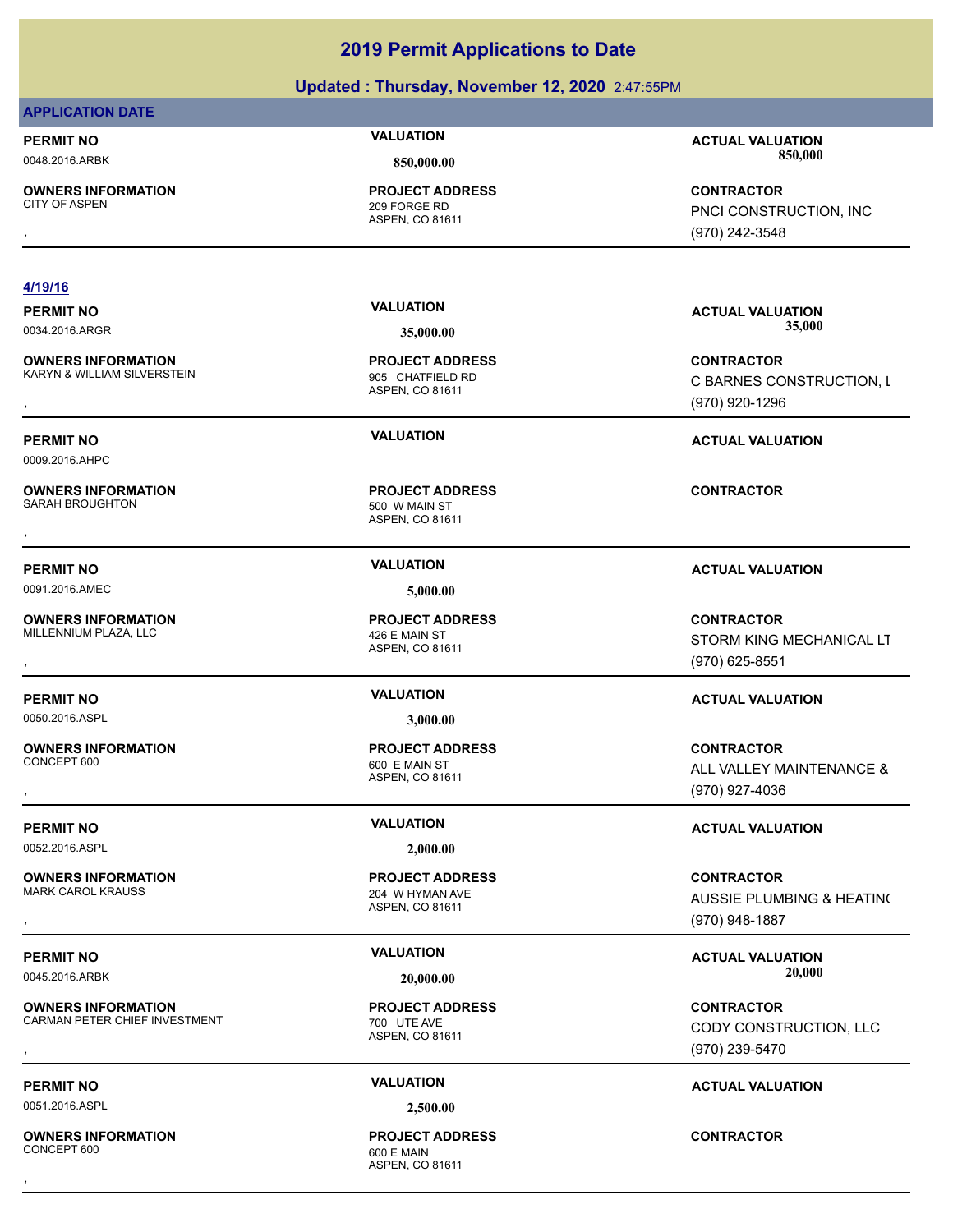# 2019 Permit Applications to Date

## Updated : Thursday, November 12, 2020 2:47:55PM

### APPLICATION DATE

**PERMIT NO** 0048.2016.ARBK
**VALUATION** 850,000.00
**ACTUAL VALUATION** 850,000

**OWNERS INFORMATION** CITY OF ASPEN
,
**PROJECT ADDRESS** 209 FORGE RD, ASPEN, CO 81611
**CONTRACTOR** PNCI CONSTRUCTION, INC (970) 242-3548

---

### 4/19/16

**PERMIT NO** 0034.2016.ARGR
**VALUATION** 35,000.00
**ACTUAL VALUATION** 35,000

**OWNERS INFORMATION** KARYN & WILLIAM SILVERSTEIN
,
**PROJECT ADDRESS** 905 CHATFIELD RD, ASPEN, CO 81611
**CONTRACTOR** C BARNES CONSTRUCTION, L (970) 920-1296

---

**PERMIT NO** 0009.2016.AHPC
**VALUATION**
**ACTUAL VALUATION**

**OWNERS INFORMATION** SARAH BROUGHTON
,
**PROJECT ADDRESS** 500 W MAIN ST, ASPEN, CO 81611
**CONTRACTOR**

---

**PERMIT NO** 0091.2016.AMEC
**VALUATION** 5,000.00
**ACTUAL VALUATION**

**OWNERS INFORMATION** MILLENNIUM PLAZA, LLC
,
**PROJECT ADDRESS** 426 E MAIN ST, ASPEN, CO 81611
**CONTRACTOR** STORM KING MECHANICAL LT (970) 625-8551

---

**PERMIT NO** 0050.2016.ASPL
**VALUATION** 3,000.00
**ACTUAL VALUATION**

**OWNERS INFORMATION** CONCEPT 600
,
**PROJECT ADDRESS** 600 E MAIN ST, ASPEN, CO 81611
**CONTRACTOR** ALL VALLEY MAINTENANCE & (970) 927-4036

---

**PERMIT NO** 0052.2016.ASPL
**VALUATION** 2,000.00
**ACTUAL VALUATION**

**OWNERS INFORMATION** MARK CAROL KRAUSS
,
**PROJECT ADDRESS** 204 W HYMAN AVE, ASPEN, CO 81611
**CONTRACTOR** AUSSIE PLUMBING & HEATING (970) 948-1887

---

**PERMIT NO** 0045.2016.ARBK
**VALUATION** 20,000.00
**ACTUAL VALUATION** 20,000

**OWNERS INFORMATION** CARMAN PETER CHIEF INVESTMENT
,
**PROJECT ADDRESS** 700 UTE AVE, ASPEN, CO 81611
**CONTRACTOR** CODY CONSTRUCTION, LLC (970) 239-5470

---

**PERMIT NO** 0051.2016.ASPL
**VALUATION** 2,500.00
**ACTUAL VALUATION**

**OWNERS INFORMATION** CONCEPT 600
,
**PROJECT ADDRESS** 600 E MAIN, ASPEN, CO 81611
**CONTRACTOR**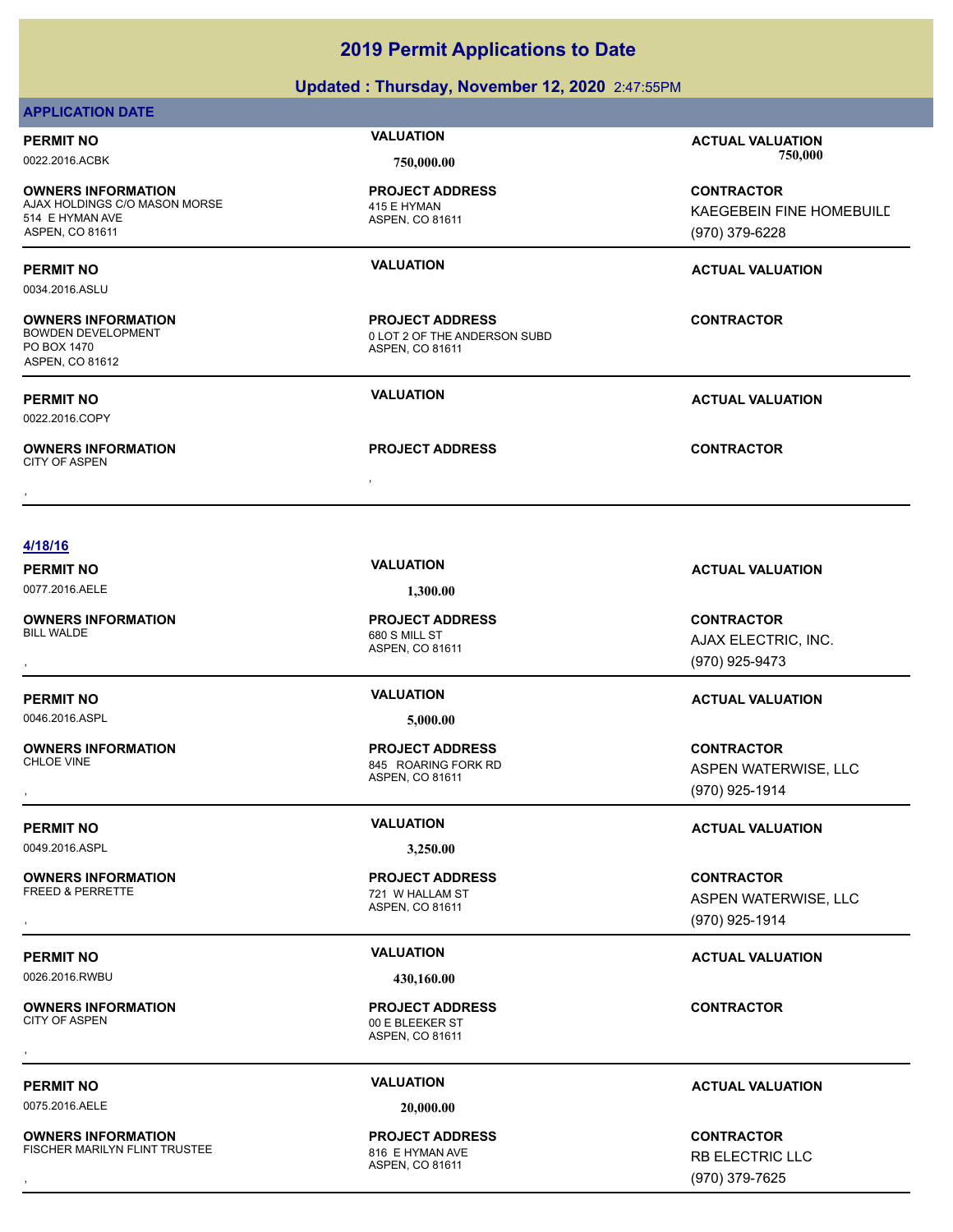# 2019 Permit Applications to Date

## Updated : Thursday, November 12, 2020 2:47:55PM

**APPLICATION DATE**

| PERMIT NO | VALUATION | ACTUAL VALUATION |
|---|---|---|
| 0022.2016.ACBK | 750,000.00 | 750,000 |
| **OWNERS INFORMATION** | **PROJECT ADDRESS** | **CONTRACTOR** |
| AJAX HOLDINGS C/O MASON MORSE<br>514 E HYMAN AVE<br>ASPEN, CO 81611 | 415 E HYMAN<br>ASPEN, CO 81611 | KAEGEBEIN FINE HOMEBUILD<br>(970) 379-6228 |

| PERMIT NO | VALUATION | ACTUAL VALUATION |
|---|---|---|
| 0034.2016.ASLU | | |
| **OWNERS INFORMATION** | **PROJECT ADDRESS** | **CONTRACTOR** |
| BOWDEN DEVELOPMENT<br>PO BOX 1470<br>ASPEN, CO 81612 | 0 LOT 2 OF THE ANDERSON SUBD<br>ASPEN, CO 81611 | |

| PERMIT NO | VALUATION | ACTUAL VALUATION |
|---|---|---|
| 0022.2016.COPY | | |
| **OWNERS INFORMATION** | **PROJECT ADDRESS** | **CONTRACTOR** |
| CITY OF ASPEN<br>, | , | |

**4/18/16**

| PERMIT NO | VALUATION | ACTUAL VALUATION |
|---|---|---|
| 0077.2016.AELE | 1,300.00 | |
| **OWNERS INFORMATION** | **PROJECT ADDRESS** | **CONTRACTOR** |
| BILL WALDE<br>, | 680 S MILL ST<br>ASPEN, CO 81611 | AJAX ELECTRIC, INC.<br>(970) 925-9473 |

| PERMIT NO | VALUATION | ACTUAL VALUATION |
|---|---|---|
| 0046.2016.ASPL | 5,000.00 | |
| **OWNERS INFORMATION** | **PROJECT ADDRESS** | **CONTRACTOR** |
| CHLOE VINE<br>, | 845 ROARING FORK RD<br>ASPEN, CO 81611 | ASPEN WATERWISE, LLC<br>(970) 925-1914 |

| PERMIT NO | VALUATION | ACTUAL VALUATION |
|---|---|---|
| 0049.2016.ASPL | 3,250.00 | |
| **OWNERS INFORMATION** | **PROJECT ADDRESS** | **CONTRACTOR** |
| FREED & PERRETTE<br>, | 721 W HALLAM ST<br>ASPEN, CO 81611 | ASPEN WATERWISE, LLC<br>(970) 925-1914 |

| PERMIT NO | VALUATION | ACTUAL VALUATION |
|---|---|---|
| 0026.2016.RWBU | 430,160.00 | |
| **OWNERS INFORMATION** | **PROJECT ADDRESS** | **CONTRACTOR** |
| CITY OF ASPEN<br>, | 00 E BLEEKER ST<br>ASPEN, CO 81611 | |

| PERMIT NO | VALUATION | ACTUAL VALUATION |
|---|---|---|
| 0075.2016.AELE | 20,000.00 | |
| **OWNERS INFORMATION** | **PROJECT ADDRESS** | **CONTRACTOR** |
| FISCHER MARILYN FLINT TRUSTEE<br>, | 816 E HYMAN AVE<br>ASPEN, CO 81611 | RB ELECTRIC LLC<br>(970) 379-7625 |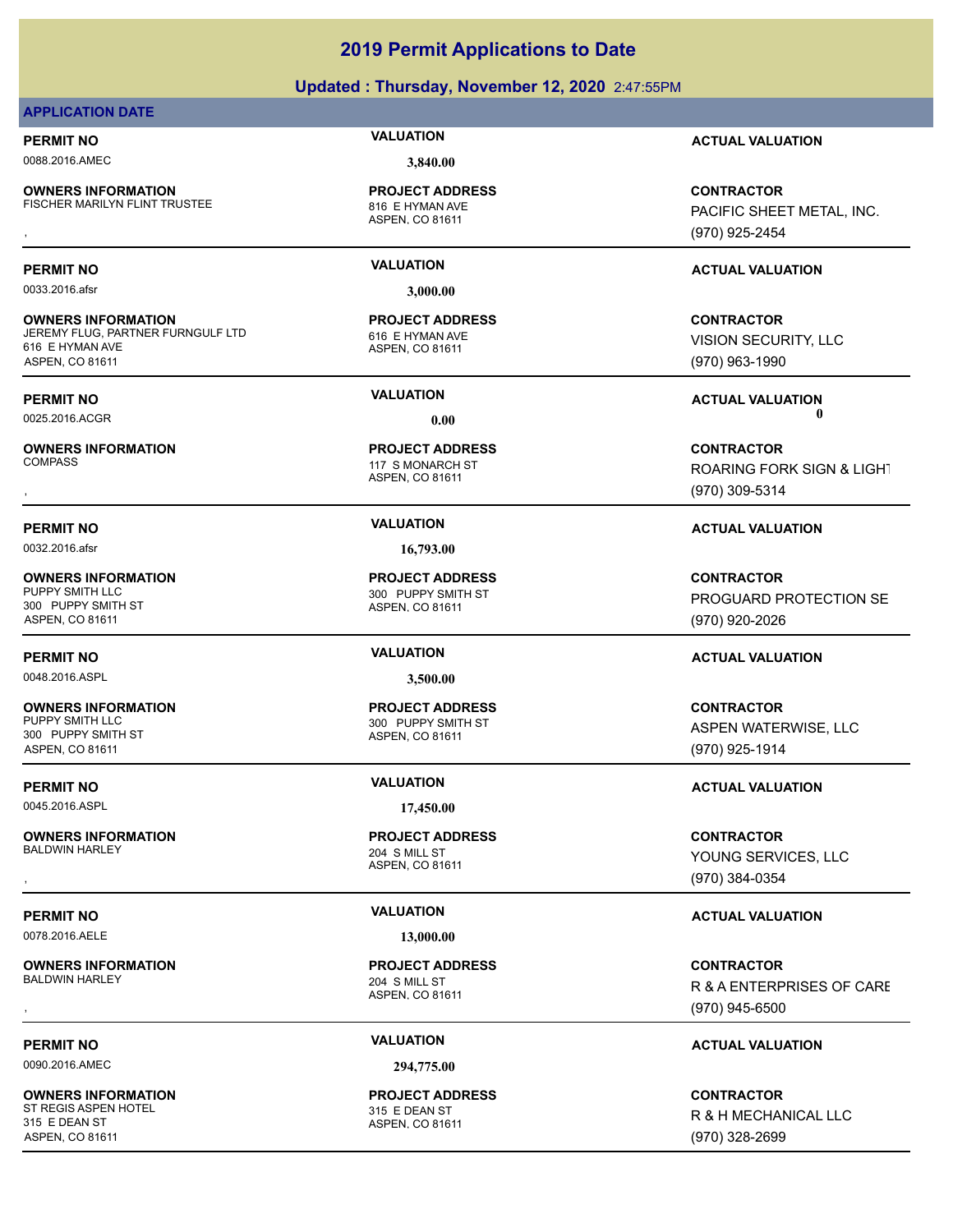# 2019 Permit Applications to Date

## Updated : Thursday, November 12, 2020 2:47:55PM

### APPLICATION DATE

**PERMIT NO** 0088.2016.AMEC — **VALUATION** 3,840.00 — **ACTUAL VALUATION**

**OWNERS INFORMATION**
FISCHER MARILYN FLINT TRUSTEE
,

**PROJECT ADDRESS**
816 E HYMAN AVE
ASPEN, CO 81611

**CONTRACTOR**
PACIFIC SHEET METAL, INC.
(970) 925-2454

---

**PERMIT NO** 0033.2016.afsr — **VALUATION** 3,000.00 — **ACTUAL VALUATION**

**OWNERS INFORMATION**
JEREMY FLUG, PARTNER FURNGULF LTD
616 E HYMAN AVE
ASPEN, CO 81611

**PROJECT ADDRESS**
616 E HYMAN AVE
ASPEN, CO 81611

**CONTRACTOR**
VISION SECURITY, LLC
(970) 963-1990

---

**PERMIT NO** 0025.2016.ACGR — **VALUATION** 0.00 — **ACTUAL VALUATION** 0

**OWNERS INFORMATION**
COMPASS
,

**PROJECT ADDRESS**
117 S MONARCH ST
ASPEN, CO 81611

**CONTRACTOR**
ROARING FORK SIGN & LIGHT
(970) 309-5314

---

**PERMIT NO** 0032.2016.afsr — **VALUATION** 16,793.00 — **ACTUAL VALUATION**

**OWNERS INFORMATION**
PUPPY SMITH LLC
300 PUPPY SMITH ST
ASPEN, CO 81611

**PROJECT ADDRESS**
300 PUPPY SMITH ST
ASPEN, CO 81611

**CONTRACTOR**
PROGUARD PROTECTION SE
(970) 920-2026

---

**PERMIT NO** 0048.2016.ASPL — **VALUATION** 3,500.00 — **ACTUAL VALUATION**

**OWNERS INFORMATION**
PUPPY SMITH LLC
300 PUPPY SMITH ST
ASPEN, CO 81611

**PROJECT ADDRESS**
300 PUPPY SMITH ST
ASPEN, CO 81611

**CONTRACTOR**
ASPEN WATERWISE, LLC
(970) 925-1914

---

**PERMIT NO** 0045.2016.ASPL — **VALUATION** 17,450.00 — **ACTUAL VALUATION**

**OWNERS INFORMATION**
BALDWIN HARLEY
,

**PROJECT ADDRESS**
204 S MILL ST
ASPEN, CO 81611

**CONTRACTOR**
YOUNG SERVICES, LLC
(970) 384-0354

---

**PERMIT NO** 0078.2016.AELE — **VALUATION** 13,000.00 — **ACTUAL VALUATION**

**OWNERS INFORMATION**
BALDWIN HARLEY
,

**PROJECT ADDRESS**
204 S MILL ST
ASPEN, CO 81611

**CONTRACTOR**
R & A ENTERPRISES OF CARE
(970) 945-6500

---

**PERMIT NO** 0090.2016.AMEC — **VALUATION** 294,775.00 — **ACTUAL VALUATION**

**OWNERS INFORMATION**
ST REGIS ASPEN HOTEL
315 E DEAN ST
ASPEN, CO 81611

**PROJECT ADDRESS**
315 E DEAN ST
ASPEN, CO 81611

**CONTRACTOR**
R & H MECHANICAL LLC
(970) 328-2699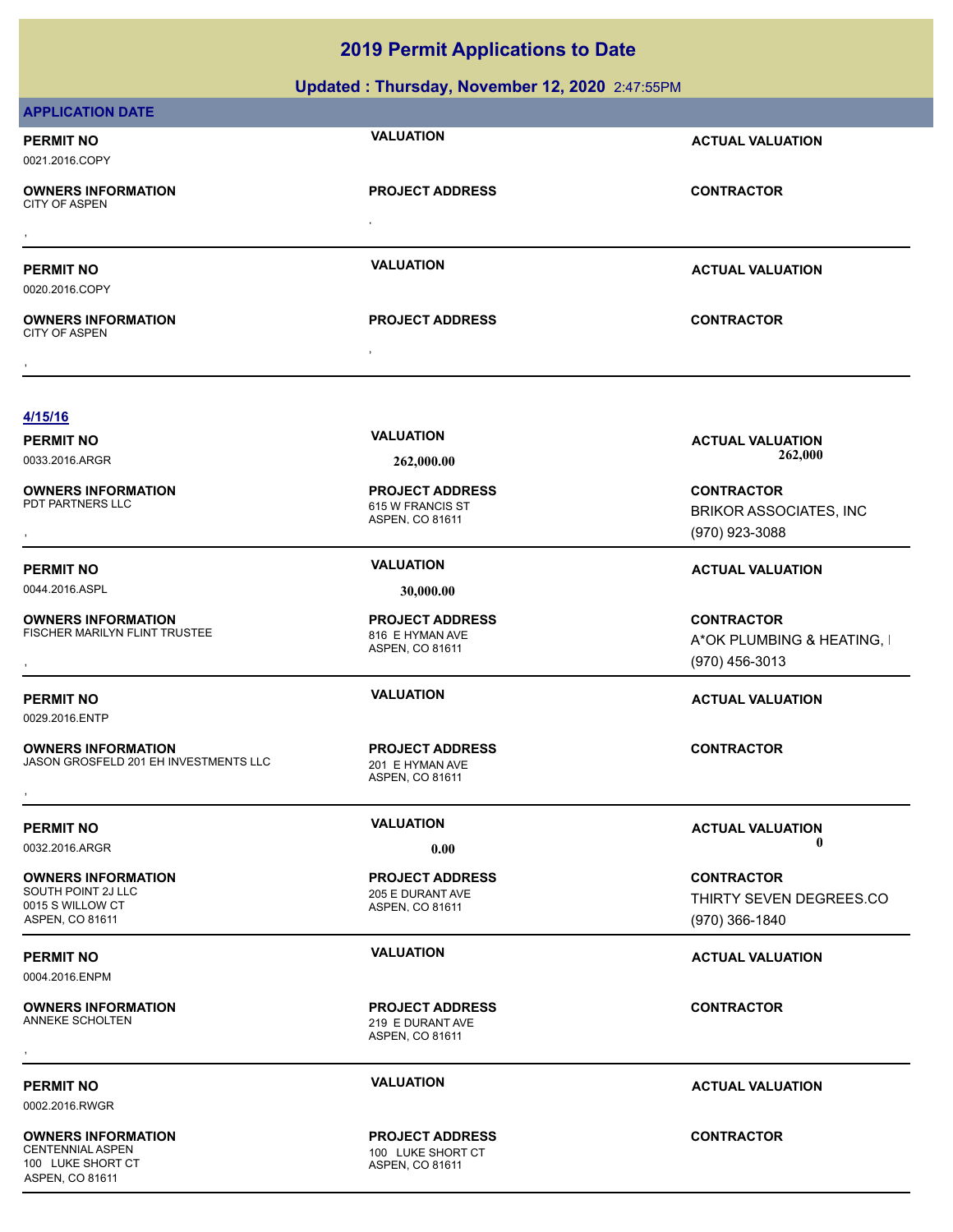# 2019 Permit Applications to Date

## Updated : Thursday, November 12, 2020 2:47:55PM

**APPLICATION DATE**

| PERMIT NO | VALUATION | ACTUAL VALUATION |
|---|---|---|
| 0021.2016.COPY | | |
| **OWNERS INFORMATION** | **PROJECT ADDRESS** | **CONTRACTOR** |
| CITY OF ASPEN<br>, | , | |

| PERMIT NO | VALUATION | ACTUAL VALUATION |
|---|---|---|
| 0020.2016.COPY | | |
| **OWNERS INFORMATION** | **PROJECT ADDRESS** | **CONTRACTOR** |
| CITY OF ASPEN<br>, | , | |

**4/15/16**

| PERMIT NO | VALUATION | ACTUAL VALUATION |
|---|---|---|
| 0033.2016.ARGR | 262,000.00 | 262,000 |
| **OWNERS INFORMATION** | **PROJECT ADDRESS** | **CONTRACTOR** |
| PDT PARTNERS LLC<br>, | 615 W FRANCIS ST<br>ASPEN, CO 81611 | BRIKOR ASSOCIATES, INC<br>(970) 923-3088 |

| PERMIT NO | VALUATION | ACTUAL VALUATION |
|---|---|---|
| 0044.2016.ASPL | 30,000.00 | |
| **OWNERS INFORMATION** | **PROJECT ADDRESS** | **CONTRACTOR** |
| FISCHER MARILYN FLINT TRUSTEE<br>, | 816 E HYMAN AVE<br>ASPEN, CO 81611 | A*OK PLUMBING & HEATING, I<br>(970) 456-3013 |

| PERMIT NO | VALUATION | ACTUAL VALUATION |
|---|---|---|
| 0029.2016.ENTP | | |
| **OWNERS INFORMATION** | **PROJECT ADDRESS** | **CONTRACTOR** |
| JASON GROSFELD 201 EH INVESTMENTS LLC<br>, | 201 E HYMAN AVE<br>ASPEN, CO 81611 | |

| PERMIT NO | VALUATION | ACTUAL VALUATION |
|---|---|---|
| 0032.2016.ARGR | 0.00 | 0 |
| **OWNERS INFORMATION** | **PROJECT ADDRESS** | **CONTRACTOR** |
| SOUTH POINT 2J LLC<br>0015 S WILLOW CT<br>ASPEN, CO 81611 | 205 E DURANT AVE<br>ASPEN, CO 81611 | THIRTY SEVEN DEGREES.CO<br>(970) 366-1840 |

| PERMIT NO | VALUATION | ACTUAL VALUATION |
|---|---|---|
| 0004.2016.ENPM | | |
| **OWNERS INFORMATION** | **PROJECT ADDRESS** | **CONTRACTOR** |
| ANNEKE SCHOLTEN<br>, | 219 E DURANT AVE<br>ASPEN, CO 81611 | |

| PERMIT NO | VALUATION | ACTUAL VALUATION |
|---|---|---|
| 0002.2016.RWGR | | |
| **OWNERS INFORMATION** | **PROJECT ADDRESS** | **CONTRACTOR** |
| CENTENNIAL ASPEN<br>100 LUKE SHORT CT<br>ASPEN, CO 81611 | 100 LUKE SHORT CT<br>ASPEN, CO 81611 | |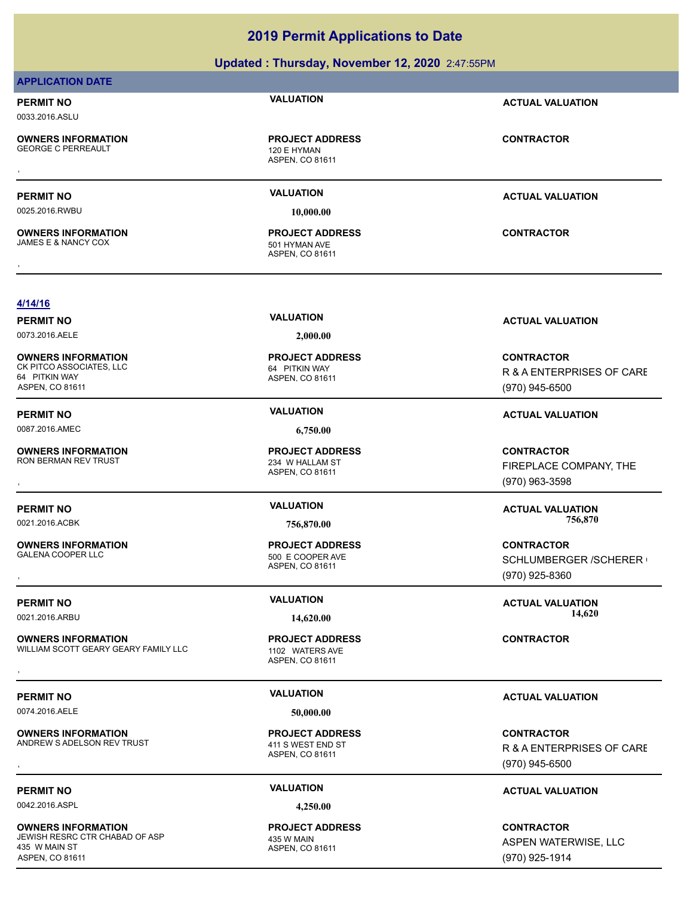# 2019 Permit Applications to Date

## Updated : Thursday, November 12, 2020 2:47:55PM

**APPLICATION DATE**

**PERMIT NO** 0033.2016.ASLU
**VALUATION**
**ACTUAL VALUATION**

**OWNERS INFORMATION**
GEORGE C PERREAULT
,

**PROJECT ADDRESS**
120 E HYMAN
ASPEN, CO 81611

**CONTRACTOR**

---

**PERMIT NO** 0025.2016.RWBU
**VALUATION** 10,000.00
**ACTUAL VALUATION**

**OWNERS INFORMATION**
JAMES E & NANCY COX
,

**PROJECT ADDRESS**
501 HYMAN AVE
ASPEN, CO 81611

**CONTRACTOR**

---

**4/14/16**

**PERMIT NO** 0073.2016.AELE
**VALUATION** 2,000.00
**ACTUAL VALUATION**

**OWNERS INFORMATION**
CK PITCO ASSOCIATES, LLC
64 PITKIN WAY
ASPEN, CO 81611

**PROJECT ADDRESS**
64 PITKIN WAY
ASPEN, CO 81611

**CONTRACTOR**
R & A ENTERPRISES OF CARE
(970) 945-6500

---

**PERMIT NO** 0087.2016.AMEC
**VALUATION** 6,750.00
**ACTUAL VALUATION**

**OWNERS INFORMATION**
RON BERMAN REV TRUST
,

**PROJECT ADDRESS**
234 W HALLAM ST
ASPEN, CO 81611

**CONTRACTOR**
FIREPLACE COMPANY, THE
(970) 963-3598

---

**PERMIT NO** 0021.2016.ACBK
**VALUATION** 756,870.00
**ACTUAL VALUATION** 756,870

**OWNERS INFORMATION**
GALENA COOPER LLC
,

**PROJECT ADDRESS**
500 E COOPER AVE
ASPEN, CO 81611

**CONTRACTOR**
SCHLUMBERGER /SCHERER
(970) 925-8360

---

**PERMIT NO** 0021.2016.ARBU
**VALUATION** 14,620.00
**ACTUAL VALUATION** 14,620

**OWNERS INFORMATION**
WILLIAM SCOTT GEARY GEARY FAMILY LLC
,

**PROJECT ADDRESS**
1102 WATERS AVE
ASPEN, CO 81611

**CONTRACTOR**

---

**PERMIT NO** 0074.2016.AELE
**VALUATION** 50,000.00
**ACTUAL VALUATION**

**OWNERS INFORMATION**
ANDREW S ADELSON REV TRUST
,

**PROJECT ADDRESS**
411 S WEST END ST
ASPEN, CO 81611

**CONTRACTOR**
R & A ENTERPRISES OF CARE
(970) 945-6500

---

**PERMIT NO** 0042.2016.ASPL
**VALUATION** 4,250.00
**ACTUAL VALUATION**

**OWNERS INFORMATION**
JEWISH RESRC CTR CHABAD OF ASP
435 W MAIN ST
ASPEN, CO 81611

**PROJECT ADDRESS**
435 W MAIN
ASPEN, CO 81611

**CONTRACTOR**
ASPEN WATERWISE, LLC
(970) 925-1914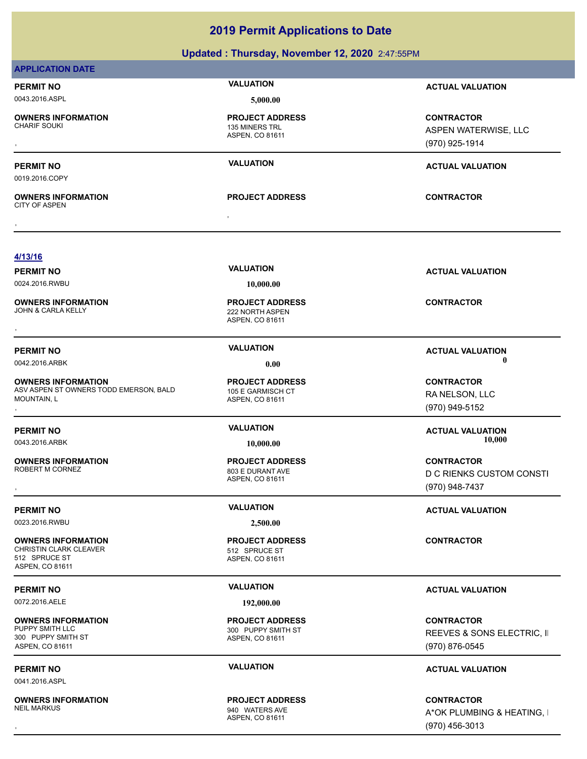# 2019 Permit Applications to Date

## Updated : Thursday, November 12, 2020 2:47:55PM

### APPLICATION DATE

**PERMIT NO** 0043.2016.ASPL
**VALUATION** 5,000.00
**ACTUAL VALUATION**

**OWNERS INFORMATION** CHARIF SOUKI
,
**PROJECT ADDRESS** 135 MINERS TRL ASPEN, CO 81611
**CONTRACTOR** ASPEN WATERWISE, LLC (970) 925-1914

---

**PERMIT NO** 0019.2016.COPY
**VALUATION**
**ACTUAL VALUATION**

**OWNERS INFORMATION** CITY OF ASPEN
,
**PROJECT ADDRESS** ,
**CONTRACTOR**

---

### 4/13/16

**PERMIT NO** 0024.2016.RWBU
**VALUATION** 10,000.00
**ACTUAL VALUATION**

**OWNERS INFORMATION** JOHN & CARLA KELLY
,
**PROJECT ADDRESS** 222 NORTH ASPEN ASPEN, CO 81611
**CONTRACTOR**

---

**PERMIT NO** 0042.2016.ARBK
**VALUATION** 0.00
**ACTUAL VALUATION** 0

**OWNERS INFORMATION** ASV ASPEN ST OWNERS TODD EMERSON, BALD MOUNTAIN, L
,
**PROJECT ADDRESS** 105 E GARMISCH CT ASPEN, CO 81611
**CONTRACTOR** RA NELSON, LLC (970) 949-5152

---

**PERMIT NO** 0043.2016.ARBK
**VALUATION** 10,000.00
**ACTUAL VALUATION** 10,000

**OWNERS INFORMATION** ROBERT M CORNEZ
,
**PROJECT ADDRESS** 803 E DURANT AVE ASPEN, CO 81611
**CONTRACTOR** D C RIENKS CUSTOM CONSTI (970) 948-7437

---

**PERMIT NO** 0023.2016.RWBU
**VALUATION** 2,500.00
**ACTUAL VALUATION**

**OWNERS INFORMATION** CHRISTIN CLARK CLEAVER 512 SPRUCE ST ASPEN, CO 81611
**PROJECT ADDRESS** 512 SPRUCE ST ASPEN, CO 81611
**CONTRACTOR**

---

**PERMIT NO** 0072.2016.AELE
**VALUATION** 192,000.00
**ACTUAL VALUATION**

**OWNERS INFORMATION** PUPPY SMITH LLC 300 PUPPY SMITH ST ASPEN, CO 81611
**PROJECT ADDRESS** 300 PUPPY SMITH ST ASPEN, CO 81611
**CONTRACTOR** REEVES & SONS ELECTRIC, II (970) 876-0545

---

**PERMIT NO** 0041.2016.ASPL
**VALUATION**
**ACTUAL VALUATION**

**OWNERS INFORMATION** NEIL MARKUS
,
**PROJECT ADDRESS** 940 WATERS AVE ASPEN, CO 81611
**CONTRACTOR** A*OK PLUMBING & HEATING, I (970) 456-3013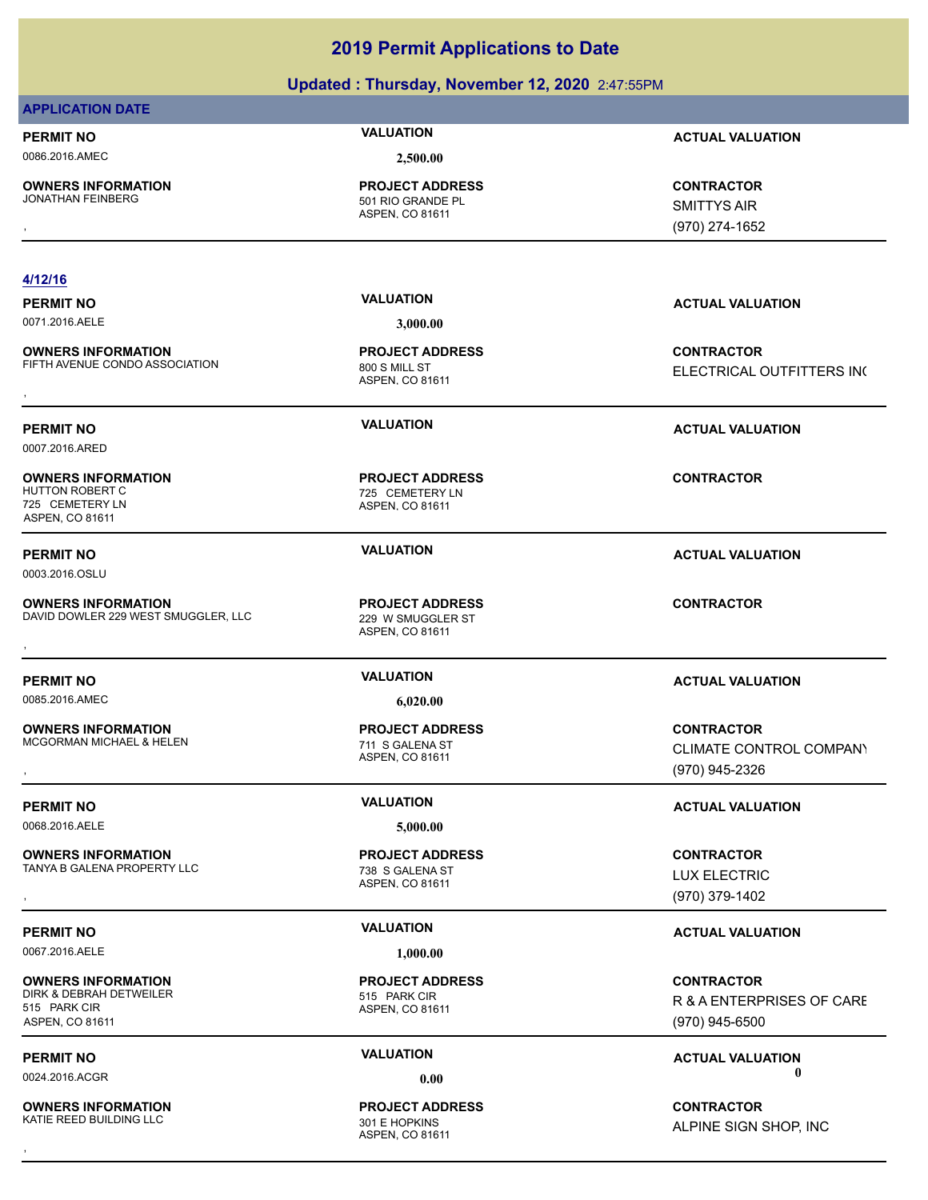# 2019 Permit Applications to Date

## Updated : Thursday, November 12, 2020 2:47:55PM

**APPLICATION DATE**

**PERMIT NO** 0086.2016.AMEC | **VALUATION** 2,500.00 | **ACTUAL VALUATION**

**OWNERS INFORMATION**
JONATHAN FEINBERG
,

**PROJECT ADDRESS**
501 RIO GRANDE PL
ASPEN, CO 81611

**CONTRACTOR**
SMITTYS AIR
(970) 274-1652

---

**4/12/16**

**PERMIT NO** 0071.2016.AELE | **VALUATION** 3,000.00 | **ACTUAL VALUATION**

**OWNERS INFORMATION**
FIFTH AVENUE CONDO ASSOCIATION
,

**PROJECT ADDRESS**
800 S MILL ST
ASPEN, CO 81611

**CONTRACTOR**
ELECTRICAL OUTFITTERS INC

---

**PERMIT NO** 0007.2016.ARED | **VALUATION** | **ACTUAL VALUATION**

**OWNERS INFORMATION**
HUTTON ROBERT C
725 CEMETERY LN
ASPEN, CO 81611

**PROJECT ADDRESS**
725 CEMETERY LN
ASPEN, CO 81611

**CONTRACTOR**

---

**PERMIT NO** 0003.2016.OSLU | **VALUATION** | **ACTUAL VALUATION**

**OWNERS INFORMATION**
DAVID DOWLER 229 WEST SMUGGLER, LLC
,

**PROJECT ADDRESS**
229 W SMUGGLER ST
ASPEN, CO 81611

**CONTRACTOR**

---

**PERMIT NO** 0085.2016.AMEC | **VALUATION** 6,020.00 | **ACTUAL VALUATION**

**OWNERS INFORMATION**
MCGORMAN MICHAEL & HELEN
,

**PROJECT ADDRESS**
711 S GALENA ST
ASPEN, CO 81611

**CONTRACTOR**
CLIMATE CONTROL COMPANY
(970) 945-2326

---

**PERMIT NO** 0068.2016.AELE | **VALUATION** 5,000.00 | **ACTUAL VALUATION**

**OWNERS INFORMATION**
TANYA B GALENA PROPERTY LLC
,

**PROJECT ADDRESS**
738 S GALENA ST
ASPEN, CO 81611

**CONTRACTOR**
LUX ELECTRIC
(970) 379-1402

---

**PERMIT NO** 0067.2016.AELE | **VALUATION** 1,000.00 | **ACTUAL VALUATION**

**OWNERS INFORMATION**
DIRK & DEBRAH DETWEILER
515 PARK CIR
ASPEN, CO 81611

**PROJECT ADDRESS**
515 PARK CIR
ASPEN, CO 81611

**CONTRACTOR**
R & A ENTERPRISES OF CARE
(970) 945-6500

---

**PERMIT NO** 0024.2016.ACGR | **VALUATION** 0.00 | **ACTUAL VALUATION** 0

**OWNERS INFORMATION**
KATIE REED BUILDING LLC
,

**PROJECT ADDRESS**
301 E HOPKINS
ASPEN, CO 81611

**CONTRACTOR**
ALPINE SIGN SHOP, INC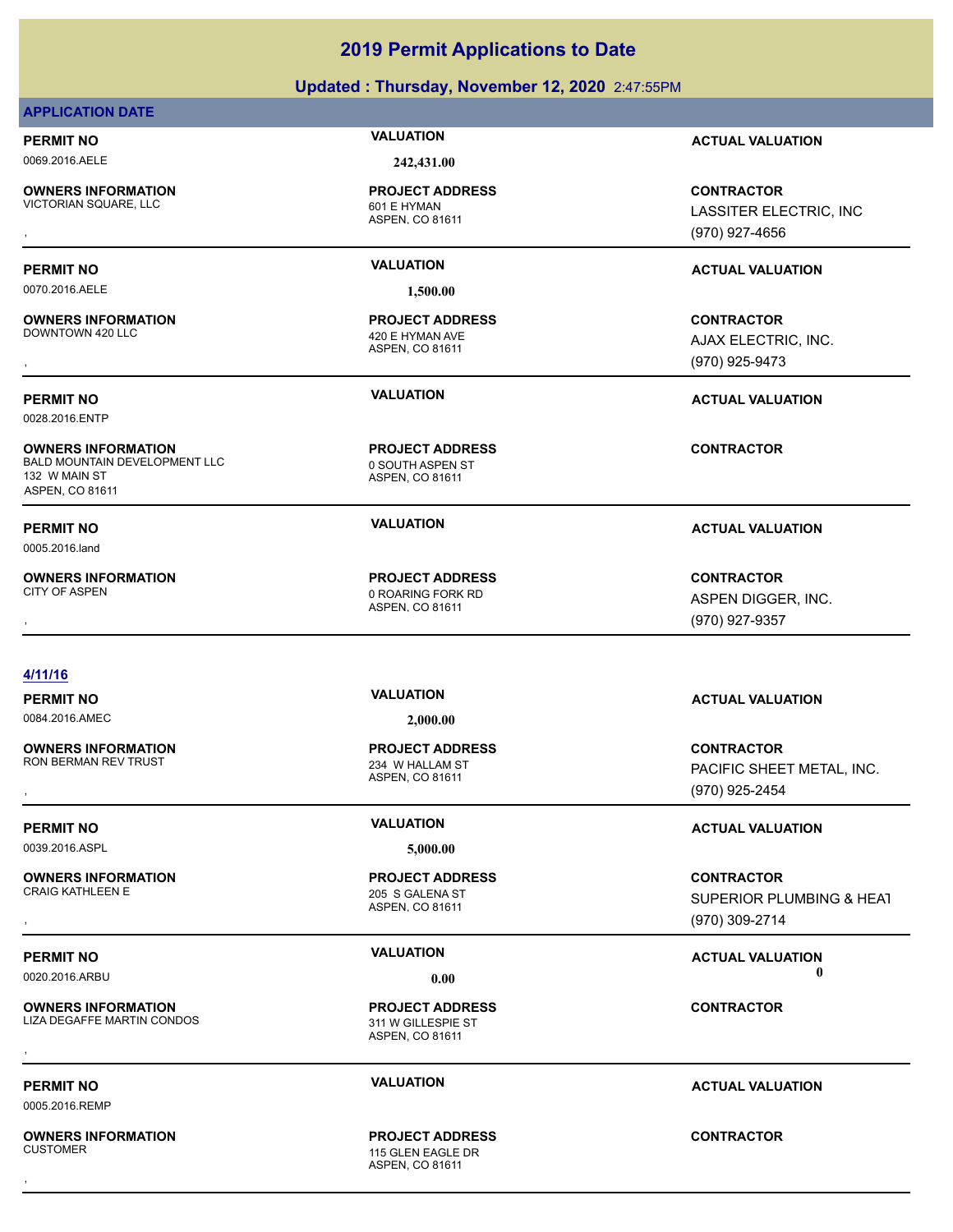# 2019 Permit Applications to Date

## Updated : Thursday, November 12, 2020 2:47:55PM

### APPLICATION DATE

**PERMIT NO** 0069.2016.AELE
**VALUATION** 242,431.00
**ACTUAL VALUATION**

**OWNERS INFORMATION**
VICTORIAN SQUARE, LLC
,

**PROJECT ADDRESS**
601 E HYMAN
ASPEN, CO 81611

**CONTRACTOR**
LASSITER ELECTRIC, INC
(970) 927-4656

---

**PERMIT NO** 0070.2016.AELE
**VALUATION** 1,500.00
**ACTUAL VALUATION**

**OWNERS INFORMATION**
DOWNTOWN 420 LLC
,

**PROJECT ADDRESS**
420 E HYMAN AVE
ASPEN, CO 81611

**CONTRACTOR**
AJAX ELECTRIC, INC.
(970) 925-9473

---

**PERMIT NO** 0028.2016.ENTP
**VALUATION**
**ACTUAL VALUATION**

**OWNERS INFORMATION**
BALD MOUNTAIN DEVELOPMENT LLC
132 W MAIN ST
ASPEN, CO 81611

**PROJECT ADDRESS**
0 SOUTH ASPEN ST
ASPEN, CO 81611

**CONTRACTOR**

---

**PERMIT NO** 0005.2016.land
**VALUATION**
**ACTUAL VALUATION**

**OWNERS INFORMATION**
CITY OF ASPEN
,

**PROJECT ADDRESS**
0 ROARING FORK RD
ASPEN, CO 81611

**CONTRACTOR**
ASPEN DIGGER, INC.
(970) 927-9357

---

### 4/11/16

**PERMIT NO** 0084.2016.AMEC
**VALUATION** 2,000.00
**ACTUAL VALUATION**

**OWNERS INFORMATION**
RON BERMAN REV TRUST
,

**PROJECT ADDRESS**
234 W HALLAM ST
ASPEN, CO 81611

**CONTRACTOR**
PACIFIC SHEET METAL, INC.
(970) 925-2454

---

**PERMIT NO** 0039.2016.ASPL
**VALUATION** 5,000.00
**ACTUAL VALUATION**

**OWNERS INFORMATION**
CRAIG KATHLEEN E
,

**PROJECT ADDRESS**
205 S GALENA ST
ASPEN, CO 81611

**CONTRACTOR**
SUPERIOR PLUMBING & HEAT
(970) 309-2714

---

**PERMIT NO** 0020.2016.ARBU
**VALUATION** 0.00
**ACTUAL VALUATION** 0

**OWNERS INFORMATION**
LIZA DEGAFFE MARTIN CONDOS
,

**PROJECT ADDRESS**
311 W GILLESPIE ST
ASPEN, CO 81611

**CONTRACTOR**

---

**PERMIT NO** 0005.2016.REMP
**VALUATION**
**ACTUAL VALUATION**

**OWNERS INFORMATION**
CUSTOMER
,

**PROJECT ADDRESS**
115 GLEN EAGLE DR
ASPEN, CO 81611

**CONTRACTOR**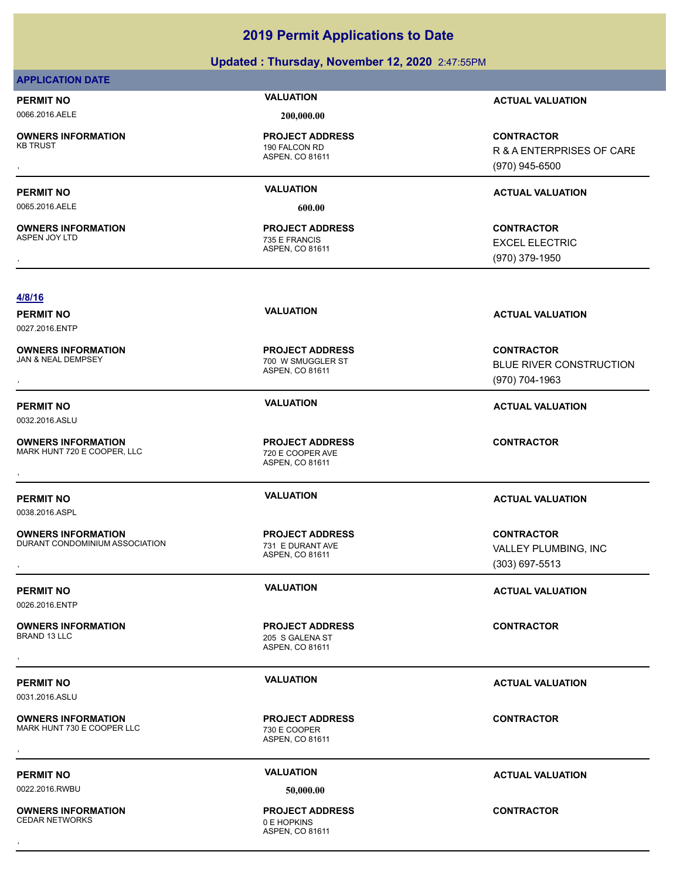# 2019 Permit Applications to Date

## Updated : Thursday, November 12, 2020 2:47:55PM

**APPLICATION DATE**

**PERMIT NO** 0066.2016.AELE
**VALUATION** 200,000.00
**ACTUAL VALUATION**

**OWNERS INFORMATION** KB TRUST
,
**PROJECT ADDRESS** 190 FALCON RD
ASPEN, CO 81611
**CONTRACTOR** R & A ENTERPRISES OF CARE
(970) 945-6500

---

**PERMIT NO** 0065.2016.AELE
**VALUATION** 600.00
**ACTUAL VALUATION**

**OWNERS INFORMATION** ASPEN JOY LTD
,
**PROJECT ADDRESS** 735 E FRANCIS
ASPEN, CO 81611
**CONTRACTOR** EXCEL ELECTRIC
(970) 379-1950

---

**4/8/16**

**PERMIT NO** 0027.2016.ENTP
**VALUATION**
**ACTUAL VALUATION**

**OWNERS INFORMATION** JAN & NEAL DEMPSEY
,
**PROJECT ADDRESS** 700 W SMUGGLER ST
ASPEN, CO 81611
**CONTRACTOR** BLUE RIVER CONSTRUCTION
(970) 704-1963

---

**PERMIT NO** 0032.2016.ASLU
**VALUATION**
**ACTUAL VALUATION**

**OWNERS INFORMATION** MARK HUNT 720 E COOPER, LLC
,
**PROJECT ADDRESS** 720 E COOPER AVE
ASPEN, CO 81611
**CONTRACTOR**

---

**PERMIT NO** 0038.2016.ASPL
**VALUATION**
**ACTUAL VALUATION**

**OWNERS INFORMATION** DURANT CONDOMINIUM ASSOCIATION
,
**PROJECT ADDRESS** 731 E DURANT AVE
ASPEN, CO 81611
**CONTRACTOR** VALLEY PLUMBING, INC
(303) 697-5513

---

**PERMIT NO** 0026.2016.ENTP
**VALUATION**
**ACTUAL VALUATION**

**OWNERS INFORMATION** BRAND 13 LLC
,
**PROJECT ADDRESS** 205 S GALENA ST
ASPEN, CO 81611
**CONTRACTOR**

---

**PERMIT NO** 0031.2016.ASLU
**VALUATION**
**ACTUAL VALUATION**

**OWNERS INFORMATION** MARK HUNT 730 E COOPER LLC
,
**PROJECT ADDRESS** 730 E COOPER
ASPEN, CO 81611
**CONTRACTOR**

---

**PERMIT NO** 0022.2016.RWBU
**VALUATION** 50,000.00
**ACTUAL VALUATION**

**OWNERS INFORMATION** CEDAR NETWORKS
,
**PROJECT ADDRESS** 0 E HOPKINS
ASPEN, CO 81611
**CONTRACTOR**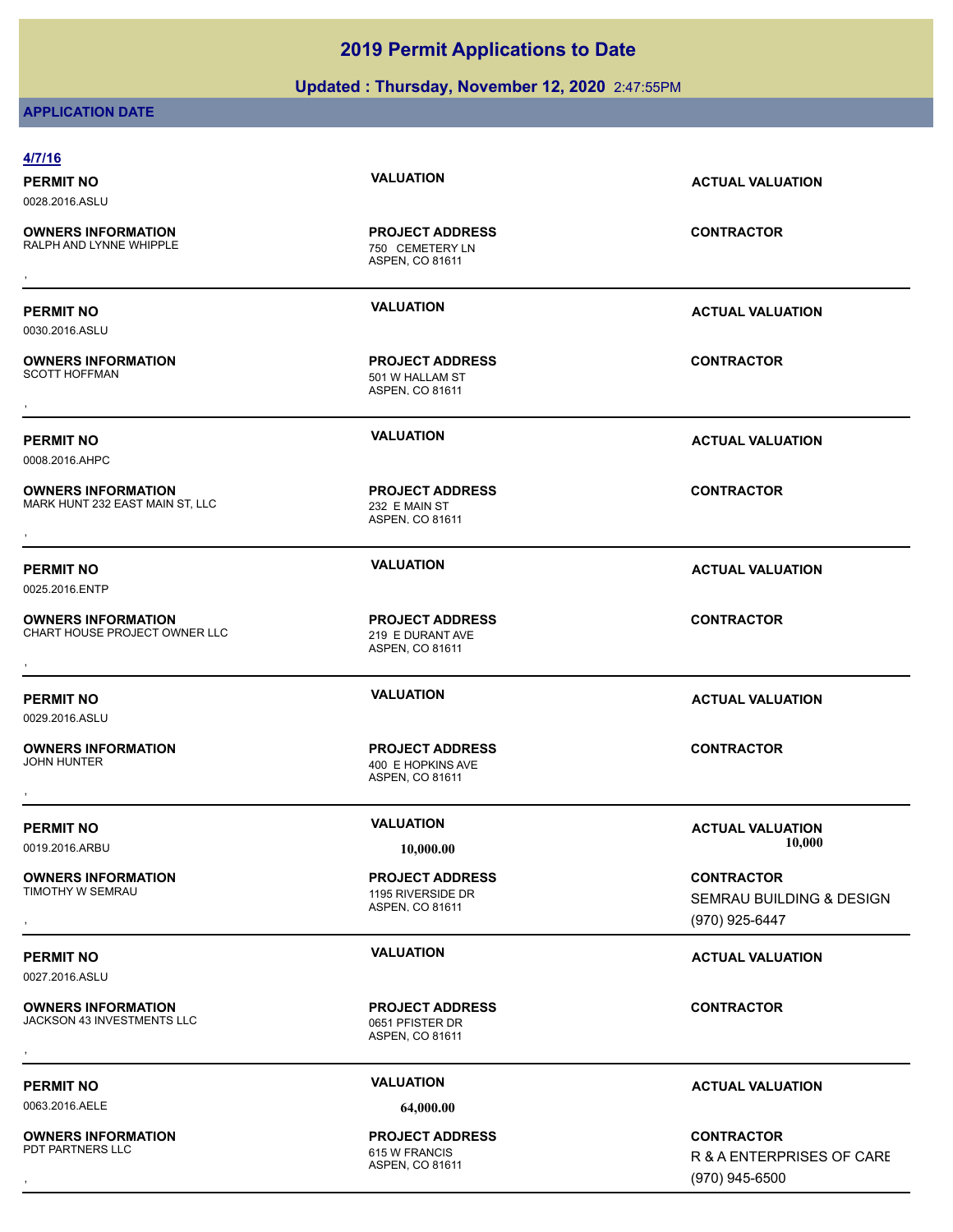# 2019 Permit Applications to Date

## Updated : Thursday, November 12, 2020 2:47:55PM

**APPLICATION DATE**

**4/7/16**

| PERMIT NO | VALUATION | ACTUAL VALUATION |
|---|---|---|
| 0028.2016.ASLU | | |
| **OWNERS INFORMATION** | **PROJECT ADDRESS** | **CONTRACTOR** |
| RALPH AND LYNNE WHIPPLE<br>, | 750 CEMETERY LN<br>ASPEN, CO 81611 | |

| PERMIT NO | VALUATION | ACTUAL VALUATION |
|---|---|---|
| 0030.2016.ASLU | | |
| **OWNERS INFORMATION** | **PROJECT ADDRESS** | **CONTRACTOR** |
| SCOTT HOFFMAN<br>, | 501 W HALLAM ST<br>ASPEN, CO 81611 | |

| PERMIT NO | VALUATION | ACTUAL VALUATION |
|---|---|---|
| 0008.2016.AHPC | | |
| **OWNERS INFORMATION** | **PROJECT ADDRESS** | **CONTRACTOR** |
| MARK HUNT 232 EAST MAIN ST, LLC<br>, | 232 E MAIN ST<br>ASPEN, CO 81611 | |

| PERMIT NO | VALUATION | ACTUAL VALUATION |
|---|---|---|
| 0025.2016.ENTP | | |
| **OWNERS INFORMATION** | **PROJECT ADDRESS** | **CONTRACTOR** |
| CHART HOUSE PROJECT OWNER LLC<br>, | 219 E DURANT AVE<br>ASPEN, CO 81611 | |

| PERMIT NO | VALUATION | ACTUAL VALUATION |
|---|---|---|
| 0029.2016.ASLU | | |
| **OWNERS INFORMATION** | **PROJECT ADDRESS** | **CONTRACTOR** |
| JOHN HUNTER<br>, | 400 E HOPKINS AVE<br>ASPEN, CO 81611 | |

| PERMIT NO | VALUATION | ACTUAL VALUATION |
|---|---|---|
| 0019.2016.ARBU | 10,000.00 | 10,000 |
| **OWNERS INFORMATION** | **PROJECT ADDRESS** | **CONTRACTOR** |
| TIMOTHY W SEMRAU<br>, | 1195 RIVERSIDE DR<br>ASPEN, CO 81611 | SEMRAU BUILDING & DESIGN<br>(970) 925-6447 |

| PERMIT NO | VALUATION | ACTUAL VALUATION |
|---|---|---|
| 0027.2016.ASLU | | |
| **OWNERS INFORMATION** | **PROJECT ADDRESS** | **CONTRACTOR** |
| JACKSON 43 INVESTMENTS LLC<br>, | 0651 PFISTER DR<br>ASPEN, CO 81611 | |

| PERMIT NO | VALUATION | ACTUAL VALUATION |
|---|---|---|
| 0063.2016.AELE | 64,000.00 | |
| **OWNERS INFORMATION** | **PROJECT ADDRESS** | **CONTRACTOR** |
| PDT PARTNERS LLC<br>, | 615 W FRANCIS<br>ASPEN, CO 81611 | R & A ENTERPRISES OF CARE<br>(970) 945-6500 |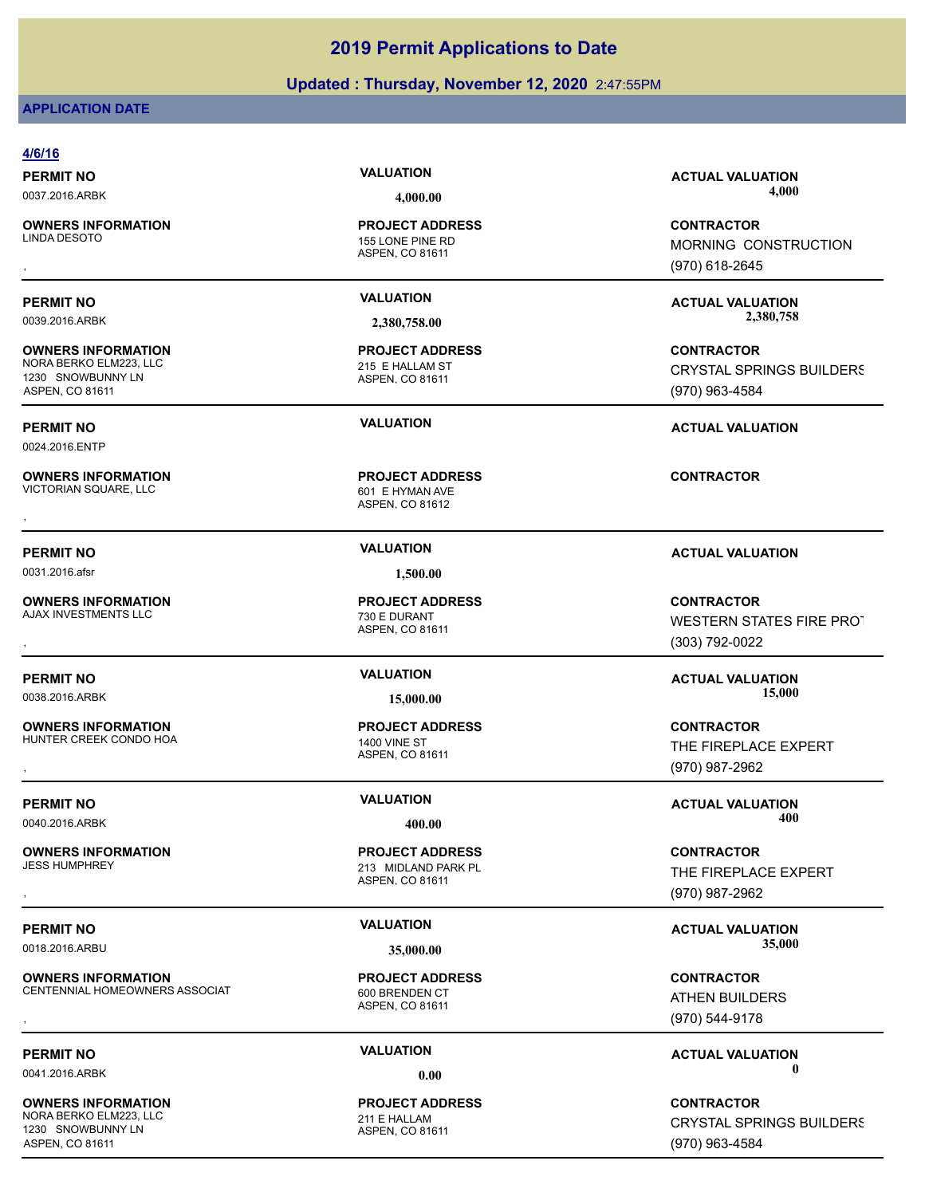# 2019 Permit Applications to Date

**Updated : Thursday, November 12, 2020** 2:47:55PM

**APPLICATION DATE**

**4/6/16**

**PERMIT NO**
0037.2016.ARBK

**VALUATION**
4,000.00

**ACTUAL VALUATION**
4,000

**OWNERS INFORMATION**
LINDA DESOTO
,

**PROJECT ADDRESS**
155 LONE PINE RD
ASPEN, CO 81611

**CONTRACTOR**
MORNING CONSTRUCTION
(970) 618-2645

---

**PERMIT NO**
0039.2016.ARBK

**VALUATION**
2,380,758.00

**ACTUAL VALUATION**
2,380,758

**OWNERS INFORMATION**
NORA BERKO ELM223, LLC
1230 SNOWBUNNY LN
ASPEN, CO 81611

**PROJECT ADDRESS**
215 E HALLAM ST
ASPEN, CO 81611

**CONTRACTOR**
CRYSTAL SPRINGS BUILDERS
(970) 963-4584

---

**PERMIT NO**
0024.2016.ENTP

**VALUATION**

**ACTUAL VALUATION**

**OWNERS INFORMATION**
VICTORIAN SQUARE, LLC
,

**PROJECT ADDRESS**
601 E HYMAN AVE
ASPEN, CO 81612

**CONTRACTOR**

---

**PERMIT NO**
0031.2016.afsr

**VALUATION**
1,500.00

**ACTUAL VALUATION**

**OWNERS INFORMATION**
AJAX INVESTMENTS LLC
,

**PROJECT ADDRESS**
730 E DURANT
ASPEN, CO 81611

**CONTRACTOR**
WESTERN STATES FIRE PROT
(303) 792-0022

---

**PERMIT NO**
0038.2016.ARBK

**VALUATION**
15,000.00

**ACTUAL VALUATION**
15,000

**OWNERS INFORMATION**
HUNTER CREEK CONDO HOA
,

**PROJECT ADDRESS**
1400 VINE ST
ASPEN, CO 81611

**CONTRACTOR**
THE FIREPLACE EXPERT
(970) 987-2962

---

**PERMIT NO**
0040.2016.ARBK

**VALUATION**
400.00

**ACTUAL VALUATION**
400

**OWNERS INFORMATION**
JESS HUMPHREY
,

**PROJECT ADDRESS**
213 MIDLAND PARK PL
ASPEN, CO 81611

**CONTRACTOR**
THE FIREPLACE EXPERT
(970) 987-2962

---

**PERMIT NO**
0018.2016.ARBU

**VALUATION**
35,000.00

**ACTUAL VALUATION**
35,000

**OWNERS INFORMATION**
CENTENNIAL HOMEOWNERS ASSOCIAT
,

**PROJECT ADDRESS**
600 BRENDEN CT
ASPEN, CO 81611

**CONTRACTOR**
ATHEN BUILDERS
(970) 544-9178

---

**PERMIT NO**
0041.2016.ARBK

**VALUATION**
0.00

**ACTUAL VALUATION**
0

**OWNERS INFORMATION**
NORA BERKO ELM223, LLC
1230 SNOWBUNNY LN
ASPEN, CO 81611

**PROJECT ADDRESS**
211 E HALLAM
ASPEN, CO 81611

**CONTRACTOR**
CRYSTAL SPRINGS BUILDERS
(970) 963-4584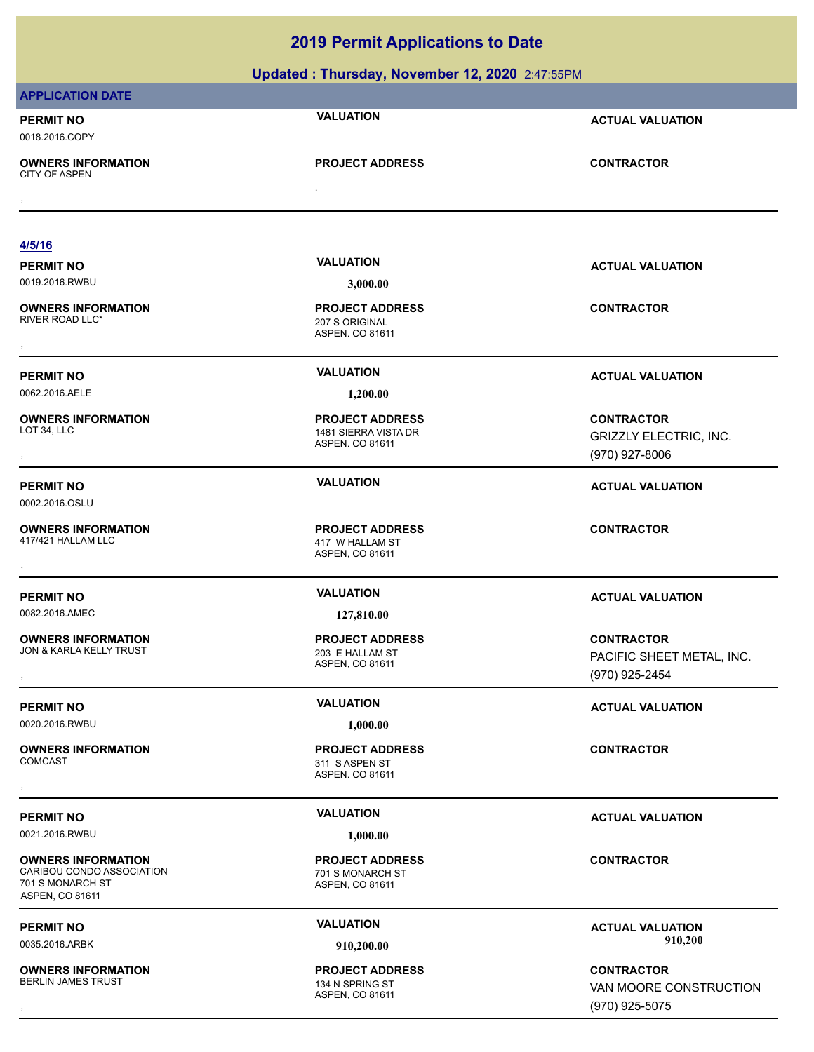# 2019 Permit Applications to Date

## Updated : Thursday, November 12, 2020 2:47:55PM

**APPLICATION DATE**

| PERMIT NO | VALUATION | ACTUAL VALUATION |
|---|---|---|
| 0018.2016.COPY | | |
| **OWNERS INFORMATION** | **PROJECT ADDRESS** | **CONTRACTOR** |
| CITY OF ASPEN<br>, | , | |

**4/5/16**

| PERMIT NO | VALUATION | ACTUAL VALUATION |
|---|---|---|
| 0019.2016.RWBU | 3,000.00 | |
| **OWNERS INFORMATION** | **PROJECT ADDRESS** | **CONTRACTOR** |
| RIVER ROAD LLC*<br>, | 207 S ORIGINAL<br>ASPEN, CO 81611 | |

| PERMIT NO | VALUATION | ACTUAL VALUATION |
|---|---|---|
| 0062.2016.AELE | 1,200.00 | |
| **OWNERS INFORMATION** | **PROJECT ADDRESS** | **CONTRACTOR** |
| LOT 34, LLC<br>, | 1481 SIERRA VISTA DR<br>ASPEN, CO 81611 | GRIZZLY ELECTRIC, INC.<br>(970) 927-8006 |

| PERMIT NO | VALUATION | ACTUAL VALUATION |
|---|---|---|
| 0002.2016.OSLU | | |
| **OWNERS INFORMATION** | **PROJECT ADDRESS** | **CONTRACTOR** |
| 417/421 HALLAM LLC<br>, | 417 W HALLAM ST<br>ASPEN, CO 81611 | |

| PERMIT NO | VALUATION | ACTUAL VALUATION |
|---|---|---|
| 0082.2016.AMEC | 127,810.00 | |
| **OWNERS INFORMATION** | **PROJECT ADDRESS** | **CONTRACTOR** |
| JON & KARLA KELLY TRUST<br>, | 203 E HALLAM ST<br>ASPEN, CO 81611 | PACIFIC SHEET METAL, INC.<br>(970) 925-2454 |

| PERMIT NO | VALUATION | ACTUAL VALUATION |
|---|---|---|
| 0020.2016.RWBU | 1,000.00 | |
| **OWNERS INFORMATION** | **PROJECT ADDRESS** | **CONTRACTOR** |
| COMCAST<br>, | 311 S ASPEN ST<br>ASPEN, CO 81611 | |

| PERMIT NO | VALUATION | ACTUAL VALUATION |
|---|---|---|
| 0021.2016.RWBU | 1,000.00 | |
| **OWNERS INFORMATION** | **PROJECT ADDRESS** | **CONTRACTOR** |
| CARIBOU CONDO ASSOCIATION<br>701 S MONARCH ST<br>ASPEN, CO 81611 | 701 S MONARCH ST<br>ASPEN, CO 81611 | |

| PERMIT NO | VALUATION | ACTUAL VALUATION |
|---|---|---|
| 0035.2016.ARBK | 910,200.00 | 910,200 |
| **OWNERS INFORMATION** | **PROJECT ADDRESS** | **CONTRACTOR** |
| BERLIN JAMES TRUST<br>, | 134 N SPRING ST<br>ASPEN, CO 81611 | VAN MOORE CONSTRUCTION<br>(970) 925-5075 |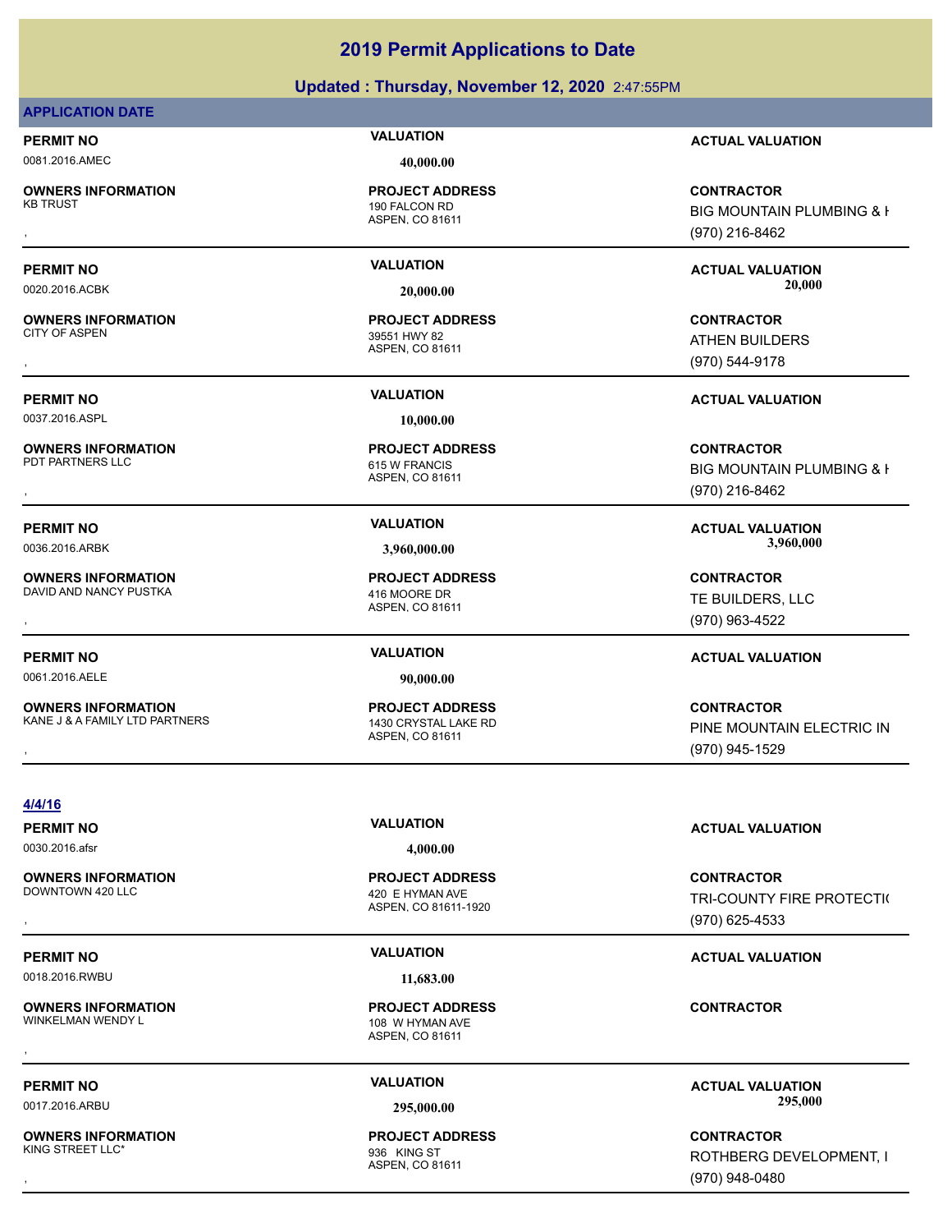# 2019 Permit Applications to Date

## Updated : Thursday, November 12, 2020 2:47:55PM

**APPLICATION DATE**

**PERMIT NO** 0081.2016.AMEC
**VALUATION** 40,000.00
**ACTUAL VALUATION**

**OWNERS INFORMATION** KB TRUST
,
**PROJECT ADDRESS** 190 FALCON RD ASPEN, CO 81611
**CONTRACTOR** BIG MOUNTAIN PLUMBING & H (970) 216-8462

---

**PERMIT NO** 0020.2016.ACBK
**VALUATION** 20,000.00
**ACTUAL VALUATION** 20,000

**OWNERS INFORMATION** CITY OF ASPEN
,
**PROJECT ADDRESS** 39551 HWY 82 ASPEN, CO 81611
**CONTRACTOR** ATHEN BUILDERS (970) 544-9178

---

**PERMIT NO** 0037.2016.ASPL
**VALUATION** 10,000.00
**ACTUAL VALUATION**

**OWNERS INFORMATION** PDT PARTNERS LLC
,
**PROJECT ADDRESS** 615 W FRANCIS ASPEN, CO 81611
**CONTRACTOR** BIG MOUNTAIN PLUMBING & H (970) 216-8462

---

**PERMIT NO** 0036.2016.ARBK
**VALUATION** 3,960,000.00
**ACTUAL VALUATION** 3,960,000

**OWNERS INFORMATION** DAVID AND NANCY PUSTKA
,
**PROJECT ADDRESS** 416 MOORE DR ASPEN, CO 81611
**CONTRACTOR** TE BUILDERS, LLC (970) 963-4522

---

**PERMIT NO** 0061.2016.AELE
**VALUATION** 90,000.00
**ACTUAL VALUATION**

**OWNERS INFORMATION** KANE J & A FAMILY LTD PARTNERS
,
**PROJECT ADDRESS** 1430 CRYSTAL LAKE RD ASPEN, CO 81611
**CONTRACTOR** PINE MOUNTAIN ELECTRIC IN (970) 945-1529

---

**4/4/16**

**PERMIT NO** 0030.2016.afsr
**VALUATION** 4,000.00
**ACTUAL VALUATION**

**OWNERS INFORMATION** DOWNTOWN 420 LLC
,
**PROJECT ADDRESS** 420 E HYMAN AVE ASPEN, CO 81611-1920
**CONTRACTOR** TRI-COUNTY FIRE PROTECTI( (970) 625-4533

---

**PERMIT NO** 0018.2016.RWBU
**VALUATION** 11,683.00
**ACTUAL VALUATION**

**OWNERS INFORMATION** WINKELMAN WENDY L
,
**PROJECT ADDRESS** 108 W HYMAN AVE ASPEN, CO 81611
**CONTRACTOR**

---

**PERMIT NO** 0017.2016.ARBU
**VALUATION** 295,000.00
**ACTUAL VALUATION** 295,000

**OWNERS INFORMATION** KING STREET LLC*
,
**PROJECT ADDRESS** 936 KING ST ASPEN, CO 81611
**CONTRACTOR** ROTHBERG DEVELOPMENT, I (970) 948-0480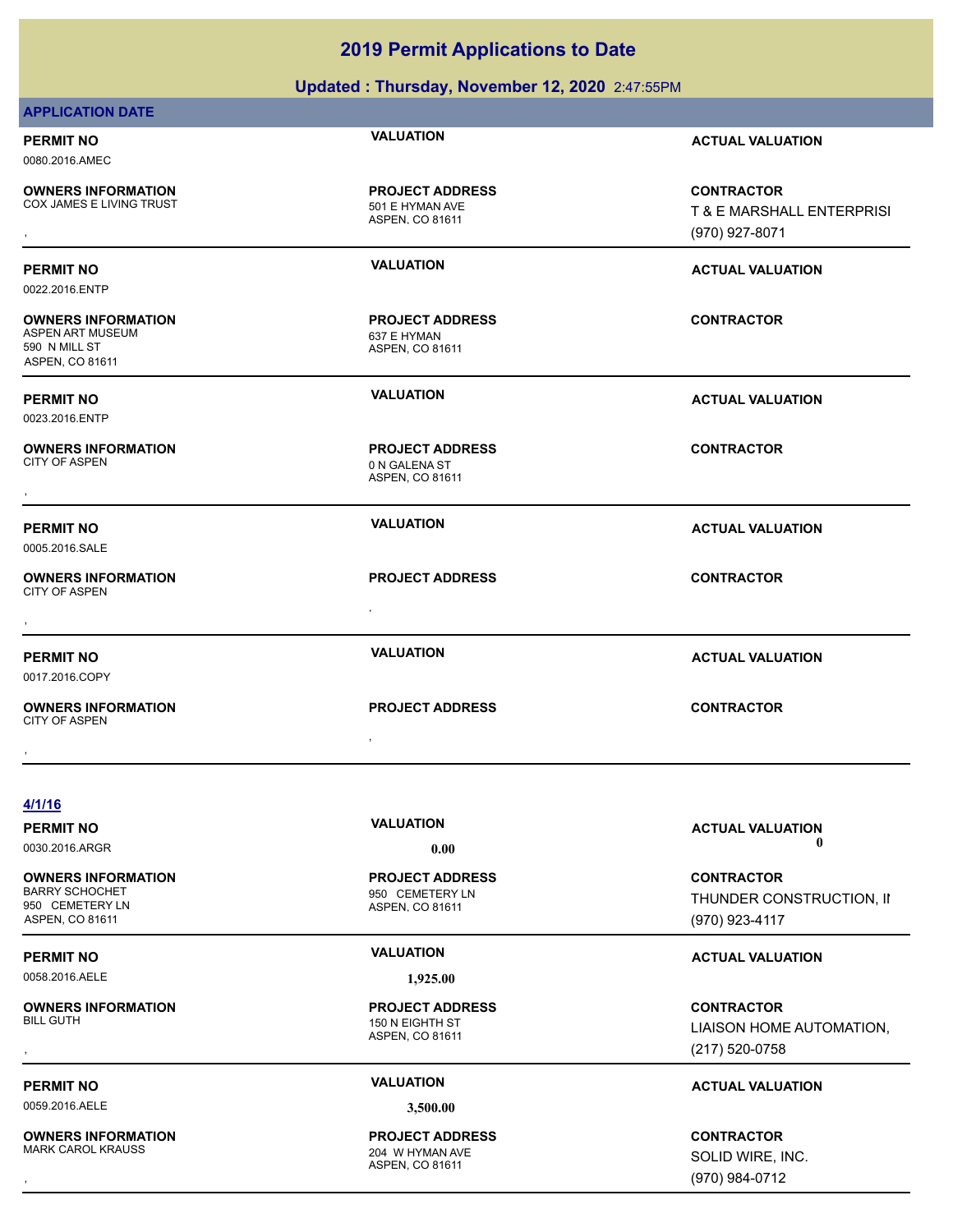# 2019 Permit Applications to Date

## Updated : Thursday, November 12, 2020 2:47:55PM

**APPLICATION DATE**

**PERMIT NO** 0080.2016.AMEC
**VALUATION**
**ACTUAL VALUATION**

**OWNERS INFORMATION**
COX JAMES E LIVING TRUST
,

**PROJECT ADDRESS**
501 E HYMAN AVE
ASPEN, CO 81611

**CONTRACTOR**
T & E MARSHALL ENTERPRISI
(970) 927-8071

---

**PERMIT NO** 0022.2016.ENTP
**VALUATION**
**ACTUAL VALUATION**

**OWNERS INFORMATION**
ASPEN ART MUSEUM
590 N MILL ST
ASPEN, CO 81611

**PROJECT ADDRESS**
637 E HYMAN
ASPEN, CO 81611

**CONTRACTOR**

---

**PERMIT NO** 0023.2016.ENTP
**VALUATION**
**ACTUAL VALUATION**

**OWNERS INFORMATION**
CITY OF ASPEN
,

**PROJECT ADDRESS**
0 N GALENA ST
ASPEN, CO 81611

**CONTRACTOR**

---

**PERMIT NO** 0005.2016.SALE
**VALUATION**
**ACTUAL VALUATION**

**OWNERS INFORMATION**
CITY OF ASPEN
,

**PROJECT ADDRESS**
,

**CONTRACTOR**

---

**PERMIT NO** 0017.2016.COPY
**VALUATION**
**ACTUAL VALUATION**

**OWNERS INFORMATION**
CITY OF ASPEN
,

**PROJECT ADDRESS**
,

**CONTRACTOR**

---

**4/1/16**

**PERMIT NO** 0030.2016.ARGR
**VALUATION** 0.00
**ACTUAL VALUATION** 0

**OWNERS INFORMATION**
BARRY SCHOCHET
950 CEMETERY LN
ASPEN, CO 81611

**PROJECT ADDRESS**
950 CEMETERY LN
ASPEN, CO 81611

**CONTRACTOR**
THUNDER CONSTRUCTION, II
(970) 923-4117

---

**PERMIT NO** 0058.2016.AELE
**VALUATION** 1,925.00
**ACTUAL VALUATION**

**OWNERS INFORMATION**
BILL GUTH
,

**PROJECT ADDRESS**
150 N EIGHTH ST
ASPEN, CO 81611

**CONTRACTOR**
LIAISON HOME AUTOMATION,
(217) 520-0758

---

**PERMIT NO** 0059.2016.AELE
**VALUATION** 3,500.00
**ACTUAL VALUATION**

**OWNERS INFORMATION**
MARK CAROL KRAUSS
,

**PROJECT ADDRESS**
204 W HYMAN AVE
ASPEN, CO 81611

**CONTRACTOR**
SOLID WIRE, INC.
(970) 984-0712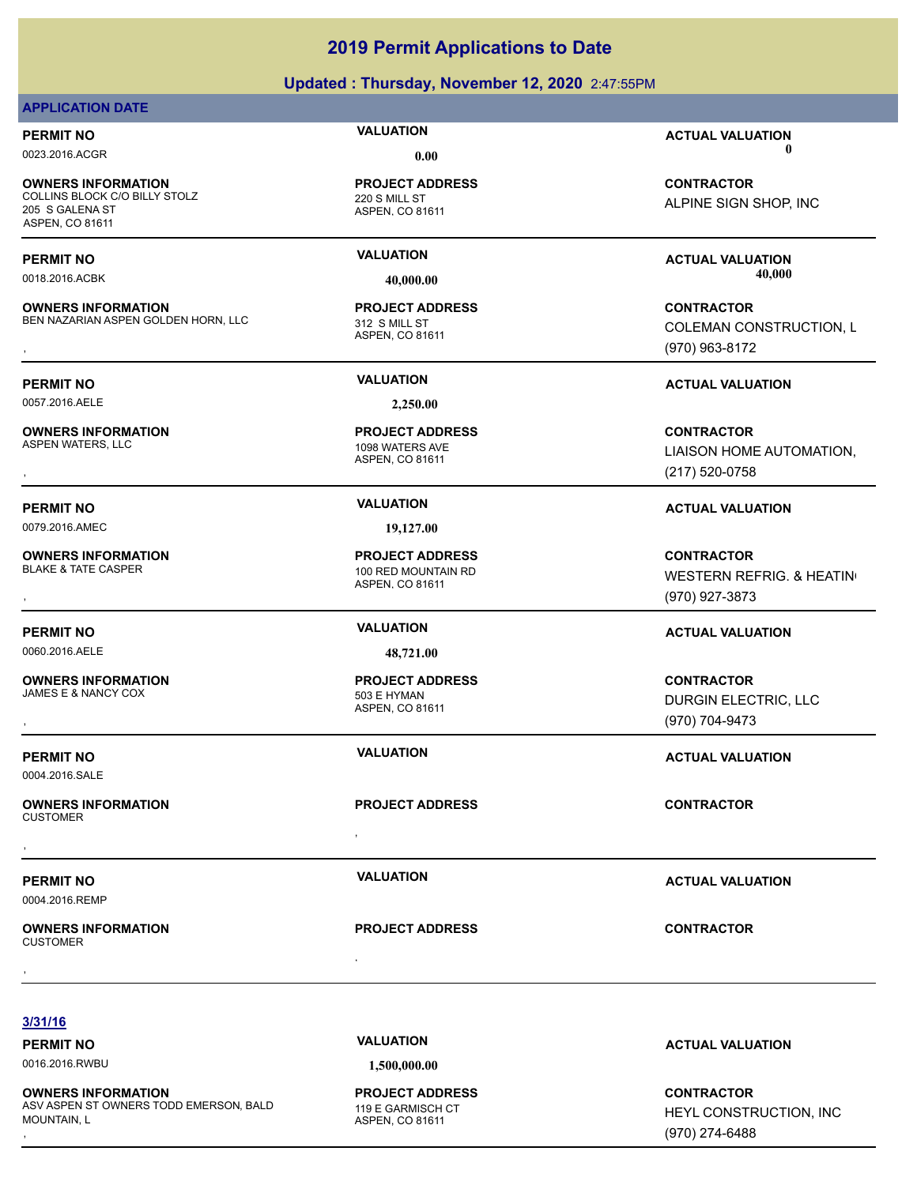# 2019 Permit Applications to Date

## Updated : Thursday, November 12, 2020 2:47:55PM

**APPLICATION DATE**

**PERMIT NO** 0023.2016.ACGR
**VALUATION** 0.00
**ACTUAL VALUATION** 0

**OWNERS INFORMATION**
COLLINS BLOCK C/O BILLY STOLZ
205 S GALENA ST
ASPEN, CO 81611

**PROJECT ADDRESS**
220 S MILL ST
ASPEN, CO 81611

**CONTRACTOR**
ALPINE SIGN SHOP, INC

---

**PERMIT NO** 0018.2016.ACBK
**VALUATION** 40,000.00
**ACTUAL VALUATION** 40,000

**OWNERS INFORMATION**
BEN NAZARIAN ASPEN GOLDEN HORN, LLC
,

**PROJECT ADDRESS**
312 S MILL ST
ASPEN, CO 81611

**CONTRACTOR**
COLEMAN CONSTRUCTION, L
(970) 963-8172

---

**PERMIT NO** 0057.2016.AELE
**VALUATION** 2,250.00
**ACTUAL VALUATION**

**OWNERS INFORMATION**
ASPEN WATERS, LLC
,

**PROJECT ADDRESS**
1098 WATERS AVE
ASPEN, CO 81611

**CONTRACTOR**
LIAISON HOME AUTOMATION,
(217) 520-0758

---

**PERMIT NO** 0079.2016.AMEC
**VALUATION** 19,127.00
**ACTUAL VALUATION**

**OWNERS INFORMATION**
BLAKE & TATE CASPER
,

**PROJECT ADDRESS**
100 RED MOUNTAIN RD
ASPEN, CO 81611

**CONTRACTOR**
WESTERN REFRIG. & HEATIN
(970) 927-3873

---

**PERMIT NO** 0060.2016.AELE
**VALUATION** 48,721.00
**ACTUAL VALUATION**

**OWNERS INFORMATION**
JAMES E & NANCY COX
,

**PROJECT ADDRESS**
503 E HYMAN
ASPEN, CO 81611

**CONTRACTOR**
DURGIN ELECTRIC, LLC
(970) 704-9473

---

**PERMIT NO** 0004.2016.SALE
**VALUATION**
**ACTUAL VALUATION**

**OWNERS INFORMATION**
CUSTOMER
,

**PROJECT ADDRESS**
,

**CONTRACTOR**

---

**PERMIT NO** 0004.2016.REMP
**VALUATION**
**ACTUAL VALUATION**

**OWNERS INFORMATION**
CUSTOMER
,

**PROJECT ADDRESS**
,

**CONTRACTOR**

---

**3/31/16**

**PERMIT NO** 0016.2016.RWBU
**VALUATION** 1,500,000.00
**ACTUAL VALUATION**

**OWNERS INFORMATION**
ASV ASPEN ST OWNERS TODD EMERSON, BALD MOUNTAIN, L
,

**PROJECT ADDRESS**
119 E GARMISCH CT
ASPEN, CO 81611

**CONTRACTOR**
HEYL CONSTRUCTION, INC
(970) 274-6488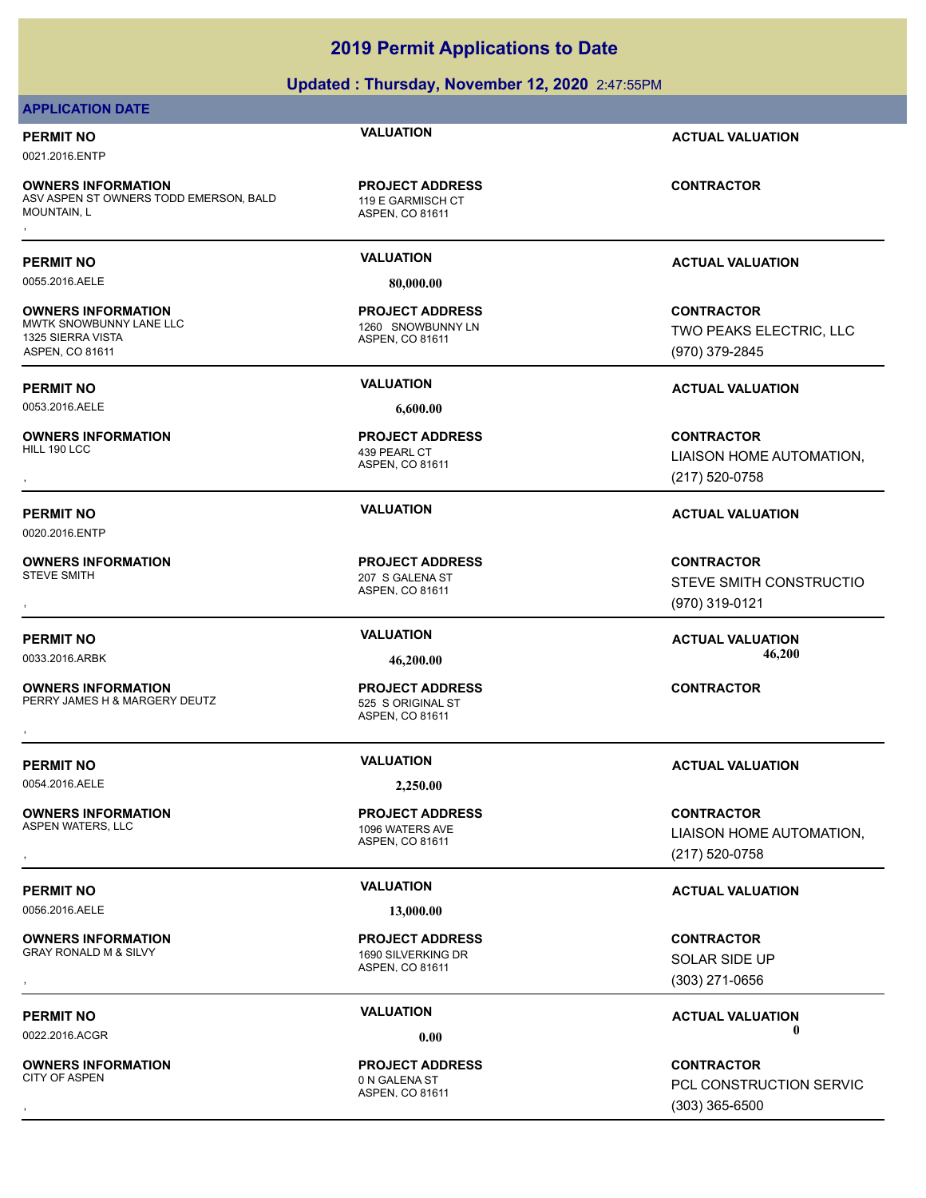# 2019 Permit Applications to Date

## Updated : Thursday, November 12, 2020 2:47:55PM

**APPLICATION DATE**

| PERMIT NO | VALUATION | ACTUAL VALUATION |
|---|---|---|
| 0021.2016.ENTP | | |

| OWNERS INFORMATION | PROJECT ADDRESS | CONTRACTOR |
|---|---|---|
| ASV ASPEN ST OWNERS TODD EMERSON, BALD MOUNTAIN, L<br>, | 119 E GARMISCH CT<br>ASPEN, CO 81611 | |

| PERMIT NO | VALUATION | ACTUAL VALUATION |
|---|---|---|
| 0055.2016.AELE | 80,000.00 | |

| OWNERS INFORMATION | PROJECT ADDRESS | CONTRACTOR |
|---|---|---|
| MWTK SNOWBUNNY LANE LLC<br>1325 SIERRA VISTA<br>ASPEN, CO 81611 | 1260 SNOWBUNNY LN<br>ASPEN, CO 81611 | TWO PEAKS ELECTRIC, LLC<br>(970) 379-2845 |

| PERMIT NO | VALUATION | ACTUAL VALUATION |
|---|---|---|
| 0053.2016.AELE | 6,600.00 | |

| OWNERS INFORMATION | PROJECT ADDRESS | CONTRACTOR |
|---|---|---|
| HILL 190 LCC<br>, | 439 PEARL CT<br>ASPEN, CO 81611 | LIAISON HOME AUTOMATION,<br>(217) 520-0758 |

| PERMIT NO | VALUATION | ACTUAL VALUATION |
|---|---|---|
| 0020.2016.ENTP | | |

| OWNERS INFORMATION | PROJECT ADDRESS | CONTRACTOR |
|---|---|---|
| STEVE SMITH<br>, | 207 S GALENA ST<br>ASPEN, CO 81611 | STEVE SMITH CONSTRUCTIO<br>(970) 319-0121 |

| PERMIT NO | VALUATION | ACTUAL VALUATION |
|---|---|---|
| 0033.2016.ARBK | 46,200.00 | 46,200 |

| OWNERS INFORMATION | PROJECT ADDRESS | CONTRACTOR |
|---|---|---|
| PERRY JAMES H & MARGERY DEUTZ<br>, | 525 S ORIGINAL ST<br>ASPEN, CO 81611 | |

| PERMIT NO | VALUATION | ACTUAL VALUATION |
|---|---|---|
| 0054.2016.AELE | 2,250.00 | |

| OWNERS INFORMATION | PROJECT ADDRESS | CONTRACTOR |
|---|---|---|
| ASPEN WATERS, LLC<br>, | 1096 WATERS AVE<br>ASPEN, CO 81611 | LIAISON HOME AUTOMATION,<br>(217) 520-0758 |

| PERMIT NO | VALUATION | ACTUAL VALUATION |
|---|---|---|
| 0056.2016.AELE | 13,000.00 | |

| OWNERS INFORMATION | PROJECT ADDRESS | CONTRACTOR |
|---|---|---|
| GRAY RONALD M & SILVY<br>, | 1690 SILVERKING DR<br>ASPEN, CO 81611 | SOLAR SIDE UP<br>(303) 271-0656 |

| PERMIT NO | VALUATION | ACTUAL VALUATION |
|---|---|---|
| 0022.2016.ACGR | 0.00 | 0 |

| OWNERS INFORMATION | PROJECT ADDRESS | CONTRACTOR |
|---|---|---|
| CITY OF ASPEN<br>, | 0 N GALENA ST<br>ASPEN, CO 81611 | PCL CONSTRUCTION SERVIC<br>(303) 365-6500 |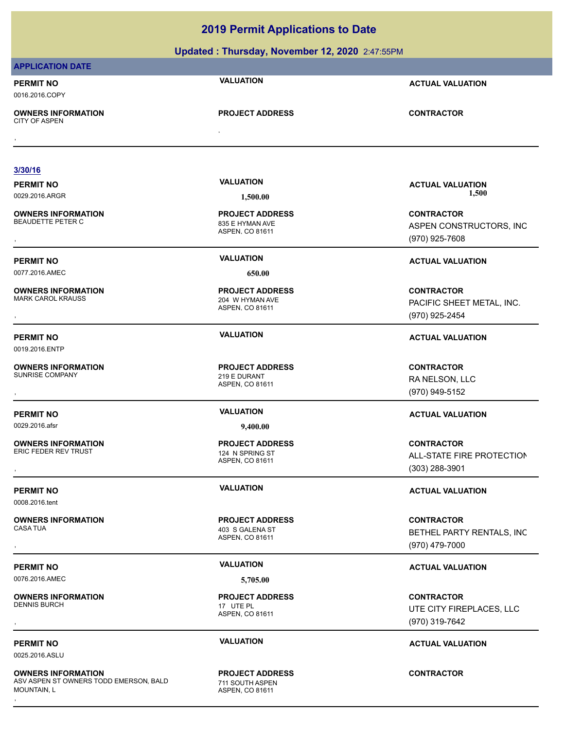# 2019 Permit Applications to Date

## Updated : Thursday, November 12, 2020 2:47:55PM

**APPLICATION DATE**

| PERMIT NO | VALUATION | ACTUAL VALUATION |
|---|---|---|
| 0016.2016.COPY | | |
| **OWNERS INFORMATION** | **PROJECT ADDRESS** | **CONTRACTOR** |
| CITY OF ASPEN<br>, | , | |

**3/30/16**

| PERMIT NO | VALUATION | ACTUAL VALUATION |
|---|---|---|
| 0029.2016.ARGR | 1,500.00 | 1,500 |
| **OWNERS INFORMATION** | **PROJECT ADDRESS** | **CONTRACTOR** |
| BEAUDETTE PETER C<br>, | 835 E HYMAN AVE<br>ASPEN, CO 81611 | ASPEN CONSTRUCTORS, INC<br>(970) 925-7608 |

| PERMIT NO | VALUATION | ACTUAL VALUATION |
|---|---|---|
| 0077.2016.AMEC | 650.00 | |
| **OWNERS INFORMATION** | **PROJECT ADDRESS** | **CONTRACTOR** |
| MARK CAROL KRAUSS<br>, | 204 W HYMAN AVE<br>ASPEN, CO 81611 | PACIFIC SHEET METAL, INC.<br>(970) 925-2454 |

| PERMIT NO | VALUATION | ACTUAL VALUATION |
|---|---|---|
| 0019.2016.ENTP | | |
| **OWNERS INFORMATION** | **PROJECT ADDRESS** | **CONTRACTOR** |
| SUNRISE COMPANY<br>, | 219 E DURANT<br>ASPEN, CO 81611 | RA NELSON, LLC<br>(970) 949-5152 |

| PERMIT NO | VALUATION | ACTUAL VALUATION |
|---|---|---|
| 0029.2016.afsr | 9,400.00 | |
| **OWNERS INFORMATION** | **PROJECT ADDRESS** | **CONTRACTOR** |
| ERIC FEDER REV TRUST<br>, | 124 N SPRING ST<br>ASPEN, CO 81611 | ALL-STATE FIRE PROTECTION<br>(303) 288-3901 |

| PERMIT NO | VALUATION | ACTUAL VALUATION |
|---|---|---|
| 0008.2016.tent | | |
| **OWNERS INFORMATION** | **PROJECT ADDRESS** | **CONTRACTOR** |
| CASA TUA<br>, | 403 S GALENA ST<br>ASPEN, CO 81611 | BETHEL PARTY RENTALS, INC<br>(970) 479-7000 |

| PERMIT NO | VALUATION | ACTUAL VALUATION |
|---|---|---|
| 0076.2016.AMEC | 5,705.00 | |
| **OWNERS INFORMATION** | **PROJECT ADDRESS** | **CONTRACTOR** |
| DENNIS BURCH<br>, | 17 UTE PL<br>ASPEN, CO 81611 | UTE CITY FIREPLACES, LLC<br>(970) 319-7642 |

| PERMIT NO | VALUATION | ACTUAL VALUATION |
|---|---|---|
| 0025.2016.ASLU | | |
| **OWNERS INFORMATION** | **PROJECT ADDRESS** | **CONTRACTOR** |
| ASV ASPEN ST OWNERS TODD EMERSON, BALD MOUNTAIN, L<br>, | 711 SOUTH ASPEN<br>ASPEN, CO 81611 | |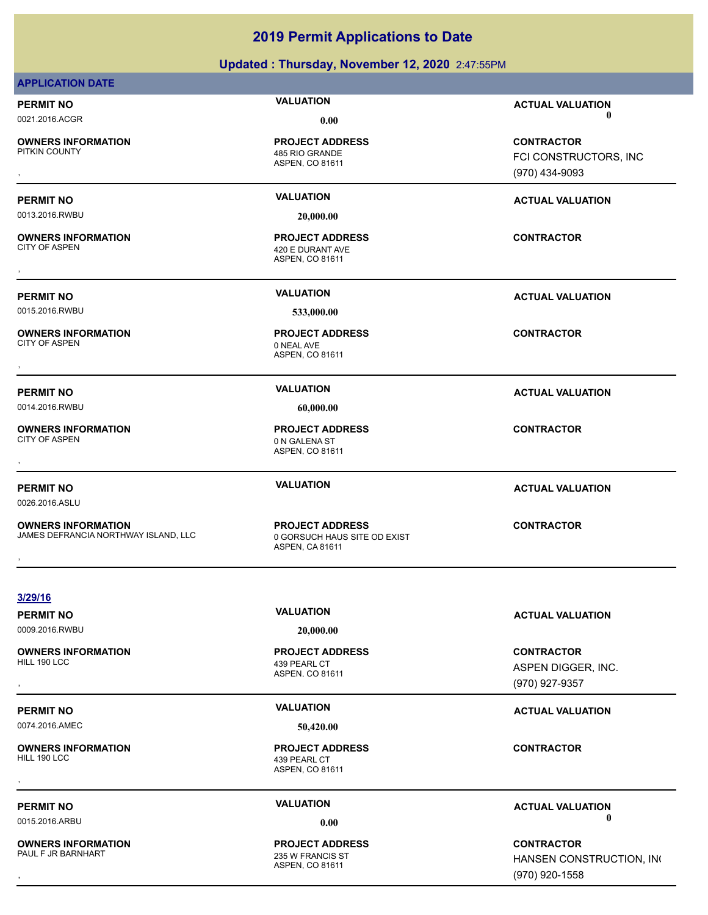# 2019 Permit Applications to Date

## Updated : Thursday, November 12, 2020 2:47:55PM

**APPLICATION DATE**

**PERMIT NO** 0021.2016.ACGR
**VALUATION** 0.00
**ACTUAL VALUATION** 0
**OWNERS INFORMATION** PITKIN COUNTY
,
**PROJECT ADDRESS** 485 RIO GRANDE
ASPEN, CO 81611
**CONTRACTOR** FCI CONSTRUCTORS, INC
(970) 434-9093

---

**PERMIT NO** 0013.2016.RWBU
**VALUATION** 20,000.00
**ACTUAL VALUATION**
**OWNERS INFORMATION** CITY OF ASPEN
,
**PROJECT ADDRESS** 420 E DURANT AVE
ASPEN, CO 81611
**CONTRACTOR**

---

**PERMIT NO** 0015.2016.RWBU
**VALUATION** 533,000.00
**ACTUAL VALUATION**
**OWNERS INFORMATION** CITY OF ASPEN
,
**PROJECT ADDRESS** 0 NEAL AVE
ASPEN, CO 81611
**CONTRACTOR**

---

**PERMIT NO** 0014.2016.RWBU
**VALUATION** 60,000.00
**ACTUAL VALUATION**
**OWNERS INFORMATION** CITY OF ASPEN
,
**PROJECT ADDRESS** 0 N GALENA ST
ASPEN, CO 81611
**CONTRACTOR**

---

**PERMIT NO** 0026.2016.ASLU
**VALUATION**
**ACTUAL VALUATION**
**OWNERS INFORMATION** JAMES DEFRANCIA NORTHWAY ISLAND, LLC
,
**PROJECT ADDRESS** 0 GORSUCH HAUS SITE OD EXIST
ASPEN, CA 81611
**CONTRACTOR**

---

**3/29/16**

**PERMIT NO** 0009.2016.RWBU
**VALUATION** 20,000.00
**ACTUAL VALUATION**
**OWNERS INFORMATION** HILL 190 LCC
,
**PROJECT ADDRESS** 439 PEARL CT
ASPEN, CO 81611
**CONTRACTOR** ASPEN DIGGER, INC.
(970) 927-9357

---

**PERMIT NO** 0074.2016.AMEC
**VALUATION** 50,420.00
**ACTUAL VALUATION**
**OWNERS INFORMATION** HILL 190 LCC
,
**PROJECT ADDRESS** 439 PEARL CT
ASPEN, CO 81611
**CONTRACTOR**

---

**PERMIT NO** 0015.2016.ARBU
**VALUATION** 0.00
**ACTUAL VALUATION** 0
**OWNERS INFORMATION** PAUL F JR BARNHART
,
**PROJECT ADDRESS** 235 W FRANCIS ST
ASPEN, CO 81611
**CONTRACTOR** HANSEN CONSTRUCTION, INC
(970) 920-1558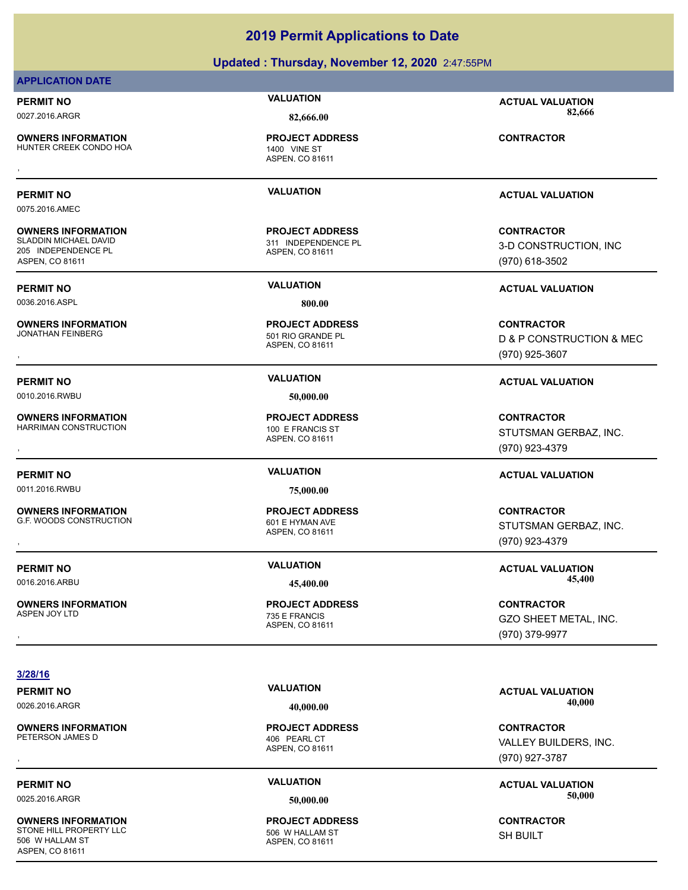# 2019 Permit Applications to Date

## Updated : Thursday, November 12, 2020 2:47:55PM

### APPLICATION DATE

**PERMIT NO** 0027.2016.ARGR
**VALUATION** 82,666.00
**ACTUAL VALUATION** 82,666

**OWNERS INFORMATION**
HUNTER CREEK CONDO HOA
,

**PROJECT ADDRESS**
1400 VINE ST
ASPEN, CO 81611

**CONTRACTOR**

---

**PERMIT NO** 0075.2016.AMEC
**VALUATION**
**ACTUAL VALUATION**

**OWNERS INFORMATION**
SLADDIN MICHAEL DAVID
205 INDEPENDENCE PL
ASPEN, CO 81611

**PROJECT ADDRESS**
311 INDEPENDENCE PL
ASPEN, CO 81611

**CONTRACTOR**
3-D CONSTRUCTION, INC
(970) 618-3502

---

**PERMIT NO** 0036.2016.ASPL
**VALUATION** 800.00
**ACTUAL VALUATION**

**OWNERS INFORMATION**
JONATHAN FEINBERG
,

**PROJECT ADDRESS**
501 RIO GRANDE PL
ASPEN, CO 81611

**CONTRACTOR**
D & P CONSTRUCTION & MEC
(970) 925-3607

---

**PERMIT NO** 0010.2016.RWBU
**VALUATION** 50,000.00
**ACTUAL VALUATION**

**OWNERS INFORMATION**
HARRIMAN CONSTRUCTION
,

**PROJECT ADDRESS**
100 E FRANCIS ST
ASPEN, CO 81611

**CONTRACTOR**
STUTSMAN GERBAZ, INC.
(970) 923-4379

---

**PERMIT NO** 0011.2016.RWBU
**VALUATION** 75,000.00
**ACTUAL VALUATION**

**OWNERS INFORMATION**
G.F. WOODS CONSTRUCTION
,

**PROJECT ADDRESS**
601 E HYMAN AVE
ASPEN, CO 81611

**CONTRACTOR**
STUTSMAN GERBAZ, INC.
(970) 923-4379

---

**PERMIT NO** 0016.2016.ARBU
**VALUATION** 45,400.00
**ACTUAL VALUATION** 45,400

**OWNERS INFORMATION**
ASPEN JOY LTD
,

**PROJECT ADDRESS**
735 E FRANCIS
ASPEN, CO 81611

**CONTRACTOR**
GZO SHEET METAL, INC.
(970) 379-9977

---

### 3/28/16

**PERMIT NO** 0026.2016.ARGR
**VALUATION** 40,000.00
**ACTUAL VALUATION** 40,000

**OWNERS INFORMATION**
PETERSON JAMES D
,

**PROJECT ADDRESS**
406 PEARL CT
ASPEN, CO 81611

**CONTRACTOR**
VALLEY BUILDERS, INC.
(970) 927-3787

---

**PERMIT NO** 0025.2016.ARGR
**VALUATION** 50,000.00
**ACTUAL VALUATION** 50,000

**OWNERS INFORMATION**
STONE HILL PROPERTY LLC
506 W HALLAM ST
ASPEN, CO 81611

**PROJECT ADDRESS**
506 W HALLAM ST
ASPEN, CO 81611

**CONTRACTOR**
SH BUILT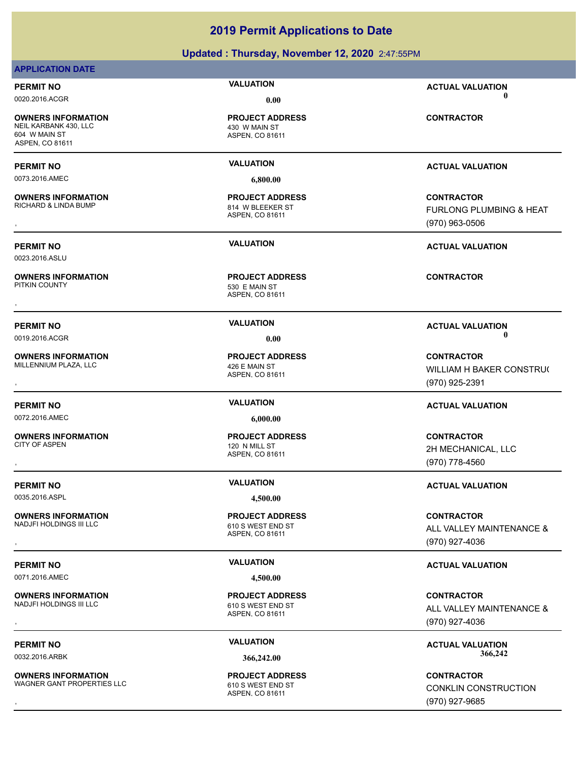# 2019 Permit Applications to Date

## Updated : Thursday, November 12, 2020 2:47:55PM

**APPLICATION DATE**

**PERMIT NO** 0020.2016.ACGR
**VALUATION** 0.00
**ACTUAL VALUATION** 0

**OWNERS INFORMATION**
NEIL KARBANK 430, LLC
604 W MAIN ST
ASPEN, CO 81611

**PROJECT ADDRESS**
430 W MAIN ST
ASPEN, CO 81611

**CONTRACTOR**

---

**PERMIT NO** 0073.2016.AMEC
**VALUATION** 6,800.00
**ACTUAL VALUATION**

**OWNERS INFORMATION**
RICHARD & LINDA BUMP
,

**PROJECT ADDRESS**
814 W BLEEKER ST
ASPEN, CO 81611

**CONTRACTOR**
FURLONG PLUMBING & HEAT
(970) 963-0506

---

**PERMIT NO** 0023.2016.ASLU
**VALUATION**
**ACTUAL VALUATION**

**OWNERS INFORMATION**
PITKIN COUNTY
,

**PROJECT ADDRESS**
530 E MAIN ST
ASPEN, CO 81611

**CONTRACTOR**

---

**PERMIT NO** 0019.2016.ACGR
**VALUATION** 0.00
**ACTUAL VALUATION** 0

**OWNERS INFORMATION**
MILLENNIUM PLAZA, LLC
,

**PROJECT ADDRESS**
426 E MAIN ST
ASPEN, CO 81611

**CONTRACTOR**
WILLIAM H BAKER CONSTRU(
(970) 925-2391

---

**PERMIT NO** 0072.2016.AMEC
**VALUATION** 6,000.00
**ACTUAL VALUATION**

**OWNERS INFORMATION**
CITY OF ASPEN
,

**PROJECT ADDRESS**
120 N MILL ST
ASPEN, CO 81611

**CONTRACTOR**
2H MECHANICAL, LLC
(970) 778-4560

---

**PERMIT NO** 0035.2016.ASPL
**VALUATION** 4,500.00
**ACTUAL VALUATION**

**OWNERS INFORMATION**
NADJFI HOLDINGS III LLC
,

**PROJECT ADDRESS**
610 S WEST END ST
ASPEN, CO 81611

**CONTRACTOR**
ALL VALLEY MAINTENANCE &
(970) 927-4036

---

**PERMIT NO** 0071.2016.AMEC
**VALUATION** 4,500.00
**ACTUAL VALUATION**

**OWNERS INFORMATION**
NADJFI HOLDINGS III LLC
,

**PROJECT ADDRESS**
610 S WEST END ST
ASPEN, CO 81611

**CONTRACTOR**
ALL VALLEY MAINTENANCE &
(970) 927-4036

---

**PERMIT NO** 0032.2016.ARBK
**VALUATION** 366,242.00
**ACTUAL VALUATION** 366,242

**OWNERS INFORMATION**
WAGNER GANT PROPERTIES LLC
,

**PROJECT ADDRESS**
610 S WEST END ST
ASPEN, CO 81611

**CONTRACTOR**
CONKLIN CONSTRUCTION
(970) 927-9685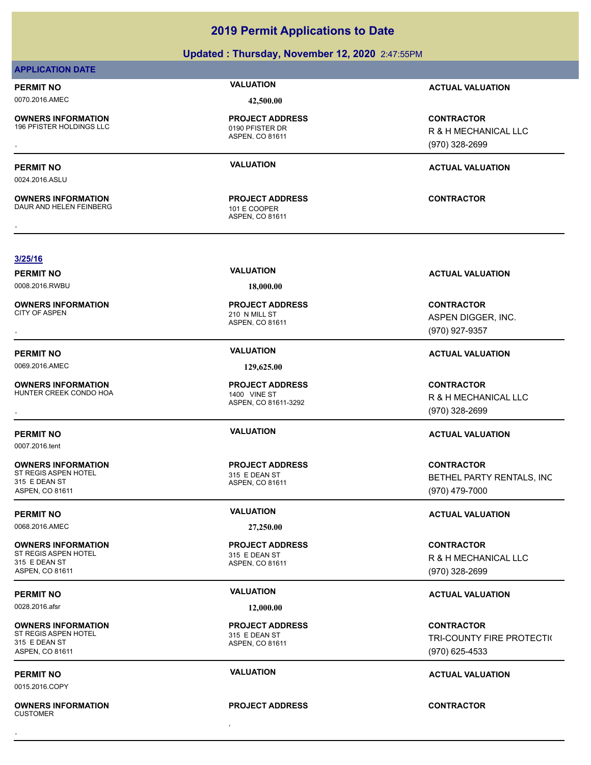# 2019 Permit Applications to Date

## Updated : Thursday, November 12, 2020 2:47:55PM

**APPLICATION DATE**

**PERMIT NO** 0070.2016.AMEC
**VALUATION** 42,500.00
**ACTUAL VALUATION**

**OWNERS INFORMATION** 196 PFISTER HOLDINGS LLC
,
**PROJECT ADDRESS** 0190 PFISTER DR ASPEN, CO 81611
**CONTRACTOR** R & H MECHANICAL LLC (970) 328-2699

---

**PERMIT NO** 0024.2016.ASLU
**VALUATION**
**ACTUAL VALUATION**

**OWNERS INFORMATION** DAUR AND HELEN FEINBERG
,
**PROJECT ADDRESS** 101 E COOPER ASPEN, CO 81611
**CONTRACTOR**

---

**3/25/16**

**PERMIT NO** 0008.2016.RWBU
**VALUATION** 18,000.00
**ACTUAL VALUATION**

**OWNERS INFORMATION** CITY OF ASPEN
,
**PROJECT ADDRESS** 210 N MILL ST ASPEN, CO 81611
**CONTRACTOR** ASPEN DIGGER, INC. (970) 927-9357

---

**PERMIT NO** 0069.2016.AMEC
**VALUATION** 129,625.00
**ACTUAL VALUATION**

**OWNERS INFORMATION** HUNTER CREEK CONDO HOA
,
**PROJECT ADDRESS** 1400 VINE ST ASPEN, CO 81611-3292
**CONTRACTOR** R & H MECHANICAL LLC (970) 328-2699

---

**PERMIT NO** 0007.2016.tent
**VALUATION**
**ACTUAL VALUATION**

**OWNERS INFORMATION** ST REGIS ASPEN HOTEL 315 E DEAN ST ASPEN, CO 81611
**PROJECT ADDRESS** 315 E DEAN ST ASPEN, CO 81611
**CONTRACTOR** BETHEL PARTY RENTALS, INC (970) 479-7000

---

**PERMIT NO** 0068.2016.AMEC
**VALUATION** 27,250.00
**ACTUAL VALUATION**

**OWNERS INFORMATION** ST REGIS ASPEN HOTEL 315 E DEAN ST ASPEN, CO 81611
**PROJECT ADDRESS** 315 E DEAN ST ASPEN, CO 81611
**CONTRACTOR** R & H MECHANICAL LLC (970) 328-2699

---

**PERMIT NO** 0028.2016.afsr
**VALUATION** 12,000.00
**ACTUAL VALUATION**

**OWNERS INFORMATION** ST REGIS ASPEN HOTEL 315 E DEAN ST ASPEN, CO 81611
**PROJECT ADDRESS** 315 E DEAN ST ASPEN, CO 81611
**CONTRACTOR** TRI-COUNTY FIRE PROTECTI( (970) 625-4533

---

**PERMIT NO** 0015.2016.COPY
**VALUATION**
**ACTUAL VALUATION**

**OWNERS INFORMATION** CUSTOMER
,
**PROJECT ADDRESS** ,
**CONTRACTOR**

---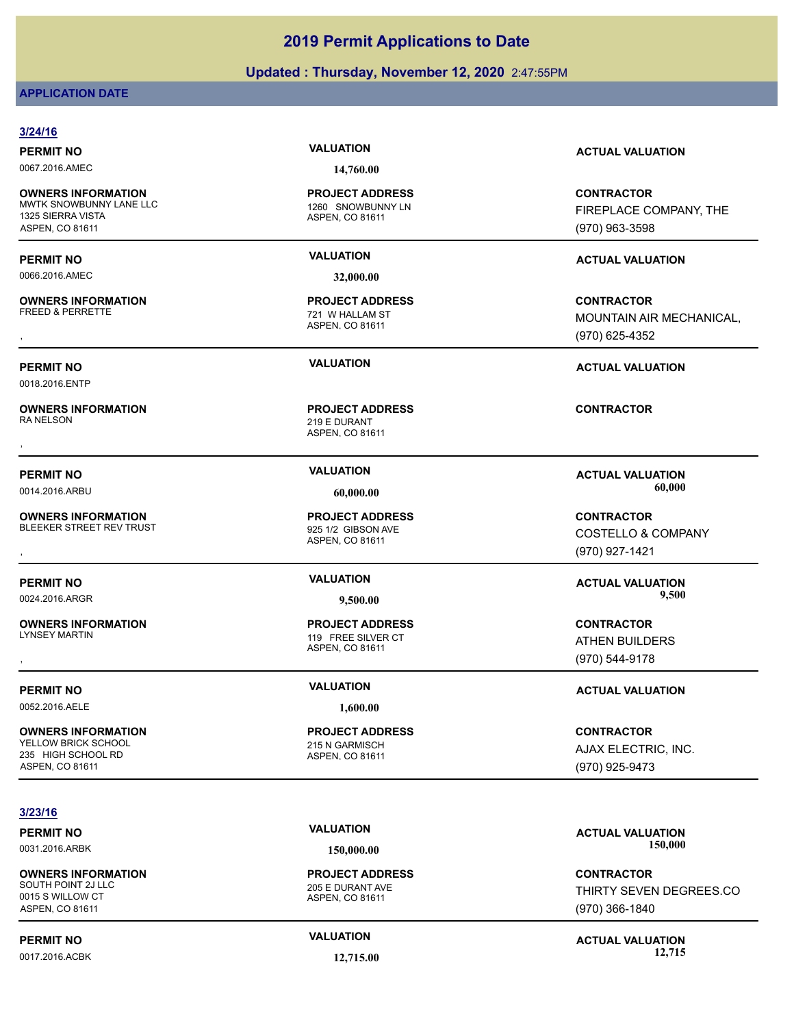# 2019 Permit Applications to Date

## Updated : Thursday, November 12, 2020 2:47:55PM

**APPLICATION DATE**

### 3/24/16

**PERMIT NO** 0067.2016.AMEC
**VALUATION** 14,760.00
**ACTUAL VALUATION**

**OWNERS INFORMATION**
MWTK SNOWBUNNY LANE LLC
1325 SIERRA VISTA
ASPEN, CO 81611

**PROJECT ADDRESS**
1260 SNOWBUNNY LN
ASPEN, CO 81611

**CONTRACTOR**
FIREPLACE COMPANY, THE
(970) 963-3598

---

**PERMIT NO** 0066.2016.AMEC
**VALUATION** 32,000.00
**ACTUAL VALUATION**

**OWNERS INFORMATION**
FREED & PERRETTE
,

**PROJECT ADDRESS**
721 W HALLAM ST
ASPEN, CO 81611

**CONTRACTOR**
MOUNTAIN AIR MECHANICAL,
(970) 625-4352

---

**PERMIT NO** 0018.2016.ENTP
**VALUATION**
**ACTUAL VALUATION**

**OWNERS INFORMATION**
RA NELSON
,

**PROJECT ADDRESS**
219 E DURANT
ASPEN, CO 81611

**CONTRACTOR**

---

**PERMIT NO** 0014.2016.ARBU
**VALUATION** 60,000.00
**ACTUAL VALUATION** 60,000

**OWNERS INFORMATION**
BLEEKER STREET REV TRUST
,

**PROJECT ADDRESS**
925 1/2 GIBSON AVE
ASPEN, CO 81611

**CONTRACTOR**
COSTELLO & COMPANY
(970) 927-1421

---

**PERMIT NO** 0024.2016.ARGR
**VALUATION** 9,500.00
**ACTUAL VALUATION** 9,500

**OWNERS INFORMATION**
LYNSEY MARTIN
,

**PROJECT ADDRESS**
119 FREE SILVER CT
ASPEN, CO 81611

**CONTRACTOR**
ATHEN BUILDERS
(970) 544-9178

---

**PERMIT NO** 0052.2016.AELE
**VALUATION** 1,600.00
**ACTUAL VALUATION**

**OWNERS INFORMATION**
YELLOW BRICK SCHOOL
235 HIGH SCHOOL RD
ASPEN, CO 81611

**PROJECT ADDRESS**
215 N GARMISCH
ASPEN, CO 81611

**CONTRACTOR**
AJAX ELECTRIC, INC.
(970) 925-9473

---

### 3/23/16

**PERMIT NO** 0031.2016.ARBK
**VALUATION** 150,000.00
**ACTUAL VALUATION** 150,000

**OWNERS INFORMATION**
SOUTH POINT 2J LLC
0015 S WILLOW CT
ASPEN, CO 81611

**PROJECT ADDRESS**
205 E DURANT AVE
ASPEN, CO 81611

**CONTRACTOR**
THIRTY SEVEN DEGREES.CO
(970) 366-1840

---

**PERMIT NO** 0017.2016.ACBK
**VALUATION** 12,715.00
**ACTUAL VALUATION** 12,715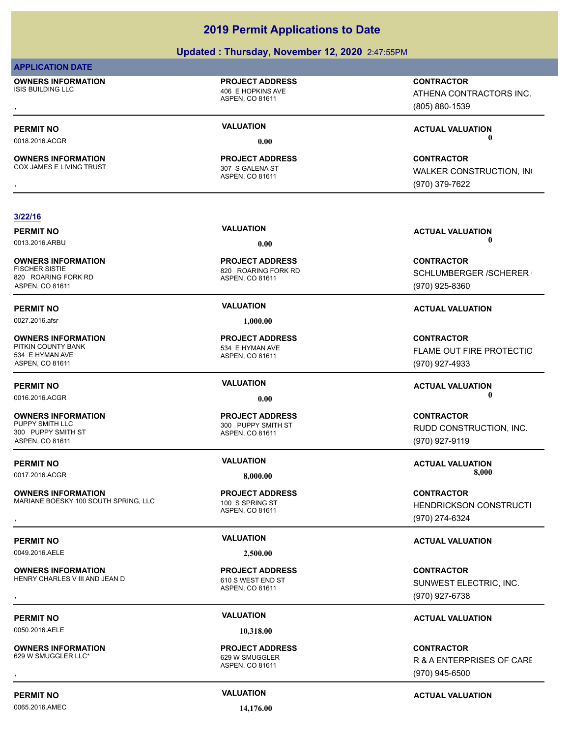# 2019 Permit Applications to Date

## Updated : Thursday, November 12, 2020 2:47:55PM

**APPLICATION DATE**

**OWNERS INFORMATION**
ISIS BUILDING LLC
,

**PROJECT ADDRESS**
406 E HOPKINS AVE
ASPEN, CO 81611

**CONTRACTOR**
ATHENA CONTRACTORS INC.
(805) 880-1539

---

**PERMIT NO** 0018.2016.ACGR
**VALUATION** 0.00
**ACTUAL VALUATION** 0

**OWNERS INFORMATION**
COX JAMES E LIVING TRUST
,

**PROJECT ADDRESS**
307 S GALENA ST
ASPEN, CO 81611

**CONTRACTOR**
WALKER CONSTRUCTION, INC
(970) 379-7622

---

**3/22/16**

**PERMIT NO** 0013.2016.ARBU
**VALUATION** 0.00
**ACTUAL VALUATION** 0

**OWNERS INFORMATION**
FISCHER SISTIE
820 ROARING FORK RD
ASPEN, CO 81611

**PROJECT ADDRESS**
820 ROARING FORK RD
ASPEN, CO 81611

**CONTRACTOR**
SCHLUMBERGER /SCHERER (
(970) 925-8360

---

**PERMIT NO** 0027.2016.afsr
**VALUATION** 1,000.00
**ACTUAL VALUATION**

**OWNERS INFORMATION**
PITKIN COUNTY BANK
534 E HYMAN AVE
ASPEN, CO 81611

**PROJECT ADDRESS**
534 E HYMAN AVE
ASPEN, CO 81611

**CONTRACTOR**
FLAME OUT FIRE PROTECTIO
(970) 927-4933

---

**PERMIT NO** 0016.2016.ACGR
**VALUATION** 0.00
**ACTUAL VALUATION** 0

**OWNERS INFORMATION**
PUPPY SMITH LLC
300 PUPPY SMITH ST
ASPEN, CO 81611

**PROJECT ADDRESS**
300 PUPPY SMITH ST
ASPEN, CO 81611

**CONTRACTOR**
RUDD CONSTRUCTION, INC.
(970) 927-9119

---

**PERMIT NO** 0017.2016.ACGR
**VALUATION** 8,000.00
**ACTUAL VALUATION** 8,000

**OWNERS INFORMATION**
MARIANE BOESKY 100 SOUTH SPRING, LLC
,

**PROJECT ADDRESS**
100 S SPRING ST
ASPEN, CO 81611

**CONTRACTOR**
HENDRICKSON CONSTRUCTI
(970) 274-6324

---

**PERMIT NO** 0049.2016.AELE
**VALUATION** 2,500.00
**ACTUAL VALUATION**

**OWNERS INFORMATION**
HENRY CHARLES V III AND JEAN D
,

**PROJECT ADDRESS**
610 S WEST END ST
ASPEN, CO 81611

**CONTRACTOR**
SUNWEST ELECTRIC, INC.
(970) 927-6738

---

**PERMIT NO** 0050.2016.AELE
**VALUATION** 10,318.00
**ACTUAL VALUATION**

**OWNERS INFORMATION**
629 W SMUGGLER LLC*
,

**PROJECT ADDRESS**
629 W SMUGGLER
ASPEN, CO 81611

**CONTRACTOR**
R & A ENTERPRISES OF CARE
(970) 945-6500

---

**PERMIT NO** 0065.2016.AMEC
**VALUATION** 14,176.00
**ACTUAL VALUATION**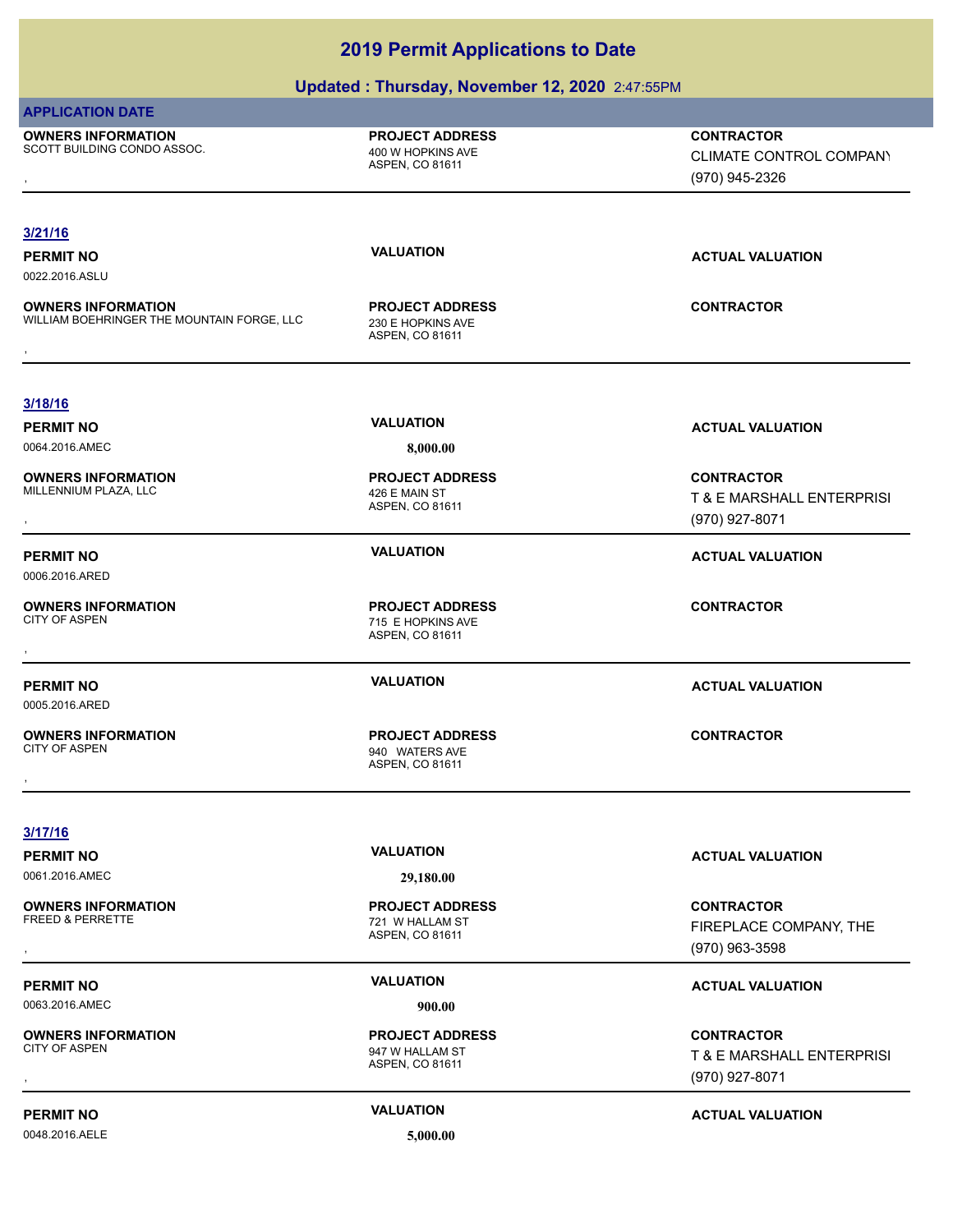# 2019 Permit Applications to Date

## Updated : Thursday, November 12, 2020 2:47:55PM

**APPLICATION DATE**

**OWNERS INFORMATION**
SCOTT BUILDING CONDO ASSOC.
,

**PROJECT ADDRESS**
400 W HOPKINS AVE
ASPEN, CO 81611

**CONTRACTOR**
CLIMATE CONTROL COMPANY
(970) 945-2326

---

**3/21/16**

**PERMIT NO**
0022.2016.ASLU

**VALUATION**

**ACTUAL VALUATION**

**OWNERS INFORMATION**
WILLIAM BOEHRINGER THE MOUNTAIN FORGE, LLC
,

**PROJECT ADDRESS**
230 E HOPKINS AVE
ASPEN, CO 81611

**CONTRACTOR**

---

**3/18/16**

**PERMIT NO**
0064.2016.AMEC

**VALUATION**
8,000.00

**ACTUAL VALUATION**

**OWNERS INFORMATION**
MILLENNIUM PLAZA, LLC
,

**PROJECT ADDRESS**
426 E MAIN ST
ASPEN, CO 81611

**CONTRACTOR**
T & E MARSHALL ENTERPRISI
(970) 927-8071

---

**PERMIT NO**
0006.2016.ARED

**VALUATION**

**ACTUAL VALUATION**

**OWNERS INFORMATION**
CITY OF ASPEN
,

**PROJECT ADDRESS**
715 E HOPKINS AVE
ASPEN, CO 81611

**CONTRACTOR**

---

**PERMIT NO**
0005.2016.ARED

**VALUATION**

**ACTUAL VALUATION**

**OWNERS INFORMATION**
CITY OF ASPEN
,

**PROJECT ADDRESS**
940 WATERS AVE
ASPEN, CO 81611

**CONTRACTOR**

---

**3/17/16**

**PERMIT NO**
0061.2016.AMEC

**VALUATION**
29,180.00

**ACTUAL VALUATION**

**OWNERS INFORMATION**
FREED & PERRETTE
,

**PROJECT ADDRESS**
721 W HALLAM ST
ASPEN, CO 81611

**CONTRACTOR**
FIREPLACE COMPANY, THE
(970) 963-3598

---

**PERMIT NO**
0063.2016.AMEC

**VALUATION**
900.00

**ACTUAL VALUATION**

**OWNERS INFORMATION**
CITY OF ASPEN
,

**PROJECT ADDRESS**
947 W HALLAM ST
ASPEN, CO 81611

**CONTRACTOR**
T & E MARSHALL ENTERPRISI
(970) 927-8071

---

**PERMIT NO**
0048.2016.AELE

**VALUATION**
5,000.00

**ACTUAL VALUATION**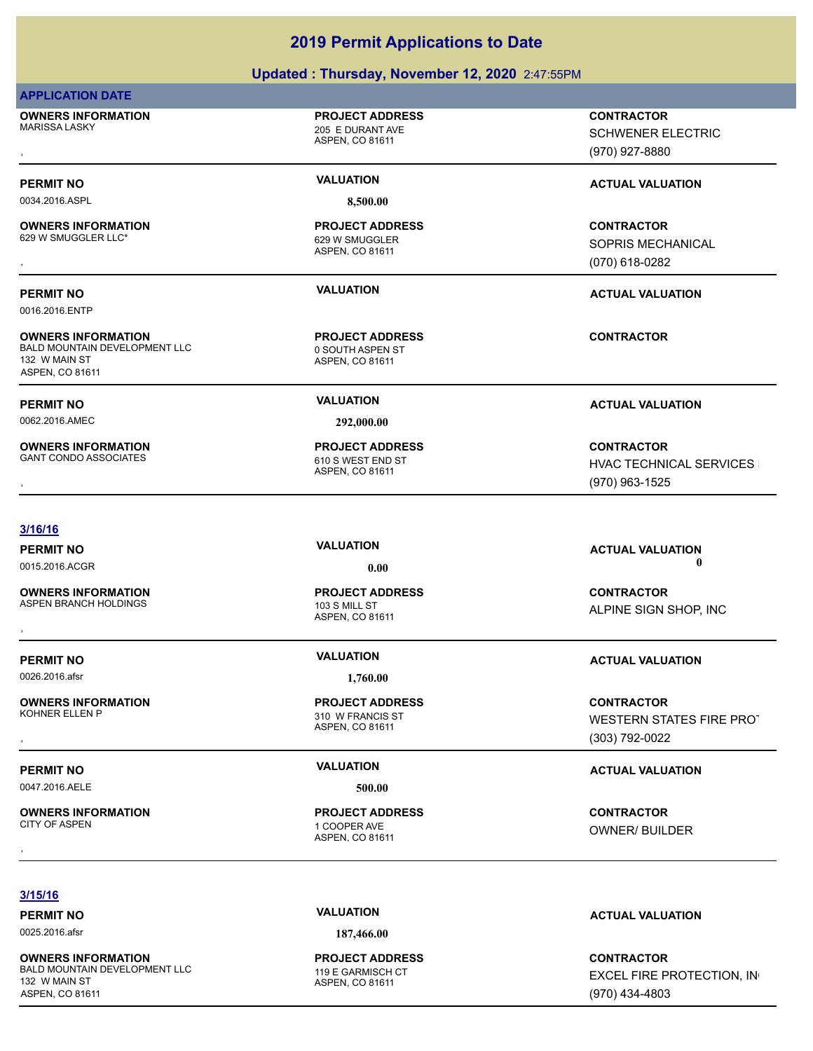# 2019 Permit Applications to Date

## Updated : Thursday, November 12, 2020 2:47:55PM

**APPLICATION DATE**

**OWNERS INFORMATION**
MARISSA LASKY
,

**PROJECT ADDRESS**
205 E DURANT AVE
ASPEN, CO 81611

**CONTRACTOR**
SCHWENER ELECTRIC
(970) 927-8880

---

**PERMIT NO**
0034.2016.ASPL

**VALUATION**
8,500.00

**ACTUAL VALUATION**

**OWNERS INFORMATION**
629 W SMUGGLER LLC*
,

**PROJECT ADDRESS**
629 W SMUGGLER
ASPEN, CO 81611

**CONTRACTOR**
SOPRIS MECHANICAL
(070) 618-0282

---

**PERMIT NO**
0016.2016.ENTP

**VALUATION**

**ACTUAL VALUATION**

**OWNERS INFORMATION**
BALD MOUNTAIN DEVELOPMENT LLC
132 W MAIN ST
ASPEN, CO 81611

**PROJECT ADDRESS**
0 SOUTH ASPEN ST
ASPEN, CO 81611

**CONTRACTOR**

---

**PERMIT NO**
0062.2016.AMEC

**VALUATION**
292,000.00

**ACTUAL VALUATION**

**OWNERS INFORMATION**
GANT CONDO ASSOCIATES
,

**PROJECT ADDRESS**
610 S WEST END ST
ASPEN, CO 81611

**CONTRACTOR**
HVAC TECHNICAL SERVICES I
(970) 963-1525

---

**3/16/16**

**PERMIT NO**
0015.2016.ACGR

**VALUATION**
0.00

**ACTUAL VALUATION**
0

**OWNERS INFORMATION**
ASPEN BRANCH HOLDINGS
,

**PROJECT ADDRESS**
103 S MILL ST
ASPEN, CO 81611

**CONTRACTOR**
ALPINE SIGN SHOP, INC

---

**PERMIT NO**
0026.2016.afsr

**VALUATION**
1,760.00

**ACTUAL VALUATION**

**OWNERS INFORMATION**
KOHNER ELLEN P
,

**PROJECT ADDRESS**
310 W FRANCIS ST
ASPEN, CO 81611

**CONTRACTOR**
WESTERN STATES FIRE PROT
(303) 792-0022

---

**PERMIT NO**
0047.2016.AELE

**VALUATION**
500.00

**ACTUAL VALUATION**

**OWNERS INFORMATION**
CITY OF ASPEN
,

**PROJECT ADDRESS**
1 COOPER AVE
ASPEN, CO 81611

**CONTRACTOR**
OWNER/ BUILDER

---

**3/15/16**

**PERMIT NO**
0025.2016.afsr

**VALUATION**
187,466.00

**ACTUAL VALUATION**

**OWNERS INFORMATION**
BALD MOUNTAIN DEVELOPMENT LLC
132 W MAIN ST
ASPEN, CO 81611

**PROJECT ADDRESS**
119 E GARMISCH CT
ASPEN, CO 81611

**CONTRACTOR**
EXCEL FIRE PROTECTION, IN
(970) 434-4803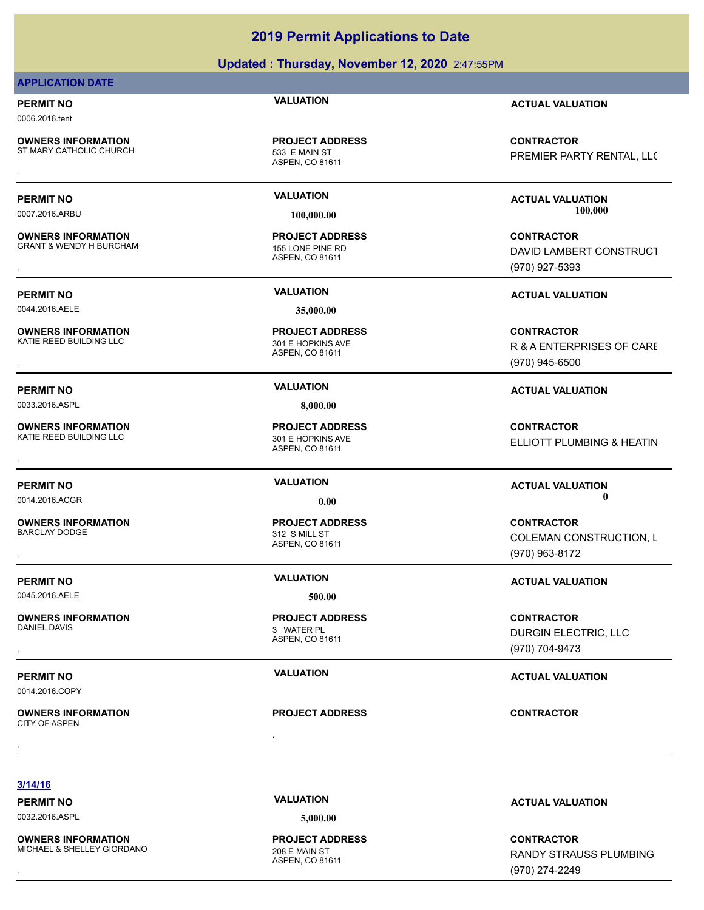# 2019 Permit Applications to Date

## Updated : Thursday, November 12, 2020 2:47:55PM

**APPLICATION DATE**

| PERMIT NO | VALUATION | ACTUAL VALUATION |
|---|---|---|
| 0006.2016.tent | | |
| **OWNERS INFORMATION** | **PROJECT ADDRESS** | **CONTRACTOR** |
| ST MARY CATHOLIC CHURCH<br>, | 533 E MAIN ST<br>ASPEN, CO 81611 | PREMIER PARTY RENTAL, LLC |

| PERMIT NO | VALUATION | ACTUAL VALUATION |
|---|---|---|
| 0007.2016.ARBU | 100,000.00 | 100,000 |
| **OWNERS INFORMATION** | **PROJECT ADDRESS** | **CONTRACTOR** |
| GRANT & WENDY H BURCHAM<br>, | 155 LONE PINE RD<br>ASPEN, CO 81611 | DAVID LAMBERT CONSTRUCT<br>(970) 927-5393 |

| PERMIT NO | VALUATION | ACTUAL VALUATION |
|---|---|---|
| 0044.2016.AELE | 35,000.00 | |
| **OWNERS INFORMATION** | **PROJECT ADDRESS** | **CONTRACTOR** |
| KATIE REED BUILDING LLC<br>, | 301 E HOPKINS AVE<br>ASPEN, CO 81611 | R & A ENTERPRISES OF CARE<br>(970) 945-6500 |

| PERMIT NO | VALUATION | ACTUAL VALUATION |
|---|---|---|
| 0033.2016.ASPL | 8,000.00 | |
| **OWNERS INFORMATION** | **PROJECT ADDRESS** | **CONTRACTOR** |
| KATIE REED BUILDING LLC<br>, | 301 E HOPKINS AVE<br>ASPEN, CO 81611 | ELLIOTT PLUMBING & HEATIN |

| PERMIT NO | VALUATION | ACTUAL VALUATION |
|---|---|---|
| 0014.2016.ACGR | 0.00 | 0 |
| **OWNERS INFORMATION** | **PROJECT ADDRESS** | **CONTRACTOR** |
| BARCLAY DODGE<br>, | 312 S MILL ST<br>ASPEN, CO 81611 | COLEMAN CONSTRUCTION, L<br>(970) 963-8172 |

| PERMIT NO | VALUATION | ACTUAL VALUATION |
|---|---|---|
| 0045.2016.AELE | 500.00 | |
| **OWNERS INFORMATION** | **PROJECT ADDRESS** | **CONTRACTOR** |
| DANIEL DAVIS<br>, | 3 WATER PL<br>ASPEN, CO 81611 | DURGIN ELECTRIC, LLC<br>(970) 704-9473 |

| PERMIT NO | VALUATION | ACTUAL VALUATION |
|---|---|---|
| 0014.2016.COPY | | |
| **OWNERS INFORMATION** | **PROJECT ADDRESS** | **CONTRACTOR** |
| CITY OF ASPEN<br>, | , | |

**3/14/16**

| PERMIT NO | VALUATION | ACTUAL VALUATION |
|---|---|---|
| 0032.2016.ASPL | 5,000.00 | |
| **OWNERS INFORMATION** | **PROJECT ADDRESS** | **CONTRACTOR** |
| MICHAEL & SHELLEY GIORDANO<br>, | 208 E MAIN ST<br>ASPEN, CO 81611 | RANDY STRAUSS PLUMBING<br>(970) 274-2249 |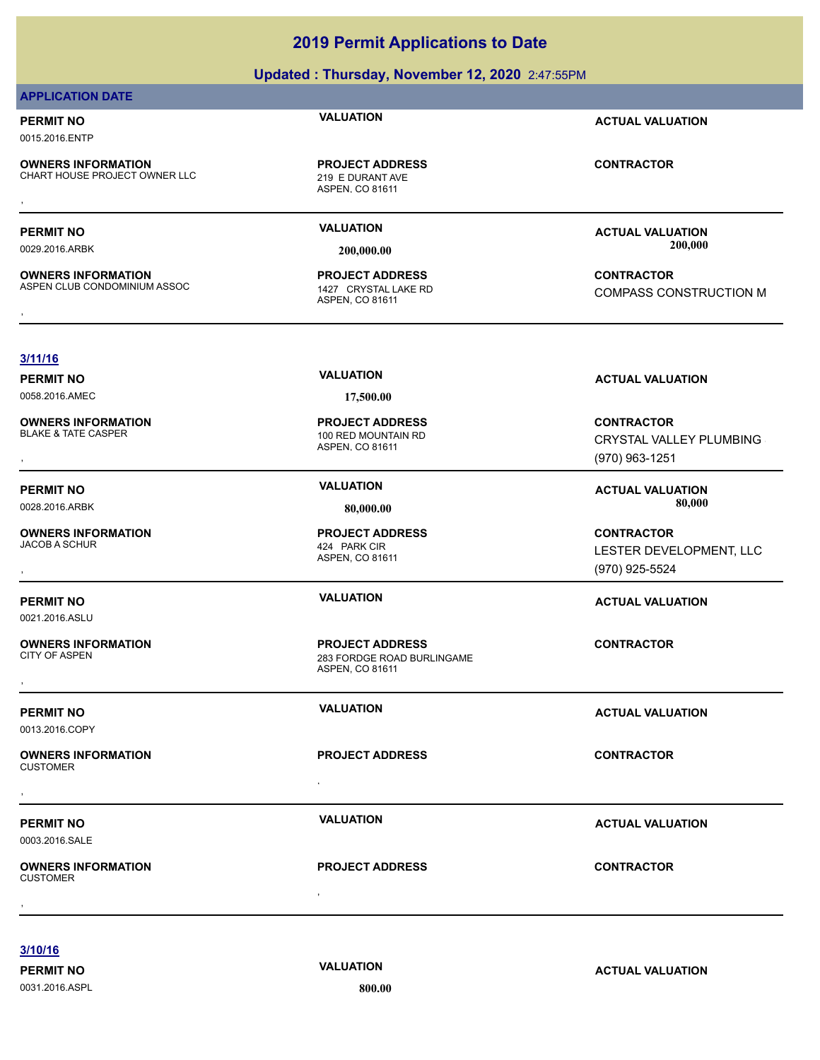# 2019 Permit Applications to Date

## Updated : Thursday, November 12, 2020 2:47:55PM

**APPLICATION DATE**

**PERMIT NO** 0015.2016.ENTP
**VALUATION**
**ACTUAL VALUATION**

**OWNERS INFORMATION** CHART HOUSE PROJECT OWNER LLC
,
**PROJECT ADDRESS** 219 E DURANT AVE
ASPEN, CO 81611
**CONTRACTOR**

---

**PERMIT NO** 0029.2016.ARBK
**VALUATION** 200,000.00
**ACTUAL VALUATION** 200,000

**OWNERS INFORMATION** ASPEN CLUB CONDOMINIUM ASSOC
,
**PROJECT ADDRESS** 1427 CRYSTAL LAKE RD
ASPEN, CO 81611
**CONTRACTOR** COMPASS CONSTRUCTION M

---

**3/11/16**

**PERMIT NO** 0058.2016.AMEC
**VALUATION** 17,500.00
**ACTUAL VALUATION**

**OWNERS INFORMATION** BLAKE & TATE CASPER
,
**PROJECT ADDRESS** 100 RED MOUNTAIN RD
ASPEN, CO 81611
**CONTRACTOR** CRYSTAL VALLEY PLUMBING
(970) 963-1251

---

**PERMIT NO** 0028.2016.ARBK
**VALUATION** 80,000.00
**ACTUAL VALUATION** 80,000

**OWNERS INFORMATION** JACOB A SCHUR
,
**PROJECT ADDRESS** 424 PARK CIR
ASPEN, CO 81611
**CONTRACTOR** LESTER DEVELOPMENT, LLC
(970) 925-5524

---

**PERMIT NO** 0021.2016.ASLU
**VALUATION**
**ACTUAL VALUATION**

**OWNERS INFORMATION** CITY OF ASPEN
,
**PROJECT ADDRESS** 283 FORDGE ROAD BURLINGAME
ASPEN, CO 81611
**CONTRACTOR**

---

**PERMIT NO** 0013.2016.COPY
**VALUATION**
**ACTUAL VALUATION**

**OWNERS INFORMATION** CUSTOMER
,
**PROJECT ADDRESS**
,
**CONTRACTOR**

---

**PERMIT NO** 0003.2016.SALE
**VALUATION**
**ACTUAL VALUATION**

**OWNERS INFORMATION** CUSTOMER
,
**PROJECT ADDRESS**
,
**CONTRACTOR**

---

**3/10/16**

**PERMIT NO** 0031.2016.ASPL
**VALUATION** 800.00
**ACTUAL VALUATION**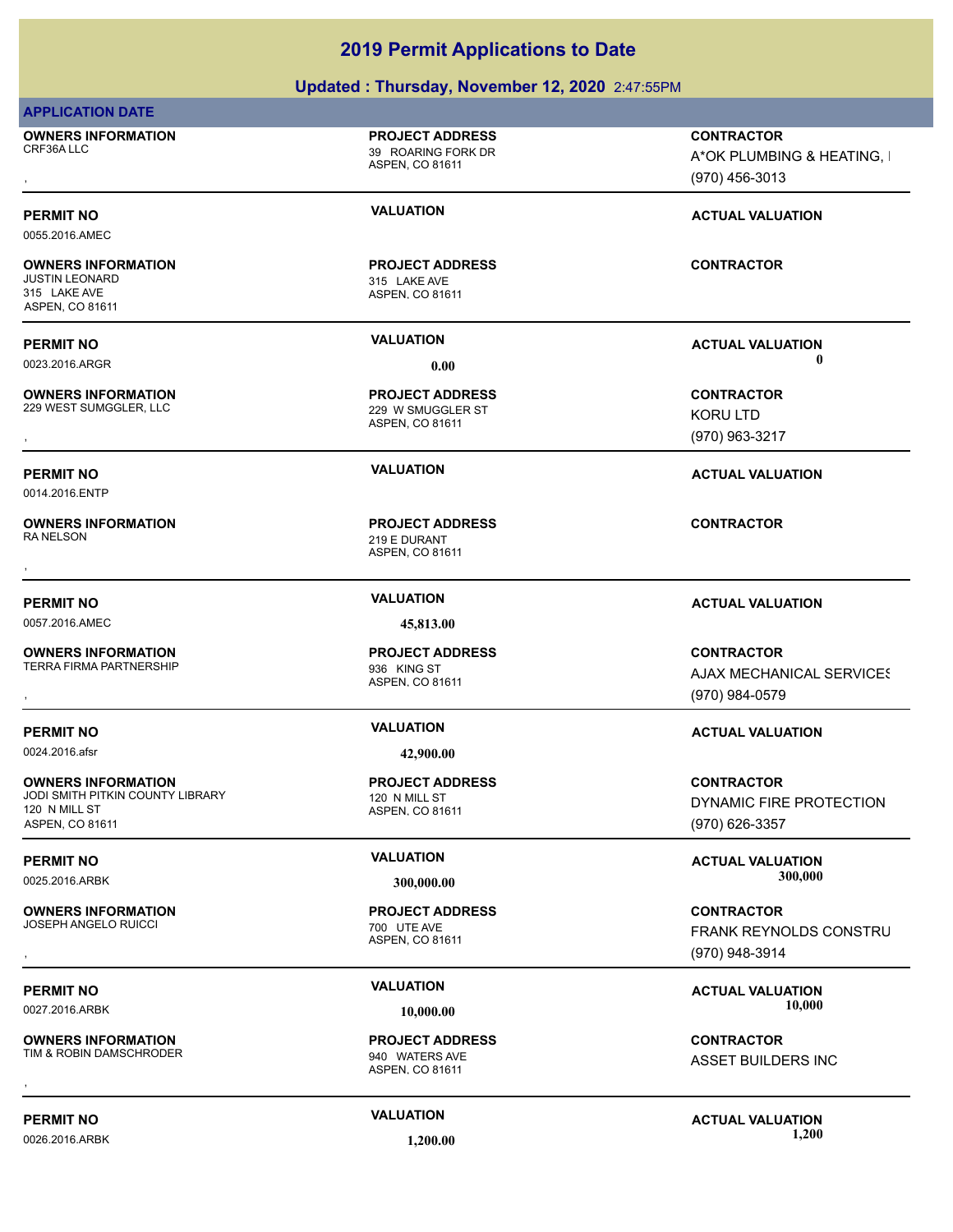## 2019 Permit Applications to Date

### Updated : Thursday, November 12, 2020 2:47:55PM

**APPLICATION DATE**

**OWNERS INFORMATION**
CRF36A LLC
,

**PROJECT ADDRESS**
39 ROARING FORK DR
ASPEN, CO 81611

**CONTRACTOR**
A*OK PLUMBING & HEATING, I
(970) 456-3013

**PERMIT NO** 0055.2016.AMEC | **VALUATION** | **ACTUAL VALUATION**

---

**OWNERS INFORMATION**
JUSTIN LEONARD
315 LAKE AVE
ASPEN, CO 81611

**PROJECT ADDRESS**
315 LAKE AVE
ASPEN, CO 81611

**CONTRACTOR**

**PERMIT NO** 0023.2016.ARGR | **VALUATION** 0.00 | **ACTUAL VALUATION** 0

---

**OWNERS INFORMATION**
229 WEST SUMGGLER, LLC
,

**PROJECT ADDRESS**
229 W SMUGGLER ST
ASPEN, CO 81611

**CONTRACTOR**
KORU LTD
(970) 963-3217

**PERMIT NO** 0014.2016.ENTP | **VALUATION** | **ACTUAL VALUATION**

---

**OWNERS INFORMATION**
RA NELSON
,

**PROJECT ADDRESS**
219 E DURANT
ASPEN, CO 81611

**CONTRACTOR**

**PERMIT NO** 0057.2016.AMEC | **VALUATION** 45,813.00 | **ACTUAL VALUATION**

---

**OWNERS INFORMATION**
TERRA FIRMA PARTNERSHIP
,

**PROJECT ADDRESS**
936 KING ST
ASPEN, CO 81611

**CONTRACTOR**
AJAX MECHANICAL SERVICES
(970) 984-0579

**PERMIT NO** 0024.2016.afsr | **VALUATION** 42,900.00 | **ACTUAL VALUATION**

---

**OWNERS INFORMATION**
JODI SMITH PITKIN COUNTY LIBRARY
120 N MILL ST
ASPEN, CO 81611

**PROJECT ADDRESS**
120 N MILL ST
ASPEN, CO 81611

**CONTRACTOR**
DYNAMIC FIRE PROTECTION
(970) 626-3357

**PERMIT NO** 0025.2016.ARBK | **VALUATION** 300,000.00 | **ACTUAL VALUATION** 300,000

---

**OWNERS INFORMATION**
JOSEPH ANGELO RUICCI
,

**PROJECT ADDRESS**
700 UTE AVE
ASPEN, CO 81611

**CONTRACTOR**
FRANK REYNOLDS CONSTRU
(970) 948-3914

**PERMIT NO** 0027.2016.ARBK | **VALUATION** 10,000.00 | **ACTUAL VALUATION** 10,000

---

**OWNERS INFORMATION**
TIM & ROBIN DAMSCHRODER
,

**PROJECT ADDRESS**
940 WATERS AVE
ASPEN, CO 81611

**CONTRACTOR**
ASSET BUILDERS INC

**PERMIT NO** 0026.2016.ARBK | **VALUATION** 1,200.00 | **ACTUAL VALUATION** 1,200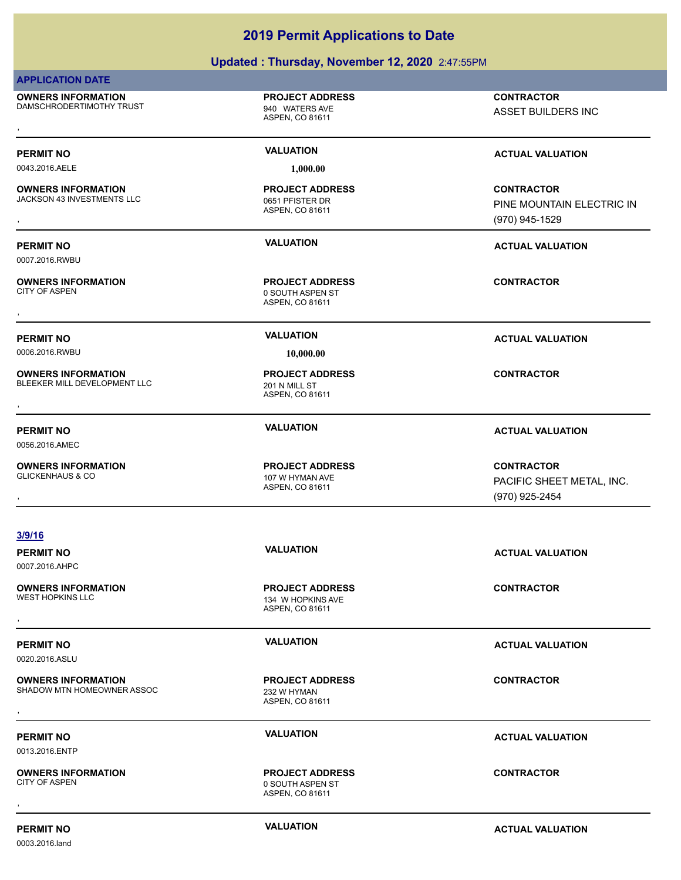# 2019 Permit Applications to Date

## Updated : Thursday, November 12, 2020 2:47:55PM

**APPLICATION DATE**

| | | |
|---|---|---|
| **OWNERS INFORMATION** | **PROJECT ADDRESS** | **CONTRACTOR** |
| DAMSCHRODERTIMOTHY TRUST<br>, | 940 WATERS AVE<br>ASPEN, CO 81611 | ASSET BUILDERS INC |
| **PERMIT NO** | **VALUATION** | **ACTUAL VALUATION** |
| 0043.2016.AELE | 1,000.00 | |
| **OWNERS INFORMATION** | **PROJECT ADDRESS** | **CONTRACTOR** |
| JACKSON 43 INVESTMENTS LLC<br>, | 0651 PFISTER DR<br>ASPEN, CO 81611 | PINE MOUNTAIN ELECTRIC IN<br>(970) 945-1529 |
| **PERMIT NO** | **VALUATION** | **ACTUAL VALUATION** |
| 0007.2016.RWBU | | |
| **OWNERS INFORMATION** | **PROJECT ADDRESS** | **CONTRACTOR** |
| CITY OF ASPEN<br>, | 0 SOUTH ASPEN ST<br>ASPEN, CO 81611 | |
| **PERMIT NO** | **VALUATION** | **ACTUAL VALUATION** |
| 0006.2016.RWBU | 10,000.00 | |
| **OWNERS INFORMATION** | **PROJECT ADDRESS** | **CONTRACTOR** |
| BLEEKER MILL DEVELOPMENT LLC<br>, | 201 N MILL ST<br>ASPEN, CO 81611 | |
| **PERMIT NO** | **VALUATION** | **ACTUAL VALUATION** |
| 0056.2016.AMEC | | |
| **OWNERS INFORMATION** | **PROJECT ADDRESS** | **CONTRACTOR** |
| GLICKENHAUS & CO<br>, | 107 W HYMAN AVE<br>ASPEN, CO 81611 | PACIFIC SHEET METAL, INC.<br>(970) 925-2454 |

**3/9/16**

| | | |
|---|---|---|
| **PERMIT NO** | **VALUATION** | **ACTUAL VALUATION** |
| 0007.2016.AHPC | | |
| **OWNERS INFORMATION** | **PROJECT ADDRESS** | **CONTRACTOR** |
| WEST HOPKINS LLC<br>, | 134 W HOPKINS AVE<br>ASPEN, CO 81611 | |
| **PERMIT NO** | **VALUATION** | **ACTUAL VALUATION** |
| 0020.2016.ASLU | | |
| **OWNERS INFORMATION** | **PROJECT ADDRESS** | **CONTRACTOR** |
| SHADOW MTN HOMEOWNER ASSOC<br>, | 232 W HYMAN<br>ASPEN, CO 81611 | |
| **PERMIT NO** | **VALUATION** | **ACTUAL VALUATION** |
| 0013.2016.ENTP | | |
| **OWNERS INFORMATION** | **PROJECT ADDRESS** | **CONTRACTOR** |
| CITY OF ASPEN<br>, | 0 SOUTH ASPEN ST<br>ASPEN, CO 81611 | |
| **PERMIT NO** | **VALUATION** | **ACTUAL VALUATION** |
| 0003.2016.land | | |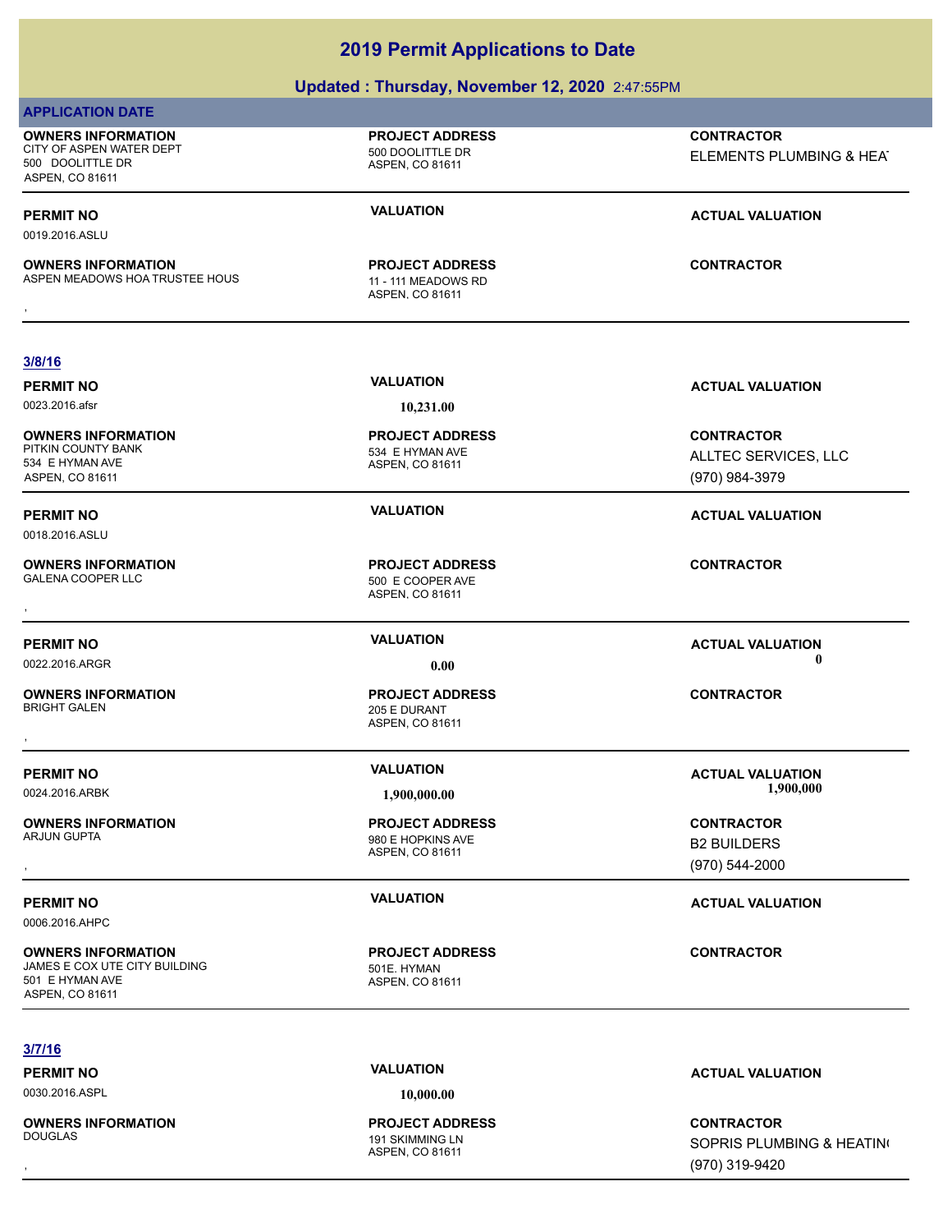# 2019 Permit Applications to Date

## Updated : Thursday, November 12, 2020 2:47:55PM

**APPLICATION DATE**

**OWNERS INFORMATION**
CITY OF ASPEN WATER DEPT
500 DOOLITTLE DR
ASPEN, CO 81611

**PROJECT ADDRESS**
500 DOOLITTLE DR
ASPEN, CO 81611

**CONTRACTOR**
ELEMENTS PLUMBING & HEA

---

**PERMIT NO** 0019.2016.ASLU
**VALUATION**
**ACTUAL VALUATION**

**OWNERS INFORMATION**
ASPEN MEADOWS HOA TRUSTEE HOUS
,

**PROJECT ADDRESS**
11 - 111 MEADOWS RD
ASPEN, CO 81611

**CONTRACTOR**

---

### 3/8/16

**PERMIT NO** 0023.2016.afsr
**VALUATION** 10,231.00
**ACTUAL VALUATION**

**OWNERS INFORMATION**
PITKIN COUNTY BANK
534 E HYMAN AVE
ASPEN, CO 81611

**PROJECT ADDRESS**
534 E HYMAN AVE
ASPEN, CO 81611

**CONTRACTOR**
ALLTEC SERVICES, LLC
(970) 984-3979

---

**PERMIT NO** 0018.2016.ASLU
**VALUATION**
**ACTUAL VALUATION**

**OWNERS INFORMATION**
GALENA COOPER LLC
,

**PROJECT ADDRESS**
500 E COOPER AVE
ASPEN, CO 81611

**CONTRACTOR**

---

**PERMIT NO** 0022.2016.ARGR
**VALUATION** 0.00
**ACTUAL VALUATION** 0

**OWNERS INFORMATION**
BRIGHT GALEN
,

**PROJECT ADDRESS**
205 E DURANT
ASPEN, CO 81611

**CONTRACTOR**

---

**PERMIT NO** 0024.2016.ARBK
**VALUATION** 1,900,000.00
**ACTUAL VALUATION** 1,900,000

**OWNERS INFORMATION**
ARJUN GUPTA
,

**PROJECT ADDRESS**
980 E HOPKINS AVE
ASPEN, CO 81611

**CONTRACTOR**
B2 BUILDERS
(970) 544-2000

---

**PERMIT NO** 0006.2016.AHPC
**VALUATION**
**ACTUAL VALUATION**

**OWNERS INFORMATION**
JAMES E COX UTE CITY BUILDING
501 E HYMAN AVE
ASPEN, CO 81611

**PROJECT ADDRESS**
501E. HYMAN
ASPEN, CO 81611

**CONTRACTOR**

---

### 3/7/16

**PERMIT NO** 0030.2016.ASPL
**VALUATION** 10,000.00
**ACTUAL VALUATION**

**OWNERS INFORMATION**
DOUGLAS
,

**PROJECT ADDRESS**
191 SKIMMING LN
ASPEN, CO 81611

**CONTRACTOR**
SOPRIS PLUMBING & HEATIN
(970) 319-9420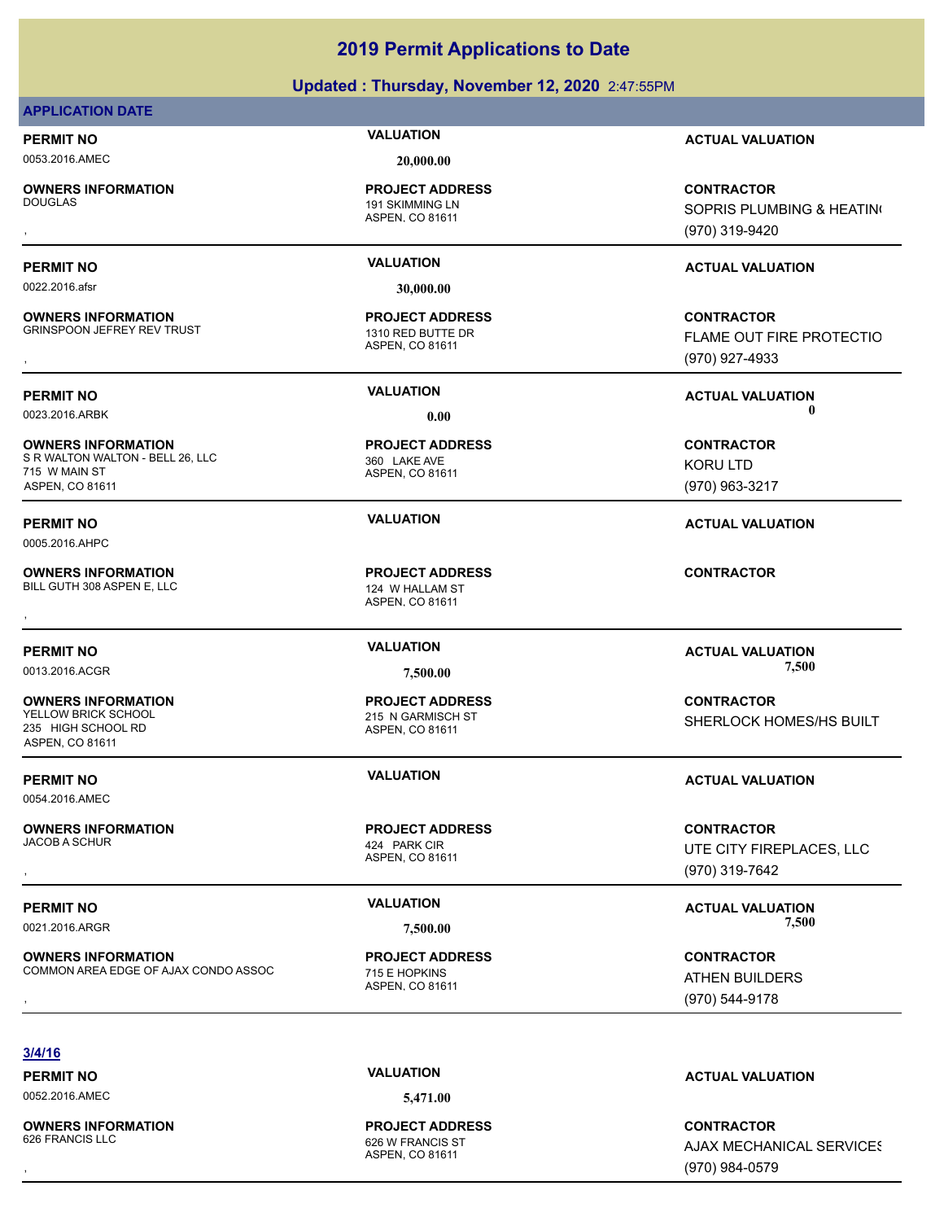# 2019 Permit Applications to Date

## Updated : Thursday, November 12, 2020 2:47:55PM

**APPLICATION DATE**

| PERMIT NO | VALUATION | ACTUAL VALUATION |
|---|---|---|
| 0053.2016.AMEC | 20,000.00 | |

| OWNERS INFORMATION | PROJECT ADDRESS | CONTRACTOR |
|---|---|---|
| DOUGLAS<br>, | 191 SKIMMING LN<br>ASPEN, CO 81611 | SOPRIS PLUMBING & HEATIN(<br>(970) 319-9420 |

| PERMIT NO | VALUATION | ACTUAL VALUATION |
|---|---|---|
| 0022.2016.afsr | 30,000.00 | |

| OWNERS INFORMATION | PROJECT ADDRESS | CONTRACTOR |
|---|---|---|
| GRINSPOON JEFREY REV TRUST<br>, | 1310 RED BUTTE DR<br>ASPEN, CO 81611 | FLAME OUT FIRE PROTECTIO<br>(970) 927-4933 |

| PERMIT NO | VALUATION | ACTUAL VALUATION |
|---|---|---|
| 0023.2016.ARBK | 0.00 | 0 |

| OWNERS INFORMATION | PROJECT ADDRESS | CONTRACTOR |
|---|---|---|
| S R WALTON WALTON - BELL 26, LLC<br>715 W MAIN ST<br>ASPEN, CO 81611 | 360 LAKE AVE<br>ASPEN, CO 81611 | KORU LTD<br>(970) 963-3217 |

| PERMIT NO | VALUATION | ACTUAL VALUATION |
|---|---|---|
| 0005.2016.AHPC | | |

| OWNERS INFORMATION | PROJECT ADDRESS | CONTRACTOR |
|---|---|---|
| BILL GUTH 308 ASPEN E, LLC<br>, | 124 W HALLAM ST<br>ASPEN, CO 81611 | |

| PERMIT NO | VALUATION | ACTUAL VALUATION |
|---|---|---|
| 0013.2016.ACGR | 7,500.00 | 7,500 |

| OWNERS INFORMATION | PROJECT ADDRESS | CONTRACTOR |
|---|---|---|
| YELLOW BRICK SCHOOL<br>235 HIGH SCHOOL RD<br>ASPEN, CO 81611 | 215 N GARMISCH ST<br>ASPEN, CO 81611 | SHERLOCK HOMES/HS BUILT |

| PERMIT NO | VALUATION | ACTUAL VALUATION |
|---|---|---|
| 0054.2016.AMEC | | |

| OWNERS INFORMATION | PROJECT ADDRESS | CONTRACTOR |
|---|---|---|
| JACOB A SCHUR<br>, | 424 PARK CIR<br>ASPEN, CO 81611 | UTE CITY FIREPLACES, LLC<br>(970) 319-7642 |

| PERMIT NO | VALUATION | ACTUAL VALUATION |
|---|---|---|
| 0021.2016.ARGR | 7,500.00 | 7,500 |

| OWNERS INFORMATION | PROJECT ADDRESS | CONTRACTOR |
|---|---|---|
| COMMON AREA EDGE OF AJAX CONDO ASSOC<br>, | 715 E HOPKINS<br>ASPEN, CO 81611 | ATHEN BUILDERS<br>(970) 544-9178 |

**3/4/16**

| PERMIT NO | VALUATION | ACTUAL VALUATION |
|---|---|---|
| 0052.2016.AMEC | 5,471.00 | |

| OWNERS INFORMATION | PROJECT ADDRESS | CONTRACTOR |
|---|---|---|
| 626 FRANCIS LLC<br>, | 626 W FRANCIS ST<br>ASPEN, CO 81611 | AJAX MECHANICAL SERVICES<br>(970) 984-0579 |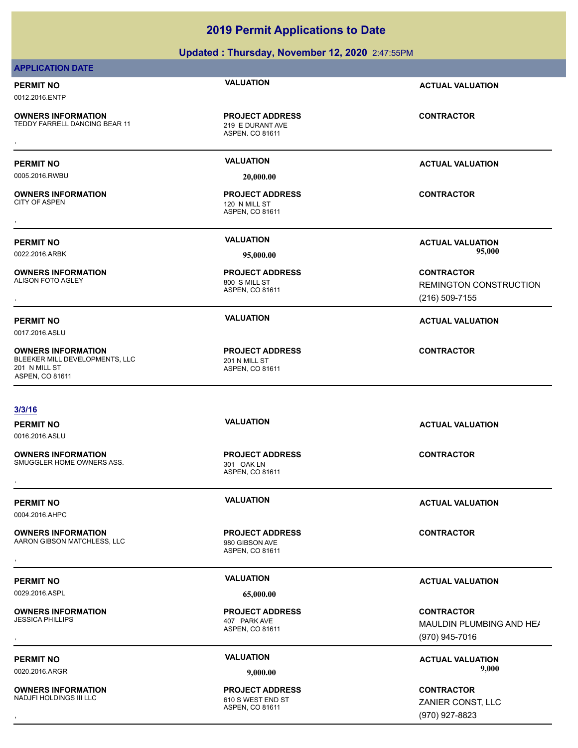# 2019 Permit Applications to Date

## Updated : Thursday, November 12, 2020 2:47:55PM

**APPLICATION DATE**

**PERMIT NO** 0012.2016.ENTP | **VALUATION** | **ACTUAL VALUATION**

**OWNERS INFORMATION**
TEDDY FARRELL DANCING BEAR 11
,

**PROJECT ADDRESS**
219 E DURANT AVE
ASPEN, CO 81611

**CONTRACTOR**

---

**PERMIT NO** 0005.2016.RWBU | **VALUATION** 20,000.00 | **ACTUAL VALUATION**

**OWNERS INFORMATION**
CITY OF ASPEN
,

**PROJECT ADDRESS**
120 N MILL ST
ASPEN, CO 81611

**CONTRACTOR**

---

**PERMIT NO** 0022.2016.ARBK | **VALUATION** 95,000.00 | **ACTUAL VALUATION** 95,000

**OWNERS INFORMATION**
ALISON FOTO AGLEY
,

**PROJECT ADDRESS**
800 S MILL ST
ASPEN, CO 81611

**CONTRACTOR**
REMINGTON CONSTRUCTION
(216) 509-7155

---

**PERMIT NO** 0017.2016.ASLU | **VALUATION** | **ACTUAL VALUATION**

**OWNERS INFORMATION**
BLEEKER MILL DEVELOPMENTS, LLC
201 N MILL ST
ASPEN, CO 81611

**PROJECT ADDRESS**
201 N MILL ST
ASPEN, CO 81611

**CONTRACTOR**

---

**3/3/16**

**PERMIT NO** 0016.2016.ASLU | **VALUATION** | **ACTUAL VALUATION**

**OWNERS INFORMATION**
SMUGGLER HOME OWNERS ASS.
,

**PROJECT ADDRESS**
301 OAK LN
ASPEN, CO 81611

**CONTRACTOR**

---

**PERMIT NO** 0004.2016.AHPC | **VALUATION** | **ACTUAL VALUATION**

**OWNERS INFORMATION**
AARON GIBSON MATCHLESS, LLC
,

**PROJECT ADDRESS**
980 GIBSON AVE
ASPEN, CO 81611

**CONTRACTOR**

---

**PERMIT NO** 0029.2016.ASPL | **VALUATION** 65,000.00 | **ACTUAL VALUATION**

**OWNERS INFORMATION**
JESSICA PHILLIPS
,

**PROJECT ADDRESS**
407 PARK AVE
ASPEN, CO 81611

**CONTRACTOR**
MAULDIN PLUMBING AND HEA
(970) 945-7016

---

**PERMIT NO** 0020.2016.ARGR | **VALUATION** 9,000.00 | **ACTUAL VALUATION** 9,000

**OWNERS INFORMATION**
NADJFI HOLDINGS III LLC
,

**PROJECT ADDRESS**
610 S WEST END ST
ASPEN, CO 81611

**CONTRACTOR**
ZANIER CONST, LLC
(970) 927-8823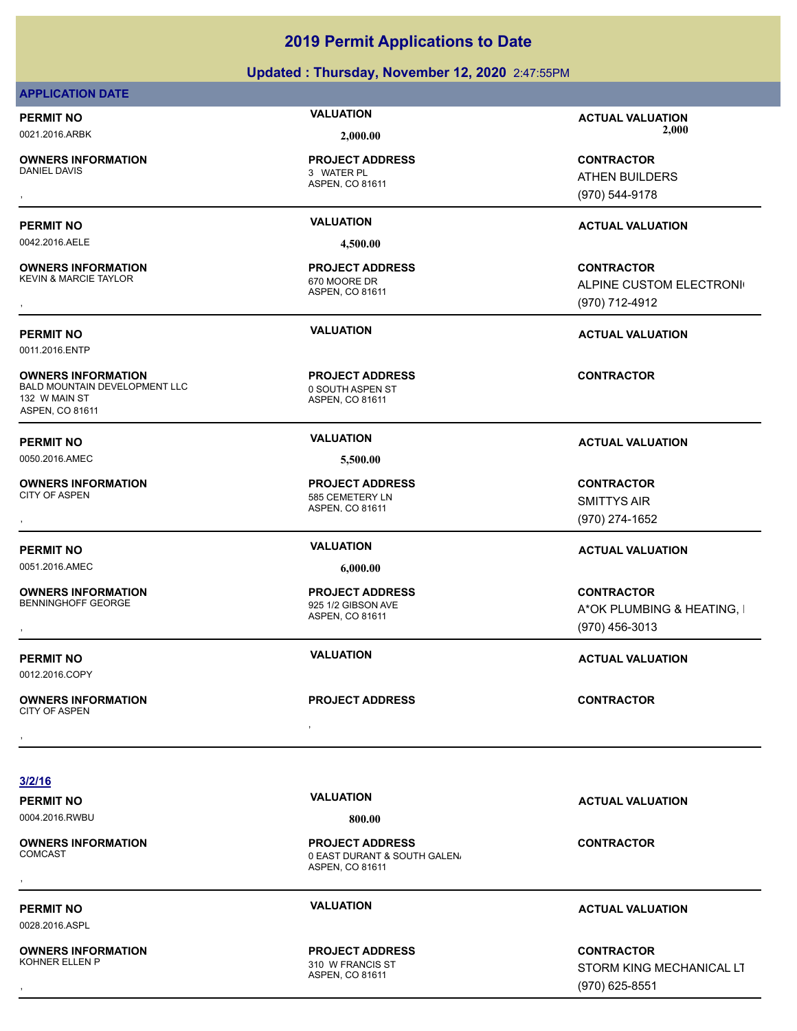# 2019 Permit Applications to Date

## Updated : Thursday, November 12, 2020 2:47:55PM

**APPLICATION DATE**

**PERMIT NO** 0021.2016.ARBK
**VALUATION** 2,000.00
**ACTUAL VALUATION** 2,000

**OWNERS INFORMATION**
DANIEL DAVIS
,

**PROJECT ADDRESS**
3 WATER PL
ASPEN, CO 81611

**CONTRACTOR**
ATHEN BUILDERS
(970) 544-9178

---

**PERMIT NO** 0042.2016.AELE
**VALUATION** 4,500.00
**ACTUAL VALUATION**

**OWNERS INFORMATION**
KEVIN & MARCIE TAYLOR
,

**PROJECT ADDRESS**
670 MOORE DR
ASPEN, CO 81611

**CONTRACTOR**
ALPINE CUSTOM ELECTRONI
(970) 712-4912

---

**PERMIT NO** 0011.2016.ENTP
**VALUATION**
**ACTUAL VALUATION**

**OWNERS INFORMATION**
BALD MOUNTAIN DEVELOPMENT LLC
132 W MAIN ST
ASPEN, CO 81611

**PROJECT ADDRESS**
0 SOUTH ASPEN ST
ASPEN, CO 81611

**CONTRACTOR**

---

**PERMIT NO** 0050.2016.AMEC
**VALUATION** 5,500.00
**ACTUAL VALUATION**

**OWNERS INFORMATION**
CITY OF ASPEN
,

**PROJECT ADDRESS**
585 CEMETERY LN
ASPEN, CO 81611

**CONTRACTOR**
SMITTYS AIR
(970) 274-1652

---

**PERMIT NO** 0051.2016.AMEC
**VALUATION** 6,000.00
**ACTUAL VALUATION**

**OWNERS INFORMATION**
BENNINGHOFF GEORGE
,

**PROJECT ADDRESS**
925 1/2 GIBSON AVE
ASPEN, CO 81611

**CONTRACTOR**
A*OK PLUMBING & HEATING, I
(970) 456-3013

---

**PERMIT NO** 0012.2016.COPY
**VALUATION**
**ACTUAL VALUATION**

**OWNERS INFORMATION**
CITY OF ASPEN
,

**PROJECT ADDRESS**
,

**CONTRACTOR**

---

**3/2/16**

**PERMIT NO** 0004.2016.RWBU
**VALUATION** 800.00
**ACTUAL VALUATION**

**OWNERS INFORMATION**
COMCAST
,

**PROJECT ADDRESS**
0 EAST DURANT & SOUTH GALEN/
ASPEN, CO 81611

**CONTRACTOR**

---

**PERMIT NO** 0028.2016.ASPL
**VALUATION**
**ACTUAL VALUATION**

**OWNERS INFORMATION**
KOHNER ELLEN P
,

**PROJECT ADDRESS**
310 W FRANCIS ST
ASPEN, CO 81611

**CONTRACTOR**
STORM KING MECHANICAL LT
(970) 625-8551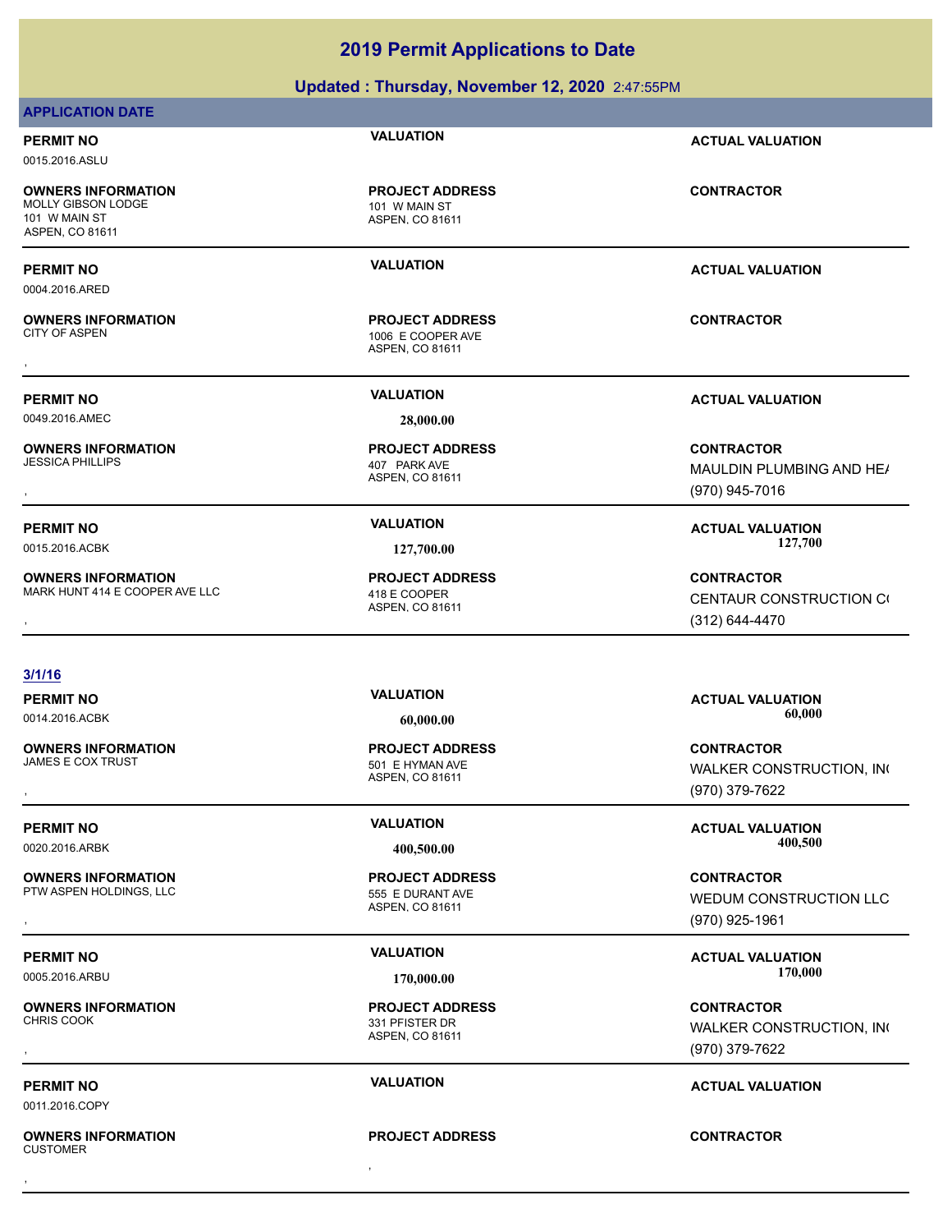# 2019 Permit Applications to Date

## Updated : Thursday, November 12, 2020 2:47:55PM

**APPLICATION DATE**

**PERMIT NO** 0015.2016.ASLU
**VALUATION**
**ACTUAL VALUATION**

**OWNERS INFORMATION**
MOLLY GIBSON LODGE
101 W MAIN ST
ASPEN, CO 81611

**PROJECT ADDRESS**
101 W MAIN ST
ASPEN, CO 81611

**CONTRACTOR**

---

**PERMIT NO** 0004.2016.ARED
**VALUATION**
**ACTUAL VALUATION**

**OWNERS INFORMATION**
CITY OF ASPEN
,

**PROJECT ADDRESS**
1006 E COOPER AVE
ASPEN, CO 81611

**CONTRACTOR**

---

**PERMIT NO** 0049.2016.AMEC
**VALUATION** 28,000.00
**ACTUAL VALUATION**

**OWNERS INFORMATION**
JESSICA PHILLIPS
,

**PROJECT ADDRESS**
407 PARK AVE
ASPEN, CO 81611

**CONTRACTOR**
MAULDIN PLUMBING AND HEA
(970) 945-7016

---

**PERMIT NO** 0015.2016.ACBK
**VALUATION** 127,700.00
**ACTUAL VALUATION** 127,700

**OWNERS INFORMATION**
MARK HUNT 414 E COOPER AVE LLC
,

**PROJECT ADDRESS**
418 E COOPER
ASPEN, CO 81611

**CONTRACTOR**
CENTAUR CONSTRUCTION CO
(312) 644-4470

---

**3/1/16**

**PERMIT NO** 0014.2016.ACBK
**VALUATION** 60,000.00
**ACTUAL VALUATION** 60,000

**OWNERS INFORMATION**
JAMES E COX TRUST
,

**PROJECT ADDRESS**
501 E HYMAN AVE
ASPEN, CO 81611

**CONTRACTOR**
WALKER CONSTRUCTION, INC
(970) 379-7622

---

**PERMIT NO** 0020.2016.ARBK
**VALUATION** 400,500.00
**ACTUAL VALUATION** 400,500

**OWNERS INFORMATION**
PTW ASPEN HOLDINGS, LLC
,

**PROJECT ADDRESS**
555 E DURANT AVE
ASPEN, CO 81611

**CONTRACTOR**
WEDUM CONSTRUCTION LLC
(970) 925-1961

---

**PERMIT NO** 0005.2016.ARBU
**VALUATION** 170,000.00
**ACTUAL VALUATION** 170,000

**OWNERS INFORMATION**
CHRIS COOK
,

**PROJECT ADDRESS**
331 PFISTER DR
ASPEN, CO 81611

**CONTRACTOR**
WALKER CONSTRUCTION, INC
(970) 379-7622

---

**PERMIT NO** 0011.2016.COPY
**VALUATION**
**ACTUAL VALUATION**

**OWNERS INFORMATION**
CUSTOMER
,

**PROJECT ADDRESS**
,

**CONTRACTOR**

---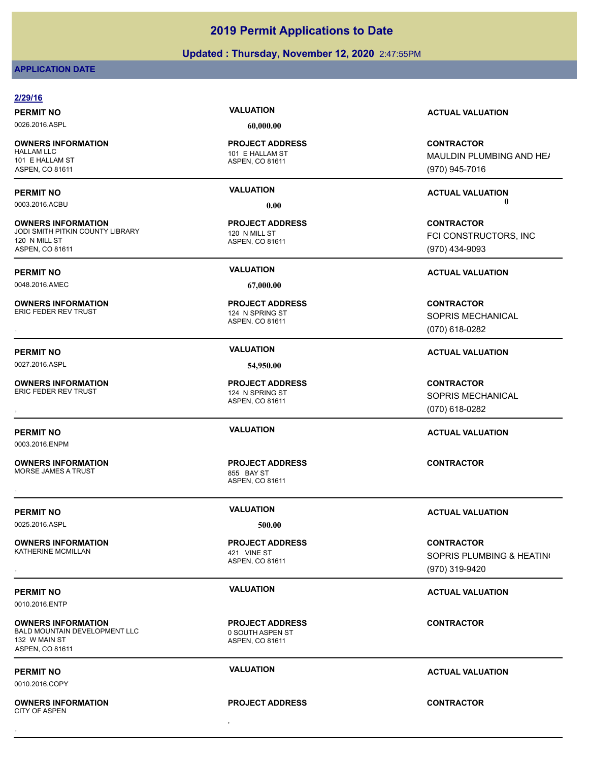# 2019 Permit Applications to Date

**Updated : Thursday, November 12, 2020** 2:47:55PM

**APPLICATION DATE**

**2/29/16**

**PERMIT NO** 0026.2016.ASPL
**VALUATION** 60,000.00
**ACTUAL VALUATION**

**OWNERS INFORMATION**
HALLAM LLC
101 E HALLAM ST
ASPEN, CO 81611

**PROJECT ADDRESS**
101 E HALLAM ST
ASPEN, CO 81611

**CONTRACTOR**
MAULDIN PLUMBING AND HEA
(970) 945-7016

---

**PERMIT NO** 0003.2016.ACBU
**VALUATION** 0.00
**ACTUAL VALUATION** 0

**OWNERS INFORMATION**
JODI SMITH PITKIN COUNTY LIBRARY
120 N MILL ST
ASPEN, CO 81611

**PROJECT ADDRESS**
120 N MILL ST
ASPEN, CO 81611

**CONTRACTOR**
FCI CONSTRUCTORS, INC
(970) 434-9093

---

**PERMIT NO** 0048.2016.AMEC
**VALUATION** 67,000.00
**ACTUAL VALUATION**

**OWNERS INFORMATION**
ERIC FEDER REV TRUST
,

**PROJECT ADDRESS**
124 N SPRING ST
ASPEN, CO 81611

**CONTRACTOR**
SOPRIS MECHANICAL
(070) 618-0282

---

**PERMIT NO** 0027.2016.ASPL
**VALUATION** 54,950.00
**ACTUAL VALUATION**

**OWNERS INFORMATION**
ERIC FEDER REV TRUST
,

**PROJECT ADDRESS**
124 N SPRING ST
ASPEN, CO 81611

**CONTRACTOR**
SOPRIS MECHANICAL
(070) 618-0282

---

**PERMIT NO** 0003.2016.ENPM
**VALUATION**
**ACTUAL VALUATION**

**OWNERS INFORMATION**
MORSE JAMES A TRUST
,

**PROJECT ADDRESS**
855 BAY ST
ASPEN, CO 81611

**CONTRACTOR**

---

**PERMIT NO** 0025.2016.ASPL
**VALUATION** 500.00
**ACTUAL VALUATION**

**OWNERS INFORMATION**
KATHERINE MCMILLAN
,

**PROJECT ADDRESS**
421 VINE ST
ASPEN, CO 81611

**CONTRACTOR**
SOPRIS PLUMBING & HEATIN
(970) 319-9420

---

**PERMIT NO** 0010.2016.ENTP
**VALUATION**
**ACTUAL VALUATION**

**OWNERS INFORMATION**
BALD MOUNTAIN DEVELOPMENT LLC
132 W MAIN ST
ASPEN, CO 81611

**PROJECT ADDRESS**
0 SOUTH ASPEN ST
ASPEN, CO 81611

**CONTRACTOR**

---

**PERMIT NO** 0010.2016.COPY
**VALUATION**
**ACTUAL VALUATION**

**OWNERS INFORMATION**
CITY OF ASPEN
,

**PROJECT ADDRESS**
,

**CONTRACTOR**

---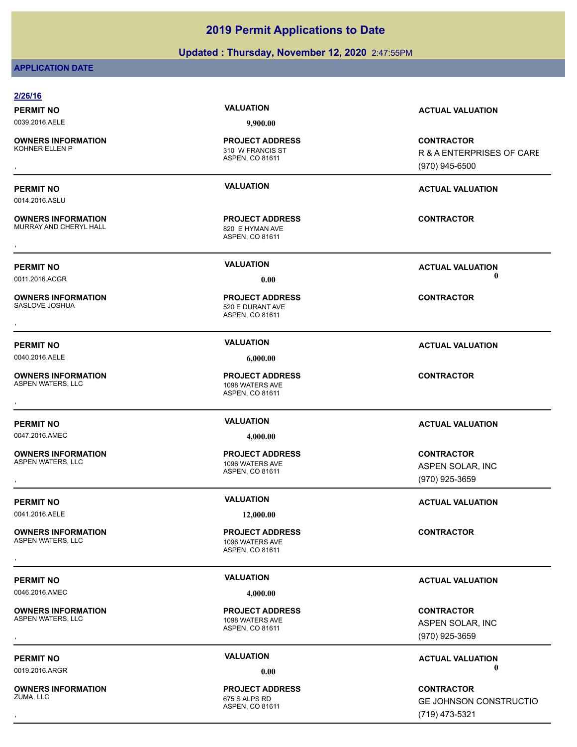# 2019 Permit Applications to Date

**Updated : Thursday, November 12, 2020** 2:47:55PM

**APPLICATION DATE**

**2/26/16**

| PERMIT NO | VALUATION | ACTUAL VALUATION | OWNERS INFORMATION | PROJECT ADDRESS | CONTRACTOR |
|---|---|---|---|---|---|
| 0039.2016.AELE | 9,900.00 | | KOHNER ELLEN P<br>, | 310 W FRANCIS ST<br>ASPEN, CO 81611 | R & A ENTERPRISES OF CARE<br>(970) 945-6500 |
| 0014.2016.ASLU | | | MURRAY AND CHERYL HALL<br>, | 820 E HYMAN AVE<br>ASPEN, CO 81611 | |
| 0011.2016.ACGR | 0.00 | 0 | SASLOVE JOSHUA<br>, | 520 E DURANT AVE<br>ASPEN, CO 81611 | |
| 0040.2016.AELE | 6,000.00 | | ASPEN WATERS, LLC<br>, | 1098 WATERS AVE<br>ASPEN, CO 81611 | |
| 0047.2016.AMEC | 4,000.00 | | ASPEN WATERS, LLC<br>, | 1096 WATERS AVE<br>ASPEN, CO 81611 | ASPEN SOLAR, INC<br>(970) 925-3659 |
| 0041.2016.AELE | 12,000.00 | | ASPEN WATERS, LLC<br>, | 1096 WATERS AVE<br>ASPEN, CO 81611 | |
| 0046.2016.AMEC | 4,000.00 | | ASPEN WATERS, LLC<br>, | 1098 WATERS AVE<br>ASPEN, CO 81611 | ASPEN SOLAR, INC<br>(970) 925-3659 |
| 0019.2016.ARGR | 0.00 | 0 | ZUMA, LLC<br>, | 675 S ALPS RD<br>ASPEN, CO 81611 | GE JOHNSON CONSTRUCTIO<br>(719) 473-5321 |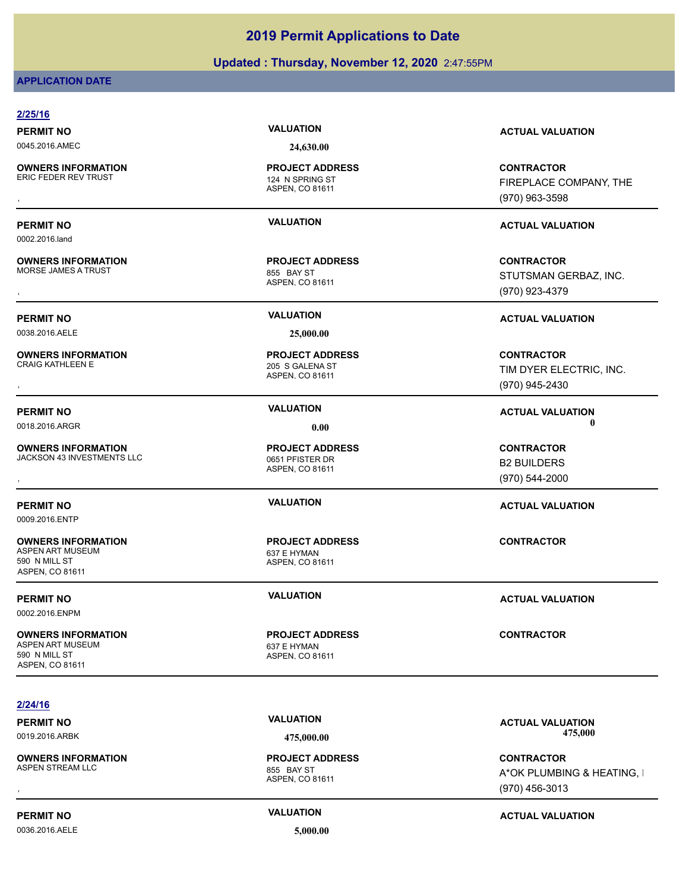# 2019 Permit Applications to Date

## Updated : Thursday, November 12, 2020 2:47:55PM

**APPLICATION DATE**

### 2/25/16

**PERMIT NO**
0045.2016.AMEC

**VALUATION**
24,630.00

**ACTUAL VALUATION**

**OWNERS INFORMATION**
ERIC FEDER REV TRUST
,

**PROJECT ADDRESS**
124 N SPRING ST
ASPEN, CO 81611

**CONTRACTOR**
FIREPLACE COMPANY, THE
(970) 963-3598

---

**PERMIT NO**
0002.2016.land

**VALUATION**

**ACTUAL VALUATION**

**OWNERS INFORMATION**
MORSE JAMES A TRUST
,

**PROJECT ADDRESS**
855 BAY ST
ASPEN, CO 81611

**CONTRACTOR**
STUTSMAN GERBAZ, INC.
(970) 923-4379

---

**PERMIT NO**
0038.2016.AELE

**VALUATION**
25,000.00

**ACTUAL VALUATION**

**OWNERS INFORMATION**
CRAIG KATHLEEN E
,

**PROJECT ADDRESS**
205 S GALENA ST
ASPEN, CO 81611

**CONTRACTOR**
TIM DYER ELECTRIC, INC.
(970) 945-2430

---

**PERMIT NO**
0018.2016.ARGR

**VALUATION**
0.00

**ACTUAL VALUATION**
0

**OWNERS INFORMATION**
JACKSON 43 INVESTMENTS LLC
,

**PROJECT ADDRESS**
0651 PFISTER DR
ASPEN, CO 81611

**CONTRACTOR**
B2 BUILDERS
(970) 544-2000

---

**PERMIT NO**
0009.2016.ENTP

**VALUATION**

**ACTUAL VALUATION**

**OWNERS INFORMATION**
ASPEN ART MUSEUM
590 N MILL ST
ASPEN, CO 81611

**PROJECT ADDRESS**
637 E HYMAN
ASPEN, CO 81611

**CONTRACTOR**

---

**PERMIT NO**
0002.2016.ENPM

**VALUATION**

**ACTUAL VALUATION**

**OWNERS INFORMATION**
ASPEN ART MUSEUM
590 N MILL ST
ASPEN, CO 81611

**PROJECT ADDRESS**
637 E HYMAN
ASPEN, CO 81611

**CONTRACTOR**

---

### 2/24/16

**PERMIT NO**
0019.2016.ARBK

**VALUATION**
475,000.00

**ACTUAL VALUATION**
475,000

**OWNERS INFORMATION**
ASPEN STREAM LLC
,

**PROJECT ADDRESS**
855 BAY ST
ASPEN, CO 81611

**CONTRACTOR**
A*OK PLUMBING & HEATING, I
(970) 456-3013

---

**PERMIT NO**
0036.2016.AELE

**VALUATION**
5,000.00

**ACTUAL VALUATION**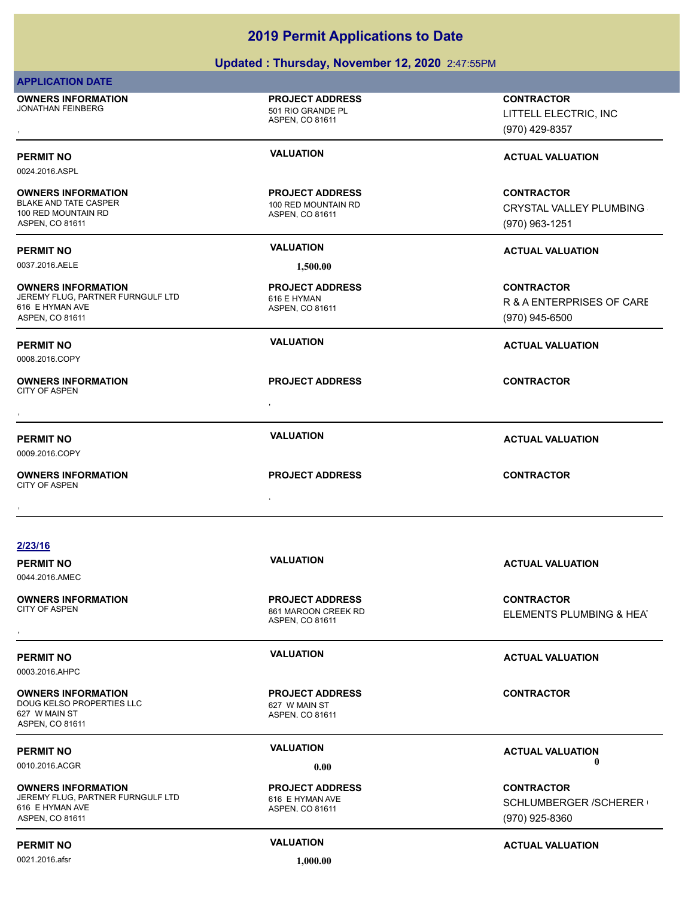# 2019 Permit Applications to Date

## Updated : Thursday, November 12, 2020 2:47:55PM

**APPLICATION DATE**

**OWNERS INFORMATION**
JONATHAN FEINBERG
,

**PROJECT ADDRESS**
501 RIO GRANDE PL
ASPEN, CO 81611

**CONTRACTOR**
LITTELL ELECTRIC, INC
(970) 429-8357

---

**PERMIT NO**
0024.2016.ASPL

**VALUATION**

**ACTUAL VALUATION**

**OWNERS INFORMATION**
BLAKE AND TATE CASPER
100 RED MOUNTAIN RD
ASPEN, CO 81611

**PROJECT ADDRESS**
100 RED MOUNTAIN RD
ASPEN, CO 81611

**CONTRACTOR**
CRYSTAL VALLEY PLUMBING
(970) 963-1251

---

**PERMIT NO**
0037.2016.AELE

**VALUATION**
1,500.00

**ACTUAL VALUATION**

**OWNERS INFORMATION**
JEREMY FLUG, PARTNER FURNGULF LTD
616 E HYMAN AVE
ASPEN, CO 81611

**PROJECT ADDRESS**
616 E HYMAN
ASPEN, CO 81611

**CONTRACTOR**
R & A ENTERPRISES OF CARE
(970) 945-6500

---

**PERMIT NO**
0008.2016.COPY

**VALUATION**

**ACTUAL VALUATION**

**OWNERS INFORMATION**
CITY OF ASPEN
,

**PROJECT ADDRESS**
,

**CONTRACTOR**

---

**PERMIT NO**
0009.2016.COPY

**VALUATION**

**ACTUAL VALUATION**

**OWNERS INFORMATION**
CITY OF ASPEN
,

**PROJECT ADDRESS**
,

**CONTRACTOR**

---

**2/23/16**

**PERMIT NO**
0044.2016.AMEC

**VALUATION**

**ACTUAL VALUATION**

**OWNERS INFORMATION**
CITY OF ASPEN
,

**PROJECT ADDRESS**
861 MAROON CREEK RD
ASPEN, CO 81611

**CONTRACTOR**
ELEMENTS PLUMBING & HEA

---

**PERMIT NO**
0003.2016.AHPC

**VALUATION**

**ACTUAL VALUATION**

**OWNERS INFORMATION**
DOUG KELSO PROPERTIES LLC
627 W MAIN ST
ASPEN, CO 81611

**PROJECT ADDRESS**
627 W MAIN ST
ASPEN, CO 81611

**CONTRACTOR**

---

**PERMIT NO**
0010.2016.ACGR

**VALUATION**
0.00

**ACTUAL VALUATION**
0

**OWNERS INFORMATION**
JEREMY FLUG, PARTNER FURNGULF LTD
616 E HYMAN AVE
ASPEN, CO 81611

**PROJECT ADDRESS**
616 E HYMAN AVE
ASPEN, CO 81611

**CONTRACTOR**
SCHLUMBERGER /SCHERER
(970) 925-8360

---

**PERMIT NO**
0021.2016.afsr

**VALUATION**
1,000.00

**ACTUAL VALUATION**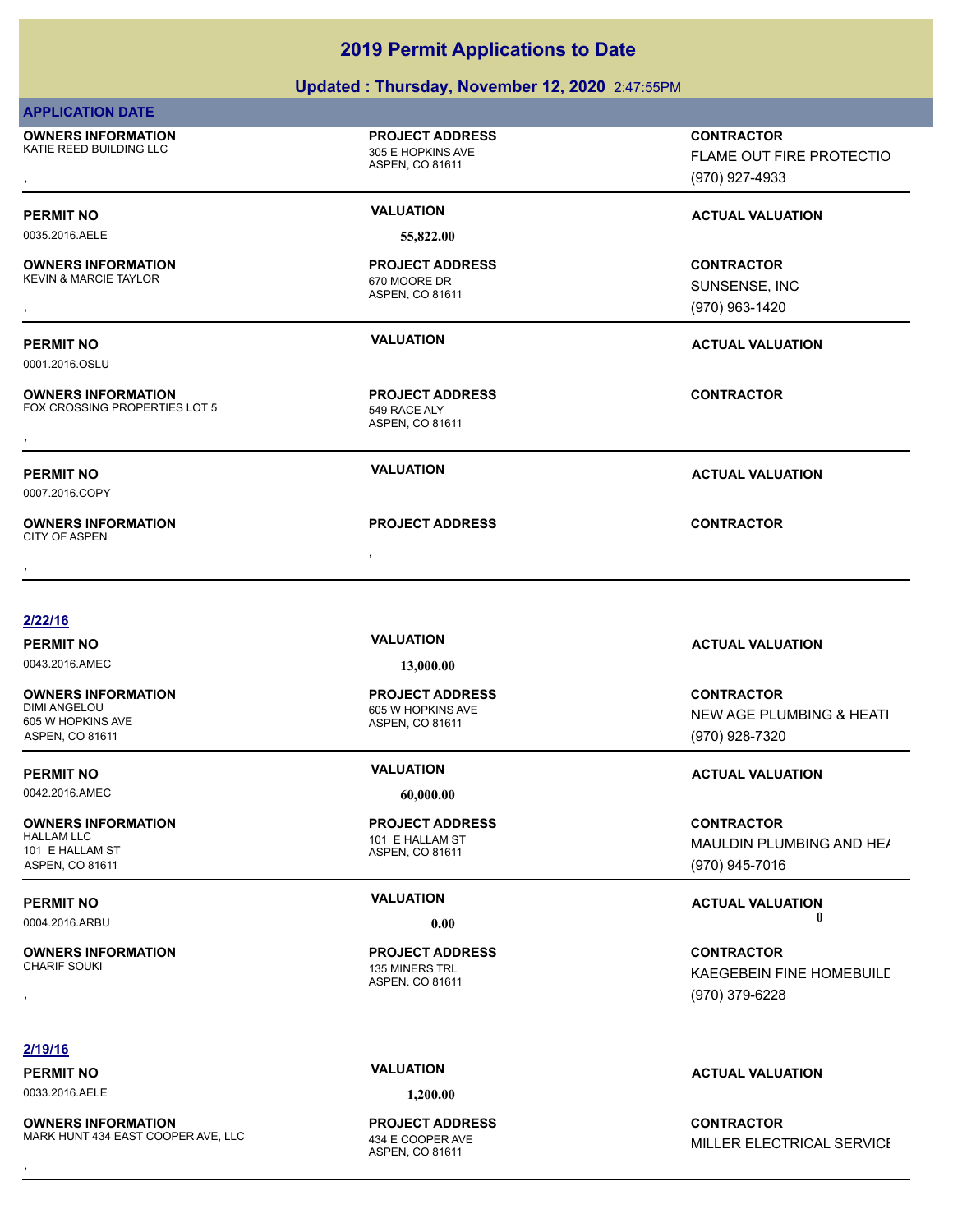# 2019 Permit Applications to Date

## Updated : Thursday, November 12, 2020 2:47:55PM

**APPLICATION DATE**

**OWNERS INFORMATION**
KATIE REED BUILDING LLC
,

**PROJECT ADDRESS**
305 E HOPKINS AVE
ASPEN, CO 81611

**CONTRACTOR**
FLAME OUT FIRE PROTECTIO
(970) 927-4933

---

**PERMIT NO** 0035.2016.AELE | **VALUATION** 55,822.00 | **ACTUAL VALUATION**

**OWNERS INFORMATION**
KEVIN & MARCIE TAYLOR
,

**PROJECT ADDRESS**
670 MOORE DR
ASPEN, CO 81611

**CONTRACTOR**
SUNSENSE, INC
(970) 963-1420

---

**PERMIT NO** 0001.2016.OSLU | **VALUATION** | **ACTUAL VALUATION**

**OWNERS INFORMATION**
FOX CROSSING PROPERTIES LOT 5
,

**PROJECT ADDRESS**
549 RACE ALY
ASPEN, CO 81611

**CONTRACTOR**

---

**PERMIT NO** 0007.2016.COPY | **VALUATION** | **ACTUAL VALUATION**

**OWNERS INFORMATION**
CITY OF ASPEN
,

**PROJECT ADDRESS**
,

**CONTRACTOR**

---

**2/22/16**

**PERMIT NO** 0043.2016.AMEC | **VALUATION** 13,000.00 | **ACTUAL VALUATION**

**OWNERS INFORMATION**
DIMI ANGELOU
605 W HOPKINS AVE
ASPEN, CO 81611

**PROJECT ADDRESS**
605 W HOPKINS AVE
ASPEN, CO 81611

**CONTRACTOR**
NEW AGE PLUMBING & HEATI
(970) 928-7320

---

**PERMIT NO** 0042.2016.AMEC | **VALUATION** 60,000.00 | **ACTUAL VALUATION**

**OWNERS INFORMATION**
HALLAM LLC
101 E HALLAM ST
ASPEN, CO 81611

**PROJECT ADDRESS**
101 E HALLAM ST
ASPEN, CO 81611

**CONTRACTOR**
MAULDIN PLUMBING AND HEA
(970) 945-7016

---

**PERMIT NO** 0004.2016.ARBU | **VALUATION** 0.00 | **ACTUAL VALUATION** 0

**OWNERS INFORMATION**
CHARIF SOUKI
,

**PROJECT ADDRESS**
135 MINERS TRL
ASPEN, CO 81611

**CONTRACTOR**
KAEGEBEIN FINE HOMEBUILD
(970) 379-6228

---

**2/19/16**

**PERMIT NO** 0033.2016.AELE | **VALUATION** 1,200.00 | **ACTUAL VALUATION**

**OWNERS INFORMATION**
MARK HUNT 434 EAST COOPER AVE, LLC
,

**PROJECT ADDRESS**
434 E COOPER AVE
ASPEN, CO 81611

**CONTRACTOR**
MILLER ELECTRICAL SERVICE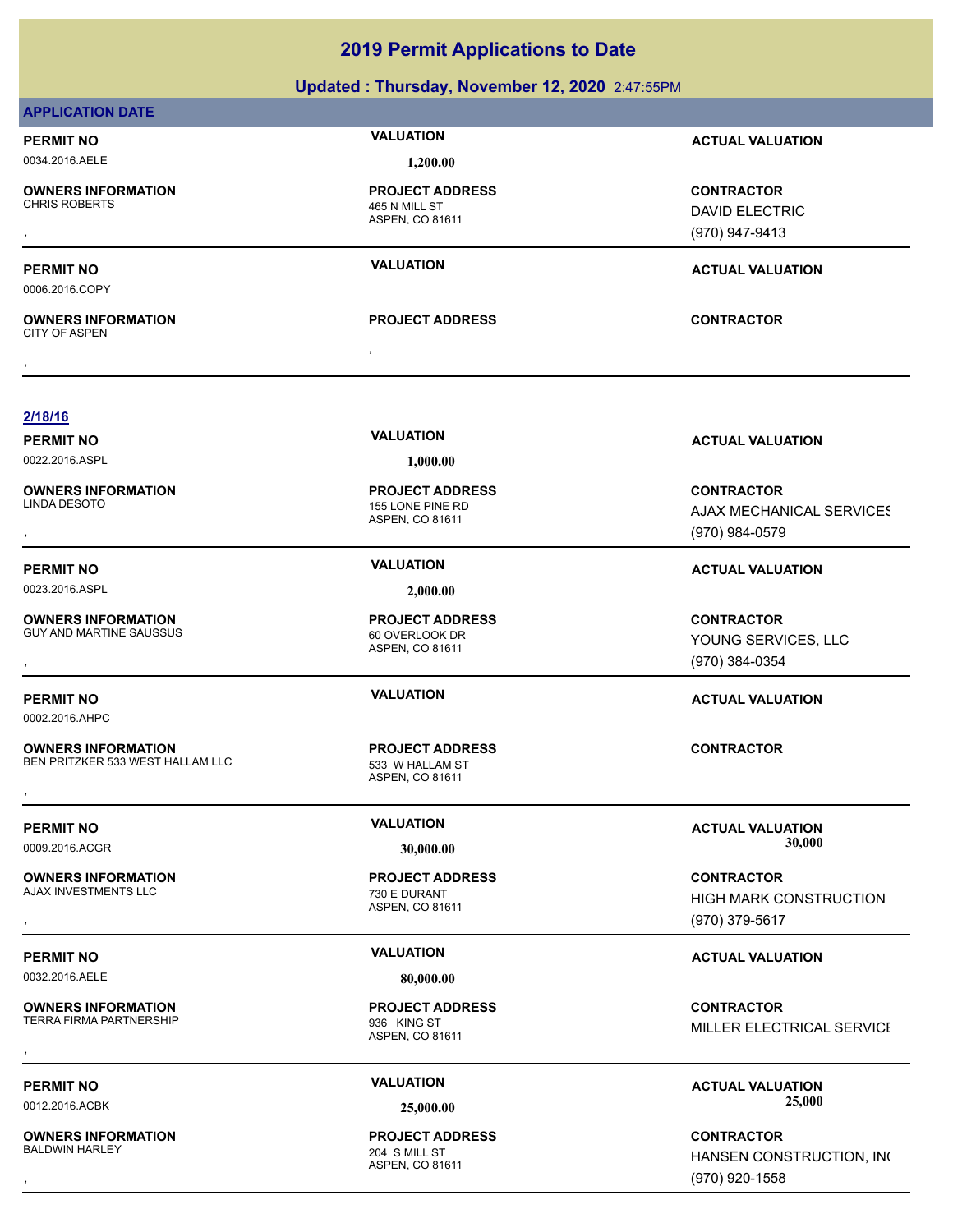# 2019 Permit Applications to Date

## Updated : Thursday, November 12, 2020 2:47:55PM

**APPLICATION DATE**

| PERMIT NO | VALUATION | ACTUAL VALUATION |
|---|---|---|
| 0034.2016.AELE | 1,200.00 | |
| **OWNERS INFORMATION** | **PROJECT ADDRESS** | **CONTRACTOR** |
| CHRIS ROBERTS<br>, | 465 N MILL ST<br>ASPEN, CO 81611 | DAVID ELECTRIC<br>(970) 947-9413 |

| PERMIT NO | VALUATION | ACTUAL VALUATION |
|---|---|---|
| 0006.2016.COPY | | |
| **OWNERS INFORMATION** | **PROJECT ADDRESS** | **CONTRACTOR** |
| CITY OF ASPEN<br>, | , | |

**2/18/16**

| PERMIT NO | VALUATION | ACTUAL VALUATION |
|---|---|---|
| 0022.2016.ASPL | 1,000.00 | |
| **OWNERS INFORMATION** | **PROJECT ADDRESS** | **CONTRACTOR** |
| LINDA DESOTO<br>, | 155 LONE PINE RD<br>ASPEN, CO 81611 | AJAX MECHANICAL SERVICES<br>(970) 984-0579 |

| PERMIT NO | VALUATION | ACTUAL VALUATION |
|---|---|---|
| 0023.2016.ASPL | 2,000.00 | |
| **OWNERS INFORMATION** | **PROJECT ADDRESS** | **CONTRACTOR** |
| GUY AND MARTINE SAUSSUS<br>, | 60 OVERLOOK DR<br>ASPEN, CO 81611 | YOUNG SERVICES, LLC<br>(970) 384-0354 |

| PERMIT NO | VALUATION | ACTUAL VALUATION |
|---|---|---|
| 0002.2016.AHPC | | |
| **OWNERS INFORMATION** | **PROJECT ADDRESS** | **CONTRACTOR** |
| BEN PRITZKER 533 WEST HALLAM LLC<br>, | 533 W HALLAM ST<br>ASPEN, CO 81611 | |

| PERMIT NO | VALUATION | ACTUAL VALUATION |
|---|---|---|
| 0009.2016.ACGR | 30,000.00 | 30,000 |
| **OWNERS INFORMATION** | **PROJECT ADDRESS** | **CONTRACTOR** |
| AJAX INVESTMENTS LLC<br>, | 730 E DURANT<br>ASPEN, CO 81611 | HIGH MARK CONSTRUCTION<br>(970) 379-5617 |

| PERMIT NO | VALUATION | ACTUAL VALUATION |
|---|---|---|
| 0032.2016.AELE | 80,000.00 | |
| **OWNERS INFORMATION** | **PROJECT ADDRESS** | **CONTRACTOR** |
| TERRA FIRMA PARTNERSHIP<br>, | 936 KING ST<br>ASPEN, CO 81611 | MILLER ELECTRICAL SERVICE |

| PERMIT NO | VALUATION | ACTUAL VALUATION |
|---|---|---|
| 0012.2016.ACBK | 25,000.00 | 25,000 |
| **OWNERS INFORMATION** | **PROJECT ADDRESS** | **CONTRACTOR** |
| BALDWIN HARLEY<br>, | 204 S MILL ST<br>ASPEN, CO 81611 | HANSEN CONSTRUCTION, INC<br>(970) 920-1558 |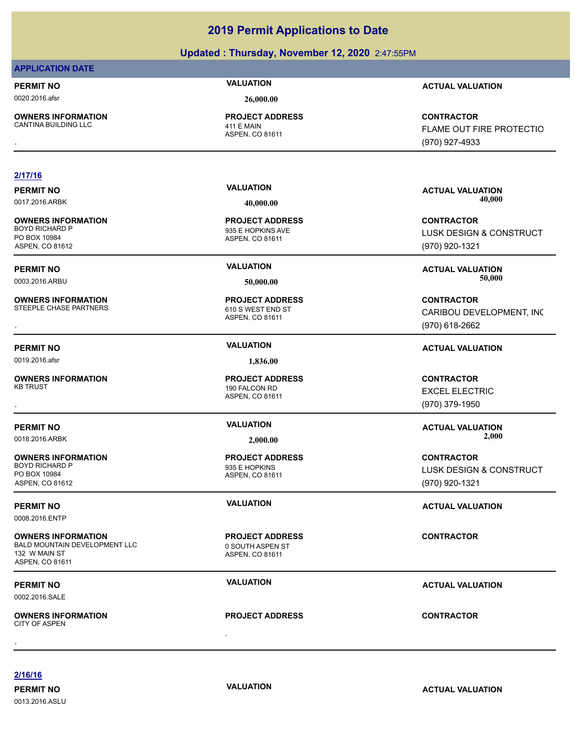# 2019 Permit Applications to Date

**Updated : Thursday, November 12, 2020** 2:47:55PM

**APPLICATION DATE**

**PERMIT NO** | **VALUATION** | **ACTUAL VALUATION**

0020.2016.afsr | 26,000.00

**OWNERS INFORMATION**
CANTINA BUILDING LLC
,

**PROJECT ADDRESS**
411 E MAIN
ASPEN, CO 81611

**CONTRACTOR**
FLAME OUT FIRE PROTECTIO
(970) 927-4933

---

**2/17/16**

**PERMIT NO** | **VALUATION** | **ACTUAL VALUATION**

0017.2016.ARBK | 40,000.00 | 40,000

**OWNERS INFORMATION**
BOYD RICHARD P
PO BOX 10984
ASPEN, CO 81612

**PROJECT ADDRESS**
935 E HOPKINS AVE
ASPEN, CO 81611

**CONTRACTOR**
LUSK DESIGN & CONSTRUCT
(970) 920-1321

---

**PERMIT NO** | **VALUATION** | **ACTUAL VALUATION**

0003.2016.ARBU | 50,000.00 | 50,000

**OWNERS INFORMATION**
STEEPLE CHASE PARTNERS
,

**PROJECT ADDRESS**
610 S WEST END ST
ASPEN, CO 81611

**CONTRACTOR**
CARIBOU DEVELOPMENT, INC
(970) 618-2662

---

**PERMIT NO** | **VALUATION** | **ACTUAL VALUATION**

0019.2016.afsr | 1,836.00

**OWNERS INFORMATION**
KB TRUST
,

**PROJECT ADDRESS**
190 FALCON RD
ASPEN, CO 81611

**CONTRACTOR**
EXCEL ELECTRIC
(970) 379-1950

---

**PERMIT NO** | **VALUATION** | **ACTUAL VALUATION**

0018.2016.ARBK | 2,000.00 | 2,000

**OWNERS INFORMATION**
BOYD RICHARD P
PO BOX 10984
ASPEN, CO 81612

**PROJECT ADDRESS**
935 E HOPKINS
ASPEN, CO 81611

**CONTRACTOR**
LUSK DESIGN & CONSTRUCT
(970) 920-1321

---

**PERMIT NO** | **VALUATION** | **ACTUAL VALUATION**

0008.2016.ENTP

**OWNERS INFORMATION**
BALD MOUNTAIN DEVELOPMENT LLC
132 W MAIN ST
ASPEN, CO 81611

**PROJECT ADDRESS**
0 SOUTH ASPEN ST
ASPEN, CO 81611

**CONTRACTOR**

---

**PERMIT NO** | **VALUATION** | **ACTUAL VALUATION**

0002.2016.SALE

**OWNERS INFORMATION**
CITY OF ASPEN
,

**PROJECT ADDRESS**
,

**CONTRACTOR**

---

**2/16/16**

**PERMIT NO** | **VALUATION** | **ACTUAL VALUATION**

0013.2016.ASLU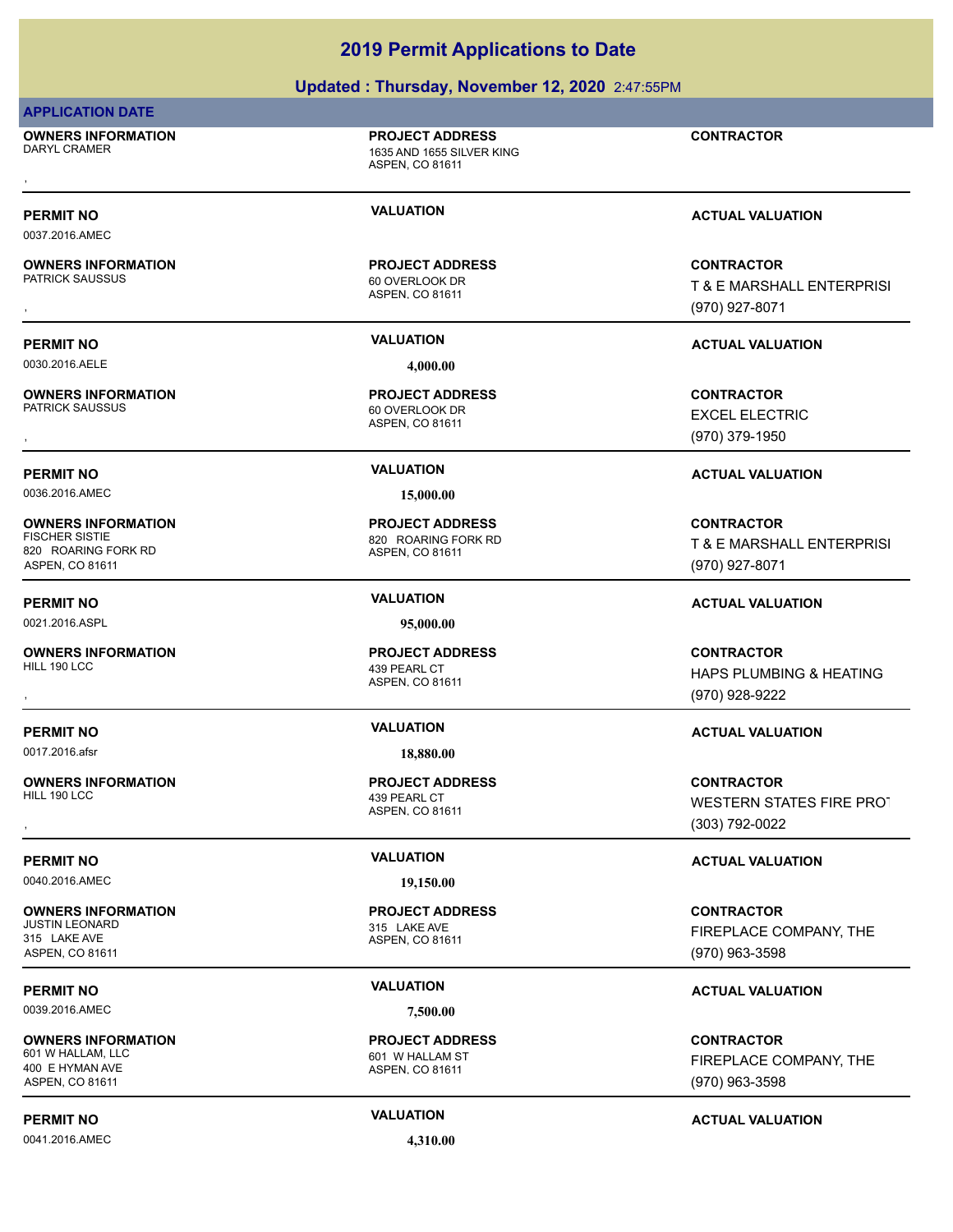# 2019 Permit Applications to Date

## Updated : Thursday, November 12, 2020 2:47:55PM

**APPLICATION DATE**

**OWNERS INFORMATION**
DARYL CRAMER
,

**PROJECT ADDRESS**
1635 AND 1655 SILVER KING
ASPEN, CO 81611

**CONTRACTOR**

**PERMIT NO** 0037.2016.AMEC
**VALUATION**
**ACTUAL VALUATION**

---

**OWNERS INFORMATION**
PATRICK SAUSSUS
,

**PROJECT ADDRESS**
60 OVERLOOK DR
ASPEN, CO 81611

**CONTRACTOR**
T & E MARSHALL ENTERPRISI
(970) 927-8071

**PERMIT NO** 0030.2016.AELE
**VALUATION** 4,000.00
**ACTUAL VALUATION**

---

**OWNERS INFORMATION**
PATRICK SAUSSUS
,

**PROJECT ADDRESS**
60 OVERLOOK DR
ASPEN, CO 81611

**CONTRACTOR**
EXCEL ELECTRIC
(970) 379-1950

**PERMIT NO** 0036.2016.AMEC
**VALUATION** 15,000.00
**ACTUAL VALUATION**

---

**OWNERS INFORMATION**
FISCHER SISTIE
820 ROARING FORK RD
ASPEN, CO 81611

**PROJECT ADDRESS**
820 ROARING FORK RD
ASPEN, CO 81611

**CONTRACTOR**
T & E MARSHALL ENTERPRISI
(970) 927-8071

**PERMIT NO** 0021.2016.ASPL
**VALUATION** 95,000.00
**ACTUAL VALUATION**

---

**OWNERS INFORMATION**
HILL 190 LCC
,

**PROJECT ADDRESS**
439 PEARL CT
ASPEN, CO 81611

**CONTRACTOR**
HAPS PLUMBING & HEATING
(970) 928-9222

**PERMIT NO** 0017.2016.afsr
**VALUATION** 18,880.00
**ACTUAL VALUATION**

---

**OWNERS INFORMATION**
HILL 190 LCC
,

**PROJECT ADDRESS**
439 PEARL CT
ASPEN, CO 81611

**CONTRACTOR**
WESTERN STATES FIRE PROT
(303) 792-0022

**PERMIT NO** 0040.2016.AMEC
**VALUATION** 19,150.00
**ACTUAL VALUATION**

---

**OWNERS INFORMATION**
JUSTIN LEONARD
315 LAKE AVE
ASPEN, CO 81611

**PROJECT ADDRESS**
315 LAKE AVE
ASPEN, CO 81611

**CONTRACTOR**
FIREPLACE COMPANY, THE
(970) 963-3598

**PERMIT NO** 0039.2016.AMEC
**VALUATION** 7,500.00
**ACTUAL VALUATION**

---

**OWNERS INFORMATION**
601 W HALLAM, LLC
400 E HYMAN AVE
ASPEN, CO 81611

**PROJECT ADDRESS**
601 W HALLAM ST
ASPEN, CO 81611

**CONTRACTOR**
FIREPLACE COMPANY, THE
(970) 963-3598

**PERMIT NO** 0041.2016.AMEC
**VALUATION** 4,310.00
**ACTUAL VALUATION**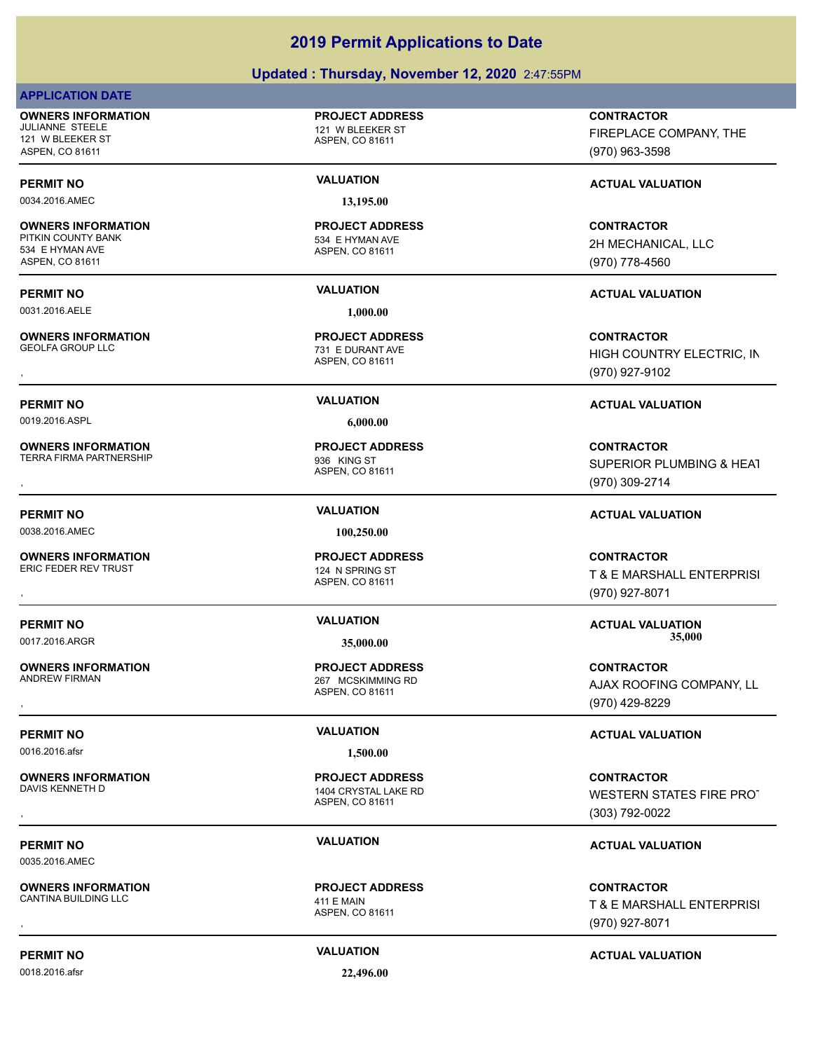# 2019 Permit Applications to Date

## Updated : Thursday, November 12, 2020 2:47:55PM

**APPLICATION DATE**

**OWNERS INFORMATION**
JULIANNE STEELE
121 W BLEEKER ST
ASPEN, CO 81611

**PROJECT ADDRESS**
121 W BLEEKER ST
ASPEN, CO 81611

**CONTRACTOR**
FIREPLACE COMPANY, THE
(970) 963-3598

**PERMIT NO** 0034.2016.AMEC | **VALUATION** 13,195.00 | **ACTUAL VALUATION**

---

**OWNERS INFORMATION**
PITKIN COUNTY BANK
534 E HYMAN AVE
ASPEN, CO 81611

**PROJECT ADDRESS**
534 E HYMAN AVE
ASPEN, CO 81611

**CONTRACTOR**
2H MECHANICAL, LLC
(970) 778-4560

**PERMIT NO** 0031.2016.AELE | **VALUATION** 1,000.00 | **ACTUAL VALUATION**

---

**OWNERS INFORMATION**
GEOLFA GROUP LLC
,

**PROJECT ADDRESS**
731 E DURANT AVE
ASPEN, CO 81611

**CONTRACTOR**
HIGH COUNTRY ELECTRIC, IN
(970) 927-9102

**PERMIT NO** 0019.2016.ASPL | **VALUATION** 6,000.00 | **ACTUAL VALUATION**

---

**OWNERS INFORMATION**
TERRA FIRMA PARTNERSHIP
,

**PROJECT ADDRESS**
936 KING ST
ASPEN, CO 81611

**CONTRACTOR**
SUPERIOR PLUMBING & HEAT
(970) 309-2714

**PERMIT NO** 0038.2016.AMEC | **VALUATION** 100,250.00 | **ACTUAL VALUATION**

---

**OWNERS INFORMATION**
ERIC FEDER REV TRUST
,

**PROJECT ADDRESS**
124 N SPRING ST
ASPEN, CO 81611

**CONTRACTOR**
T & E MARSHALL ENTERPRISI
(970) 927-8071

**PERMIT NO** 0017.2016.ARGR | **VALUATION** 35,000.00 | **ACTUAL VALUATION** 35,000

---

**OWNERS INFORMATION**
ANDREW FIRMAN
,

**PROJECT ADDRESS**
267 MCSKIMMING RD
ASPEN, CO 81611

**CONTRACTOR**
AJAX ROOFING COMPANY, LL
(970) 429-8229

**PERMIT NO** 0016.2016.afsr | **VALUATION** 1,500.00 | **ACTUAL VALUATION**

---

**OWNERS INFORMATION**
DAVIS KENNETH D
,

**PROJECT ADDRESS**
1404 CRYSTAL LAKE RD
ASPEN, CO 81611

**CONTRACTOR**
WESTERN STATES FIRE PRO
(303) 792-0022

**PERMIT NO** 0035.2016.AMEC | **VALUATION** | **ACTUAL VALUATION**

---

**OWNERS INFORMATION**
CANTINA BUILDING LLC
,

**PROJECT ADDRESS**
411 E MAIN
ASPEN, CO 81611

**CONTRACTOR**
T & E MARSHALL ENTERPRISI
(970) 927-8071

**PERMIT NO** 0018.2016.afsr | **VALUATION** 22,496.00 | **ACTUAL VALUATION**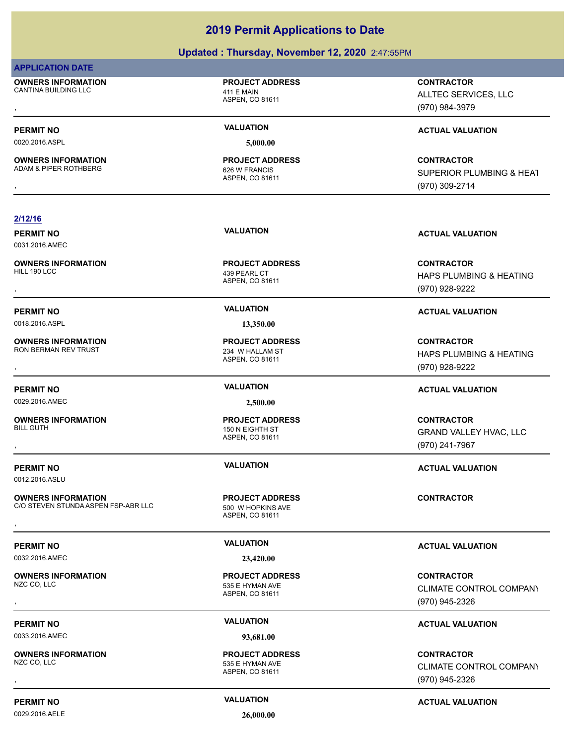# 2019 Permit Applications to Date

## Updated : Thursday, November 12, 2020 2:47:55PM

**APPLICATION DATE**

| OWNERS INFORMATION | PROJECT ADDRESS | CONTRACTOR |
|---|---|---|
| CANTINA BUILDING LLC<br>, | 411 E MAIN<br>ASPEN, CO 81611 | ALLTEC SERVICES, LLC<br>(970) 984-3979 |

| PERMIT NO | VALUATION | ACTUAL VALUATION |
|---|---|---|
| 0020.2016.ASPL | 5,000.00 | |

| OWNERS INFORMATION | PROJECT ADDRESS | CONTRACTOR |
|---|---|---|
| ADAM & PIPER ROTHBERG<br>, | 626 W FRANCIS<br>ASPEN, CO 81611 | SUPERIOR PLUMBING & HEAT<br>(970) 309-2714 |

**2/12/16**

| PERMIT NO | VALUATION | ACTUAL VALUATION |
|---|---|---|
| 0031.2016.AMEC | | |

| OWNERS INFORMATION | PROJECT ADDRESS | CONTRACTOR |
|---|---|---|
| HILL 190 LCC<br>, | 439 PEARL CT<br>ASPEN, CO 81611 | HAPS PLUMBING & HEATING<br>(970) 928-9222 |

| PERMIT NO | VALUATION | ACTUAL VALUATION |
|---|---|---|
| 0018.2016.ASPL | 13,350.00 | |

| OWNERS INFORMATION | PROJECT ADDRESS | CONTRACTOR |
|---|---|---|
| RON BERMAN REV TRUST<br>, | 234 W HALLAM ST<br>ASPEN, CO 81611 | HAPS PLUMBING & HEATING<br>(970) 928-9222 |

| PERMIT NO | VALUATION | ACTUAL VALUATION |
|---|---|---|
| 0029.2016.AMEC | 2,500.00 | |

| OWNERS INFORMATION | PROJECT ADDRESS | CONTRACTOR |
|---|---|---|
| BILL GUTH<br>, | 150 N EIGHTH ST<br>ASPEN, CO 81611 | GRAND VALLEY HVAC, LLC<br>(970) 241-7967 |

| PERMIT NO | VALUATION | ACTUAL VALUATION |
|---|---|---|
| 0012.2016.ASLU | | |

| OWNERS INFORMATION | PROJECT ADDRESS | CONTRACTOR |
|---|---|---|
| C/O STEVEN STUNDA ASPEN FSP-ABR LLC<br>, | 500 W HOPKINS AVE<br>ASPEN, CO 81611 | |

| PERMIT NO | VALUATION | ACTUAL VALUATION |
|---|---|---|
| 0032.2016.AMEC | 23,420.00 | |

| OWNERS INFORMATION | PROJECT ADDRESS | CONTRACTOR |
|---|---|---|
| NZC CO, LLC<br>, | 535 E HYMAN AVE<br>ASPEN, CO 81611 | CLIMATE CONTROL COMPANY<br>(970) 945-2326 |

| PERMIT NO | VALUATION | ACTUAL VALUATION |
|---|---|---|
| 0033.2016.AMEC | 93,681.00 | |

| OWNERS INFORMATION | PROJECT ADDRESS | CONTRACTOR |
|---|---|---|
| NZC CO, LLC<br>, | 535 E HYMAN AVE<br>ASPEN, CO 81611 | CLIMATE CONTROL COMPANY<br>(970) 945-2326 |

| PERMIT NO | VALUATION | ACTUAL VALUATION |
|---|---|---|
| 0029.2016.AELE | 26,000.00 | |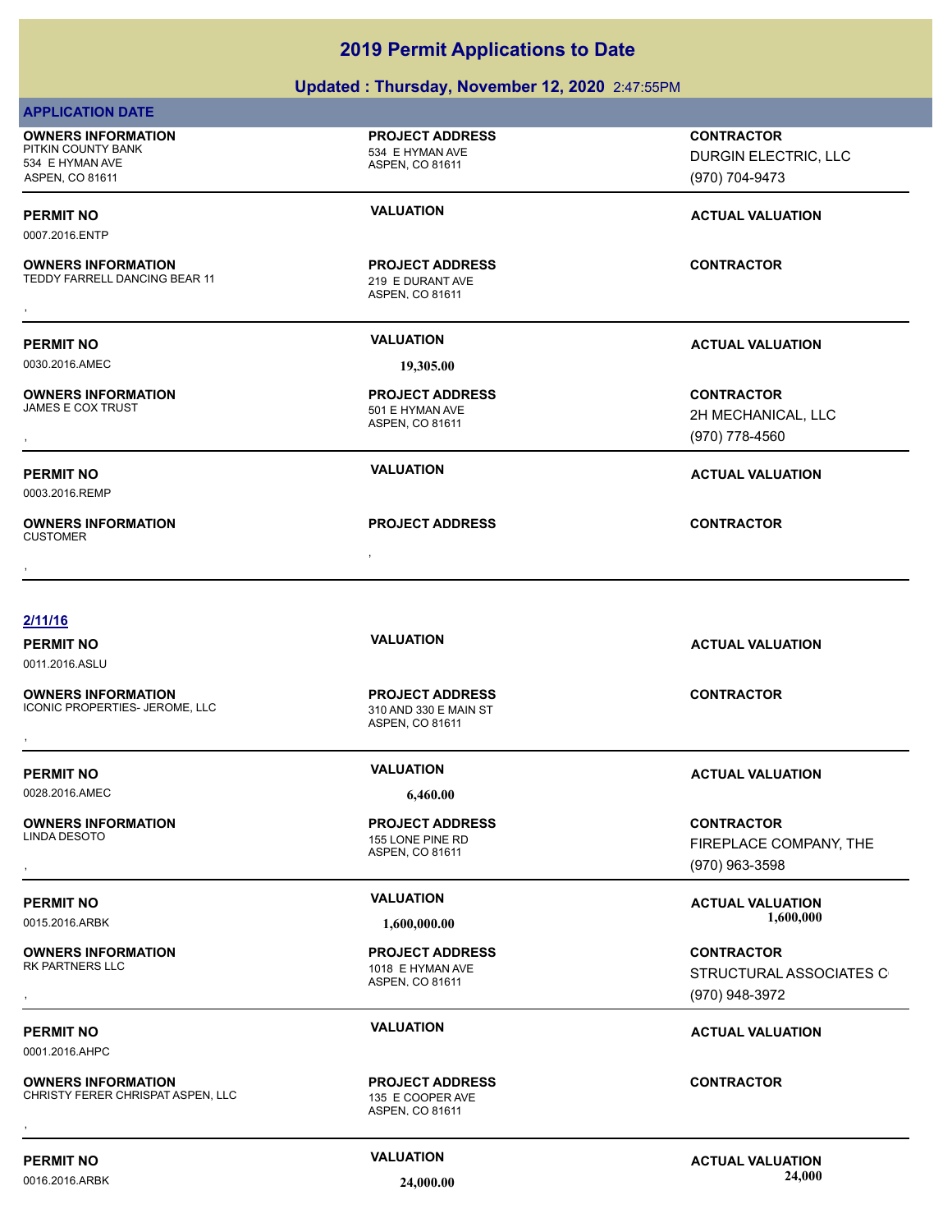# 2019 Permit Applications to Date

## Updated : Thursday, November 12, 2020 2:47:55PM

**APPLICATION DATE**

**OWNERS INFORMATION**
PITKIN COUNTY BANK
534 E HYMAN AVE
ASPEN, CO 81611

**PROJECT ADDRESS**
534 E HYMAN AVE
ASPEN, CO 81611

**CONTRACTOR**
DURGIN ELECTRIC, LLC
(970) 704-9473

---

**PERMIT NO** 0007.2016.ENTP
**VALUATION**
**ACTUAL VALUATION**

**OWNERS INFORMATION**
TEDDY FARRELL DANCING BEAR 11
,

**PROJECT ADDRESS**
219 E DURANT AVE
ASPEN, CO 81611

**CONTRACTOR**

---

**PERMIT NO** 0030.2016.AMEC
**VALUATION** 19,305.00
**ACTUAL VALUATION**

**OWNERS INFORMATION**
JAMES E COX TRUST
,

**PROJECT ADDRESS**
501 E HYMAN AVE
ASPEN, CO 81611

**CONTRACTOR**
2H MECHANICAL, LLC
(970) 778-4560

---

**PERMIT NO** 0003.2016.REMP
**VALUATION**
**ACTUAL VALUATION**

**OWNERS INFORMATION**
CUSTOMER
,

**PROJECT ADDRESS**
,

**CONTRACTOR**

---

**2/11/16**

**PERMIT NO** 0011.2016.ASLU
**VALUATION**
**ACTUAL VALUATION**

**OWNERS INFORMATION**
ICONIC PROPERTIES- JEROME, LLC
,

**PROJECT ADDRESS**
310 AND 330 E MAIN ST
ASPEN, CO 81611

**CONTRACTOR**

---

**PERMIT NO** 0028.2016.AMEC
**VALUATION** 6,460.00
**ACTUAL VALUATION**

**OWNERS INFORMATION**
LINDA DESOTO
,

**PROJECT ADDRESS**
155 LONE PINE RD
ASPEN, CO 81611

**CONTRACTOR**
FIREPLACE COMPANY, THE
(970) 963-3598

---

**PERMIT NO** 0015.2016.ARBK
**VALUATION** 1,600,000.00
**ACTUAL VALUATION** 1,600,000

**OWNERS INFORMATION**
RK PARTNERS LLC
,

**PROJECT ADDRESS**
1018 E HYMAN AVE
ASPEN, CO 81611

**CONTRACTOR**
STRUCTURAL ASSOCIATES C
(970) 948-3972

---

**PERMIT NO** 0001.2016.AHPC
**VALUATION**
**ACTUAL VALUATION**

**OWNERS INFORMATION**
CHRISTY FERER CHRISPAT ASPEN, LLC
,

**PROJECT ADDRESS**
135 E COOPER AVE
ASPEN, CO 81611

**CONTRACTOR**

---

**PERMIT NO** 0016.2016.ARBK
**VALUATION** 24,000.00
**ACTUAL VALUATION** 24,000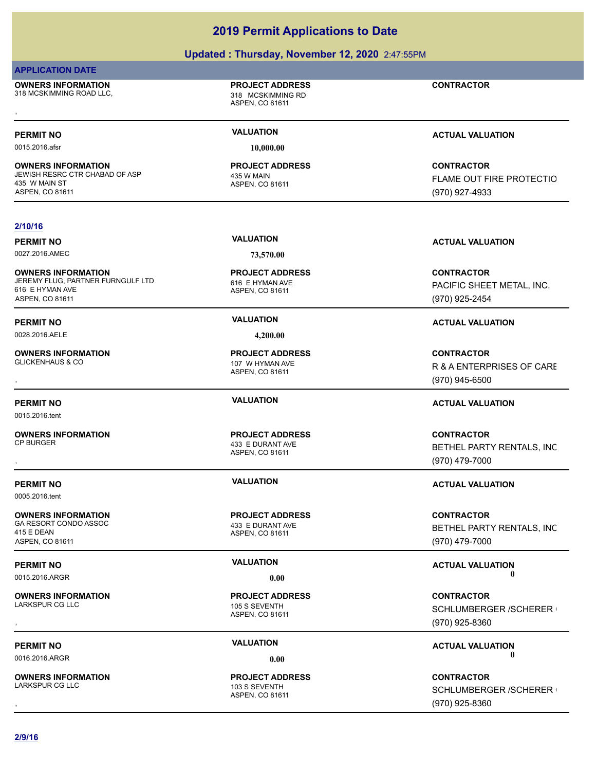# 2019 Permit Applications to Date

## Updated : Thursday, November 12, 2020 2:47:55PM

**APPLICATION DATE**

**OWNERS INFORMATION**
318 MCSKIMMING ROAD LLC,
,

**PROJECT ADDRESS**
318 MCSKIMMING RD
ASPEN, CO 81611

**CONTRACTOR**

---

**PERMIT NO** 0015.2016.afsr
**VALUATION** 10,000.00
**ACTUAL VALUATION**

**OWNERS INFORMATION**
JEWISH RESRC CTR CHABAD OF ASP
435 W MAIN ST
ASPEN, CO 81611

**PROJECT ADDRESS**
435 W MAIN
ASPEN, CO 81611

**CONTRACTOR**
FLAME OUT FIRE PROTECTIO
(970) 927-4933

---

**2/10/16**

**PERMIT NO** 0027.2016.AMEC
**VALUATION** 73,570.00
**ACTUAL VALUATION**

**OWNERS INFORMATION**
JEREMY FLUG, PARTNER FURNGULF LTD
616 E HYMAN AVE
ASPEN, CO 81611

**PROJECT ADDRESS**
616 E HYMAN AVE
ASPEN, CO 81611

**CONTRACTOR**
PACIFIC SHEET METAL, INC.
(970) 925-2454

---

**PERMIT NO** 0028.2016.AELE
**VALUATION** 4,200.00
**ACTUAL VALUATION**

**OWNERS INFORMATION**
GLICKENHAUS & CO
,

**PROJECT ADDRESS**
107 W HYMAN AVE
ASPEN, CO 81611

**CONTRACTOR**
R & A ENTERPRISES OF CARE
(970) 945-6500

---

**PERMIT NO** 0015.2016.tent
**VALUATION**
**ACTUAL VALUATION**

**OWNERS INFORMATION**
CP BURGER
,

**PROJECT ADDRESS**
433 E DURANT AVE
ASPEN, CO 81611

**CONTRACTOR**
BETHEL PARTY RENTALS, INC
(970) 479-7000

---

**PERMIT NO** 0005.2016.tent
**VALUATION**
**ACTUAL VALUATION**

**OWNERS INFORMATION**
GA RESORT CONDO ASSOC
415 E DEAN
ASPEN, CO 81611

**PROJECT ADDRESS**
433 E DURANT AVE
ASPEN, CO 81611

**CONTRACTOR**
BETHEL PARTY RENTALS, INC
(970) 479-7000

---

**PERMIT NO** 0015.2016.ARGR
**VALUATION** 0.00
**ACTUAL VALUATION** 0

**OWNERS INFORMATION**
LARKSPUR CG LLC
,

**PROJECT ADDRESS**
105 S SEVENTH
ASPEN, CO 81611

**CONTRACTOR**
SCHLUMBERGER /SCHERER
(970) 925-8360

---

**PERMIT NO** 0016.2016.ARGR
**VALUATION** 0.00
**ACTUAL VALUATION** 0

**OWNERS INFORMATION**
LARKSPUR CG LLC
,

**PROJECT ADDRESS**
103 S SEVENTH
ASPEN, CO 81611

**CONTRACTOR**
SCHLUMBERGER /SCHERER
(970) 925-8360

---

**2/9/16**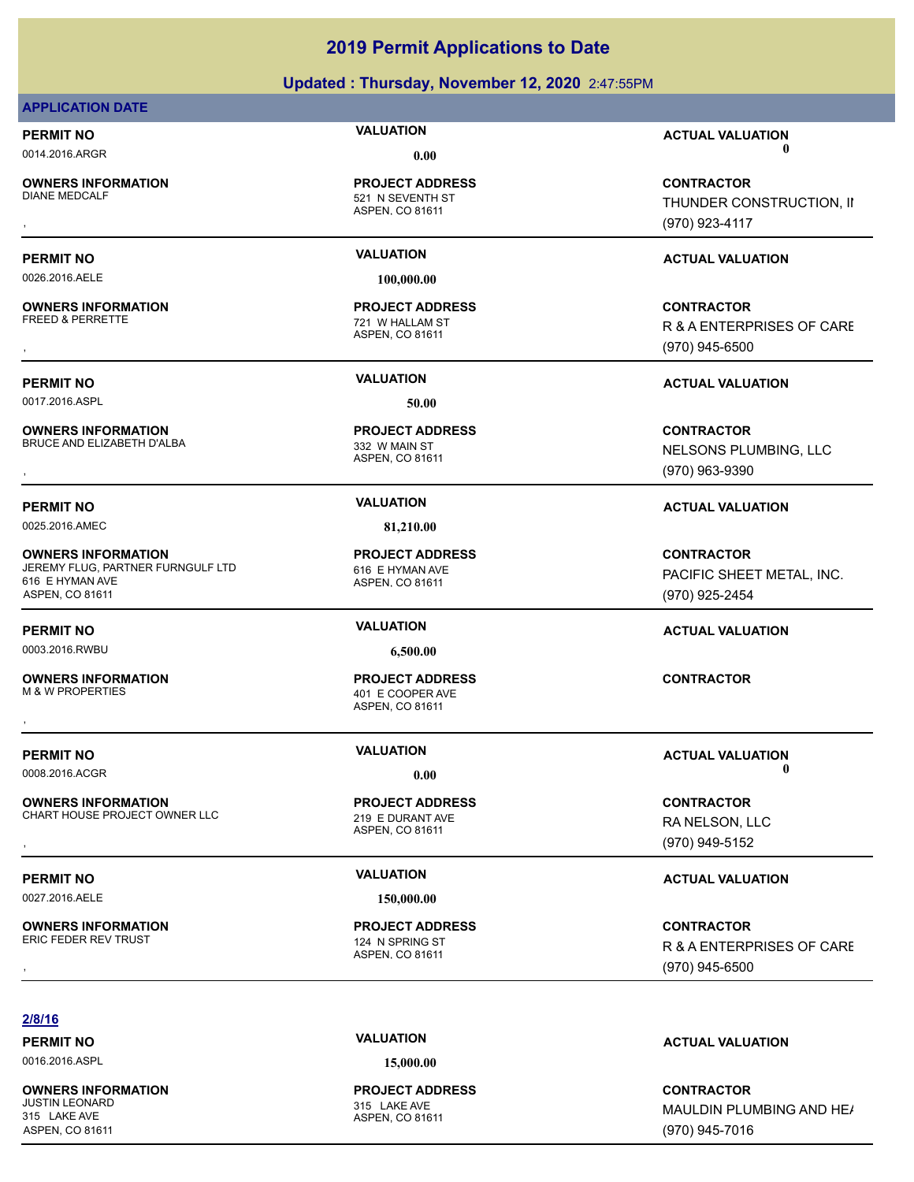# 2019 Permit Applications to Date

## Updated : Thursday, November 12, 2020 2:47:55PM

### APPLICATION DATE

**PERMIT NO** 0014.2016.ARGR
**VALUATION** 0.00
**ACTUAL VALUATION** 0

**OWNERS INFORMATION**
DIANE MEDCALF
,

**PROJECT ADDRESS**
521 N SEVENTH ST
ASPEN, CO 81611

**CONTRACTOR**
THUNDER CONSTRUCTION, I
(970) 923-4117

---

**PERMIT NO** 0026.2016.AELE
**VALUATION** 100,000.00
**ACTUAL VALUATION**

**OWNERS INFORMATION**
FREED & PERRETTE
,

**PROJECT ADDRESS**
721 W HALLAM ST
ASPEN, CO 81611

**CONTRACTOR**
R & A ENTERPRISES OF CARE
(970) 945-6500

---

**PERMIT NO** 0017.2016.ASPL
**VALUATION** 50.00
**ACTUAL VALUATION**

**OWNERS INFORMATION**
BRUCE AND ELIZABETH D'ALBA
,

**PROJECT ADDRESS**
332 W MAIN ST
ASPEN, CO 81611

**CONTRACTOR**
NELSONS PLUMBING, LLC
(970) 963-9390

---

**PERMIT NO** 0025.2016.AMEC
**VALUATION** 81,210.00
**ACTUAL VALUATION**

**OWNERS INFORMATION**
JEREMY FLUG, PARTNER FURNGULF LTD
616 E HYMAN AVE
ASPEN, CO 81611

**PROJECT ADDRESS**
616 E HYMAN AVE
ASPEN, CO 81611

**CONTRACTOR**
PACIFIC SHEET METAL, INC.
(970) 925-2454

---

**PERMIT NO** 0003.2016.RWBU
**VALUATION** 6,500.00
**ACTUAL VALUATION**

**OWNERS INFORMATION**
M & W PROPERTIES
,

**PROJECT ADDRESS**
401 E COOPER AVE
ASPEN, CO 81611

**CONTRACTOR**

---

**PERMIT NO** 0008.2016.ACGR
**VALUATION** 0.00
**ACTUAL VALUATION** 0

**OWNERS INFORMATION**
CHART HOUSE PROJECT OWNER LLC
,

**PROJECT ADDRESS**
219 E DURANT AVE
ASPEN, CO 81611

**CONTRACTOR**
RA NELSON, LLC
(970) 949-5152

---

**PERMIT NO** 0027.2016.AELE
**VALUATION** 150,000.00
**ACTUAL VALUATION**

**OWNERS INFORMATION**
ERIC FEDER REV TRUST
,

**PROJECT ADDRESS**
124 N SPRING ST
ASPEN, CO 81611

**CONTRACTOR**
R & A ENTERPRISES OF CARE
(970) 945-6500

---

### 2/8/16

**PERMIT NO** 0016.2016.ASPL
**VALUATION** 15,000.00
**ACTUAL VALUATION**

**OWNERS INFORMATION**
JUSTIN LEONARD
315 LAKE AVE
ASPEN, CO 81611

**PROJECT ADDRESS**
315 LAKE AVE
ASPEN, CO 81611

**CONTRACTOR**
MAULDIN PLUMBING AND HEA
(970) 945-7016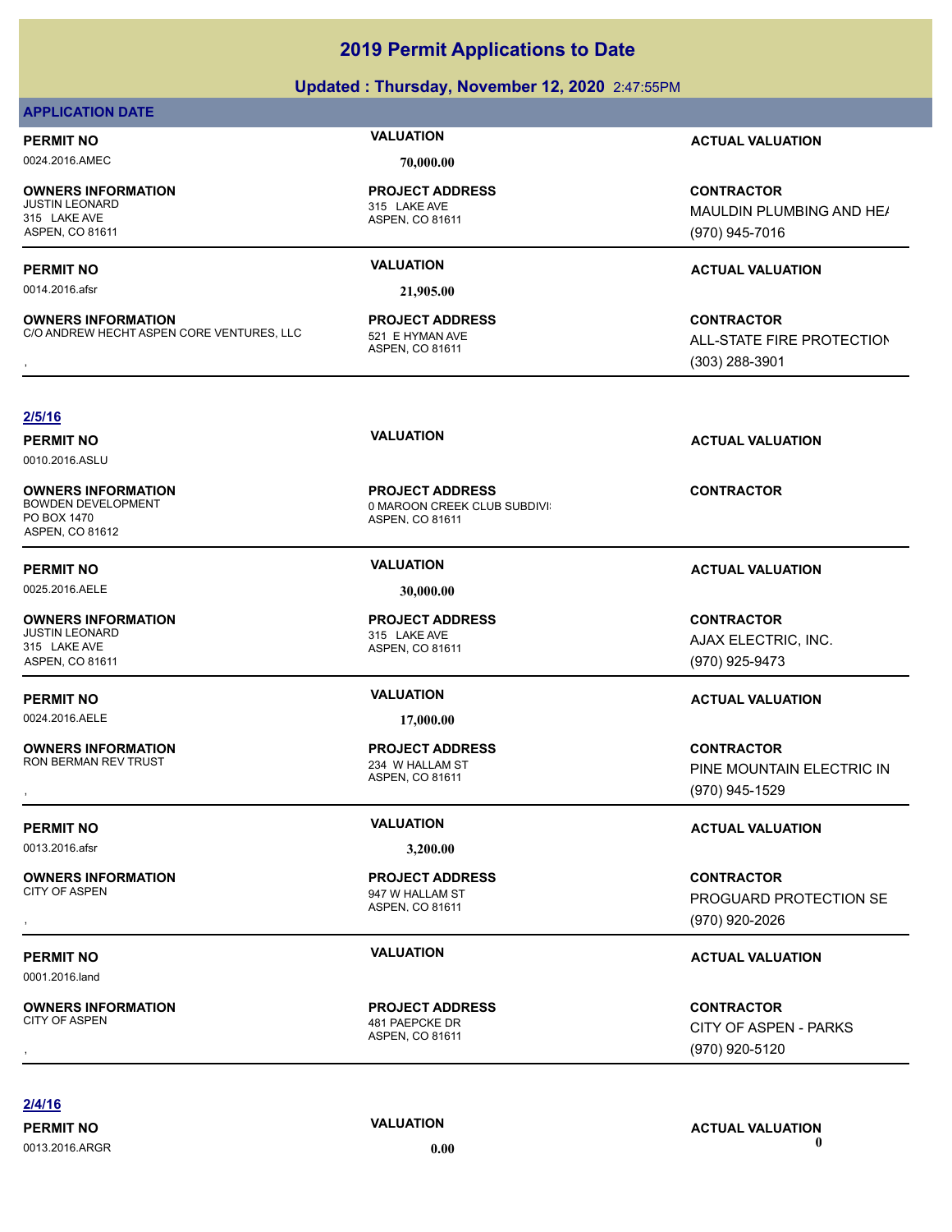# 2019 Permit Applications to Date

## Updated : Thursday, November 12, 2020 2:47:55PM

**APPLICATION DATE**

**PERMIT NO** 0024.2016.AMEC
**VALUATION** 70,000.00
**ACTUAL VALUATION**

**OWNERS INFORMATION**
JUSTIN LEONARD
315 LAKE AVE
ASPEN, CO 81611

**PROJECT ADDRESS**
315 LAKE AVE
ASPEN, CO 81611

**CONTRACTOR**
MAULDIN PLUMBING AND HEA
(970) 945-7016

---

**PERMIT NO** 0014.2016.afsr
**VALUATION** 21,905.00
**ACTUAL VALUATION**

**OWNERS INFORMATION**
C/O ANDREW HECHT ASPEN CORE VENTURES, LLC
,

**PROJECT ADDRESS**
521 E HYMAN AVE
ASPEN, CO 81611

**CONTRACTOR**
ALL-STATE FIRE PROTECTION
(303) 288-3901

---

### 2/5/16

**PERMIT NO** 0010.2016.ASLU
**VALUATION**
**ACTUAL VALUATION**

**OWNERS INFORMATION**
BOWDEN DEVELOPMENT
PO BOX 1470
ASPEN, CO 81612

**PROJECT ADDRESS**
0 MAROON CREEK CLUB SUBDIVI
ASPEN, CO 81611

**CONTRACTOR**

---

**PERMIT NO** 0025.2016.AELE
**VALUATION** 30,000.00
**ACTUAL VALUATION**

**OWNERS INFORMATION**
JUSTIN LEONARD
315 LAKE AVE
ASPEN, CO 81611

**PROJECT ADDRESS**
315 LAKE AVE
ASPEN, CO 81611

**CONTRACTOR**
AJAX ELECTRIC, INC.
(970) 925-9473

---

**PERMIT NO** 0024.2016.AELE
**VALUATION** 17,000.00
**ACTUAL VALUATION**

**OWNERS INFORMATION**
RON BERMAN REV TRUST
,

**PROJECT ADDRESS**
234 W HALLAM ST
ASPEN, CO 81611

**CONTRACTOR**
PINE MOUNTAIN ELECTRIC IN
(970) 945-1529

---

**PERMIT NO** 0013.2016.afsr
**VALUATION** 3,200.00
**ACTUAL VALUATION**

**OWNERS INFORMATION**
CITY OF ASPEN
,

**PROJECT ADDRESS**
947 W HALLAM ST
ASPEN, CO 81611

**CONTRACTOR**
PROGUARD PROTECTION SE
(970) 920-2026

---

**PERMIT NO** 0001.2016.land
**VALUATION**
**ACTUAL VALUATION**

**OWNERS INFORMATION**
CITY OF ASPEN
,

**PROJECT ADDRESS**
481 PAEPCKE DR
ASPEN, CO 81611

**CONTRACTOR**
CITY OF ASPEN - PARKS
(970) 920-5120

---

### 2/4/16

**PERMIT NO** 0013.2016.ARGR
**VALUATION** 0.00
**ACTUAL VALUATION** 0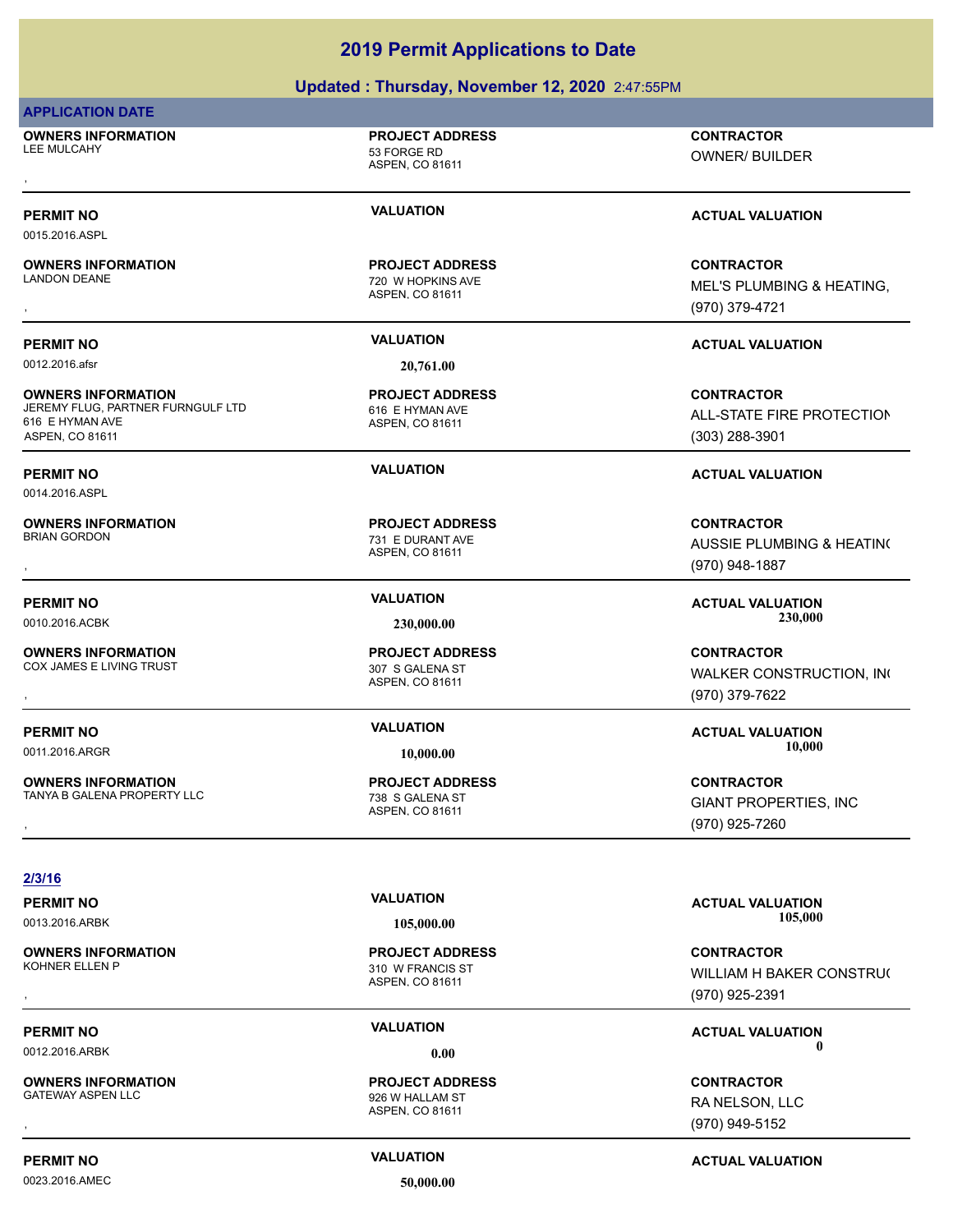# 2019 Permit Applications to Date

## Updated : Thursday, November 12, 2020 2:47:55PM

**APPLICATION DATE**

**OWNERS INFORMATION**
LEE MULCAHY
,

**PROJECT ADDRESS**
53 FORGE RD
ASPEN, CO 81611

**CONTRACTOR**
OWNER/ BUILDER

---

**PERMIT NO**
0015.2016.ASPL

**VALUATION**

**ACTUAL VALUATION**

**OWNERS INFORMATION**
LANDON DEANE
,

**PROJECT ADDRESS**
720 W HOPKINS AVE
ASPEN, CO 81611

**CONTRACTOR**
MEL'S PLUMBING & HEATING,
(970) 379-4721

---

**PERMIT NO**
0012.2016.afsr

**VALUATION**
20,761.00

**ACTUAL VALUATION**

**OWNERS INFORMATION**
JEREMY FLUG, PARTNER FURNGULF LTD
616 E HYMAN AVE
ASPEN, CO 81611

**PROJECT ADDRESS**
616 E HYMAN AVE
ASPEN, CO 81611

**CONTRACTOR**
ALL-STATE FIRE PROTECTION
(303) 288-3901

---

**PERMIT NO**
0014.2016.ASPL

**VALUATION**

**ACTUAL VALUATION**

**OWNERS INFORMATION**
BRIAN GORDON
,

**PROJECT ADDRESS**
731 E DURANT AVE
ASPEN, CO 81611

**CONTRACTOR**
AUSSIE PLUMBING & HEATING
(970) 948-1887

---

**PERMIT NO**
0010.2016.ACBK

**VALUATION**
230,000.00

**ACTUAL VALUATION**
230,000

**OWNERS INFORMATION**
COX JAMES E LIVING TRUST
,

**PROJECT ADDRESS**
307 S GALENA ST
ASPEN, CO 81611

**CONTRACTOR**
WALKER CONSTRUCTION, INC
(970) 379-7622

---

**PERMIT NO**
0011.2016.ARGR

**VALUATION**
10,000.00

**ACTUAL VALUATION**
10,000

**OWNERS INFORMATION**
TANYA B GALENA PROPERTY LLC
,

**PROJECT ADDRESS**
738 S GALENA ST
ASPEN, CO 81611

**CONTRACTOR**
GIANT PROPERTIES, INC
(970) 925-7260

---

**2/3/16**

**PERMIT NO**
0013.2016.ARBK

**VALUATION**
105,000.00

**ACTUAL VALUATION**
105,000

**OWNERS INFORMATION**
KOHNER ELLEN P
,

**PROJECT ADDRESS**
310 W FRANCIS ST
ASPEN, CO 81611

**CONTRACTOR**
WILLIAM H BAKER CONSTRUC
(970) 925-2391

---

**PERMIT NO**
0012.2016.ARBK

**VALUATION**
0.00

**ACTUAL VALUATION**
0

**OWNERS INFORMATION**
GATEWAY ASPEN LLC
,

**PROJECT ADDRESS**
926 W HALLAM ST
ASPEN, CO 81611

**CONTRACTOR**
RA NELSON, LLC
(970) 949-5152

---

**PERMIT NO**
0023.2016.AMEC

**VALUATION**
50,000.00

**ACTUAL VALUATION**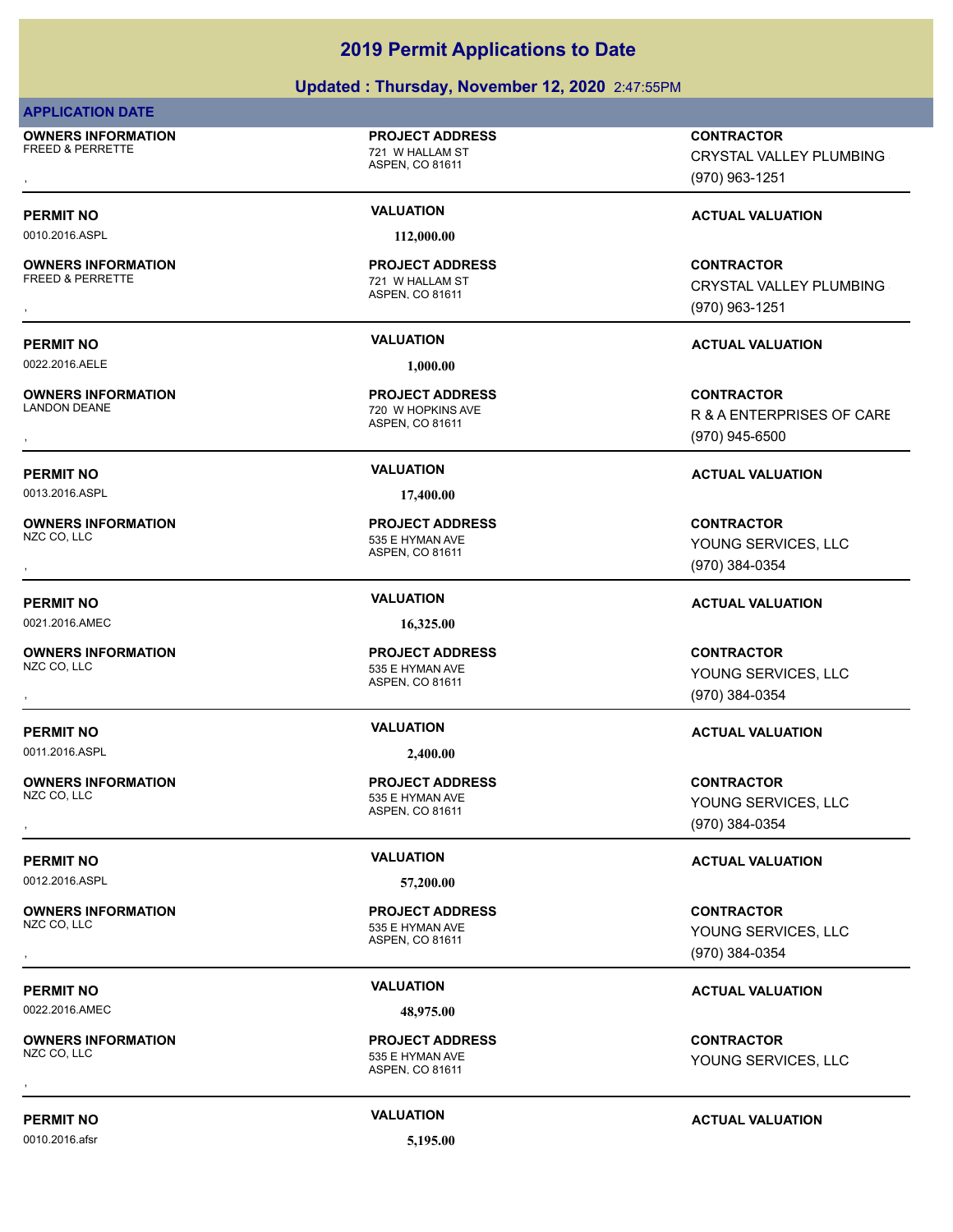# 2019 Permit Applications to Date

## Updated : Thursday, November 12, 2020 2:47:55PM

**APPLICATION DATE**

| OWNERS INFORMATION | PROJECT ADDRESS | CONTRACTOR |
|---|---|---|
| FREED & PERRETTE<br>, | 721 W HALLAM ST<br>ASPEN, CO 81611 | CRYSTAL VALLEY PLUMBING<br>(970) 963-1251 |
| **PERMIT NO** | **VALUATION** | **ACTUAL VALUATION** |
| 0010.2016.ASPL | 112,000.00 | |

| OWNERS INFORMATION | PROJECT ADDRESS | CONTRACTOR |
|---|---|---|
| FREED & PERRETTE<br>, | 721 W HALLAM ST<br>ASPEN, CO 81611 | CRYSTAL VALLEY PLUMBING<br>(970) 963-1251 |
| **PERMIT NO** | **VALUATION** | **ACTUAL VALUATION** |
| 0022.2016.AELE | 1,000.00 | |

| OWNERS INFORMATION | PROJECT ADDRESS | CONTRACTOR |
|---|---|---|
| LANDON DEANE<br>, | 720 W HOPKINS AVE<br>ASPEN, CO 81611 | R & A ENTERPRISES OF CARE<br>(970) 945-6500 |
| **PERMIT NO** | **VALUATION** | **ACTUAL VALUATION** |
| 0013.2016.ASPL | 17,400.00 | |

| OWNERS INFORMATION | PROJECT ADDRESS | CONTRACTOR |
|---|---|---|
| NZC CO, LLC<br>, | 535 E HYMAN AVE<br>ASPEN, CO 81611 | YOUNG SERVICES, LLC<br>(970) 384-0354 |
| **PERMIT NO** | **VALUATION** | **ACTUAL VALUATION** |
| 0021.2016.AMEC | 16,325.00 | |

| OWNERS INFORMATION | PROJECT ADDRESS | CONTRACTOR |
|---|---|---|
| NZC CO, LLC<br>, | 535 E HYMAN AVE<br>ASPEN, CO 81611 | YOUNG SERVICES, LLC<br>(970) 384-0354 |
| **PERMIT NO** | **VALUATION** | **ACTUAL VALUATION** |
| 0011.2016.ASPL | 2,400.00 | |

| OWNERS INFORMATION | PROJECT ADDRESS | CONTRACTOR |
|---|---|---|
| NZC CO, LLC<br>, | 535 E HYMAN AVE<br>ASPEN, CO 81611 | YOUNG SERVICES, LLC<br>(970) 384-0354 |
| **PERMIT NO** | **VALUATION** | **ACTUAL VALUATION** |
| 0012.2016.ASPL | 57,200.00 | |

| OWNERS INFORMATION | PROJECT ADDRESS | CONTRACTOR |
|---|---|---|
| NZC CO, LLC<br>, | 535 E HYMAN AVE<br>ASPEN, CO 81611 | YOUNG SERVICES, LLC<br>(970) 384-0354 |
| **PERMIT NO** | **VALUATION** | **ACTUAL VALUATION** |
| 0022.2016.AMEC | 48,975.00 | |

| OWNERS INFORMATION | PROJECT ADDRESS | CONTRACTOR |
|---|---|---|
| NZC CO, LLC<br>, | 535 E HYMAN AVE<br>ASPEN, CO 81611 | YOUNG SERVICES, LLC |
| **PERMIT NO** | **VALUATION** | **ACTUAL VALUATION** |
| 0010.2016.afsr | 5,195.00 | |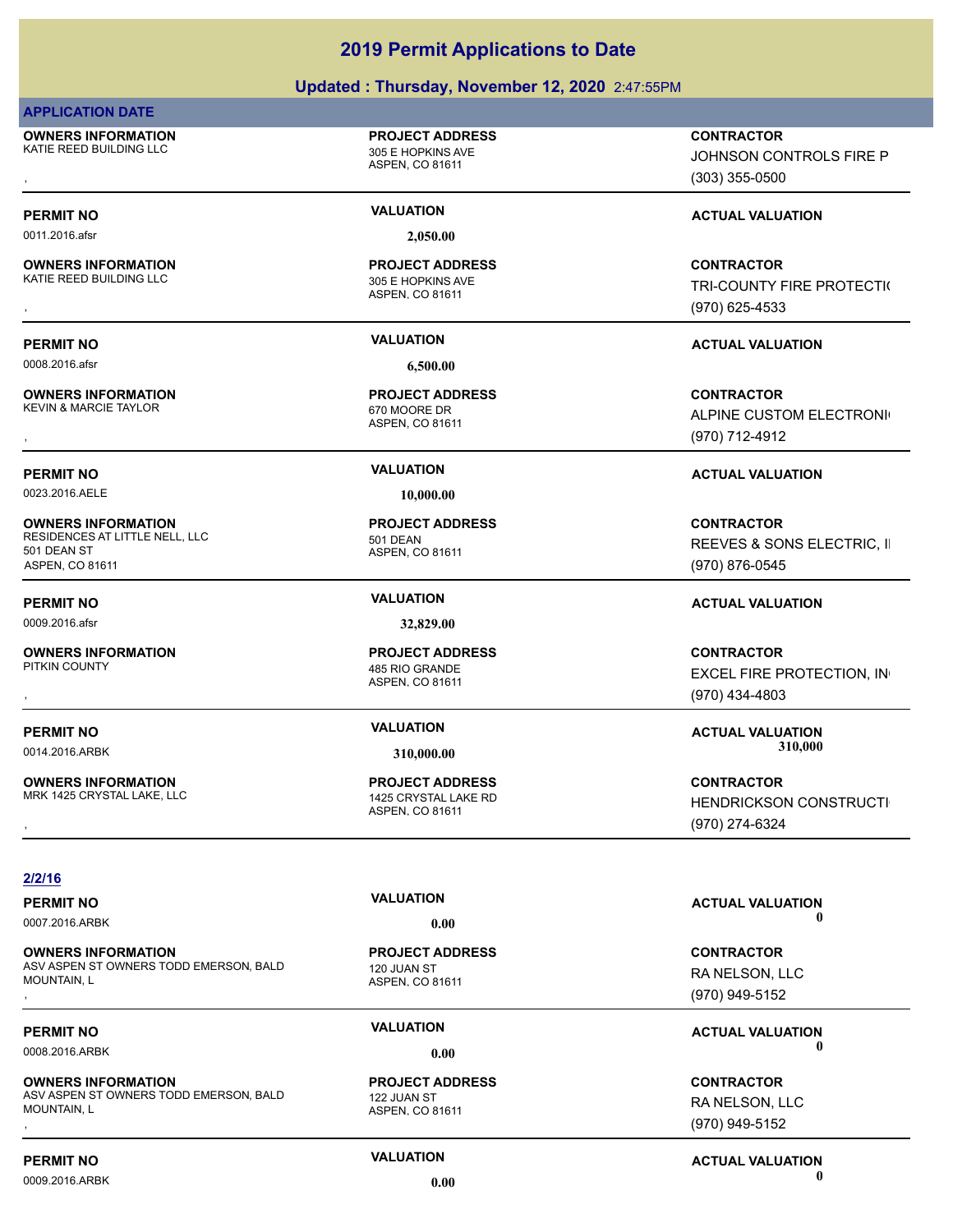# 2019 Permit Applications to Date

## Updated : Thursday, November 12, 2020 2:47:55PM

**APPLICATION DATE**

**OWNERS INFORMATION**
KATIE REED BUILDING LLC
,

**PROJECT ADDRESS**
305 E HOPKINS AVE
ASPEN, CO 81611

**CONTRACTOR**
JOHNSON CONTROLS FIRE P
(303) 355-0500

**PERMIT NO** 0011.2016.afsr
**VALUATION** 2,050.00
**ACTUAL VALUATION**

**OWNERS INFORMATION**
KATIE REED BUILDING LLC
,

**PROJECT ADDRESS**
305 E HOPKINS AVE
ASPEN, CO 81611

**CONTRACTOR**
TRI-COUNTY FIRE PROTECTI(
(970) 625-4533

**PERMIT NO** 0008.2016.afsr
**VALUATION** 6,500.00
**ACTUAL VALUATION**

**OWNERS INFORMATION**
KEVIN & MARCIE TAYLOR
,

**PROJECT ADDRESS**
670 MOORE DR
ASPEN, CO 81611

**CONTRACTOR**
ALPINE CUSTOM ELECTRONI
(970) 712-4912

**PERMIT NO** 0023.2016.AELE
**VALUATION** 10,000.00
**ACTUAL VALUATION**

**OWNERS INFORMATION**
RESIDENCES AT LITTLE NELL, LLC
501 DEAN ST
ASPEN, CO 81611

**PROJECT ADDRESS**
501 DEAN
ASPEN, CO 81611

**CONTRACTOR**
REEVES & SONS ELECTRIC, I
(970) 876-0545

**PERMIT NO** 0009.2016.afsr
**VALUATION** 32,829.00
**ACTUAL VALUATION**

**OWNERS INFORMATION**
PITKIN COUNTY
,

**PROJECT ADDRESS**
485 RIO GRANDE
ASPEN, CO 81611

**CONTRACTOR**
EXCEL FIRE PROTECTION, IN
(970) 434-4803

**PERMIT NO** 0014.2016.ARBK
**VALUATION** 310,000.00
**ACTUAL VALUATION** 310,000

**OWNERS INFORMATION**
MRK 1425 CRYSTAL LAKE, LLC
,

**PROJECT ADDRESS**
1425 CRYSTAL LAKE RD
ASPEN, CO 81611

**CONTRACTOR**
HENDRICKSON CONSTRUCTI
(970) 274-6324

**2/2/16**

**PERMIT NO** 0007.2016.ARBK
**VALUATION** 0.00
**ACTUAL VALUATION** 0

**OWNERS INFORMATION**
ASV ASPEN ST OWNERS TODD EMERSON, BALD MOUNTAIN, L
,

**PROJECT ADDRESS**
120 JUAN ST
ASPEN, CO 81611

**CONTRACTOR**
RA NELSON, LLC
(970) 949-5152

**PERMIT NO** 0008.2016.ARBK
**VALUATION** 0.00
**ACTUAL VALUATION** 0

**OWNERS INFORMATION**
ASV ASPEN ST OWNERS TODD EMERSON, BALD MOUNTAIN, L
,

**PROJECT ADDRESS**
122 JUAN ST
ASPEN, CO 81611

**CONTRACTOR**
RA NELSON, LLC
(970) 949-5152

**PERMIT NO** 0009.2016.ARBK
**VALUATION** 0.00
**ACTUAL VALUATION** 0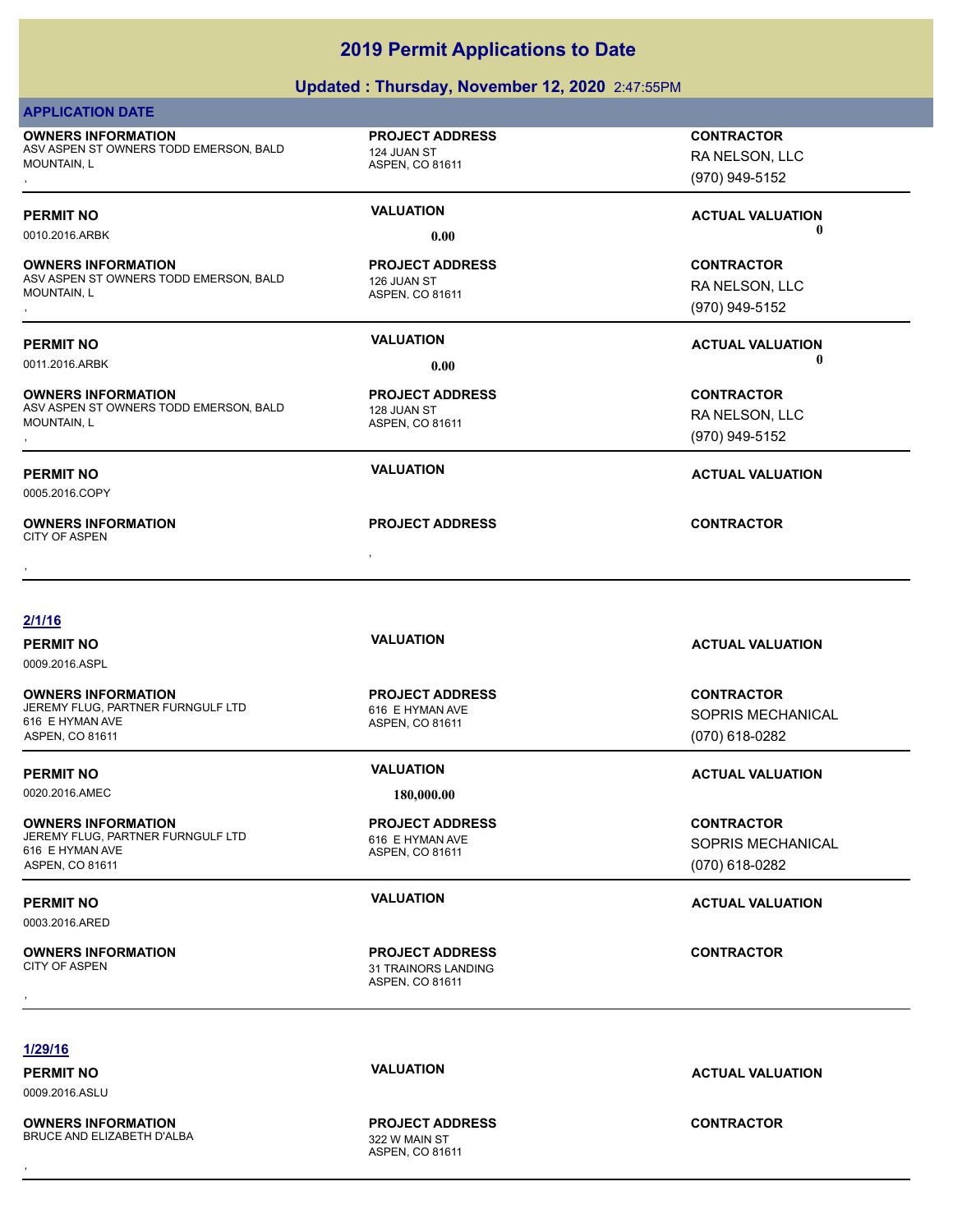# 2019 Permit Applications to Date

## Updated : Thursday, November 12, 2020 2:47:55PM

**APPLICATION DATE**

**OWNERS INFORMATION**
ASV ASPEN ST OWNERS TODD EMERSON, BALD MOUNTAIN, L
,

**PROJECT ADDRESS**
124 JUAN ST
ASPEN, CO 81611

**CONTRACTOR**
RA NELSON, LLC
(970) 949-5152

---

**PERMIT NO** 0010.2016.ARBK
**VALUATION** 0.00
**ACTUAL VALUATION** 0

**OWNERS INFORMATION**
ASV ASPEN ST OWNERS TODD EMERSON, BALD MOUNTAIN, L
,

**PROJECT ADDRESS**
126 JUAN ST
ASPEN, CO 81611

**CONTRACTOR**
RA NELSON, LLC
(970) 949-5152

---

**PERMIT NO** 0011.2016.ARBK
**VALUATION** 0.00
**ACTUAL VALUATION** 0

**OWNERS INFORMATION**
ASV ASPEN ST OWNERS TODD EMERSON, BALD MOUNTAIN, L
,

**PROJECT ADDRESS**
128 JUAN ST
ASPEN, CO 81611

**CONTRACTOR**
RA NELSON, LLC
(970) 949-5152

---

**PERMIT NO** 0005.2016.COPY
**VALUATION**
**ACTUAL VALUATION**

**OWNERS INFORMATION**
CITY OF ASPEN
,

**PROJECT ADDRESS**
,

**CONTRACTOR**

---

### 2/1/16

**PERMIT NO** 0009.2016.ASPL
**VALUATION**
**ACTUAL VALUATION**

**OWNERS INFORMATION**
JEREMY FLUG, PARTNER FURNGULF LTD
616 E HYMAN AVE
ASPEN, CO 81611

**PROJECT ADDRESS**
616 E HYMAN AVE
ASPEN, CO 81611

**CONTRACTOR**
SOPRIS MECHANICAL
(070) 618-0282

---

**PERMIT NO** 0020.2016.AMEC
**VALUATION** 180,000.00
**ACTUAL VALUATION**

**OWNERS INFORMATION**
JEREMY FLUG, PARTNER FURNGULF LTD
616 E HYMAN AVE
ASPEN, CO 81611

**PROJECT ADDRESS**
616 E HYMAN AVE
ASPEN, CO 81611

**CONTRACTOR**
SOPRIS MECHANICAL
(070) 618-0282

---

**PERMIT NO** 0003.2016.ARED
**VALUATION**
**ACTUAL VALUATION**

**OWNERS INFORMATION**
CITY OF ASPEN
,

**PROJECT ADDRESS**
31 TRAINORS LANDING
ASPEN, CO 81611

**CONTRACTOR**

---

### 1/29/16

**PERMIT NO** 0009.2016.ASLU
**VALUATION**
**ACTUAL VALUATION**

**OWNERS INFORMATION**
BRUCE AND ELIZABETH D'ALBA
,

**PROJECT ADDRESS**
322 W MAIN ST
ASPEN, CO 81611

**CONTRACTOR**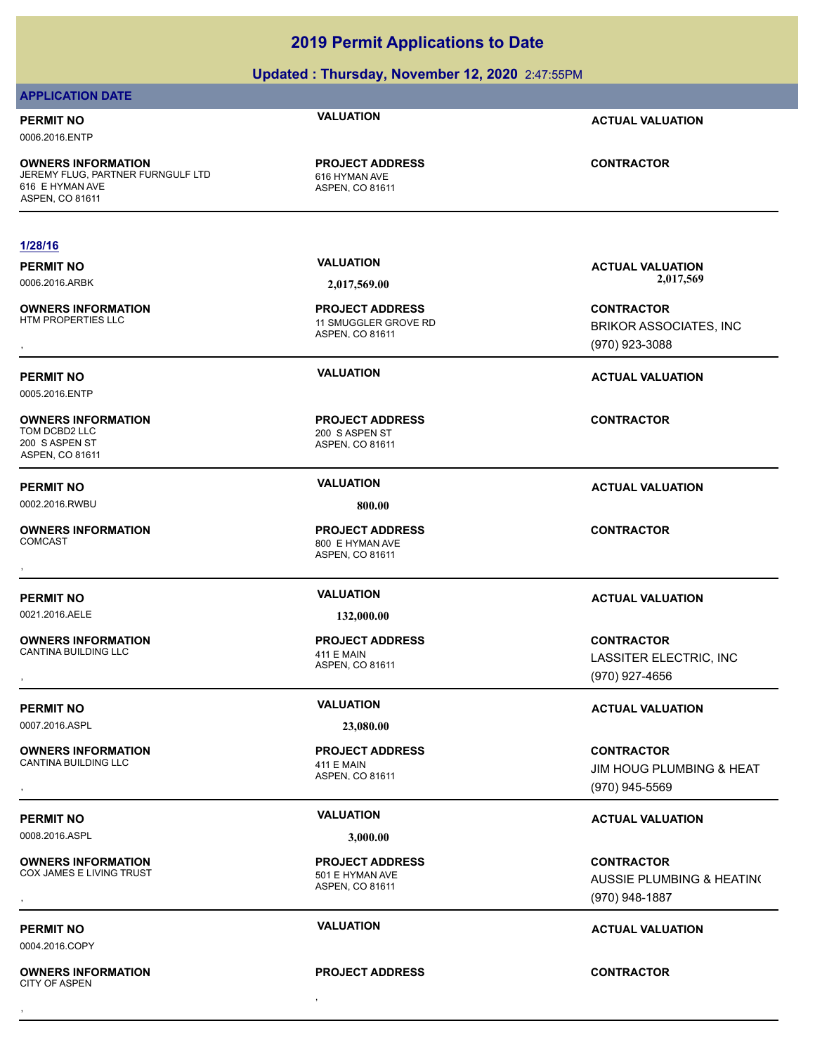# 2019 Permit Applications to Date

## Updated : Thursday, November 12, 2020 2:47:55PM

### APPLICATION DATE

**PERMIT NO** 0006.2016.ENTP
**VALUATION**
**ACTUAL VALUATION**

**OWNERS INFORMATION**
JEREMY FLUG, PARTNER FURNGULF LTD
616 E HYMAN AVE
ASPEN, CO 81611

**PROJECT ADDRESS**
616 HYMAN AVE
ASPEN, CO 81611

**CONTRACTOR**

---

**1/28/16**

**PERMIT NO** 0006.2016.ARBK
**VALUATION** 2,017,569.00
**ACTUAL VALUATION** 2,017,569

**OWNERS INFORMATION**
HTM PROPERTIES LLC
,

**PROJECT ADDRESS**
11 SMUGGLER GROVE RD
ASPEN, CO 81611

**CONTRACTOR**
BRIKOR ASSOCIATES, INC
(970) 923-3088

---

**PERMIT NO** 0005.2016.ENTP
**VALUATION**
**ACTUAL VALUATION**

**OWNERS INFORMATION**
TOM DCBD2 LLC
200 S ASPEN ST
ASPEN, CO 81611

**PROJECT ADDRESS**
200 S ASPEN ST
ASPEN, CO 81611

**CONTRACTOR**

---

**PERMIT NO** 0002.2016.RWBU
**VALUATION** 800.00
**ACTUAL VALUATION**

**OWNERS INFORMATION**
COMCAST
,

**PROJECT ADDRESS**
800 E HYMAN AVE
ASPEN, CO 81611

**CONTRACTOR**

---

**PERMIT NO** 0021.2016.AELE
**VALUATION** 132,000.00
**ACTUAL VALUATION**

**OWNERS INFORMATION**
CANTINA BUILDING LLC
,

**PROJECT ADDRESS**
411 E MAIN
ASPEN, CO 81611

**CONTRACTOR**
LASSITER ELECTRIC, INC
(970) 927-4656

---

**PERMIT NO** 0007.2016.ASPL
**VALUATION** 23,080.00
**ACTUAL VALUATION**

**OWNERS INFORMATION**
CANTINA BUILDING LLC
,

**PROJECT ADDRESS**
411 E MAIN
ASPEN, CO 81611

**CONTRACTOR**
JIM HOUG PLUMBING & HEAT
(970) 945-5569

---

**PERMIT NO** 0008.2016.ASPL
**VALUATION** 3,000.00
**ACTUAL VALUATION**

**OWNERS INFORMATION**
COX JAMES E LIVING TRUST
,

**PROJECT ADDRESS**
501 E HYMAN AVE
ASPEN, CO 81611

**CONTRACTOR**
AUSSIE PLUMBING & HEATIN(
(970) 948-1887

---

**PERMIT NO** 0004.2016.COPY
**VALUATION**
**ACTUAL VALUATION**

**OWNERS INFORMATION**
CITY OF ASPEN
,

**PROJECT ADDRESS**
,

**CONTRACTOR**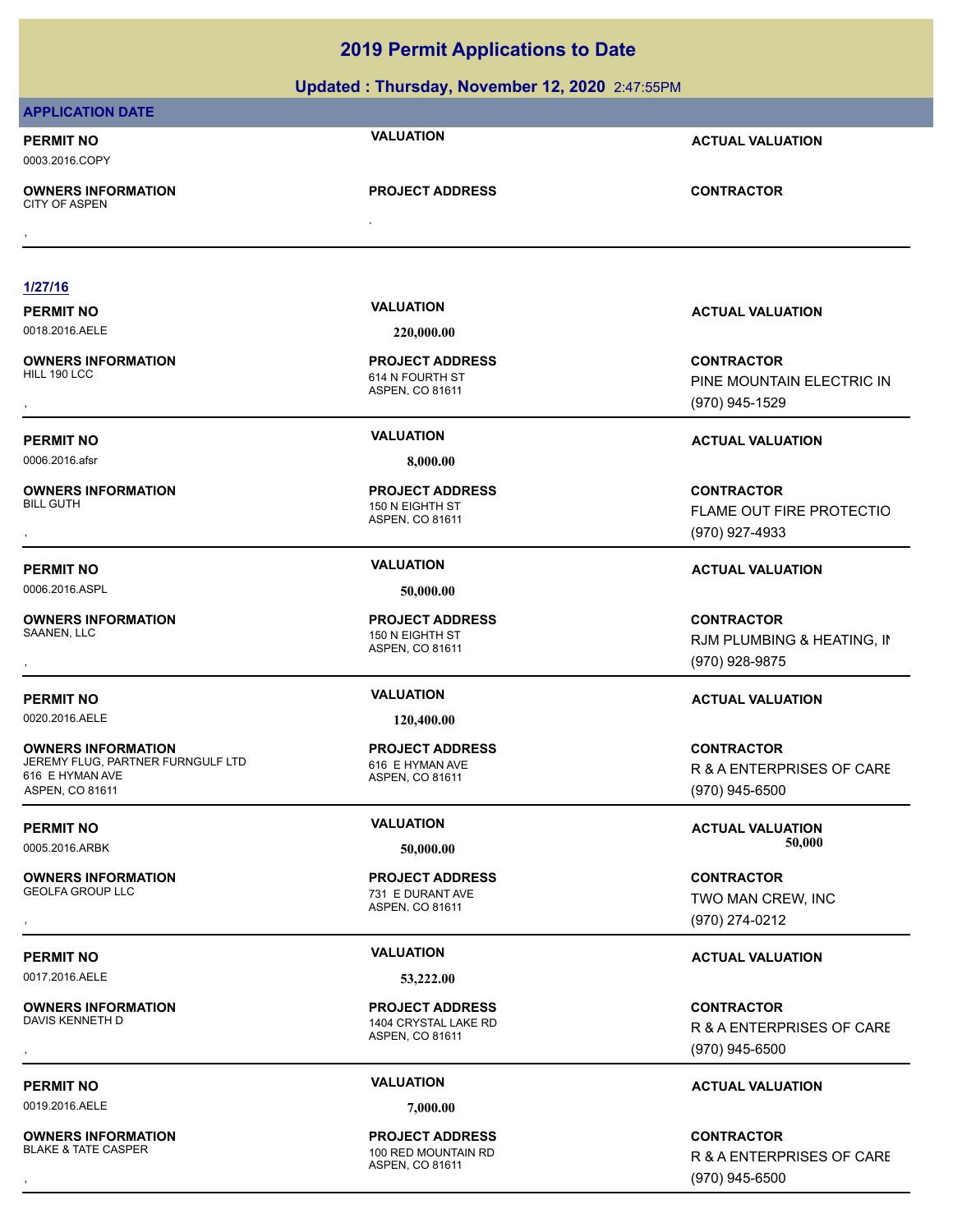# 2019 Permit Applications to Date

## Updated : Thursday, November 12, 2020 2:47:55PM

**APPLICATION DATE**

**PERMIT NO** 0003.2016.COPY
**VALUATION**
**ACTUAL VALUATION**

**OWNERS INFORMATION**
CITY OF ASPEN
,

**PROJECT ADDRESS**
,

**CONTRACTOR**

---

**1/27/16**

**PERMIT NO** 0018.2016.AELE
**VALUATION** 220,000.00
**ACTUAL VALUATION**

**OWNERS INFORMATION**
HILL 190 LCC
,

**PROJECT ADDRESS**
614 N FOURTH ST
ASPEN, CO 81611

**CONTRACTOR**
PINE MOUNTAIN ELECTRIC IN
(970) 945-1529

---

**PERMIT NO** 0006.2016.afsr
**VALUATION** 8,000.00
**ACTUAL VALUATION**

**OWNERS INFORMATION**
BILL GUTH
,

**PROJECT ADDRESS**
150 N EIGHTH ST
ASPEN, CO 81611

**CONTRACTOR**
FLAME OUT FIRE PROTECTIO
(970) 927-4933

---

**PERMIT NO** 0006.2016.ASPL
**VALUATION** 50,000.00
**ACTUAL VALUATION**

**OWNERS INFORMATION**
SAANEN, LLC
,

**PROJECT ADDRESS**
150 N EIGHTH ST
ASPEN, CO 81611

**CONTRACTOR**
RJM PLUMBING & HEATING, IN
(970) 928-9875

---

**PERMIT NO** 0020.2016.AELE
**VALUATION** 120,400.00
**ACTUAL VALUATION**

**OWNERS INFORMATION**
JEREMY FLUG, PARTNER FURNGULF LTD
616 E HYMAN AVE
ASPEN, CO 81611

**PROJECT ADDRESS**
616 E HYMAN AVE
ASPEN, CO 81611

**CONTRACTOR**
R & A ENTERPRISES OF CARE
(970) 945-6500

---

**PERMIT NO** 0005.2016.ARBK
**VALUATION** 50,000.00
**ACTUAL VALUATION** 50,000

**OWNERS INFORMATION**
GEOLFA GROUP LLC
,

**PROJECT ADDRESS**
731 E DURANT AVE
ASPEN, CO 81611

**CONTRACTOR**
TWO MAN CREW, INC
(970) 274-0212

---

**PERMIT NO** 0017.2016.AELE
**VALUATION** 53,222.00
**ACTUAL VALUATION**

**OWNERS INFORMATION**
DAVIS KENNETH D
,

**PROJECT ADDRESS**
1404 CRYSTAL LAKE RD
ASPEN, CO 81611

**CONTRACTOR**
R & A ENTERPRISES OF CARE
(970) 945-6500

---

**PERMIT NO** 0019.2016.AELE
**VALUATION** 7,000.00
**ACTUAL VALUATION**

**OWNERS INFORMATION**
BLAKE & TATE CASPER
,

**PROJECT ADDRESS**
100 RED MOUNTAIN RD
ASPEN, CO 81611

**CONTRACTOR**
R & A ENTERPRISES OF CARE
(970) 945-6500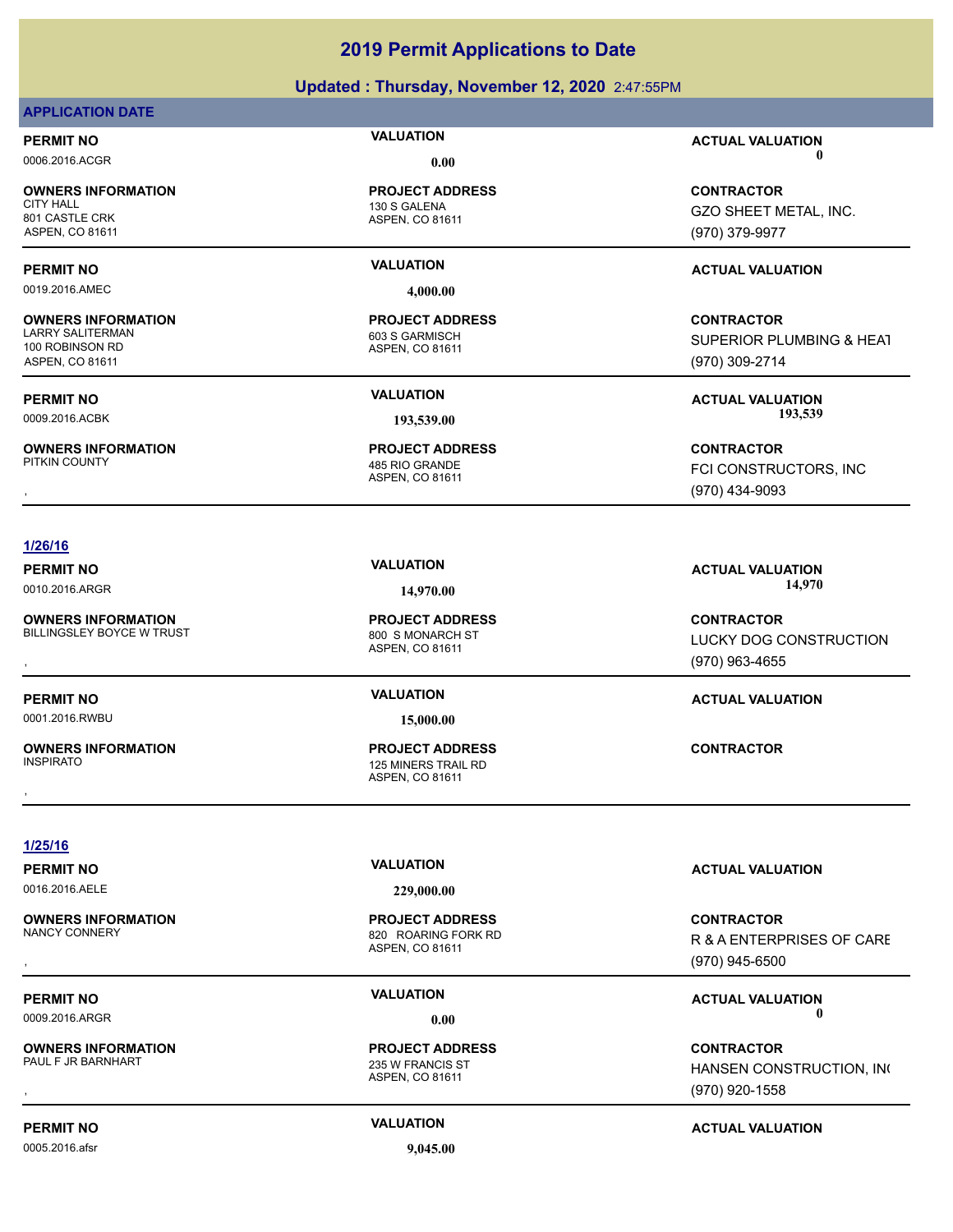# 2019 Permit Applications to Date

## Updated : Thursday, November 12, 2020 2:47:55PM

### APPLICATION DATE

**PERMIT NO** 0006.2016.ACGR
**VALUATION** 0.00
**ACTUAL VALUATION** 0

**OWNERS INFORMATION**
CITY HALL
801 CASTLE CRK
ASPEN, CO 81611

**PROJECT ADDRESS**
130 S GALENA
ASPEN, CO 81611

**CONTRACTOR**
GZO SHEET METAL, INC.
(970) 379-9977

---

**PERMIT NO** 0019.2016.AMEC
**VALUATION** 4,000.00
**ACTUAL VALUATION**

**OWNERS INFORMATION**
LARRY SALITERMAN
100 ROBINSON RD
ASPEN, CO 81611

**PROJECT ADDRESS**
603 S GARMISCH
ASPEN, CO 81611

**CONTRACTOR**
SUPERIOR PLUMBING & HEAT
(970) 309-2714

---

**PERMIT NO** 0009.2016.ACBK
**VALUATION** 193,539.00
**ACTUAL VALUATION** 193,539

**OWNERS INFORMATION**
PITKIN COUNTY
,

**PROJECT ADDRESS**
485 RIO GRANDE
ASPEN, CO 81611

**CONTRACTOR**
FCI CONSTRUCTORS, INC
(970) 434-9093

---

### 1/26/16

**PERMIT NO** 0010.2016.ARGR
**VALUATION** 14,970.00
**ACTUAL VALUATION** 14,970

**OWNERS INFORMATION**
BILLINGSLEY BOYCE W TRUST
,

**PROJECT ADDRESS**
800 S MONARCH ST
ASPEN, CO 81611

**CONTRACTOR**
LUCKY DOG CONSTRUCTION
(970) 963-4655

---

**PERMIT NO** 0001.2016.RWBU
**VALUATION** 15,000.00
**ACTUAL VALUATION**

**OWNERS INFORMATION**
INSPIRATO
,

**PROJECT ADDRESS**
125 MINERS TRAIL RD
ASPEN, CO 81611

**CONTRACTOR**

---

### 1/25/16

**PERMIT NO** 0016.2016.AELE
**VALUATION** 229,000.00
**ACTUAL VALUATION**

**OWNERS INFORMATION**
NANCY CONNERY
,

**PROJECT ADDRESS**
820 ROARING FORK RD
ASPEN, CO 81611

**CONTRACTOR**
R & A ENTERPRISES OF CARE
(970) 945-6500

---

**PERMIT NO** 0009.2016.ARGR
**VALUATION** 0.00
**ACTUAL VALUATION** 0

**OWNERS INFORMATION**
PAUL F JR BARNHART
,

**PROJECT ADDRESS**
235 W FRANCIS ST
ASPEN, CO 81611

**CONTRACTOR**
HANSEN CONSTRUCTION, INC
(970) 920-1558

---

**PERMIT NO** 0005.2016.afsr
**VALUATION** 9,045.00
**ACTUAL VALUATION**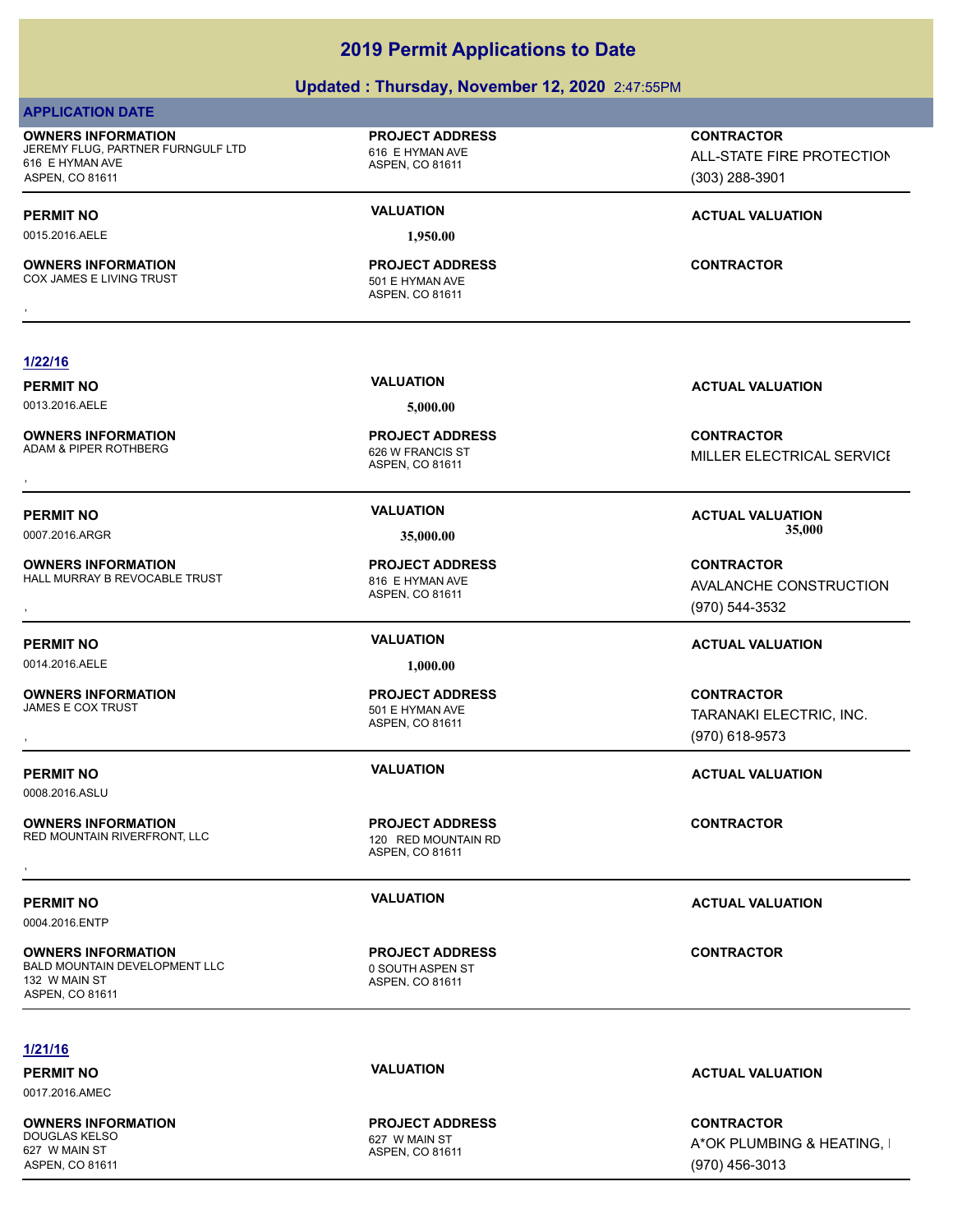# 2019 Permit Applications to Date

## Updated : Thursday, November 12, 2020 2:47:55PM

**APPLICATION DATE**

**OWNERS INFORMATION**
JEREMY FLUG, PARTNER FURNGULF LTD
616 E HYMAN AVE
ASPEN, CO 81611

**PROJECT ADDRESS**
616 E HYMAN AVE
ASPEN, CO 81611

**CONTRACTOR**
ALL-STATE FIRE PROTECTION
(303) 288-3901

**PERMIT NO** 0015.2016.AELE
**VALUATION** 1,950.00
**ACTUAL VALUATION**

**OWNERS INFORMATION**
COX JAMES E LIVING TRUST
,

**PROJECT ADDRESS**
501 E HYMAN AVE
ASPEN, CO 81611

**CONTRACTOR**

---

### 1/22/16

**PERMIT NO** 0013.2016.AELE
**VALUATION** 5,000.00
**ACTUAL VALUATION**

**OWNERS INFORMATION**
ADAM & PIPER ROTHBERG
,

**PROJECT ADDRESS**
626 W FRANCIS ST
ASPEN, CO 81611

**CONTRACTOR**
MILLER ELECTRICAL SERVICE

---

**PERMIT NO** 0007.2016.ARGR
**VALUATION** 35,000.00
**ACTUAL VALUATION** 35,000

**OWNERS INFORMATION**
HALL MURRAY B REVOCABLE TRUST
,

**PROJECT ADDRESS**
816 E HYMAN AVE
ASPEN, CO 81611

**CONTRACTOR**
AVALANCHE CONSTRUCTION
(970) 544-3532

---

**PERMIT NO** 0014.2016.AELE
**VALUATION** 1,000.00
**ACTUAL VALUATION**

**OWNERS INFORMATION**
JAMES E COX TRUST
,

**PROJECT ADDRESS**
501 E HYMAN AVE
ASPEN, CO 81611

**CONTRACTOR**
TARANAKI ELECTRIC, INC.
(970) 618-9573

---

**PERMIT NO** 0008.2016.ASLU
**VALUATION**
**ACTUAL VALUATION**

**OWNERS INFORMATION**
RED MOUNTAIN RIVERFRONT, LLC
,

**PROJECT ADDRESS**
120 RED MOUNTAIN RD
ASPEN, CO 81611

**CONTRACTOR**

---

**PERMIT NO** 0004.2016.ENTP
**VALUATION**
**ACTUAL VALUATION**

**OWNERS INFORMATION**
BALD MOUNTAIN DEVELOPMENT LLC
132 W MAIN ST
ASPEN, CO 81611

**PROJECT ADDRESS**
0 SOUTH ASPEN ST
ASPEN, CO 81611

**CONTRACTOR**

---

### 1/21/16

**PERMIT NO** 0017.2016.AMEC
**VALUATION**
**ACTUAL VALUATION**

**OWNERS INFORMATION**
DOUGLAS KELSO
627 W MAIN ST
ASPEN, CO 81611

**PROJECT ADDRESS**
627 W MAIN ST
ASPEN, CO 81611

**CONTRACTOR**
A*OK PLUMBING & HEATING, I
(970) 456-3013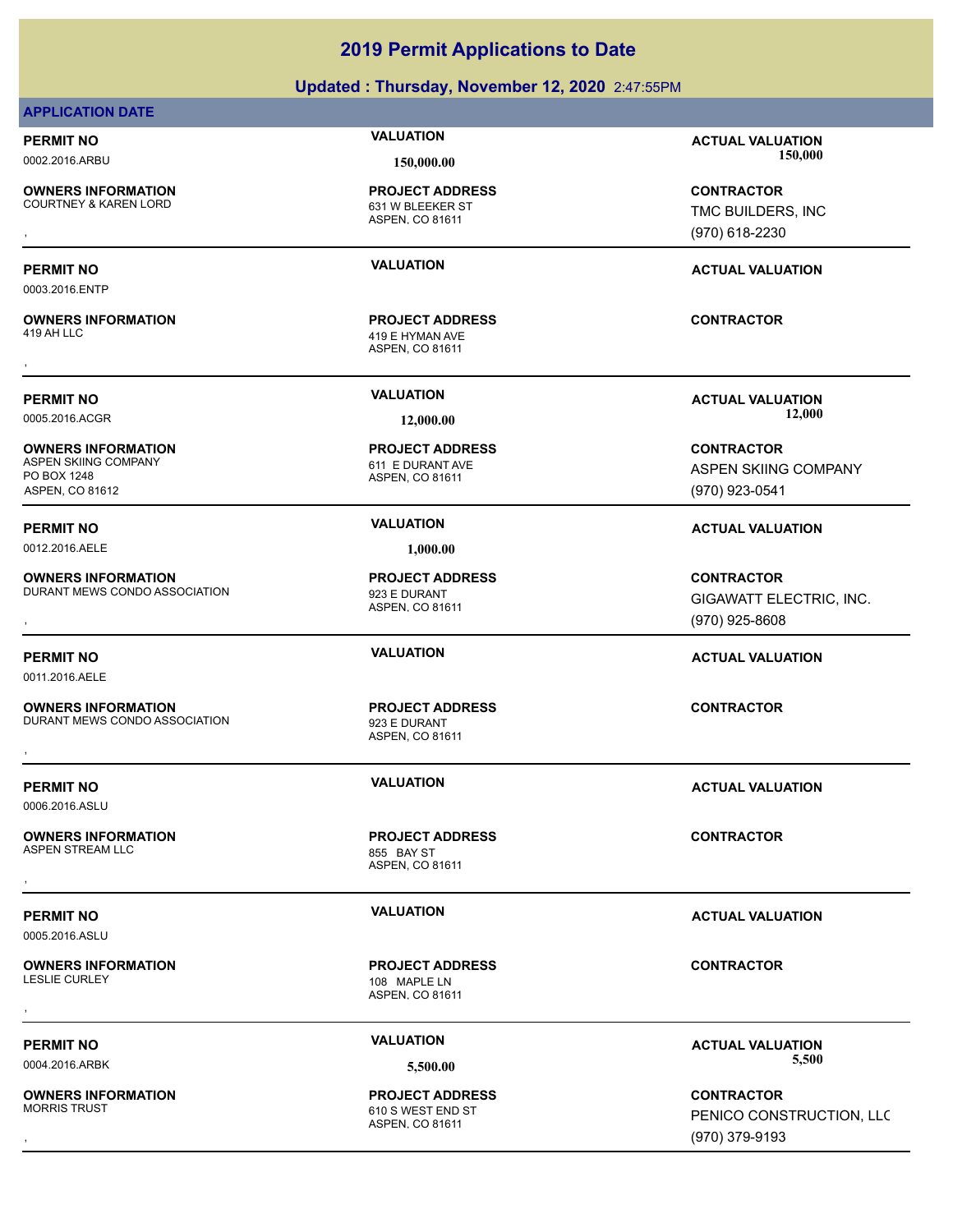# 2019 Permit Applications to Date

## Updated : Thursday, November 12, 2020 2:47:55PM

**APPLICATION DATE**

**PERMIT NO** 0002.2016.ARBU
**VALUATION** 150,000.00
**ACTUAL VALUATION** 150,000

**OWNERS INFORMATION**
COURTNEY & KAREN LORD
,

**PROJECT ADDRESS**
631 W BLEEKER ST
ASPEN, CO 81611

**CONTRACTOR**
TMC BUILDERS, INC
(970) 618-2230

---

**PERMIT NO** 0003.2016.ENTP
**VALUATION**
**ACTUAL VALUATION**

**OWNERS INFORMATION**
419 AH LLC
,

**PROJECT ADDRESS**
419 E HYMAN AVE
ASPEN, CO 81611

**CONTRACTOR**

---

**PERMIT NO** 0005.2016.ACGR
**VALUATION** 12,000.00
**ACTUAL VALUATION** 12,000

**OWNERS INFORMATION**
ASPEN SKIING COMPANY
PO BOX 1248
ASPEN, CO 81612

**PROJECT ADDRESS**
611 E DURANT AVE
ASPEN, CO 81611

**CONTRACTOR**
ASPEN SKIING COMPANY
(970) 923-0541

---

**PERMIT NO** 0012.2016.AELE
**VALUATION** 1,000.00
**ACTUAL VALUATION**

**OWNERS INFORMATION**
DURANT MEWS CONDO ASSOCIATION
,

**PROJECT ADDRESS**
923 E DURANT
ASPEN, CO 81611

**CONTRACTOR**
GIGAWATT ELECTRIC, INC.
(970) 925-8608

---

**PERMIT NO** 0011.2016.AELE
**VALUATION**
**ACTUAL VALUATION**

**OWNERS INFORMATION**
DURANT MEWS CONDO ASSOCIATION
,

**PROJECT ADDRESS**
923 E DURANT
ASPEN, CO 81611

**CONTRACTOR**

---

**PERMIT NO** 0006.2016.ASLU
**VALUATION**
**ACTUAL VALUATION**

**OWNERS INFORMATION**
ASPEN STREAM LLC
,

**PROJECT ADDRESS**
855 BAY ST
ASPEN, CO 81611

**CONTRACTOR**

---

**PERMIT NO** 0005.2016.ASLU
**VALUATION**
**ACTUAL VALUATION**

**OWNERS INFORMATION**
LESLIE CURLEY
,

**PROJECT ADDRESS**
108 MAPLE LN
ASPEN, CO 81611

**CONTRACTOR**

---

**PERMIT NO** 0004.2016.ARBK
**VALUATION** 5,500.00
**ACTUAL VALUATION** 5,500

**OWNERS INFORMATION**
MORRIS TRUST
,

**PROJECT ADDRESS**
610 S WEST END ST
ASPEN, CO 81611

**CONTRACTOR**
PENICO CONSTRUCTION, LLC
(970) 379-9193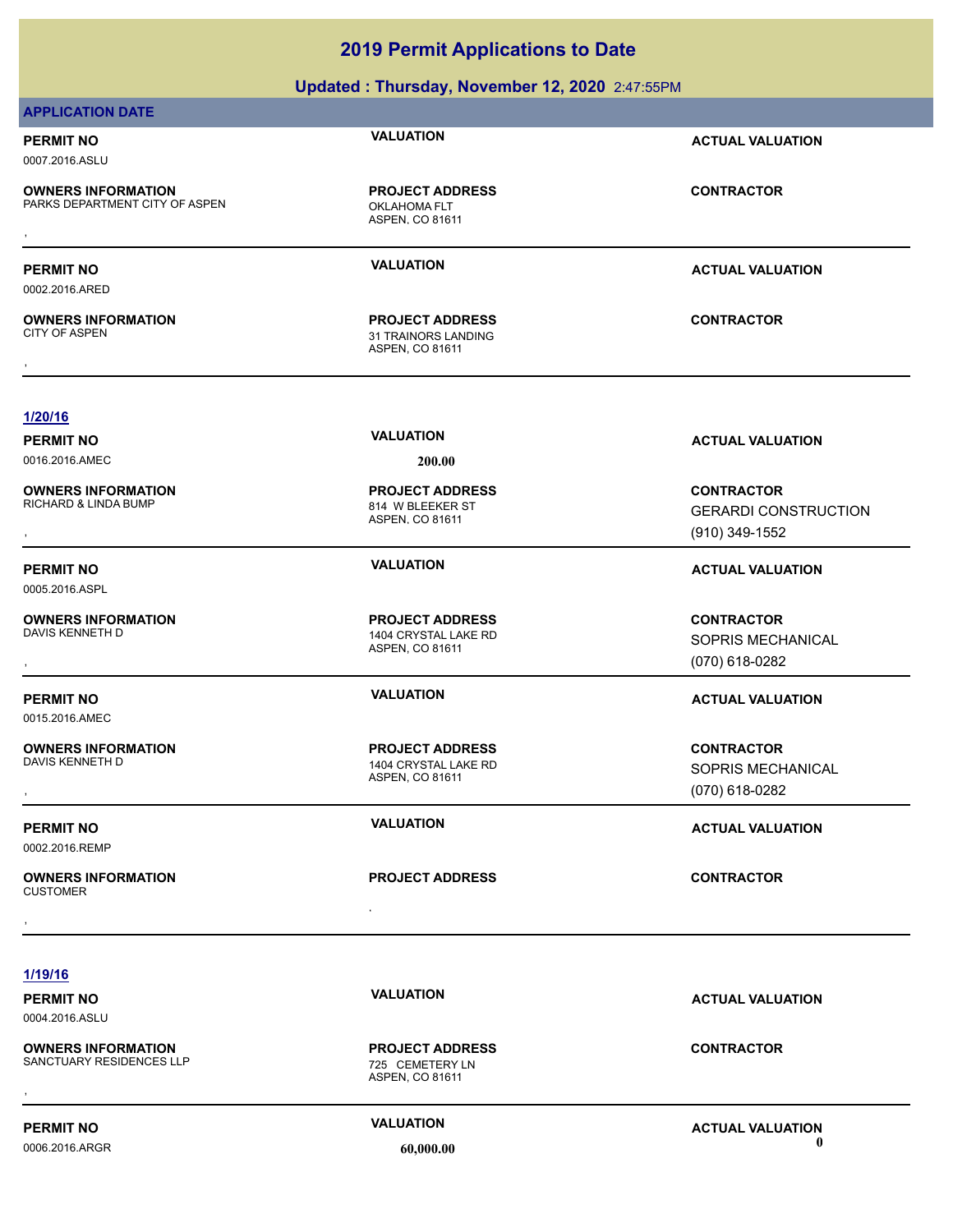# 2019 Permit Applications to Date

## Updated : Thursday, November 12, 2020 2:47:55PM

**APPLICATION DATE**

**PERMIT NO** 0007.2016.ASLU
**VALUATION**
**ACTUAL VALUATION**

**OWNERS INFORMATION** PARKS DEPARTMENT CITY OF ASPEN
,
**PROJECT ADDRESS** OKLAHOMA FLT
ASPEN, CO 81611
**CONTRACTOR**

---

**PERMIT NO** 0002.2016.ARED
**VALUATION**
**ACTUAL VALUATION**

**OWNERS INFORMATION** CITY OF ASPEN
,
**PROJECT ADDRESS** 31 TRAINORS LANDING
ASPEN, CO 81611
**CONTRACTOR**

---

### 1/20/16

**PERMIT NO** 0016.2016.AMEC
**VALUATION** 200.00
**ACTUAL VALUATION**

**OWNERS INFORMATION** RICHARD & LINDA BUMP
,
**PROJECT ADDRESS** 814 W BLEEKER ST
ASPEN, CO 81611
**CONTRACTOR** GERARDI CONSTRUCTION
(910) 349-1552

---

**PERMIT NO** 0005.2016.ASPL
**VALUATION**
**ACTUAL VALUATION**

**OWNERS INFORMATION** DAVIS KENNETH D
,
**PROJECT ADDRESS** 1404 CRYSTAL LAKE RD
ASPEN, CO 81611
**CONTRACTOR** SOPRIS MECHANICAL
(070) 618-0282

---

**PERMIT NO** 0015.2016.AMEC
**VALUATION**
**ACTUAL VALUATION**

**OWNERS INFORMATION** DAVIS KENNETH D
,
**PROJECT ADDRESS** 1404 CRYSTAL LAKE RD
ASPEN, CO 81611
**CONTRACTOR** SOPRIS MECHANICAL
(070) 618-0282

---

**PERMIT NO** 0002.2016.REMP
**VALUATION**
**ACTUAL VALUATION**

**OWNERS INFORMATION** CUSTOMER
,
**PROJECT ADDRESS**
,
**CONTRACTOR**

---

### 1/19/16

**PERMIT NO** 0004.2016.ASLU
**VALUATION**
**ACTUAL VALUATION**

**OWNERS INFORMATION** SANCTUARY RESIDENCES LLP
,
**PROJECT ADDRESS** 725 CEMETERY LN
ASPEN, CO 81611
**CONTRACTOR**

---

**PERMIT NO** 0006.2016.ARGR
**VALUATION** 60,000.00
**ACTUAL VALUATION** 0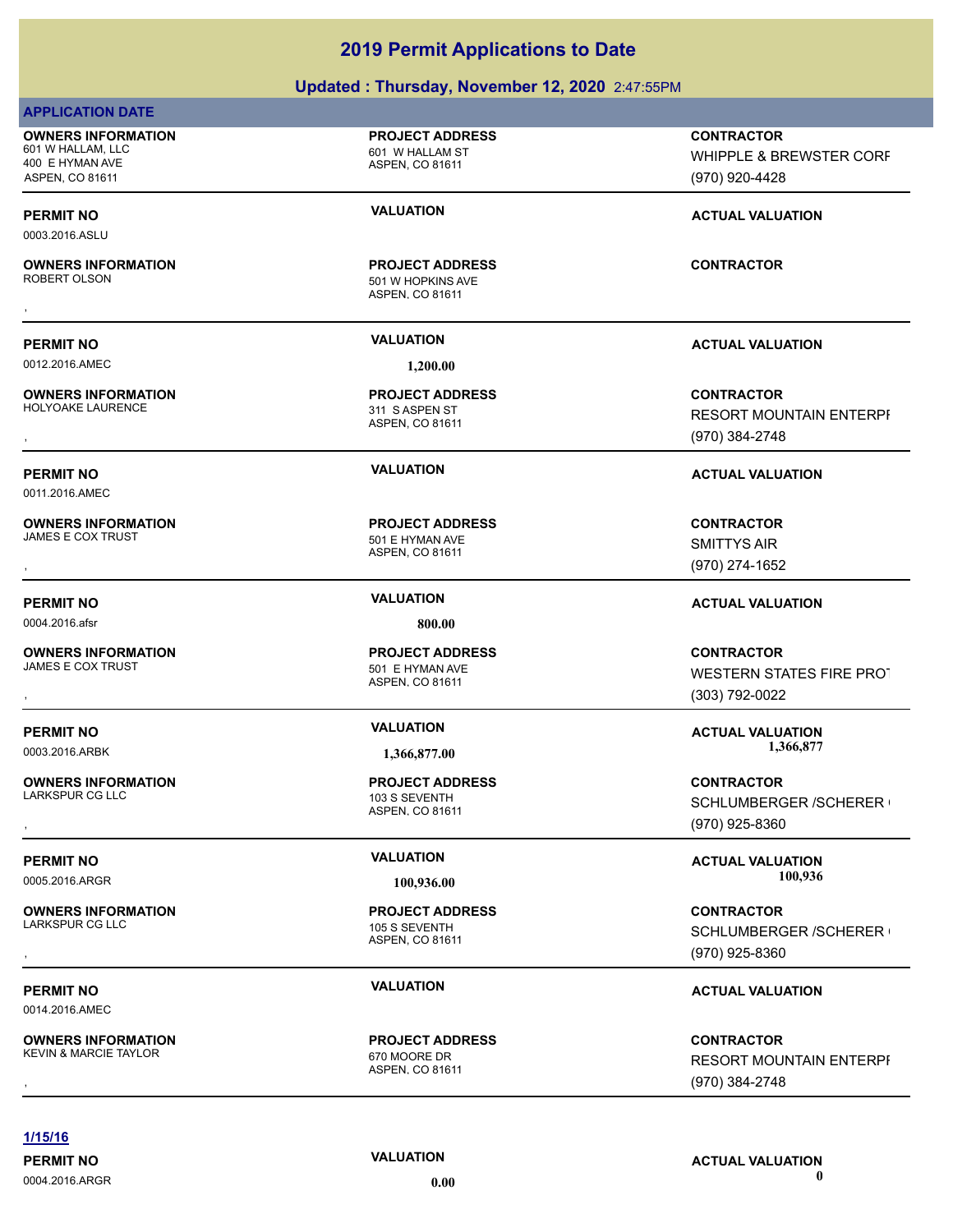# 2019 Permit Applications to Date

## Updated : Thursday, November 12, 2020 2:47:55PM

**APPLICATION DATE**

| | | |
|---|---|---|
| **OWNERS INFORMATION**<br>601 W HALLAM, LLC<br>400 E HYMAN AVE<br>ASPEN, CO 81611 | **PROJECT ADDRESS**<br>601 W HALLAM ST<br>ASPEN, CO 81611 | **CONTRACTOR**<br>WHIPPLE & BREWSTER CORF<br>(970) 920-4428 |
| **PERMIT NO**<br>0003.2016.ASLU | **VALUATION** | **ACTUAL VALUATION** |
| **OWNERS INFORMATION**<br>ROBERT OLSON<br>, | **PROJECT ADDRESS**<br>501 W HOPKINS AVE<br>ASPEN, CO 81611 | **CONTRACTOR** |
| **PERMIT NO**<br>0012.2016.AMEC | **VALUATION**<br>1,200.00 | **ACTUAL VALUATION** |
| **OWNERS INFORMATION**<br>HOLYOAKE LAURENCE<br>, | **PROJECT ADDRESS**<br>311 S ASPEN ST<br>ASPEN, CO 81611 | **CONTRACTOR**<br>RESORT MOUNTAIN ENTERPI<br>(970) 384-2748 |
| **PERMIT NO**<br>0011.2016.AMEC | **VALUATION** | **ACTUAL VALUATION** |
| **OWNERS INFORMATION**<br>JAMES E COX TRUST<br>, | **PROJECT ADDRESS**<br>501 E HYMAN AVE<br>ASPEN, CO 81611 | **CONTRACTOR**<br>SMITTYS AIR<br>(970) 274-1652 |
| **PERMIT NO**<br>0004.2016.afsr | **VALUATION**<br>800.00 | **ACTUAL VALUATION** |
| **OWNERS INFORMATION**<br>JAMES E COX TRUST<br>, | **PROJECT ADDRESS**<br>501 E HYMAN AVE<br>ASPEN, CO 81611 | **CONTRACTOR**<br>WESTERN STATES FIRE PROT<br>(303) 792-0022 |
| **PERMIT NO**<br>0003.2016.ARBK | **VALUATION**<br>1,366,877.00 | **ACTUAL VALUATION**<br>1,366,877 |
| **OWNERS INFORMATION**<br>LARKSPUR CG LLC<br>, | **PROJECT ADDRESS**<br>103 S SEVENTH<br>ASPEN, CO 81611 | **CONTRACTOR**<br>SCHLUMBERGER /SCHERER<br>(970) 925-8360 |
| **PERMIT NO**<br>0005.2016.ARGR | **VALUATION**<br>100,936.00 | **ACTUAL VALUATION**<br>100,936 |
| **OWNERS INFORMATION**<br>LARKSPUR CG LLC<br>, | **PROJECT ADDRESS**<br>105 S SEVENTH<br>ASPEN, CO 81611 | **CONTRACTOR**<br>SCHLUMBERGER /SCHERER<br>(970) 925-8360 |
| **PERMIT NO**<br>0014.2016.AMEC | **VALUATION** | **ACTUAL VALUATION** |
| **OWNERS INFORMATION**<br>KEVIN & MARCIE TAYLOR<br>, | **PROJECT ADDRESS**<br>670 MOORE DR<br>ASPEN, CO 81611 | **CONTRACTOR**<br>RESORT MOUNTAIN ENTERPI<br>(970) 384-2748 |

**1/15/16**

| | | |
|---|---|---|
| **PERMIT NO**<br>0004.2016.ARGR | **VALUATION**<br>0.00 | **ACTUAL VALUATION**<br>0 |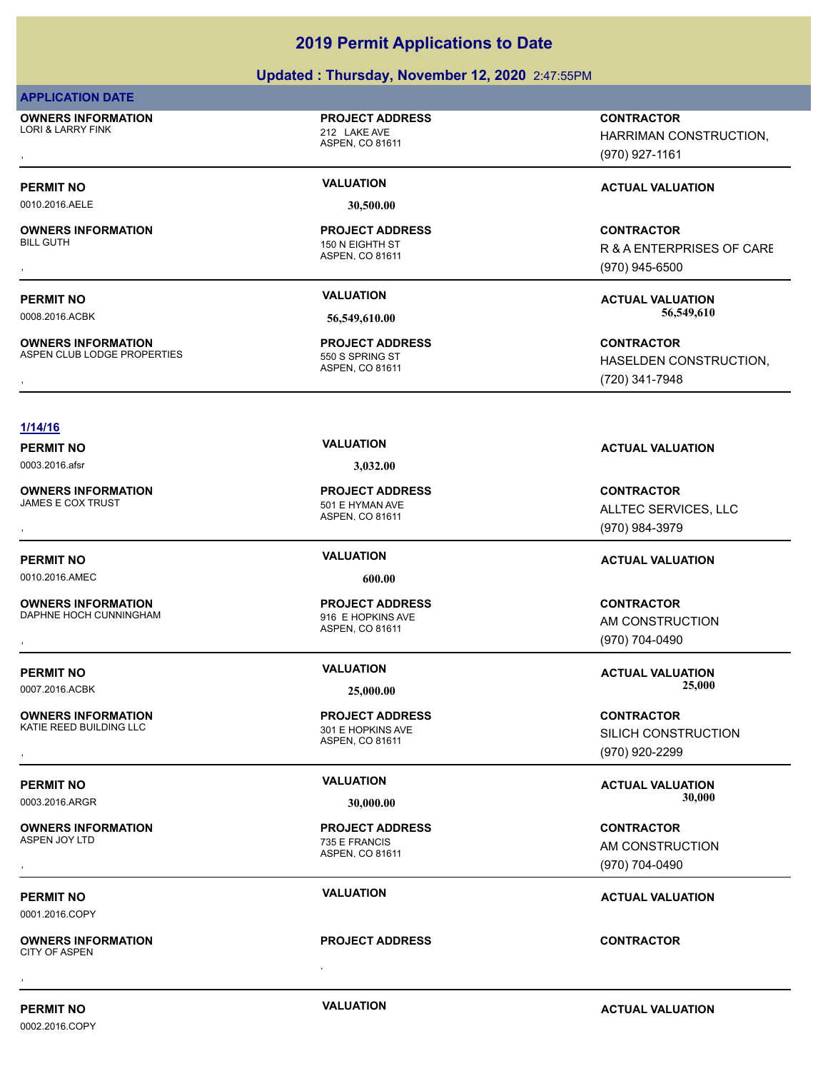# 2019 Permit Applications to Date

## Updated : Thursday, November 12, 2020 2:47:55PM

**APPLICATION DATE**

**OWNERS INFORMATION**
LORI & LARRY FINK
,

**PROJECT ADDRESS**
212 LAKE AVE
ASPEN, CO 81611

**CONTRACTOR**
HARRIMAN CONSTRUCTION,
(970) 927-1161

---

**PERMIT NO** 0010.2016.AELE | **VALUATION** 30,500.00 | **ACTUAL VALUATION**

**OWNERS INFORMATION**
BILL GUTH
,

**PROJECT ADDRESS**
150 N EIGHTH ST
ASPEN, CO 81611

**CONTRACTOR**
R & A ENTERPRISES OF CARE
(970) 945-6500

---

**PERMIT NO** 0008.2016.ACBK | **VALUATION** 56,549,610.00 | **ACTUAL VALUATION** 56,549,610

**OWNERS INFORMATION**
ASPEN CLUB LODGE PROPERTIES
,

**PROJECT ADDRESS**
550 S SPRING ST
ASPEN, CO 81611

**CONTRACTOR**
HASELDEN CONSTRUCTION,
(720) 341-7948

---

**1/14/16**

**PERMIT NO** 0003.2016.afsr | **VALUATION** 3,032.00 | **ACTUAL VALUATION**

**OWNERS INFORMATION**
JAMES E COX TRUST
,

**PROJECT ADDRESS**
501 E HYMAN AVE
ASPEN, CO 81611

**CONTRACTOR**
ALLTEC SERVICES, LLC
(970) 984-3979

---

**PERMIT NO** 0010.2016.AMEC | **VALUATION** 600.00 | **ACTUAL VALUATION**

**OWNERS INFORMATION**
DAPHNE HOCH CUNNINGHAM
,

**PROJECT ADDRESS**
916 E HOPKINS AVE
ASPEN, CO 81611

**CONTRACTOR**
AM CONSTRUCTION
(970) 704-0490

---

**PERMIT NO** 0007.2016.ACBK | **VALUATION** 25,000.00 | **ACTUAL VALUATION** 25,000

**OWNERS INFORMATION**
KATIE REED BUILDING LLC
,

**PROJECT ADDRESS**
301 E HOPKINS AVE
ASPEN, CO 81611

**CONTRACTOR**
SILICH CONSTRUCTION
(970) 920-2299

---

**PERMIT NO** 0003.2016.ARGR | **VALUATION** 30,000.00 | **ACTUAL VALUATION** 30,000

**OWNERS INFORMATION**
ASPEN JOY LTD
,

**PROJECT ADDRESS**
735 E FRANCIS
ASPEN, CO 81611

**CONTRACTOR**
AM CONSTRUCTION
(970) 704-0490

---

**PERMIT NO** 0001.2016.COPY | **VALUATION** | **ACTUAL VALUATION**

**OWNERS INFORMATION**
CITY OF ASPEN
,

**PROJECT ADDRESS**
,

**CONTRACTOR**

---

**PERMIT NO** 0002.2016.COPY | **VALUATION** | **ACTUAL VALUATION**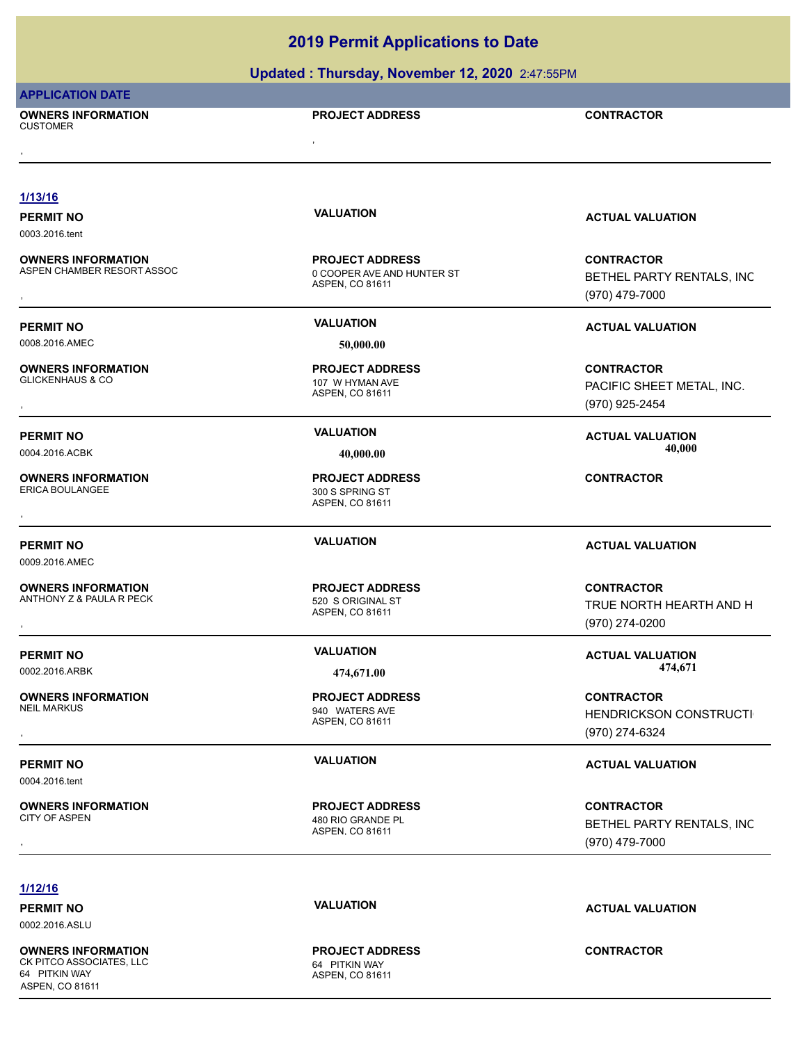# 2019 Permit Applications to Date

## Updated : Thursday, November 12, 2020 2:47:55PM

**APPLICATION DATE**

| OWNERS INFORMATION | PROJECT ADDRESS | CONTRACTOR |
|---|---|---|
| CUSTOMER<br>, | , | |

### 1/13/16

**PERMIT NO** 0003.2016.tent | **VALUATION** | **ACTUAL VALUATION**

| OWNERS INFORMATION | PROJECT ADDRESS | CONTRACTOR |
|---|---|---|
| ASPEN CHAMBER RESORT ASSOC<br>, | 0 COOPER AVE AND HUNTER ST<br>ASPEN, CO 81611 | BETHEL PARTY RENTALS, INC<br>(970) 479-7000 |

**PERMIT NO** 0008.2016.AMEC | **VALUATION** 50,000.00 | **ACTUAL VALUATION**

| OWNERS INFORMATION | PROJECT ADDRESS | CONTRACTOR |
|---|---|---|
| GLICKENHAUS & CO<br>, | 107 W HYMAN AVE<br>ASPEN, CO 81611 | PACIFIC SHEET METAL, INC.<br>(970) 925-2454 |

**PERMIT NO** 0004.2016.ACBK | **VALUATION** 40,000.00 | **ACTUAL VALUATION** 40,000

| OWNERS INFORMATION | PROJECT ADDRESS | CONTRACTOR |
|---|---|---|
| ERICA BOULANGEE<br>, | 300 S SPRING ST<br>ASPEN, CO 81611 | |

**PERMIT NO** 0009.2016.AMEC | **VALUATION** | **ACTUAL VALUATION**

| OWNERS INFORMATION | PROJECT ADDRESS | CONTRACTOR |
|---|---|---|
| ANTHONY Z & PAULA R PECK<br>, | 520 S ORIGINAL ST<br>ASPEN, CO 81611 | TRUE NORTH HEARTH AND H<br>(970) 274-0200 |

**PERMIT NO** 0002.2016.ARBK | **VALUATION** 474,671.00 | **ACTUAL VALUATION** 474,671

| OWNERS INFORMATION | PROJECT ADDRESS | CONTRACTOR |
|---|---|---|
| NEIL MARKUS<br>, | 940 WATERS AVE<br>ASPEN, CO 81611 | HENDRICKSON CONSTRUCTI<br>(970) 274-6324 |

**PERMIT NO** 0004.2016.tent | **VALUATION** | **ACTUAL VALUATION**

| OWNERS INFORMATION | PROJECT ADDRESS | CONTRACTOR |
|---|---|---|
| CITY OF ASPEN<br>, | 480 RIO GRANDE PL<br>ASPEN, CO 81611 | BETHEL PARTY RENTALS, INC<br>(970) 479-7000 |

### 1/12/16

**PERMIT NO** 0002.2016.ASLU | **VALUATION** | **ACTUAL VALUATION**

| OWNERS INFORMATION | PROJECT ADDRESS | CONTRACTOR |
|---|---|---|
| CK PITCO ASSOCIATES, LLC<br>64 PITKIN WAY<br>ASPEN, CO 81611 | 64 PITKIN WAY<br>ASPEN, CO 81611 | |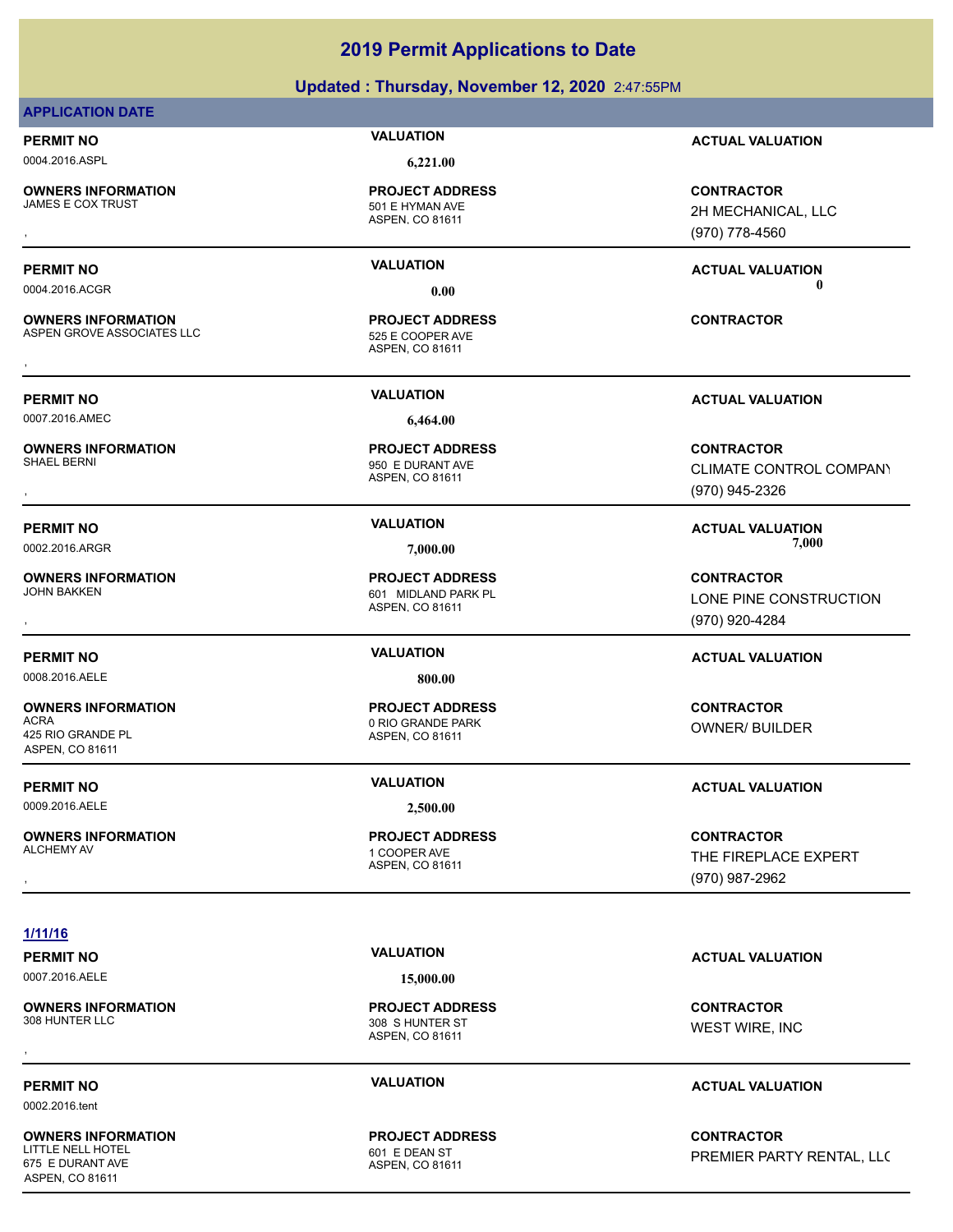# 2019 Permit Applications to Date

## Updated : Thursday, November 12, 2020 2:47:55PM

**APPLICATION DATE**

| PERMIT NO | VALUATION | ACTUAL VALUATION |
|---|---|---|
| 0004.2016.ASPL | 6,221.00 | |

| OWNERS INFORMATION | PROJECT ADDRESS | CONTRACTOR |
|---|---|---|
| JAMES E COX TRUST<br>, | 501 E HYMAN AVE<br>ASPEN, CO 81611 | 2H MECHANICAL, LLC<br>(970) 778-4560 |

| PERMIT NO | VALUATION | ACTUAL VALUATION |
|---|---|---|
| 0004.2016.ACGR | 0.00 | 0 |

| OWNERS INFORMATION | PROJECT ADDRESS | CONTRACTOR |
|---|---|---|
| ASPEN GROVE ASSOCIATES LLC<br>, | 525 E COOPER AVE<br>ASPEN, CO 81611 | |

| PERMIT NO | VALUATION | ACTUAL VALUATION |
|---|---|---|
| 0007.2016.AMEC | 6,464.00 | |

| OWNERS INFORMATION | PROJECT ADDRESS | CONTRACTOR |
|---|---|---|
| SHAEL BERNI<br>, | 950 E DURANT AVE<br>ASPEN, CO 81611 | CLIMATE CONTROL COMPANY<br>(970) 945-2326 |

| PERMIT NO | VALUATION | ACTUAL VALUATION |
|---|---|---|
| 0002.2016.ARGR | 7,000.00 | 7,000 |

| OWNERS INFORMATION | PROJECT ADDRESS | CONTRACTOR |
|---|---|---|
| JOHN BAKKEN<br>, | 601 MIDLAND PARK PL<br>ASPEN, CO 81611 | LONE PINE CONSTRUCTION<br>(970) 920-4284 |

| PERMIT NO | VALUATION | ACTUAL VALUATION |
|---|---|---|
| 0008.2016.AELE | 800.00 | |

| OWNERS INFORMATION | PROJECT ADDRESS | CONTRACTOR |
|---|---|---|
| ACRA<br>425 RIO GRANDE PL<br>ASPEN, CO 81611 | 0 RIO GRANDE PARK<br>ASPEN, CO 81611 | OWNER/ BUILDER |

| PERMIT NO | VALUATION | ACTUAL VALUATION |
|---|---|---|
| 0009.2016.AELE | 2,500.00 | |

| OWNERS INFORMATION | PROJECT ADDRESS | CONTRACTOR |
|---|---|---|
| ALCHEMY AV<br>, | 1 COOPER AVE<br>ASPEN, CO 81611 | THE FIREPLACE EXPERT<br>(970) 987-2962 |

**1/11/16**

| PERMIT NO | VALUATION | ACTUAL VALUATION |
|---|---|---|
| 0007.2016.AELE | 15,000.00 | |

| OWNERS INFORMATION | PROJECT ADDRESS | CONTRACTOR |
|---|---|---|
| 308 HUNTER LLC<br>, | 308 S HUNTER ST<br>ASPEN, CO 81611 | WEST WIRE, INC |

| PERMIT NO | VALUATION | ACTUAL VALUATION |
|---|---|---|
| 0002.2016.tent | | |

| OWNERS INFORMATION | PROJECT ADDRESS | CONTRACTOR |
|---|---|---|
| LITTLE NELL HOTEL<br>675 E DURANT AVE<br>ASPEN, CO 81611 | 601 E DEAN ST<br>ASPEN, CO 81611 | PREMIER PARTY RENTAL, LLC |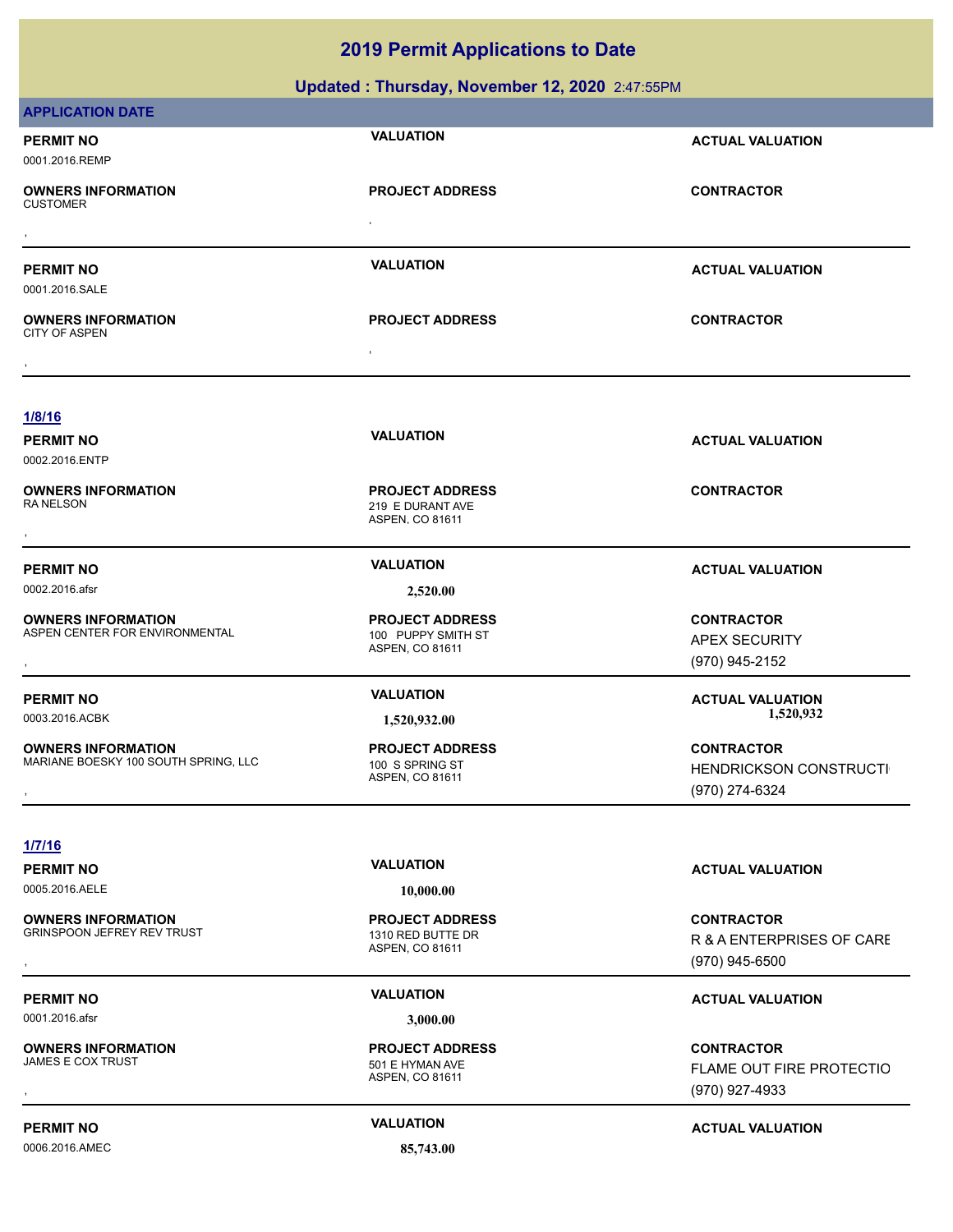# 2019 Permit Applications to Date

## Updated : Thursday, November 12, 2020 2:47:55PM

**APPLICATION DATE**

| PERMIT NO | VALUATION | ACTUAL VALUATION |
|---|---|---|
| 0001.2016.REMP | | |
| **OWNERS INFORMATION** | **PROJECT ADDRESS** | **CONTRACTOR** |
| CUSTOMER<br>, | , | |

| PERMIT NO | VALUATION | ACTUAL VALUATION |
|---|---|---|
| 0001.2016.SALE | | |
| **OWNERS INFORMATION** | **PROJECT ADDRESS** | **CONTRACTOR** |
| CITY OF ASPEN<br>, | , | |

**1/8/16**

| PERMIT NO | VALUATION | ACTUAL VALUATION |
|---|---|---|
| 0002.2016.ENTP | | |
| **OWNERS INFORMATION** | **PROJECT ADDRESS** | **CONTRACTOR** |
| RA NELSON<br>, | 219 E DURANT AVE<br>ASPEN, CO 81611 | |

| PERMIT NO | VALUATION | ACTUAL VALUATION |
|---|---|---|
| 0002.2016.afsr | 2,520.00 | |
| **OWNERS INFORMATION** | **PROJECT ADDRESS** | **CONTRACTOR** |
| ASPEN CENTER FOR ENVIRONMENTAL<br>, | 100 PUPPY SMITH ST<br>ASPEN, CO 81611 | APEX SECURITY<br>(970) 945-2152 |

| PERMIT NO | VALUATION | ACTUAL VALUATION |
|---|---|---|
| 0003.2016.ACBK | 1,520,932.00 | 1,520,932 |
| **OWNERS INFORMATION** | **PROJECT ADDRESS** | **CONTRACTOR** |
| MARIANE BOESKY 100 SOUTH SPRING, LLC<br>, | 100 S SPRING ST<br>ASPEN, CO 81611 | HENDRICKSON CONSTRUCTI<br>(970) 274-6324 |

**1/7/16**

| PERMIT NO | VALUATION | ACTUAL VALUATION |
|---|---|---|
| 0005.2016.AELE | 10,000.00 | |
| **OWNERS INFORMATION** | **PROJECT ADDRESS** | **CONTRACTOR** |
| GRINSPOON JEFREY REV TRUST<br>, | 1310 RED BUTTE DR<br>ASPEN, CO 81611 | R & A ENTERPRISES OF CARE<br>(970) 945-6500 |

| PERMIT NO | VALUATION | ACTUAL VALUATION |
|---|---|---|
| 0001.2016.afsr | 3,000.00 | |
| **OWNERS INFORMATION** | **PROJECT ADDRESS** | **CONTRACTOR** |
| JAMES E COX TRUST<br>, | 501 E HYMAN AVE<br>ASPEN, CO 81611 | FLAME OUT FIRE PROTECTIO<br>(970) 927-4933 |

| PERMIT NO | VALUATION | ACTUAL VALUATION |
|---|---|---|
| 0006.2016.AMEC | 85,743.00 | |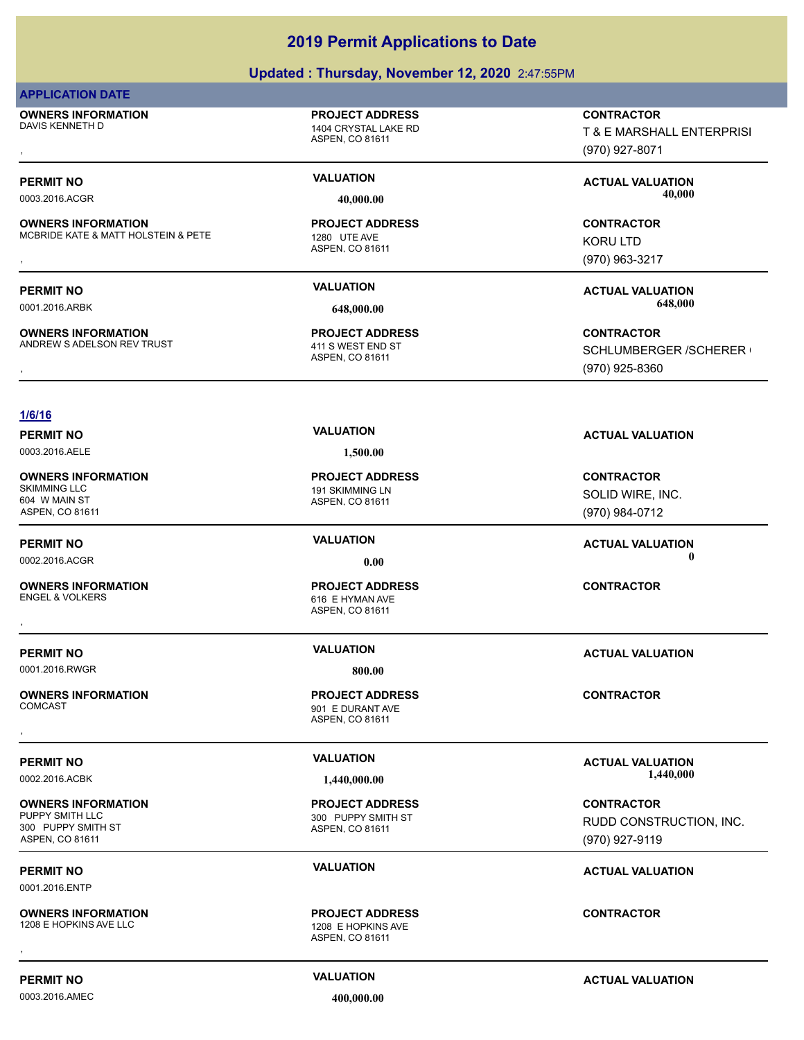# 2019 Permit Applications to Date

## Updated : Thursday, November 12, 2020 2:47:55PM

**APPLICATION DATE**

| OWNERS INFORMATION | PROJECT ADDRESS | CONTRACTOR |
|---|---|---|
| DAVIS KENNETH D<br>, | 1404 CRYSTAL LAKE RD<br>ASPEN, CO 81611 | T & E MARSHALL ENTERPRISI<br>(970) 927-8071 |

| PERMIT NO | VALUATION | ACTUAL VALUATION |
|---|---|---|
| 0003.2016.ACGR | 40,000.00 | 40,000 |

| OWNERS INFORMATION | PROJECT ADDRESS | CONTRACTOR |
|---|---|---|
| MCBRIDE KATE & MATT HOLSTEIN & PETE<br>, | 1280 UTE AVE<br>ASPEN, CO 81611 | KORU LTD<br>(970) 963-3217 |

| PERMIT NO | VALUATION | ACTUAL VALUATION |
|---|---|---|
| 0001.2016.ARBK | 648,000.00 | 648,000 |

| OWNERS INFORMATION | PROJECT ADDRESS | CONTRACTOR |
|---|---|---|
| ANDREW S ADELSON REV TRUST<br>, | 411 S WEST END ST<br>ASPEN, CO 81611 | SCHLUMBERGER /SCHERER<br>(970) 925-8360 |

**1/6/16**

| PERMIT NO | VALUATION | ACTUAL VALUATION |
|---|---|---|
| 0003.2016.AELE | 1,500.00 | |

| OWNERS INFORMATION | PROJECT ADDRESS | CONTRACTOR |
|---|---|---|
| SKIMMING LLC<br>604 W MAIN ST<br>ASPEN, CO 81611 | 191 SKIMMING LN<br>ASPEN, CO 81611 | SOLID WIRE, INC.<br>(970) 984-0712 |

| PERMIT NO | VALUATION | ACTUAL VALUATION |
|---|---|---|
| 0002.2016.ACGR | 0.00 | 0 |

| OWNERS INFORMATION | PROJECT ADDRESS | CONTRACTOR |
|---|---|---|
| ENGEL & VOLKERS<br>, | 616 E HYMAN AVE<br>ASPEN, CO 81611 | |

| PERMIT NO | VALUATION | ACTUAL VALUATION |
|---|---|---|
| 0001.2016.RWGR | 800.00 | |

| OWNERS INFORMATION | PROJECT ADDRESS | CONTRACTOR |
|---|---|---|
| COMCAST<br>, | 901 E DURANT AVE<br>ASPEN, CO 81611 | |

| PERMIT NO | VALUATION | ACTUAL VALUATION |
|---|---|---|
| 0002.2016.ACBK | 1,440,000.00 | 1,440,000 |

| OWNERS INFORMATION | PROJECT ADDRESS | CONTRACTOR |
|---|---|---|
| PUPPY SMITH LLC<br>300 PUPPY SMITH ST<br>ASPEN, CO 81611 | 300 PUPPY SMITH ST<br>ASPEN, CO 81611 | RUDD CONSTRUCTION, INC.<br>(970) 927-9119 |

| PERMIT NO | VALUATION | ACTUAL VALUATION |
|---|---|---|
| 0001.2016.ENTP | | |

| OWNERS INFORMATION | PROJECT ADDRESS | CONTRACTOR |
|---|---|---|
| 1208 E HOPKINS AVE LLC<br>, | 1208 E HOPKINS AVE<br>ASPEN, CO 81611 | |

| PERMIT NO | VALUATION | ACTUAL VALUATION |
|---|---|---|
| 0003.2016.AMEC | 400,000.00 | |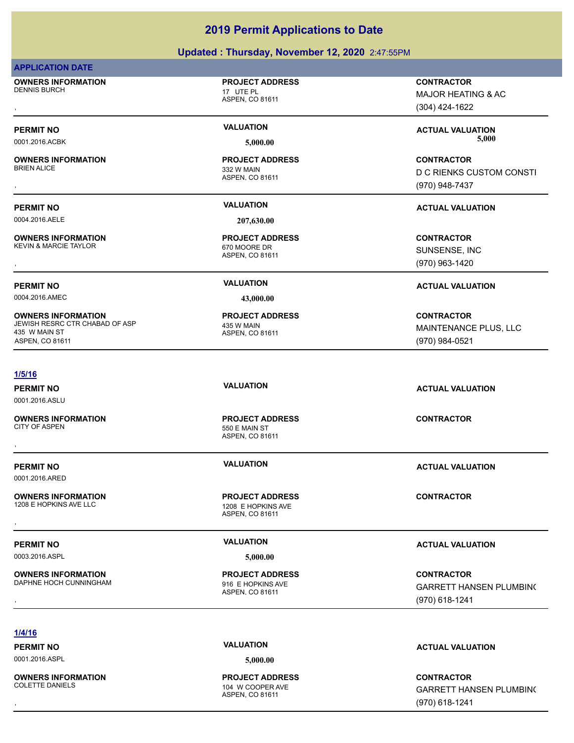# 2019 Permit Applications to Date

## Updated : Thursday, November 12, 2020 2:47:55PM

**APPLICATION DATE**

**OWNERS INFORMATION**
DENNIS BURCH
,

**PROJECT ADDRESS**
17 UTE PL
ASPEN, CO 81611

**CONTRACTOR**
MAJOR HEATING & AC
(304) 424-1622

**PERMIT NO**
0001.2016.ACBK

**VALUATION**
5,000.00

**ACTUAL VALUATION**
5,000

**OWNERS INFORMATION**
BRIEN ALICE
,

**PROJECT ADDRESS**
332 W MAIN
ASPEN, CO 81611

**CONTRACTOR**
D C RIENKS CUSTOM CONSTI
(970) 948-7437

**PERMIT NO**
0004.2016.AELE

**VALUATION**
207,630.00

**ACTUAL VALUATION**

**OWNERS INFORMATION**
KEVIN & MARCIE TAYLOR
,

**PROJECT ADDRESS**
670 MOORE DR
ASPEN, CO 81611

**CONTRACTOR**
SUNSENSE, INC
(970) 963-1420

**PERMIT NO**
0004.2016.AMEC

**VALUATION**
43,000.00

**ACTUAL VALUATION**

**OWNERS INFORMATION**
JEWISH RESRC CTR CHABAD OF ASP
435 W MAIN ST
ASPEN, CO 81611

**PROJECT ADDRESS**
435 W MAIN
ASPEN, CO 81611

**CONTRACTOR**
MAINTENANCE PLUS, LLC
(970) 984-0521

**1/5/16**

**PERMIT NO**
0001.2016.ASLU

**VALUATION**

**ACTUAL VALUATION**

**OWNERS INFORMATION**
CITY OF ASPEN
,

**PROJECT ADDRESS**
550 E MAIN ST
ASPEN, CO 81611

**CONTRACTOR**

**PERMIT NO**
0001.2016.ARED

**VALUATION**

**ACTUAL VALUATION**

**OWNERS INFORMATION**
1208 E HOPKINS AVE LLC
,

**PROJECT ADDRESS**
1208 E HOPKINS AVE
ASPEN, CO 81611

**CONTRACTOR**

**PERMIT NO**
0003.2016.ASPL

**VALUATION**
5,000.00

**ACTUAL VALUATION**

**OWNERS INFORMATION**
DAPHNE HOCH CUNNINGHAM
,

**PROJECT ADDRESS**
916 E HOPKINS AVE
ASPEN, CO 81611

**CONTRACTOR**
GARRETT HANSEN PLUMBING
(970) 618-1241

**1/4/16**

**PERMIT NO**
0001.2016.ASPL

**VALUATION**
5,000.00

**ACTUAL VALUATION**

**OWNERS INFORMATION**
COLETTE DANIELS
,

**PROJECT ADDRESS**
104 W COOPER AVE
ASPEN, CO 81611

**CONTRACTOR**
GARRETT HANSEN PLUMBING
(970) 618-1241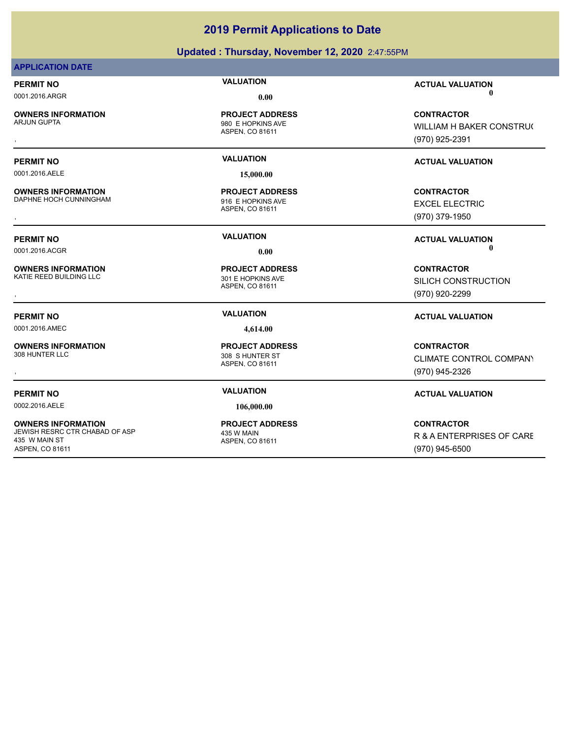# 2019 Permit Applications to Date

## Updated : Thursday, November 12, 2020 2:47:55PM

**APPLICATION DATE**

**PERMIT NO**
0001.2016.ARGR

**VALUATION**
**0.00**

**ACTUAL VALUATION**
**0**

**OWNERS INFORMATION**
ARJUN GUPTA
,

**PROJECT ADDRESS**
980 E HOPKINS AVE
ASPEN, CO 81611

**CONTRACTOR**
WILLIAM H BAKER CONSTRU(
(970) 925-2391

---

**PERMIT NO**
0001.2016.AELE

**VALUATION**
**15,000.00**

**ACTUAL VALUATION**

**OWNERS INFORMATION**
DAPHNE HOCH CUNNINGHAM
,

**PROJECT ADDRESS**
916 E HOPKINS AVE
ASPEN, CO 81611

**CONTRACTOR**
EXCEL ELECTRIC
(970) 379-1950

---

**PERMIT NO**
0001.2016.ACGR

**VALUATION**
**0.00**

**ACTUAL VALUATION**
**0**

**OWNERS INFORMATION**
KATIE REED BUILDING LLC
,

**PROJECT ADDRESS**
301 E HOPKINS AVE
ASPEN, CO 81611

**CONTRACTOR**
SILICH CONSTRUCTION
(970) 920-2299

---

**PERMIT NO**
0001.2016.AMEC

**VALUATION**
**4,614.00**

**ACTUAL VALUATION**

**OWNERS INFORMATION**
308 HUNTER LLC
,

**PROJECT ADDRESS**
308 S HUNTER ST
ASPEN, CO 81611

**CONTRACTOR**
CLIMATE CONTROL COMPANY
(970) 945-2326

---

**PERMIT NO**
0002.2016.AELE

**VALUATION**
**106,000.00**

**ACTUAL VALUATION**

**OWNERS INFORMATION**
JEWISH RESRC CTR CHABAD OF ASP
435 W MAIN ST
ASPEN, CO 81611

**PROJECT ADDRESS**
435 W MAIN
ASPEN, CO 81611

**CONTRACTOR**
R & A ENTERPRISES OF CARE
(970) 945-6500